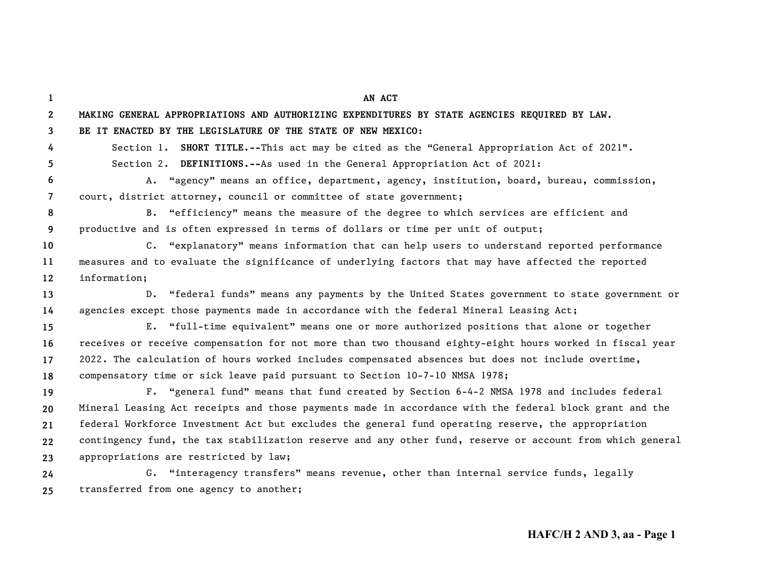# AN ACT

**MAKING GENERAL APPROPRIATIONS AND AUTHORIZING EXPENDITURES BY STATE AGENCIES REQUIRED BY LAW.**

**BE IT ENACTED BY THE LEGISLATURE OF THE STATE OF NEW MEXICO:**

Section 1. **SHORT TITLE.--**This act may be cited as the "General Appropriation Act of 2021".

Section 2. **DEFINITIONS.--**As used in the General Appropriation Act of 2021:

A. "agency" means an office, department, agency, institution, board, bureau, commission, court, district attorney, council or committee of state government;

B. "efficiency" means the measure of the degree to which services are efficient and productive and is often expressed in terms of dollars or time per unit of output;

C. "explanatory" means information that can help users to understand reported performance measures and to evaluate the significance of underlying factors that may have affected the reported information;

D. "federal funds" means any payments by the United States government to state government or agencies except those payments made in accordance with the federal Mineral Leasing Act;

E. "full-time equivalent" means one or more authorized positions that alone or together receives or receive compensation for not more than two thousand eighty-eight hours worked in fiscal year 2022. The calculation of hours worked includes compensated absences but does not include overtime, compensatory time or sick leave paid pursuant to Section 10-7-10 NMSA 1978;

F. "general fund" means that fund created by Section 6-4-2 NMSA 1978 and includes federal Mineral Leasing Act receipts and those payments made in accordance with the federal block grant and the federal Workforce Investment Act but excludes the general fund operating reserve, the appropriation contingency fund, the tax stabilization reserve and any other fund, reserve or account from which general appropriations are restricted by law;

G. "interagency transfers" means revenue, other than internal service funds, legally transferred from one agency to another;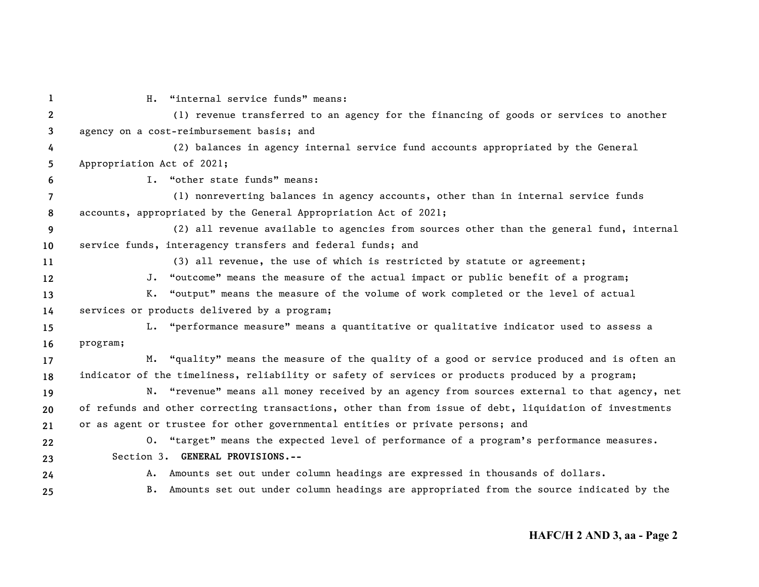H. "internal service funds" means:

(1) revenue transferred to an agency for the financing of goods or services to another agency on a cost-reimbursement basis; and

(2) balances in agency internal service fund accounts appropriated by the General Appropriation Act of 2021;

I. "other state funds" means:

(1) nonreverting balances in agency accounts, other than in internal service funds accounts, appropriated by the General Appropriation Act of 2021;

(2) all revenue available to agencies from sources other than the general fund, internal service funds, interagency transfers and federal funds; and

(3) all revenue, the use of which is restricted by statute or agreement;

J. "outcome" means the measure of the actual impact or public benefit of a program;

K. "output" means the measure of the volume of work completed or the level of actual services or products delivered by a program;

L. "performance measure" means a quantitative or qualitative indicator used to assess a program;

M. "quality" means the measure of the quality of a good or service produced and is often an indicator of the timeliness, reliability or safety of services or products produced by a program;

N. "revenue" means all money received by an agency from sources external to that agency, net of refunds and other correcting transactions, other than from issue of debt, liquidation of investments or as agent or trustee for other governmental entities or private persons; and

O. "target" means the expected level of performance of a program's performance measures.

Section 3. **GENERAL PROVISIONS.--**

A. Amounts set out under column headings are expressed in thousands of dollars.

B. Amounts set out under column headings are appropriated from the source indicated by the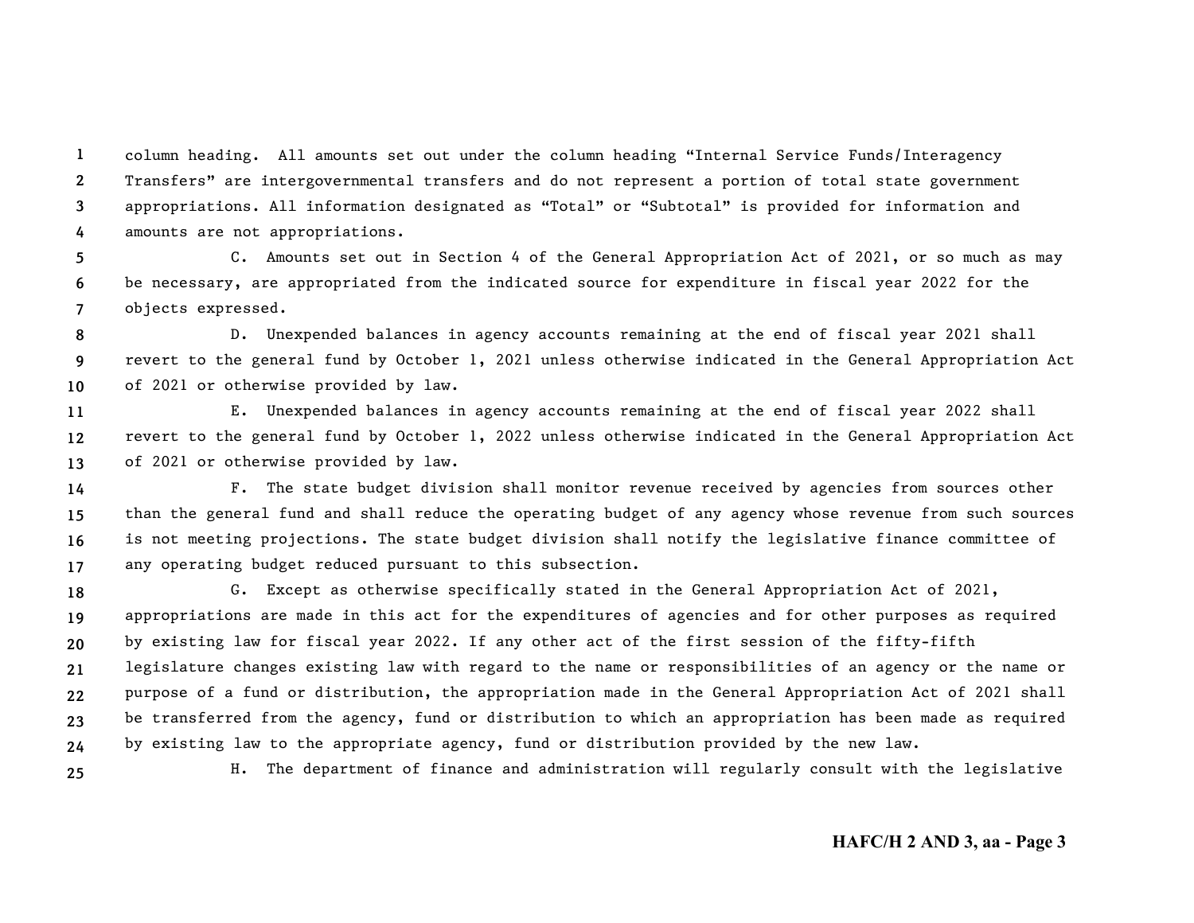column heading. All amounts set out under the column heading "Internal Service Funds/Interagency Transfers" are intergovernmental transfers and do not represent a portion of total state government appropriations. All information designated as "Total" or "Subtotal" is provided for information and amounts are not appropriations.

C. Amounts set out in Section 4 of the General Appropriation Act of 2021, or so much as may be necessary, are appropriated from the indicated source for expenditure in fiscal year 2022 for the objects expressed.

D. Unexpended balances in agency accounts remaining at the end of fiscal year 2021 shall revert to the general fund by October 1, 2021 unless otherwise indicated in the General Appropriation Act of 2021 or otherwise provided by law.

E. Unexpended balances in agency accounts remaining at the end of fiscal year 2022 shall revert to the general fund by October 1, 2022 unless otherwise indicated in the General Appropriation Act of 2021 or otherwise provided by law.

F. The state budget division shall monitor revenue received by agencies from sources other than the general fund and shall reduce the operating budget of any agency whose revenue from such sources is not meeting projections. The state budget division shall notify the legislative finance committee of any operating budget reduced pursuant to this subsection.

G. Except as otherwise specifically stated in the General Appropriation Act of 2021, appropriations are made in this act for the expenditures of agencies and for other purposes as required by existing law for fiscal year 2022. If any other act of the first session of the fifty-fifth legislature changes existing law with regard to the name or responsibilities of an agency or the name or purpose of a fund or distribution, the appropriation made in the General Appropriation Act of 2021 shall be transferred from the agency, fund or distribution to which an appropriation has been made as required by existing law to the appropriate agency, fund or distribution provided by the new law.

H. The department of finance and administration will regularly consult with the legislative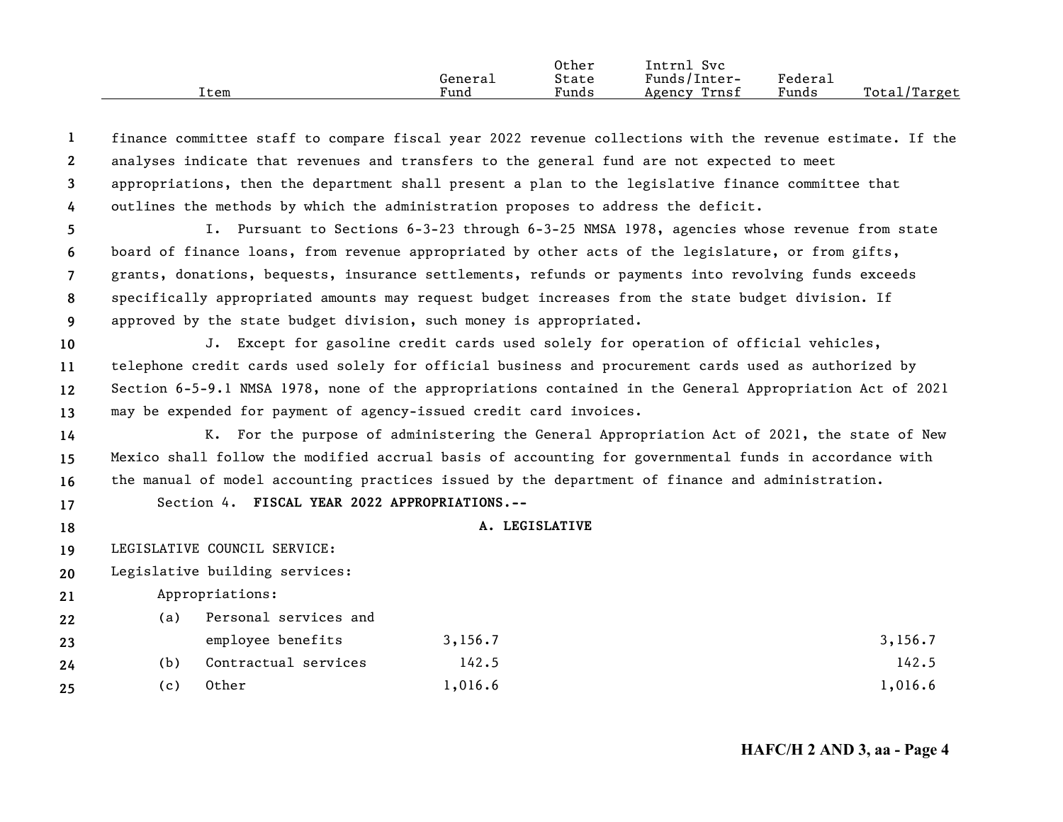finance committee staff to compare fiscal year 2022 revenue collections with the revenue estimate. If the analyses indicate that revenues and transfers to the general fund are not expected to meet appropriations, then the department shall present a plan to the legislative finance committee that outlines the methods by which the administration proposes to address the deficit.

I. Pursuant to Sections 6-3-23 through 6-3-25 NMSA 1978, agencies whose revenue from state board of finance loans, from revenue appropriated by other acts of the legislature, or from gifts, grants, donations, bequests, insurance settlements, refunds or payments into revolving funds exceeds specifically appropriated amounts may request budget increases from the state budget division. If approved by the state budget division, such money is appropriated.

J. Except for gasoline credit cards used solely for operation of official vehicles, telephone credit cards used solely for official business and procurement cards used as authorized by Section 6-5-9.1 NMSA 1978, none of the appropriations contained in the General Appropriation Act of 2021 may be expended for payment of agency-issued credit card invoices.

K. For the purpose of administering the General Appropriation Act of 2021, the state of New Mexico shall follow the modified accrual basis of accounting for governmental funds in accordance with the manual of model accounting practices issued by the department of finance and administration.

Section 4. **FISCAL YEAR 2022 APPROPRIATIONS.--**

## A. LEGISLATIVE

| Item | General Fund | Other State Funds | Intrnl Svc Funds/Inter-Agency Trnsf | Federal Funds | Total/Target |
|---|---|---|---|---|---|
| LEGISLATIVE COUNCIL SERVICE: | | | | | |
| Legislative building services: | | | | | |
| Appropriations: | | | | | |
| (a) Personal services and employee benefits | 3,156.7 | | | | 3,156.7 |
| (b) Contractual services | 142.5 | | | | 142.5 |
| (c) Other | 1,016.6 | | | | 1,016.6 |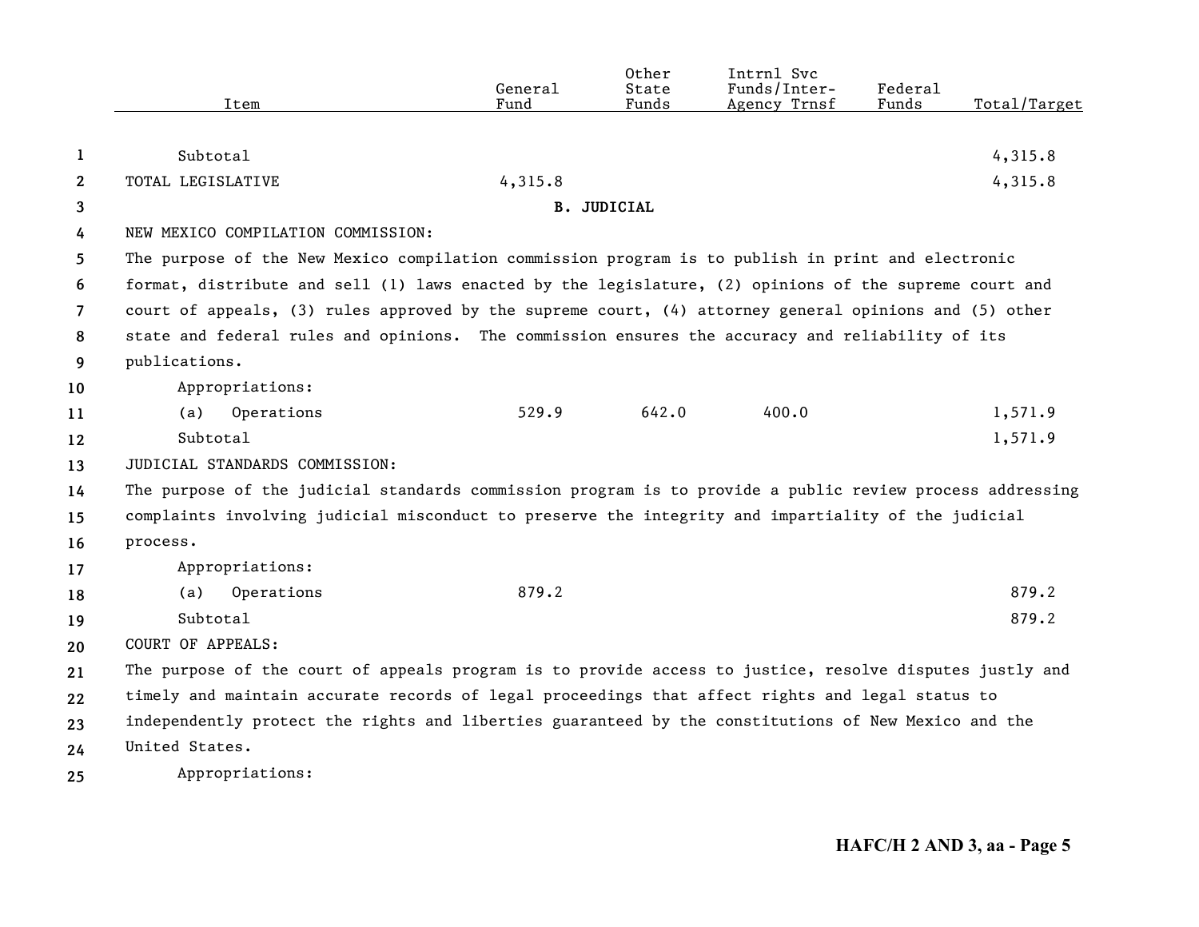| Item | General Fund | Other State Funds | Intrnl Svc Funds/Inter-Agency Trnsf | Federal Funds | Total/Target |
|---|---|---|---|---|---|
| Subtotal | | | | | 4,315.8 |
| TOTAL LEGISLATIVE | 4,315.8 | | | | 4,315.8 |

**B. JUDICIAL**

NEW MEXICO COMPILATION COMMISSION:

The purpose of the New Mexico compilation commission program is to publish in print and electronic format, distribute and sell (1) laws enacted by the legislature, (2) opinions of the supreme court and court of appeals, (3) rules approved by the supreme court, (4) attorney general opinions and (5) other state and federal rules and opinions. The commission ensures the accuracy and reliability of its publications.

| Item | General Fund | Other State Funds | Intrnl Svc Funds/Inter-Agency Trnsf | Federal Funds | Total/Target |
|---|---|---|---|---|---|
| Appropriations: | | | | | |
| (a) Operations | 529.9 | 642.0 | 400.0 | | 1,571.9 |
| Subtotal | | | | | 1,571.9 |

JUDICIAL STANDARDS COMMISSION:

The purpose of the judicial standards commission program is to provide a public review process addressing complaints involving judicial misconduct to preserve the integrity and impartiality of the judicial process.

| Item | General Fund | Other State Funds | Intrnl Svc Funds/Inter-Agency Trnsf | Federal Funds | Total/Target |
|---|---|---|---|---|---|
| Appropriations: | | | | | |
| (a) Operations | 879.2 | | | | 879.2 |
| Subtotal | | | | | 879.2 |

COURT OF APPEALS:

The purpose of the court of appeals program is to provide access to justice, resolve disputes justly and timely and maintain accurate records of legal proceedings that affect rights and legal status to independently protect the rights and liberties guaranteed by the constitutions of New Mexico and the United States.

Appropriations: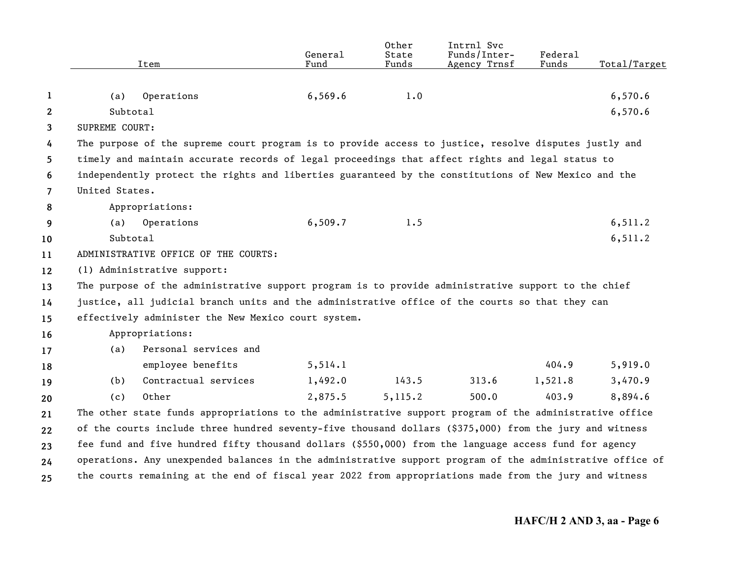| Item | General Fund | Other State Funds | Intrnl Svc Funds/Inter-Agency Trnsf | Federal Funds | Total/Target |
|---|---|---|---|---|---|
| (a) Operations | 6,569.6 | 1.0 | | | 6,570.6 |
| Subtotal | | | | | 6,570.6 |

SUPREME COURT:

The purpose of the supreme court program is to provide access to justice, resolve disputes justly and timely and maintain accurate records of legal proceedings that affect rights and legal status to independently protect the rights and liberties guaranteed by the constitutions of New Mexico and the United States.

| Item | General Fund | Other State Funds | Intrnl Svc Funds/Inter-Agency Trnsf | Federal Funds | Total/Target |
|---|---|---|---|---|---|
| Appropriations: | | | | | |
| (a) Operations | 6,509.7 | 1.5 | | | 6,511.2 |
| Subtotal | | | | | 6,511.2 |

ADMINISTRATIVE OFFICE OF THE COURTS:

(1) Administrative support:

The purpose of the administrative support program is to provide administrative support to the chief justice, all judicial branch units and the administrative office of the courts so that they can effectively administer the New Mexico court system.

| Item | General Fund | Other State Funds | Intrnl Svc Funds/Inter-Agency Trnsf | Federal Funds | Total/Target |
|---|---|---|---|---|---|
| Appropriations: | | | | | |
| (a) Personal services and employee benefits | 5,514.1 | | | 404.9 | 5,919.0 |
| (b) Contractual services | 1,492.0 | 143.5 | 313.6 | 1,521.8 | 3,470.9 |
| (c) Other | 2,875.5 | 5,115.2 | 500.0 | 403.9 | 8,894.6 |

The other state funds appropriations to the administrative support program of the administrative office of the courts include three hundred seventy-five thousand dollars ($375,000) from the jury and witness fee fund and five hundred fifty thousand dollars ($550,000) from the language access fund for agency operations. Any unexpended balances in the administrative support program of the administrative office of the courts remaining at the end of fiscal year 2022 from appropriations made from the jury and witness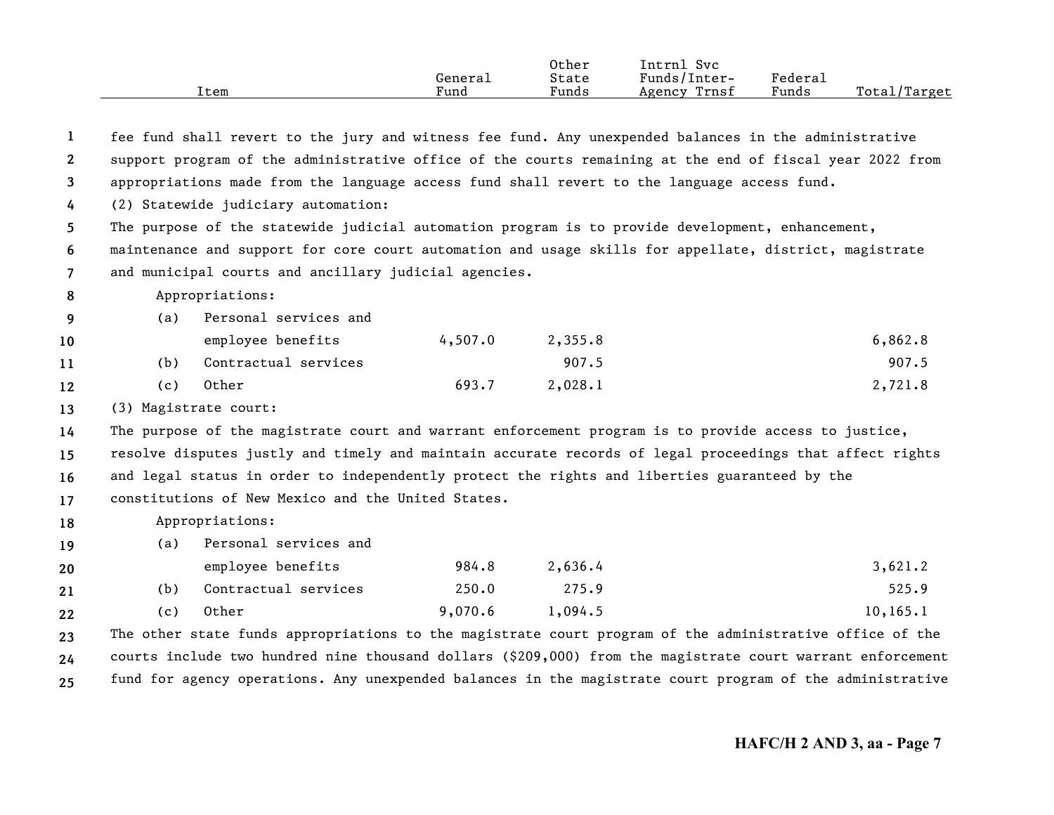| Item | General Fund | Other State Funds | Intrnl Svc Funds/Inter-Agency Trnsf | Federal Funds | Total/Target |
|---|---|---|---|---|---|

fee fund shall revert to the jury and witness fee fund. Any unexpended balances in the administrative support program of the administrative office of the courts remaining at the end of fiscal year 2022 from appropriations made from the language access fund shall revert to the language access fund.

(2) Statewide judiciary automation:

The purpose of the statewide judicial automation program is to provide development, enhancement, maintenance and support for core court automation and usage skills for appellate, district, magistrate and municipal courts and ancillary judicial agencies.

Appropriations:

| Item | General Fund | Other State Funds | Intrnl Svc Funds/Inter-Agency Trnsf | Federal Funds | Total/Target |
|---|---|---|---|---|---|
| (a) Personal services and employee benefits | 4,507.0 | 2,355.8 | | | 6,862.8 |
| (b) Contractual services | | 907.5 | | | 907.5 |
| (c) Other | 693.7 | 2,028.1 | | | 2,721.8 |

(3) Magistrate court:

The purpose of the magistrate court and warrant enforcement program is to provide access to justice, resolve disputes justly and timely and maintain accurate records of legal proceedings that affect rights and legal status in order to independently protect the rights and liberties guaranteed by the constitutions of New Mexico and the United States.

Appropriations:

| Item | General Fund | Other State Funds | Intrnl Svc Funds/Inter-Agency Trnsf | Federal Funds | Total/Target |
|---|---|---|---|---|---|
| (a) Personal services and employee benefits | 984.8 | 2,636.4 | | | 3,621.2 |
| (b) Contractual services | 250.0 | 275.9 | | | 525.9 |
| (c) Other | 9,070.6 | 1,094.5 | | | 10,165.1 |

The other state funds appropriations to the magistrate court program of the administrative office of the courts include two hundred nine thousand dollars ($209,000) from the magistrate court warrant enforcement fund for agency operations. Any unexpended balances in the magistrate court program of the administrative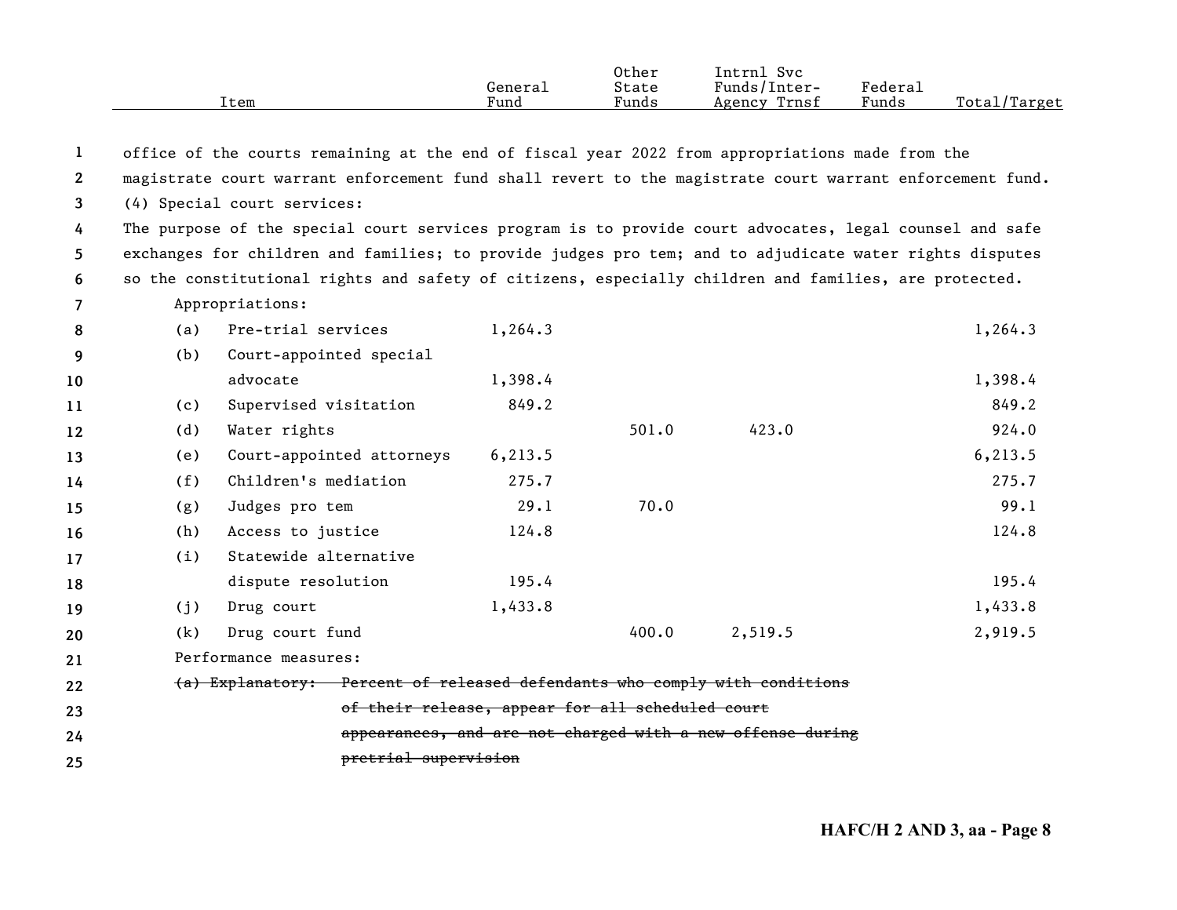office of the courts remaining at the end of fiscal year 2022 from appropriations made from the magistrate court warrant enforcement fund shall revert to the magistrate court warrant enforcement fund.

(4) Special court services:

The purpose of the special court services program is to provide court advocates, legal counsel and safe exchanges for children and families; to provide judges pro tem; and to adjudicate water rights disputes so the constitutional rights and safety of citizens, especially children and families, are protected.

Appropriations:

| Item | General Fund | Other State Funds | Intrnl Svc Funds/Inter-Agency Trnsf | Federal Funds | Total/Target |
|---|---|---|---|---|---|
| (a) Pre-trial services | 1,264.3 | | | | 1,264.3 |
| (b) Court-appointed special advocate | 1,398.4 | | | | 1,398.4 |
| (c) Supervised visitation | 849.2 | | | | 849.2 |
| (d) Water rights | | 501.0 | 423.0 | | 924.0 |
| (e) Court-appointed attorneys | 6,213.5 | | | | 6,213.5 |
| (f) Children's mediation | 275.7 | | | | 275.7 |
| (g) Judges pro tem | 29.1 | 70.0 | | | 99.1 |
| (h) Access to justice | 124.8 | | | | 124.8 |
| (i) Statewide alternative dispute resolution | 195.4 | | | | 195.4 |
| (j) Drug court | 1,433.8 | | | | 1,433.8 |
| (k) Drug court fund | | 400.0 | 2,519.5 | | 2,919.5 |

Performance measures:

~~(a) Explanatory: Percent of released defendants who comply with conditions of their release, appear for all scheduled court appearances, and are not charged with a new offense during pretrial supervision~~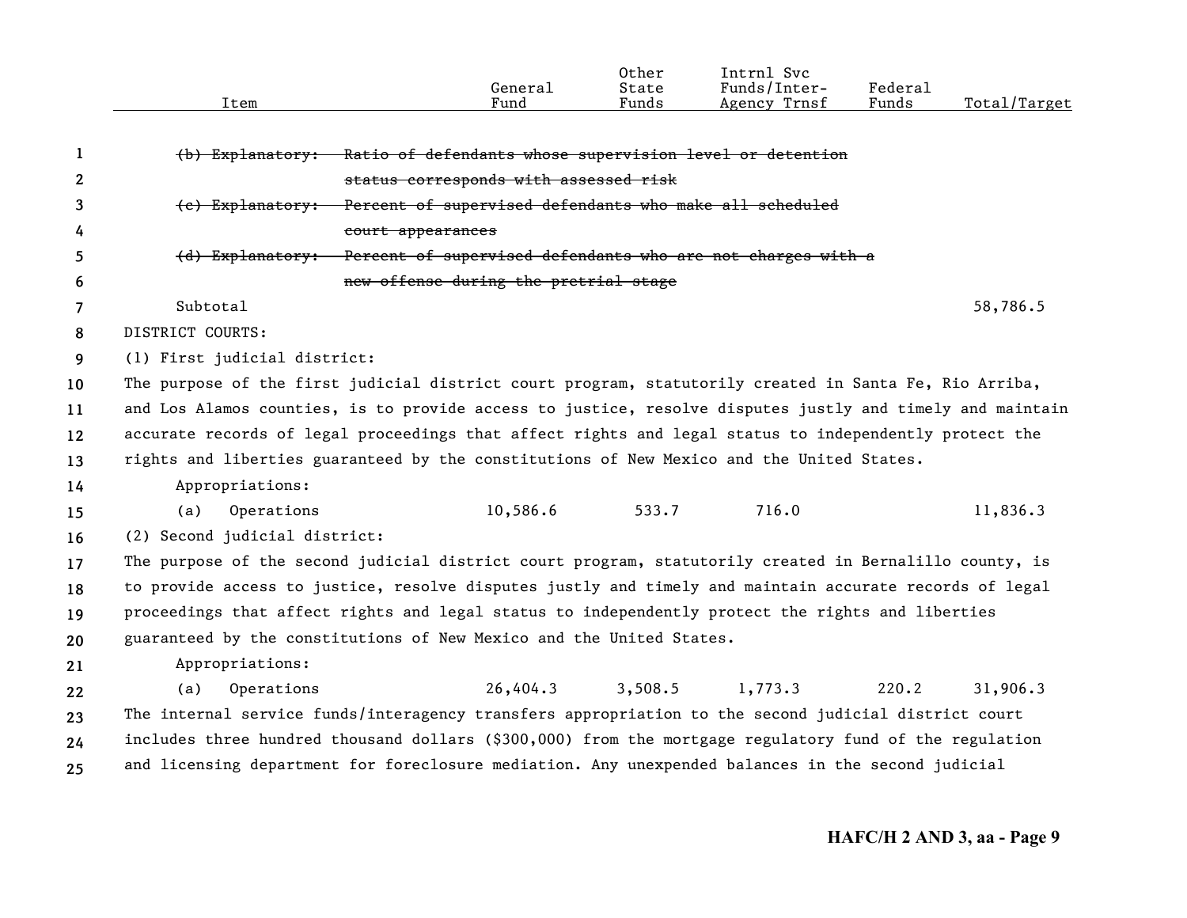| Item | General Fund | Other State Funds | Intrnl Svc Funds/Inter-Agency Trnsf | Federal Funds | Total/Target |
|---|---|---|---|---|---|
| ~~(b) Explanatory: Ratio of defendants whose supervision level or detention status corresponds with assessed risk~~ | | | | | |
| ~~(c) Explanatory: Percent of supervised defendants who make all scheduled court appearances~~ | | | | | |
| ~~(d) Explanatory: Percent of supervised defendants who are not charges with a new offense during the pretrial stage~~ | | | | | |
| Subtotal | | | | | 58,786.5 |

DISTRICT COURTS:

(1) First judicial district:

The purpose of the first judicial district court program, statutorily created in Santa Fe, Rio Arriba, and Los Alamos counties, is to provide access to justice, resolve disputes justly and timely and maintain accurate records of legal proceedings that affect rights and legal status to independently protect the rights and liberties guaranteed by the constitutions of New Mexico and the United States.

| Item | General Fund | Other State Funds | Intrnl Svc Funds/Inter-Agency Trnsf | Federal Funds | Total/Target |
|---|---|---|---|---|---|
| Appropriations: | | | | | |
| (a) Operations | 10,586.6 | 533.7 | 716.0 | | 11,836.3 |

(2) Second judicial district:

The purpose of the second judicial district court program, statutorily created in Bernalillo county, is to provide access to justice, resolve disputes justly and timely and maintain accurate records of legal proceedings that affect rights and legal status to independently protect the rights and liberties guaranteed by the constitutions of New Mexico and the United States.

| Item | General Fund | Other State Funds | Intrnl Svc Funds/Inter-Agency Trnsf | Federal Funds | Total/Target |
|---|---|---|---|---|---|
| Appropriations: | | | | | |
| (a) Operations | 26,404.3 | 3,508.5 | 1,773.3 | 220.2 | 31,906.3 |

The internal service funds/interagency transfers appropriation to the second judicial district court includes three hundred thousand dollars ($300,000) from the mortgage regulatory fund of the regulation and licensing department for foreclosure mediation. Any unexpended balances in the second judicial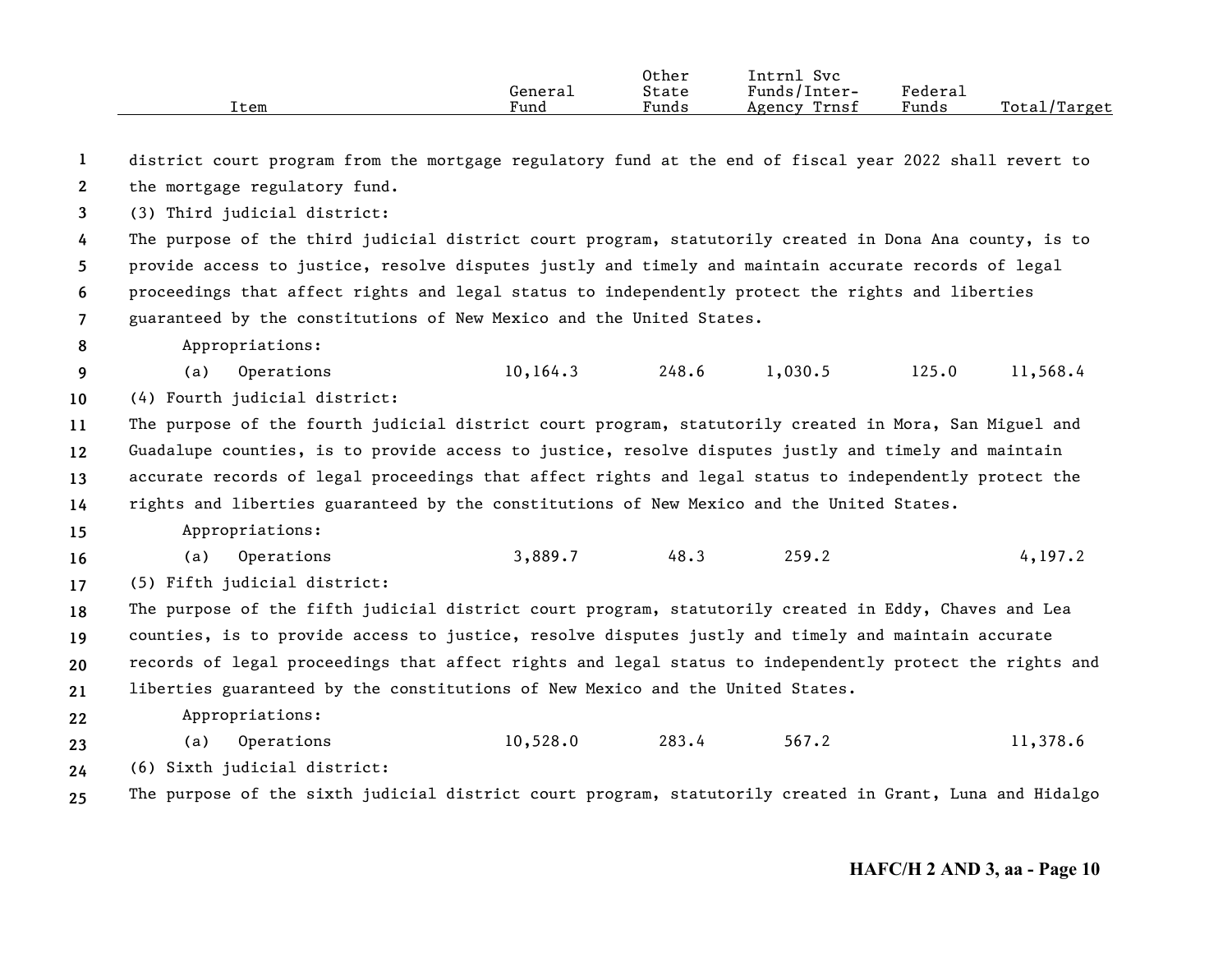| Item | General Fund | Other State Funds | Intrnl Svc Funds/Inter-Agency Trnsf | Federal Funds | Total/Target |
|---|---|---|---|---|---|

district court program from the mortgage regulatory fund at the end of fiscal year 2022 shall revert to the mortgage regulatory fund.

(3) Third judicial district:

The purpose of the third judicial district court program, statutorily created in Dona Ana county, is to provide access to justice, resolve disputes justly and timely and maintain accurate records of legal proceedings that affect rights and legal status to independently protect the rights and liberties guaranteed by the constitutions of New Mexico and the United States.

Appropriations:

| Item | General Fund | Other State Funds | Intrnl Svc Funds/Inter-Agency Trnsf | Federal Funds | Total/Target |
|---|---|---|---|---|---|
| (a) Operations | 10,164.3 | 248.6 | 1,030.5 | 125.0 | 11,568.4 |

(4) Fourth judicial district:

The purpose of the fourth judicial district court program, statutorily created in Mora, San Miguel and Guadalupe counties, is to provide access to justice, resolve disputes justly and timely and maintain accurate records of legal proceedings that affect rights and legal status to independently protect the rights and liberties guaranteed by the constitutions of New Mexico and the United States.

Appropriations:

| Item | General Fund | Other State Funds | Intrnl Svc Funds/Inter-Agency Trnsf | Federal Funds | Total/Target |
|---|---|---|---|---|---|
| (a) Operations | 3,889.7 | 48.3 | 259.2 | | 4,197.2 |

(5) Fifth judicial district:

The purpose of the fifth judicial district court program, statutorily created in Eddy, Chaves and Lea counties, is to provide access to justice, resolve disputes justly and timely and maintain accurate records of legal proceedings that affect rights and legal status to independently protect the rights and liberties guaranteed by the constitutions of New Mexico and the United States.

Appropriations:

| Item | General Fund | Other State Funds | Intrnl Svc Funds/Inter-Agency Trnsf | Federal Funds | Total/Target |
|---|---|---|---|---|---|
| (a) Operations | 10,528.0 | 283.4 | 567.2 | | 11,378.6 |

(6) Sixth judicial district:

The purpose of the sixth judicial district court program, statutorily created in Grant, Luna and Hidalgo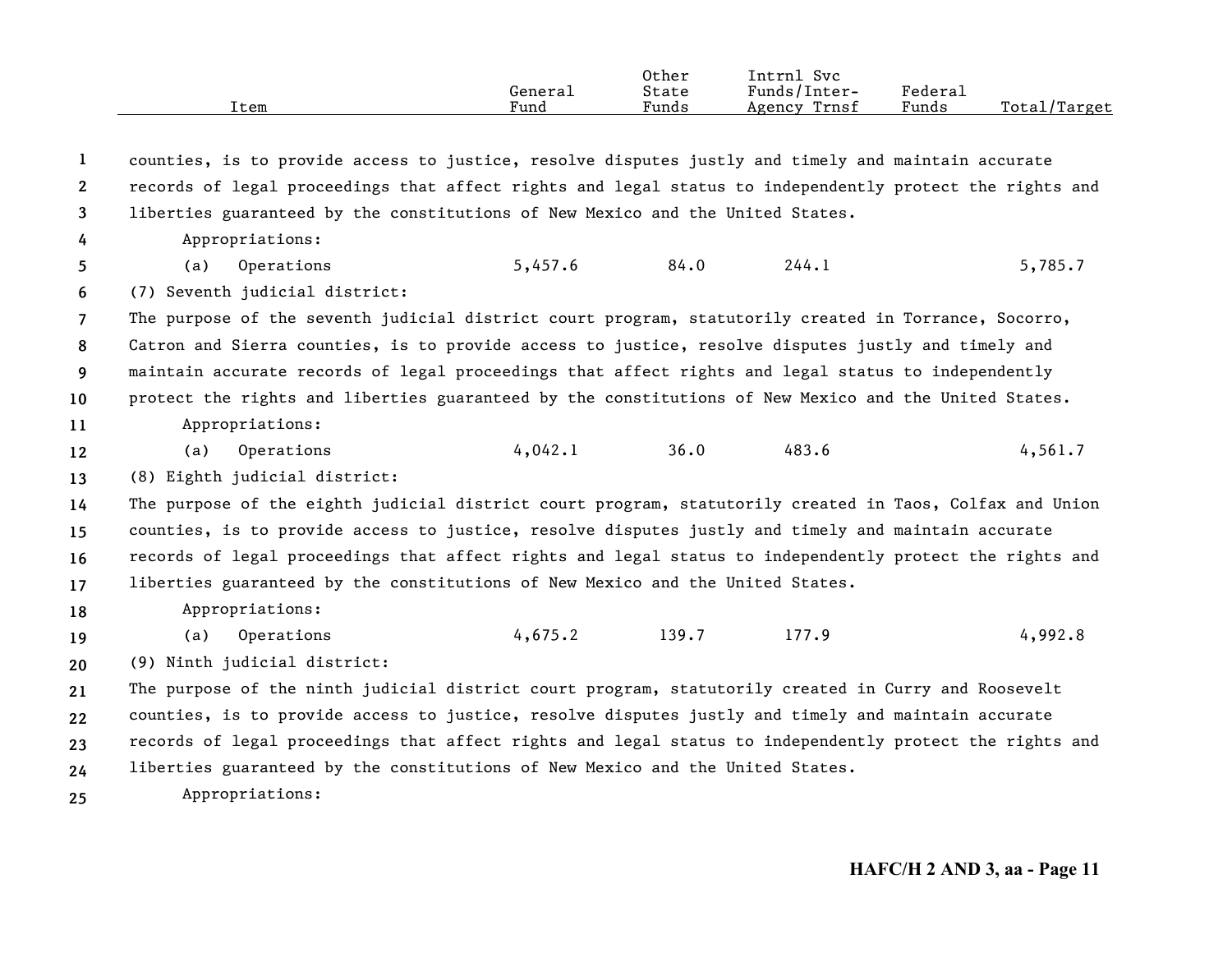| Item | General Fund | Other State Funds | Intrnl Svc Funds/Inter-Agency Trnsf | Federal Funds | Total/Target |
|---|---|---|---|---|---|
| counties, is to provide access to justice, resolve disputes justly and timely and maintain accurate records of legal proceedings that affect rights and legal status to independently protect the rights and liberties guaranteed by the constitutions of New Mexico and the United States. | | | | | |
| Appropriations: | | | | | |
| (a) Operations | 5,457.6 | 84.0 | 244.1 | | 5,785.7 |
| (7) Seventh judicial district: | | | | | |
| The purpose of the seventh judicial district court program, statutorily created in Torrance, Socorro, Catron and Sierra counties, is to provide access to justice, resolve disputes justly and timely and maintain accurate records of legal proceedings that affect rights and legal status to independently protect the rights and liberties guaranteed by the constitutions of New Mexico and the United States. | | | | | |
| Appropriations: | | | | | |
| (a) Operations | 4,042.1 | 36.0 | 483.6 | | 4,561.7 |
| (8) Eighth judicial district: | | | | | |
| The purpose of the eighth judicial district court program, statutorily created in Taos, Colfax and Union counties, is to provide access to justice, resolve disputes justly and timely and maintain accurate records of legal proceedings that affect rights and legal status to independently protect the rights and liberties guaranteed by the constitutions of New Mexico and the United States. | | | | | |
| Appropriations: | | | | | |
| (a) Operations | 4,675.2 | 139.7 | 177.9 | | 4,992.8 |
| (9) Ninth judicial district: | | | | | |
| The purpose of the ninth judicial district court program, statutorily created in Curry and Roosevelt counties, is to provide access to justice, resolve disputes justly and timely and maintain accurate records of legal proceedings that affect rights and legal status to independently protect the rights and liberties guaranteed by the constitutions of New Mexico and the United States. | | | | | |
| Appropriations: | | | | | |

HAFC/H 2 AND 3, aa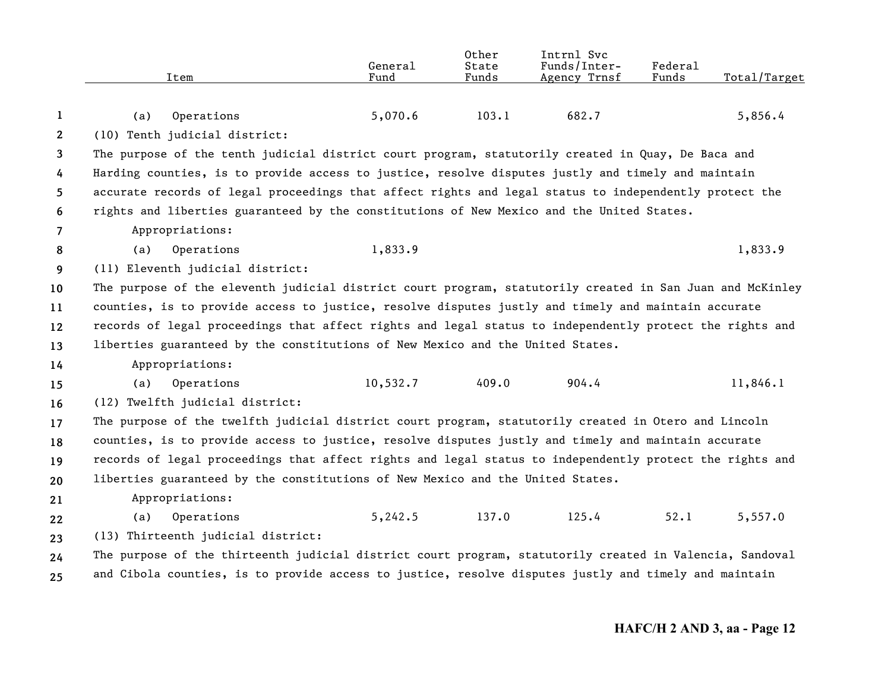| Item | General Fund | Other State Funds | Intrnl Svc Funds/Inter-Agency Trnsf | Federal Funds | Total/Target |
|---|---|---|---|---|---|
| (a) Operations | 5,070.6 | 103.1 | 682.7 | | 5,856.4 |

(10) Tenth judicial district:

The purpose of the tenth judicial district court program, statutorily created in Quay, De Baca and Harding counties, is to provide access to justice, resolve disputes justly and timely and maintain accurate records of legal proceedings that affect rights and legal status to independently protect the rights and liberties guaranteed by the constitutions of New Mexico and the United States.

Appropriations:

| Item | General Fund | Other State Funds | Intrnl Svc Funds/Inter-Agency Trnsf | Federal Funds | Total/Target |
|---|---|---|---|---|---|
| (a) Operations | 1,833.9 | | | | 1,833.9 |

(11) Eleventh judicial district:

The purpose of the eleventh judicial district court program, statutorily created in San Juan and McKinley counties, is to provide access to justice, resolve disputes justly and timely and maintain accurate records of legal proceedings that affect rights and legal status to independently protect the rights and liberties guaranteed by the constitutions of New Mexico and the United States.

Appropriations:

| Item | General Fund | Other State Funds | Intrnl Svc Funds/Inter-Agency Trnsf | Federal Funds | Total/Target |
|---|---|---|---|---|---|
| (a) Operations | 10,532.7 | 409.0 | 904.4 | | 11,846.1 |

(12) Twelfth judicial district:

The purpose of the twelfth judicial district court program, statutorily created in Otero and Lincoln counties, is to provide access to justice, resolve disputes justly and timely and maintain accurate records of legal proceedings that affect rights and legal status to independently protect the rights and liberties guaranteed by the constitutions of New Mexico and the United States.

Appropriations:

| Item | General Fund | Other State Funds | Intrnl Svc Funds/Inter-Agency Trnsf | Federal Funds | Total/Target |
|---|---|---|---|---|---|
| (a) Operations | 5,242.5 | 137.0 | 125.4 | 52.1 | 5,557.0 |

(13) Thirteenth judicial district:

The purpose of the thirteenth judicial district court program, statutorily created in Valencia, Sandoval and Cibola counties, is to provide access to justice, resolve disputes justly and timely and maintain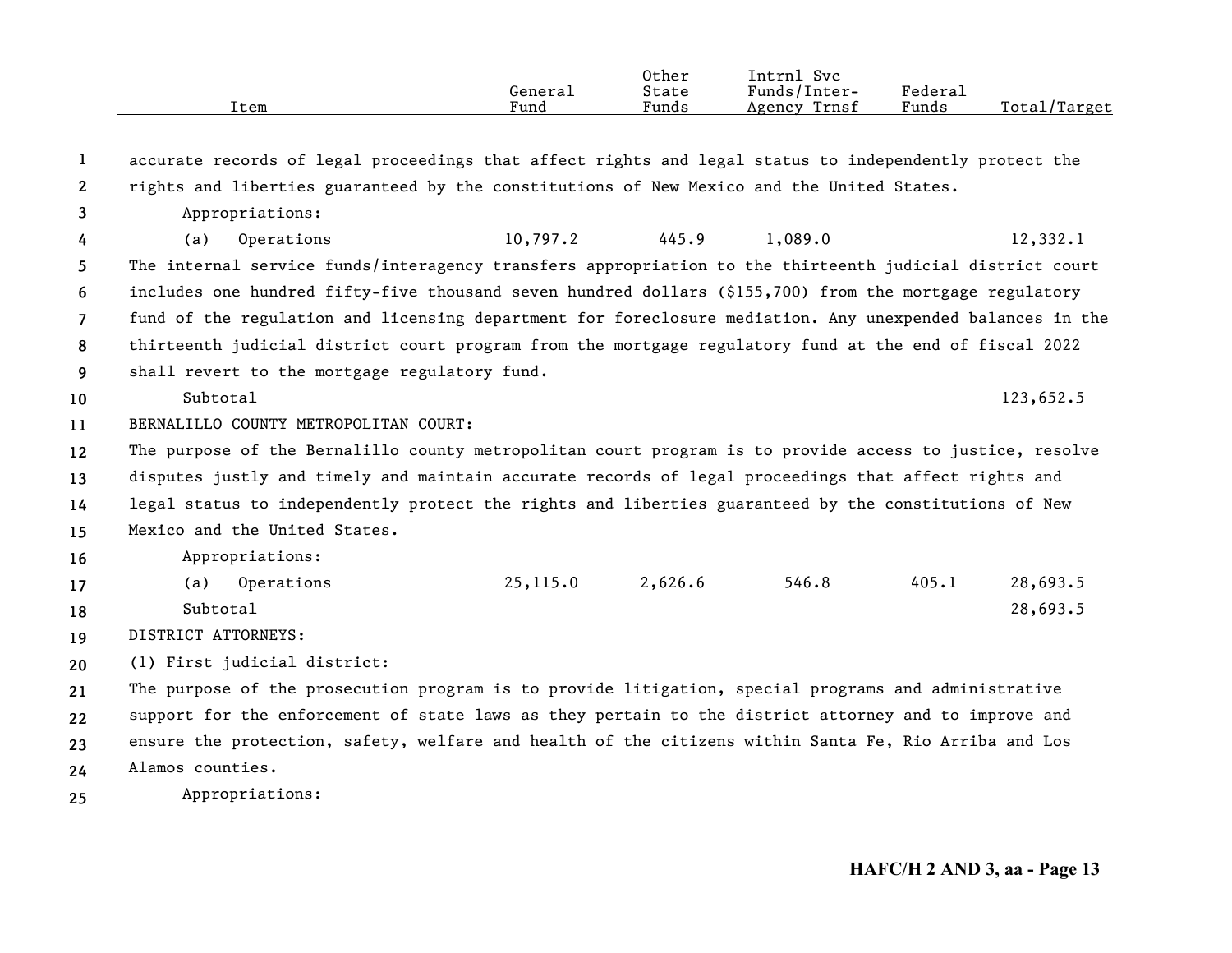| Item | General Fund | Other State Funds | Intrnl Svc Funds/Inter-Agency Trnsf | Federal Funds | Total/Target |
|---|---|---|---|---|---|

accurate records of legal proceedings that affect rights and legal status to independently protect the rights and liberties guaranteed by the constitutions of New Mexico and the United States.

Appropriations:

| Item | General Fund | Other State Funds | Intrnl Svc Funds/Inter-Agency Trnsf | Federal Funds | Total/Target |
|---|---|---|---|---|---|
| (a) Operations | 10,797.2 | 445.9 | 1,089.0 | | 12,332.1 |

The internal service funds/interagency transfers appropriation to the thirteenth judicial district court includes one hundred fifty-five thousand seven hundred dollars ($155,700) from the mortgage regulatory fund of the regulation and licensing department for foreclosure mediation. Any unexpended balances in the thirteenth judicial district court program from the mortgage regulatory fund at the end of fiscal 2022 shall revert to the mortgage regulatory fund.

| Item | General Fund | Other State Funds | Intrnl Svc Funds/Inter-Agency Trnsf | Federal Funds | Total/Target |
|---|---|---|---|---|---|
| Subtotal | | | | | 123,652.5 |

BERNALILLO COUNTY METROPOLITAN COURT:

The purpose of the Bernalillo county metropolitan court program is to provide access to justice, resolve disputes justly and timely and maintain accurate records of legal proceedings that affect rights and legal status to independently protect the rights and liberties guaranteed by the constitutions of New Mexico and the United States.

Appropriations:

| Item | General Fund | Other State Funds | Intrnl Svc Funds/Inter-Agency Trnsf | Federal Funds | Total/Target |
|---|---|---|---|---|---|
| (a) Operations | 25,115.0 | 2,626.6 | 546.8 | 405.1 | 28,693.5 |
| Subtotal | | | | | 28,693.5 |

DISTRICT ATTORNEYS:

(1) First judicial district:

The purpose of the prosecution program is to provide litigation, special programs and administrative support for the enforcement of state laws as they pertain to the district attorney and to improve and ensure the protection, safety, welfare and health of the citizens within Santa Fe, Rio Arriba and Los Alamos counties.

Appropriations: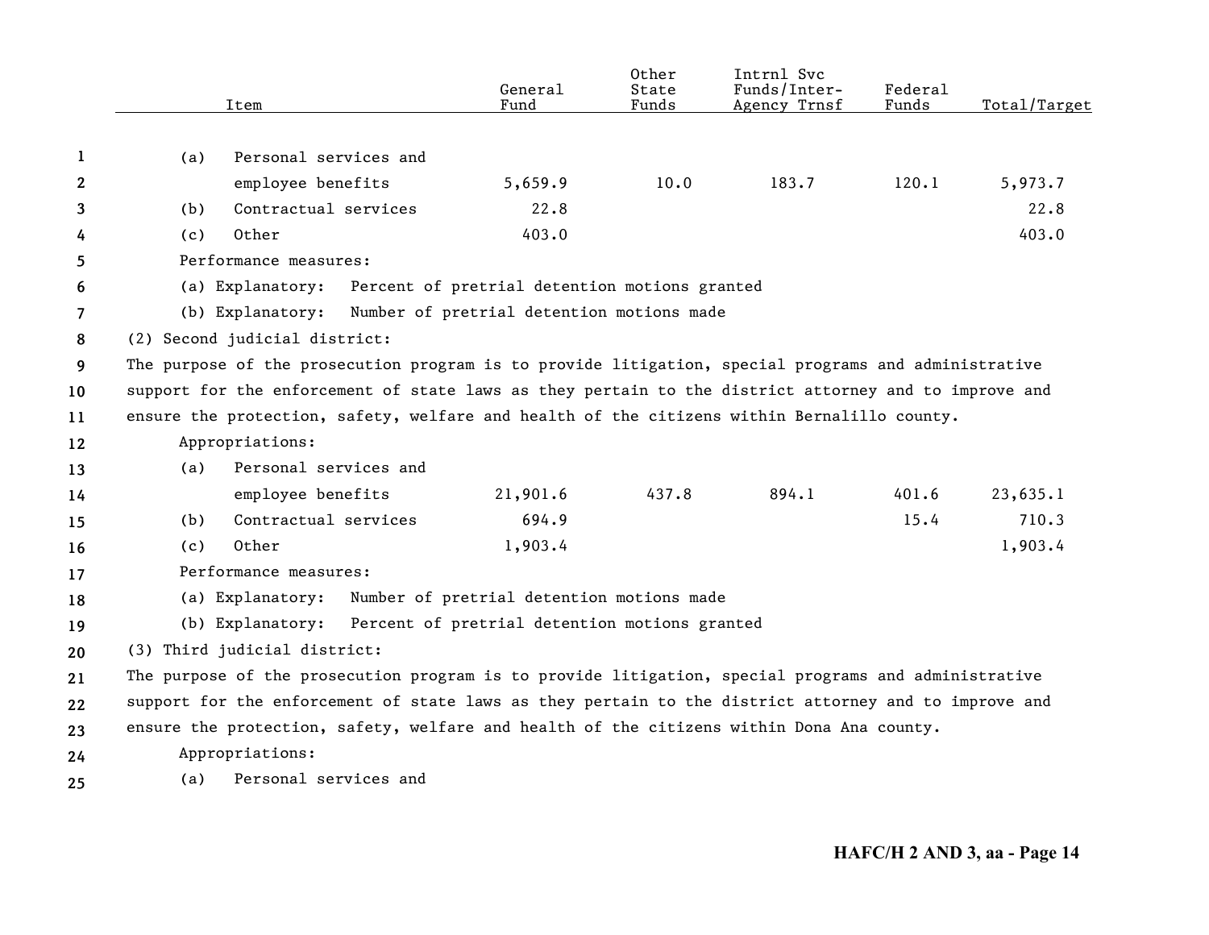| Item | General Fund | Other State Funds | Intrnl Svc Funds/Inter-Agency Trnsf | Federal Funds | Total/Target |
|---|---|---|---|---|---|
| (a) Personal services and employee benefits | 5,659.9 | 10.0 | 183.7 | 120.1 | 5,973.7 |
| (b) Contractual services | 22.8 | | | | 22.8 |
| (c) Other | 403.0 | | | | 403.0 |

Performance measures:

(a) Explanatory: Percent of pretrial detention motions granted

(b) Explanatory: Number of pretrial detention motions made

(2) Second judicial district:

The purpose of the prosecution program is to provide litigation, special programs and administrative support for the enforcement of state laws as they pertain to the district attorney and to improve and ensure the protection, safety, welfare and health of the citizens within Bernalillo county.

Appropriations:

| Item | General Fund | Other State Funds | Intrnl Svc Funds/Inter-Agency Trnsf | Federal Funds | Total/Target |
|---|---|---|---|---|---|
| (a) Personal services and employee benefits | 21,901.6 | 437.8 | 894.1 | 401.6 | 23,635.1 |
| (b) Contractual services | 694.9 | | | 15.4 | 710.3 |
| (c) Other | 1,903.4 | | | | 1,903.4 |

Performance measures:

(a) Explanatory: Number of pretrial detention motions made

(b) Explanatory: Percent of pretrial detention motions granted

(3) Third judicial district:

The purpose of the prosecution program is to provide litigation, special programs and administrative support for the enforcement of state laws as they pertain to the district attorney and to improve and ensure the protection, safety, welfare and health of the citizens within Dona Ana county.

Appropriations:

(a) Personal services and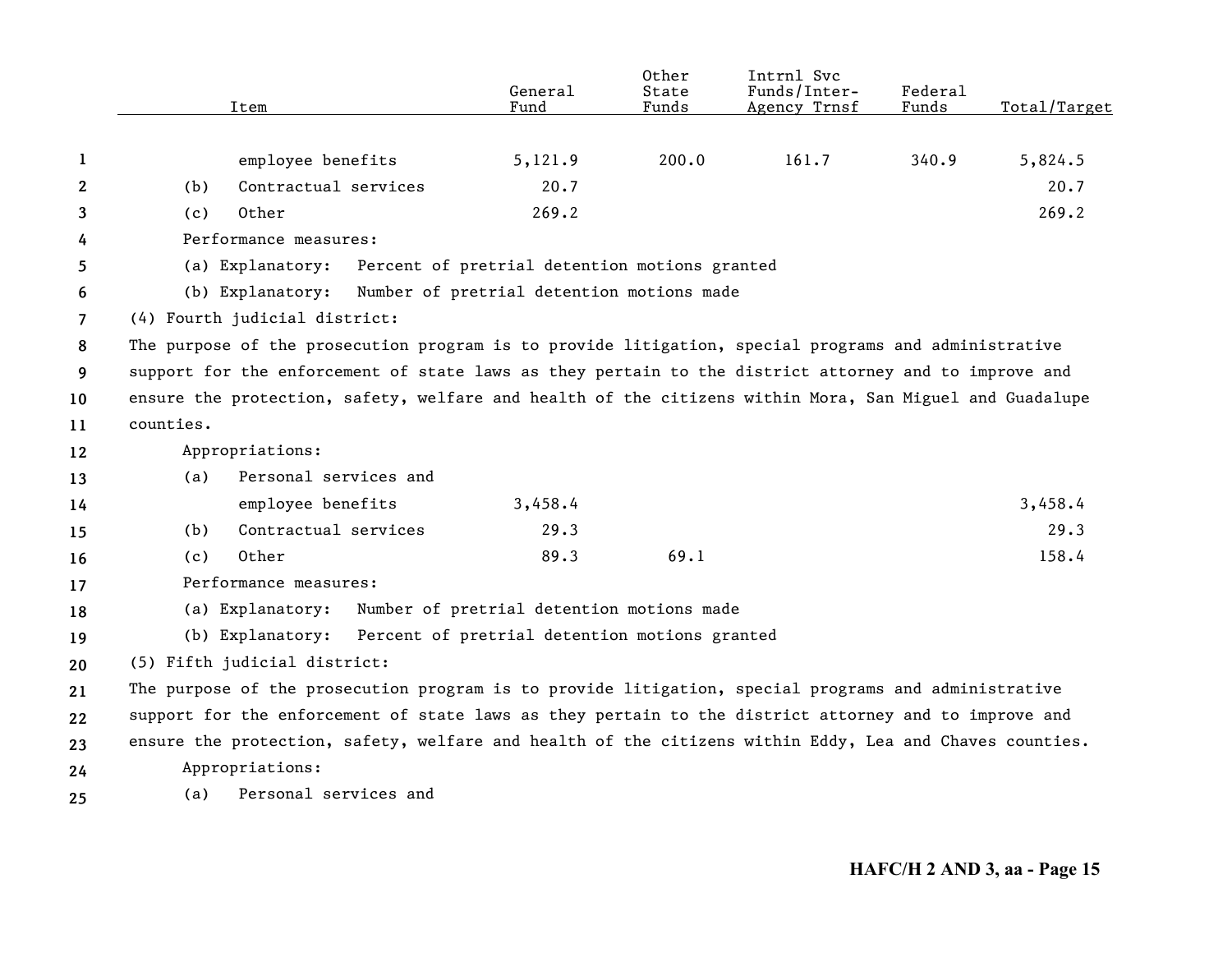| Item | General Fund | Other State Funds | Intrnl Svc Funds/Inter-Agency Trnsf | Federal Funds | Total/Target |
|---|---|---|---|---|---|
| employee benefits | 5,121.9 | 200.0 | 161.7 | 340.9 | 5,824.5 |
| (b) Contractual services | 20.7 | | | | 20.7 |
| (c) Other | 269.2 | | | | 269.2 |

Performance measures:

(a) Explanatory: Percent of pretrial detention motions granted

(b) Explanatory: Number of pretrial detention motions made

(4) Fourth judicial district:

The purpose of the prosecution program is to provide litigation, special programs and administrative support for the enforcement of state laws as they pertain to the district attorney and to improve and ensure the protection, safety, welfare and health of the citizens within Mora, San Miguel and Guadalupe counties.

Appropriations:

| Item | General Fund | Other State Funds | Intrnl Svc Funds/Inter-Agency Trnsf | Federal Funds | Total/Target |
|---|---|---|---|---|---|
| (a) Personal services and employee benefits | 3,458.4 | | | | 3,458.4 |
| (b) Contractual services | 29.3 | | | | 29.3 |
| (c) Other | 89.3 | 69.1 | | | 158.4 |

Performance measures:

(a) Explanatory: Number of pretrial detention motions made

(b) Explanatory: Percent of pretrial detention motions granted

(5) Fifth judicial district:

The purpose of the prosecution program is to provide litigation, special programs and administrative support for the enforcement of state laws as they pertain to the district attorney and to improve and ensure the protection, safety, welfare and health of the citizens within Eddy, Lea and Chaves counties.

Appropriations:

(a) Personal services and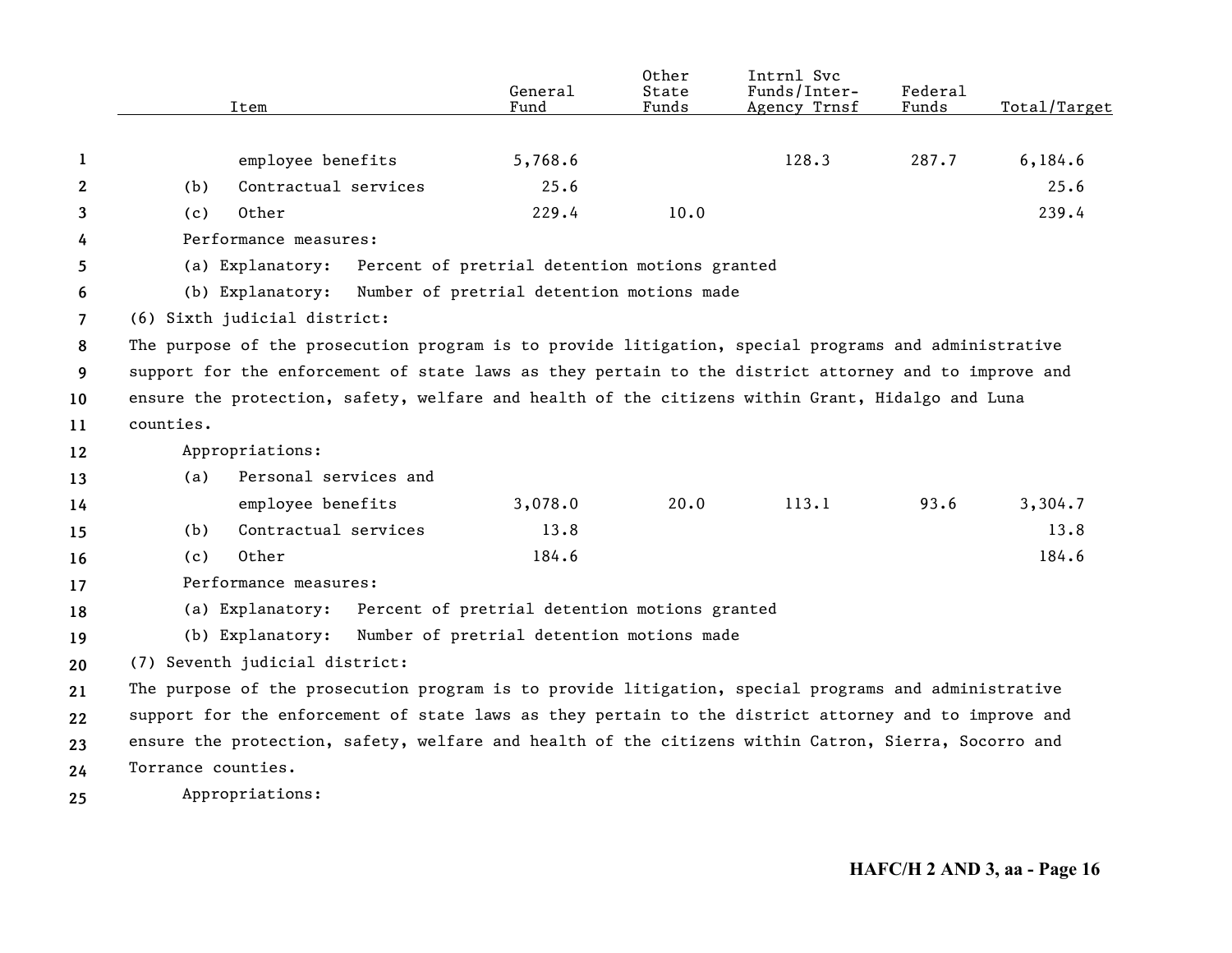| Item | General Fund | Other State Funds | Intrnl Svc Funds/Inter-Agency Trnsf | Federal Funds | Total/Target |
|---|---|---|---|---|---|
| employee benefits | 5,768.6 | | 128.3 | 287.7 | 6,184.6 |
| (b) Contractual services | 25.6 | | | | 25.6 |
| (c) Other | 229.4 | 10.0 | | | 239.4 |

Performance measures:

(a) Explanatory: Percent of pretrial detention motions granted

(b) Explanatory: Number of pretrial detention motions made

(6) Sixth judicial district:

The purpose of the prosecution program is to provide litigation, special programs and administrative support for the enforcement of state laws as they pertain to the district attorney and to improve and ensure the protection, safety, welfare and health of the citizens within Grant, Hidalgo and Luna counties.

Appropriations:

| Item | General Fund | Other State Funds | Intrnl Svc Funds/Inter-Agency Trnsf | Federal Funds | Total/Target |
|---|---|---|---|---|---|
| (a) Personal services and employee benefits | 3,078.0 | 20.0 | 113.1 | 93.6 | 3,304.7 |
| (b) Contractual services | 13.8 | | | | 13.8 |
| (c) Other | 184.6 | | | | 184.6 |

Performance measures:

(a) Explanatory: Percent of pretrial detention motions granted

(b) Explanatory: Number of pretrial detention motions made

(7) Seventh judicial district:

The purpose of the prosecution program is to provide litigation, special programs and administrative support for the enforcement of state laws as they pertain to the district attorney and to improve and ensure the protection, safety, welfare and health of the citizens within Catron, Sierra, Socorro and Torrance counties.

Appropriations: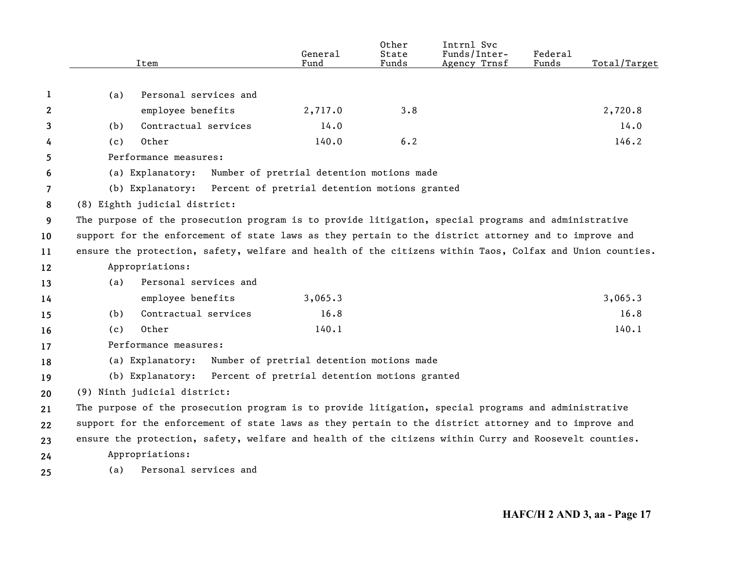| Item | General Fund | Other State Funds | Intrnl Svc Funds/Inter-Agency Trnsf | Federal Funds | Total/Target |
|---|---|---|---|---|---|
| (a) Personal services and employee benefits | 2,717.0 | 3.8 | | | 2,720.8 |
| (b) Contractual services | 14.0 | | | | 14.0 |
| (c) Other | 140.0 | 6.2 | | | 146.2 |

Performance measures:

(a) Explanatory: Number of pretrial detention motions made

(b) Explanatory: Percent of pretrial detention motions granted

(8) Eighth judicial district:

The purpose of the prosecution program is to provide litigation, special programs and administrative support for the enforcement of state laws as they pertain to the district attorney and to improve and ensure the protection, safety, welfare and health of the citizens within Taos, Colfax and Union counties.

Appropriations:

| Item | General Fund | Other State Funds | Intrnl Svc Funds/Inter-Agency Trnsf | Federal Funds | Total/Target |
|---|---|---|---|---|---|
| (a) Personal services and employee benefits | 3,065.3 | | | | 3,065.3 |
| (b) Contractual services | 16.8 | | | | 16.8 |
| (c) Other | 140.1 | | | | 140.1 |

Performance measures:

(a) Explanatory: Number of pretrial detention motions made

(b) Explanatory: Percent of pretrial detention motions granted

(9) Ninth judicial district:

The purpose of the prosecution program is to provide litigation, special programs and administrative support for the enforcement of state laws as they pertain to the district attorney and to improve and ensure the protection, safety, welfare and health of the citizens within Curry and Roosevelt counties.

Appropriations:

(a) Personal services and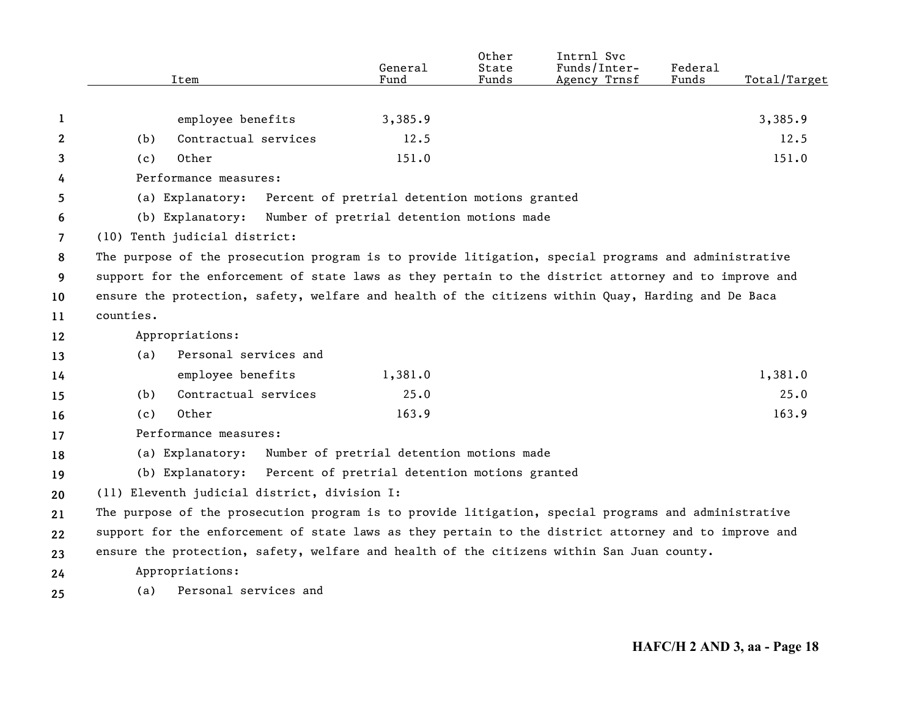| Item | General Fund | Other State Funds | Intrnl Svc Funds/Inter-Agency Trnsf | Federal Funds | Total/Target |
|---|---|---|---|---|---|
| employee benefits | 3,385.9 | | | | 3,385.9 |
| (b) Contractual services | 12.5 | | | | 12.5 |
| (c) Other | 151.0 | | | | 151.0 |

Performance measures:

(a) Explanatory: Percent of pretrial detention motions granted

(b) Explanatory: Number of pretrial detention motions made

(10) Tenth judicial district:

The purpose of the prosecution program is to provide litigation, special programs and administrative support for the enforcement of state laws as they pertain to the district attorney and to improve and ensure the protection, safety, welfare and health of the citizens within Quay, Harding and De Baca counties.

Appropriations:

| Item | General Fund | Other State Funds | Intrnl Svc Funds/Inter-Agency Trnsf | Federal Funds | Total/Target |
|---|---|---|---|---|---|
| (a) Personal services and employee benefits | 1,381.0 | | | | 1,381.0 |
| (b) Contractual services | 25.0 | | | | 25.0 |
| (c) Other | 163.9 | | | | 163.9 |

Performance measures:

(a) Explanatory: Number of pretrial detention motions made

(b) Explanatory: Percent of pretrial detention motions granted

(11) Eleventh judicial district, division I:

The purpose of the prosecution program is to provide litigation, special programs and administrative support for the enforcement of state laws as they pertain to the district attorney and to improve and ensure the protection, safety, welfare and health of the citizens within San Juan county.

Appropriations:

(a) Personal services and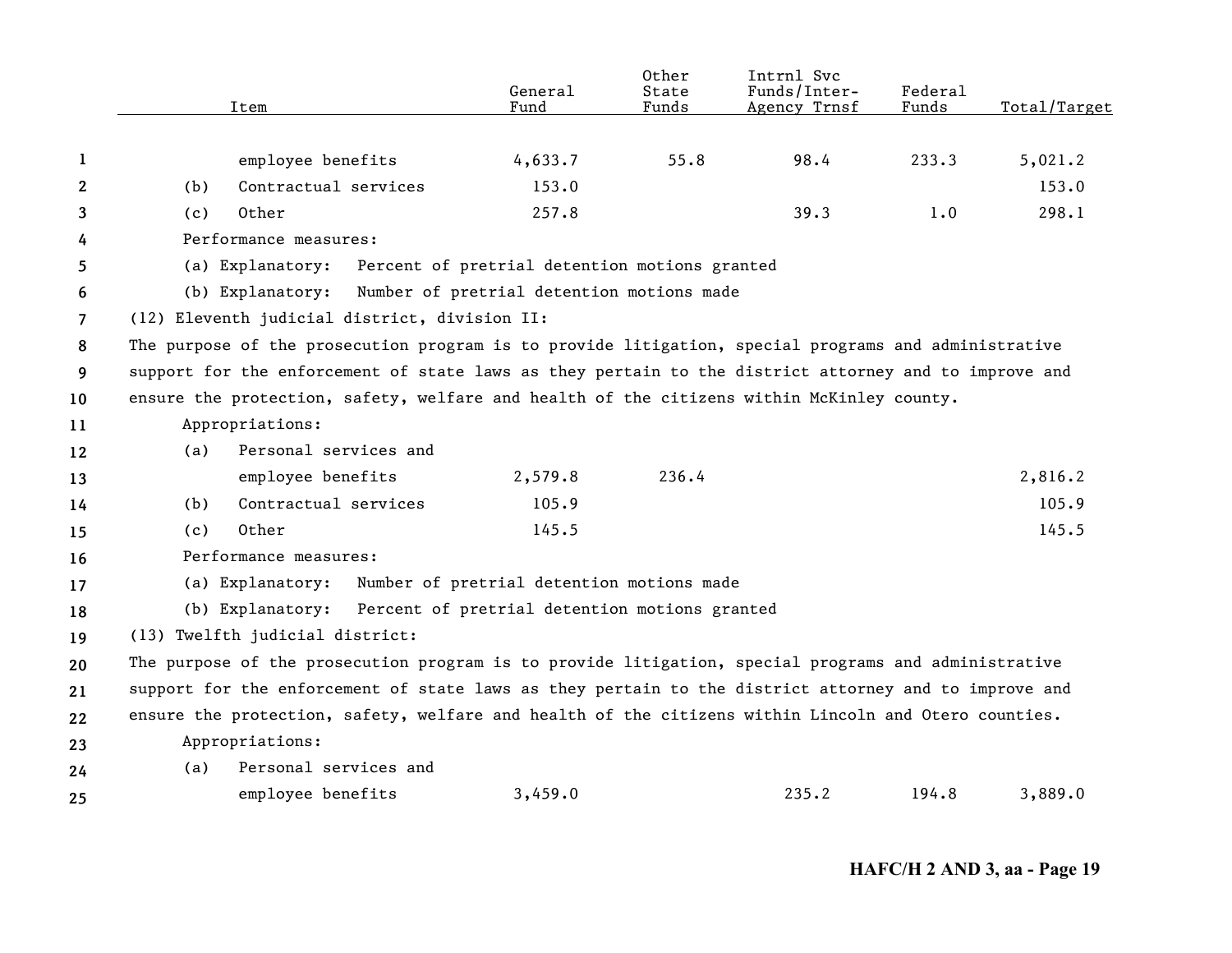| Item | General Fund | Other State Funds | Intrnl Svc Funds/Inter-Agency Trnsf | Federal Funds | Total/Target |
|---|---|---|---|---|---|
| employee benefits | 4,633.7 | 55.8 | 98.4 | 233.3 | 5,021.2 |
| (b) Contractual services | 153.0 | | | | 153.0 |
| (c) Other | 257.8 | | 39.3 | 1.0 | 298.1 |

Performance measures:

(a) Explanatory: Percent of pretrial detention motions granted

(b) Explanatory: Number of pretrial detention motions made

(12) Eleventh judicial district, division II:

The purpose of the prosecution program is to provide litigation, special programs and administrative support for the enforcement of state laws as they pertain to the district attorney and to improve and ensure the protection, safety, welfare and health of the citizens within McKinley county.

Appropriations:

| Item | General Fund | Other State Funds | Intrnl Svc Funds/Inter-Agency Trnsf | Federal Funds | Total/Target |
|---|---|---|---|---|---|
| (a) Personal services and employee benefits | 2,579.8 | 236.4 | | | 2,816.2 |
| (b) Contractual services | 105.9 | | | | 105.9 |
| (c) Other | 145.5 | | | | 145.5 |

Performance measures:

(a) Explanatory: Number of pretrial detention motions made

(b) Explanatory: Percent of pretrial detention motions granted

(13) Twelfth judicial district:

The purpose of the prosecution program is to provide litigation, special programs and administrative support for the enforcement of state laws as they pertain to the district attorney and to improve and ensure the protection, safety, welfare and health of the citizens within Lincoln and Otero counties.

Appropriations:

| Item | General Fund | Other State Funds | Intrnl Svc Funds/Inter-Agency Trnsf | Federal Funds | Total/Target |
|---|---|---|---|---|---|
| (a) Personal services and employee benefits | 3,459.0 | | 235.2 | 194.8 | 3,889.0 |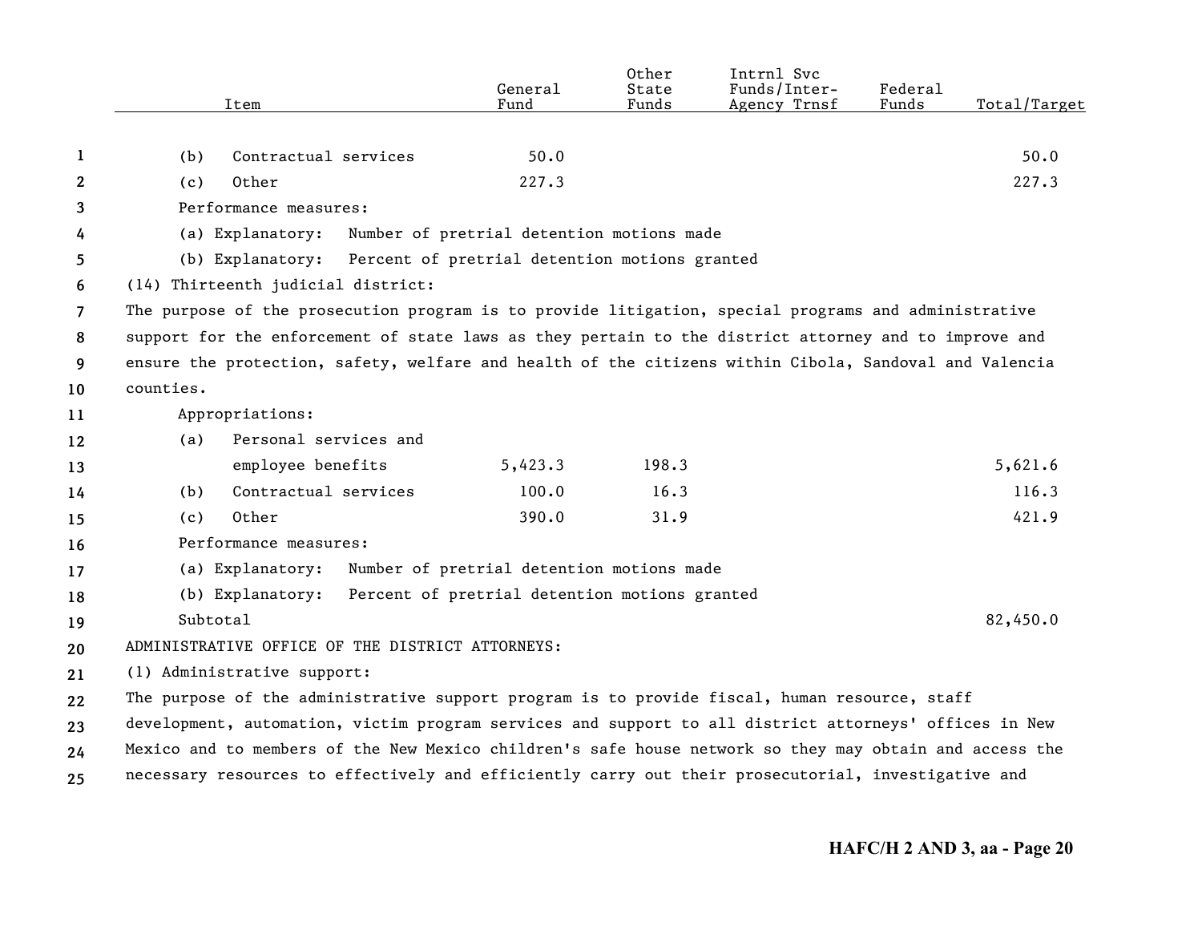| Item | General Fund | Other State Funds | Intrnl Svc Funds/Inter-Agency Trnsf | Federal Funds | Total/Target |
|---|---|---|---|---|---|
| (b) Contractual services | 50.0 | | | | 50.0 |
| (c) Other | 227.3 | | | | 227.3 |

Performance measures:

(a) Explanatory: Number of pretrial detention motions made

(b) Explanatory: Percent of pretrial detention motions granted

(14) Thirteenth judicial district:

The purpose of the prosecution program is to provide litigation, special programs and administrative support for the enforcement of state laws as they pertain to the district attorney and to improve and ensure the protection, safety, welfare and health of the citizens within Cibola, Sandoval and Valencia counties.

Appropriations:

| Item | General Fund | Other State Funds | Intrnl Svc Funds/Inter-Agency Trnsf | Federal Funds | Total/Target |
|---|---|---|---|---|---|
| (a) Personal services and employee benefits | 5,423.3 | 198.3 | | | 5,621.6 |
| (b) Contractual services | 100.0 | 16.3 | | | 116.3 |
| (c) Other | 390.0 | 31.9 | | | 421.9 |

Performance measures:

(a) Explanatory: Number of pretrial detention motions made

(b) Explanatory: Percent of pretrial detention motions granted

| Item | General Fund | Other State Funds | Intrnl Svc Funds/Inter-Agency Trnsf | Federal Funds | Total/Target |
|---|---|---|---|---|---|
| Subtotal | | | | | 82,450.0 |

ADMINISTRATIVE OFFICE OF THE DISTRICT ATTORNEYS:

(1) Administrative support:

The purpose of the administrative support program is to provide fiscal, human resource, staff development, automation, victim program services and support to all district attorneys' offices in New Mexico and to members of the New Mexico children's safe house network so they may obtain and access the necessary resources to effectively and efficiently carry out their prosecutorial, investigative and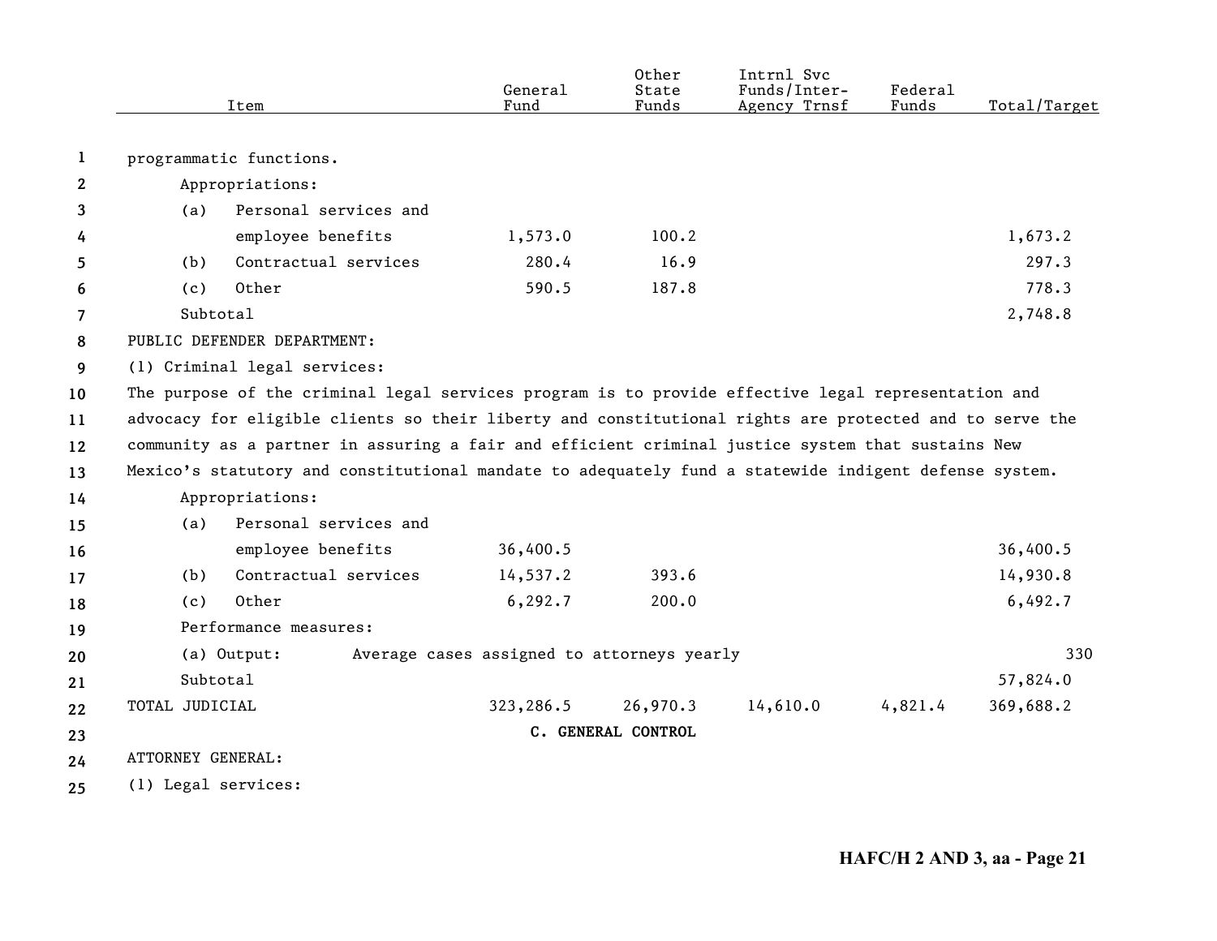| Item | General Fund | Other State Funds | Intrnl Svc Funds/Inter-Agency Trnsf | Federal Funds | Total/Target |
|---|---|---|---|---|---|
| programmatic functions. | | | | | |
| Appropriations: | | | | | |
| (a) Personal services and employee benefits | 1,573.0 | 100.2 | | | 1,673.2 |
| (b) Contractual services | 280.4 | 16.9 | | | 297.3 |
| (c) Other | 590.5 | 187.8 | | | 778.3 |
| Subtotal | | | | | 2,748.8 |
| PUBLIC DEFENDER DEPARTMENT: | | | | | |
| (1) Criminal legal services: | | | | | |
| The purpose of the criminal legal services program is to provide effective legal representation and advocacy for eligible clients so their liberty and constitutional rights are protected and to serve the community as a partner in assuring a fair and efficient criminal justice system that sustains New Mexico's statutory and constitutional mandate to adequately fund a statewide indigent defense system. | | | | | |
| Appropriations: | | | | | |
| (a) Personal services and employee benefits | 36,400.5 | | | | 36,400.5 |
| (b) Contractual services | 14,537.2 | 393.6 | | | 14,930.8 |
| (c) Other | 6,292.7 | 200.0 | | | 6,492.7 |
| Performance measures: | | | | | |
| (a) Output: Average cases assigned to attorneys yearly | | | | | 330 |
| Subtotal | | | | | 57,824.0 |
| TOTAL JUDICIAL | 323,286.5 | 26,970.3 | 14,610.0 | 4,821.4 | 369,688.2 |

**C. GENERAL CONTROL**

ATTORNEY GENERAL:

(1) Legal services: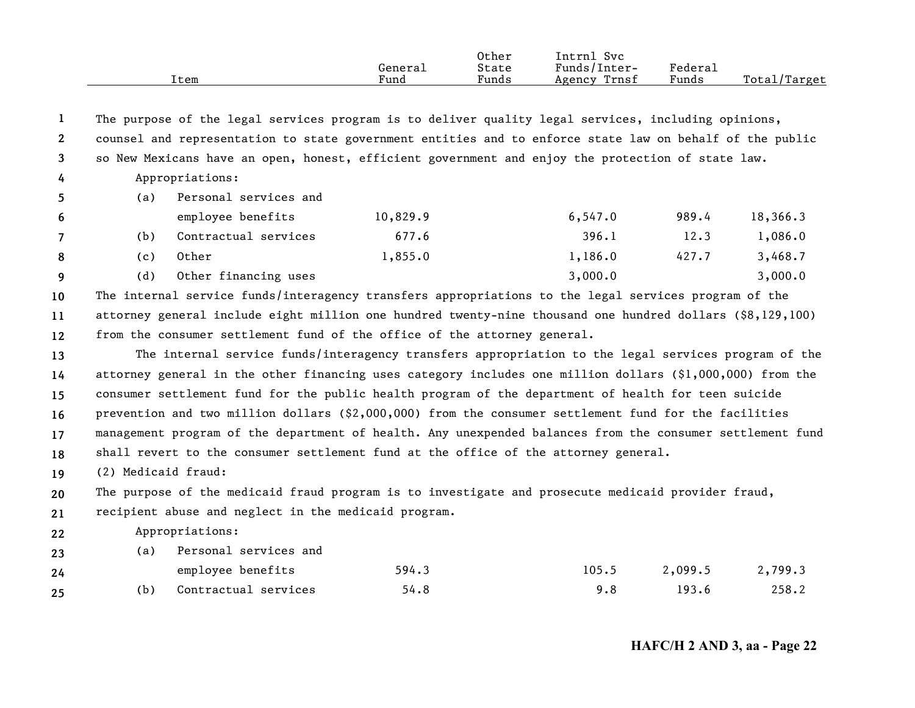| Item | General Fund | Other State Funds | Intrnl Svc Funds/Inter-Agency Trnsf | Federal Funds | Total/Target |
|---|---|---|---|---|---|

The purpose of the legal services program is to deliver quality legal services, including opinions, counsel and representation to state government entities and to enforce state law on behalf of the public so New Mexicans have an open, honest, efficient government and enjoy the protection of state law.

Appropriations:

| Item | General Fund | Other State Funds | Intrnl Svc Funds/Inter-Agency Trnsf | Federal Funds | Total/Target |
|---|---|---|---|---|---|
| (a) Personal services and employee benefits | 10,829.9 | | 6,547.0 | 989.4 | 18,366.3 |
| (b) Contractual services | 677.6 | | 396.1 | 12.3 | 1,086.0 |
| (c) Other | 1,855.0 | | 1,186.0 | 427.7 | 3,468.7 |
| (d) Other financing uses | | | 3,000.0 | | 3,000.0 |

The internal service funds/interagency transfers appropriations to the legal services program of the attorney general include eight million one hundred twenty-nine thousand one hundred dollars ($8,129,100) from the consumer settlement fund of the office of the attorney general.

The internal service funds/interagency transfers appropriation to the legal services program of the attorney general in the other financing uses category includes one million dollars ($1,000,000) from the consumer settlement fund for the public health program of the department of health for teen suicide prevention and two million dollars ($2,000,000) from the consumer settlement fund for the facilities management program of the department of health. Any unexpended balances from the consumer settlement fund shall revert to the consumer settlement fund at the office of the attorney general.

(2) Medicaid fraud:

The purpose of the medicaid fraud program is to investigate and prosecute medicaid provider fraud, recipient abuse and neglect in the medicaid program.

Appropriations:

| Item | General Fund | Other State Funds | Intrnl Svc Funds/Inter-Agency Trnsf | Federal Funds | Total/Target |
|---|---|---|---|---|---|
| (a) Personal services and employee benefits | 594.3 | | 105.5 | 2,099.5 | 2,799.3 |
| (b) Contractual services | 54.8 | | 9.8 | 193.6 | 258.2 |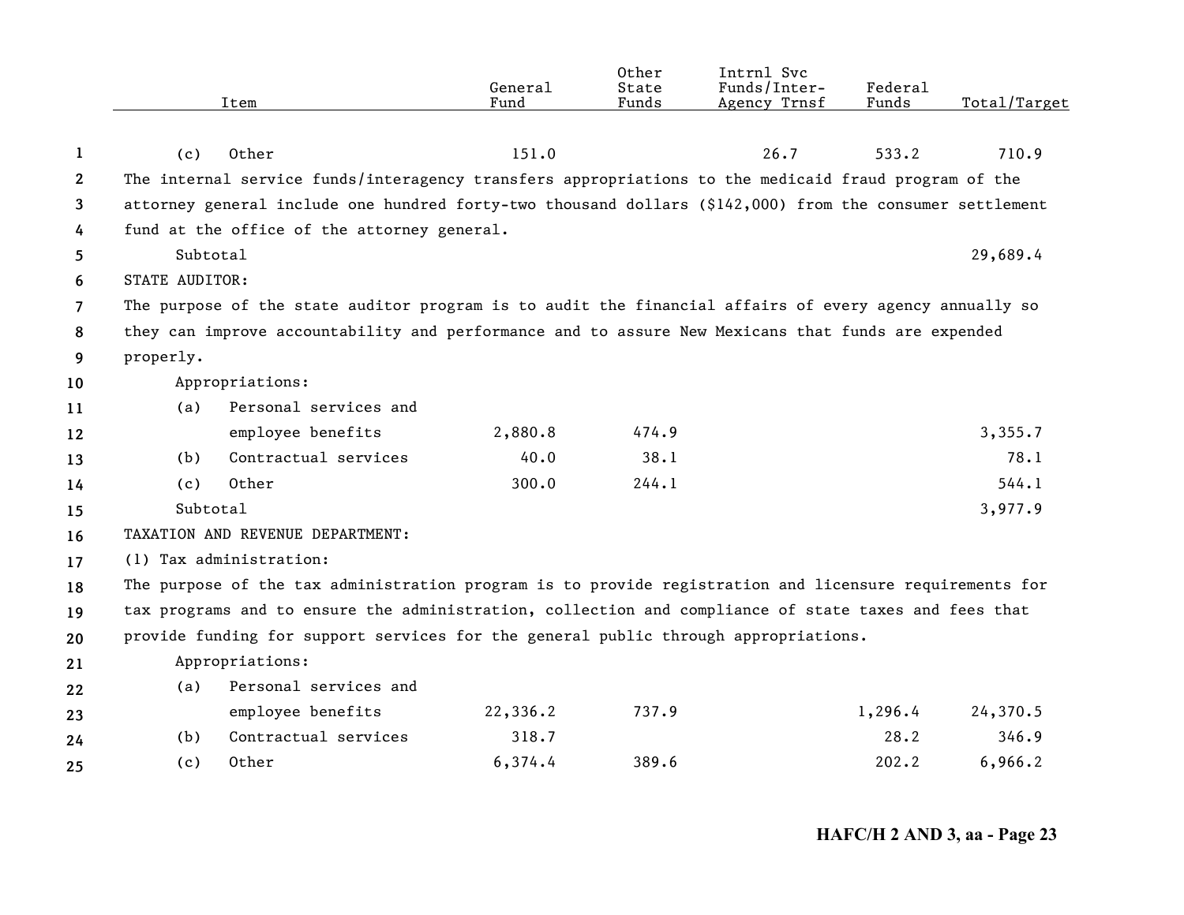| Item | General Fund | Other State Funds | Intrnl Svc Funds/Inter-Agency Trnsf | Federal Funds | Total/Target |
|---|---|---|---|---|---|
| (c) Other | 151.0 | | 26.7 | 533.2 | 710.9 |

The internal service funds/interagency transfers appropriations to the medicaid fraud program of the attorney general include one hundred forty-two thousand dollars ($142,000) from the consumer settlement fund at the office of the attorney general.

| Item | General Fund | Other State Funds | Intrnl Svc Funds/Inter-Agency Trnsf | Federal Funds | Total/Target |
|---|---|---|---|---|---|
| Subtotal | | | | | 29,689.4 |

STATE AUDITOR:

The purpose of the state auditor program is to audit the financial affairs of every agency annually so they can improve accountability and performance and to assure New Mexicans that funds are expended properly.

| Item | General Fund | Other State Funds | Intrnl Svc Funds/Inter-Agency Trnsf | Federal Funds | Total/Target |
|---|---|---|---|---|---|
| Appropriations: | | | | | |
| (a) Personal services and employee benefits | 2,880.8 | 474.9 | | | 3,355.7 |
| (b) Contractual services | 40.0 | 38.1 | | | 78.1 |
| (c) Other | 300.0 | 244.1 | | | 544.1 |
| Subtotal | | | | | 3,977.9 |

TAXATION AND REVENUE DEPARTMENT:

(1) Tax administration:

The purpose of the tax administration program is to provide registration and licensure requirements for tax programs and to ensure the administration, collection and compliance of state taxes and fees that provide funding for support services for the general public through appropriations.

| Item | General Fund | Other State Funds | Intrnl Svc Funds/Inter-Agency Trnsf | Federal Funds | Total/Target |
|---|---|---|---|---|---|
| Appropriations: | | | | | |
| (a) Personal services and employee benefits | 22,336.2 | 737.9 | | 1,296.4 | 24,370.5 |
| (b) Contractual services | 318.7 | | | 28.2 | 346.9 |
| (c) Other | 6,374.4 | 389.6 | | 202.2 | 6,966.2 |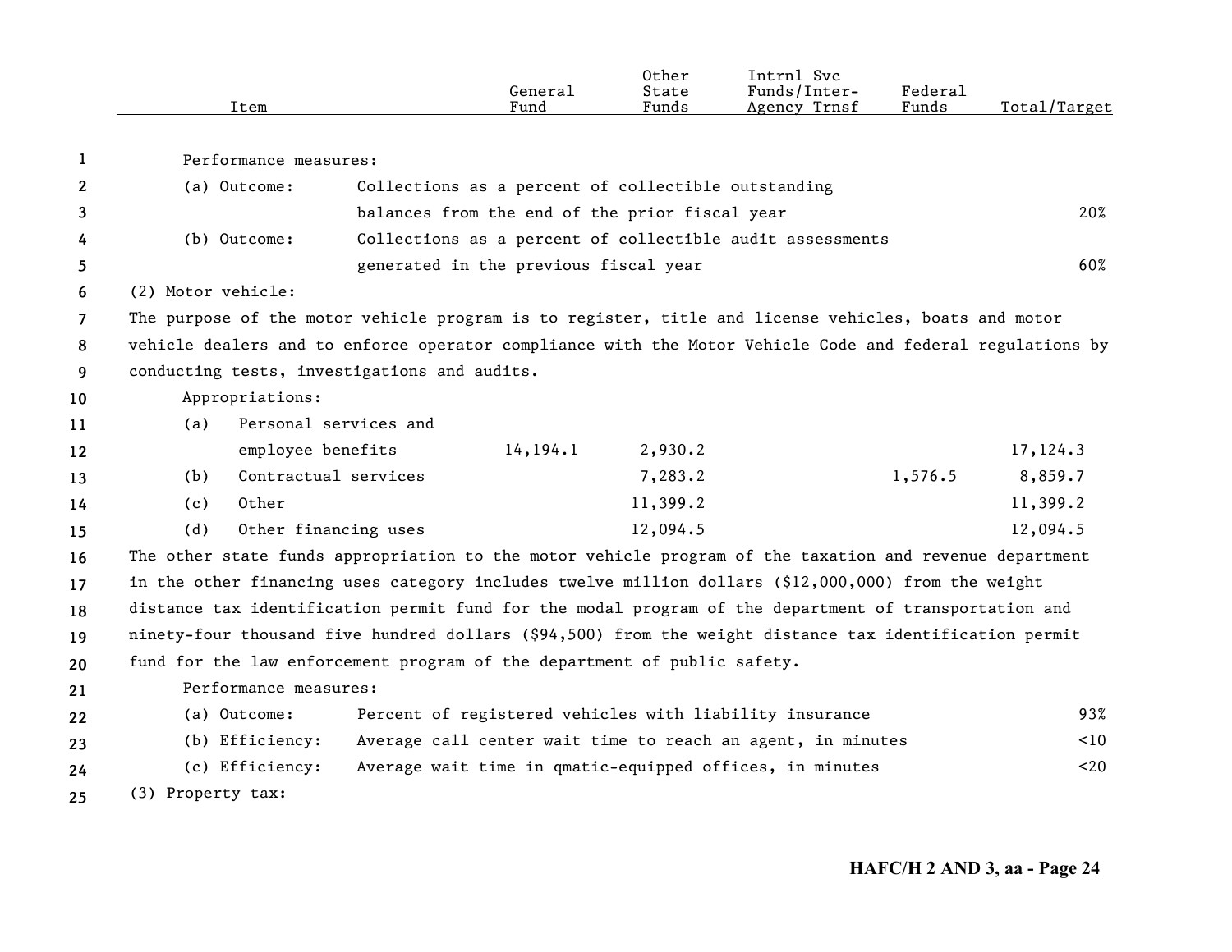| Item | General Fund | Other State Funds | Intrnl Svc Funds/Inter-Agency Trnsf | Federal Funds | Total/Target |
|---|---|---|---|---|---|

Performance measures:

| | | |
|---|---|---|
| (a) Outcome: | Collections as a percent of collectible outstanding balances from the end of the prior fiscal year | 20% |
| (b) Outcome: | Collections as a percent of collectible audit assessments generated in the previous fiscal year | 60% |

(2) Motor vehicle:

The purpose of the motor vehicle program is to register, title and license vehicles, boats and motor vehicle dealers and to enforce operator compliance with the Motor Vehicle Code and federal regulations by conducting tests, investigations and audits.

Appropriations:

| Item | General Fund | Other State Funds | Intrnl Svc Funds/Inter-Agency Trnsf | Federal Funds | Total/Target |
|---|---|---|---|---|---|
| (a) Personal services and employee benefits | 14,194.1 | 2,930.2 | | | 17,124.3 |
| (b) Contractual services | | 7,283.2 | | 1,576.5 | 8,859.7 |
| (c) Other | | 11,399.2 | | | 11,399.2 |
| (d) Other financing uses | | 12,094.5 | | | 12,094.5 |

The other state funds appropriation to the motor vehicle program of the taxation and revenue department in the other financing uses category includes twelve million dollars ($12,000,000) from the weight distance tax identification permit fund for the modal program of the department of transportation and ninety-four thousand five hundred dollars ($94,500) from the weight distance tax identification permit fund for the law enforcement program of the department of public safety.

Performance measures:

| | | |
|---|---|---|
| (a) Outcome: | Percent of registered vehicles with liability insurance | 93% |
| (b) Efficiency: | Average call center wait time to reach an agent, in minutes | <10 |
| (c) Efficiency: | Average wait time in qmatic-equipped offices, in minutes | <20 |

(3) Property tax: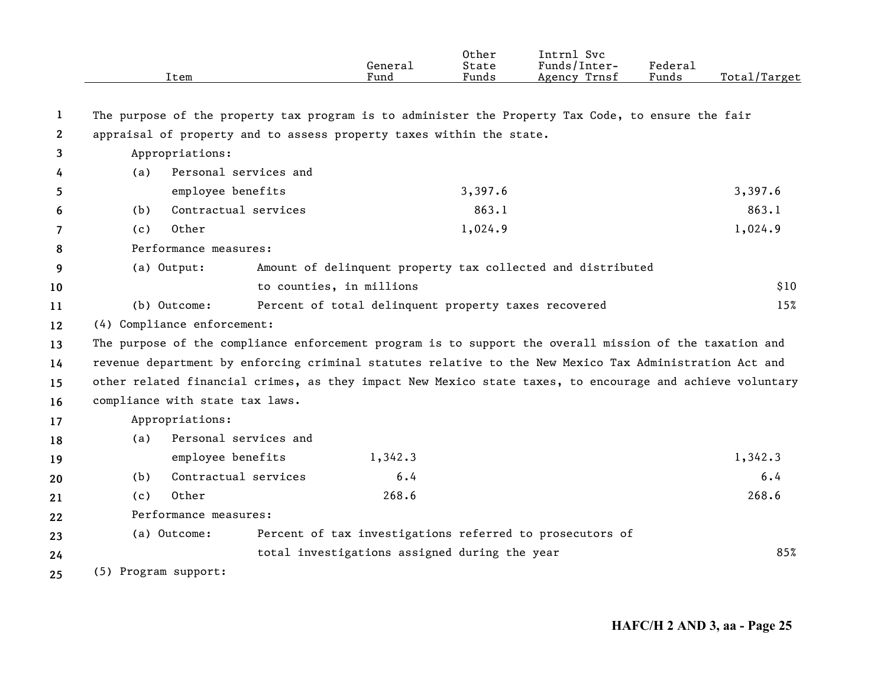| Item | General Fund | Other State Funds | Intrnl Svc Funds/Inter-Agency Trnsf | Federal Funds | Total/Target |
|---|---|---|---|---|---|
| The purpose of the property tax program is to administer the Property Tax Code, to ensure the fair appraisal of property and to assess property taxes within the state. | | | | | |
| Appropriations: | | | | | |
| (a) Personal services and employee benefits | | 3,397.6 | | | 3,397.6 |
| (b) Contractual services | | 863.1 | | | 863.1 |
| (c) Other | | 1,024.9 | | | 1,024.9 |
| Performance measures: | | | | | |
| (a) Output: Amount of delinquent property tax collected and distributed to counties, in millions | | | | | $10 |
| (b) Outcome: Percent of total delinquent property taxes recovered | | | | | 15% |
| (4) Compliance enforcement: | | | | | |
| The purpose of the compliance enforcement program is to support the overall mission of the taxation and revenue department by enforcing criminal statutes relative to the New Mexico Tax Administration Act and other related financial crimes, as they impact New Mexico state taxes, to encourage and achieve voluntary compliance with state tax laws. | | | | | |
| Appropriations: | | | | | |
| (a) Personal services and employee benefits | 1,342.3 | | | | 1,342.3 |
| (b) Contractual services | 6.4 | | | | 6.4 |
| (c) Other | 268.6 | | | | 268.6 |
| Performance measures: | | | | | |
| (a) Outcome: Percent of tax investigations referred to prosecutors of total investigations assigned during the year | | | | | 85% |
| (5) Program support: | | | | | |

HAFC/H 2 AND 3, aa - Page 25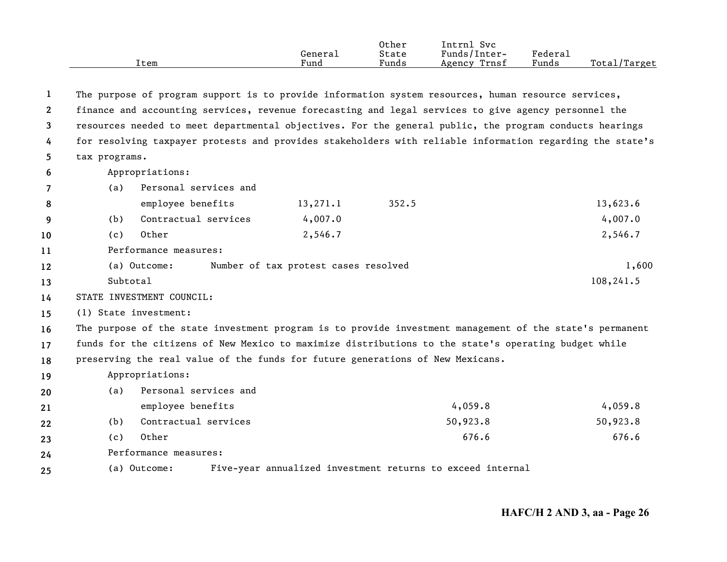| Item | General Fund | Other State Funds | Intrnl Svc Funds/Inter-Agency Trnsf | Federal Funds | Total/Target |
|---|---|---|---|---|---|
| The purpose of program support is to provide information system resources, human resource services, finance and accounting services, revenue forecasting and legal services to give agency personnel the resources needed to meet departmental objectives. For the general public, the program conducts hearings for resolving taxpayer protests and provides stakeholders with reliable information regarding the state's tax programs. | | | | | |
| Appropriations: | | | | | |
| (a) Personal services and employee benefits | 13,271.1 | 352.5 | | | 13,623.6 |
| (b) Contractual services | 4,007.0 | | | | 4,007.0 |
| (c) Other | 2,546.7 | | | | 2,546.7 |
| Performance measures: | | | | | |
| (a) Outcome: Number of tax protest cases resolved | | | | | 1,600 |
| Subtotal | | | | | 108,241.5 |
| STATE INVESTMENT COUNCIL: | | | | | |
| (1) State investment: | | | | | |
| The purpose of the state investment program is to provide investment management of the state's permanent funds for the citizens of New Mexico to maximize distributions to the state's operating budget while preserving the real value of the funds for future generations of New Mexicans. | | | | | |
| Appropriations: | | | | | |
| (a) Personal services and employee benefits | | | 4,059.8 | | 4,059.8 |
| (b) Contractual services | | | 50,923.8 | | 50,923.8 |
| (c) Other | | | 676.6 | | 676.6 |
| Performance measures: | | | | | |
| (a) Outcome: Five-year annualized investment returns to exceed internal | | | | | |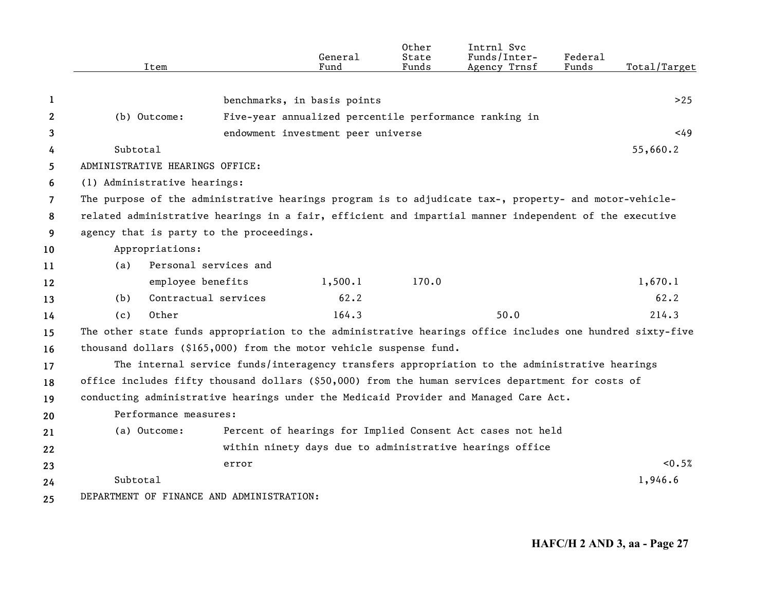| Item | | General Fund | Other State Funds | Intrnl Svc Funds/Inter-Agency Trnsf | Federal Funds | Total/Target |
|---|---|---|---|---|---|---|
| | benchmarks, in basis points | | | | | >25 |
| (b) Outcome: | Five-year annualized percentile performance ranking in endowment investment peer universe | | | | | <49 |
| Subtotal | | | | | | 55,660.2 |

ADMINISTRATIVE HEARINGS OFFICE:

(1) Administrative hearings:

The purpose of the administrative hearings program is to adjudicate tax-, property- and motor-vehicle-related administrative hearings in a fair, efficient and impartial manner independent of the executive agency that is party to the proceedings.

| Item | General Fund | Other State Funds | Intrnl Svc Funds/Inter-Agency Trnsf | Federal Funds | Total/Target |
|---|---|---|---|---|---|
| Appropriations: | | | | | |
| (a) Personal services and employee benefits | 1,500.1 | 170.0 | | | 1,670.1 |
| (b) Contractual services | 62.2 | | | | 62.2 |
| (c) Other | 164.3 | | 50.0 | | 214.3 |

The other state funds appropriation to the administrative hearings office includes one hundred sixty-five thousand dollars ($165,000) from the motor vehicle suspense fund.

The internal service funds/interagency transfers appropriation to the administrative hearings office includes fifty thousand dollars ($50,000) from the human services department for costs of conducting administrative hearings under the Medicaid Provider and Managed Care Act.

| Item | | Total/Target |
|---|---|---|
| Performance measures: | | |
| (a) Outcome: | Percent of hearings for Implied Consent Act cases not held within ninety days due to administrative hearings office error | <0.5% |
| Subtotal | | 1,946.6 |

DEPARTMENT OF FINANCE AND ADMINISTRATION: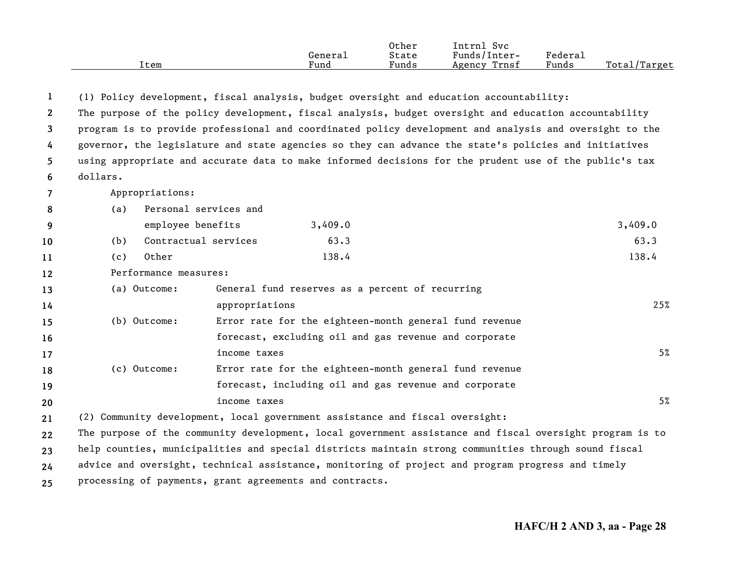| Item | General Fund | Other State Funds | Intrnl Svc Funds/Inter-Agency Trnsf | Federal Funds | Total/Target |
|---|---|---|---|---|---|
| (1) Policy development, fiscal analysis, budget oversight and education accountability: | | | | | |
| The purpose of the policy development, fiscal analysis, budget oversight and education accountability program is to provide professional and coordinated policy development and analysis and oversight to the governor, the legislature and state agencies so they can advance the state's policies and initiatives using appropriate and accurate data to make informed decisions for the prudent use of the public's tax dollars. | | | | | |
| Appropriations: | | | | | |
| (a) Personal services and employee benefits | 3,409.0 | | | | 3,409.0 |
| (b) Contractual services | 63.3 | | | | 63.3 |
| (c) Other | 138.4 | | | | 138.4 |
| Performance measures: | | | | | |
| (a) Outcome: General fund reserves as a percent of recurring appropriations | | | | | 25% |
| (b) Outcome: Error rate for the eighteen-month general fund revenue forecast, excluding oil and gas revenue and corporate income taxes | | | | | 5% |
| (c) Outcome: Error rate for the eighteen-month general fund revenue forecast, including oil and gas revenue and corporate income taxes | | | | | 5% |
| (2) Community development, local government assistance and fiscal oversight: | | | | | |
| The purpose of the community development, local government assistance and fiscal oversight program is to help counties, municipalities and special districts maintain strong communities through sound fiscal advice and oversight, technical assistance, monitoring of project and program progress and timely processing of payments, grant agreements and contracts. | | | | | |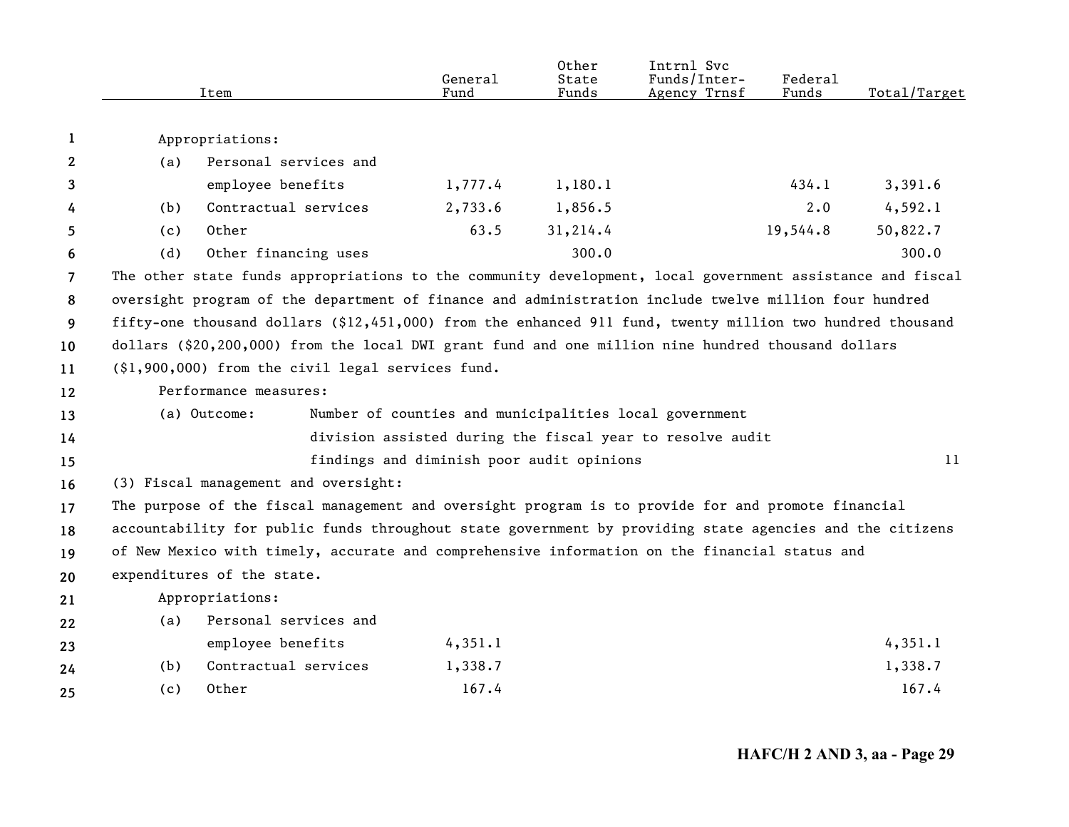| Item | General Fund | Other State Funds | Intrnl Svc Funds/Inter-Agency Trnsf | Federal Funds | Total/Target |
|---|---|---|---|---|---|
| Appropriations: | | | | | |
| (a) Personal services and employee benefits | 1,777.4 | 1,180.1 | | 434.1 | 3,391.6 |
| (b) Contractual services | 2,733.6 | 1,856.5 | | 2.0 | 4,592.1 |
| (c) Other | 63.5 | 31,214.4 | | 19,544.8 | 50,822.7 |
| (d) Other financing uses | | 300.0 | | | 300.0 |

The other state funds appropriations to the community development, local government assistance and fiscal oversight program of the department of finance and administration include twelve million four hundred fifty-one thousand dollars ($12,451,000) from the enhanced 911 fund, twenty million two hundred thousand dollars ($20,200,000) from the local DWI grant fund and one million nine hundred thousand dollars ($1,900,000) from the civil legal services fund.

Performance measures:

| | | Total/Target |
|---|---|---|
| (a) Outcome: | Number of counties and municipalities local government division assisted during the fiscal year to resolve audit findings and diminish poor audit opinions | 11 |

(3) Fiscal management and oversight:

The purpose of the fiscal management and oversight program is to provide for and promote financial accountability for public funds throughout state government by providing state agencies and the citizens of New Mexico with timely, accurate and comprehensive information on the financial status and expenditures of the state.

| Item | General Fund | Other State Funds | Intrnl Svc Funds/Inter-Agency Trnsf | Federal Funds | Total/Target |
|---|---|---|---|---|---|
| Appropriations: | | | | | |
| (a) Personal services and employee benefits | 4,351.1 | | | | 4,351.1 |
| (b) Contractual services | 1,338.7 | | | | 1,338.7 |
| (c) Other | 167.4 | | | | 167.4 |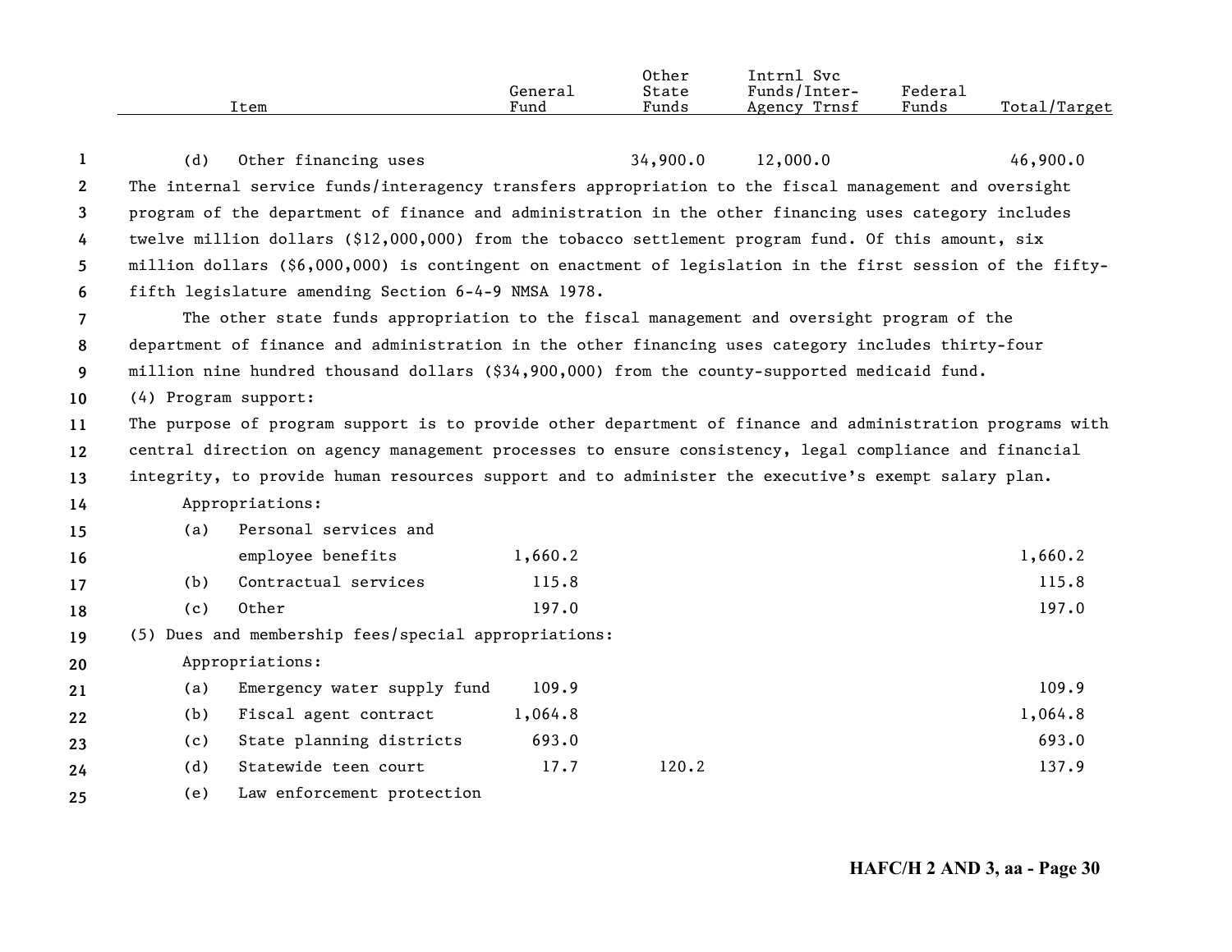| Item | General Fund | Other State Funds | Intrnl Svc Funds/Inter-Agency Trnsf | Federal Funds | Total/Target |
|---|---|---|---|---|---|
| (d) Other financing uses | | 34,900.0 | 12,000.0 | | 46,900.0 |

The internal service funds/interagency transfers appropriation to the fiscal management and oversight program of the department of finance and administration in the other financing uses category includes twelve million dollars ($12,000,000) from the tobacco settlement program fund. Of this amount, six million dollars ($6,000,000) is contingent on enactment of legislation in the first session of the fifty-fifth legislature amending Section 6-4-9 NMSA 1978.

The other state funds appropriation to the fiscal management and oversight program of the department of finance and administration in the other financing uses category includes thirty-four million nine hundred thousand dollars ($34,900,000) from the county-supported medicaid fund.

(4) Program support:

The purpose of program support is to provide other department of finance and administration programs with central direction on agency management processes to ensure consistency, legal compliance and financial integrity, to provide human resources support and to administer the executive's exempt salary plan.

Appropriations:

| Item | General Fund | Other State Funds | Intrnl Svc Funds/Inter-Agency Trnsf | Federal Funds | Total/Target |
|---|---|---|---|---|---|
| (a) Personal services and employee benefits | 1,660.2 | | | | 1,660.2 |
| (b) Contractual services | 115.8 | | | | 115.8 |
| (c) Other | 197.0 | | | | 197.0 |

(5) Dues and membership fees/special appropriations:

Appropriations:

| Item | General Fund | Other State Funds | Intrnl Svc Funds/Inter-Agency Trnsf | Federal Funds | Total/Target |
|---|---|---|---|---|---|
| (a) Emergency water supply fund | 109.9 | | | | 109.9 |
| (b) Fiscal agent contract | 1,064.8 | | | | 1,064.8 |
| (c) State planning districts | 693.0 | | | | 693.0 |
| (d) Statewide teen court | 17.7 | 120.2 | | | 137.9 |
| (e) Law enforcement protection | | | | | |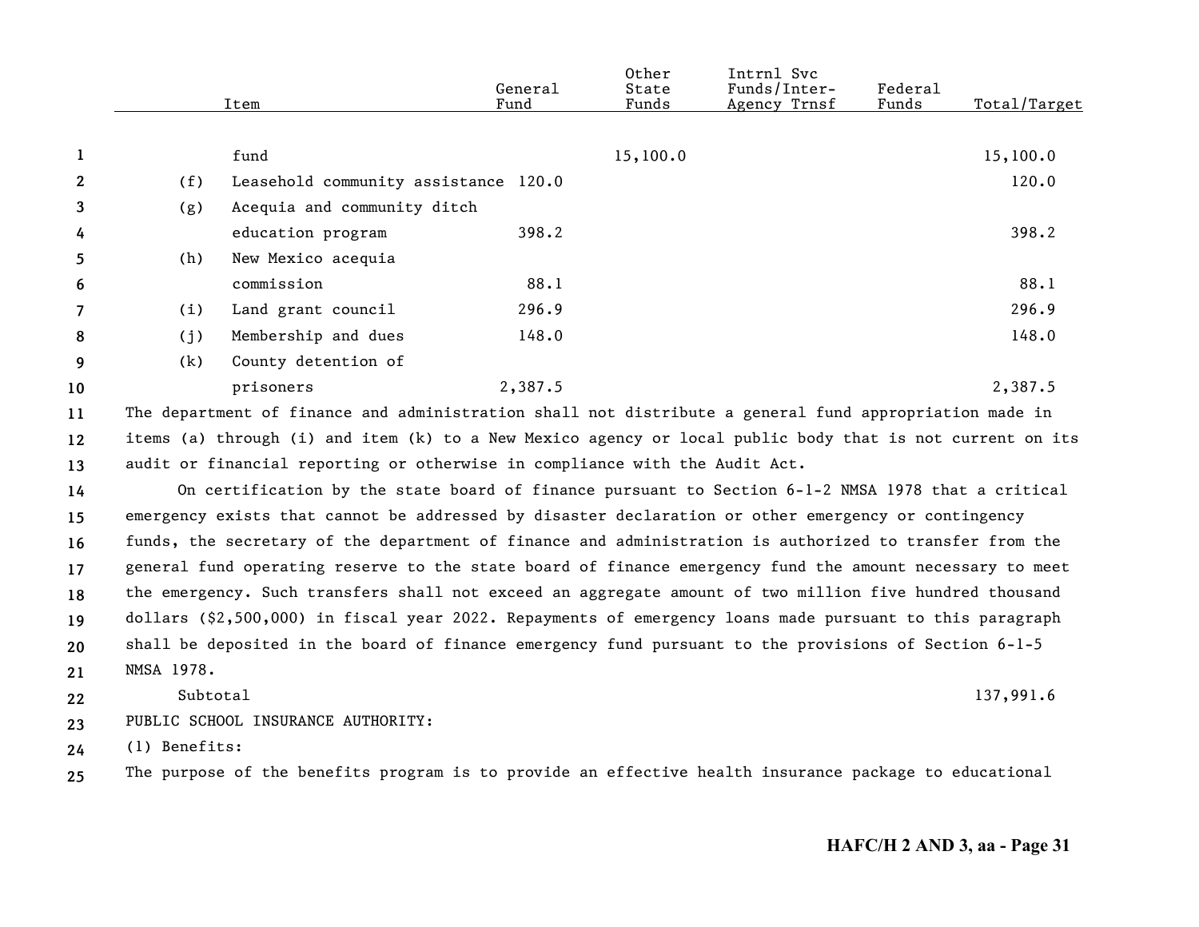| | Item | General Fund | Other State Funds | Intrnl Svc Funds/Inter-Agency Trnsf | Federal Funds | Total/Target |
|---|---|---|---|---|---|---|
| | fund | | 15,100.0 | | | 15,100.0 |
| (f) | Leasehold community assistance | 120.0 | | | | 120.0 |
| (g) | Acequia and community ditch education program | 398.2 | | | | 398.2 |
| (h) | New Mexico acequia commission | 88.1 | | | | 88.1 |
| (i) | Land grant council | 296.9 | | | | 296.9 |
| (j) | Membership and dues | 148.0 | | | | 148.0 |
| (k) | County detention of prisoners | 2,387.5 | | | | 2,387.5 |

The department of finance and administration shall not distribute a general fund appropriation made in items (a) through (i) and item (k) to a New Mexico agency or local public body that is not current on its audit or financial reporting or otherwise in compliance with the Audit Act.

On certification by the state board of finance pursuant to Section 6-1-2 NMSA 1978 that a critical emergency exists that cannot be addressed by disaster declaration or other emergency or contingency funds, the secretary of the department of finance and administration is authorized to transfer from the general fund operating reserve to the state board of finance emergency fund the amount necessary to meet the emergency. Such transfers shall not exceed an aggregate amount of two million five hundred thousand dollars ($2,500,000) in fiscal year 2022. Repayments of emergency loans made pursuant to this paragraph shall be deposited in the board of finance emergency fund pursuant to the provisions of Section 6-1-5 NMSA 1978.

Subtotal 137,991.6

PUBLIC SCHOOL INSURANCE AUTHORITY:

(1) Benefits:

The purpose of the benefits program is to provide an effective health insurance package to educational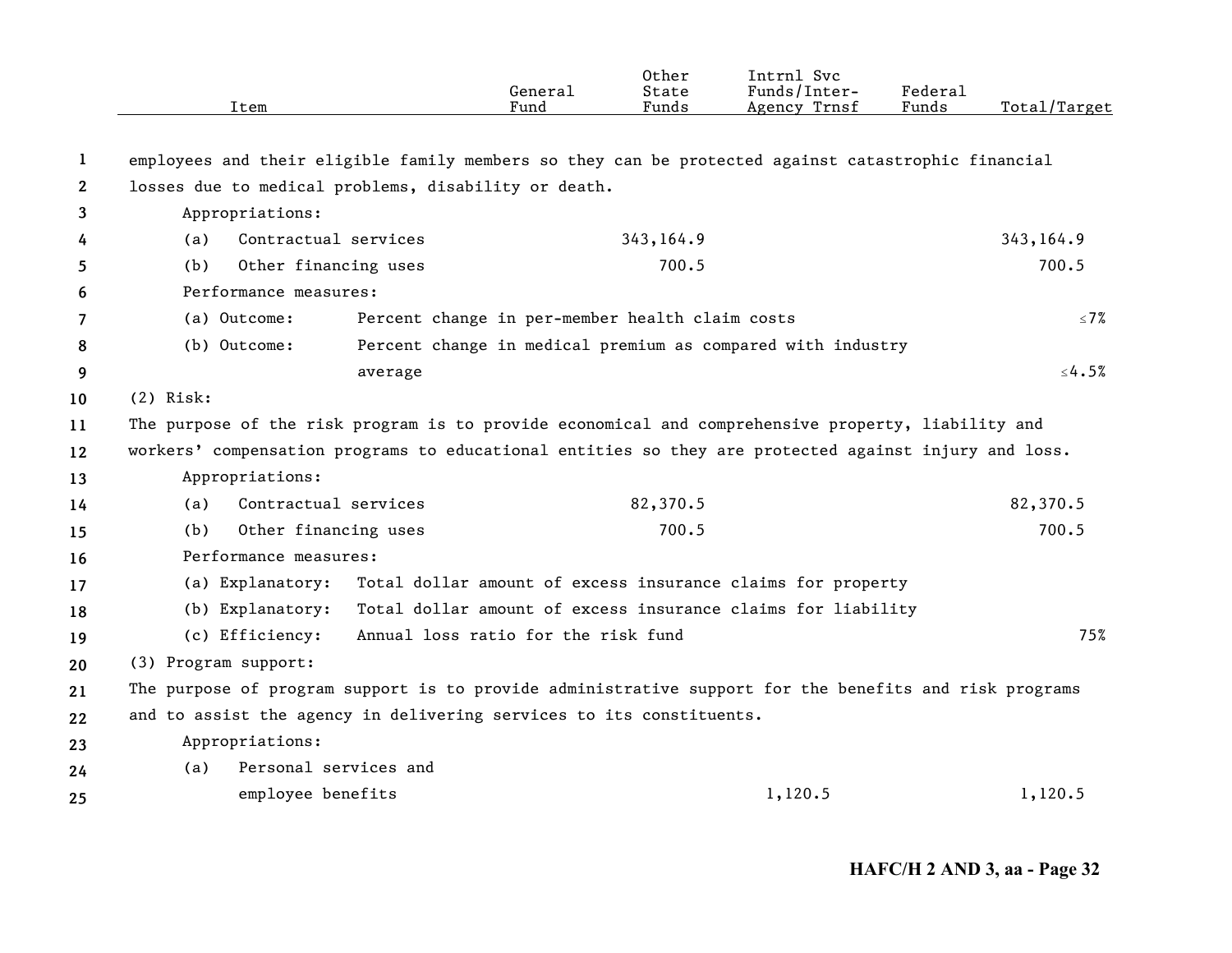| Item | General Fund | Other State Funds | Intrnl Svc Funds/Inter-Agency Trnsf | Federal Funds | Total/Target |
|---|---|---|---|---|---|
| employees and their eligible family members so they can be protected against catastrophic financial losses due to medical problems, disability or death. | | | | | |
| Appropriations: | | | | | |
| (a) Contractual services | | 343,164.9 | | | 343,164.9 |
| (b) Other financing uses | | 700.5 | | | 700.5 |
| Performance measures: | | | | | |
| (a) Outcome: Percent change in per-member health claim costs | | | | | ≤7% |
| (b) Outcome: Percent change in medical premium as compared with industry average | | | | | ≤4.5% |
| (2) Risk: | | | | | |
| The purpose of the risk program is to provide economical and comprehensive property, liability and workers' compensation programs to educational entities so they are protected against injury and loss. | | | | | |
| Appropriations: | | | | | |
| (a) Contractual services | | 82,370.5 | | | 82,370.5 |
| (b) Other financing uses | | 700.5 | | | 700.5 |
| Performance measures: | | | | | |
| (a) Explanatory: Total dollar amount of excess insurance claims for property | | | | | |
| (b) Explanatory: Total dollar amount of excess insurance claims for liability | | | | | |
| (c) Efficiency: Annual loss ratio for the risk fund | | | | | 75% |
| (3) Program support: | | | | | |
| The purpose of program support is to provide administrative support for the benefits and risk programs and to assist the agency in delivering services to its constituents. | | | | | |
| Appropriations: | | | | | |
| (a) Personal services and employee benefits | | | 1,120.5 | | 1,120.5 |

HAFC/H 2 AND 3, aa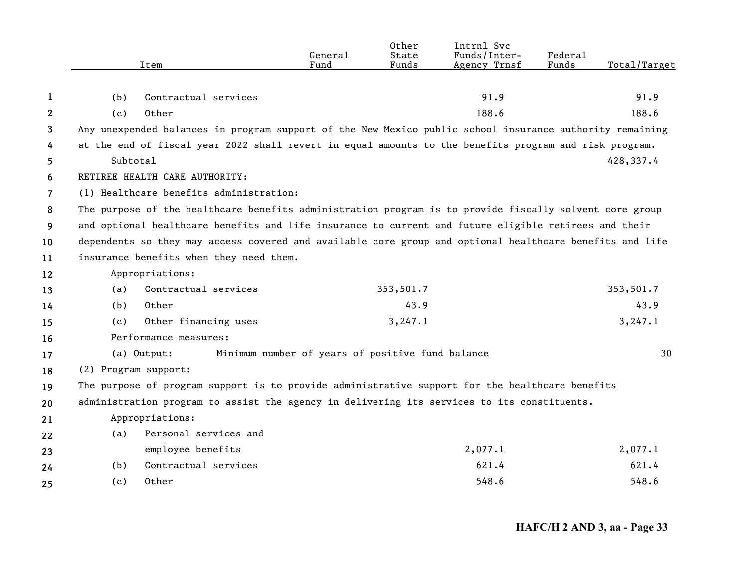| Item | General Fund | Other State Funds | Intrnl Svc Funds/Inter-Agency Trnsf | Federal Funds | Total/Target |
|---|---|---|---|---|---|
| (b) Contractual services | | | 91.9 | | 91.9 |
| (c) Other | | | 188.6 | | 188.6 |

Any unexpended balances in program support of the New Mexico public school insurance authority remaining at the end of fiscal year 2022 shall revert in equal amounts to the benefits program and risk program.

| Item | General Fund | Other State Funds | Intrnl Svc Funds/Inter-Agency Trnsf | Federal Funds | Total/Target |
|---|---|---|---|---|---|
| Subtotal | | | | | 428,337.4 |

RETIREE HEALTH CARE AUTHORITY:

(1) Healthcare benefits administration:

The purpose of the healthcare benefits administration program is to provide fiscally solvent core group and optional healthcare benefits and life insurance to current and future eligible retirees and their dependents so they may access covered and available core group and optional healthcare benefits and life insurance benefits when they need them.

| Item | General Fund | Other State Funds | Intrnl Svc Funds/Inter-Agency Trnsf | Federal Funds | Total/Target |
|---|---|---|---|---|---|
| Appropriations: | | | | | |
| (a) Contractual services | | 353,501.7 | | | 353,501.7 |
| (b) Other | | 43.9 | | | 43.9 |
| (c) Other financing uses | | 3,247.1 | | | 3,247.1 |
| Performance measures: | | | | | |
| (a) Output: Minimum number of years of positive fund balance | | | | | 30 |

(2) Program support:

The purpose of program support is to provide administrative support for the healthcare benefits administration program to assist the agency in delivering its services to its constituents.

| Item | General Fund | Other State Funds | Intrnl Svc Funds/Inter-Agency Trnsf | Federal Funds | Total/Target |
|---|---|---|---|---|---|
| Appropriations: | | | | | |
| (a) Personal services and employee benefits | | | 2,077.1 | | 2,077.1 |
| (b) Contractual services | | | 621.4 | | 621.4 |
| (c) Other | | | 548.6 | | 548.6 |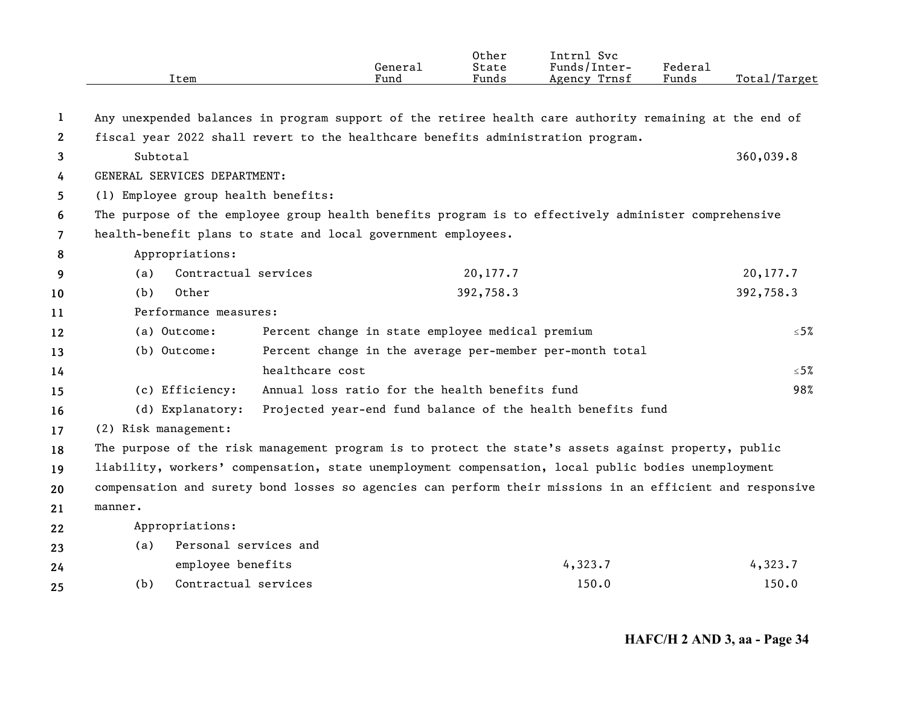| Item | General Fund | Other State Funds | Intrnl Svc Funds/Inter-Agency Trnsf | Federal Funds | Total/Target |
|---|---|---|---|---|---|

Any unexpended balances in program support of the retiree health care authority remaining at the end of fiscal year 2022 shall revert to the healthcare benefits administration program.

| Item | General Fund | Other State Funds | Intrnl Svc Funds/Inter-Agency Trnsf | Federal Funds | Total/Target |
|---|---|---|---|---|---|
| Subtotal | | | | | 360,039.8 |

GENERAL SERVICES DEPARTMENT:

(1) Employee group health benefits:

The purpose of the employee group health benefits program is to effectively administer comprehensive health-benefit plans to state and local government employees.

Appropriations:

| Item | General Fund | Other State Funds | Intrnl Svc Funds/Inter-Agency Trnsf | Federal Funds | Total/Target |
|---|---|---|---|---|---|
| (a) Contractual services | | 20,177.7 | | | 20,177.7 |
| (b) Other | | 392,758.3 | | | 392,758.3 |

Performance measures:

| Measure | Description | Target |
|---|---|---|
| (a) Outcome: | Percent change in state employee medical premium | ≤5% |
| (b) Outcome: | Percent change in the average per-member per-month total healthcare cost | ≤5% |
| (c) Efficiency: | Annual loss ratio for the health benefits fund | 98% |
| (d) Explanatory: | Projected year-end fund balance of the health benefits fund | |

(2) Risk management:

The purpose of the risk management program is to protect the state's assets against property, public liability, workers' compensation, state unemployment compensation, local public bodies unemployment compensation and surety bond losses so agencies can perform their missions in an efficient and responsive manner.

Appropriations:

| Item | General Fund | Other State Funds | Intrnl Svc Funds/Inter-Agency Trnsf | Federal Funds | Total/Target |
|---|---|---|---|---|---|
| (a) Personal services and employee benefits | | | 4,323.7 | | 4,323.7 |
| (b) Contractual services | | | 150.0 | | 150.0 |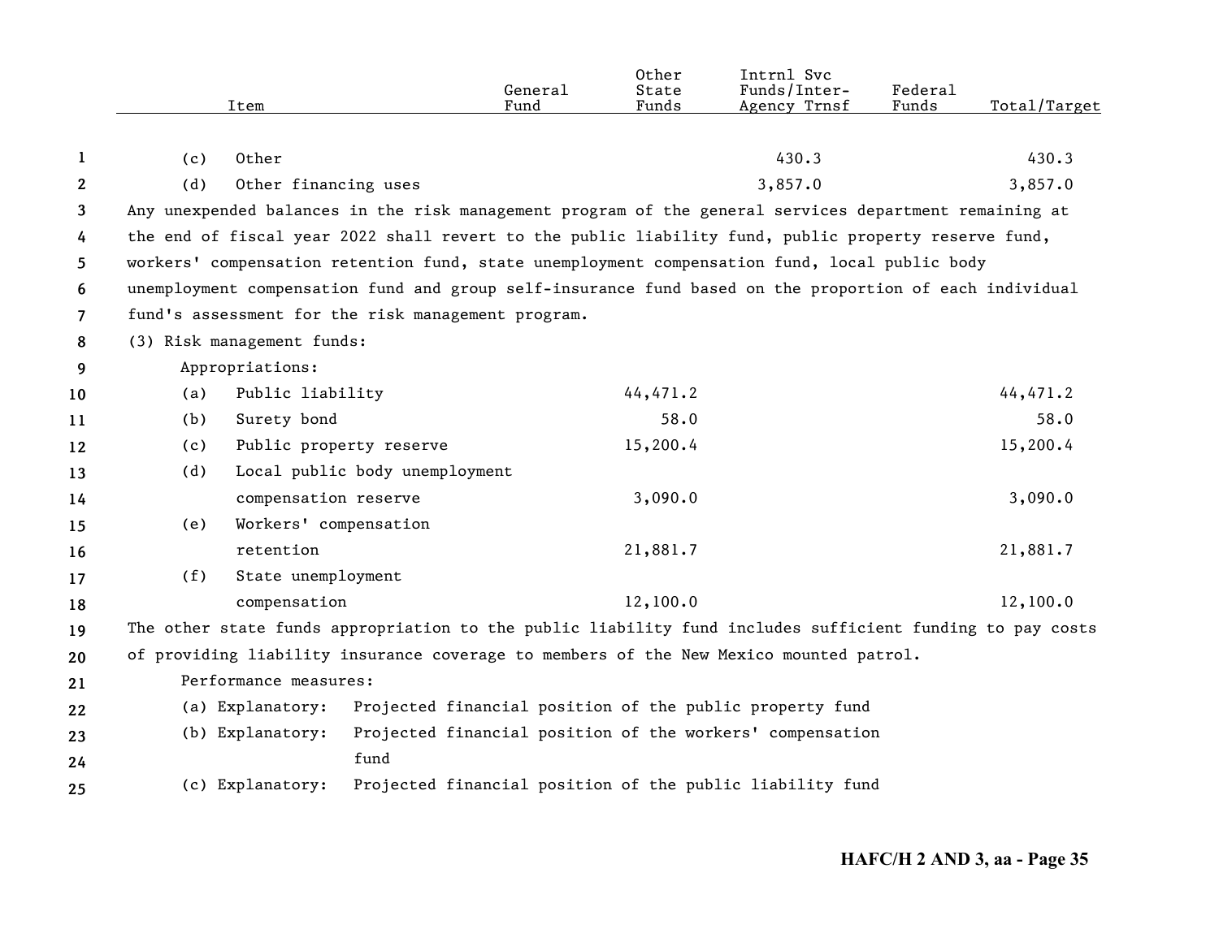| Item | General Fund | Other State Funds | Intrnl Svc Funds/Inter-Agency Trnsf | Federal Funds | Total/Target |
|---|---|---|---|---|---|
| (c) Other | | | 430.3 | | 430.3 |
| (d) Other financing uses | | | 3,857.0 | | 3,857.0 |

Any unexpended balances in the risk management program of the general services department remaining at the end of fiscal year 2022 shall revert to the public liability fund, public property reserve fund, workers' compensation retention fund, state unemployment compensation fund, local public body unemployment compensation fund and group self-insurance fund based on the proportion of each individual fund's assessment for the risk management program.

(3) Risk management funds:

Appropriations:

| Item | General Fund | Other State Funds | Intrnl Svc Funds/Inter-Agency Trnsf | Federal Funds | Total/Target |
|---|---|---|---|---|---|
| (a) Public liability | | 44,471.2 | | | 44,471.2 |
| (b) Surety bond | | 58.0 | | | 58.0 |
| (c) Public property reserve | | 15,200.4 | | | 15,200.4 |
| (d) Local public body unemployment compensation reserve | | 3,090.0 | | | 3,090.0 |
| (e) Workers' compensation retention | | 21,881.7 | | | 21,881.7 |
| (f) State unemployment compensation | | 12,100.0 | | | 12,100.0 |

The other state funds appropriation to the public liability fund includes sufficient funding to pay costs of providing liability insurance coverage to members of the New Mexico mounted patrol.

Performance measures:

(a) Explanatory: Projected financial position of the public property fund

(b) Explanatory: Projected financial position of the workers' compensation fund

(c) Explanatory: Projected financial position of the public liability fund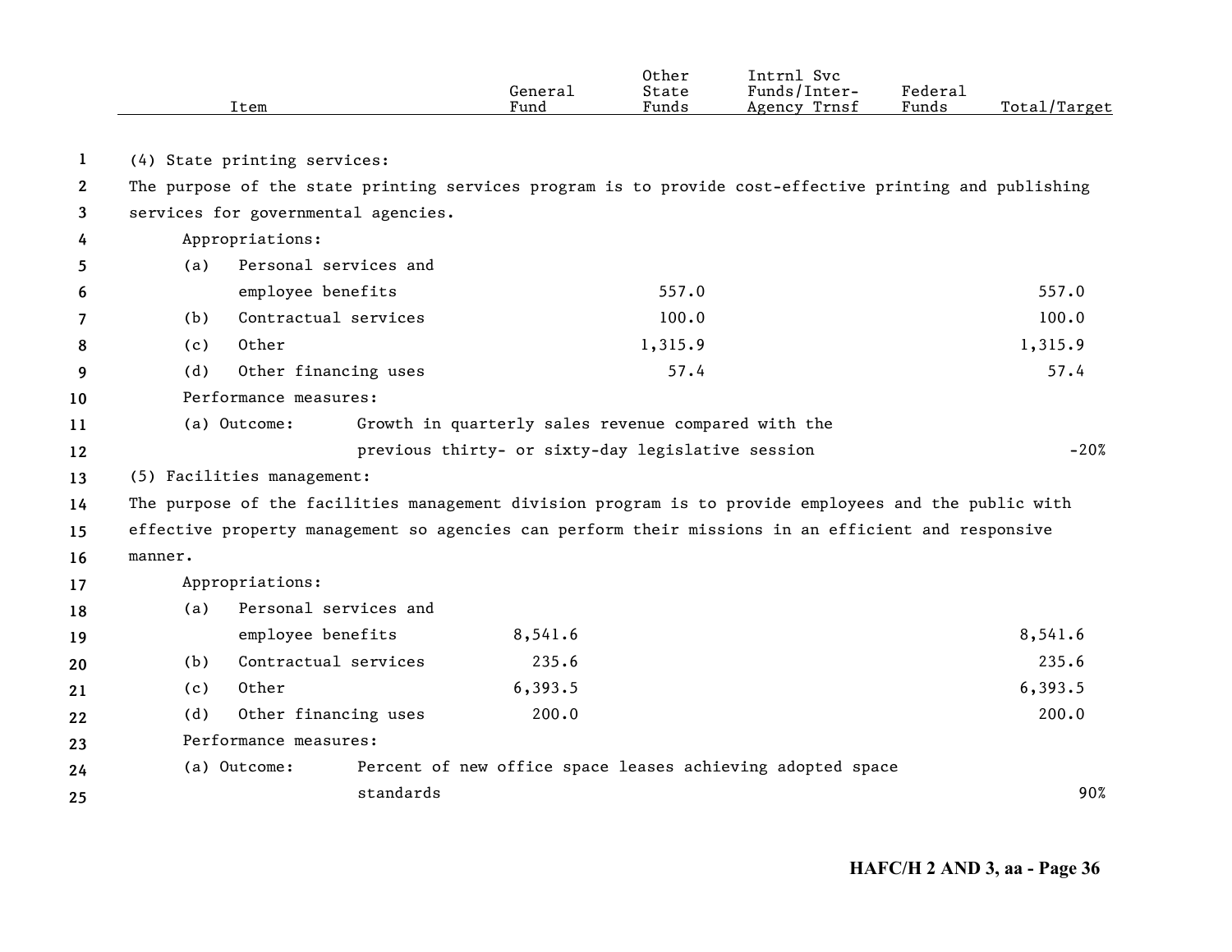| Item | General Fund | Other State Funds | Intrnl Svc Funds/Inter-Agency Trnsf | Federal Funds | Total/Target |
|---|---|---|---|---|---|
| (4) State printing services: | | | | | |
| The purpose of the state printing services program is to provide cost-effective printing and publishing services for governmental agencies. | | | | | |
| Appropriations: | | | | | |
| (a) Personal services and employee benefits | | 557.0 | | | 557.0 |
| (b) Contractual services | | 100.0 | | | 100.0 |
| (c) Other | | 1,315.9 | | | 1,315.9 |
| (d) Other financing uses | | 57.4 | | | 57.4 |
| Performance measures: | | | | | |
| (a) Outcome: Growth in quarterly sales revenue compared with the previous thirty- or sixty-day legislative session | | | | | -20% |
| (5) Facilities management: | | | | | |
| The purpose of the facilities management division program is to provide employees and the public with effective property management so agencies can perform their missions in an efficient and responsive manner. | | | | | |
| Appropriations: | | | | | |
| (a) Personal services and employee benefits | 8,541.6 | | | | 8,541.6 |
| (b) Contractual services | 235.6 | | | | 235.6 |
| (c) Other | 6,393.5 | | | | 6,393.5 |
| (d) Other financing uses | 200.0 | | | | 200.0 |
| Performance measures: | | | | | |
| (a) Outcome: Percent of new office space leases achieving adopted space standards | | | | | 90% |

HAFC/H 2 AND 3, aa - Page 36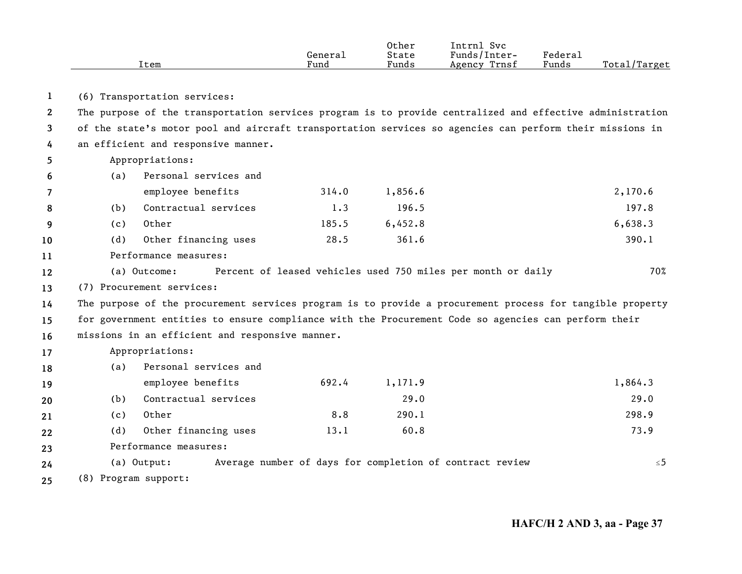| Item | General Fund | Other State Funds | Intrnl Svc Funds/Inter-Agency Trnsf | Federal Funds | Total/Target |
|---|---|---|---|---|---|
| (6) Transportation services: | | | | | |
| The purpose of the transportation services program is to provide centralized and effective administration of the state's motor pool and aircraft transportation services so agencies can perform their missions in an efficient and responsive manner. | | | | | |
| Appropriations: | | | | | |
| (a) Personal services and employee benefits | 314.0 | 1,856.6 | | | 2,170.6 |
| (b) Contractual services | 1.3 | 196.5 | | | 197.8 |
| (c) Other | 185.5 | 6,452.8 | | | 6,638.3 |
| (d) Other financing uses | 28.5 | 361.6 | | | 390.1 |
| Performance measures: | | | | | |
| (a) Outcome: Percent of leased vehicles used 750 miles per month or daily | | | | | 70% |
| (7) Procurement services: | | | | | |
| The purpose of the procurement services program is to provide a procurement process for tangible property for government entities to ensure compliance with the Procurement Code so agencies can perform their missions in an efficient and responsive manner. | | | | | |
| Appropriations: | | | | | |
| (a) Personal services and employee benefits | 692.4 | 1,171.9 | | | 1,864.3 |
| (b) Contractual services | | 29.0 | | | 29.0 |
| (c) Other | 8.8 | 290.1 | | | 298.9 |
| (d) Other financing uses | 13.1 | 60.8 | | | 73.9 |
| Performance measures: | | | | | |
| (a) Output: Average number of days for completion of contract review | | | | | ≤5 |
| (8) Program support: | | | | | |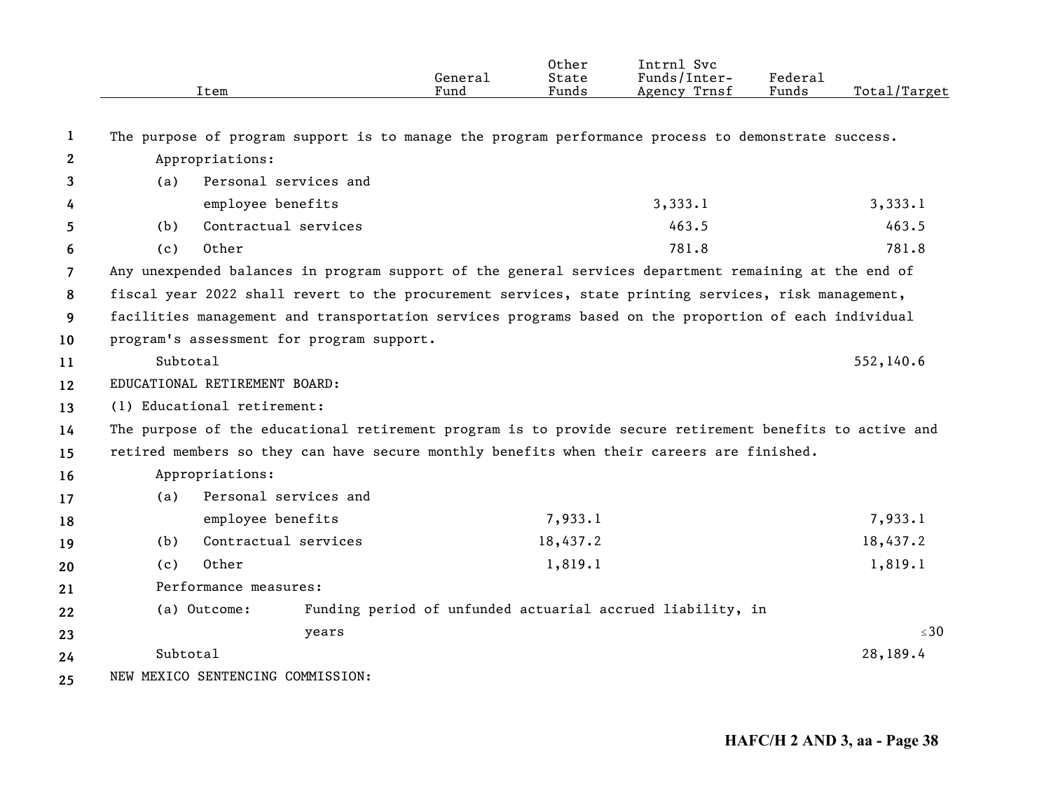| Item | General Fund | Other State Funds | Intrnl Svc Funds/Inter-Agency Trnsf | Federal Funds | Total/Target |
|---|---|---|---|---|---|
| The purpose of program support is to manage the program performance process to demonstrate success. | | | | | |
| Appropriations: | | | | | |
| (a) Personal services and employee benefits | | | 3,333.1 | | 3,333.1 |
| (b) Contractual services | | | 463.5 | | 463.5 |
| (c) Other | | | 781.8 | | 781.8 |
| Any unexpended balances in program support of the general services department remaining at the end of fiscal year 2022 shall revert to the procurement services, state printing services, risk management, facilities management and transportation services programs based on the proportion of each individual program's assessment for program support. | | | | | |
| Subtotal | | | | | 552,140.6 |
| EDUCATIONAL RETIREMENT BOARD: | | | | | |
| (1) Educational retirement: | | | | | |
| The purpose of the educational retirement program is to provide secure retirement benefits to active and retired members so they can have secure monthly benefits when their careers are finished. | | | | | |
| Appropriations: | | | | | |
| (a) Personal services and employee benefits | | 7,933.1 | | | 7,933.1 |
| (b) Contractual services | | 18,437.2 | | | 18,437.2 |
| (c) Other | | 1,819.1 | | | 1,819.1 |
| Performance measures: | | | | | |
| (a) Outcome: Funding period of unfunded actuarial accrued liability, in years | | | | | ≤30 |
| Subtotal | | | | | 28,189.4 |
| NEW MEXICO SENTENCING COMMISSION: | | | | | |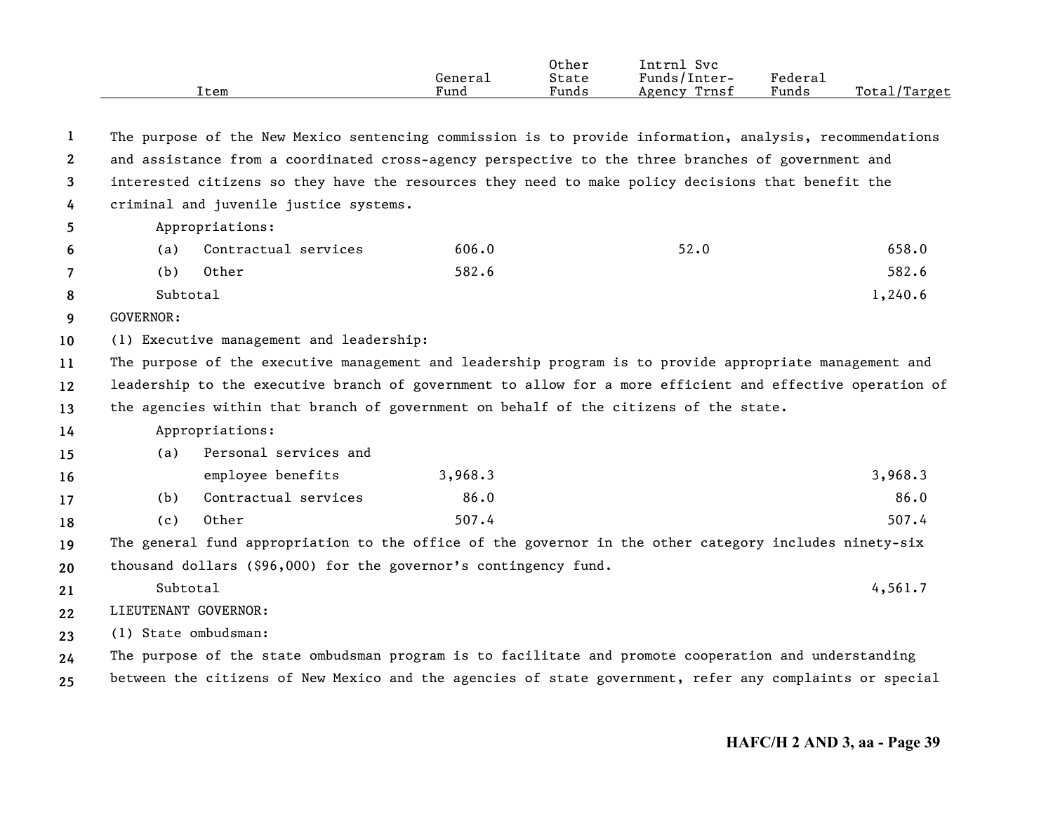| Item | General Fund | Other State Funds | Intrnl Svc Funds/Inter-Agency Trnsf | Federal Funds | Total/Target |
|---|---|---|---|---|---|
| The purpose of the New Mexico sentencing commission is to provide information, analysis, recommendations and assistance from a coordinated cross-agency perspective to the three branches of government and interested citizens so they have the resources they need to make policy decisions that benefit the criminal and juvenile justice systems. | | | | | |
| Appropriations: | | | | | |
| (a) Contractual services | 606.0 | | 52.0 | | 658.0 |
| (b) Other | 582.6 | | | | 582.6 |
| Subtotal | | | | | 1,240.6 |
| GOVERNOR: | | | | | |
| (1) Executive management and leadership: | | | | | |
| The purpose of the executive management and leadership program is to provide appropriate management and leadership to the executive branch of government to allow for a more efficient and effective operation of the agencies within that branch of government on behalf of the citizens of the state. | | | | | |
| Appropriations: | | | | | |
| (a) Personal services and employee benefits | 3,968.3 | | | | 3,968.3 |
| (b) Contractual services | 86.0 | | | | 86.0 |
| (c) Other | 507.4 | | | | 507.4 |
| The general fund appropriation to the office of the governor in the other category includes ninety-six thousand dollars ($96,000) for the governor's contingency fund. | | | | | |
| Subtotal | | | | | 4,561.7 |
| LIEUTENANT GOVERNOR: | | | | | |
| (1) State ombudsman: | | | | | |
| The purpose of the state ombudsman program is to facilitate and promote cooperation and understanding between the citizens of New Mexico and the agencies of state government, refer any complaints or special | | | | | |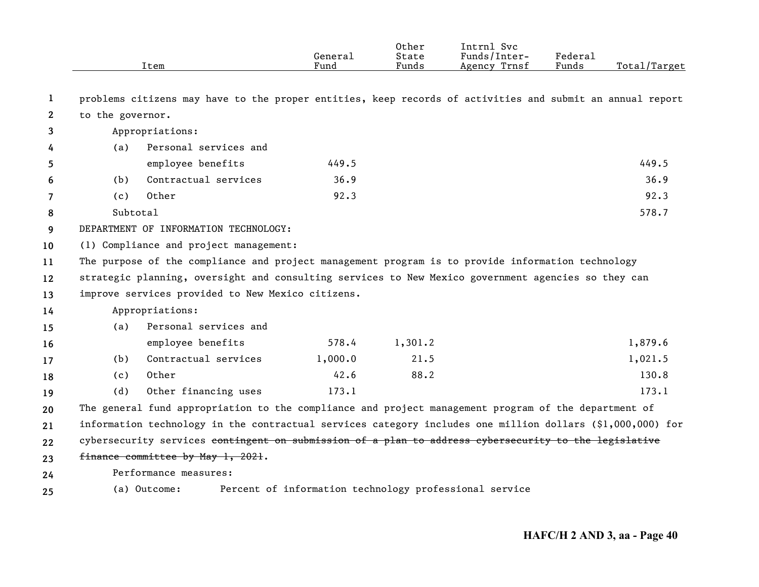| Item | General Fund | Other State Funds | Intrnl Svc Funds/Inter-Agency Trnsf | Federal Funds | Total/Target |
|---|---|---|---|---|---|

problems citizens may have to the proper entities, keep records of activities and submit an annual report to the governor.

Appropriations:

| Item | General Fund | Other State Funds | Intrnl Svc Funds/Inter-Agency Trnsf | Federal Funds | Total/Target |
|---|---|---|---|---|---|
| (a) Personal services and employee benefits | 449.5 | | | | 449.5 |
| (b) Contractual services | 36.9 | | | | 36.9 |
| (c) Other | 92.3 | | | | 92.3 |
| Subtotal | | | | | 578.7 |

DEPARTMENT OF INFORMATION TECHNOLOGY:

(1) Compliance and project management:

The purpose of the compliance and project management program is to provide information technology strategic planning, oversight and consulting services to New Mexico government agencies so they can improve services provided to New Mexico citizens.

Appropriations:

| Item | General Fund | Other State Funds | Intrnl Svc Funds/Inter-Agency Trnsf | Federal Funds | Total/Target |
|---|---|---|---|---|---|
| (a) Personal services and employee benefits | 578.4 | 1,301.2 | | | 1,879.6 |
| (b) Contractual services | 1,000.0 | 21.5 | | | 1,021.5 |
| (c) Other | 42.6 | 88.2 | | | 130.8 |
| (d) Other financing uses | 173.1 | | | | 173.1 |

The general fund appropriation to the compliance and project management program of the department of information technology in the contractual services category includes one million dollars ($1,000,000) for cybersecurity services ~~contingent on submission of a plan to address cybersecurity to the legislative finance committee by May 1, 2021~~.

Performance measures:

(a) Outcome: Percent of information technology professional service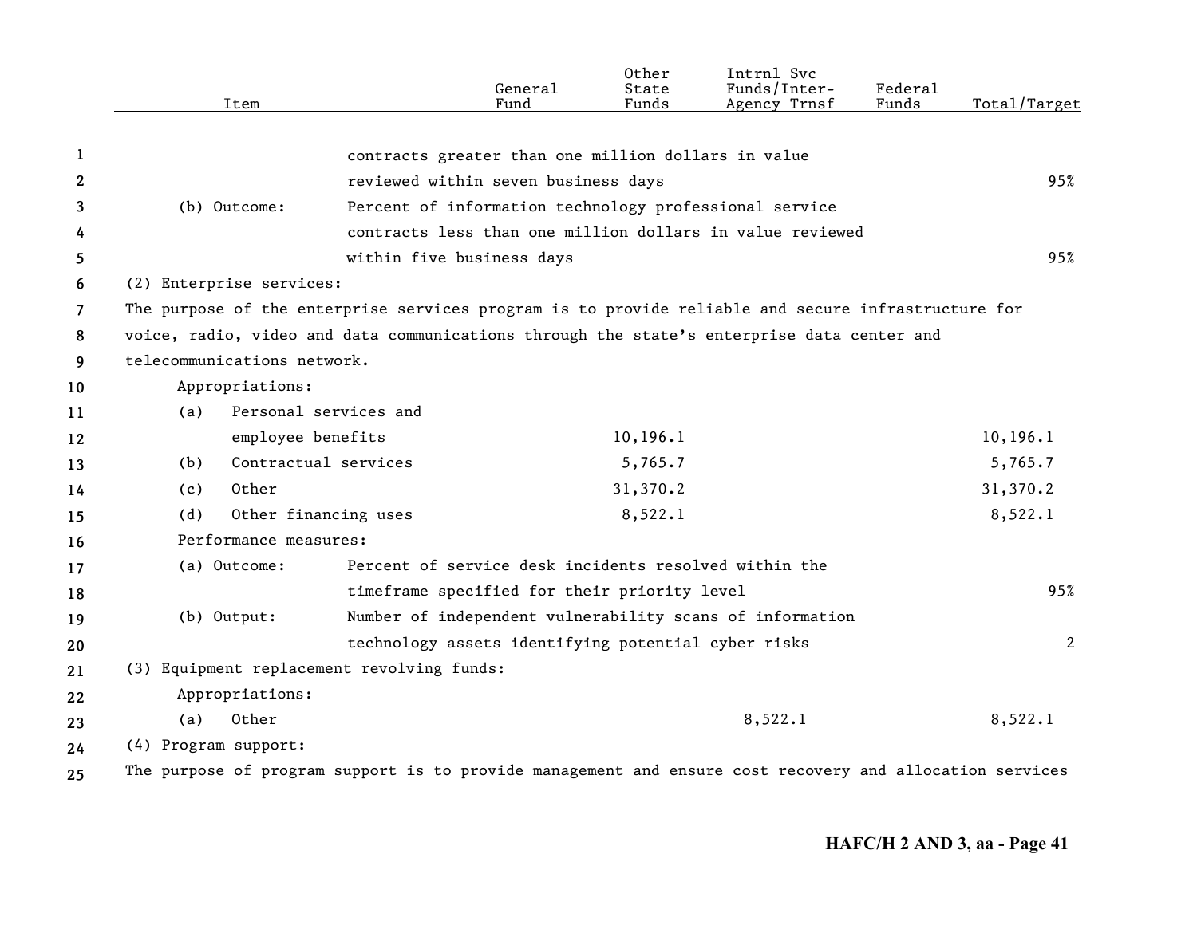| Item | General Fund | Other State Funds | Intrnl Svc Funds/Inter-Agency Trnsf | Federal Funds | Total/Target |
|---|---|---|---|---|---|
| contracts greater than one million dollars in value reviewed within seven business days | | | | | 95% |
| (b) Outcome: Percent of information technology professional service contracts less than one million dollars in value reviewed within five business days | | | | | 95% |
| (2) Enterprise services: | | | | | |
| The purpose of the enterprise services program is to provide reliable and secure infrastructure for voice, radio, video and data communications through the state's enterprise data center and telecommunications network. | | | | | |
| Appropriations: | | | | | |
| (a) Personal services and employee benefits | | 10,196.1 | | | 10,196.1 |
| (b) Contractual services | | 5,765.7 | | | 5,765.7 |
| (c) Other | | 31,370.2 | | | 31,370.2 |
| (d) Other financing uses | | 8,522.1 | | | 8,522.1 |
| Performance measures: | | | | | |
| (a) Outcome: Percent of service desk incidents resolved within the timeframe specified for their priority level | | | | | 95% |
| (b) Output: Number of independent vulnerability scans of information technology assets identifying potential cyber risks | | | | | 2 |
| (3) Equipment replacement revolving funds: | | | | | |
| Appropriations: | | | | | |
| (a) Other | | | 8,522.1 | | 8,522.1 |
| (4) Program support: | | | | | |
| The purpose of program support is to provide management and ensure cost recovery and allocation services | | | | | |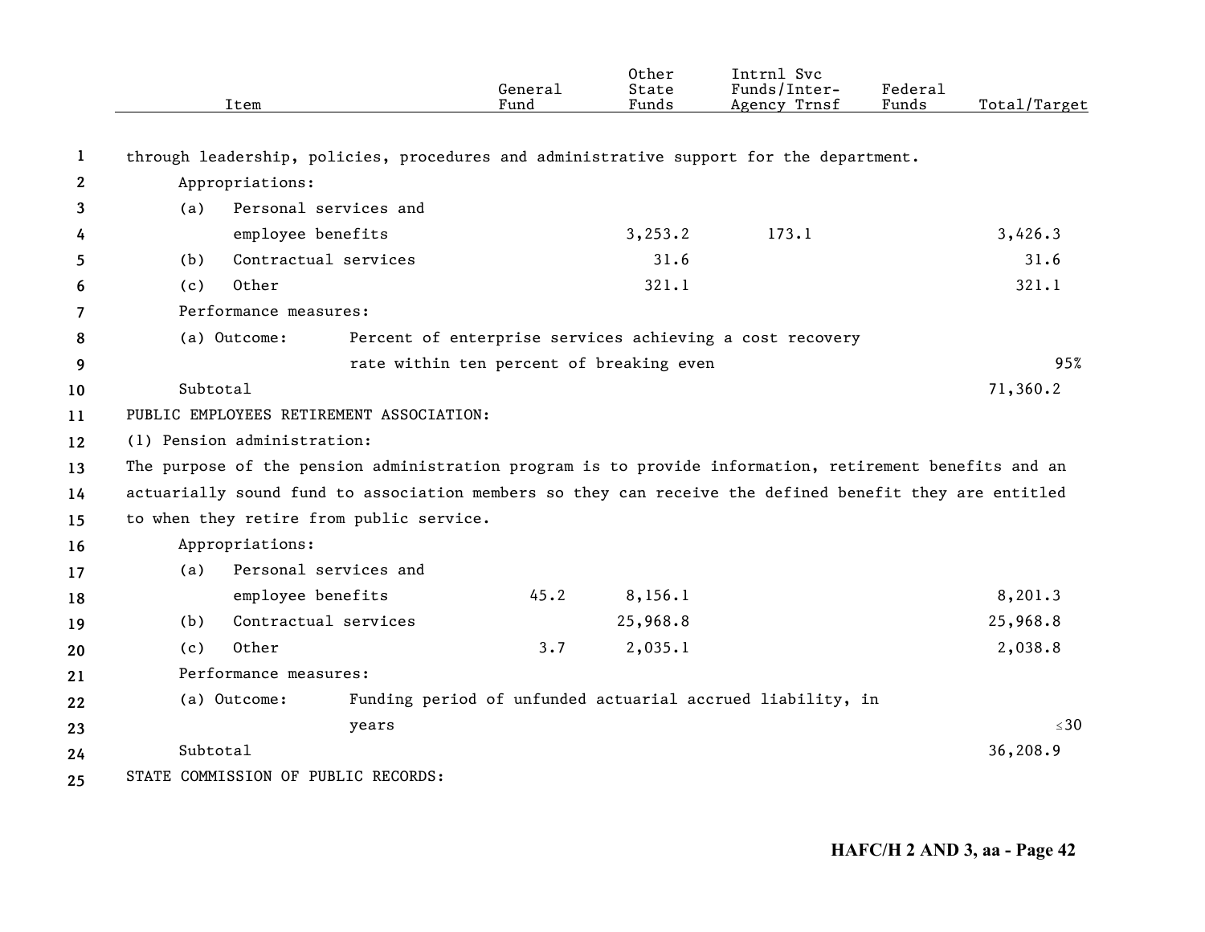| Item | General Fund | Other State Funds | Intrnl Svc Funds/Inter-Agency Trnsf | Federal Funds | Total/Target |
|---|---|---|---|---|---|
| through leadership, policies, procedures and administrative support for the department. | | | | | |
| Appropriations: | | | | | |
| (a) Personal services and employee benefits | | 3,253.2 | 173.1 | | 3,426.3 |
| (b) Contractual services | | 31.6 | | | 31.6 |
| (c) Other | | 321.1 | | | 321.1 |
| Performance measures: | | | | | |
| (a) Outcome: Percent of enterprise services achieving a cost recovery rate within ten percent of breaking even | | | | | 95% |
| Subtotal | | | | | 71,360.2 |
| PUBLIC EMPLOYEES RETIREMENT ASSOCIATION: | | | | | |
| (1) Pension administration: | | | | | |
| The purpose of the pension administration program is to provide information, retirement benefits and an actuarially sound fund to association members so they can receive the defined benefit they are entitled to when they retire from public service. | | | | | |
| Appropriations: | | | | | |
| (a) Personal services and employee benefits | 45.2 | 8,156.1 | | | 8,201.3 |
| (b) Contractual services | | 25,968.8 | | | 25,968.8 |
| (c) Other | 3.7 | 2,035.1 | | | 2,038.8 |
| Performance measures: | | | | | |
| (a) Outcome: Funding period of unfunded actuarial accrued liability, in years | | | | | ≤30 |
| Subtotal | | | | | 36,208.9 |
| STATE COMMISSION OF PUBLIC RECORDS: | | | | | |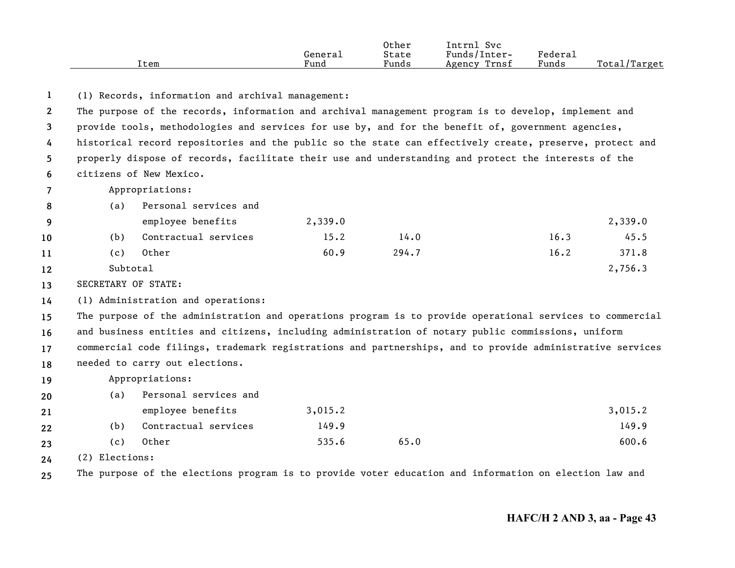| Item | General Fund | Other State Funds | Intrnl Svc Funds/Inter-Agency Trnsf | Federal Funds | Total/Target |
|---|---|---|---|---|---|
| (1) Records, information and archival management: | | | | | |
| The purpose of the records, information and archival management program is to develop, implement and provide tools, methodologies and services for use by, and for the benefit of, government agencies, historical record repositories and the public so the state can effectively create, preserve, protect and properly dispose of records, facilitate their use and understanding and protect the interests of the citizens of New Mexico. | | | | | |
| Appropriations: | | | | | |
| (a) Personal services and employee benefits | 2,339.0 | | | | 2,339.0 |
| (b) Contractual services | 15.2 | 14.0 | | 16.3 | 45.5 |
| (c) Other | 60.9 | 294.7 | | 16.2 | 371.8 |
| Subtotal | | | | | 2,756.3 |
| SECRETARY OF STATE: | | | | | |
| (1) Administration and operations: | | | | | |
| The purpose of the administration and operations program is to provide operational services to commercial and business entities and citizens, including administration of notary public commissions, uniform commercial code filings, trademark registrations and partnerships, and to provide administrative services needed to carry out elections. | | | | | |
| Appropriations: | | | | | |
| (a) Personal services and employee benefits | 3,015.2 | | | | 3,015.2 |
| (b) Contractual services | 149.9 | | | | 149.9 |
| (c) Other | 535.6 | 65.0 | | | 600.6 |
| (2) Elections: | | | | | |
| The purpose of the elections program is to provide voter education and information on election law and | | | | | |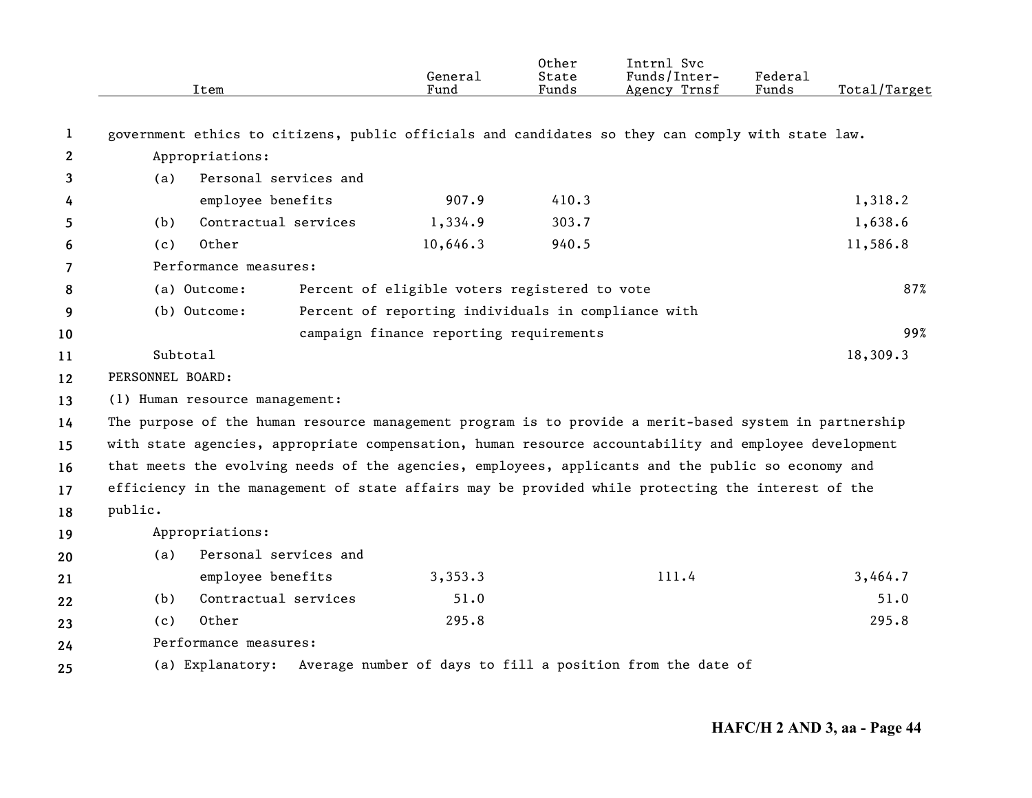| Item | General Fund | Other State Funds | Intrnl Svc Funds/Inter-Agency Trnsf | Federal Funds | Total/Target |
|---|---|---|---|---|---|
| government ethics to citizens, public officials and candidates so they can comply with state law. | | | | | |
| Appropriations: | | | | | |
| (a) Personal services and employee benefits | 907.9 | 410.3 | | | 1,318.2 |
| (b) Contractual services | 1,334.9 | 303.7 | | | 1,638.6 |
| (c) Other | 10,646.3 | 940.5 | | | 11,586.8 |
| Performance measures: | | | | | |
| (a) Outcome: Percent of eligible voters registered to vote | | | | | 87% |
| (b) Outcome: Percent of reporting individuals in compliance with campaign finance reporting requirements | | | | | 99% |
| Subtotal | | | | | 18,309.3 |
| PERSONNEL BOARD: | | | | | |
| (1) Human resource management: | | | | | |
| The purpose of the human resource management program is to provide a merit-based system in partnership with state agencies, appropriate compensation, human resource accountability and employee development that meets the evolving needs of the agencies, employees, applicants and the public so economy and efficiency in the management of state affairs may be provided while protecting the interest of the public. | | | | | |
| Appropriations: | | | | | |
| (a) Personal services and employee benefits | 3,353.3 | | 111.4 | | 3,464.7 |
| (b) Contractual services | 51.0 | | | | 51.0 |
| (c) Other | 295.8 | | | | 295.8 |
| Performance measures: | | | | | |
| (a) Explanatory: Average number of days to fill a position from the date of | | | | | |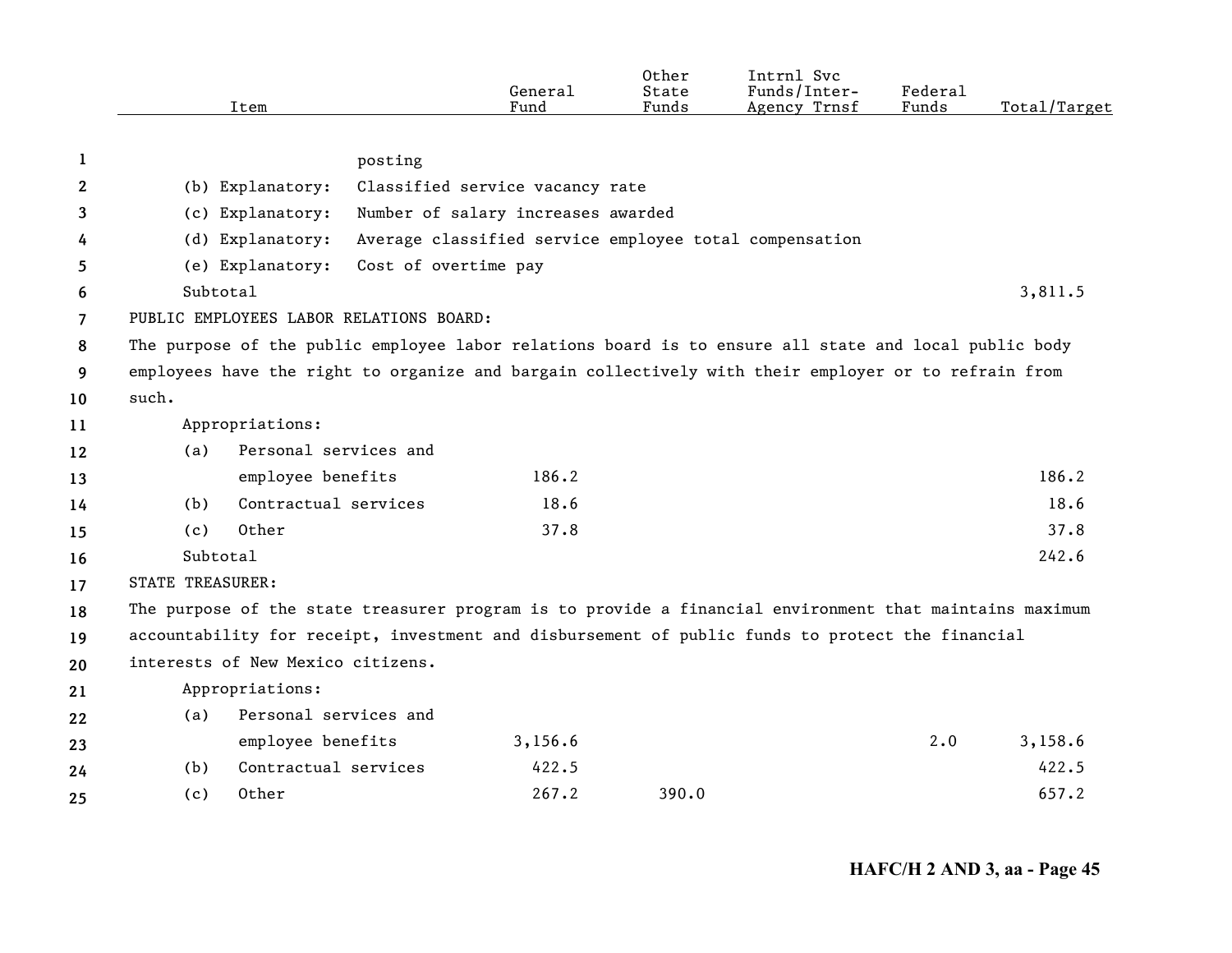| Item | General Fund | Other State Funds | Intrnl Svc Funds/Inter-Agency Trnsf | Federal Funds | Total/Target |
|---|---|---|---|---|---|
| posting | | | | | |
| (b) Explanatory: Classified service vacancy rate | | | | | |
| (c) Explanatory: Number of salary increases awarded | | | | | |
| (d) Explanatory: Average classified service employee total compensation | | | | | |
| (e) Explanatory: Cost of overtime pay | | | | | |
| Subtotal | | | | | 3,811.5 |

PUBLIC EMPLOYEES LABOR RELATIONS BOARD:

The purpose of the public employee labor relations board is to ensure all state and local public body employees have the right to organize and bargain collectively with their employer or to refrain from such.

| Item | General Fund | Other State Funds | Intrnl Svc Funds/Inter-Agency Trnsf | Federal Funds | Total/Target |
|---|---|---|---|---|---|
| Appropriations: | | | | | |
| (a) Personal services and employee benefits | 186.2 | | | | 186.2 |
| (b) Contractual services | 18.6 | | | | 18.6 |
| (c) Other | 37.8 | | | | 37.8 |
| Subtotal | | | | | 242.6 |

STATE TREASURER:

The purpose of the state treasurer program is to provide a financial environment that maintains maximum accountability for receipt, investment and disbursement of public funds to protect the financial interests of New Mexico citizens.

| Item | General Fund | Other State Funds | Intrnl Svc Funds/Inter-Agency Trnsf | Federal Funds | Total/Target |
|---|---|---|---|---|---|
| Appropriations: | | | | | |
| (a) Personal services and employee benefits | 3,156.6 | | | 2.0 | 3,158.6 |
| (b) Contractual services | 422.5 | | | | 422.5 |
| (c) Other | 267.2 | 390.0 | | | 657.2 |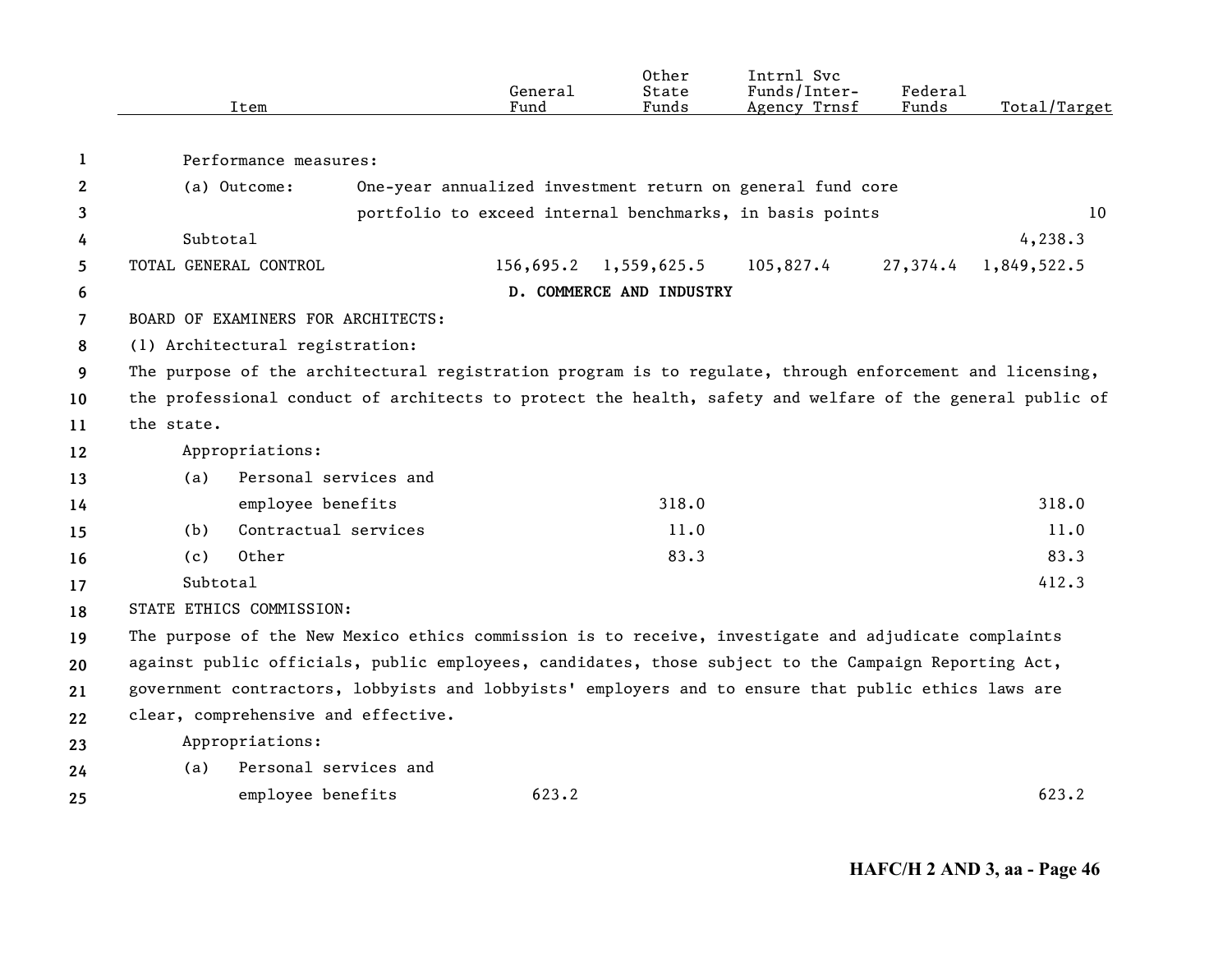| Item | General Fund | Other State Funds | Intrnl Svc Funds/Inter-Agency Trnsf | Federal Funds | Total/Target |
|---|---|---|---|---|---|
| Performance measures: | | | | | |
| (a) Outcome: One-year annualized investment return on general fund core portfolio to exceed internal benchmarks, in basis points | | | | | 10 |
| Subtotal | | | | | 4,238.3 |
| TOTAL GENERAL CONTROL | 156,695.2 | 1,559,625.5 | 105,827.4 | 27,374.4 | 1,849,522.5 |

**D. COMMERCE AND INDUSTRY**

BOARD OF EXAMINERS FOR ARCHITECTS:

(1) Architectural registration:

The purpose of the architectural registration program is to regulate, through enforcement and licensing, the professional conduct of architects to protect the health, safety and welfare of the general public of the state.

| Item | General Fund | Other State Funds | Intrnl Svc Funds/Inter-Agency Trnsf | Federal Funds | Total/Target |
|---|---|---|---|---|---|
| Appropriations: | | | | | |
| (a) Personal services and employee benefits | | 318.0 | | | 318.0 |
| (b) Contractual services | | 11.0 | | | 11.0 |
| (c) Other | | 83.3 | | | 83.3 |
| Subtotal | | | | | 412.3 |

STATE ETHICS COMMISSION:

The purpose of the New Mexico ethics commission is to receive, investigate and adjudicate complaints against public officials, public employees, candidates, those subject to the Campaign Reporting Act, government contractors, lobbyists and lobbyists' employers and to ensure that public ethics laws are clear, comprehensive and effective.

| Item | General Fund | Other State Funds | Intrnl Svc Funds/Inter-Agency Trnsf | Federal Funds | Total/Target |
|---|---|---|---|---|---|
| Appropriations: | | | | | |
| (a) Personal services and employee benefits | 623.2 | | | | 623.2 |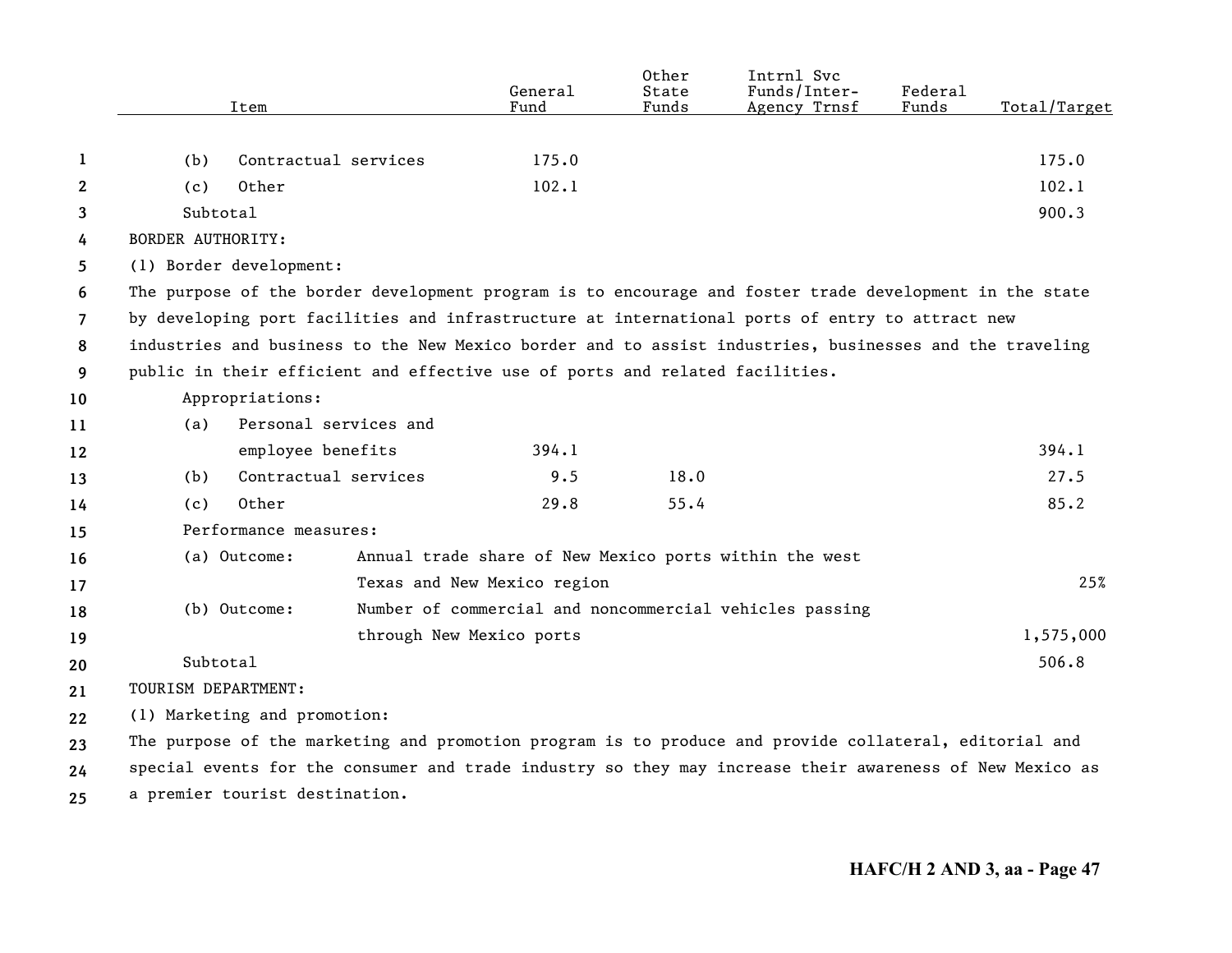| Item | General Fund | Other State Funds | Intrnl Svc Funds/Inter-Agency Trnsf | Federal Funds | Total/Target |
|---|---|---|---|---|---|
| (b) Contractual services | 175.0 | | | | 175.0 |
| (c) Other | 102.1 | | | | 102.1 |
| Subtotal | | | | | 900.3 |

BORDER AUTHORITY:

(1) Border development:

The purpose of the border development program is to encourage and foster trade development in the state by developing port facilities and infrastructure at international ports of entry to attract new industries and business to the New Mexico border and to assist industries, businesses and the traveling public in their efficient and effective use of ports and related facilities.

| Item | General Fund | Other State Funds | Intrnl Svc Funds/Inter-Agency Trnsf | Federal Funds | Total/Target |
|---|---|---|---|---|---|
| Appropriations: | | | | | |
| (a) Personal services and employee benefits | 394.1 | | | | 394.1 |
| (b) Contractual services | 9.5 | 18.0 | | | 27.5 |
| (c) Other | 29.8 | 55.4 | | | 85.2 |
| Performance measures: | | | | | |
| (a) Outcome: Annual trade share of New Mexico ports within the west Texas and New Mexico region | | | | | 25% |
| (b) Outcome: Number of commercial and noncommercial vehicles passing through New Mexico ports | | | | | 1,575,000 |
| Subtotal | | | | | 506.8 |

TOURISM DEPARTMENT:

(1) Marketing and promotion:

The purpose of the marketing and promotion program is to produce and provide collateral, editorial and special events for the consumer and trade industry so they may increase their awareness of New Mexico as a premier tourist destination.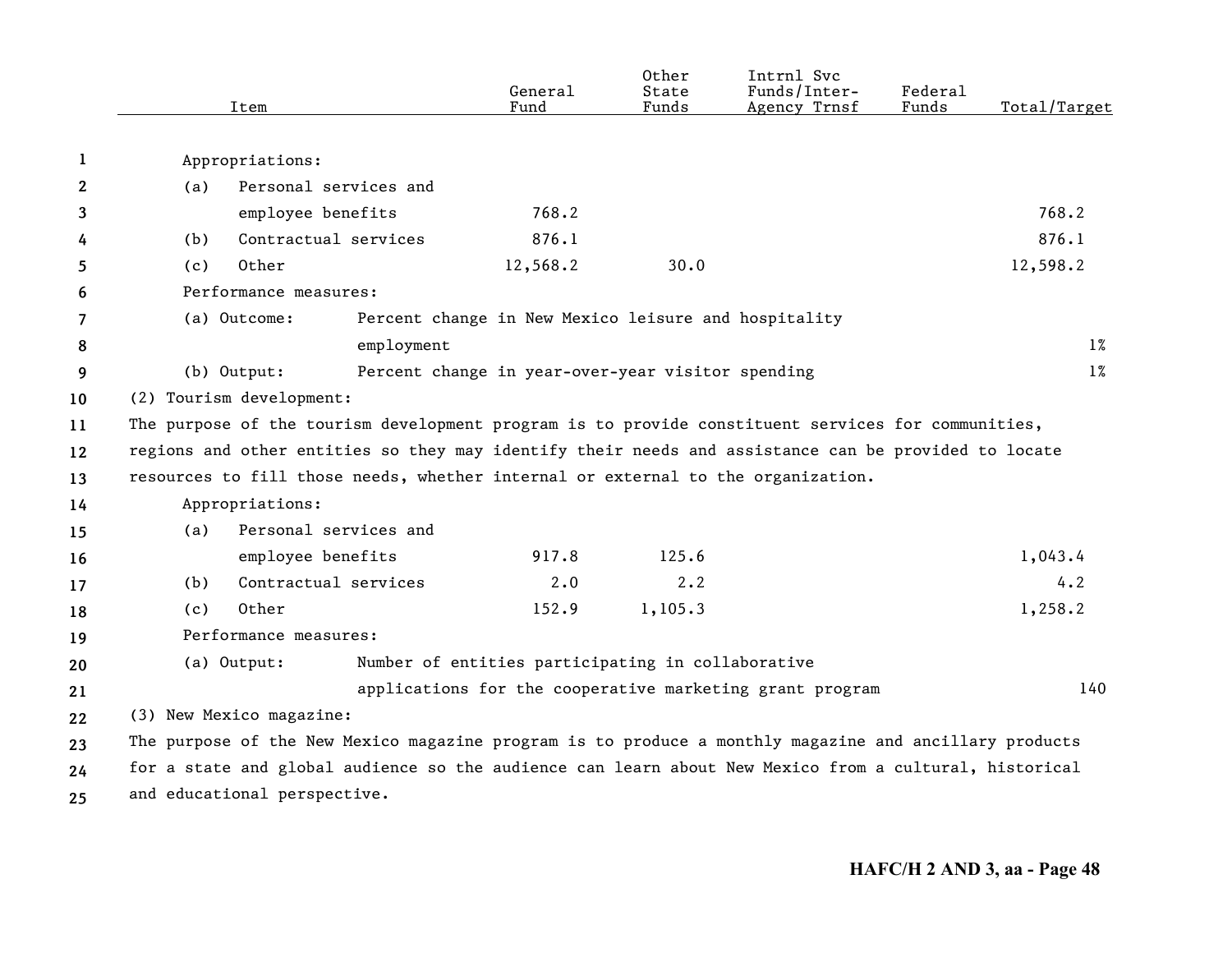| Item | General Fund | Other State Funds | Intrnl Svc Funds/Inter-Agency Trnsf | Federal Funds | Total/Target |
|---|---|---|---|---|---|
| Appropriations: | | | | | |
| (a) Personal services and employee benefits | 768.2 | | | | 768.2 |
| (b) Contractual services | 876.1 | | | | 876.1 |
| (c) Other | 12,568.2 | 30.0 | | | 12,598.2 |
| Performance measures: | | | | | |
| (a) Outcome: Percent change in New Mexico leisure and hospitality employment | | | | | 1% |
| (b) Output: Percent change in year-over-year visitor spending | | | | | 1% |

(2) Tourism development:

The purpose of the tourism development program is to provide constituent services for communities, regions and other entities so they may identify their needs and assistance can be provided to locate resources to fill those needs, whether internal or external to the organization.

| Item | General Fund | Other State Funds | Intrnl Svc Funds/Inter-Agency Trnsf | Federal Funds | Total/Target |
|---|---|---|---|---|---|
| Appropriations: | | | | | |
| (a) Personal services and employee benefits | 917.8 | 125.6 | | | 1,043.4 |
| (b) Contractual services | 2.0 | 2.2 | | | 4.2 |
| (c) Other | 152.9 | 1,105.3 | | | 1,258.2 |
| Performance measures: | | | | | |
| (a) Output: Number of entities participating in collaborative applications for the cooperative marketing grant program | | | | | 140 |

(3) New Mexico magazine:

The purpose of the New Mexico magazine program is to produce a monthly magazine and ancillary products for a state and global audience so the audience can learn about New Mexico from a cultural, historical and educational perspective.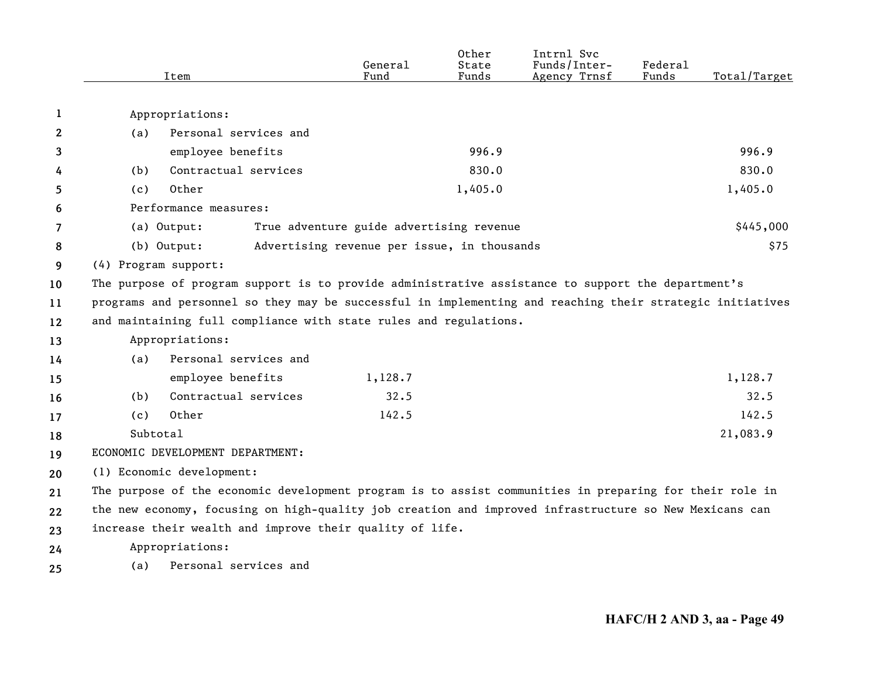| Item | General Fund | Other State Funds | Intrnl Svc Funds/Inter-Agency Trnsf | Federal Funds | Total/Target |
|---|---|---|---|---|---|
| Appropriations: | | | | | |
| (a) Personal services and employee benefits | | 996.9 | | | 996.9 |
| (b) Contractual services | | 830.0 | | | 830.0 |
| (c) Other | | 1,405.0 | | | 1,405.0 |
| Performance measures: | | | | | |
| (a) Output: True adventure guide advertising revenue | | | | | $445,000 |
| (b) Output: Advertising revenue per issue, in thousands | | | | | $75 |

(4) Program support:

The purpose of program support is to provide administrative assistance to support the department's programs and personnel so they may be successful in implementing and reaching their strategic initiatives and maintaining full compliance with state rules and regulations.

| Item | General Fund | Other State Funds | Intrnl Svc Funds/Inter-Agency Trnsf | Federal Funds | Total/Target |
|---|---|---|---|---|---|
| Appropriations: | | | | | |
| (a) Personal services and employee benefits | 1,128.7 | | | | 1,128.7 |
| (b) Contractual services | 32.5 | | | | 32.5 |
| (c) Other | 142.5 | | | | 142.5 |
| Subtotal | | | | | 21,083.9 |

ECONOMIC DEVELOPMENT DEPARTMENT:

(1) Economic development:

The purpose of the economic development program is to assist communities in preparing for their role in the new economy, focusing on high-quality job creation and improved infrastructure so New Mexicans can increase their wealth and improve their quality of life.

Appropriations:

(a) Personal services and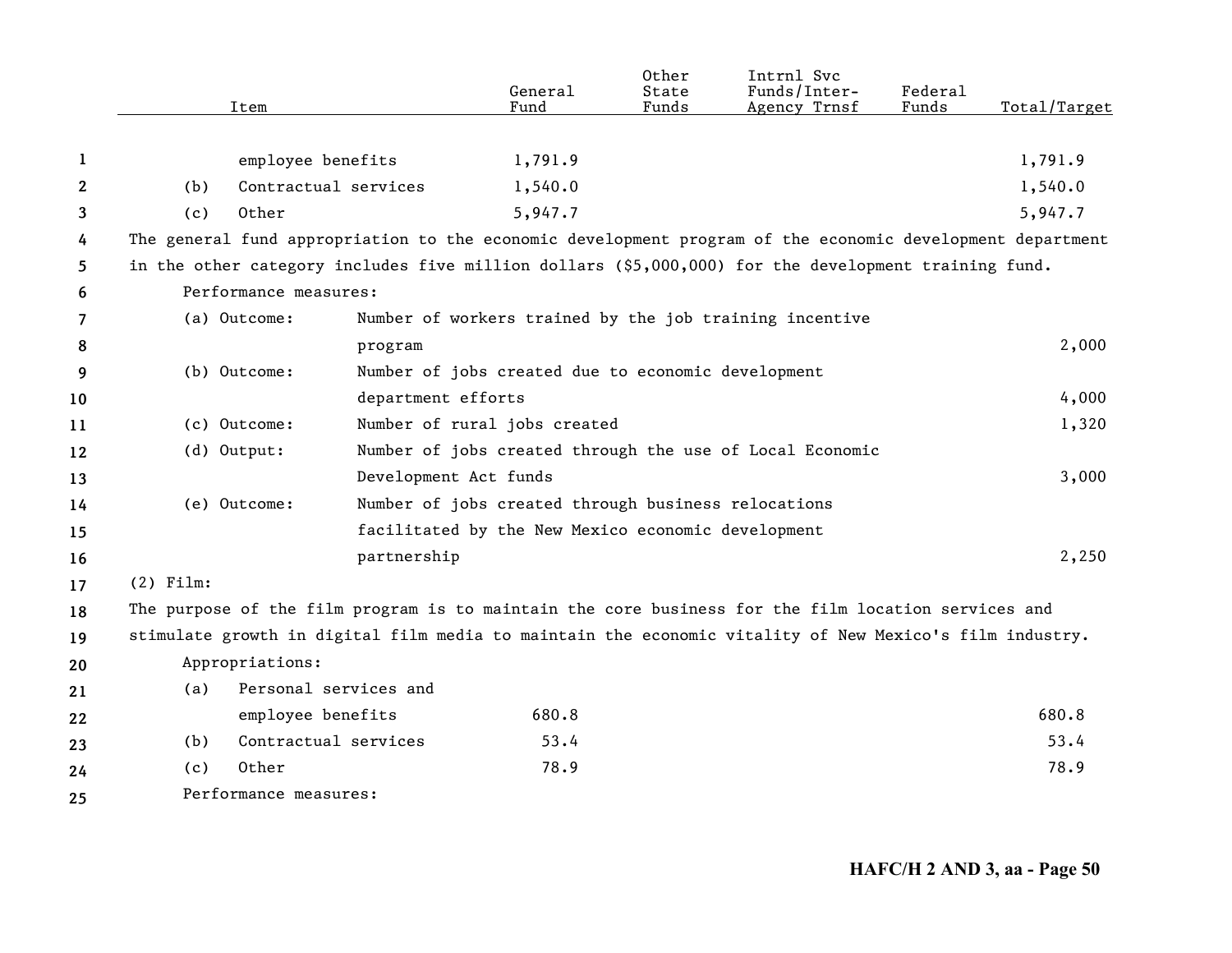| Item | General Fund | Other State Funds | Intrnl Svc Funds/Inter-Agency Trnsf | Federal Funds | Total/Target |
|---|---|---|---|---|---|
| employee benefits | 1,791.9 | | | | 1,791.9 |
| (b) Contractual services | 1,540.0 | | | | 1,540.0 |
| (c) Other | 5,947.7 | | | | 5,947.7 |

The general fund appropriation to the economic development program of the economic development department in the other category includes five million dollars ($5,000,000) for the development training fund.

Performance measures:

| | | |
|---|---|---|
| (a) Outcome: | Number of workers trained by the job training incentive program | 2,000 |
| (b) Outcome: | Number of jobs created due to economic development department efforts | 4,000 |
| (c) Outcome: | Number of rural jobs created | 1,320 |
| (d) Output: | Number of jobs created through the use of Local Economic Development Act funds | 3,000 |
| (e) Outcome: | Number of jobs created through business relocations facilitated by the New Mexico economic development partnership | 2,250 |

(2) Film:

The purpose of the film program is to maintain the core business for the film location services and stimulate growth in digital film media to maintain the economic vitality of New Mexico's film industry.

Appropriations:

| Item | General Fund | Other State Funds | Intrnl Svc Funds/Inter-Agency Trnsf | Federal Funds | Total/Target |
|---|---|---|---|---|---|
| (a) Personal services and employee benefits | 680.8 | | | | 680.8 |
| (b) Contractual services | 53.4 | | | | 53.4 |
| (c) Other | 78.9 | | | | 78.9 |

Performance measures: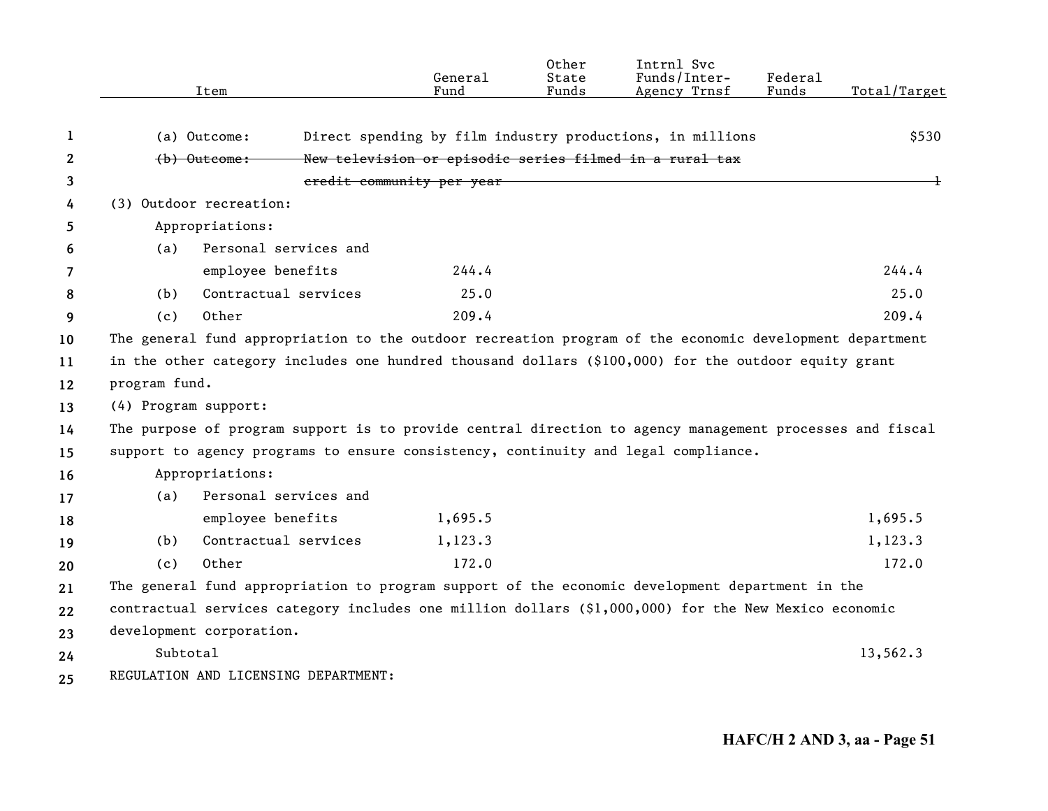| Item | General Fund | Other State Funds | Intrnl Svc Funds/Inter-Agency Trnsf | Federal Funds | Total/Target |
|---|---|---|---|---|---|
| (a) Outcome: Direct spending by film industry productions, in millions | | | | | $530 |
| ~~(b) Outcome: New television or episodic series filmed in a rural tax credit community per year~~ | | | | | ~~1~~ |
| (3) Outdoor recreation: | | | | | |
| Appropriations: | | | | | |
| (a) Personal services and employee benefits | 244.4 | | | | 244.4 |
| (b) Contractual services | 25.0 | | | | 25.0 |
| (c) Other | 209.4 | | | | 209.4 |

The general fund appropriation to the outdoor recreation program of the economic development department in the other category includes one hundred thousand dollars ($100,000) for the outdoor equity grant program fund.

(4) Program support:

The purpose of program support is to provide central direction to agency management processes and fiscal support to agency programs to ensure consistency, continuity and legal compliance.

| Item | General Fund | Other State Funds | Intrnl Svc Funds/Inter-Agency Trnsf | Federal Funds | Total/Target |
|---|---|---|---|---|---|
| Appropriations: | | | | | |
| (a) Personal services and employee benefits | 1,695.5 | | | | 1,695.5 |
| (b) Contractual services | 1,123.3 | | | | 1,123.3 |
| (c) Other | 172.0 | | | | 172.0 |

The general fund appropriation to program support of the economic development department in the contractual services category includes one million dollars ($1,000,000) for the New Mexico economic development corporation.

| Item | General Fund | Other State Funds | Intrnl Svc Funds/Inter-Agency Trnsf | Federal Funds | Total/Target |
|---|---|---|---|---|---|
| Subtotal | | | | | 13,562.3 |

REGULATION AND LICENSING DEPARTMENT: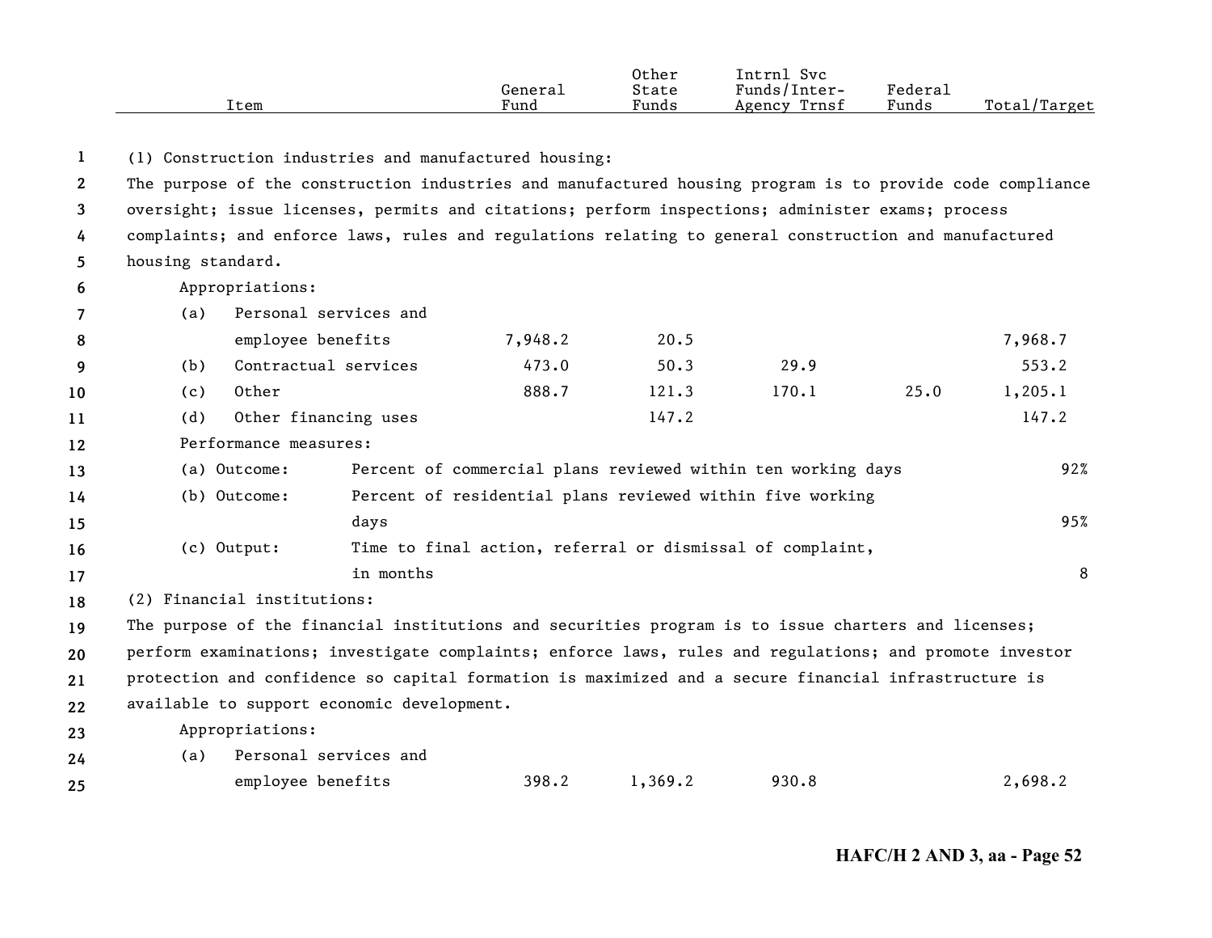| Item | General Fund | Other State Funds | Intrnl Svc Funds/Inter-Agency Trnsf | Federal Funds | Total/Target |
|---|---|---|---|---|---|
| (1) Construction industries and manufactured housing: | | | | | |
| The purpose of the construction industries and manufactured housing program is to provide code compliance oversight; issue licenses, permits and citations; perform inspections; administer exams; process complaints; and enforce laws, rules and regulations relating to general construction and manufactured housing standard. | | | | | |
| Appropriations: | | | | | |
| (a) Personal services and employee benefits | 7,948.2 | 20.5 | | | 7,968.7 |
| (b) Contractual services | 473.0 | 50.3 | 29.9 | | 553.2 |
| (c) Other | 888.7 | 121.3 | 170.1 | 25.0 | 1,205.1 |
| (d) Other financing uses | | 147.2 | | | 147.2 |
| Performance measures: | | | | | |
| (a) Outcome: Percent of commercial plans reviewed within ten working days | | | | | 92% |
| (b) Outcome: Percent of residential plans reviewed within five working days | | | | | 95% |
| (c) Output: Time to final action, referral or dismissal of complaint, in months | | | | | 8 |
| (2) Financial institutions: | | | | | |
| The purpose of the financial institutions and securities program is to issue charters and licenses; perform examinations; investigate complaints; enforce laws, rules and regulations; and promote investor protection and confidence so capital formation is maximized and a secure financial infrastructure is available to support economic development. | | | | | |
| Appropriations: | | | | | |
| (a) Personal services and employee benefits | 398.2 | 1,369.2 | 930.8 | | 2,698.2 |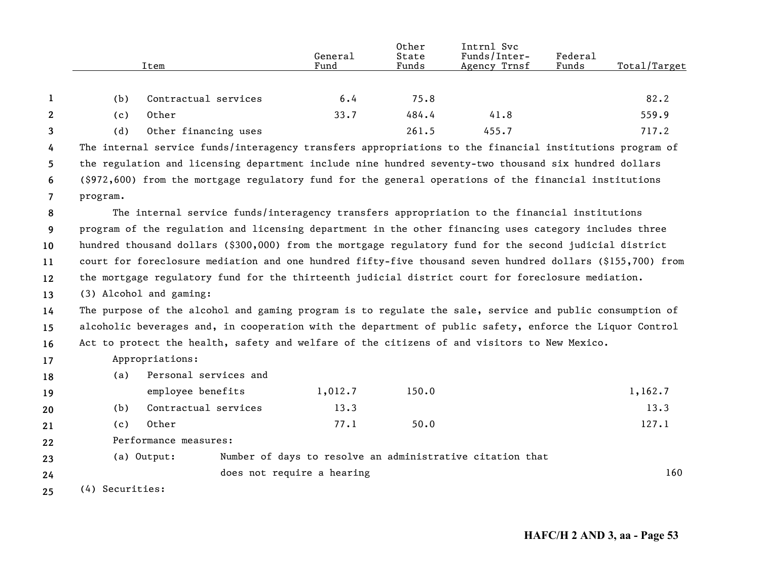| Item | General Fund | Other State Funds | Intrnl Svc Funds/Inter-Agency Trnsf | Federal Funds | Total/Target |
|---|---|---|---|---|---|
| (b) Contractual services | 6.4 | 75.8 | | | 82.2 |
| (c) Other | 33.7 | 484.4 | 41.8 | | 559.9 |
| (d) Other financing uses | | 261.5 | 455.7 | | 717.2 |

The internal service funds/interagency transfers appropriations to the financial institutions program of the regulation and licensing department include nine hundred seventy-two thousand six hundred dollars ($972,600) from the mortgage regulatory fund for the general operations of the financial institutions program.

The internal service funds/interagency transfers appropriation to the financial institutions program of the regulation and licensing department in the other financing uses category includes three hundred thousand dollars ($300,000) from the mortgage regulatory fund for the second judicial district court for foreclosure mediation and one hundred fifty-five thousand seven hundred dollars ($155,700) from the mortgage regulatory fund for the thirteenth judicial district court for foreclosure mediation.

(3) Alcohol and gaming:

The purpose of the alcohol and gaming program is to regulate the sale, service and public consumption of alcoholic beverages and, in cooperation with the department of public safety, enforce the Liquor Control Act to protect the health, safety and welfare of the citizens of and visitors to New Mexico.

Appropriations:

| Item | General Fund | Other State Funds | Intrnl Svc Funds/Inter-Agency Trnsf | Federal Funds | Total/Target |
|---|---|---|---|---|---|
| (a) Personal services and employee benefits | 1,012.7 | 150.0 | | | 1,162.7 |
| (b) Contractual services | 13.3 | | | | 13.3 |
| (c) Other | 77.1 | 50.0 | | | 127.1 |

Performance measures:

| | | |
|---|---|---|
| (a) Output: | Number of days to resolve an administrative citation that does not require a hearing | 160 |

(4) Securities: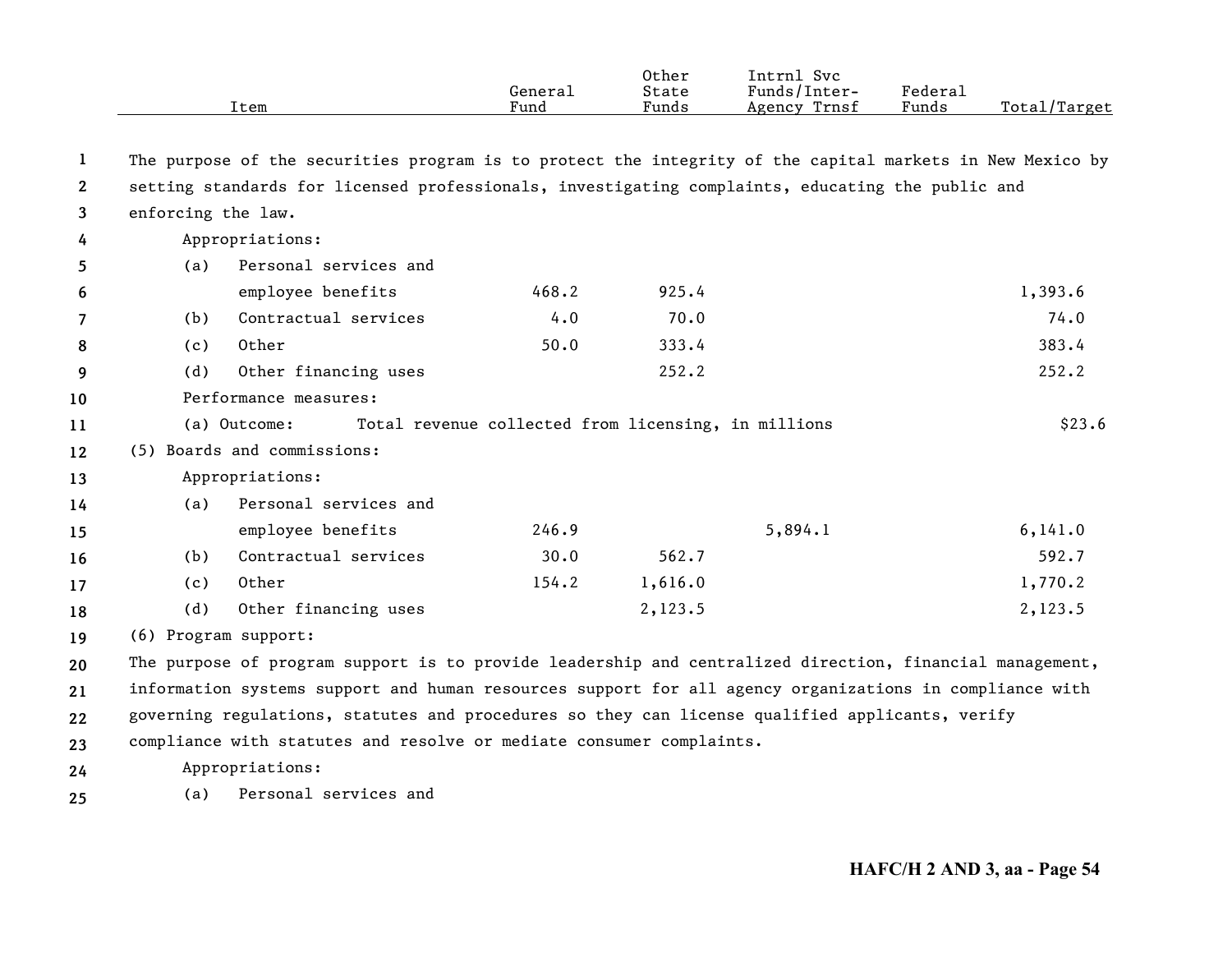| Item | General Fund | Other State Funds | Intrnl Svc Funds/Inter-Agency Trnsf | Federal Funds | Total/Target |
|---|---|---|---|---|---|
| The purpose of the securities program is to protect the integrity of the capital markets in New Mexico by setting standards for licensed professionals, investigating complaints, educating the public and enforcing the law. | | | | | |
| Appropriations: | | | | | |
| (a) Personal services and employee benefits | 468.2 | 925.4 | | | 1,393.6 |
| (b) Contractual services | 4.0 | 70.0 | | | 74.0 |
| (c) Other | 50.0 | 333.4 | | | 383.4 |
| (d) Other financing uses | | 252.2 | | | 252.2 |
| Performance measures: | | | | | |
| (a) Outcome: Total revenue collected from licensing, in millions | | | | | $23.6 |
| (5) Boards and commissions: | | | | | |
| Appropriations: | | | | | |
| (a) Personal services and employee benefits | 246.9 | | 5,894.1 | | 6,141.0 |
| (b) Contractual services | 30.0 | 562.7 | | | 592.7 |
| (c) Other | 154.2 | 1,616.0 | | | 1,770.2 |
| (d) Other financing uses | | 2,123.5 | | | 2,123.5 |
| (6) Program support: | | | | | |
| The purpose of program support is to provide leadership and centralized direction, financial management, information systems support and human resources support for all agency organizations in compliance with governing regulations, statutes and procedures so they can license qualified applicants, verify compliance with statutes and resolve or mediate consumer complaints. | | | | | |
| Appropriations: | | | | | |
| (a) Personal services and | | | | | |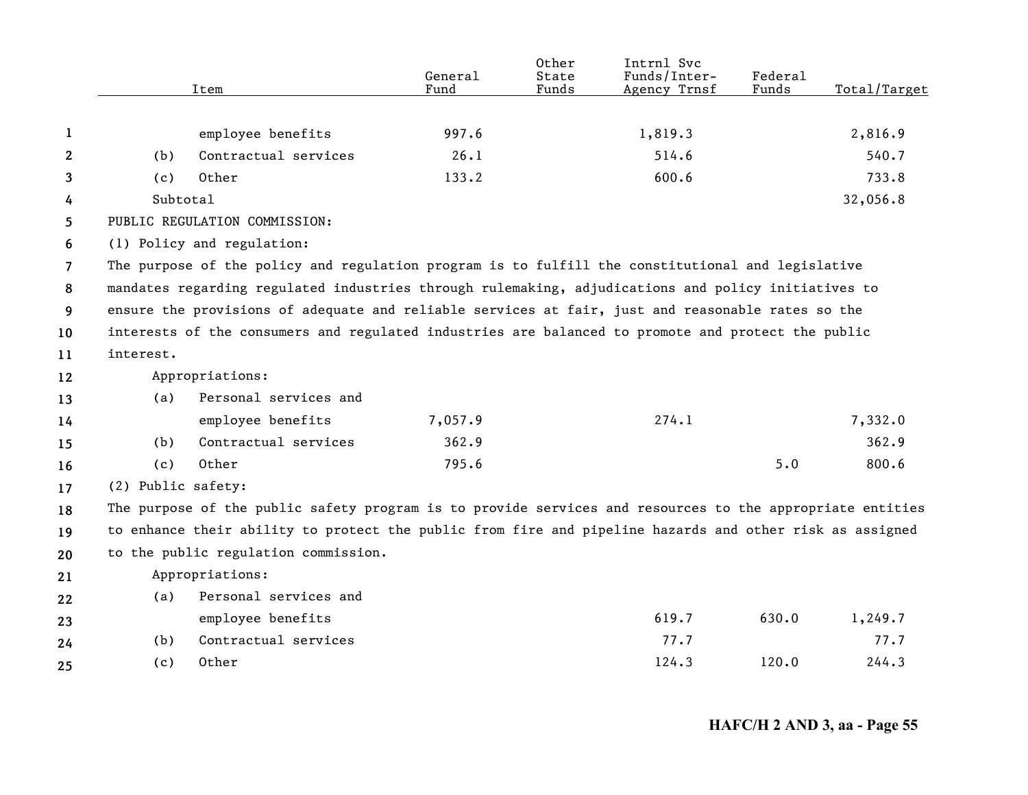| Item | General Fund | Other State Funds | Intrnl Svc Funds/Inter-Agency Trnsf | Federal Funds | Total/Target |
|---|---|---|---|---|---|
| employee benefits | 997.6 | | 1,819.3 | | 2,816.9 |
| (b) Contractual services | 26.1 | | 514.6 | | 540.7 |
| (c) Other | 133.2 | | 600.6 | | 733.8 |
| Subtotal | | | | | 32,056.8 |

PUBLIC REGULATION COMMISSION:

(1) Policy and regulation:

The purpose of the policy and regulation program is to fulfill the constitutional and legislative mandates regarding regulated industries through rulemaking, adjudications and policy initiatives to ensure the provisions of adequate and reliable services at fair, just and reasonable rates so the interests of the consumers and regulated industries are balanced to promote and protect the public interest.

| Item | General Fund | Other State Funds | Intrnl Svc Funds/Inter-Agency Trnsf | Federal Funds | Total/Target |
|---|---|---|---|---|---|
| Appropriations: | | | | | |
| (a) Personal services and employee benefits | 7,057.9 | | 274.1 | | 7,332.0 |
| (b) Contractual services | 362.9 | | | | 362.9 |
| (c) Other | 795.6 | | | 5.0 | 800.6 |

(2) Public safety:

The purpose of the public safety program is to provide services and resources to the appropriate entities to enhance their ability to protect the public from fire and pipeline hazards and other risk as assigned to the public regulation commission.

| Item | General Fund | Other State Funds | Intrnl Svc Funds/Inter-Agency Trnsf | Federal Funds | Total/Target |
|---|---|---|---|---|---|
| Appropriations: | | | | | |
| (a) Personal services and employee benefits | | | 619.7 | 630.0 | 1,249.7 |
| (b) Contractual services | | | 77.7 | | 77.7 |
| (c) Other | | | 124.3 | 120.0 | 244.3 |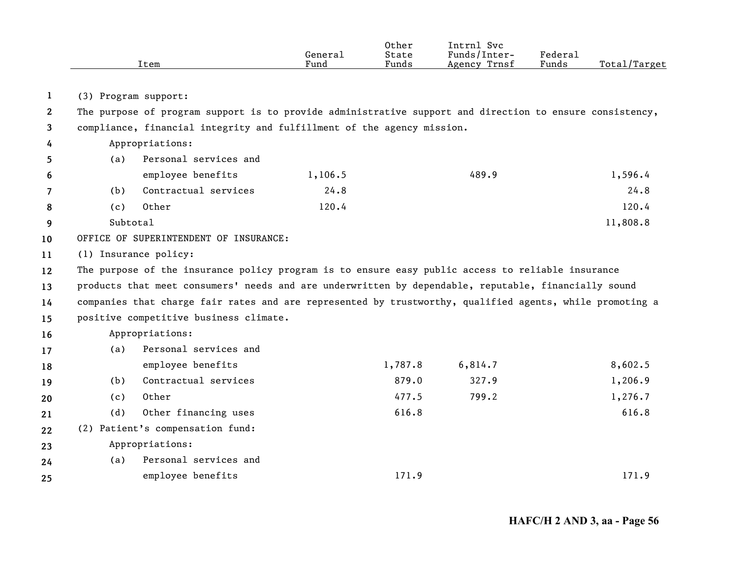| Item | General Fund | Other State Funds | Intrnl Svc Funds/Inter-Agency Trnsf | Federal Funds | Total/Target |
|---|---|---|---|---|---|
| (3) Program support: | | | | | |
| The purpose of program support is to provide administrative support and direction to ensure consistency, compliance, financial integrity and fulfillment of the agency mission. | | | | | |
| Appropriations: | | | | | |
| (a) Personal services and employee benefits | 1,106.5 | | 489.9 | | 1,596.4 |
| (b) Contractual services | 24.8 | | | | 24.8 |
| (c) Other | 120.4 | | | | 120.4 |
| Subtotal | | | | | 11,808.8 |
| OFFICE OF SUPERINTENDENT OF INSURANCE: | | | | | |
| (1) Insurance policy: | | | | | |
| The purpose of the insurance policy program is to ensure easy public access to reliable insurance products that meet consumers' needs and are underwritten by dependable, reputable, financially sound companies that charge fair rates and are represented by trustworthy, qualified agents, while promoting a positive competitive business climate. | | | | | |
| Appropriations: | | | | | |
| (a) Personal services and employee benefits | | 1,787.8 | 6,814.7 | | 8,602.5 |
| (b) Contractual services | | 879.0 | 327.9 | | 1,206.9 |
| (c) Other | | 477.5 | 799.2 | | 1,276.7 |
| (d) Other financing uses | | 616.8 | | | 616.8 |
| (2) Patient's compensation fund: | | | | | |
| Appropriations: | | | | | |
| (a) Personal services and employee benefits | | 171.9 | | | 171.9 |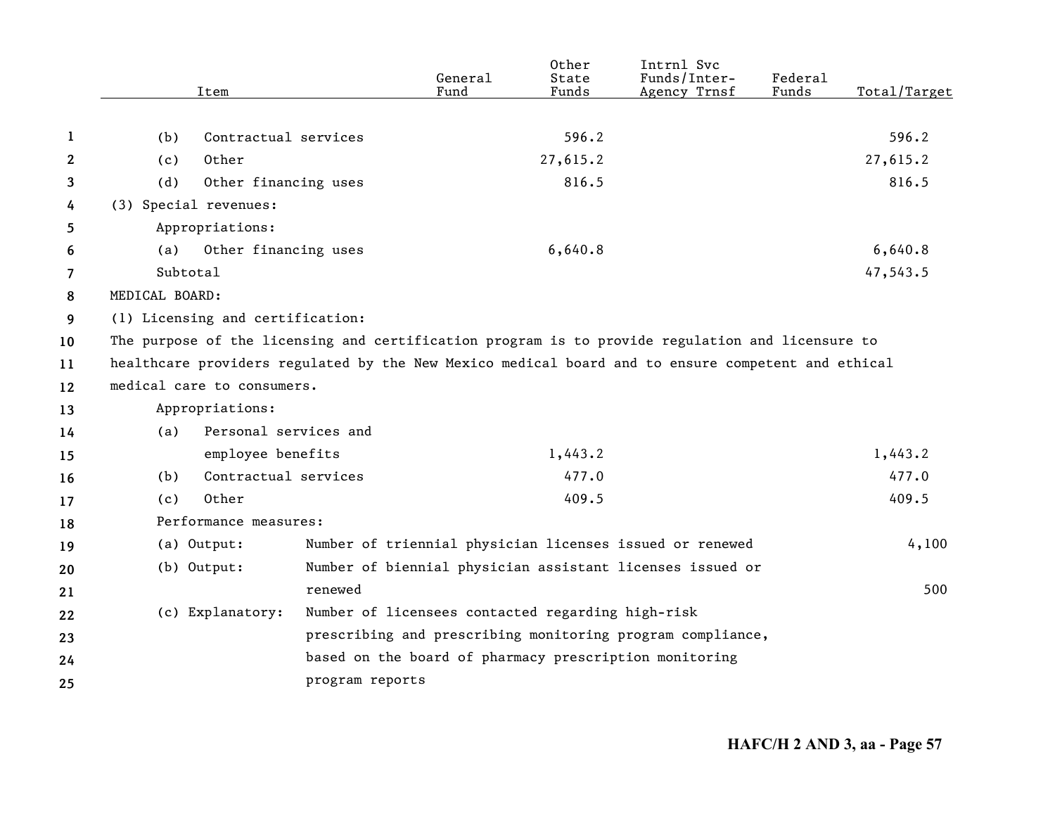| Item | General Fund | Other State Funds | Intrnl Svc Funds/Inter-Agency Trnsf | Federal Funds | Total/Target |
|---|---|---|---|---|---|
| (b) Contractual services | | 596.2 | | | 596.2 |
| (c) Other | | 27,615.2 | | | 27,615.2 |
| (d) Other financing uses | | 816.5 | | | 816.5 |
| (3) Special revenues: | | | | | |
| Appropriations: | | | | | |
| (a) Other financing uses | | 6,640.8 | | | 6,640.8 |
| Subtotal | | | | | 47,543.5 |

MEDICAL BOARD:

(1) Licensing and certification:

The purpose of the licensing and certification program is to provide regulation and licensure to healthcare providers regulated by the New Mexico medical board and to ensure competent and ethical medical care to consumers.

| Item | General Fund | Other State Funds | Intrnl Svc Funds/Inter-Agency Trnsf | Federal Funds | Total/Target |
|---|---|---|---|---|---|
| Appropriations: | | | | | |
| (a) Personal services and employee benefits | | 1,443.2 | | | 1,443.2 |
| (b) Contractual services | | 477.0 | | | 477.0 |
| (c) Other | | 409.5 | | | 409.5 |

Performance measures:

| Measure | Description | Target |
|---|---|---|
| (a) Output: | Number of triennial physician licenses issued or renewed | 4,100 |
| (b) Output: | Number of biennial physician assistant licenses issued or renewed | 500 |
| (c) Explanatory: | Number of licensees contacted regarding high-risk prescribing and prescribing monitoring program compliance, based on the board of pharmacy prescription monitoring program reports | |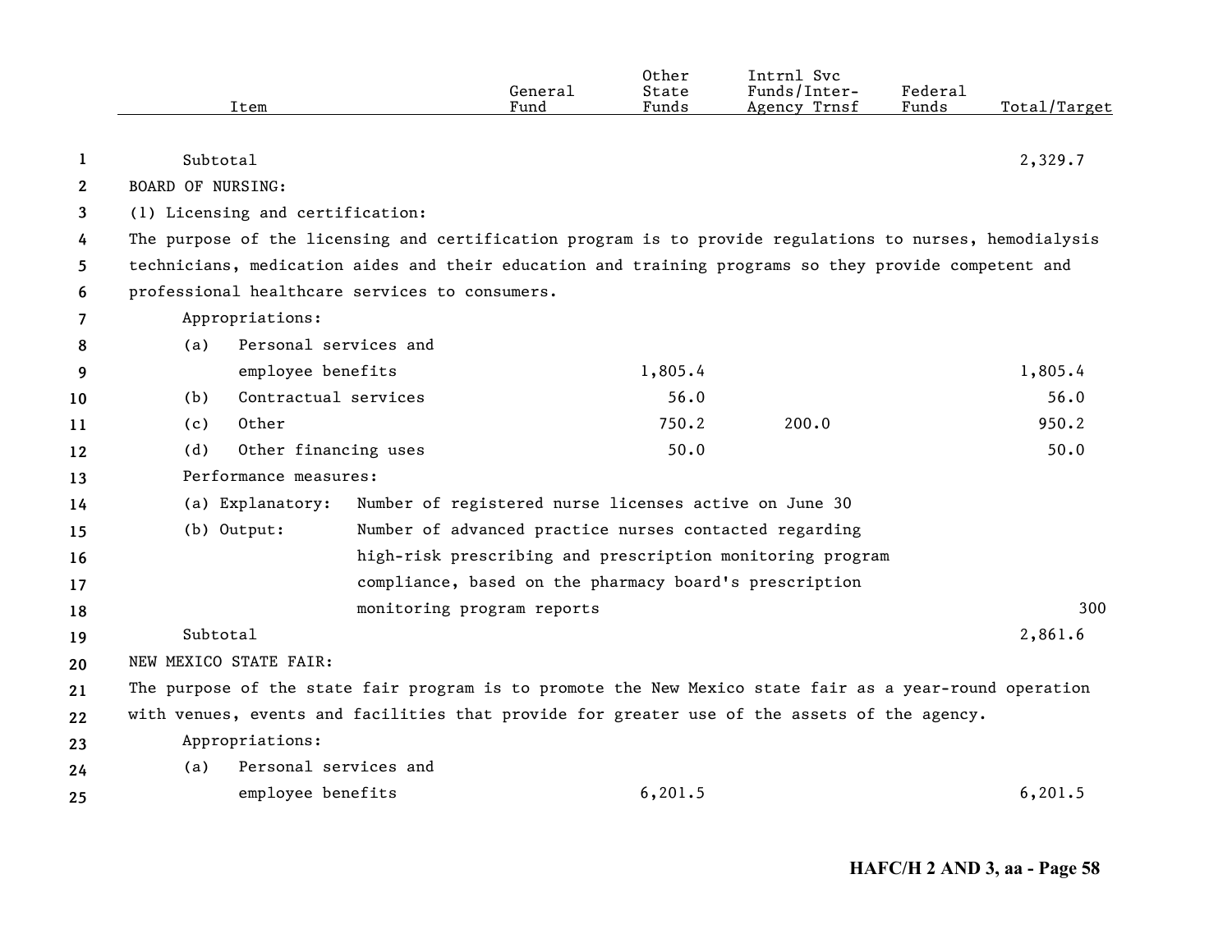| Item | General Fund | Other State Funds | Intrnl Svc Funds/Inter-Agency Trnsf | Federal Funds | Total/Target |
|---|---|---|---|---|---|
| Subtotal | | | | | 2,329.7 |
| BOARD OF NURSING: | | | | | |
| (1) Licensing and certification: | | | | | |
| The purpose of the licensing and certification program is to provide regulations to nurses, hemodialysis technicians, medication aides and their education and training programs so they provide competent and professional healthcare services to consumers. | | | | | |
| Appropriations: | | | | | |
| (a) Personal services and employee benefits | | 1,805.4 | | | 1,805.4 |
| (b) Contractual services | | 56.0 | | | 56.0 |
| (c) Other | | 750.2 | 200.0 | | 950.2 |
| (d) Other financing uses | | 50.0 | | | 50.0 |
| Performance measures: | | | | | |
| (a) Explanatory: Number of registered nurse licenses active on June 30 | | | | | |
| (b) Output: Number of advanced practice nurses contacted regarding high-risk prescribing and prescription monitoring program compliance, based on the pharmacy board's prescription monitoring program reports | | | | | 300 |
| Subtotal | | | | | 2,861.6 |
| NEW MEXICO STATE FAIR: | | | | | |
| The purpose of the state fair program is to promote the New Mexico state fair as a year-round operation with venues, events and facilities that provide for greater use of the assets of the agency. | | | | | |
| Appropriations: | | | | | |
| (a) Personal services and employee benefits | | 6,201.5 | | | 6,201.5 |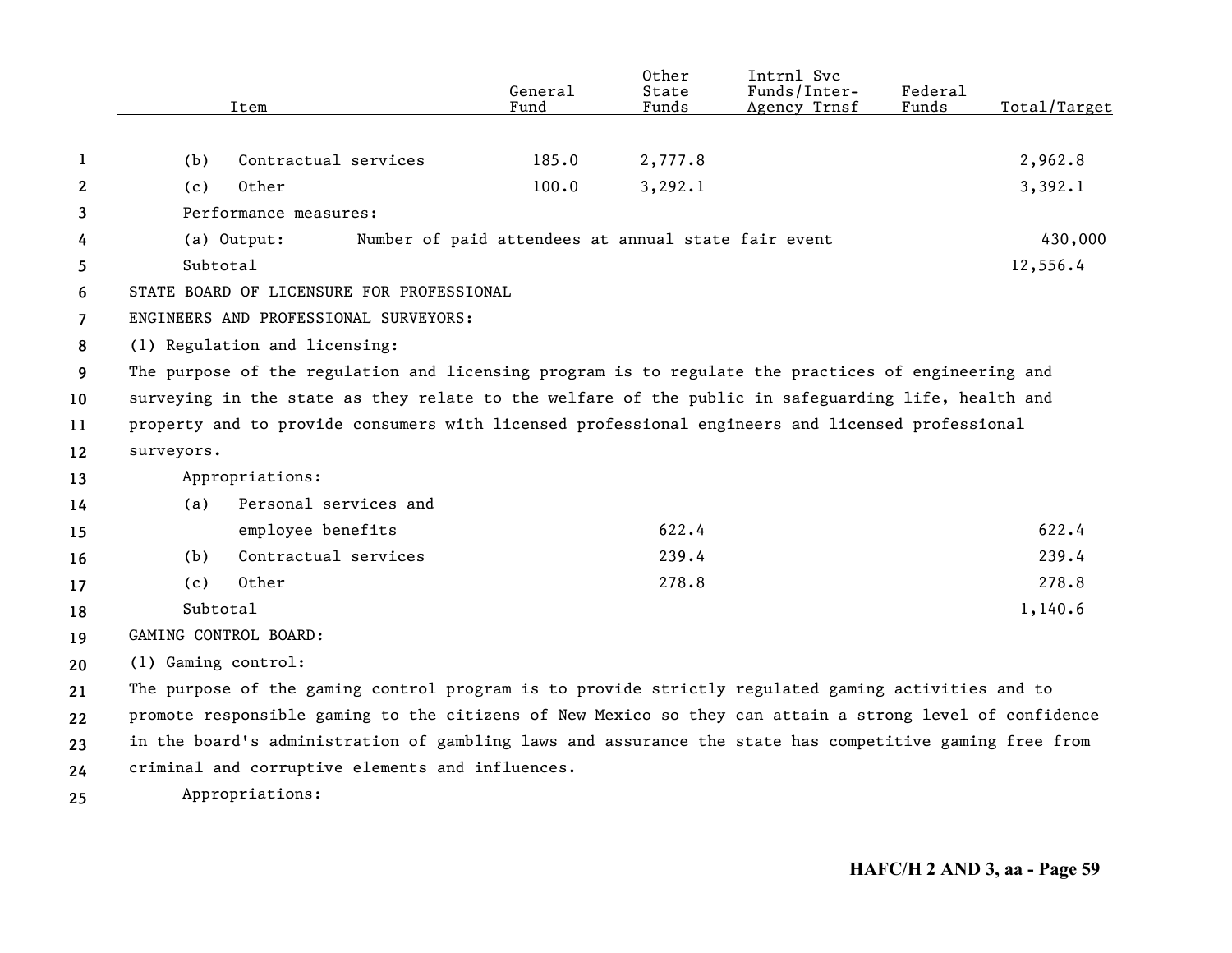| Item | General Fund | Other State Funds | Intrnl Svc Funds/Inter-Agency Trnsf | Federal Funds | Total/Target |
|---|---|---|---|---|---|
| (b) Contractual services | 185.0 | 2,777.8 | | | 2,962.8 |
| (c) Other | 100.0 | 3,292.1 | | | 3,392.1 |
| Performance measures: | | | | | |
| (a) Output: Number of paid attendees at annual state fair event | | | | | 430,000 |
| Subtotal | | | | | 12,556.4 |

STATE BOARD OF LICENSURE FOR PROFESSIONAL ENGINEERS AND PROFESSIONAL SURVEYORS:

(1) Regulation and licensing:

The purpose of the regulation and licensing program is to regulate the practices of engineering and surveying in the state as they relate to the welfare of the public in safeguarding life, health and property and to provide consumers with licensed professional engineers and licensed professional surveyors.

| Item | General Fund | Other State Funds | Intrnl Svc Funds/Inter-Agency Trnsf | Federal Funds | Total/Target |
|---|---|---|---|---|---|
| Appropriations: | | | | | |
| (a) Personal services and employee benefits | | 622.4 | | | 622.4 |
| (b) Contractual services | | 239.4 | | | 239.4 |
| (c) Other | | 278.8 | | | 278.8 |
| Subtotal | | | | | 1,140.6 |

GAMING CONTROL BOARD:

(1) Gaming control:

The purpose of the gaming control program is to provide strictly regulated gaming activities and to promote responsible gaming to the citizens of New Mexico so they can attain a strong level of confidence in the board's administration of gambling laws and assurance the state has competitive gaming free from criminal and corruptive elements and influences.

Appropriations: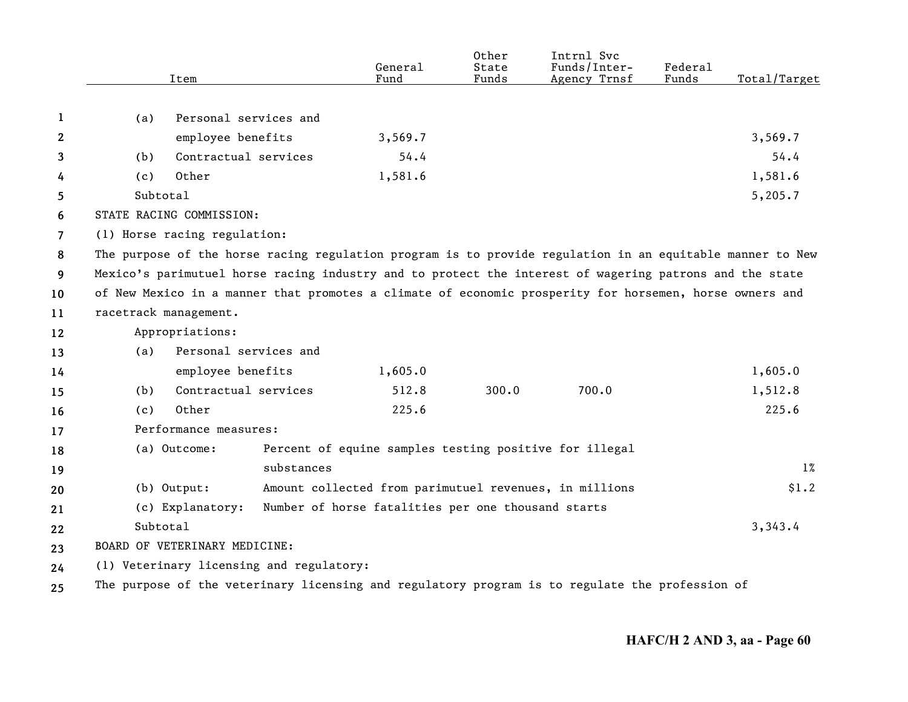| Item | General Fund | Other State Funds | Intrnl Svc Funds/Inter-Agency Trnsf | Federal Funds | Total/Target |
|---|---|---|---|---|---|
| (a) Personal services and employee benefits | 3,569.7 | | | | 3,569.7 |
| (b) Contractual services | 54.4 | | | | 54.4 |
| (c) Other | 1,581.6 | | | | 1,581.6 |
| Subtotal | | | | | 5,205.7 |

STATE RACING COMMISSION:

(1) Horse racing regulation:

The purpose of the horse racing regulation program is to provide regulation in an equitable manner to New Mexico's parimutuel horse racing industry and to protect the interest of wagering patrons and the state of New Mexico in a manner that promotes a climate of economic prosperity for horsemen, horse owners and racetrack management.

Appropriations:

| Item | General Fund | Other State Funds | Intrnl Svc Funds/Inter-Agency Trnsf | Federal Funds | Total/Target |
|---|---|---|---|---|---|
| (a) Personal services and employee benefits | 1,605.0 | | | | 1,605.0 |
| (b) Contractual services | 512.8 | 300.0 | 700.0 | | 1,512.8 |
| (c) Other | 225.6 | | | | 225.6 |

Performance measures:

| Measure | Description | Target |
|---|---|---|
| (a) Outcome: | Percent of equine samples testing positive for illegal substances | 1% |
| (b) Output: | Amount collected from parimutuel revenues, in millions | $1.2 |
| (c) Explanatory: | Number of horse fatalities per one thousand starts | |

Subtotal 3,343.4

BOARD OF VETERINARY MEDICINE:

(1) Veterinary licensing and regulatory:

The purpose of the veterinary licensing and regulatory program is to regulate the profession of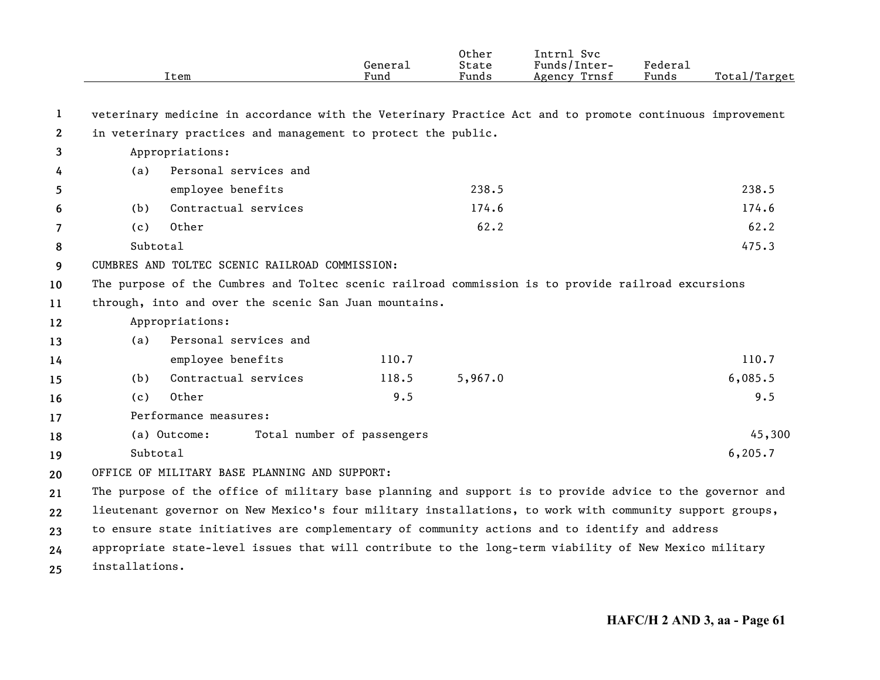| Item | General Fund | Other State Funds | Intrnl Svc Funds/Inter-Agency Trnsf | Federal Funds | Total/Target |
|---|---|---|---|---|---|
| veterinary medicine in accordance with the Veterinary Practice Act and to promote continuous improvement in veterinary practices and management to protect the public. | | | | | |
| Appropriations: | | | | | |
| (a) Personal services and employee benefits | | 238.5 | | | 238.5 |
| (b) Contractual services | | 174.6 | | | 174.6 |
| (c) Other | | 62.2 | | | 62.2 |
| Subtotal | | | | | 475.3 |
| CUMBRES AND TOLTEC SCENIC RAILROAD COMMISSION: | | | | | |
| The purpose of the Cumbres and Toltec scenic railroad commission is to provide railroad excursions through, into and over the scenic San Juan mountains. | | | | | |
| Appropriations: | | | | | |
| (a) Personal services and employee benefits | 110.7 | | | | 110.7 |
| (b) Contractual services | 118.5 | 5,967.0 | | | 6,085.5 |
| (c) Other | 9.5 | | | | 9.5 |
| Performance measures: | | | | | |
| (a) Outcome: Total number of passengers | | | | | 45,300 |
| Subtotal | | | | | 6,205.7 |
| OFFICE OF MILITARY BASE PLANNING AND SUPPORT: | | | | | |
| The purpose of the office of military base planning and support is to provide advice to the governor and lieutenant governor on New Mexico's four military installations, to work with community support groups, to ensure state initiatives are complementary of community actions and to identify and address appropriate state-level issues that will contribute to the long-term viability of New Mexico military installations. | | | | | |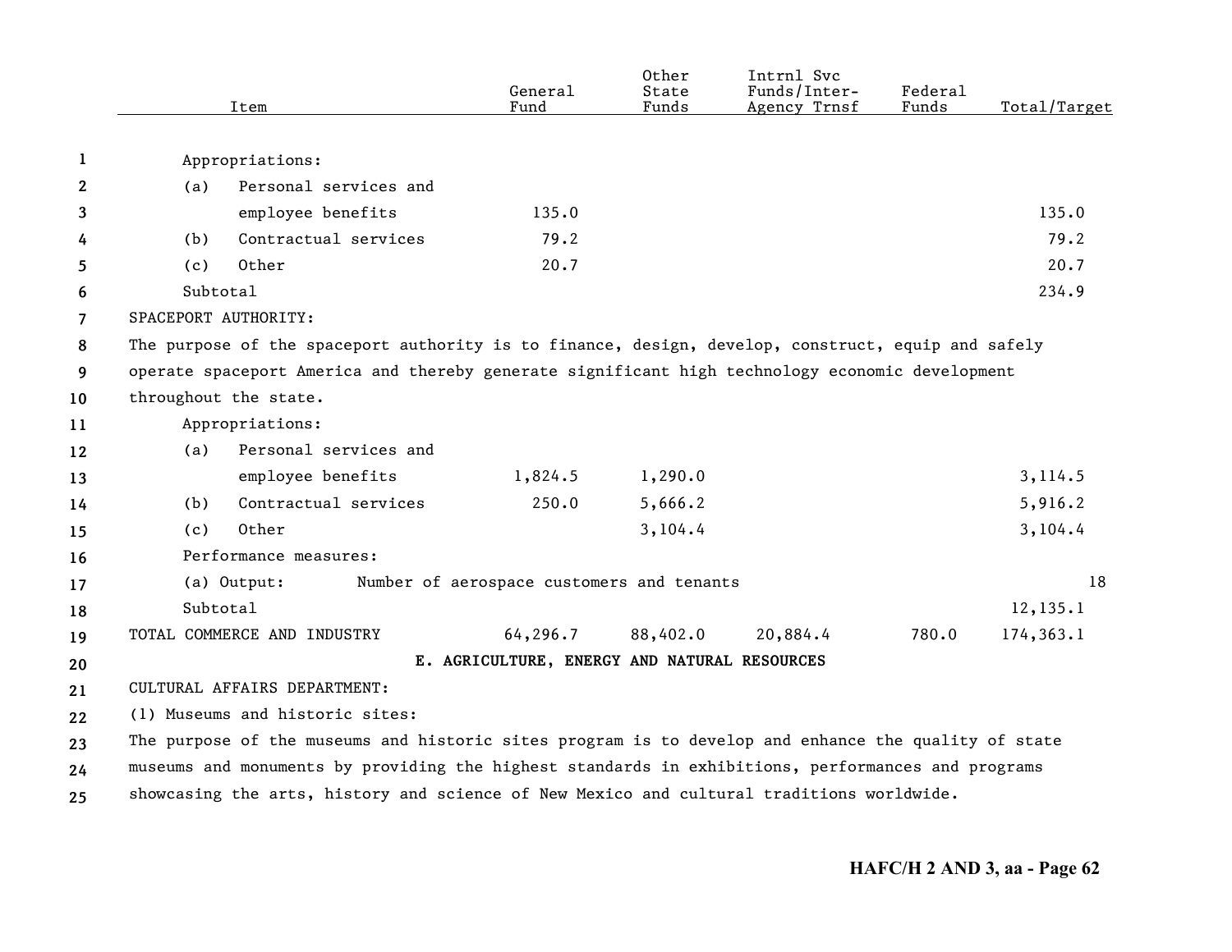| Item | General Fund | Other State Funds | Intrnl Svc Funds/Inter-Agency Trnsf | Federal Funds | Total/Target |
|---|---|---|---|---|---|
| Appropriations: | | | | | |
| (a) Personal services and employee benefits | 135.0 | | | | 135.0 |
| (b) Contractual services | 79.2 | | | | 79.2 |
| (c) Other | 20.7 | | | | 20.7 |
| Subtotal | | | | | 234.9 |

SPACEPORT AUTHORITY:

The purpose of the spaceport authority is to finance, design, develop, construct, equip and safely operate spaceport America and thereby generate significant high technology economic development throughout the state.

| Item | General Fund | Other State Funds | Intrnl Svc Funds/Inter-Agency Trnsf | Federal Funds | Total/Target |
|---|---|---|---|---|---|
| Appropriations: | | | | | |
| (a) Personal services and employee benefits | 1,824.5 | 1,290.0 | | | 3,114.5 |
| (b) Contractual services | 250.0 | 5,666.2 | | | 5,916.2 |
| (c) Other | | 3,104.4 | | | 3,104.4 |
| Performance measures: | | | | | |
| (a) Output: Number of aerospace customers and tenants | | | | | 18 |
| Subtotal | | | | | 12,135.1 |
| TOTAL COMMERCE AND INDUSTRY | 64,296.7 | 88,402.0 | 20,884.4 | 780.0 | 174,363.1 |

**E. AGRICULTURE, ENERGY AND NATURAL RESOURCES**

CULTURAL AFFAIRS DEPARTMENT:

(1) Museums and historic sites:

The purpose of the museums and historic sites program is to develop and enhance the quality of state museums and monuments by providing the highest standards in exhibitions, performances and programs showcasing the arts, history and science of New Mexico and cultural traditions worldwide.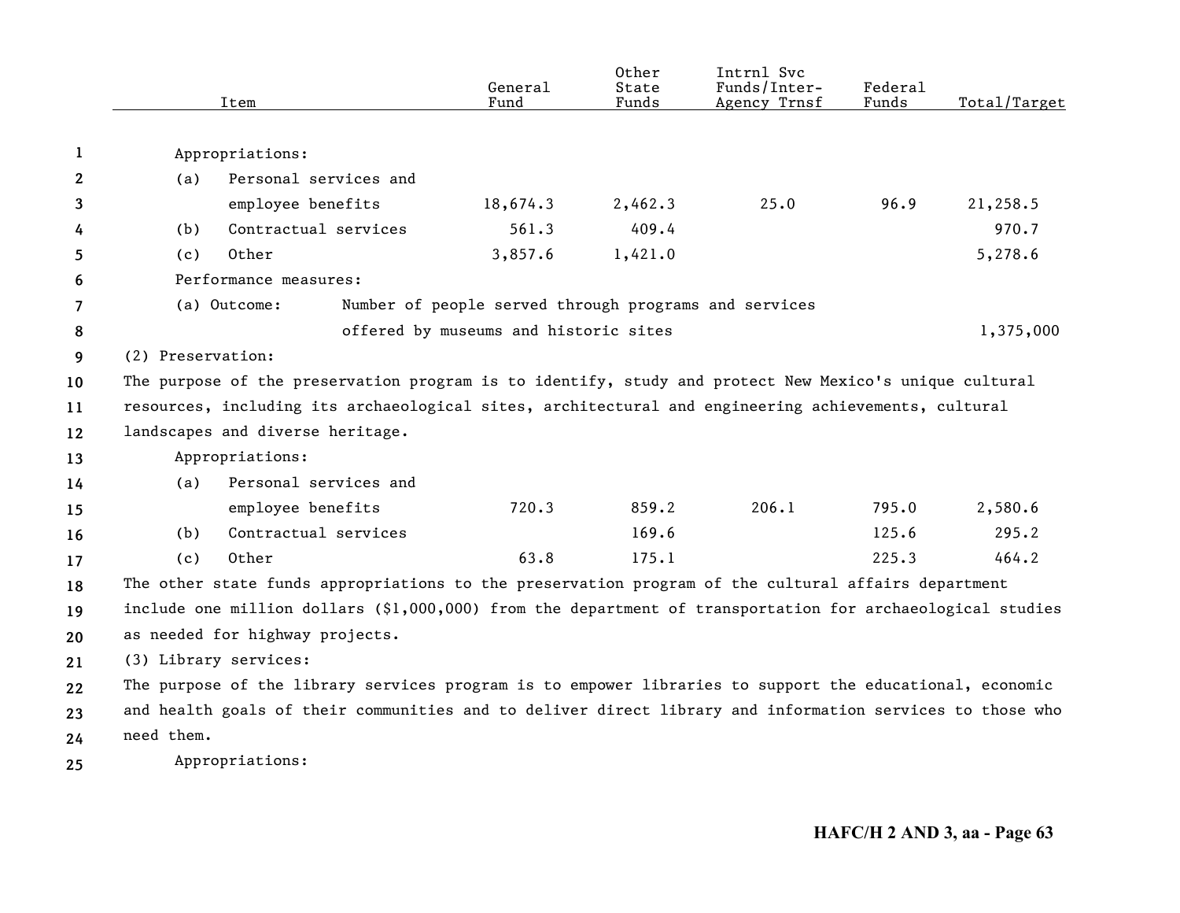| Item | General Fund | Other State Funds | Intrnl Svc Funds/Inter-Agency Trnsf | Federal Funds | Total/Target |
|---|---|---|---|---|---|
| Appropriations: | | | | | |
| (a) Personal services and employee benefits | 18,674.3 | 2,462.3 | 25.0 | 96.9 | 21,258.5 |
| (b) Contractual services | 561.3 | 409.4 | | | 970.7 |
| (c) Other | 3,857.6 | 1,421.0 | | | 5,278.6 |
| Performance measures: | | | | | |
| (a) Outcome: Number of people served through programs and services offered by museums and historic sites | | | | | 1,375,000 |

(2) Preservation:

The purpose of the preservation program is to identify, study and protect New Mexico's unique cultural resources, including its archaeological sites, architectural and engineering achievements, cultural landscapes and diverse heritage.

| Item | General Fund | Other State Funds | Intrnl Svc Funds/Inter-Agency Trnsf | Federal Funds | Total/Target |
|---|---|---|---|---|---|
| Appropriations: | | | | | |
| (a) Personal services and employee benefits | 720.3 | 859.2 | 206.1 | 795.0 | 2,580.6 |
| (b) Contractual services | | 169.6 | | 125.6 | 295.2 |
| (c) Other | 63.8 | 175.1 | | 225.3 | 464.2 |

The other state funds appropriations to the preservation program of the cultural affairs department include one million dollars ($1,000,000) from the department of transportation for archaeological studies as needed for highway projects.

(3) Library services:

The purpose of the library services program is to empower libraries to support the educational, economic and health goals of their communities and to deliver direct library and information services to those who need them.

Appropriations: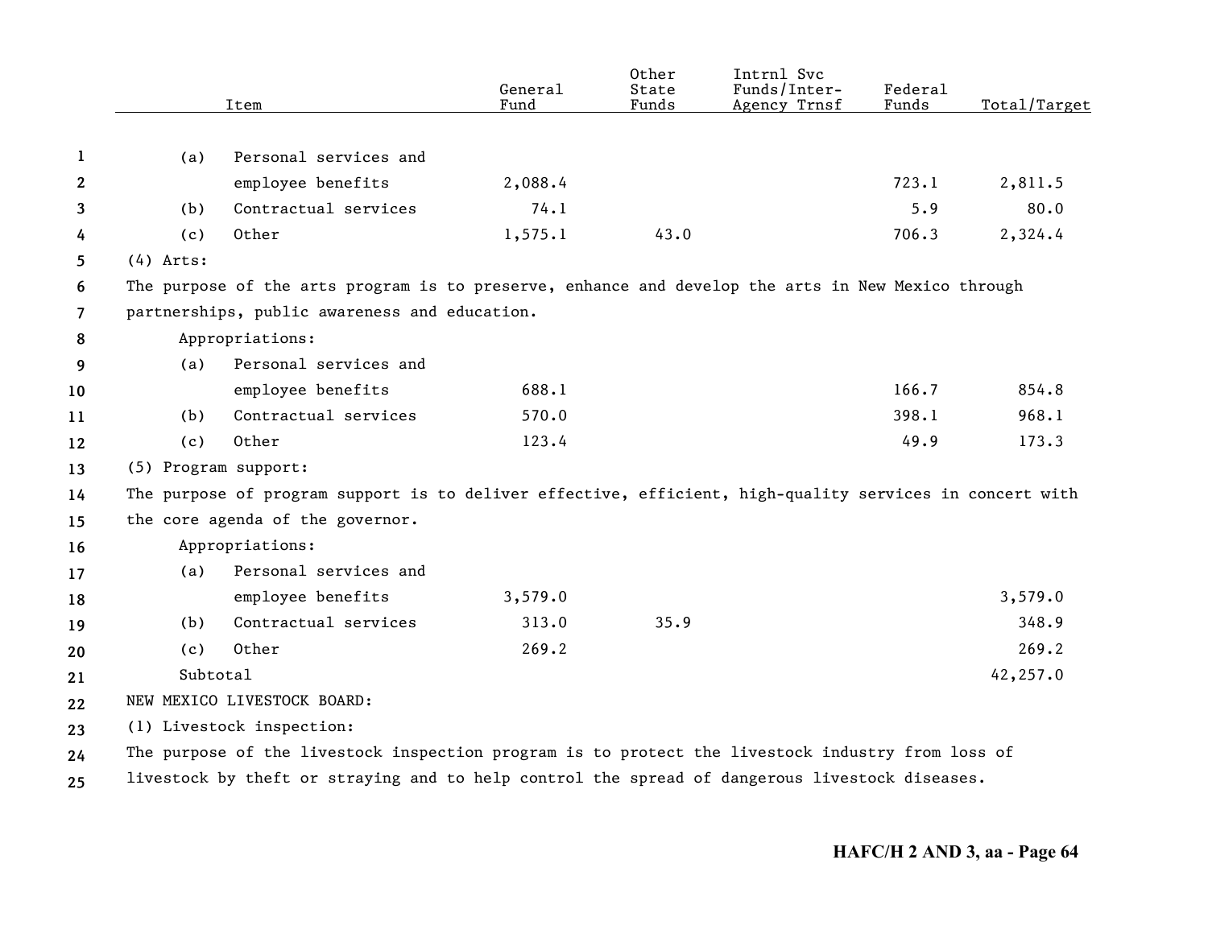| Item | General Fund | Other State Funds | Intrnl Svc Funds/Inter-Agency Trnsf | Federal Funds | Total/Target |
|---|---|---|---|---|---|
| (a) Personal services and employee benefits | 2,088.4 | | | 723.1 | 2,811.5 |
| (b) Contractual services | 74.1 | | | 5.9 | 80.0 |
| (c) Other | 1,575.1 | 43.0 | | 706.3 | 2,324.4 |

(4) Arts:

The purpose of the arts program is to preserve, enhance and develop the arts in New Mexico through partnerships, public awareness and education.

Appropriations:

| Item | General Fund | Other State Funds | Intrnl Svc Funds/Inter-Agency Trnsf | Federal Funds | Total/Target |
|---|---|---|---|---|---|
| (a) Personal services and employee benefits | 688.1 | | | 166.7 | 854.8 |
| (b) Contractual services | 570.0 | | | 398.1 | 968.1 |
| (c) Other | 123.4 | | | 49.9 | 173.3 |

(5) Program support:

The purpose of program support is to deliver effective, efficient, high-quality services in concert with the core agenda of the governor.

Appropriations:

| Item | General Fund | Other State Funds | Intrnl Svc Funds/Inter-Agency Trnsf | Federal Funds | Total/Target |
|---|---|---|---|---|---|
| (a) Personal services and employee benefits | 3,579.0 | | | | 3,579.0 |
| (b) Contractual services | 313.0 | 35.9 | | | 348.9 |
| (c) Other | 269.2 | | | | 269.2 |
| Subtotal | | | | | 42,257.0 |

NEW MEXICO LIVESTOCK BOARD:

(1) Livestock inspection:

The purpose of the livestock inspection program is to protect the livestock industry from loss of livestock by theft or straying and to help control the spread of dangerous livestock diseases.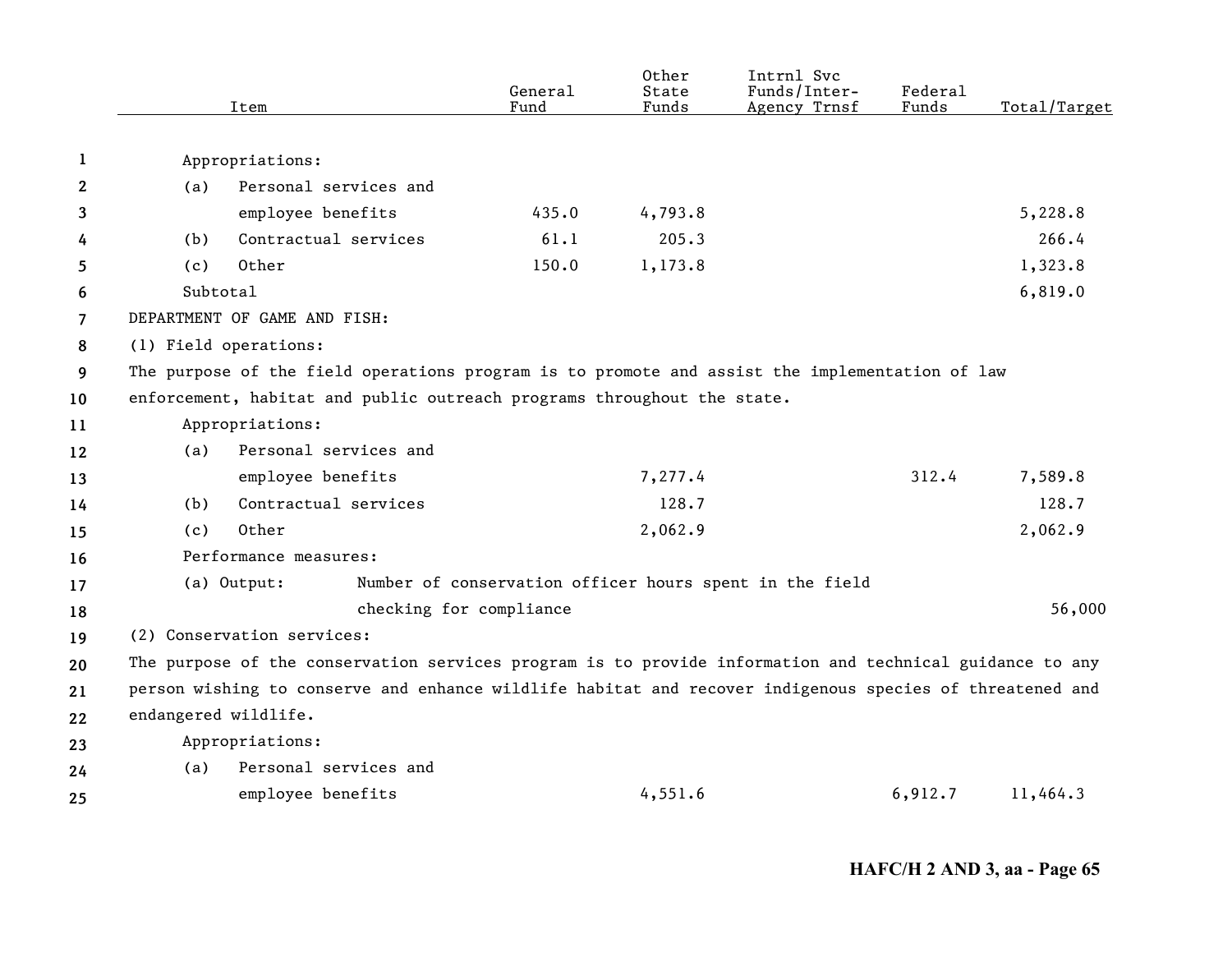| Item | General Fund | Other State Funds | Intrnl Svc Funds/Inter-Agency Trnsf | Federal Funds | Total/Target |
|---|---|---|---|---|---|
| Appropriations: | | | | | |
| (a) Personal services and employee benefits | 435.0 | 4,793.8 | | | 5,228.8 |
| (b) Contractual services | 61.1 | 205.3 | | | 266.4 |
| (c) Other | 150.0 | 1,173.8 | | | 1,323.8 |
| Subtotal | | | | | 6,819.0 |

DEPARTMENT OF GAME AND FISH:

(1) Field operations:

The purpose of the field operations program is to promote and assist the implementation of law enforcement, habitat and public outreach programs throughout the state.

| Item | General Fund | Other State Funds | Intrnl Svc Funds/Inter-Agency Trnsf | Federal Funds | Total/Target |
|---|---|---|---|---|---|
| Appropriations: | | | | | |
| (a) Personal services and employee benefits | | 7,277.4 | | 312.4 | 7,589.8 |
| (b) Contractual services | | 128.7 | | | 128.7 |
| (c) Other | | 2,062.9 | | | 2,062.9 |
| Performance measures: | | | | | |
| (a) Output: Number of conservation officer hours spent in the field checking for compliance | | | | | 56,000 |

(2) Conservation services:

The purpose of the conservation services program is to provide information and technical guidance to any person wishing to conserve and enhance wildlife habitat and recover indigenous species of threatened and endangered wildlife.

| Item | General Fund | Other State Funds | Intrnl Svc Funds/Inter-Agency Trnsf | Federal Funds | Total/Target |
|---|---|---|---|---|---|
| Appropriations: | | | | | |
| (a) Personal services and employee benefits | | 4,551.6 | | 6,912.7 | 11,464.3 |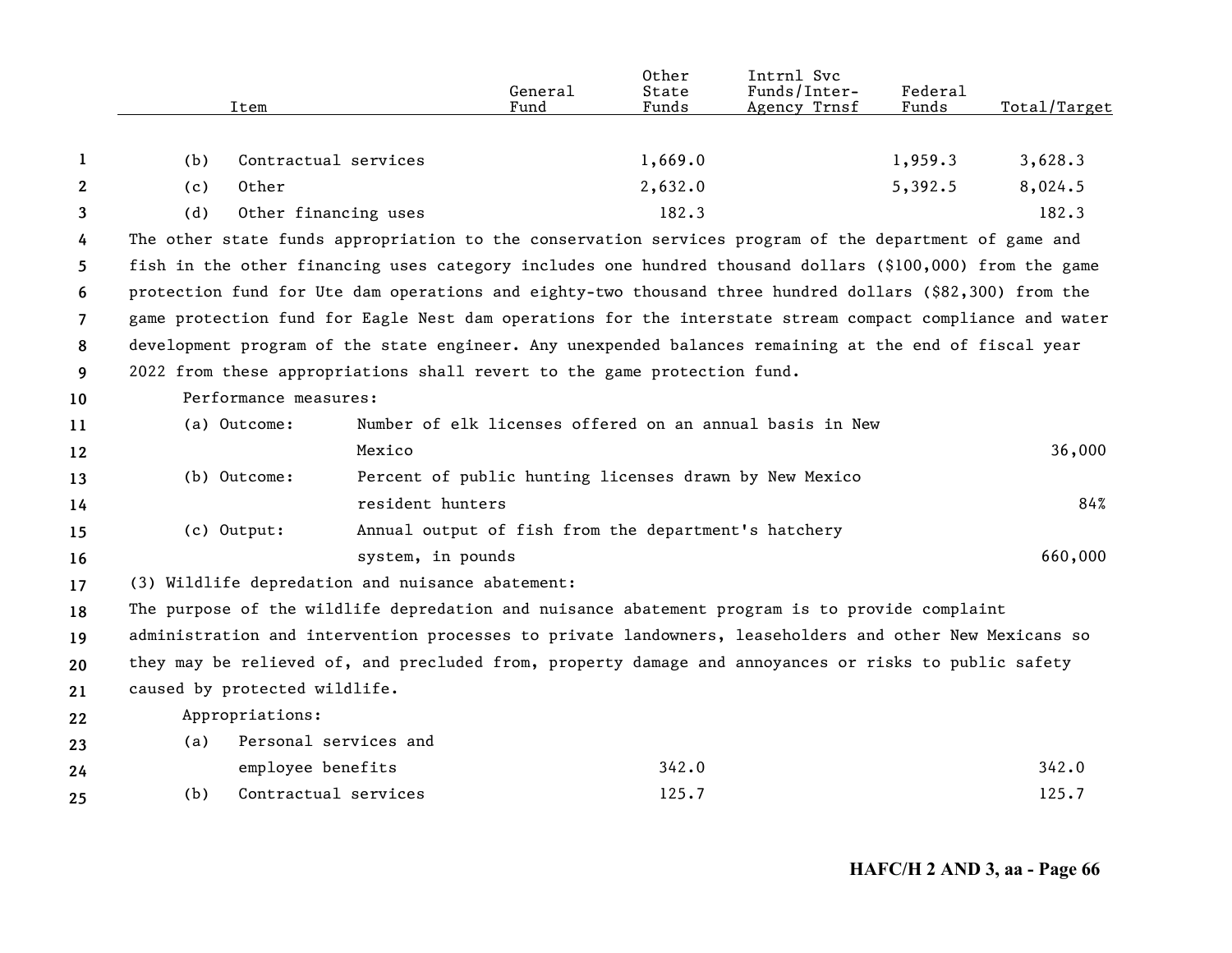| Item | General Fund | Other State Funds | Intrnl Svc Funds/Inter-Agency Trnsf | Federal Funds | Total/Target |
|---|---|---|---|---|---|
| (b) Contractual services | | 1,669.0 | | 1,959.3 | 3,628.3 |
| (c) Other | | 2,632.0 | | 5,392.5 | 8,024.5 |
| (d) Other financing uses | | 182.3 | | | 182.3 |

The other state funds appropriation to the conservation services program of the department of game and fish in the other financing uses category includes one hundred thousand dollars ($100,000) from the game protection fund for Ute dam operations and eighty-two thousand three hundred dollars ($82,300) from the game protection fund for Eagle Nest dam operations for the interstate stream compact compliance and water development program of the state engineer. Any unexpended balances remaining at the end of fiscal year 2022 from these appropriations shall revert to the game protection fund.

Performance measures:

| Measure | Description | Total/Target |
|---|---|---|
| (a) Outcome: | Number of elk licenses offered on an annual basis in New Mexico | 36,000 |
| (b) Outcome: | Percent of public hunting licenses drawn by New Mexico resident hunters | 84% |
| (c) Output: | Annual output of fish from the department's hatchery system, in pounds | 660,000 |

(3) Wildlife depredation and nuisance abatement:

The purpose of the wildlife depredation and nuisance abatement program is to provide complaint administration and intervention processes to private landowners, leaseholders and other New Mexicans so they may be relieved of, and precluded from, property damage and annoyances or risks to public safety caused by protected wildlife.

Appropriations:

| Item | General Fund | Other State Funds | Intrnl Svc Funds/Inter-Agency Trnsf | Federal Funds | Total/Target |
|---|---|---|---|---|---|
| (a) Personal services and employee benefits | | 342.0 | | | 342.0 |
| (b) Contractual services | | 125.7 | | | 125.7 |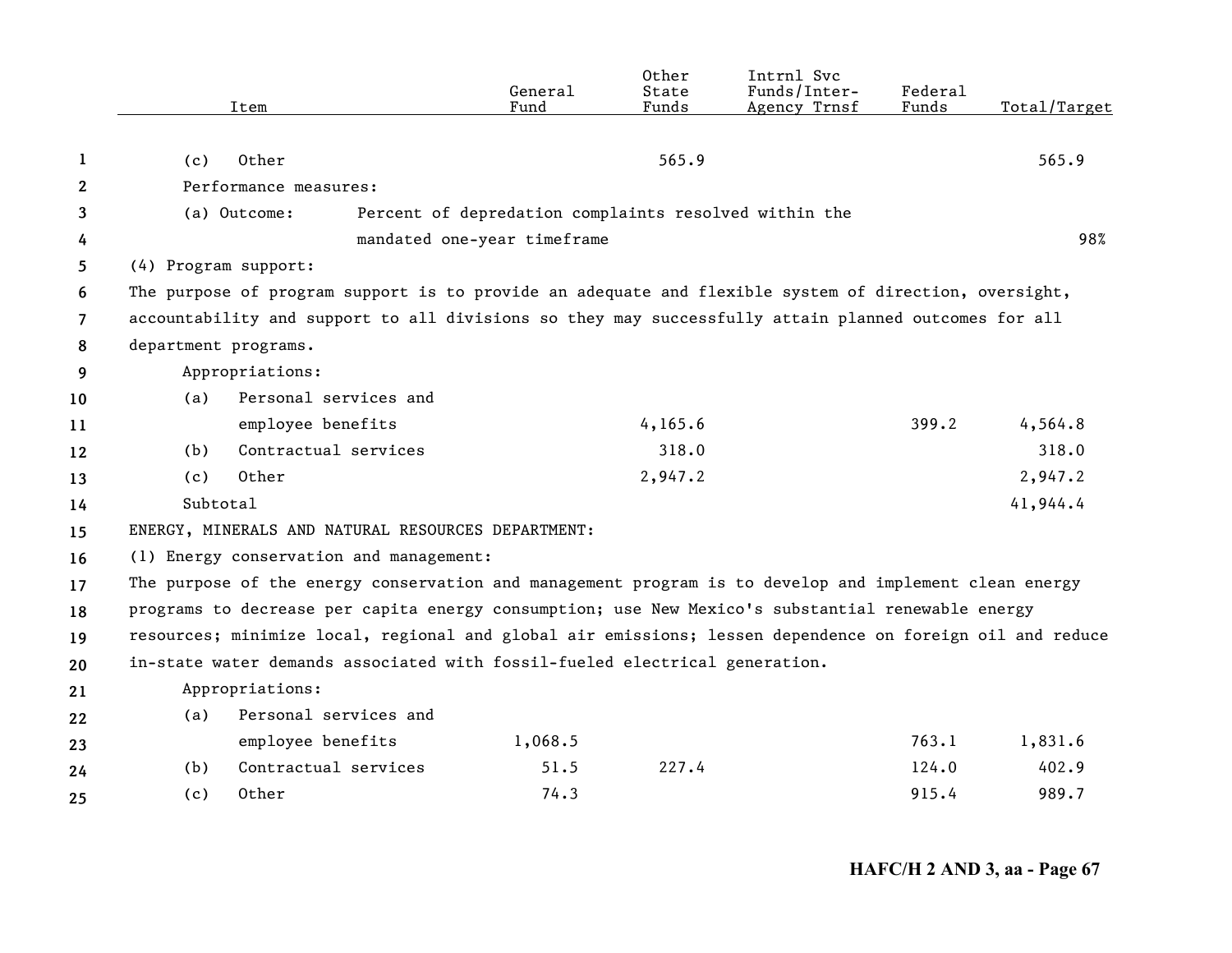| Item | General Fund | Other State Funds | Intrnl Svc Funds/Inter-Agency Trnsf | Federal Funds | Total/Target |
|---|---|---|---|---|---|
| (c) Other | | 565.9 | | | 565.9 |
| Performance measures: | | | | | |
| (a) Outcome: Percent of depredation complaints resolved within the mandated one-year timeframe | | | | | 98% |
| (4) Program support: | | | | | |
| The purpose of program support is to provide an adequate and flexible system of direction, oversight, accountability and support to all divisions so they may successfully attain planned outcomes for all department programs. | | | | | |
| Appropriations: | | | | | |
| (a) Personal services and employee benefits | | 4,165.6 | | 399.2 | 4,564.8 |
| (b) Contractual services | | 318.0 | | | 318.0 |
| (c) Other | | 2,947.2 | | | 2,947.2 |
| Subtotal | | | | | 41,944.4 |
| ENERGY, MINERALS AND NATURAL RESOURCES DEPARTMENT: | | | | | |
| (1) Energy conservation and management: | | | | | |
| The purpose of the energy conservation and management program is to develop and implement clean energy programs to decrease per capita energy consumption; use New Mexico's substantial renewable energy resources; minimize local, regional and global air emissions; lessen dependence on foreign oil and reduce in-state water demands associated with fossil-fueled electrical generation. | | | | | |
| Appropriations: | | | | | |
| (a) Personal services and employee benefits | 1,068.5 | | | 763.1 | 1,831.6 |
| (b) Contractual services | 51.5 | 227.4 | | 124.0 | 402.9 |
| (c) Other | 74.3 | | | 915.4 | 989.7 |

HAFC/H 2 AND 3, aa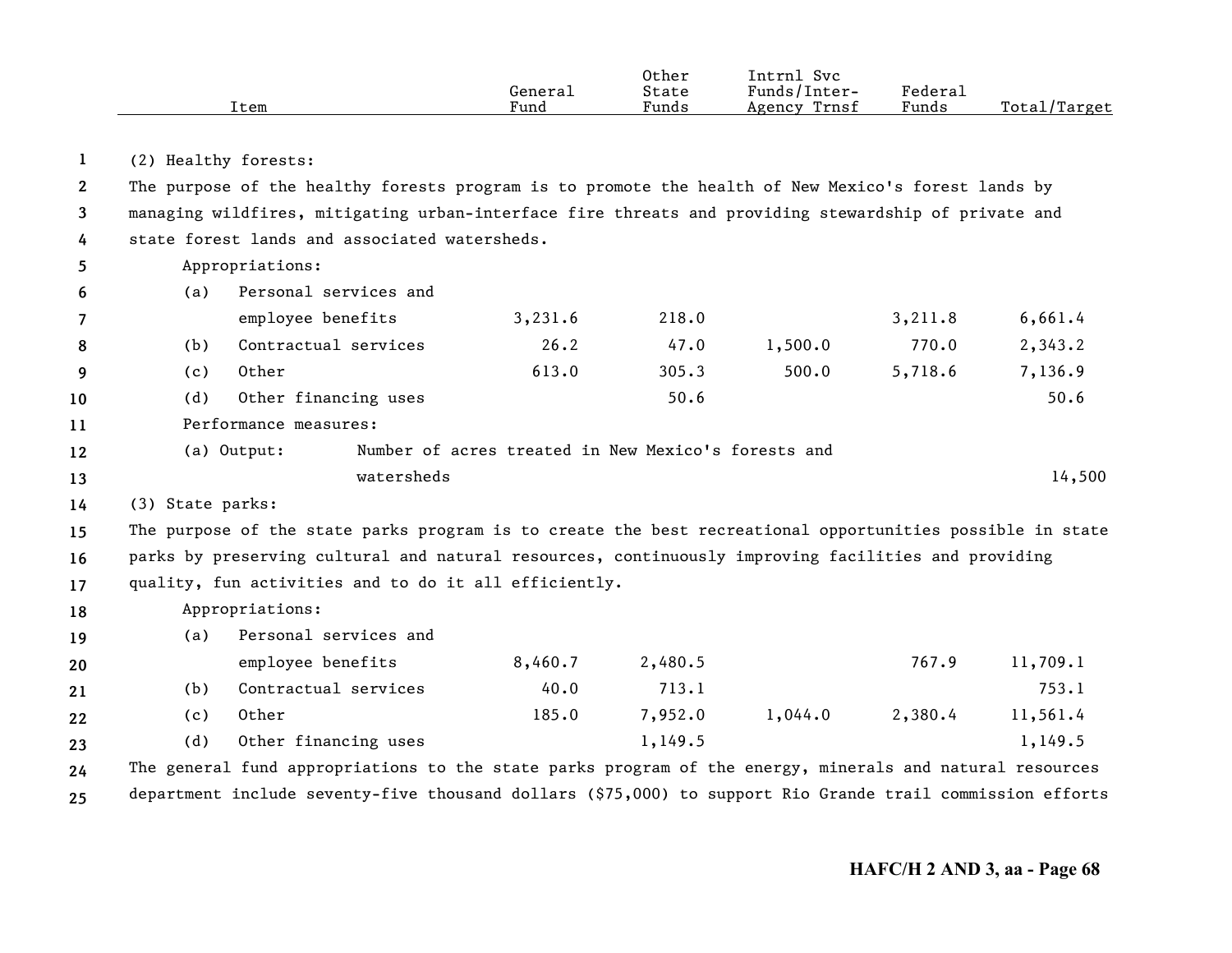| Item | General Fund | Other State Funds | Intrnl Svc Funds/Inter-Agency Trnsf | Federal Funds | Total/Target |
|---|---|---|---|---|---|
| (2) Healthy forests: | | | | | |
| The purpose of the healthy forests program is to promote the health of New Mexico's forest lands by managing wildfires, mitigating urban-interface fire threats and providing stewardship of private and state forest lands and associated watersheds. | | | | | |
| Appropriations: | | | | | |
| (a) Personal services and employee benefits | 3,231.6 | 218.0 | | 3,211.8 | 6,661.4 |
| (b) Contractual services | 26.2 | 47.0 | 1,500.0 | 770.0 | 2,343.2 |
| (c) Other | 613.0 | 305.3 | 500.0 | 5,718.6 | 7,136.9 |
| (d) Other financing uses | | 50.6 | | | 50.6 |
| Performance measures: | | | | | |
| (a) Output: Number of acres treated in New Mexico's forests and watersheds | | | | | 14,500 |
| (3) State parks: | | | | | |
| The purpose of the state parks program is to create the best recreational opportunities possible in state parks by preserving cultural and natural resources, continuously improving facilities and providing quality, fun activities and to do it all efficiently. | | | | | |
| Appropriations: | | | | | |
| (a) Personal services and employee benefits | 8,460.7 | 2,480.5 | | 767.9 | 11,709.1 |
| (b) Contractual services | 40.0 | 713.1 | | | 753.1 |
| (c) Other | 185.0 | 7,952.0 | 1,044.0 | 2,380.4 | 11,561.4 |
| (d) Other financing uses | | 1,149.5 | | | 1,149.5 |

The general fund appropriations to the state parks program of the energy, minerals and natural resources department include seventy-five thousand dollars ($75,000) to support Rio Grande trail commission efforts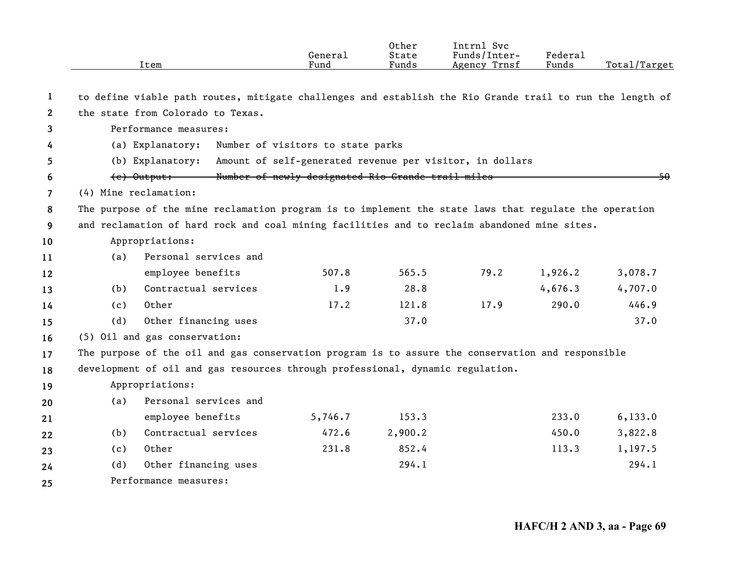| Item | General Fund | Other State Funds | Intrnl Svc Funds/Inter-Agency Trnsf | Federal Funds | Total/Target |
|---|---|---|---|---|---|

to define viable path routes, mitigate challenges and establish the Rio Grande trail to run the length of the state from Colorado to Texas.

Performance measures:

(a) Explanatory: Number of visitors to state parks

(b) Explanatory: Amount of self-generated revenue per visitor, in dollars

~~(c) Output: Number of newly designated Rio Grande trail miles 50~~

(4) Mine reclamation:

The purpose of the mine reclamation program is to implement the state laws that regulate the operation and reclamation of hard rock and coal mining facilities and to reclaim abandoned mine sites.

Appropriations:

| Item | General Fund | Other State Funds | Intrnl Svc Funds/Inter-Agency Trnsf | Federal Funds | Total/Target |
|---|---|---|---|---|---|
| (a) Personal services and employee benefits | 507.8 | 565.5 | 79.2 | 1,926.2 | 3,078.7 |
| (b) Contractual services | 1.9 | 28.8 | | 4,676.3 | 4,707.0 |
| (c) Other | 17.2 | 121.8 | 17.9 | 290.0 | 446.9 |
| (d) Other financing uses | | 37.0 | | | 37.0 |

(5) Oil and gas conservation:

The purpose of the oil and gas conservation program is to assure the conservation and responsible development of oil and gas resources through professional, dynamic regulation.

Appropriations:

| Item | General Fund | Other State Funds | Intrnl Svc Funds/Inter-Agency Trnsf | Federal Funds | Total/Target |
|---|---|---|---|---|---|
| (a) Personal services and employee benefits | 5,746.7 | 153.3 | | 233.0 | 6,133.0 |
| (b) Contractual services | 472.6 | 2,900.2 | | 450.0 | 3,822.8 |
| (c) Other | 231.8 | 852.4 | | 113.3 | 1,197.5 |
| (d) Other financing uses | | 294.1 | | | 294.1 |

Performance measures: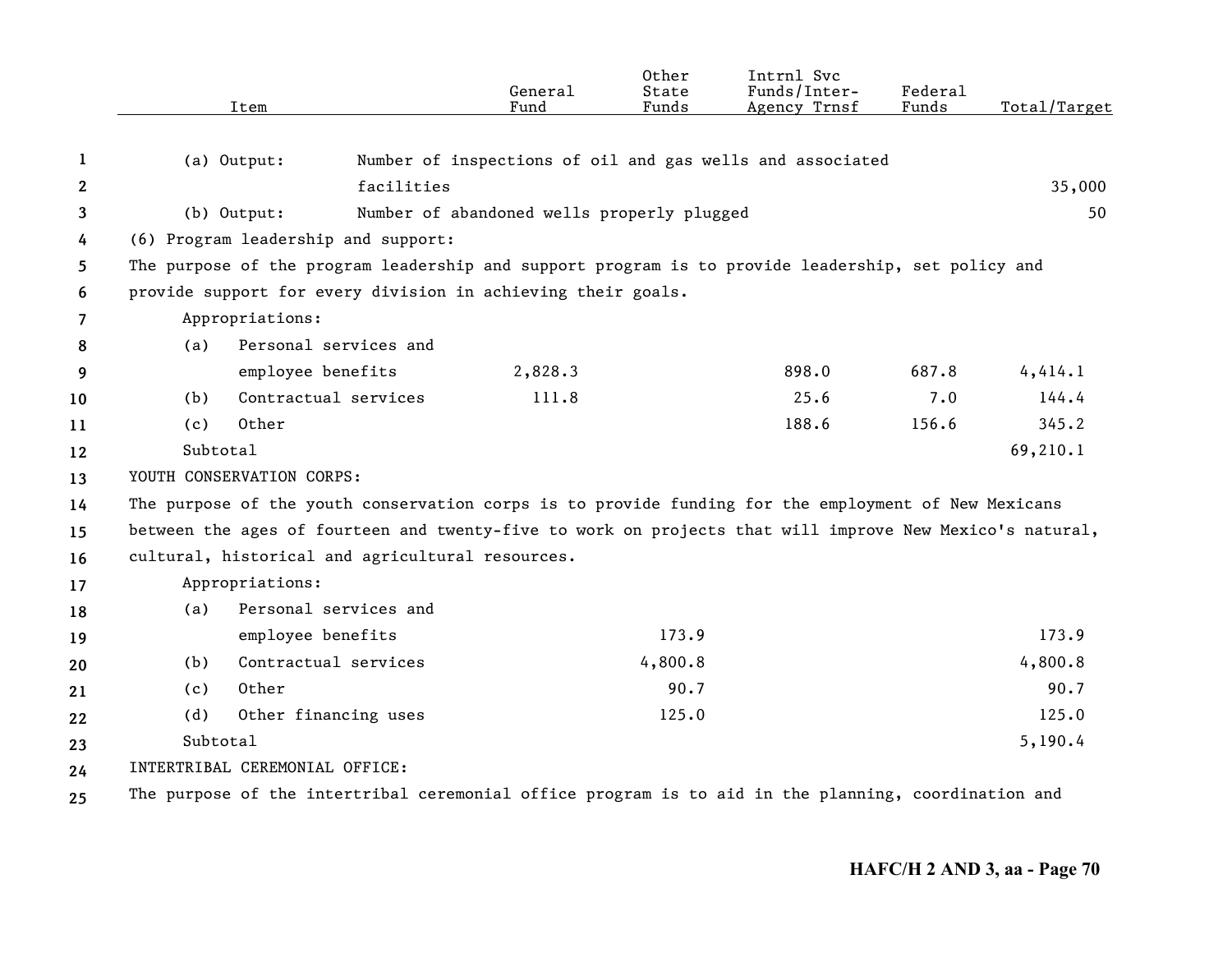| Item | General Fund | Other State Funds | Intrnl Svc Funds/Inter-Agency Trnsf | Federal Funds | Total/Target |
|---|---|---|---|---|---|
| (a) Output: Number of inspections of oil and gas wells and associated facilities | | | | | 35,000 |
| (b) Output: Number of abandoned wells properly plugged | | | | | 50 |

(6) Program leadership and support:

The purpose of the program leadership and support program is to provide leadership, set policy and provide support for every division in achieving their goals.

| Item | General Fund | Other State Funds | Intrnl Svc Funds/Inter-Agency Trnsf | Federal Funds | Total/Target |
|---|---|---|---|---|---|
| Appropriations: | | | | | |
| (a) Personal services and employee benefits | 2,828.3 | | 898.0 | 687.8 | 4,414.1 |
| (b) Contractual services | 111.8 | | 25.6 | 7.0 | 144.4 |
| (c) Other | | | 188.6 | 156.6 | 345.2 |
| Subtotal | | | | | 69,210.1 |

YOUTH CONSERVATION CORPS:

The purpose of the youth conservation corps is to provide funding for the employment of New Mexicans between the ages of fourteen and twenty-five to work on projects that will improve New Mexico's natural, cultural, historical and agricultural resources.

| Item | General Fund | Other State Funds | Intrnl Svc Funds/Inter-Agency Trnsf | Federal Funds | Total/Target |
|---|---|---|---|---|---|
| Appropriations: | | | | | |
| (a) Personal services and employee benefits | | 173.9 | | | 173.9 |
| (b) Contractual services | | 4,800.8 | | | 4,800.8 |
| (c) Other | | 90.7 | | | 90.7 |
| (d) Other financing uses | | 125.0 | | | 125.0 |
| Subtotal | | | | | 5,190.4 |

INTERTRIBAL CEREMONIAL OFFICE:

The purpose of the intertribal ceremonial office program is to aid in the planning, coordination and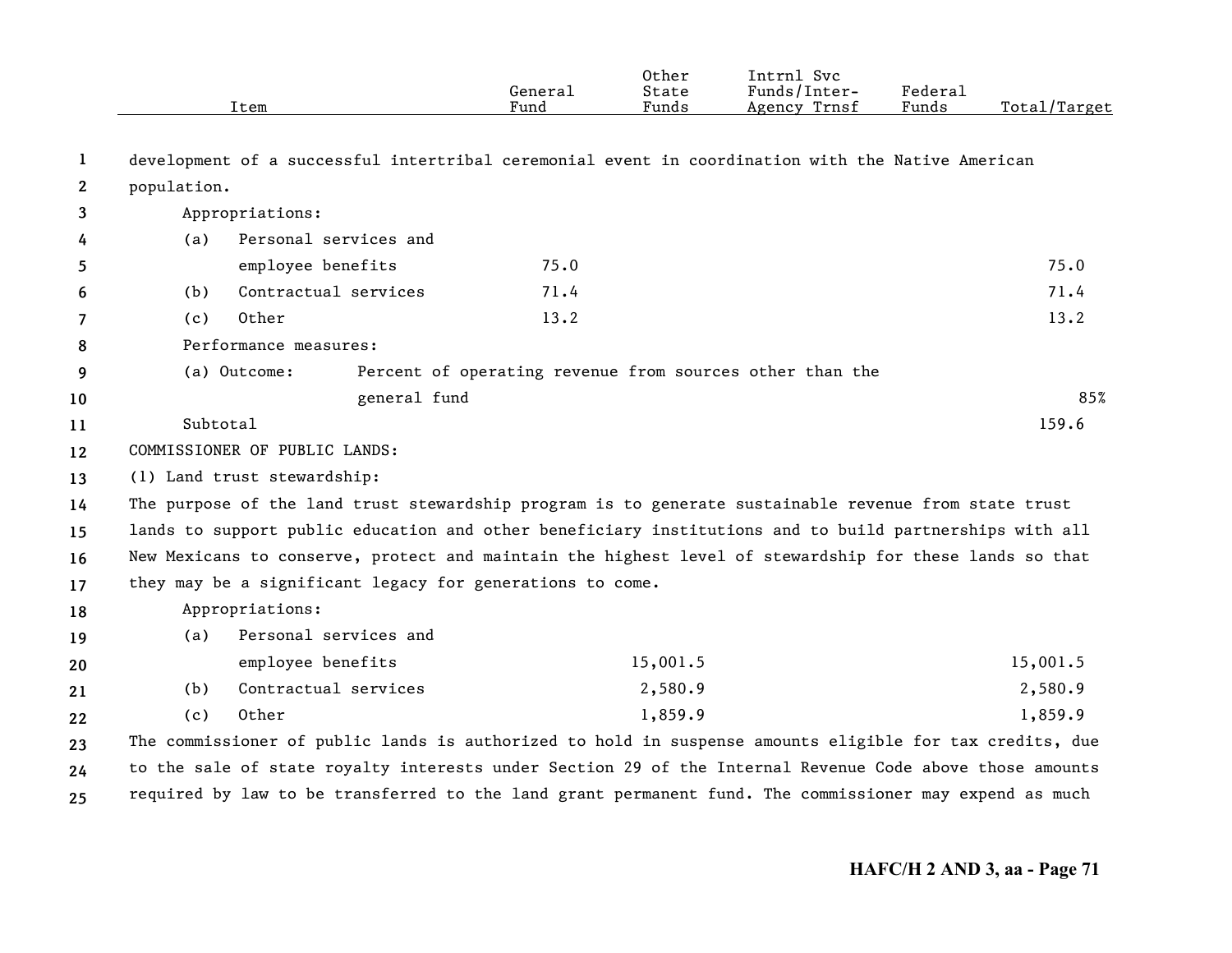| Item | General Fund | Other State Funds | Intrnl Svc Funds/Inter-Agency Trnsf | Federal Funds | Total/Target |
|---|---|---|---|---|---|

development of a successful intertribal ceremonial event in coordination with the Native American population.

| Item | General Fund | Other State Funds | Intrnl Svc Funds/Inter-Agency Trnsf | Federal Funds | Total/Target |
|---|---|---|---|---|---|
| Appropriations: | | | | | |
| (a) Personal services and employee benefits | 75.0 | | | | 75.0 |
| (b) Contractual services | 71.4 | | | | 71.4 |
| (c) Other | 13.2 | | | | 13.2 |

Performance measures:

| Item | Total/Target |
|---|---|
| (a) Outcome: Percent of operating revenue from sources other than the general fund | 85% |
| Subtotal | 159.6 |

COMMISSIONER OF PUBLIC LANDS:

(1) Land trust stewardship:

The purpose of the land trust stewardship program is to generate sustainable revenue from state trust lands to support public education and other beneficiary institutions and to build partnerships with all New Mexicans to conserve, protect and maintain the highest level of stewardship for these lands so that they may be a significant legacy for generations to come.

| Item | General Fund | Other State Funds | Intrnl Svc Funds/Inter-Agency Trnsf | Federal Funds | Total/Target |
|---|---|---|---|---|---|
| Appropriations: | | | | | |
| (a) Personal services and employee benefits | | 15,001.5 | | | 15,001.5 |
| (b) Contractual services | | 2,580.9 | | | 2,580.9 |
| (c) Other | | 1,859.9 | | | 1,859.9 |

The commissioner of public lands is authorized to hold in suspense amounts eligible for tax credits, due to the sale of state royalty interests under Section 29 of the Internal Revenue Code above those amounts required by law to be transferred to the land grant permanent fund. The commissioner may expend as much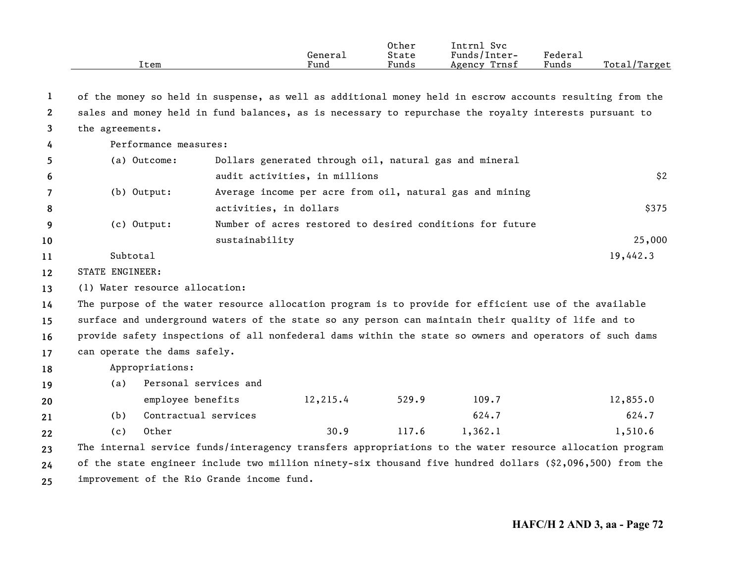| Item | General Fund | Other State Funds | Intrnl Svc Funds/Inter-Agency Trnsf | Federal Funds | Total/Target |
|---|---|---|---|---|---|

of the money so held in suspense, as well as additional money held in escrow accounts resulting from the sales and money held in fund balances, as is necessary to repurchase the royalty interests pursuant to the agreements.

Performance measures:

| Item | General Fund | Other State Funds | Intrnl Svc Funds/Inter-Agency Trnsf | Federal Funds | Total/Target |
|---|---|---|---|---|---|
| (a) Outcome: Dollars generated through oil, natural gas and mineral audit activities, in millions | | | | | $2 |
| (b) Output: Average income per acre from oil, natural gas and mining activities, in dollars | | | | | $375 |
| (c) Output: Number of acres restored to desired conditions for future sustainability | | | | | 25,000 |
| Subtotal | | | | | 19,442.3 |

STATE ENGINEER:

(1) Water resource allocation:

The purpose of the water resource allocation program is to provide for efficient use of the available surface and underground waters of the state so any person can maintain their quality of life and to provide safety inspections of all nonfederal dams within the state so owners and operators of such dams can operate the dams safely.

Appropriations:

| Item | General Fund | Other State Funds | Intrnl Svc Funds/Inter-Agency Trnsf | Federal Funds | Total/Target |
|---|---|---|---|---|---|
| (a) Personal services and employee benefits | 12,215.4 | 529.9 | 109.7 | | 12,855.0 |
| (b) Contractual services | | | 624.7 | | 624.7 |
| (c) Other | 30.9 | 117.6 | 1,362.1 | | 1,510.6 |

The internal service funds/interagency transfers appropriations to the water resource allocation program of the state engineer include two million ninety-six thousand five hundred dollars ($2,096,500) from the improvement of the Rio Grande income fund.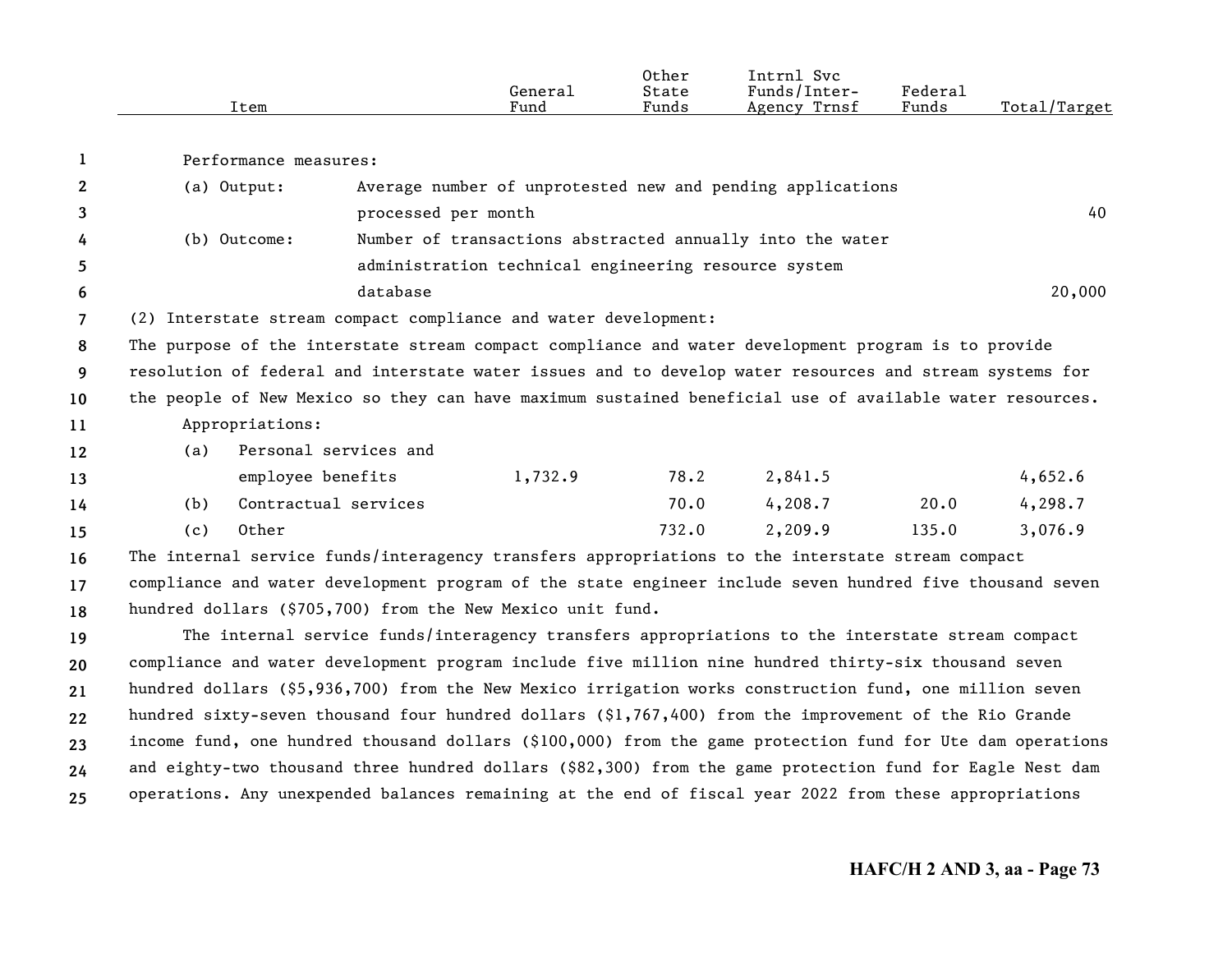| Item | General Fund | Other State Funds | Intrnl Svc Funds/Inter-Agency Trnsf | Federal Funds | Total/Target |
|---|---|---|---|---|---|
| Performance measures: | | | | | |
| (a) Output: Average number of unprotested new and pending applications processed per month | | | | | 40 |
| (b) Outcome: Number of transactions abstracted annually into the water administration technical engineering resource system database | | | | | 20,000 |

(2) Interstate stream compact compliance and water development:

The purpose of the interstate stream compact compliance and water development program is to provide resolution of federal and interstate water issues and to develop water resources and stream systems for the people of New Mexico so they can have maximum sustained beneficial use of available water resources.

| Item | General Fund | Other State Funds | Intrnl Svc Funds/Inter-Agency Trnsf | Federal Funds | Total/Target |
|---|---|---|---|---|---|
| Appropriations: | | | | | |
| (a) Personal services and employee benefits | 1,732.9 | 78.2 | 2,841.5 | | 4,652.6 |
| (b) Contractual services | | 70.0 | 4,208.7 | 20.0 | 4,298.7 |
| (c) Other | | 732.0 | 2,209.9 | 135.0 | 3,076.9 |

The internal service funds/interagency transfers appropriations to the interstate stream compact compliance and water development program of the state engineer include seven hundred five thousand seven hundred dollars ($705,700) from the New Mexico unit fund.

The internal service funds/interagency transfers appropriations to the interstate stream compact compliance and water development program include five million nine hundred thirty-six thousand seven hundred dollars ($5,936,700) from the New Mexico irrigation works construction fund, one million seven hundred sixty-seven thousand four hundred dollars ($1,767,400) from the improvement of the Rio Grande income fund, one hundred thousand dollars ($100,000) from the game protection fund for Ute dam operations and eighty-two thousand three hundred dollars ($82,300) from the game protection fund for Eagle Nest dam operations. Any unexpended balances remaining at the end of fiscal year 2022 from these appropriations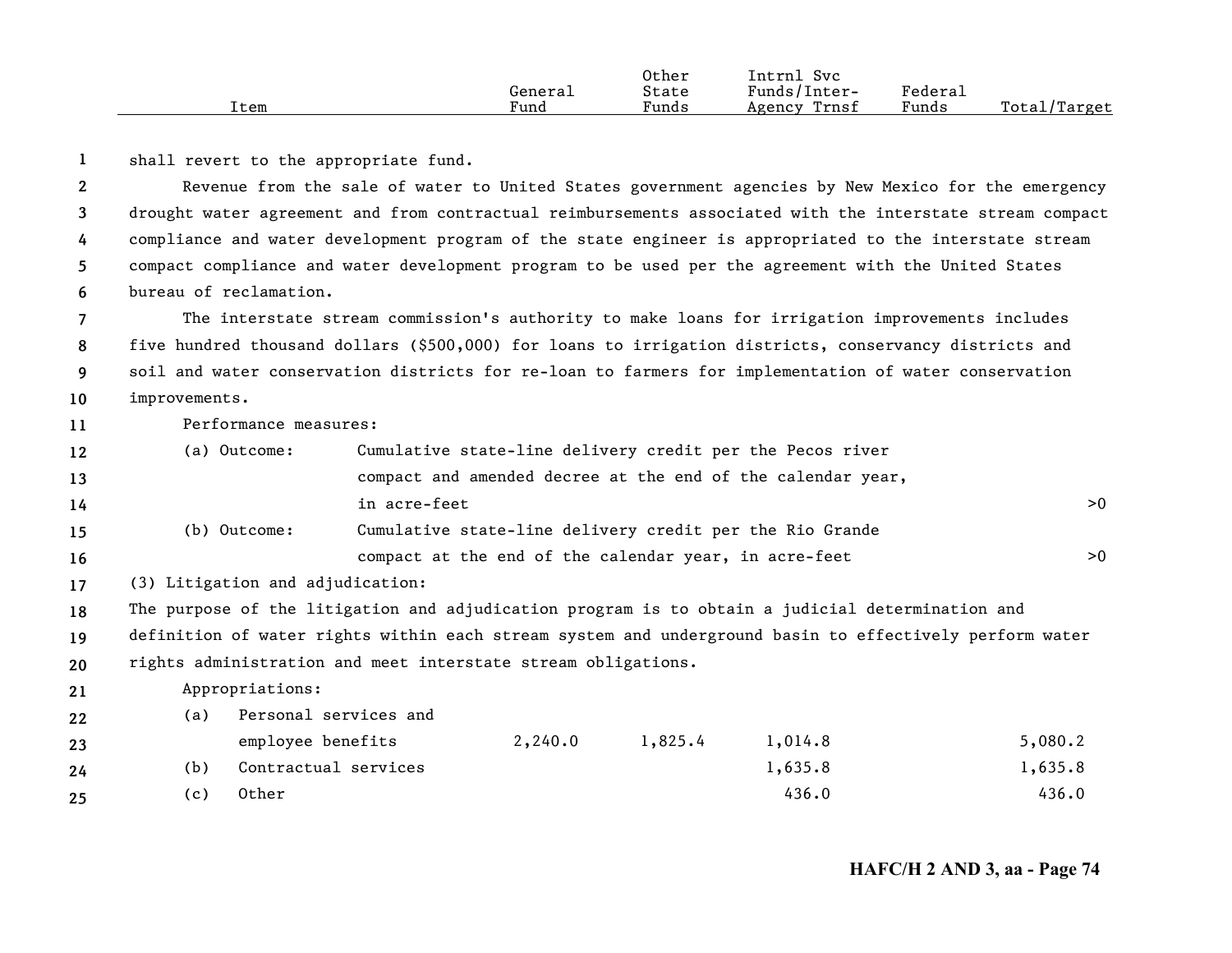shall revert to the appropriate fund.

Revenue from the sale of water to United States government agencies by New Mexico for the emergency drought water agreement and from contractual reimbursements associated with the interstate stream compact compliance and water development program of the state engineer is appropriated to the interstate stream compact compliance and water development program to be used per the agreement with the United States bureau of reclamation.

The interstate stream commission's authority to make loans for irrigation improvements includes five hundred thousand dollars ($500,000) for loans to irrigation districts, conservancy districts and soil and water conservation districts for re-loan to farmers for implementation of water conservation improvements.

Performance measures:

| Item | | Total/Target |
|---|---|---|
| (a) Outcome: | Cumulative state-line delivery credit per the Pecos river compact and amended decree at the end of the calendar year, in acre-feet | >0 |
| (b) Outcome: | Cumulative state-line delivery credit per the Rio Grande compact at the end of the calendar year, in acre-feet | >0 |

(3) Litigation and adjudication:

The purpose of the litigation and adjudication program is to obtain a judicial determination and definition of water rights within each stream system and underground basin to effectively perform water rights administration and meet interstate stream obligations.

Appropriations:

| Item | General Fund | Other State Funds | Intrnl Svc Funds/Inter-Agency Trnsf | Federal Funds | Total/Target |
|---|---|---|---|---|---|
| (a) Personal services and employee benefits | 2,240.0 | 1,825.4 | 1,014.8 | | 5,080.2 |
| (b) Contractual services | | | 1,635.8 | | 1,635.8 |
| (c) Other | | | 436.0 | | 436.0 |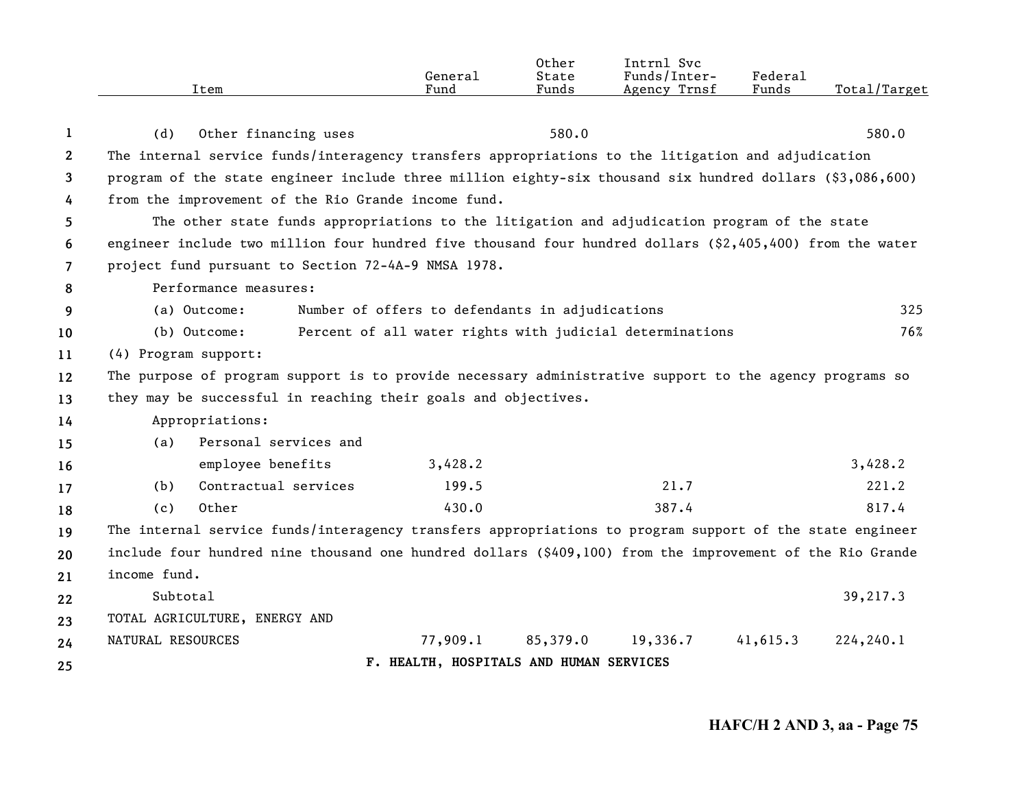| Item | General Fund | Other State Funds | Intrnl Svc Funds/Inter-Agency Trnsf | Federal Funds | Total/Target |
|---|---|---|---|---|---|
| (d) Other financing uses | | 580.0 | | | 580.0 |

The internal service funds/interagency transfers appropriations to the litigation and adjudication program of the state engineer include three million eighty-six thousand six hundred dollars ($3,086,600) from the improvement of the Rio Grande income fund.

The other state funds appropriations to the litigation and adjudication program of the state engineer include two million four hundred five thousand four hundred dollars ($2,405,400) from the water project fund pursuant to Section 72-4A-9 NMSA 1978.

Performance measures:

| | | |
|---|---|---|
| (a) Outcome: | Number of offers to defendants in adjudications | 325 |
| (b) Outcome: | Percent of all water rights with judicial determinations | 76% |

(4) Program support:

The purpose of program support is to provide necessary administrative support to the agency programs so they may be successful in reaching their goals and objectives.

Appropriations:

| Item | General Fund | Other State Funds | Intrnl Svc Funds/Inter-Agency Trnsf | Federal Funds | Total/Target |
|---|---|---|---|---|---|
| (a) Personal services and employee benefits | 3,428.2 | | | | 3,428.2 |
| (b) Contractual services | 199.5 | | 21.7 | | 221.2 |
| (c) Other | 430.0 | | 387.4 | | 817.4 |

The internal service funds/interagency transfers appropriations to program support of the state engineer include four hundred nine thousand one hundred dollars ($409,100) from the improvement of the Rio Grande income fund.

| Item | General Fund | Other State Funds | Intrnl Svc Funds/Inter-Agency Trnsf | Federal Funds | Total/Target |
|---|---|---|---|---|---|
| Subtotal | | | | | 39,217.3 |
| TOTAL AGRICULTURE, ENERGY AND NATURAL RESOURCES | 77,909.1 | 85,379.0 | 19,336.7 | 41,615.3 | 224,240.1 |

## F. HEALTH, HOSPITALS AND HUMAN SERVICES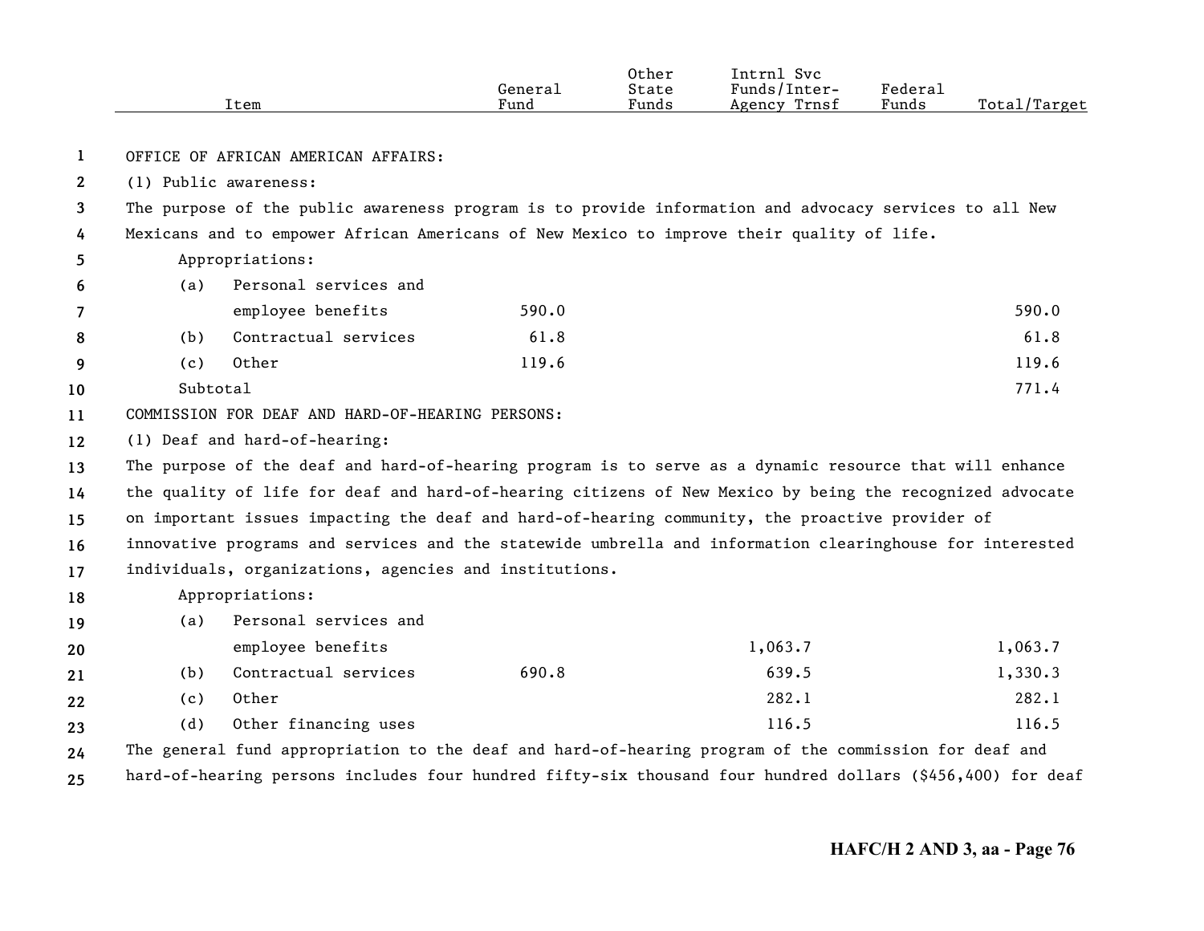| Item | General Fund | Other State Funds | Intrnl Svc Funds/Inter-Agency Trnsf | Federal Funds | Total/Target |
|---|---|---|---|---|---|
| OFFICE OF AFRICAN AMERICAN AFFAIRS: | | | | | |
| (1) Public awareness: | | | | | |
| The purpose of the public awareness program is to provide information and advocacy services to all New Mexicans and to empower African Americans of New Mexico to improve their quality of life. | | | | | |
| Appropriations: | | | | | |
| (a) Personal services and employee benefits | 590.0 | | | | 590.0 |
| (b) Contractual services | 61.8 | | | | 61.8 |
| (c) Other | 119.6 | | | | 119.6 |
| Subtotal | | | | | 771.4 |
| COMMISSION FOR DEAF AND HARD-OF-HEARING PERSONS: | | | | | |
| (1) Deaf and hard-of-hearing: | | | | | |
| The purpose of the deaf and hard-of-hearing program is to serve as a dynamic resource that will enhance the quality of life for deaf and hard-of-hearing citizens of New Mexico by being the recognized advocate on important issues impacting the deaf and hard-of-hearing community, the proactive provider of innovative programs and services and the statewide umbrella and information clearinghouse for interested individuals, organizations, agencies and institutions. | | | | | |
| Appropriations: | | | | | |
| (a) Personal services and employee benefits | | | 1,063.7 | | 1,063.7 |
| (b) Contractual services | 690.8 | | 639.5 | | 1,330.3 |
| (c) Other | | | 282.1 | | 282.1 |
| (d) Other financing uses | | | 116.5 | | 116.5 |

The general fund appropriation to the deaf and hard-of-hearing program of the commission for deaf and hard-of-hearing persons includes four hundred fifty-six thousand four hundred dollars ($456,400) for deaf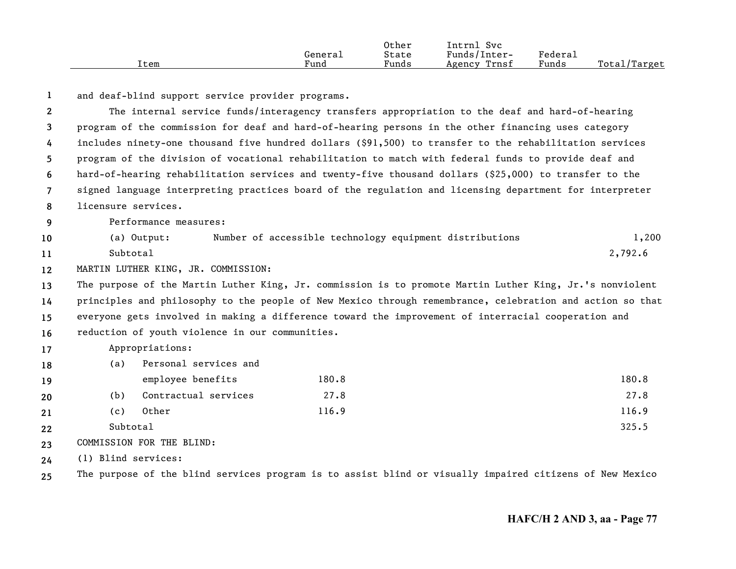| Item | General Fund | Other State Funds | Intrnl Svc Funds/Inter-Agency Trnsf | Federal Funds | Total/Target |
|---|---|---|---|---|---|

and deaf-blind support service provider programs.

The internal service funds/interagency transfers appropriation to the deaf and hard-of-hearing program of the commission for deaf and hard-of-hearing persons in the other financing uses category includes ninety-one thousand five hundred dollars ($91,500) to transfer to the rehabilitation services program of the division of vocational rehabilitation to match with federal funds to provide deaf and hard-of-hearing rehabilitation services and twenty-five thousand dollars ($25,000) to transfer to the signed language interpreting practices board of the regulation and licensing department for interpreter licensure services.

Performance measures:

| Item | General Fund | Other State Funds | Intrnl Svc Funds/Inter-Agency Trnsf | Federal Funds | Total/Target |
|---|---|---|---|---|---|
| (a) Output: Number of accessible technology equipment distributions | | | | | 1,200 |
| Subtotal | | | | | 2,792.6 |

MARTIN LUTHER KING, JR. COMMISSION:

The purpose of the Martin Luther King, Jr. commission is to promote Martin Luther King, Jr.'s nonviolent principles and philosophy to the people of New Mexico through remembrance, celebration and action so that everyone gets involved in making a difference toward the improvement of interracial cooperation and reduction of youth violence in our communities.

Appropriations:

| Item | General Fund | Other State Funds | Intrnl Svc Funds/Inter-Agency Trnsf | Federal Funds | Total/Target |
|---|---|---|---|---|---|
| (a) Personal services and employee benefits | 180.8 | | | | 180.8 |
| (b) Contractual services | 27.8 | | | | 27.8 |
| (c) Other | 116.9 | | | | 116.9 |
| Subtotal | | | | | 325.5 |

COMMISSION FOR THE BLIND:

(1) Blind services:

The purpose of the blind services program is to assist blind or visually impaired citizens of New Mexico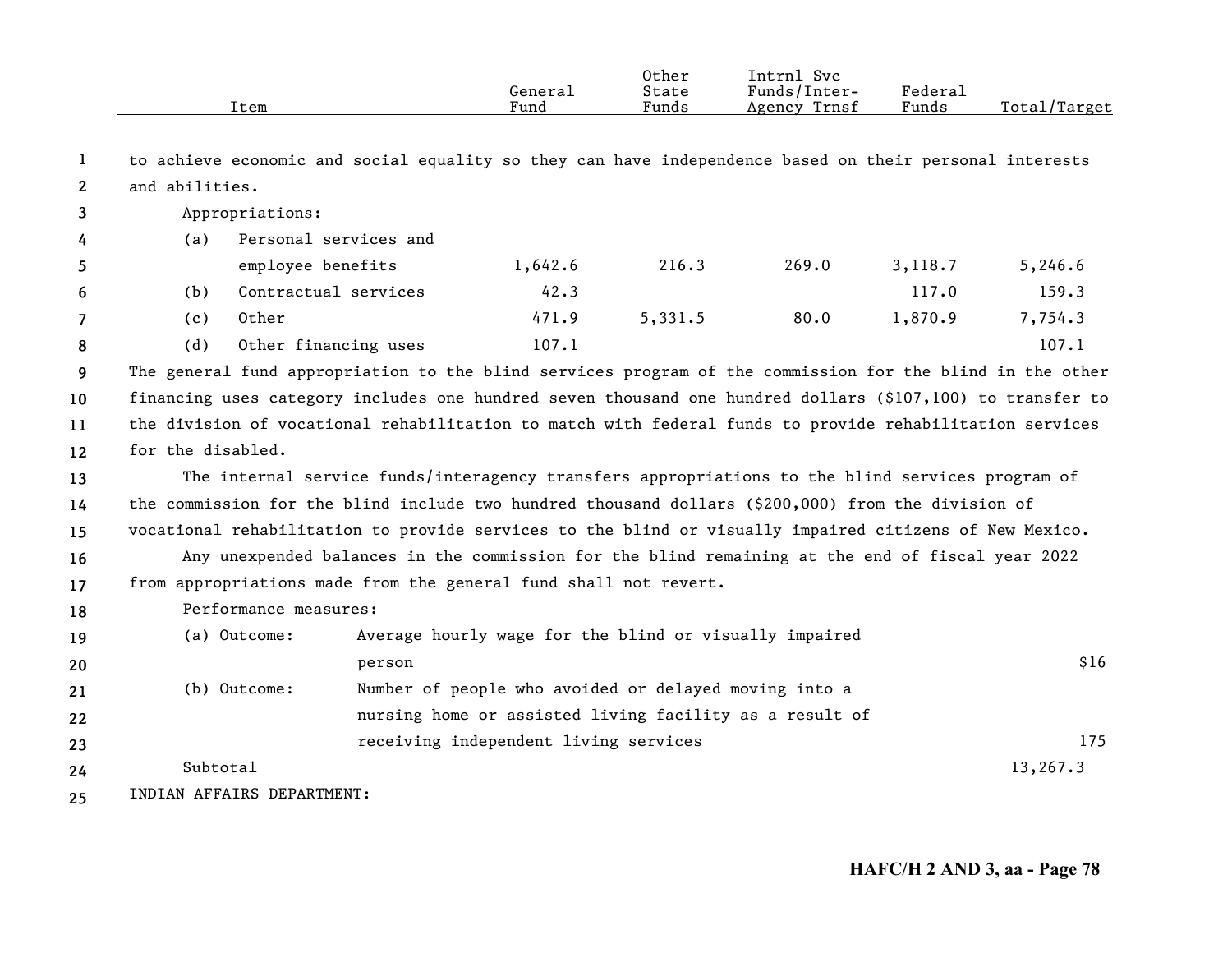| Item | General Fund | Other State Funds | Intrnl Svc Funds/Inter-Agency Trnsf | Federal Funds | Total/Target |
|---|---|---|---|---|---|

to achieve economic and social equality so they can have independence based on their personal interests and abilities.

Appropriations:

| Item | General Fund | Other State Funds | Intrnl Svc Funds/Inter-Agency Trnsf | Federal Funds | Total/Target |
|---|---|---|---|---|---|
| (a) Personal services and employee benefits | 1,642.6 | 216.3 | 269.0 | 3,118.7 | 5,246.6 |
| (b) Contractual services | 42.3 | | | 117.0 | 159.3 |
| (c) Other | 471.9 | 5,331.5 | 80.0 | 1,870.9 | 7,754.3 |
| (d) Other financing uses | 107.1 | | | | 107.1 |

The general fund appropriation to the blind services program of the commission for the blind in the other financing uses category includes one hundred seven thousand one hundred dollars ($107,100) to transfer to the division of vocational rehabilitation to match with federal funds to provide rehabilitation services for the disabled.

The internal service funds/interagency transfers appropriations to the blind services program of the commission for the blind include two hundred thousand dollars ($200,000) from the division of vocational rehabilitation to provide services to the blind or visually impaired citizens of New Mexico.

Any unexpended balances in the commission for the blind remaining at the end of fiscal year 2022 from appropriations made from the general fund shall not revert.

Performance measures:

| Measure | Description | Target |
|---|---|---|
| (a) Outcome: | Average hourly wage for the blind or visually impaired person | $16 |
| (b) Outcome: | Number of people who avoided or delayed moving into a nursing home or assisted living facility as a result of receiving independent living services | 175 |

Subtotal 13,267.3

INDIAN AFFAIRS DEPARTMENT: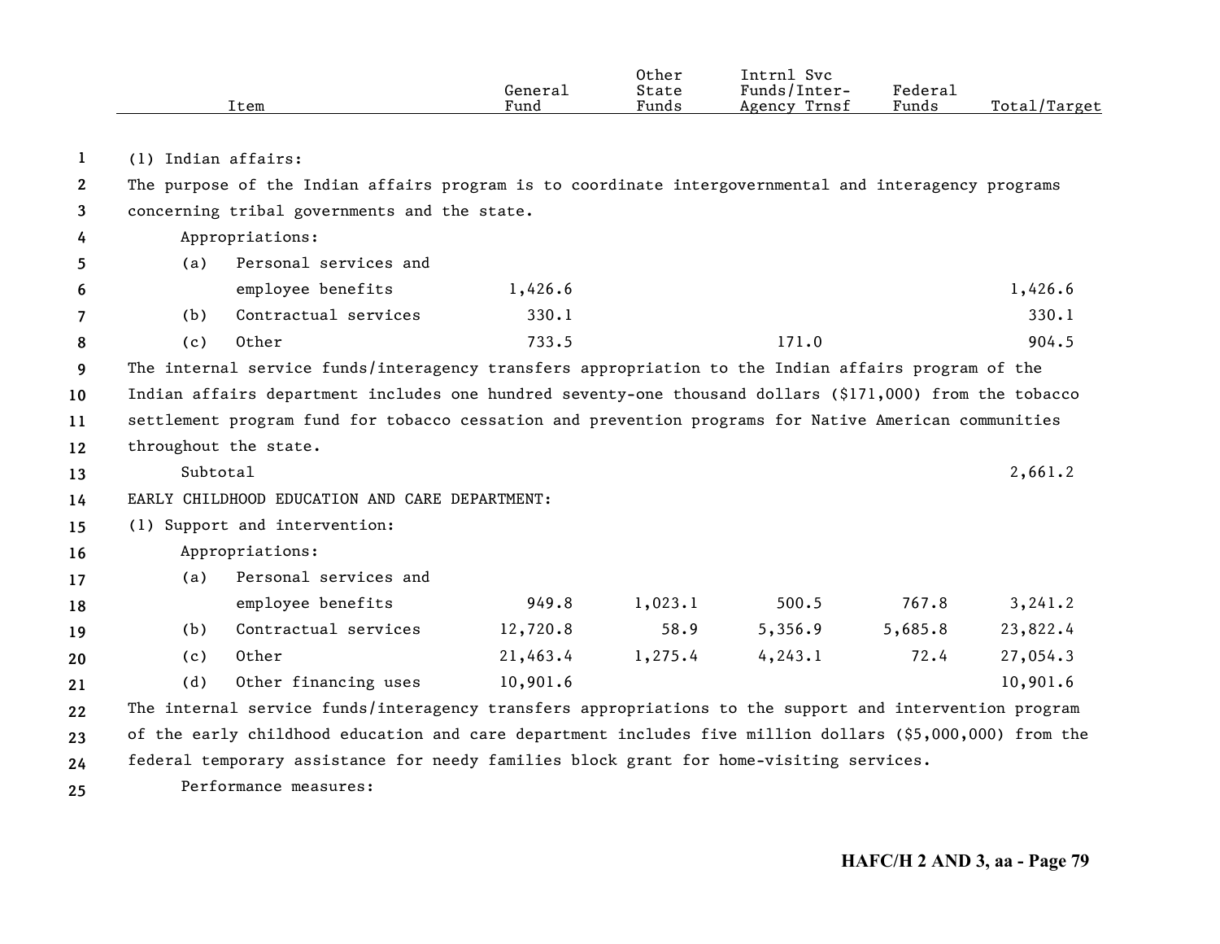| Item | General Fund | Other State Funds | Intrnl Svc Funds/Inter-Agency Trnsf | Federal Funds | Total/Target |
|---|---|---|---|---|---|
| (1) Indian affairs: | | | | | |
| The purpose of the Indian affairs program is to coordinate intergovernmental and interagency programs concerning tribal governments and the state. | | | | | |
| Appropriations: | | | | | |
| (a) Personal services and employee benefits | 1,426.6 | | | | 1,426.6 |
| (b) Contractual services | 330.1 | | | | 330.1 |
| (c) Other | 733.5 | | 171.0 | | 904.5 |
| The internal service funds/interagency transfers appropriation to the Indian affairs program of the Indian affairs department includes one hundred seventy-one thousand dollars ($171,000) from the tobacco settlement program fund for tobacco cessation and prevention programs for Native American communities throughout the state. | | | | | |
| Subtotal | | | | | 2,661.2 |
| EARLY CHILDHOOD EDUCATION AND CARE DEPARTMENT: | | | | | |
| (1) Support and intervention: | | | | | |
| Appropriations: | | | | | |
| (a) Personal services and employee benefits | 949.8 | 1,023.1 | 500.5 | 767.8 | 3,241.2 |
| (b) Contractual services | 12,720.8 | 58.9 | 5,356.9 | 5,685.8 | 23,822.4 |
| (c) Other | 21,463.4 | 1,275.4 | 4,243.1 | 72.4 | 27,054.3 |
| (d) Other financing uses | 10,901.6 | | | | 10,901.6 |
| The internal service funds/interagency transfers appropriations to the support and intervention program of the early childhood education and care department includes five million dollars ($5,000,000) from the federal temporary assistance for needy families block grant for home-visiting services. | | | | | |
| Performance measures: | | | | | |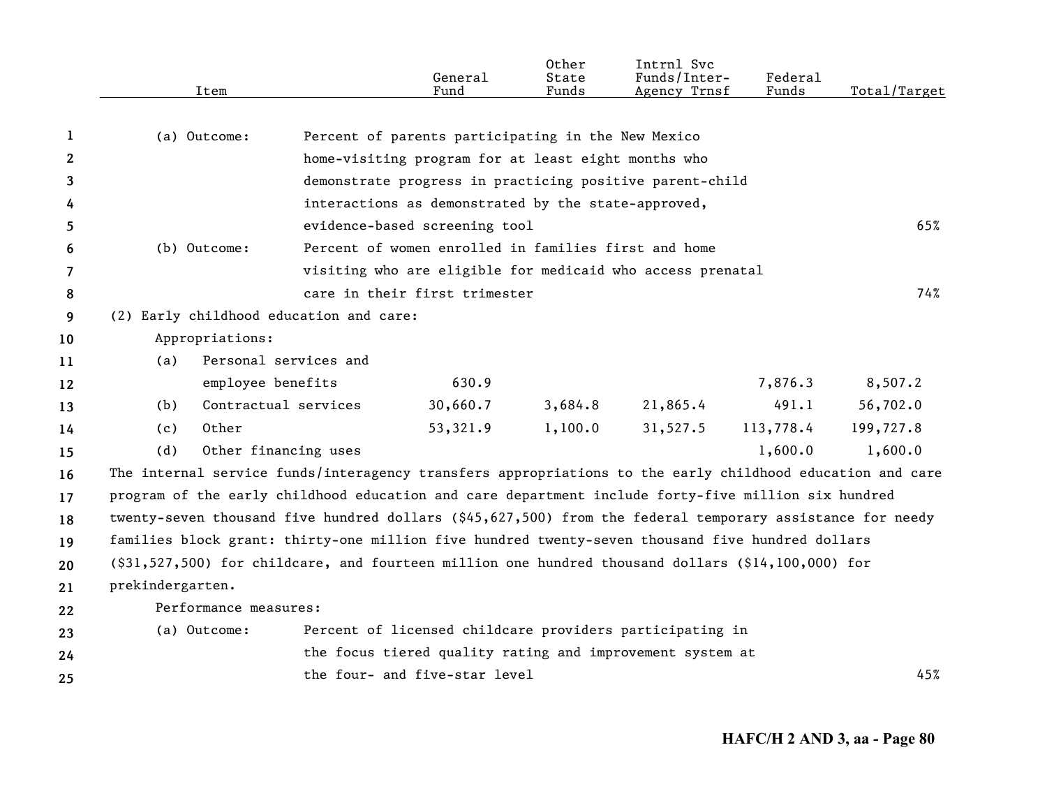| Item | | General Fund | Other State Funds | Intrnl Svc Funds/Inter-Agency Trnsf | Federal Funds | Total/Target |
|---|---|---|---|---|---|---|
| (a) Outcome: | Percent of parents participating in the New Mexico home-visiting program for at least eight months who demonstrate progress in practicing positive parent-child interactions as demonstrated by the state-approved, evidence-based screening tool | | | | | 65% |
| (b) Outcome: | Percent of women enrolled in families first and home visiting who are eligible for medicaid who access prenatal care in their first trimester | | | | | 74% |
| (2) Early childhood education and care: | | | | | | |
| Appropriations: | | | | | | |
| (a) Personal services and employee benefits | | 630.9 | | | 7,876.3 | 8,507.2 |
| (b) Contractual services | | 30,660.7 | 3,684.8 | 21,865.4 | 491.1 | 56,702.0 |
| (c) Other | | 53,321.9 | 1,100.0 | 31,527.5 | 113,778.4 | 199,727.8 |
| (d) Other financing uses | | | | | 1,600.0 | 1,600.0 |

The internal service funds/interagency transfers appropriations to the early childhood education and care program of the early childhood education and care department include forty-five million six hundred twenty-seven thousand five hundred dollars ($45,627,500) from the federal temporary assistance for needy families block grant: thirty-one million five hundred twenty-seven thousand five hundred dollars ($31,527,500) for childcare, and fourteen million one hundred thousand dollars ($14,100,000) for prekindergarten.

Performance measures:

| | | |
|---|---|---|
| (a) Outcome: | Percent of licensed childcare providers participating in the focus tiered quality rating and improvement system at the four- and five-star level | 45% |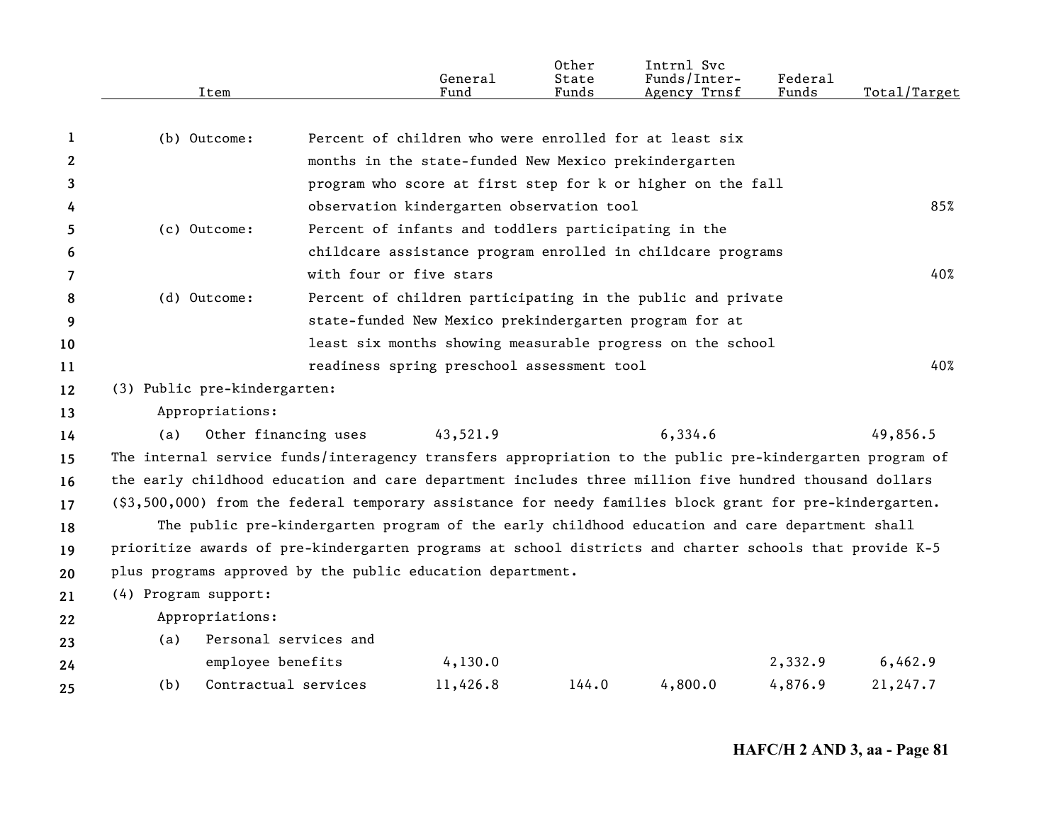| Item | | General Fund | Other State Funds | Intrnl Svc Funds/Inter-Agency Trnsf | Federal Funds | Total/Target |
|---|---|---|---|---|---|---|
| (b) Outcome: | Percent of children who were enrolled for at least six months in the state-funded New Mexico prekindergarten program who score at first step for k or higher on the fall observation kindergarten observation tool | | | | | 85% |
| (c) Outcome: | Percent of infants and toddlers participating in the childcare assistance program enrolled in childcare programs with four or five stars | | | | | 40% |
| (d) Outcome: | Percent of children participating in the public and private state-funded New Mexico prekindergarten program for at least six months showing measurable progress on the school readiness spring preschool assessment tool | | | | | 40% |

(3) Public pre-kindergarten:

Appropriations:

| Item | General Fund | Other State Funds | Intrnl Svc Funds/Inter-Agency Trnsf | Federal Funds | Total/Target |
|---|---|---|---|---|---|
| (a) Other financing uses | 43,521.9 | | 6,334.6 | | 49,856.5 |

The internal service funds/interagency transfers appropriation to the public pre-kindergarten program of the early childhood education and care department includes three million five hundred thousand dollars ($3,500,000) from the federal temporary assistance for needy families block grant for pre-kindergarten.

The public pre-kindergarten program of the early childhood education and care department shall prioritize awards of pre-kindergarten programs at school districts and charter schools that provide K-5 plus programs approved by the public education department.

(4) Program support:

Appropriations:

| Item | General Fund | Other State Funds | Intrnl Svc Funds/Inter-Agency Trnsf | Federal Funds | Total/Target |
|---|---|---|---|---|---|
| (a) Personal services and employee benefits | 4,130.0 | | | 2,332.9 | 6,462.9 |
| (b) Contractual services | 11,426.8 | 144.0 | 4,800.0 | 4,876.9 | 21,247.7 |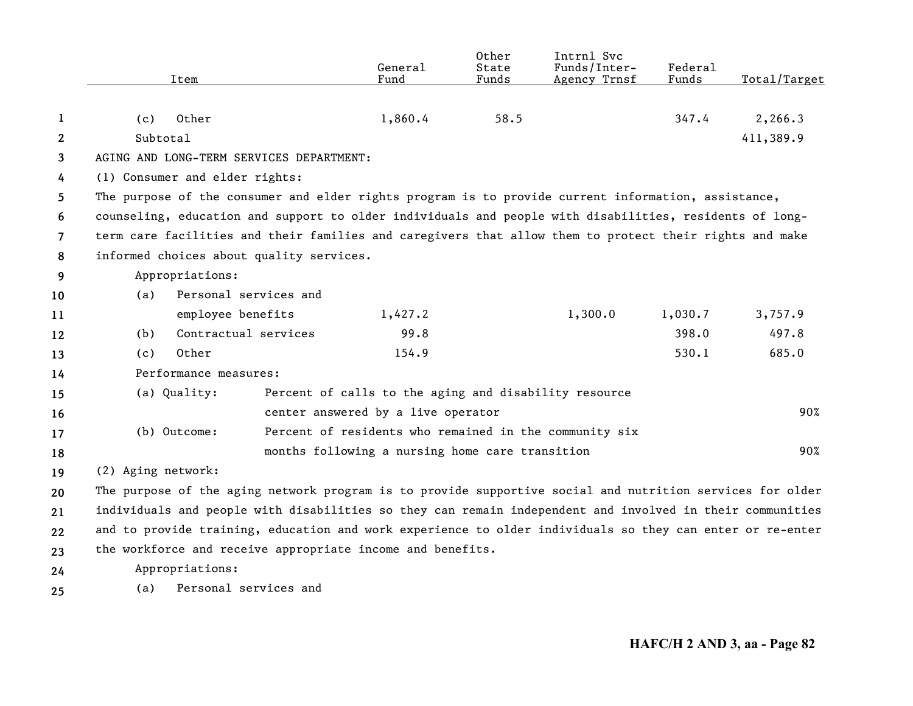| Item | General Fund | Other State Funds | Intrnl Svc Funds/Inter-Agency Trnsf | Federal Funds | Total/Target |
|---|---|---|---|---|---|
| (c) Other | 1,860.4 | 58.5 | | 347.4 | 2,266.3 |
| Subtotal | | | | | 411,389.9 |

AGING AND LONG-TERM SERVICES DEPARTMENT:

(1) Consumer and elder rights:

The purpose of the consumer and elder rights program is to provide current information, assistance, counseling, education and support to older individuals and people with disabilities, residents of long-term care facilities and their families and caregivers that allow them to protect their rights and make informed choices about quality services.

| Item | General Fund | Other State Funds | Intrnl Svc Funds/Inter-Agency Trnsf | Federal Funds | Total/Target |
|---|---|---|---|---|---|
| Appropriations: | | | | | |
| (a) Personal services and employee benefits | 1,427.2 | | 1,300.0 | 1,030.7 | 3,757.9 |
| (b) Contractual services | 99.8 | | | 398.0 | 497.8 |
| (c) Other | 154.9 | | | 530.1 | 685.0 |

Performance measures:

| Measure | Description | Target |
|---|---|---|
| (a) Quality: | Percent of calls to the aging and disability resource center answered by a live operator | 90% |
| (b) Outcome: | Percent of residents who remained in the community six months following a nursing home care transition | 90% |

(2) Aging network:

The purpose of the aging network program is to provide supportive social and nutrition services for older individuals and people with disabilities so they can remain independent and involved in their communities and to provide training, education and work experience to older individuals so they can enter or re-enter the workforce and receive appropriate income and benefits.

Appropriations:

(a) Personal services and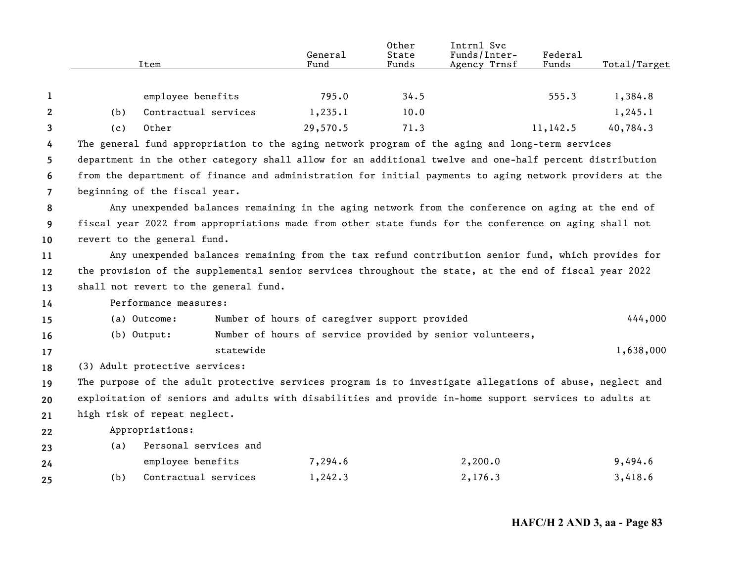| Item | General Fund | Other State Funds | Intrnl Svc Funds/Inter-Agency Trnsf | Federal Funds | Total/Target |
|---|---|---|---|---|---|
| employee benefits | 795.0 | 34.5 | | 555.3 | 1,384.8 |
| (b) Contractual services | 1,235.1 | 10.0 | | | 1,245.1 |
| (c) Other | 29,570.5 | 71.3 | | 11,142.5 | 40,784.3 |

The general fund appropriation to the aging network program of the aging and long-term services department in the other category shall allow for an additional twelve and one-half percent distribution from the department of finance and administration for initial payments to aging network providers at the beginning of the fiscal year.

Any unexpended balances remaining in the aging network from the conference on aging at the end of fiscal year 2022 from appropriations made from other state funds for the conference on aging shall not revert to the general fund.

Any unexpended balances remaining from the tax refund contribution senior fund, which provides for the provision of the supplemental senior services throughout the state, at the end of fiscal year 2022 shall not revert to the general fund.

Performance measures:

| | | |
|---|---|---|
| (a) Outcome: | Number of hours of caregiver support provided | 444,000 |
| (b) Output: | Number of hours of service provided by senior volunteers, statewide | 1,638,000 |

(3) Adult protective services:

The purpose of the adult protective services program is to investigate allegations of abuse, neglect and exploitation of seniors and adults with disabilities and provide in-home support services to adults at high risk of repeat neglect.

Appropriations:

| Item | General Fund | Other State Funds | Intrnl Svc Funds/Inter-Agency Trnsf | Federal Funds | Total/Target |
|---|---|---|---|---|---|
| (a) Personal services and employee benefits | 7,294.6 | | 2,200.0 | | 9,494.6 |
| (b) Contractual services | 1,242.3 | | 2,176.3 | | 3,418.6 |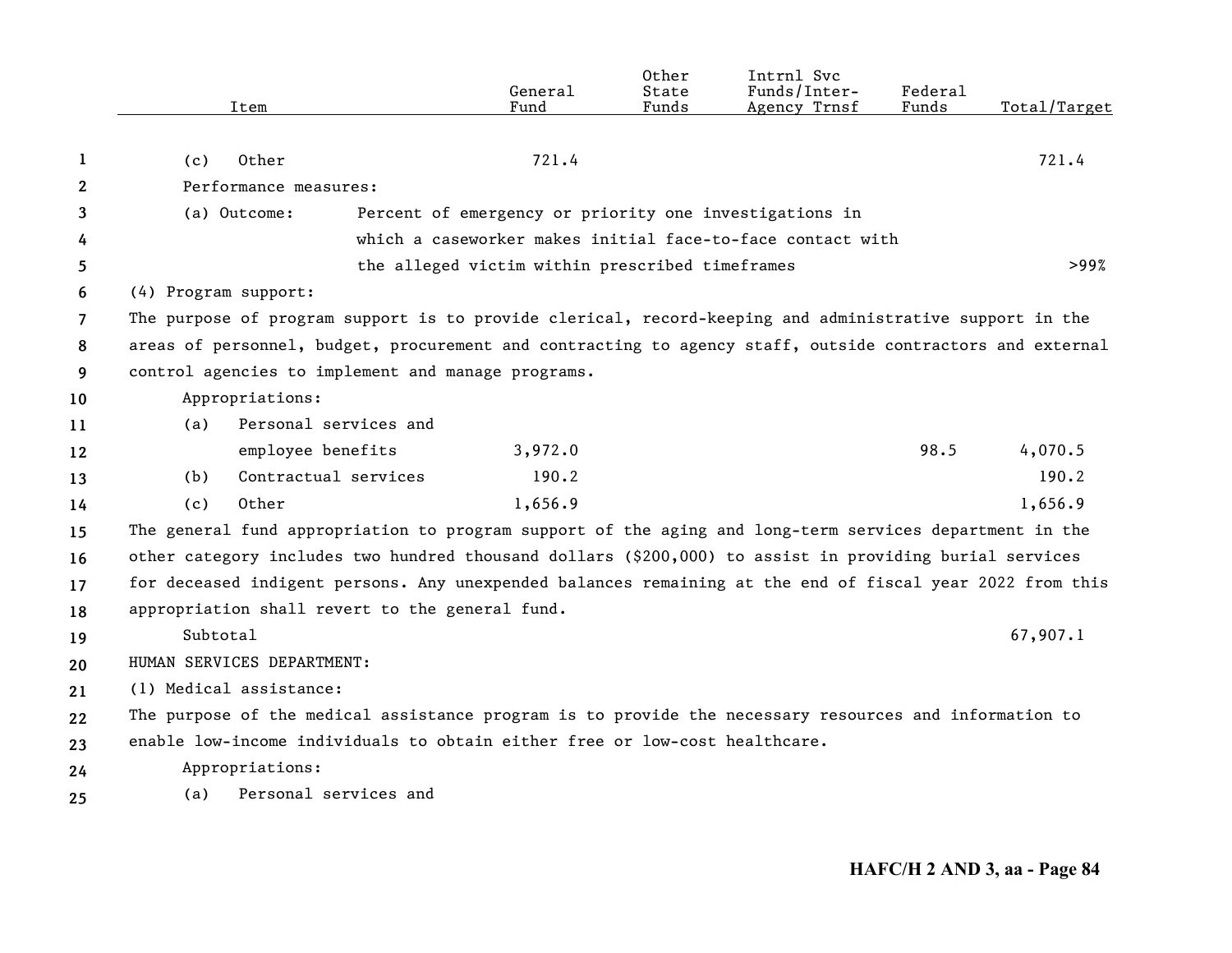| Item | General Fund | Other State Funds | Intrnl Svc Funds/Inter-Agency Trnsf | Federal Funds | Total/Target |
|---|---|---|---|---|---|
| (c) Other | 721.4 | | | | 721.4 |

Performance measures:

| | | |
|---|---|---|
| (a) Outcome: | Percent of emergency or priority one investigations in which a caseworker makes initial face-to-face contact with the alleged victim within prescribed timeframes | >99% |

(4) Program support:

The purpose of program support is to provide clerical, record-keeping and administrative support in the areas of personnel, budget, procurement and contracting to agency staff, outside contractors and external control agencies to implement and manage programs.

Appropriations:

| Item | General Fund | Other State Funds | Intrnl Svc Funds/Inter-Agency Trnsf | Federal Funds | Total/Target |
|---|---|---|---|---|---|
| (a) Personal services and employee benefits | 3,972.0 | | | 98.5 | 4,070.5 |
| (b) Contractual services | 190.2 | | | | 190.2 |
| (c) Other | 1,656.9 | | | | 1,656.9 |

The general fund appropriation to program support of the aging and long-term services department in the other category includes two hundred thousand dollars ($200,000) to assist in providing burial services for deceased indigent persons. Any unexpended balances remaining at the end of fiscal year 2022 from this appropriation shall revert to the general fund.

| | |
|---|---|
| Subtotal | 67,907.1 |

HUMAN SERVICES DEPARTMENT:

(1) Medical assistance:

The purpose of the medical assistance program is to provide the necessary resources and information to enable low-income individuals to obtain either free or low-cost healthcare.

Appropriations:

(a) Personal services and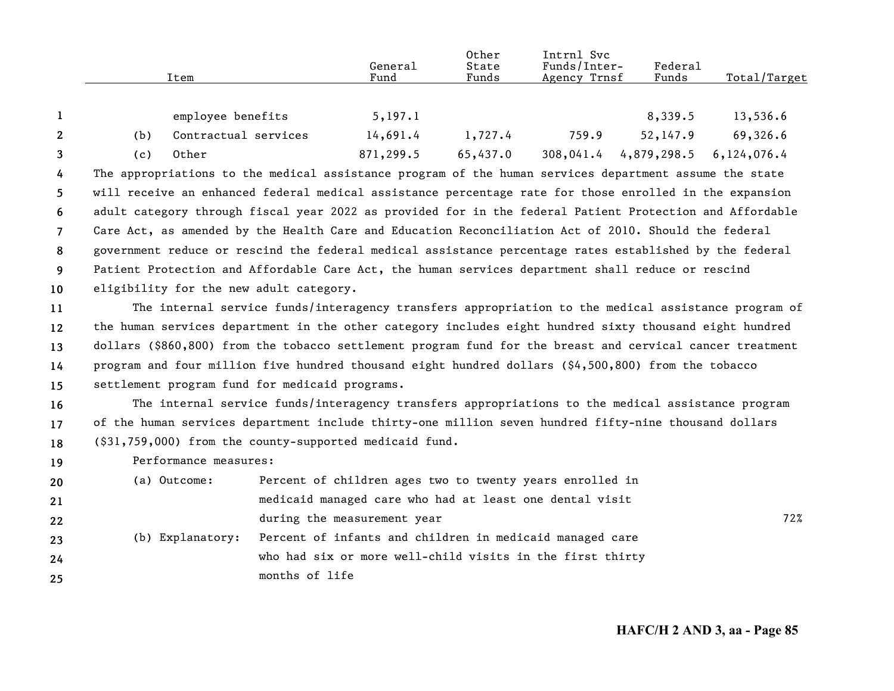| Item | General Fund | Other State Funds | Intrnl Svc Funds/Inter-Agency Trnsf | Federal Funds | Total/Target |
|---|---|---|---|---|---|
| employee benefits | 5,197.1 | | | 8,339.5 | 13,536.6 |
| (b) Contractual services | 14,691.4 | 1,727.4 | 759.9 | 52,147.9 | 69,326.6 |
| (c) Other | 871,299.5 | 65,437.0 | 308,041.4 | 4,879,298.5 | 6,124,076.4 |

The appropriations to the medical assistance program of the human services department assume the state will receive an enhanced federal medical assistance percentage rate for those enrolled in the expansion adult category through fiscal year 2022 as provided for in the federal Patient Protection and Affordable Care Act, as amended by the Health Care and Education Reconciliation Act of 2010. Should the federal government reduce or rescind the federal medical assistance percentage rates established by the federal Patient Protection and Affordable Care Act, the human services department shall reduce or rescind eligibility for the new adult category.

The internal service funds/interagency transfers appropriation to the medical assistance program of the human services department in the other category includes eight hundred sixty thousand eight hundred dollars ($860,800) from the tobacco settlement program fund for the breast and cervical cancer treatment program and four million five hundred thousand eight hundred dollars ($4,500,800) from the tobacco settlement program fund for medicaid programs.

The internal service funds/interagency transfers appropriations to the medical assistance program of the human services department include thirty-one million seven hundred fifty-nine thousand dollars ($31,759,000) from the county-supported medicaid fund.

Performance measures:

| | | |
|---|---|---|
| (a) Outcome: | Percent of children ages two to twenty years enrolled in medicaid managed care who had at least one dental visit during the measurement year | 72% |
| (b) Explanatory: | Percent of infants and children in medicaid managed care who had six or more well-child visits in the first thirty months of life | |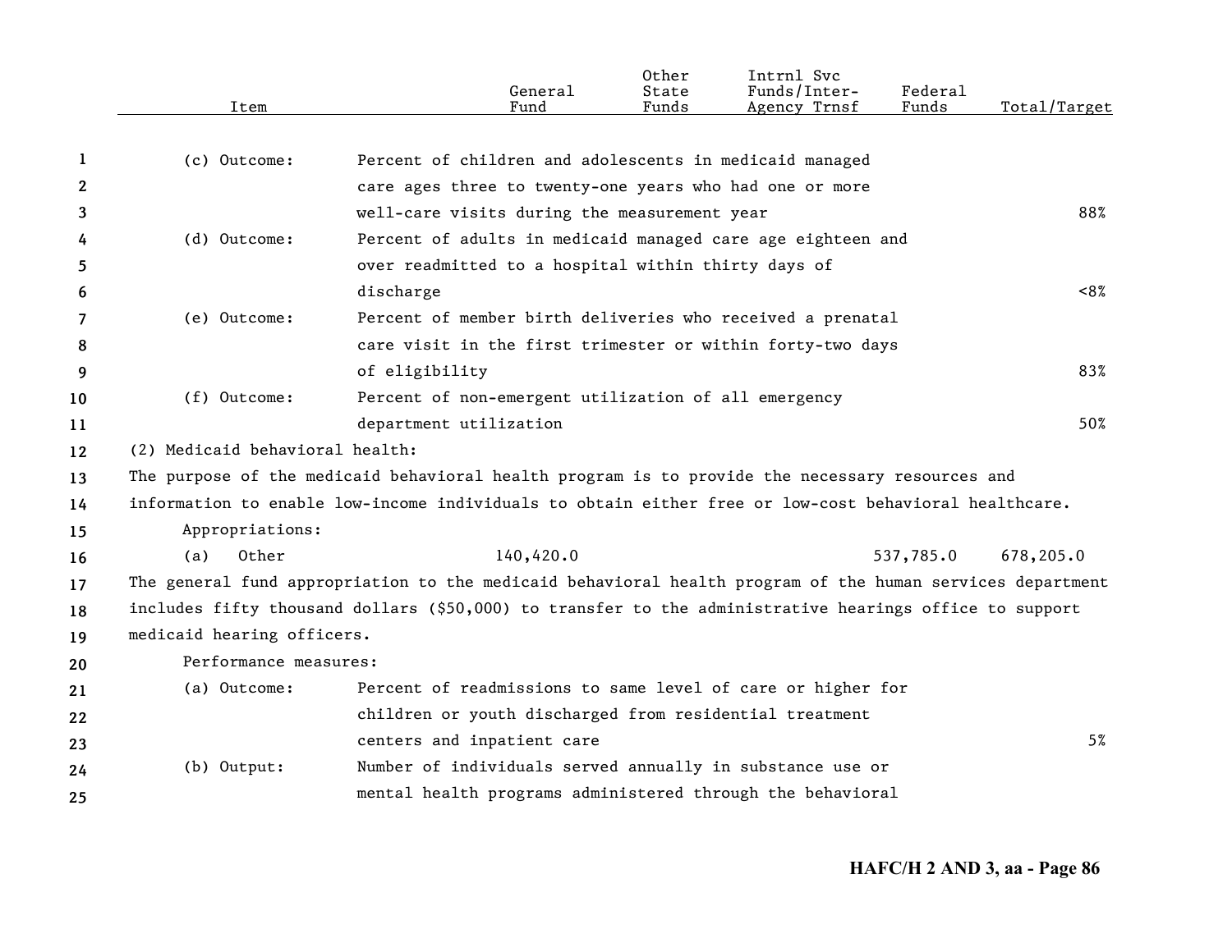| Item | | General Fund | Other State Funds | Intrnl Svc Funds/Inter-Agency Trnsf | Federal Funds | Total/Target |
|---|---|---|---|---|---|---|
| (c) Outcome: | Percent of children and adolescents in medicaid managed care ages three to twenty-one years who had one or more well-care visits during the measurement year | | | | | 88% |
| (d) Outcome: | Percent of adults in medicaid managed care age eighteen and over readmitted to a hospital within thirty days of discharge | | | | | <8% |
| (e) Outcome: | Percent of member birth deliveries who received a prenatal care visit in the first trimester or within forty-two days of eligibility | | | | | 83% |
| (f) Outcome: | Percent of non-emergent utilization of all emergency department utilization | | | | | 50% |

(2) Medicaid behavioral health:

The purpose of the medicaid behavioral health program is to provide the necessary resources and information to enable low-income individuals to obtain either free or low-cost behavioral healthcare.

Appropriations:

| Item | General Fund | Other State Funds | Intrnl Svc Funds/Inter-Agency Trnsf | Federal Funds | Total/Target |
|---|---|---|---|---|---|
| (a) Other | 140,420.0 | | | 537,785.0 | 678,205.0 |

The general fund appropriation to the medicaid behavioral health program of the human services department includes fifty thousand dollars ($50,000) to transfer to the administrative hearings office to support medicaid hearing officers.

Performance measures:

| Item | | Total/Target |
|---|---|---|
| (a) Outcome: | Percent of readmissions to same level of care or higher for children or youth discharged from residential treatment centers and inpatient care | 5% |
| (b) Output: | Number of individuals served annually in substance use or mental health programs administered through the behavioral | |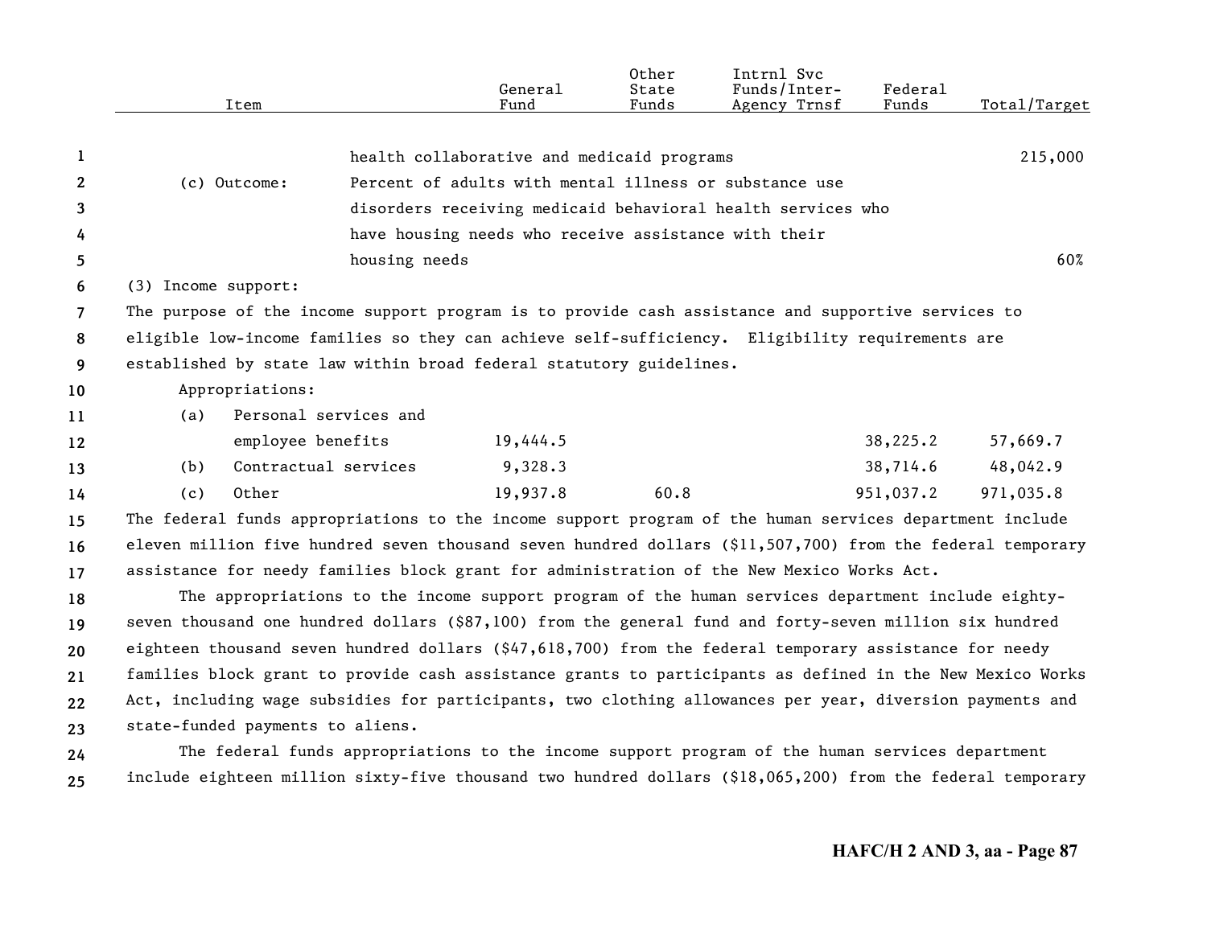| Item | | General Fund | Other State Funds | Intrnl Svc Funds/Inter-Agency Trnsf | Federal Funds | Total/Target |
|---|---|---|---|---|---|---|
| | health collaborative and medicaid programs | | | | | 215,000 |
| (c) Outcome: | Percent of adults with mental illness or substance use disorders receiving medicaid behavioral health services who have housing needs who receive assistance with their housing needs | | | | | 60% |

(3) Income support:

The purpose of the income support program is to provide cash assistance and supportive services to eligible low-income families so they can achieve self-sufficiency. Eligibility requirements are established by state law within broad federal statutory guidelines.

Appropriations:

| Item | General Fund | Other State Funds | Intrnl Svc Funds/Inter-Agency Trnsf | Federal Funds | Total/Target |
|---|---|---|---|---|---|
| (a) Personal services and employee benefits | 19,444.5 | | | 38,225.2 | 57,669.7 |
| (b) Contractual services | 9,328.3 | | | 38,714.6 | 48,042.9 |
| (c) Other | 19,937.8 | 60.8 | | 951,037.2 | 971,035.8 |

The federal funds appropriations to the income support program of the human services department include eleven million five hundred seven thousand seven hundred dollars ($11,507,700) from the federal temporary assistance for needy families block grant for administration of the New Mexico Works Act.

The appropriations to the income support program of the human services department include eighty-seven thousand one hundred dollars ($87,100) from the general fund and forty-seven million six hundred eighteen thousand seven hundred dollars ($47,618,700) from the federal temporary assistance for needy families block grant to provide cash assistance grants to participants as defined in the New Mexico Works Act, including wage subsidies for participants, two clothing allowances per year, diversion payments and state-funded payments to aliens.

The federal funds appropriations to the income support program of the human services department include eighteen million sixty-five thousand two hundred dollars ($18,065,200) from the federal temporary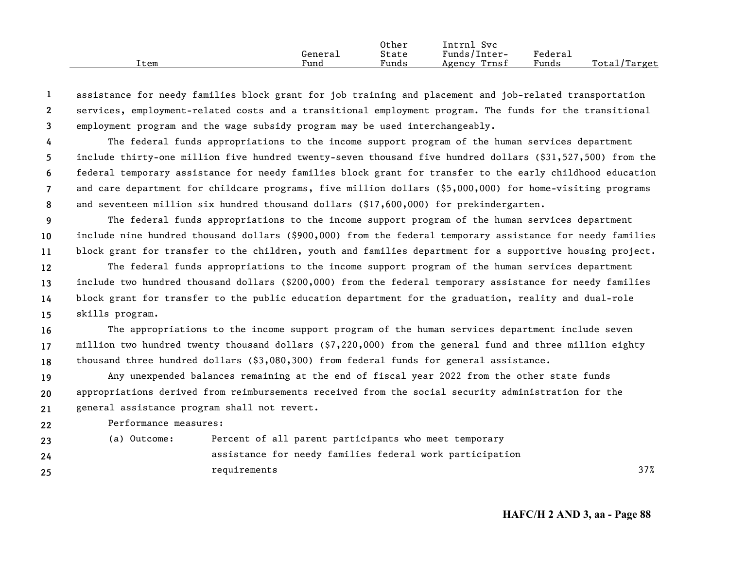| Item | General Fund | Other State Funds | Intrnl Svc Funds/Inter-Agency Trnsf | Federal Funds | Total/Target |
|---|---|---|---|---|---|

assistance for needy families block grant for job training and placement and job-related transportation services, employment-related costs and a transitional employment program. The funds for the transitional employment program and the wage subsidy program may be used interchangeably.

The federal funds appropriations to the income support program of the human services department include thirty-one million five hundred twenty-seven thousand five hundred dollars ($31,527,500) from the federal temporary assistance for needy families block grant for transfer to the early childhood education and care department for childcare programs, five million dollars ($5,000,000) for home-visiting programs and seventeen million six hundred thousand dollars ($17,600,000) for prekindergarten.

The federal funds appropriations to the income support program of the human services department include nine hundred thousand dollars ($900,000) from the federal temporary assistance for needy families block grant for transfer to the children, youth and families department for a supportive housing project.

The federal funds appropriations to the income support program of the human services department include two hundred thousand dollars ($200,000) from the federal temporary assistance for needy families block grant for transfer to the public education department for the graduation, reality and dual-role skills program.

The appropriations to the income support program of the human services department include seven million two hundred twenty thousand dollars ($7,220,000) from the general fund and three million eighty thousand three hundred dollars ($3,080,300) from federal funds for general assistance.

Any unexpended balances remaining at the end of fiscal year 2022 from the other state funds appropriations derived from reimbursements received from the social security administration for the general assistance program shall not revert.

Performance measures:

| | | |
|---|---|---|
| (a) Outcome: | Percent of all parent participants who meet temporary assistance for needy families federal work participation requirements | 37% |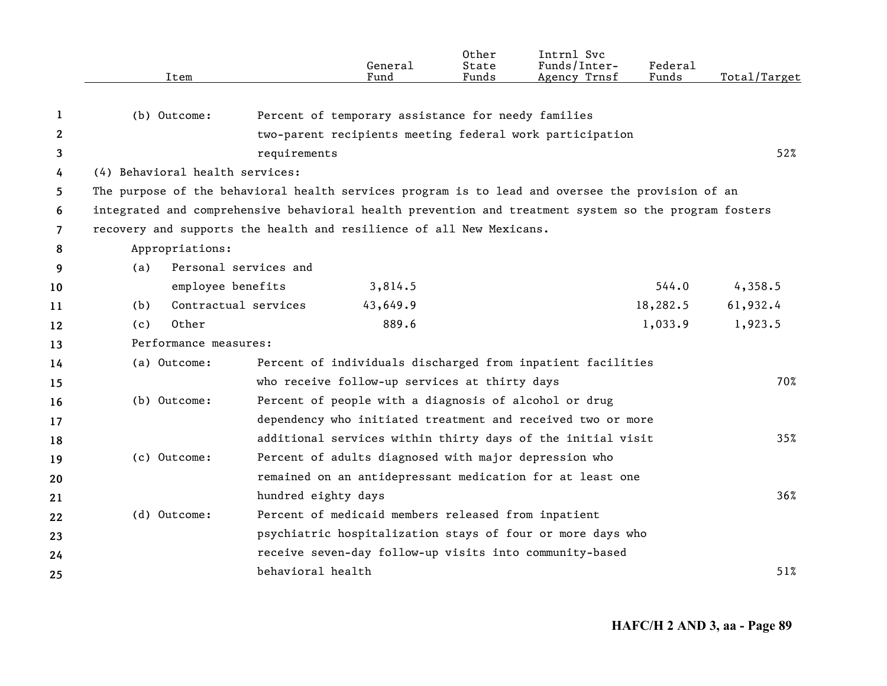| Item | General Fund | Other State Funds | Intrnl Svc Funds/Inter-Agency Trnsf | Federal Funds | Total/Target |
|---|---|---|---|---|---|
| (b) Outcome: Percent of temporary assistance for needy families two-parent recipients meeting federal work participation requirements | | | | | 52% |

(4) Behavioral health services:

The purpose of the behavioral health services program is to lead and oversee the provision of an integrated and comprehensive behavioral health prevention and treatment system so the program fosters recovery and supports the health and resilience of all New Mexicans.

| Item | General Fund | Other State Funds | Intrnl Svc Funds/Inter-Agency Trnsf | Federal Funds | Total/Target |
|---|---|---|---|---|---|
| Appropriations: | | | | | |
| (a) Personal services and employee benefits | 3,814.5 | | | 544.0 | 4,358.5 |
| (b) Contractual services | 43,649.9 | | | 18,282.5 | 61,932.4 |
| (c) Other | 889.6 | | | 1,033.9 | 1,923.5 |
| Performance measures: | | | | | |
| (a) Outcome: Percent of individuals discharged from inpatient facilities who receive follow-up services at thirty days | | | | | 70% |
| (b) Outcome: Percent of people with a diagnosis of alcohol or drug dependency who initiated treatment and received two or more additional services within thirty days of the initial visit | | | | | 35% |
| (c) Outcome: Percent of adults diagnosed with major depression who remained on an antidepressant medication for at least one hundred eighty days | | | | | 36% |
| (d) Outcome: Percent of medicaid members released from inpatient psychiatric hospitalization stays of four or more days who receive seven-day follow-up visits into community-based behavioral health | | | | | 51% |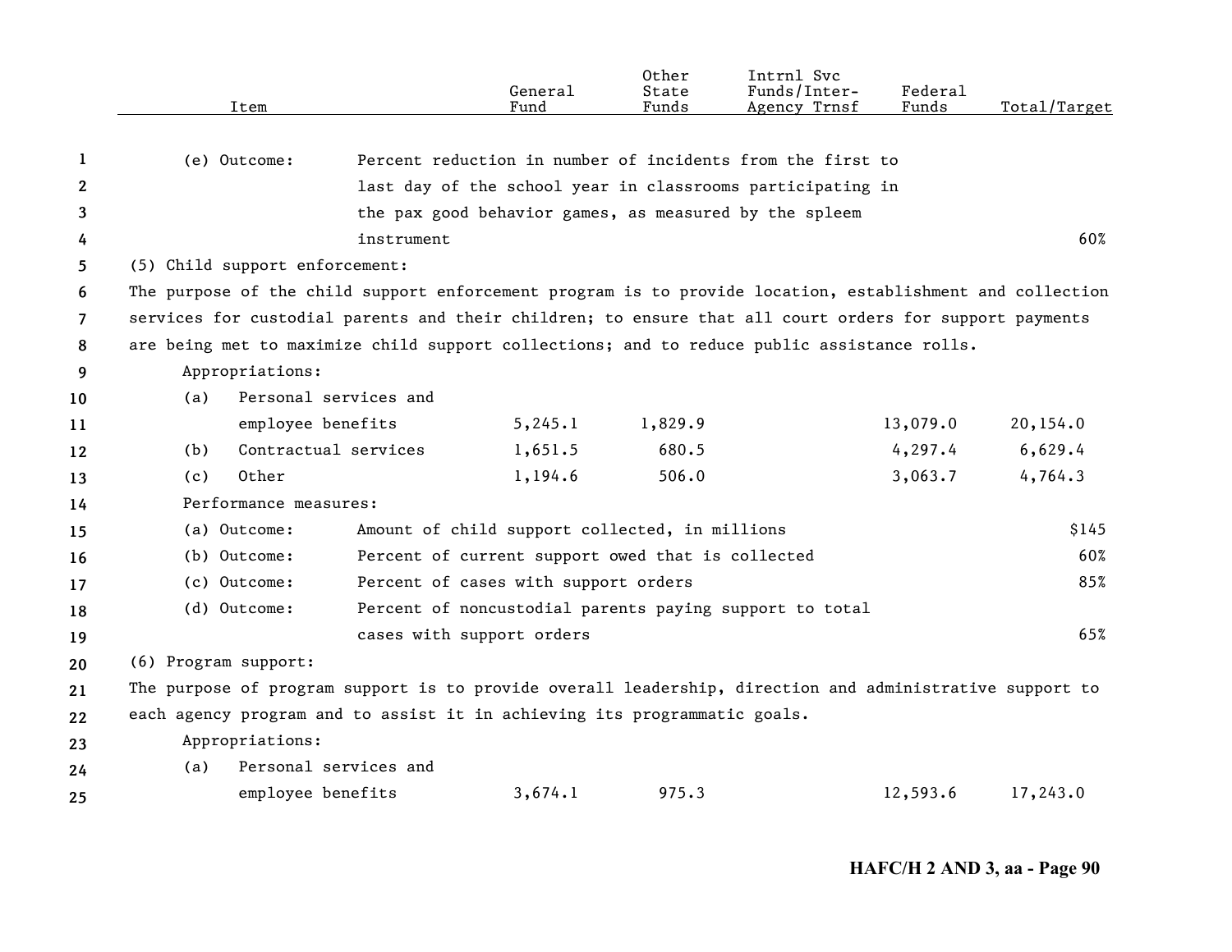| Item | General Fund | Other State Funds | Intrnl Svc Funds/Inter-Agency Trnsf | Federal Funds | Total/Target |
|---|---|---|---|---|---|
| (e) Outcome: Percent reduction in number of incidents from the first to last day of the school year in classrooms participating in the pax good behavior games, as measured by the spleem instrument | | | | | 60% |
| (5) Child support enforcement: | | | | | |
| The purpose of the child support enforcement program is to provide location, establishment and collection services for custodial parents and their children; to ensure that all court orders for support payments are being met to maximize child support collections; and to reduce public assistance rolls. | | | | | |
| Appropriations: | | | | | |
| (a) Personal services and employee benefits | 5,245.1 | 1,829.9 | | 13,079.0 | 20,154.0 |
| (b) Contractual services | 1,651.5 | 680.5 | | 4,297.4 | 6,629.4 |
| (c) Other | 1,194.6 | 506.0 | | 3,063.7 | 4,764.3 |
| Performance measures: | | | | | |
| (a) Outcome: Amount of child support collected, in millions | | | | | $145 |
| (b) Outcome: Percent of current support owed that is collected | | | | | 60% |
| (c) Outcome: Percent of cases with support orders | | | | | 85% |
| (d) Outcome: Percent of noncustodial parents paying support to total cases with support orders | | | | | 65% |
| (6) Program support: | | | | | |
| The purpose of program support is to provide overall leadership, direction and administrative support to each agency program and to assist it in achieving its programmatic goals. | | | | | |
| Appropriations: | | | | | |
| (a) Personal services and employee benefits | 3,674.1 | 975.3 | | 12,593.6 | 17,243.0 |

HAFC/H 2 AND 3, aa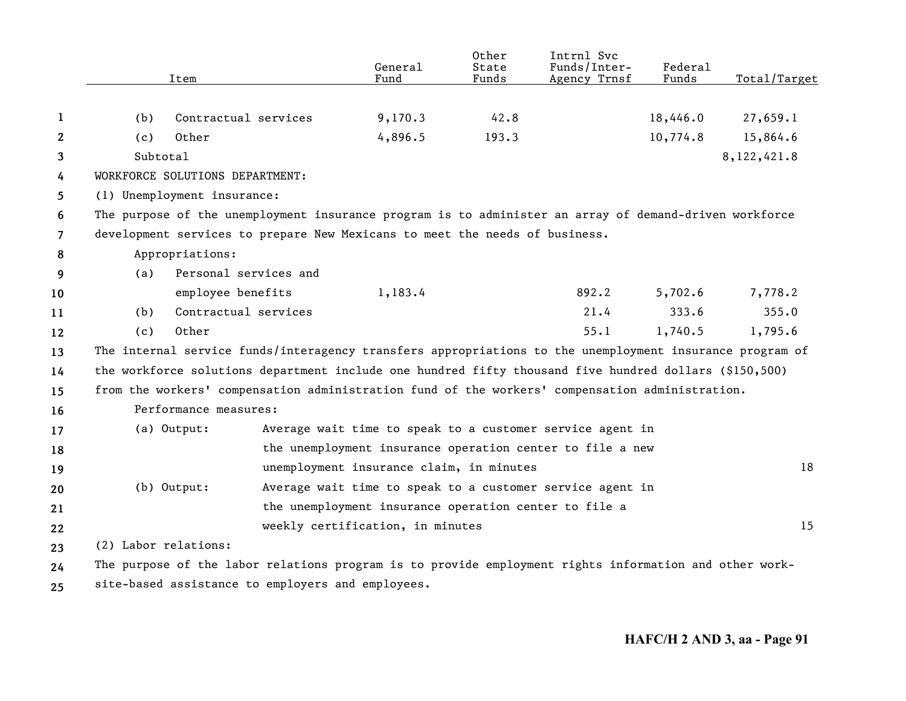| Item | General Fund | Other State Funds | Intrnl Svc Funds/Inter-Agency Trnsf | Federal Funds | Total/Target |
|---|---|---|---|---|---|
| (b) Contractual services | 9,170.3 | 42.8 | | 18,446.0 | 27,659.1 |
| (c) Other | 4,896.5 | 193.3 | | 10,774.8 | 15,864.6 |
| Subtotal | | | | | 8,122,421.8 |

WORKFORCE SOLUTIONS DEPARTMENT:

(1) Unemployment insurance:

The purpose of the unemployment insurance program is to administer an array of demand-driven workforce development services to prepare New Mexicans to meet the needs of business.

Appropriations:

| Item | General Fund | Other State Funds | Intrnl Svc Funds/Inter-Agency Trnsf | Federal Funds | Total/Target |
|---|---|---|---|---|---|
| (a) Personal services and employee benefits | 1,183.4 | | 892.2 | 5,702.6 | 7,778.2 |
| (b) Contractual services | | | 21.4 | 333.6 | 355.0 |
| (c) Other | | | 55.1 | 1,740.5 | 1,795.6 |

The internal service funds/interagency transfers appropriations to the unemployment insurance program of the workforce solutions department include one hundred fifty thousand five hundred dollars ($150,500) from the workers' compensation administration fund of the workers' compensation administration.

Performance measures:

| Measure | Description | Target |
|---|---|---|
| (a) Output: | Average wait time to speak to a customer service agent in the unemployment insurance operation center to file a new unemployment insurance claim, in minutes | 18 |
| (b) Output: | Average wait time to speak to a customer service agent in the unemployment insurance operation center to file a weekly certification, in minutes | 15 |

(2) Labor relations:

The purpose of the labor relations program is to provide employment rights information and other work-site-based assistance to employers and employees.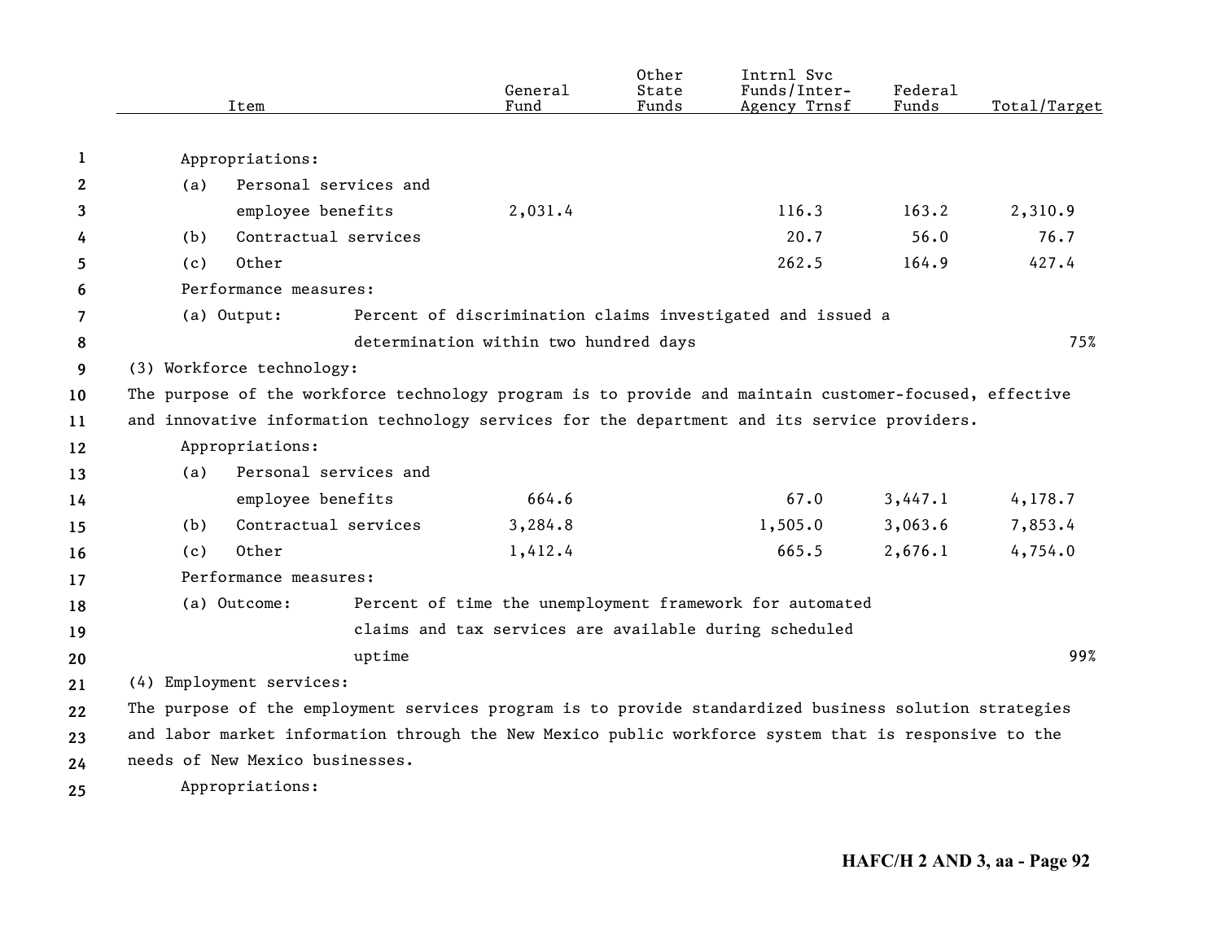| Item | General Fund | Other State Funds | Intrnl Svc Funds/Inter-Agency Trnsf | Federal Funds | Total/Target |
|---|---|---|---|---|---|
| Appropriations: | | | | | |
| (a) Personal services and employee benefits | 2,031.4 | | 116.3 | 163.2 | 2,310.9 |
| (b) Contractual services | | | 20.7 | 56.0 | 76.7 |
| (c) Other | | | 262.5 | 164.9 | 427.4 |
| Performance measures: | | | | | |
| (a) Output: Percent of discrimination claims investigated and issued a determination within two hundred days | | | | | 75% |

(3) Workforce technology:

The purpose of the workforce technology program is to provide and maintain customer-focused, effective and innovative information technology services for the department and its service providers.

| Item | General Fund | Other State Funds | Intrnl Svc Funds/Inter-Agency Trnsf | Federal Funds | Total/Target |
|---|---|---|---|---|---|
| Appropriations: | | | | | |
| (a) Personal services and employee benefits | 664.6 | | 67.0 | 3,447.1 | 4,178.7 |
| (b) Contractual services | 3,284.8 | | 1,505.0 | 3,063.6 | 7,853.4 |
| (c) Other | 1,412.4 | | 665.5 | 2,676.1 | 4,754.0 |
| Performance measures: | | | | | |
| (a) Outcome: Percent of time the unemployment framework for automated claims and tax services are available during scheduled uptime | | | | | 99% |

(4) Employment services:

The purpose of the employment services program is to provide standardized business solution strategies and labor market information through the New Mexico public workforce system that is responsive to the needs of New Mexico businesses.

Appropriations: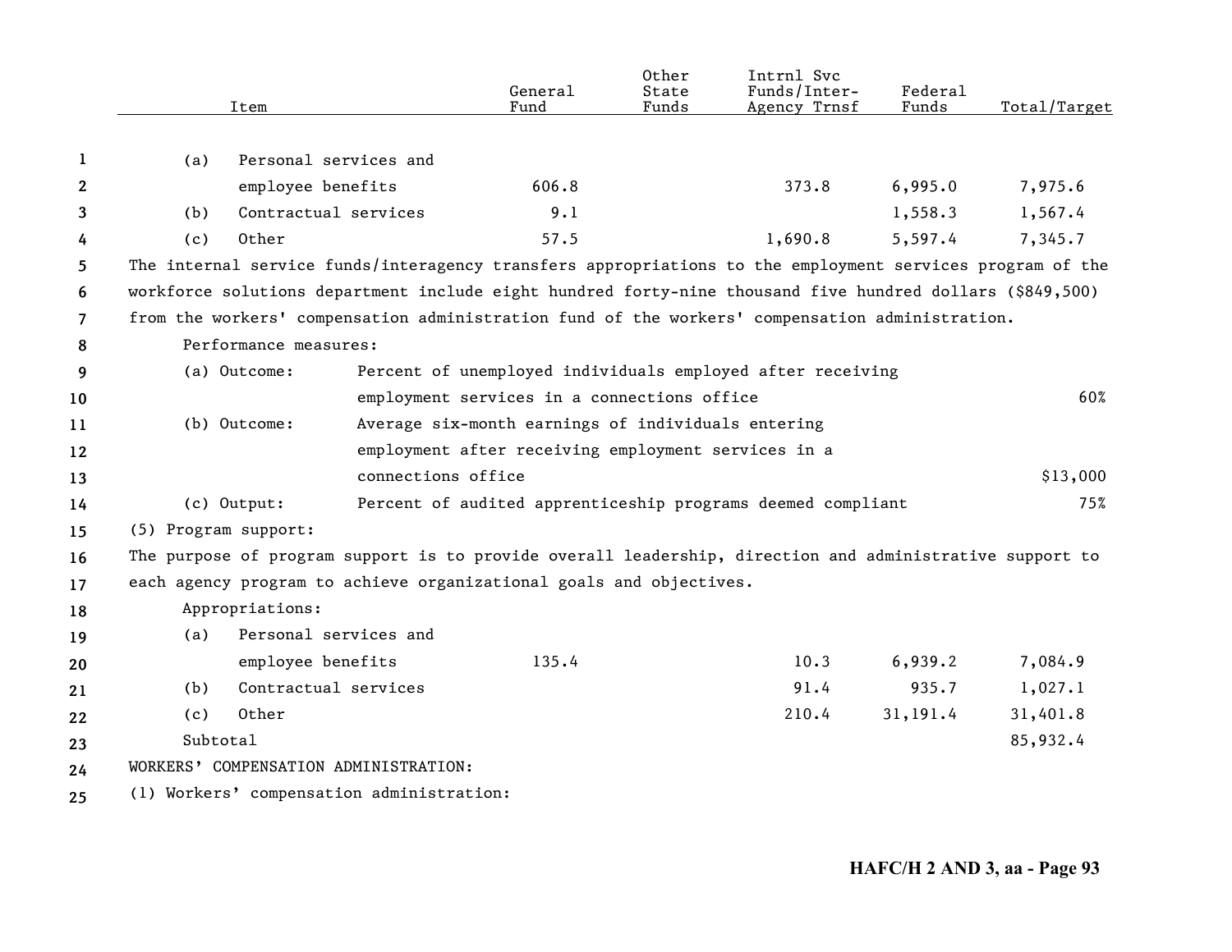| Item | General Fund | Other State Funds | Intrnl Svc Funds/Inter-Agency Trnsf | Federal Funds | Total/Target |
|---|---|---|---|---|---|
| (a) Personal services and employee benefits | 606.8 | | 373.8 | 6,995.0 | 7,975.6 |
| (b) Contractual services | 9.1 | | | 1,558.3 | 1,567.4 |
| (c) Other | 57.5 | | 1,690.8 | 5,597.4 | 7,345.7 |

The internal service funds/interagency transfers appropriations to the employment services program of the workforce solutions department include eight hundred forty-nine thousand five hundred dollars ($849,500) from the workers' compensation administration fund of the workers' compensation administration.

Performance measures:

| | | |
|---|---|---|
| (a) Outcome: | Percent of unemployed individuals employed after receiving employment services in a connections office | 60% |
| (b) Outcome: | Average six-month earnings of individuals entering employment after receiving employment services in a connections office | $13,000 |
| (c) Output: | Percent of audited apprenticeship programs deemed compliant | 75% |

(5) Program support:

The purpose of program support is to provide overall leadership, direction and administrative support to each agency program to achieve organizational goals and objectives.

Appropriations:

| Item | General Fund | Other State Funds | Intrnl Svc Funds/Inter-Agency Trnsf | Federal Funds | Total/Target |
|---|---|---|---|---|---|
| (a) Personal services and employee benefits | 135.4 | | 10.3 | 6,939.2 | 7,084.9 |
| (b) Contractual services | | | 91.4 | 935.7 | 1,027.1 |
| (c) Other | | | 210.4 | 31,191.4 | 31,401.8 |
| Subtotal | | | | | 85,932.4 |

WORKERS' COMPENSATION ADMINISTRATION:

(1) Workers' compensation administration: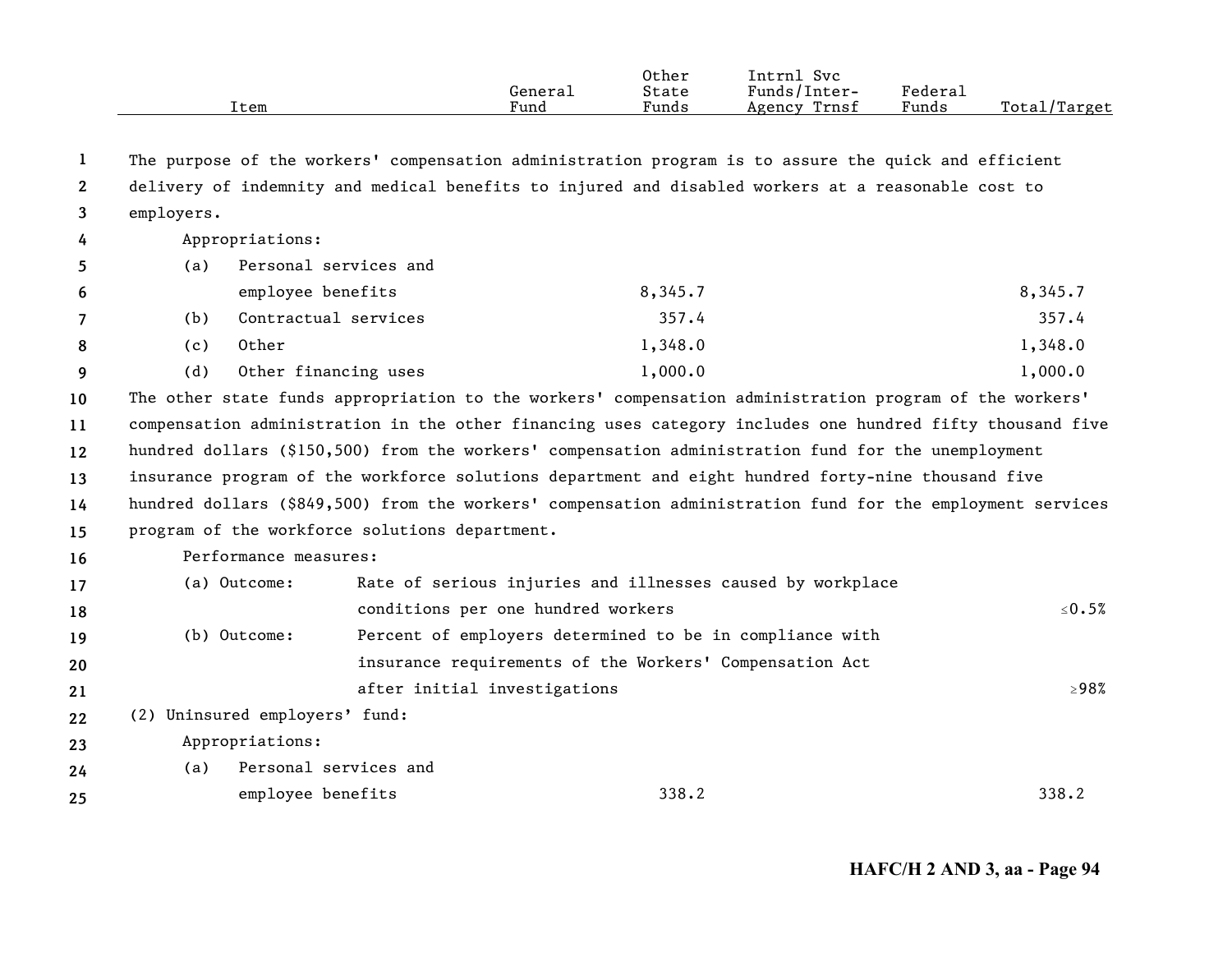| Item | General Fund | Other State Funds | Intrnl Svc Funds/Inter-Agency Trnsf | Federal Funds | Total/Target |
|---|---|---|---|---|---|

The purpose of the workers' compensation administration program is to assure the quick and efficient delivery of indemnity and medical benefits to injured and disabled workers at a reasonable cost to employers.

Appropriations:

| Item | General Fund | Other State Funds | Intrnl Svc Funds/Inter-Agency Trnsf | Federal Funds | Total/Target |
|---|---|---|---|---|---|
| (a) Personal services and employee benefits | | 8,345.7 | | | 8,345.7 |
| (b) Contractual services | | 357.4 | | | 357.4 |
| (c) Other | | 1,348.0 | | | 1,348.0 |
| (d) Other financing uses | | 1,000.0 | | | 1,000.0 |

The other state funds appropriation to the workers' compensation administration program of the workers' compensation administration in the other financing uses category includes one hundred fifty thousand five hundred dollars ($150,500) from the workers' compensation administration fund for the unemployment insurance program of the workforce solutions department and eight hundred forty-nine thousand five hundred dollars ($849,500) from the workers' compensation administration fund for the employment services program of the workforce solutions department.

Performance measures:

| Measure | Description | Total/Target |
|---|---|---|
| (a) Outcome: | Rate of serious injuries and illnesses caused by workplace conditions per one hundred workers | ≤0.5% |
| (b) Outcome: | Percent of employers determined to be in compliance with insurance requirements of the Workers' Compensation Act after initial investigations | ≥98% |

(2) Uninsured employers' fund:

Appropriations:

| Item | General Fund | Other State Funds | Intrnl Svc Funds/Inter-Agency Trnsf | Federal Funds | Total/Target |
|---|---|---|---|---|---|
| (a) Personal services and employee benefits | | 338.2 | | | 338.2 |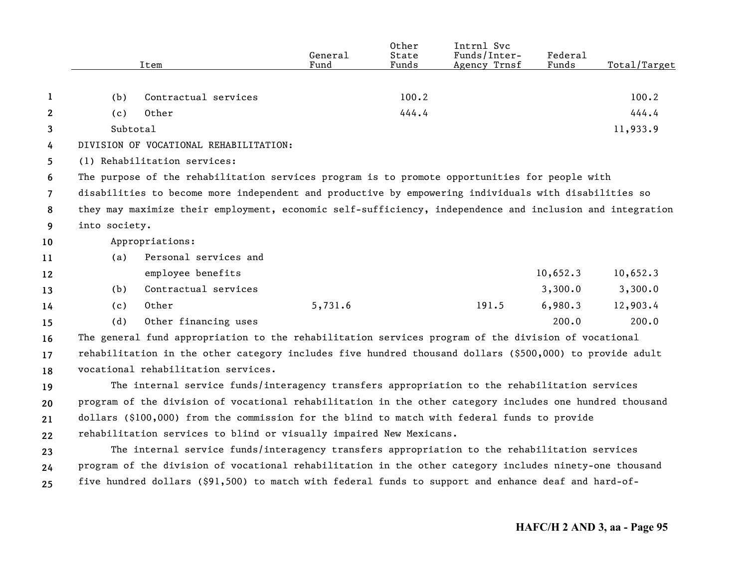| Item | General Fund | Other State Funds | Intrnl Svc Funds/Inter-Agency Trnsf | Federal Funds | Total/Target |
|---|---|---|---|---|---|
| (b) Contractual services | | 100.2 | | | 100.2 |
| (c) Other | | 444.4 | | | 444.4 |
| Subtotal | | | | | 11,933.9 |

DIVISION OF VOCATIONAL REHABILITATION:

(1) Rehabilitation services:

The purpose of the rehabilitation services program is to promote opportunities for people with disabilities to become more independent and productive by empowering individuals with disabilities so they may maximize their employment, economic self-sufficiency, independence and inclusion and integration into society.

Appropriations:

| Item | General Fund | Other State Funds | Intrnl Svc Funds/Inter-Agency Trnsf | Federal Funds | Total/Target |
|---|---|---|---|---|---|
| (a) Personal services and employee benefits | | | | 10,652.3 | 10,652.3 |
| (b) Contractual services | | | | 3,300.0 | 3,300.0 |
| (c) Other | 5,731.6 | | 191.5 | 6,980.3 | 12,903.4 |
| (d) Other financing uses | | | | 200.0 | 200.0 |

The general fund appropriation to the rehabilitation services program of the division of vocational rehabilitation in the other category includes five hundred thousand dollars ($500,000) to provide adult vocational rehabilitation services.

The internal service funds/interagency transfers appropriation to the rehabilitation services program of the division of vocational rehabilitation in the other category includes one hundred thousand dollars ($100,000) from the commission for the blind to match with federal funds to provide rehabilitation services to blind or visually impaired New Mexicans.

The internal service funds/interagency transfers appropriation to the rehabilitation services program of the division of vocational rehabilitation in the other category includes ninety-one thousand five hundred dollars ($91,500) to match with federal funds to support and enhance deaf and hard-of-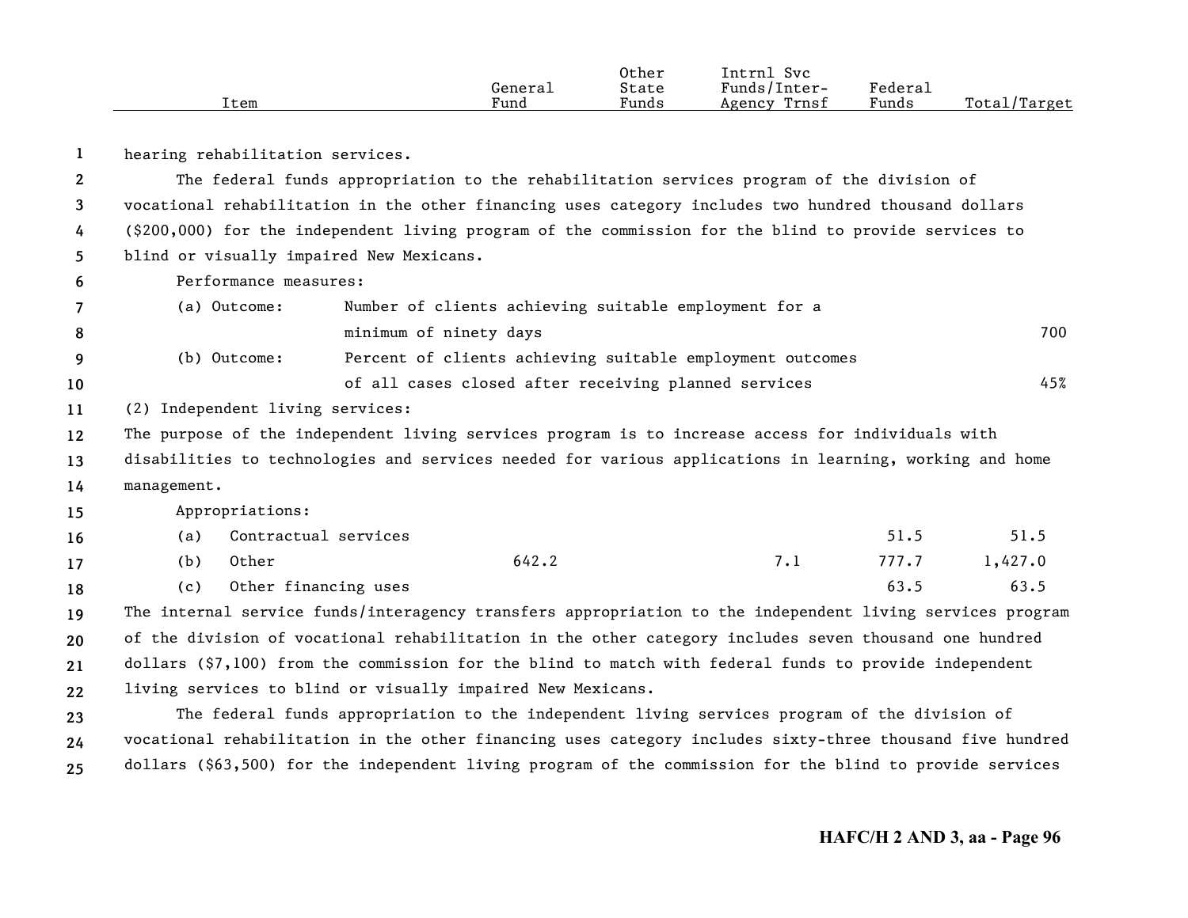| Item | General Fund | Other State Funds | Intrnl Svc Funds/Inter-Agency Trnsf | Federal Funds | Total/Target |
|---|---|---|---|---|---|

hearing rehabilitation services.

The federal funds appropriation to the rehabilitation services program of the division of vocational rehabilitation in the other financing uses category includes two hundred thousand dollars ($200,000) for the independent living program of the commission for the blind to provide services to blind or visually impaired New Mexicans.

Performance measures:

| Item | General Fund | Other State Funds | Intrnl Svc Funds/Inter-Agency Trnsf | Federal Funds | Total/Target |
|---|---|---|---|---|---|
| (a) Outcome: Number of clients achieving suitable employment for a minimum of ninety days | | | | | 700 |
| (b) Outcome: Percent of clients achieving suitable employment outcomes of all cases closed after receiving planned services | | | | | 45% |

(2) Independent living services:

The purpose of the independent living services program is to increase access for individuals with disabilities to technologies and services needed for various applications in learning, working and home management.

Appropriations:

| Item | General Fund | Other State Funds | Intrnl Svc Funds/Inter-Agency Trnsf | Federal Funds | Total/Target |
|---|---|---|---|---|---|
| (a) Contractual services | | | | 51.5 | 51.5 |
| (b) Other | 642.2 | | 7.1 | 777.7 | 1,427.0 |
| (c) Other financing uses | | | | 63.5 | 63.5 |

The internal service funds/interagency transfers appropriation to the independent living services program of the division of vocational rehabilitation in the other category includes seven thousand one hundred dollars ($7,100) from the commission for the blind to match with federal funds to provide independent living services to blind or visually impaired New Mexicans.

The federal funds appropriation to the independent living services program of the division of vocational rehabilitation in the other financing uses category includes sixty-three thousand five hundred dollars ($63,500) for the independent living program of the commission for the blind to provide services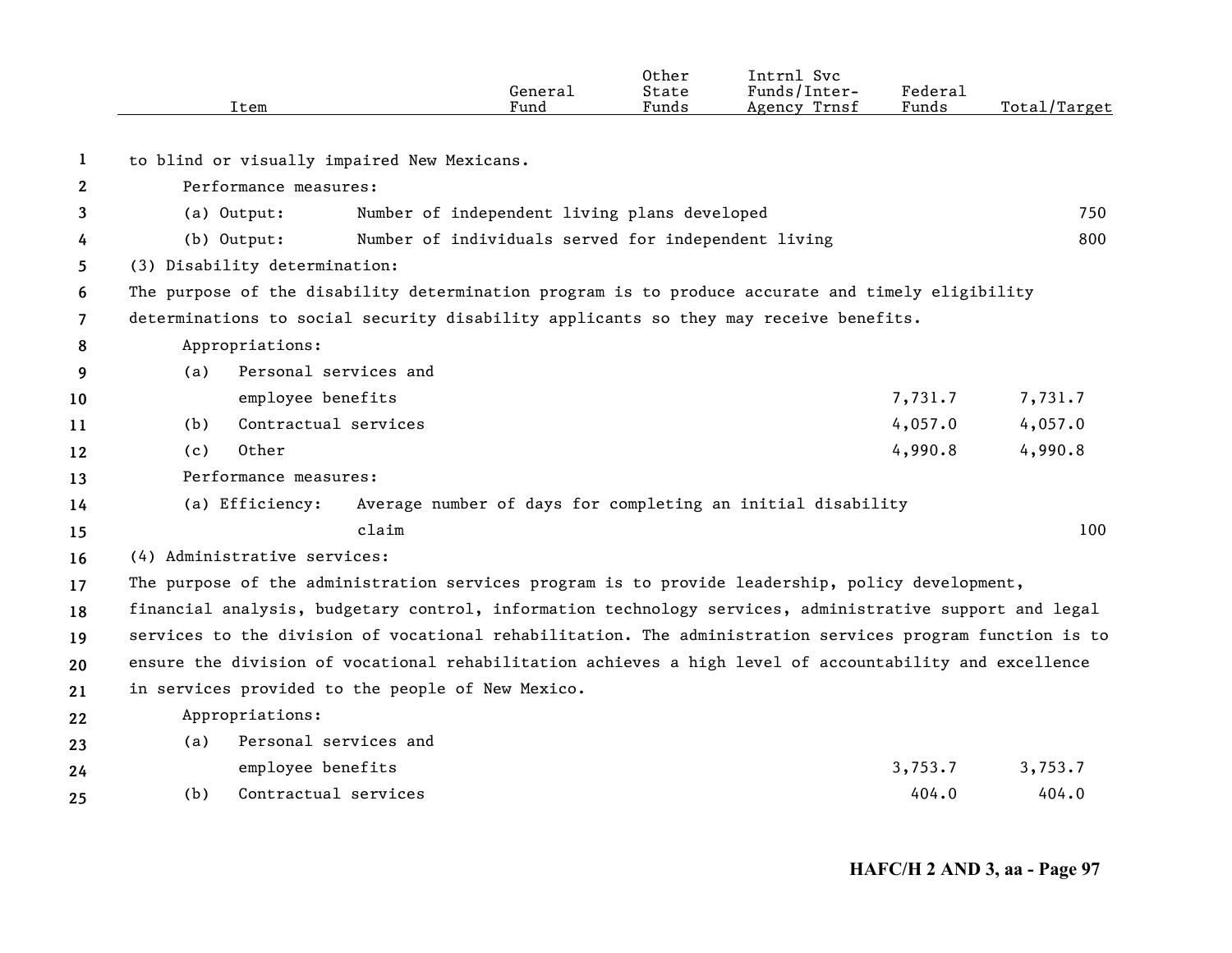| Item | General Fund | Other State Funds | Intrnl Svc Funds/Inter-Agency Trnsf | Federal Funds | Total/Target |
|---|---|---|---|---|---|
| to blind or visually impaired New Mexicans. | | | | | |
| Performance measures: | | | | | |
| (a) Output: Number of independent living plans developed | | | | | 750 |
| (b) Output: Number of individuals served for independent living | | | | | 800 |
| (3) Disability determination: | | | | | |
| The purpose of the disability determination program is to produce accurate and timely eligibility determinations to social security disability applicants so they may receive benefits. | | | | | |
| Appropriations: | | | | | |
| (a) Personal services and employee benefits | | | | 7,731.7 | 7,731.7 |
| (b) Contractual services | | | | 4,057.0 | 4,057.0 |
| (c) Other | | | | 4,990.8 | 4,990.8 |
| Performance measures: | | | | | |
| (a) Efficiency: Average number of days for completing an initial disability claim | | | | | 100 |
| (4) Administrative services: | | | | | |
| The purpose of the administration services program is to provide leadership, policy development, financial analysis, budgetary control, information technology services, administrative support and legal services to the division of vocational rehabilitation. The administration services program function is to ensure the division of vocational rehabilitation achieves a high level of accountability and excellence in services provided to the people of New Mexico. | | | | | |
| Appropriations: | | | | | |
| (a) Personal services and employee benefits | | | | 3,753.7 | 3,753.7 |
| (b) Contractual services | | | | 404.0 | 404.0 |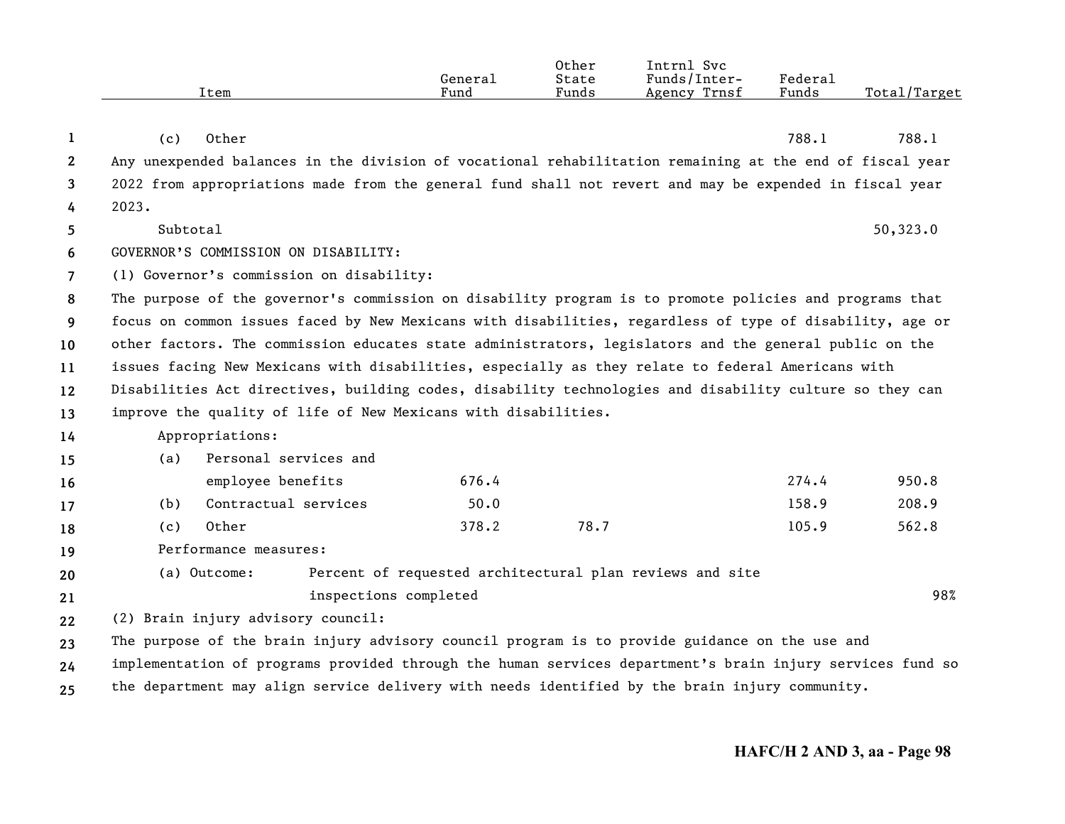| Item | General Fund | Other State Funds | Intrnl Svc Funds/Inter-Agency Trnsf | Federal Funds | Total/Target |
|---|---|---|---|---|---|
| (c) Other | | | | 788.1 | 788.1 |

Any unexpended balances in the division of vocational rehabilitation remaining at the end of fiscal year 2022 from appropriations made from the general fund shall not revert and may be expended in fiscal year 2023.

| Item | General Fund | Other State Funds | Intrnl Svc Funds/Inter-Agency Trnsf | Federal Funds | Total/Target |
|---|---|---|---|---|---|
| Subtotal | | | | | 50,323.0 |

GOVERNOR'S COMMISSION ON DISABILITY:

(1) Governor's commission on disability:

The purpose of the governor's commission on disability program is to promote policies and programs that focus on common issues faced by New Mexicans with disabilities, regardless of type of disability, age or other factors. The commission educates state administrators, legislators and the general public on the issues facing New Mexicans with disabilities, especially as they relate to federal Americans with Disabilities Act directives, building codes, disability technologies and disability culture so they can improve the quality of life of New Mexicans with disabilities.

| Item | General Fund | Other State Funds | Intrnl Svc Funds/Inter-Agency Trnsf | Federal Funds | Total/Target |
|---|---|---|---|---|---|
| Appropriations: | | | | | |
| (a) Personal services and employee benefits | 676.4 | | | 274.4 | 950.8 |
| (b) Contractual services | 50.0 | | | 158.9 | 208.9 |
| (c) Other | 378.2 | 78.7 | | 105.9 | 562.8 |
| Performance measures: | | | | | |
| (a) Outcome: Percent of requested architectural plan reviews and site inspections completed | | | | | 98% |

(2) Brain injury advisory council:

The purpose of the brain injury advisory council program is to provide guidance on the use and implementation of programs provided through the human services department's brain injury services fund so the department may align service delivery with needs identified by the brain injury community.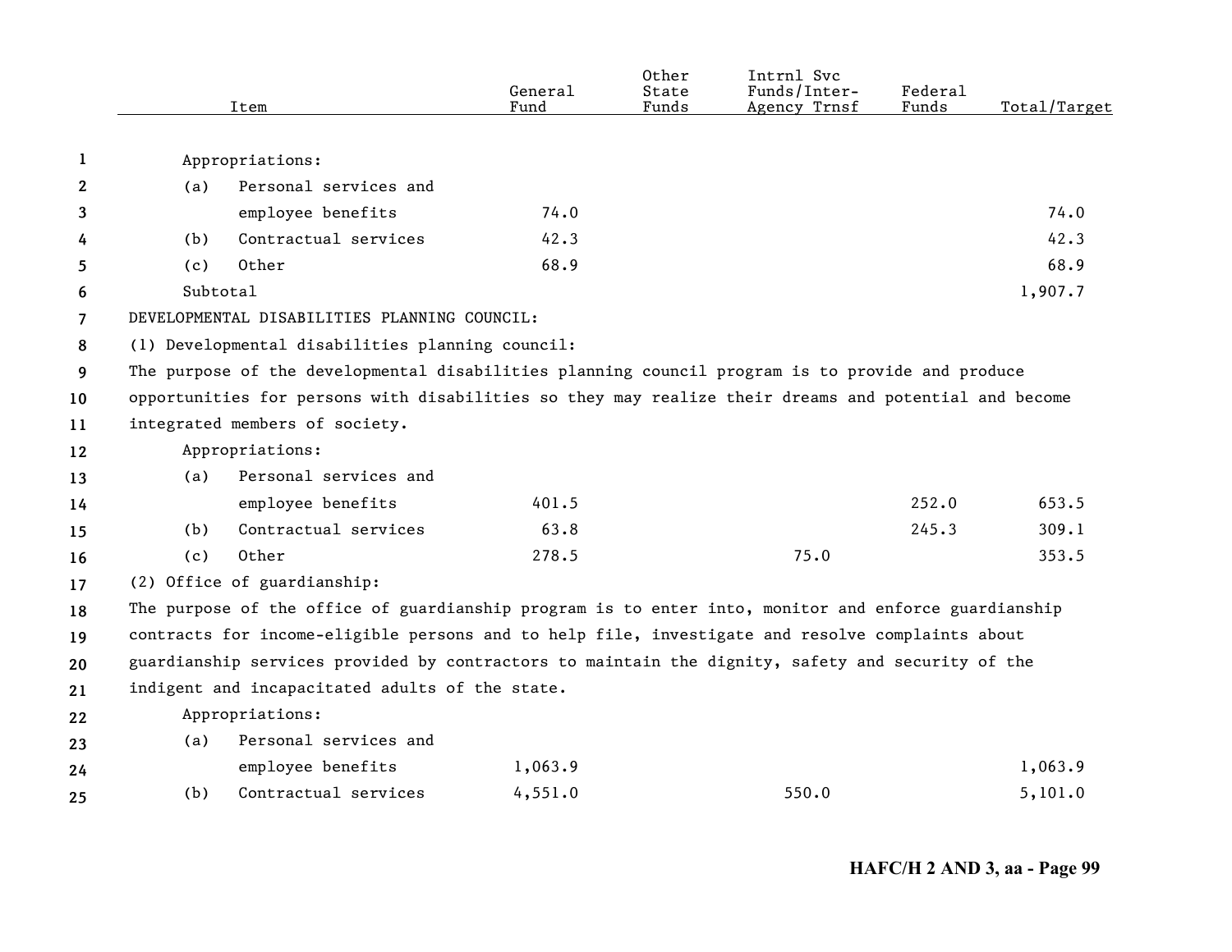| Item | General Fund | Other State Funds | Intrnl Svc Funds/Inter-Agency Trnsf | Federal Funds | Total/Target |
|---|---|---|---|---|---|
| Appropriations: | | | | | |
| (a) Personal services and employee benefits | 74.0 | | | | 74.0 |
| (b) Contractual services | 42.3 | | | | 42.3 |
| (c) Other | 68.9 | | | | 68.9 |
| Subtotal | | | | | 1,907.7 |

DEVELOPMENTAL DISABILITIES PLANNING COUNCIL:

(1) Developmental disabilities planning council:

The purpose of the developmental disabilities planning council program is to provide and produce opportunities for persons with disabilities so they may realize their dreams and potential and become integrated members of society.

| Item | General Fund | Other State Funds | Intrnl Svc Funds/Inter-Agency Trnsf | Federal Funds | Total/Target |
|---|---|---|---|---|---|
| Appropriations: | | | | | |
| (a) Personal services and employee benefits | 401.5 | | | 252.0 | 653.5 |
| (b) Contractual services | 63.8 | | | 245.3 | 309.1 |
| (c) Other | 278.5 | | 75.0 | | 353.5 |

(2) Office of guardianship:

The purpose of the office of guardianship program is to enter into, monitor and enforce guardianship contracts for income-eligible persons and to help file, investigate and resolve complaints about guardianship services provided by contractors to maintain the dignity, safety and security of the indigent and incapacitated adults of the state.

| Item | General Fund | Other State Funds | Intrnl Svc Funds/Inter-Agency Trnsf | Federal Funds | Total/Target |
|---|---|---|---|---|---|
| Appropriations: | | | | | |
| (a) Personal services and employee benefits | 1,063.9 | | | | 1,063.9 |
| (b) Contractual services | 4,551.0 | | 550.0 | | 5,101.0 |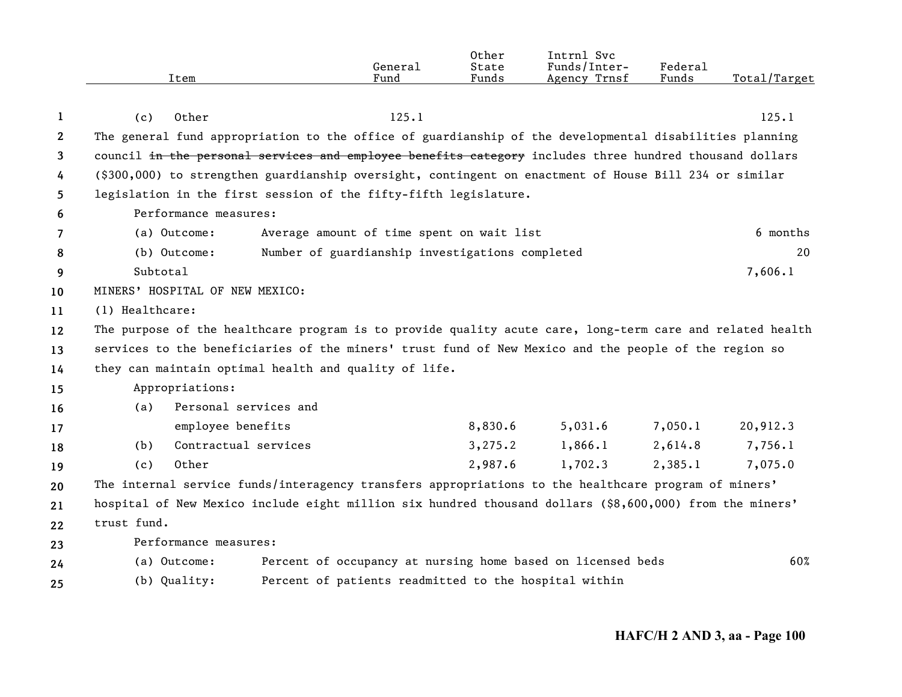| Item | General Fund | Other State Funds | Intrnl Svc Funds/Inter-Agency Trnsf | Federal Funds | Total/Target |
|---|---|---|---|---|---|
| (c) Other | 125.1 | | | | 125.1 |

The general fund appropriation to the office of guardianship of the developmental disabilities planning council ~~in the personal services and employee benefits category~~ includes three hundred thousand dollars ($300,000) to strengthen guardianship oversight, contingent on enactment of House Bill 234 or similar legislation in the first session of the fifty-fifth legislature.

Performance measures:

| | | |
|---|---|---|
| (a) Outcome: | Average amount of time spent on wait list | 6 months |
| (b) Outcome: | Number of guardianship investigations completed | 20 |

Subtotal 7,606.1

MINERS' HOSPITAL OF NEW MEXICO:

(1) Healthcare:

The purpose of the healthcare program is to provide quality acute care, long-term care and related health services to the beneficiaries of the miners' trust fund of New Mexico and the people of the region so they can maintain optimal health and quality of life.

Appropriations:

| Item | General Fund | Other State Funds | Intrnl Svc Funds/Inter-Agency Trnsf | Federal Funds | Total/Target |
|---|---|---|---|---|---|
| (a) Personal services and employee benefits | | 8,830.6 | 5,031.6 | 7,050.1 | 20,912.3 |
| (b) Contractual services | | 3,275.2 | 1,866.1 | 2,614.8 | 7,756.1 |
| (c) Other | | 2,987.6 | 1,702.3 | 2,385.1 | 7,075.0 |

The internal service funds/interagency transfers appropriations to the healthcare program of miners' hospital of New Mexico include eight million six hundred thousand dollars ($8,600,000) from the miners' trust fund.

Performance measures:

| | | |
|---|---|---|
| (a) Outcome: | Percent of occupancy at nursing home based on licensed beds | 60% |
| (b) Quality: | Percent of patients readmitted to the hospital within | |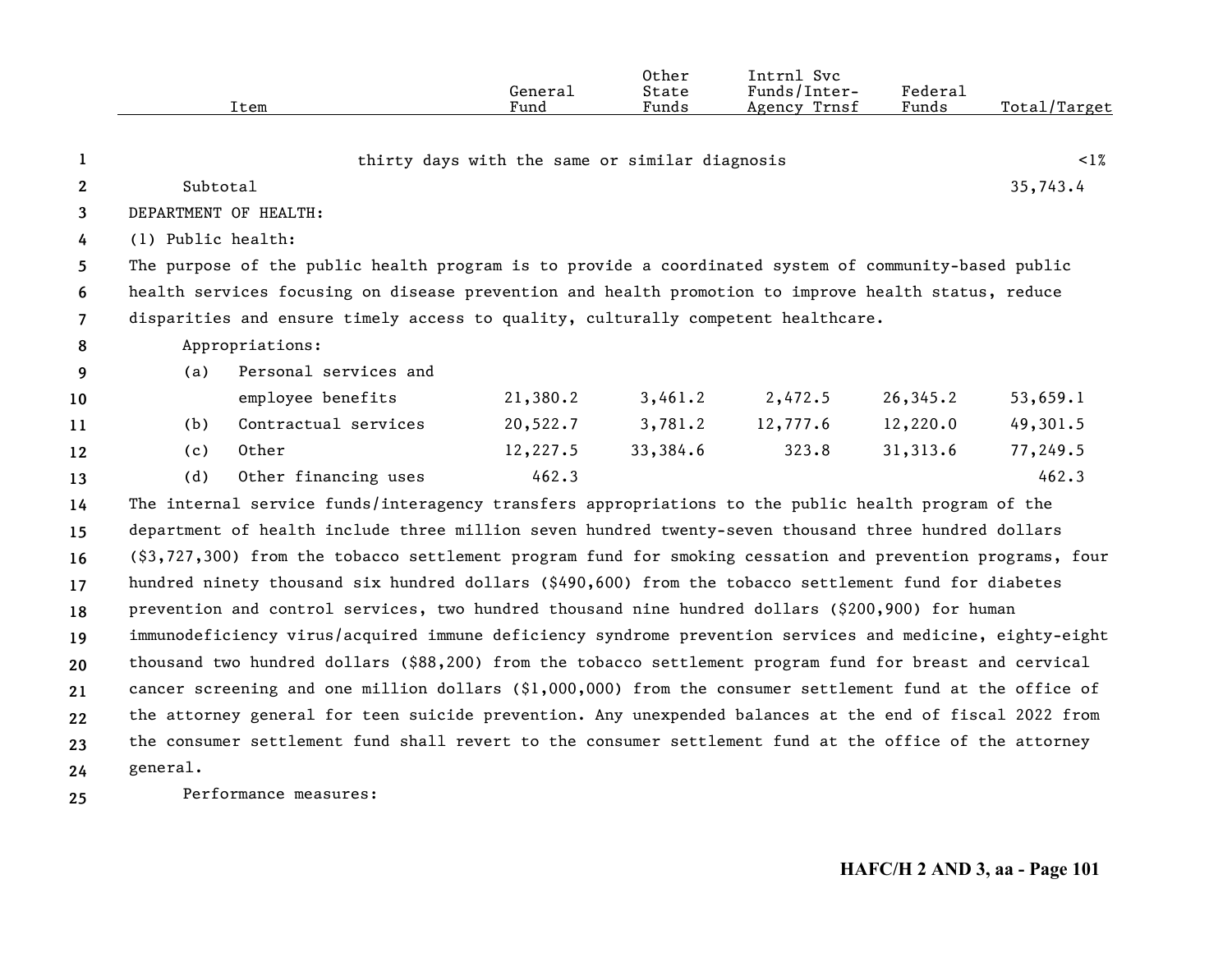| Item | General Fund | Other State Funds | Intrnl Svc Funds/Inter-Agency Trnsf | Federal Funds | Total/Target |
|---|---|---|---|---|---|
| thirty days with the same or similar diagnosis | | | | | <1% |
| Subtotal | | | | | 35,743.4 |
| DEPARTMENT OF HEALTH: | | | | | |
| (1) Public health: | | | | | |

The purpose of the public health program is to provide a coordinated system of community-based public health services focusing on disease prevention and health promotion to improve health status, reduce disparities and ensure timely access to quality, culturally competent healthcare.

Appropriations:

| Item | General Fund | Other State Funds | Intrnl Svc Funds/Inter-Agency Trnsf | Federal Funds | Total/Target |
|---|---|---|---|---|---|
| (a) Personal services and employee benefits | 21,380.2 | 3,461.2 | 2,472.5 | 26,345.2 | 53,659.1 |
| (b) Contractual services | 20,522.7 | 3,781.2 | 12,777.6 | 12,220.0 | 49,301.5 |
| (c) Other | 12,227.5 | 33,384.6 | 323.8 | 31,313.6 | 77,249.5 |
| (d) Other financing uses | 462.3 | | | | 462.3 |

The internal service funds/interagency transfers appropriations to the public health program of the department of health include three million seven hundred twenty-seven thousand three hundred dollars ($3,727,300) from the tobacco settlement program fund for smoking cessation and prevention programs, four hundred ninety thousand six hundred dollars ($490,600) from the tobacco settlement fund for diabetes prevention and control services, two hundred thousand nine hundred dollars ($200,900) for human immunodeficiency virus/acquired immune deficiency syndrome prevention services and medicine, eighty-eight thousand two hundred dollars ($88,200) from the tobacco settlement program fund for breast and cervical cancer screening and one million dollars ($1,000,000) from the consumer settlement fund at the office of the attorney general for teen suicide prevention. Any unexpended balances at the end of fiscal 2022 from the consumer settlement fund shall revert to the consumer settlement fund at the office of the attorney general.

Performance measures: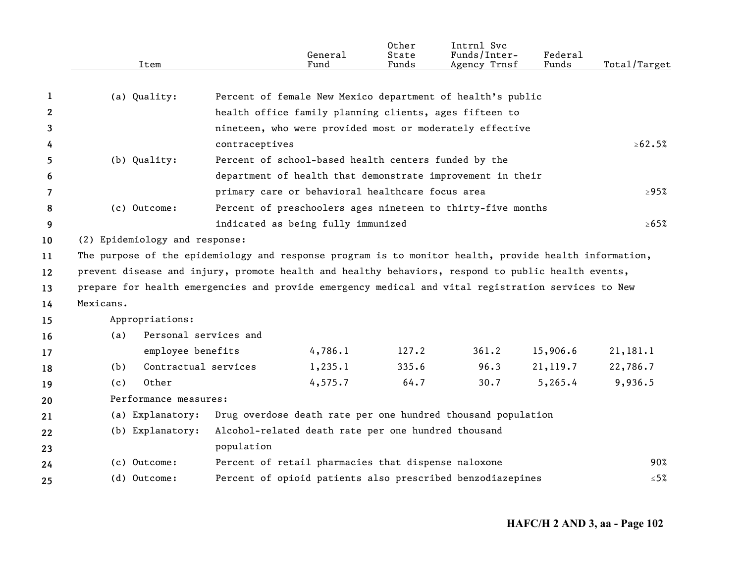| Item | | General Fund | Other State Funds | Intrnl Svc Funds/Inter-Agency Trnsf | Federal Funds | Total/Target |
|---|---|---|---|---|---|---|
| (a) Quality: | Percent of female New Mexico department of health's public health office family planning clients, ages fifteen to nineteen, who were provided most or moderately effective contraceptives | | | | | ≥62.5% |
| (b) Quality: | Percent of school-based health centers funded by the department of health that demonstrate improvement in their primary care or behavioral healthcare focus area | | | | | ≥95% |
| (c) Outcome: | Percent of preschoolers ages nineteen to thirty-five months indicated as being fully immunized | | | | | ≥65% |

(2) Epidemiology and response:

The purpose of the epidemiology and response program is to monitor health, provide health information, prevent disease and injury, promote health and healthy behaviors, respond to public health events, prepare for health emergencies and provide emergency medical and vital registration services to New Mexicans.

Appropriations:

| Item | General Fund | Other State Funds | Intrnl Svc Funds/Inter-Agency Trnsf | Federal Funds | Total/Target |
|---|---|---|---|---|---|
| (a) Personal services and employee benefits | 4,786.1 | 127.2 | 361.2 | 15,906.6 | 21,181.1 |
| (b) Contractual services | 1,235.1 | 335.6 | 96.3 | 21,119.7 | 22,786.7 |
| (c) Other | 4,575.7 | 64.7 | 30.7 | 5,265.4 | 9,936.5 |

Performance measures:

| Item | | Total/Target |
|---|---|---|
| (a) Explanatory: | Drug overdose death rate per one hundred thousand population | |
| (b) Explanatory: | Alcohol-related death rate per one hundred thousand population | |
| (c) Outcome: | Percent of retail pharmacies that dispense naloxone | 90% |
| (d) Outcome: | Percent of opioid patients also prescribed benzodiazepines | ≤5% |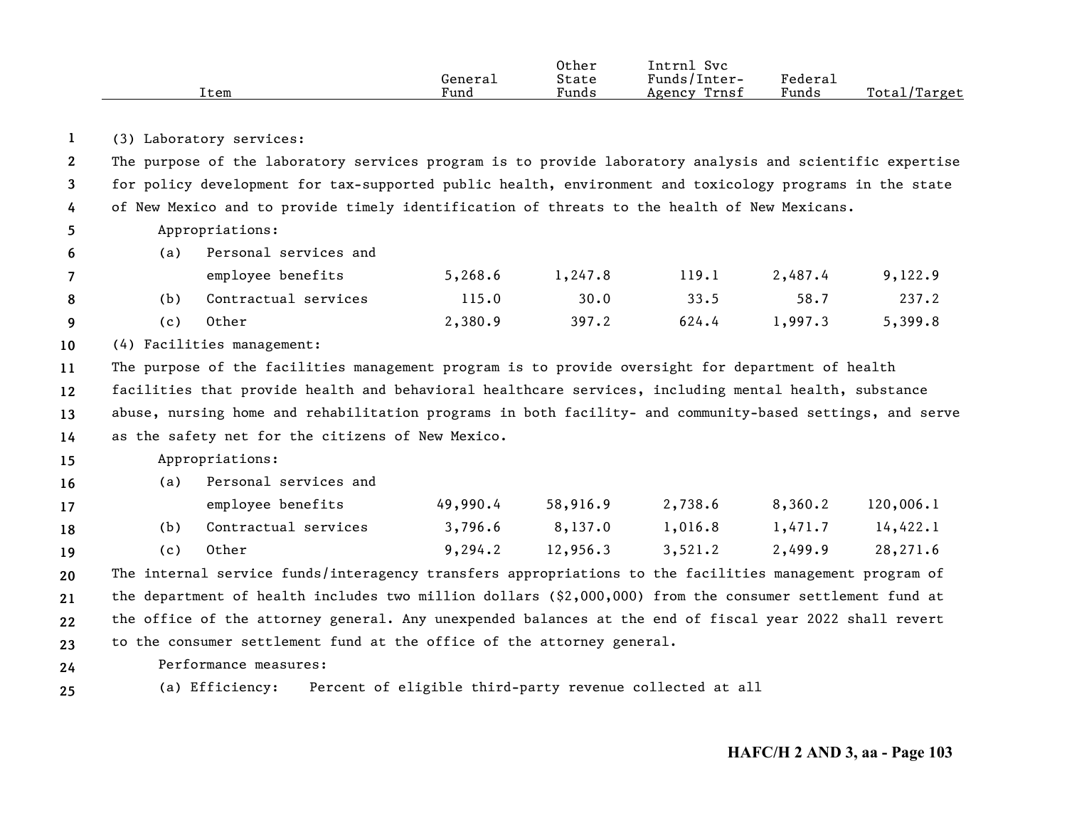| Item | General Fund | Other State Funds | Intrnl Svc Funds/Inter-Agency Trnsf | Federal Funds | Total/Target |
|---|---|---|---|---|---|

(3) Laboratory services:

The purpose of the laboratory services program is to provide laboratory analysis and scientific expertise for policy development for tax-supported public health, environment and toxicology programs in the state of New Mexico and to provide timely identification of threats to the health of New Mexicans.

Appropriations:

| Item | General Fund | Other State Funds | Intrnl Svc Funds/Inter-Agency Trnsf | Federal Funds | Total/Target |
|---|---|---|---|---|---|
| (a) Personal services and employee benefits | 5,268.6 | 1,247.8 | 119.1 | 2,487.4 | 9,122.9 |
| (b) Contractual services | 115.0 | 30.0 | 33.5 | 58.7 | 237.2 |
| (c) Other | 2,380.9 | 397.2 | 624.4 | 1,997.3 | 5,399.8 |

(4) Facilities management:

The purpose of the facilities management program is to provide oversight for department of health facilities that provide health and behavioral healthcare services, including mental health, substance abuse, nursing home and rehabilitation programs in both facility- and community-based settings, and serve as the safety net for the citizens of New Mexico.

Appropriations:

| Item | General Fund | Other State Funds | Intrnl Svc Funds/Inter-Agency Trnsf | Federal Funds | Total/Target |
|---|---|---|---|---|---|
| (a) Personal services and employee benefits | 49,990.4 | 58,916.9 | 2,738.6 | 8,360.2 | 120,006.1 |
| (b) Contractual services | 3,796.6 | 8,137.0 | 1,016.8 | 1,471.7 | 14,422.1 |
| (c) Other | 9,294.2 | 12,956.3 | 3,521.2 | 2,499.9 | 28,271.6 |

The internal service funds/interagency transfers appropriations to the facilities management program of the department of health includes two million dollars ($2,000,000) from the consumer settlement fund at the office of the attorney general. Any unexpended balances at the end of fiscal year 2022 shall revert to the consumer settlement fund at the office of the attorney general.

Performance measures:

(a) Efficiency: Percent of eligible third-party revenue collected at all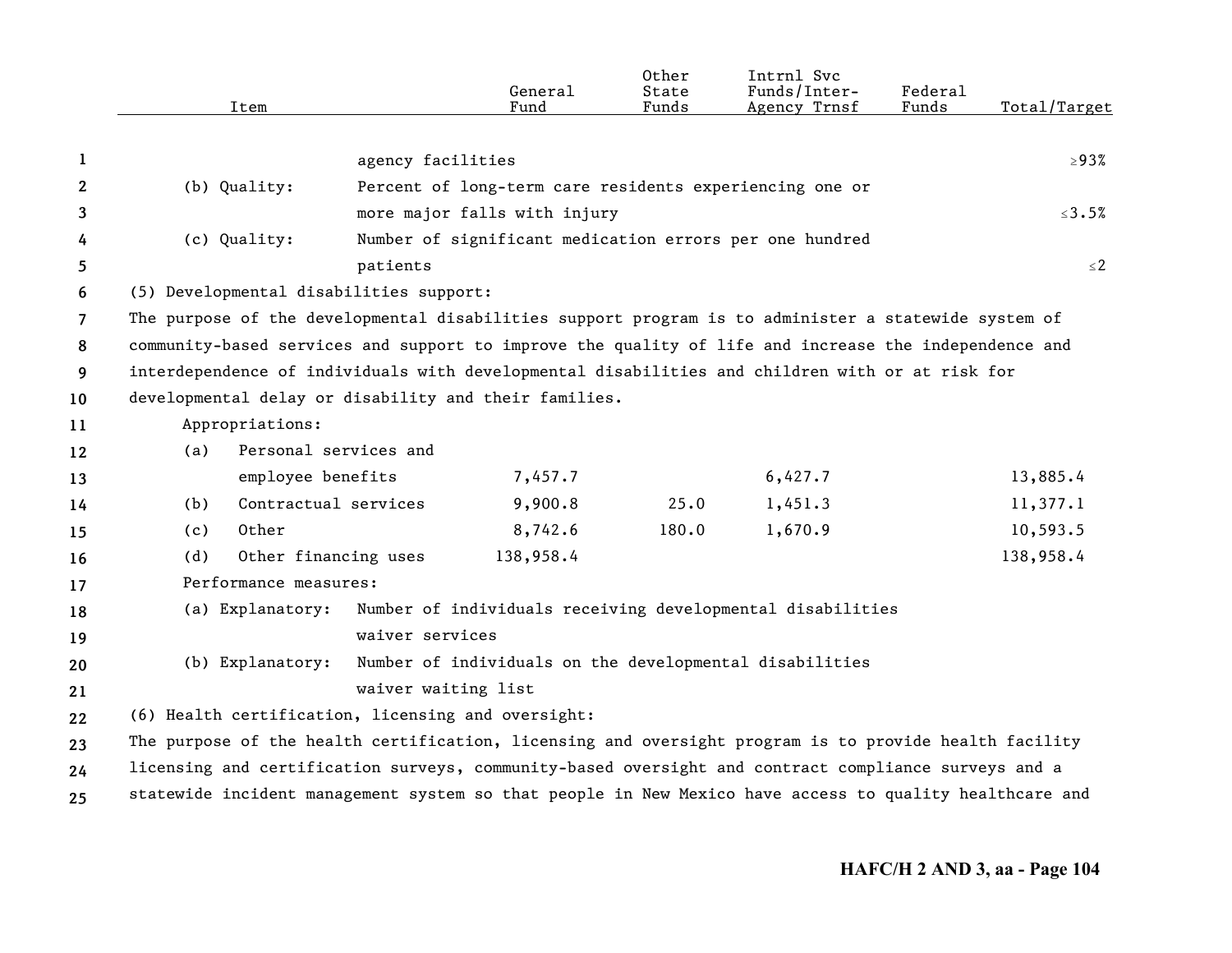| Item | | General Fund | Other State Funds | Intrnl Svc Funds/Inter-Agency Trnsf | Federal Funds | Total/Target |
|---|---|---|---|---|---|---|
| | agency facilities | | | | | ≥93% |
| (b) Quality: | Percent of long-term care residents experiencing one or more major falls with injury | | | | | ≤3.5% |
| (c) Quality: | Number of significant medication errors per one hundred patients | | | | | ≤2 |

(5) Developmental disabilities support:

The purpose of the developmental disabilities support program is to administer a statewide system of community-based services and support to improve the quality of life and increase the independence and interdependence of individuals with developmental disabilities and children with or at risk for developmental delay or disability and their families.

Appropriations:

| Item | General Fund | Other State Funds | Intrnl Svc Funds/Inter-Agency Trnsf | Federal Funds | Total/Target |
|---|---|---|---|---|---|
| (a) Personal services and employee benefits | 7,457.7 | | 6,427.7 | | 13,885.4 |
| (b) Contractual services | 9,900.8 | 25.0 | 1,451.3 | | 11,377.1 |
| (c) Other | 8,742.6 | 180.0 | 1,670.9 | | 10,593.5 |
| (d) Other financing uses | 138,958.4 | | | | 138,958.4 |

Performance measures:

(a) Explanatory: Number of individuals receiving developmental disabilities waiver services

(b) Explanatory: Number of individuals on the developmental disabilities waiver waiting list

(6) Health certification, licensing and oversight:

The purpose of the health certification, licensing and oversight program is to provide health facility licensing and certification surveys, community-based oversight and contract compliance surveys and a statewide incident management system so that people in New Mexico have access to quality healthcare and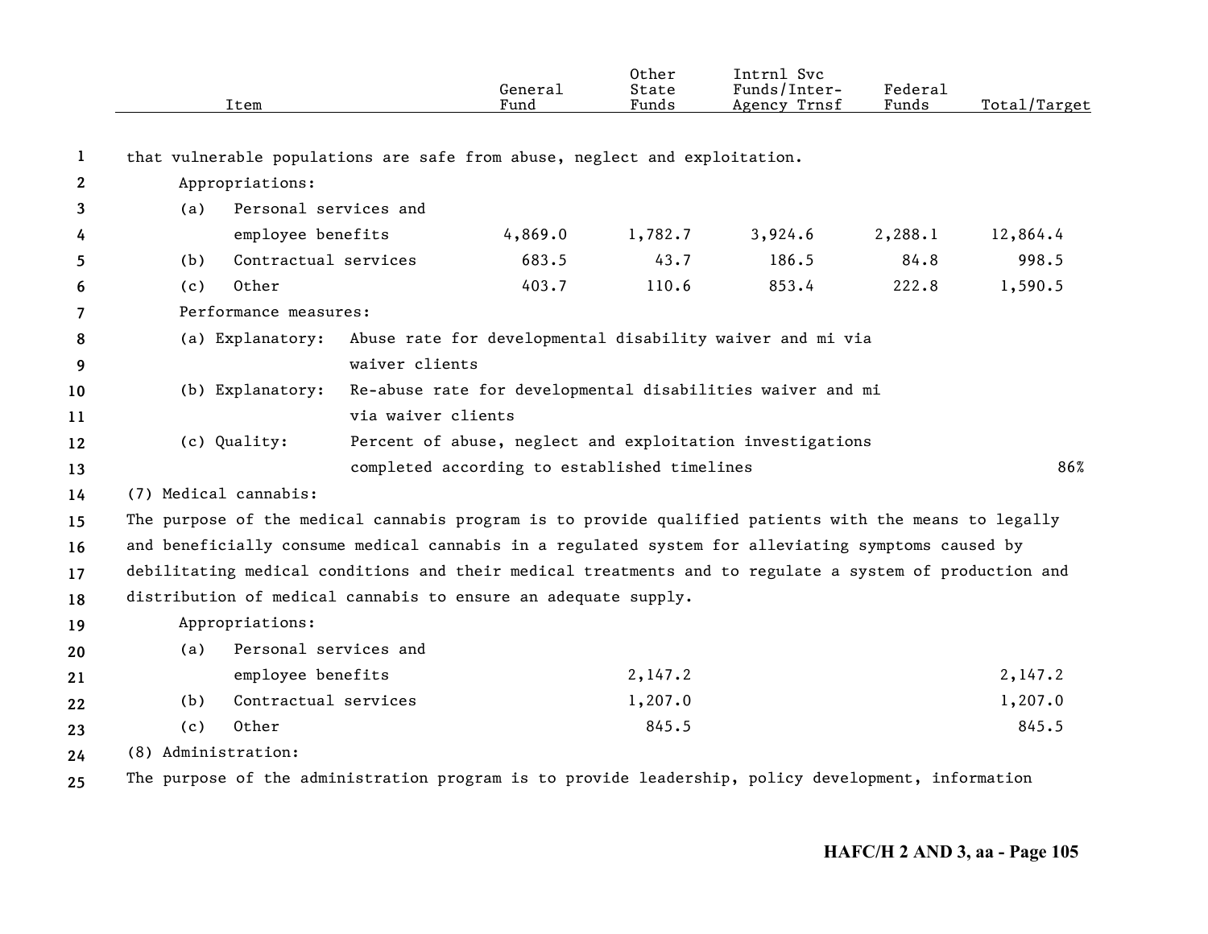| Item | General Fund | Other State Funds | Intrnl Svc Funds/Inter-Agency Trnsf | Federal Funds | Total/Target |
|---|---|---|---|---|---|
| that vulnerable populations are safe from abuse, neglect and exploitation. | | | | | |
| Appropriations: | | | | | |
| (a) Personal services and employee benefits | 4,869.0 | 1,782.7 | 3,924.6 | 2,288.1 | 12,864.4 |
| (b) Contractual services | 683.5 | 43.7 | 186.5 | 84.8 | 998.5 |
| (c) Other | 403.7 | 110.6 | 853.4 | 222.8 | 1,590.5 |
| Performance measures: | | | | | |
| (a) Explanatory: Abuse rate for developmental disability waiver and mi via waiver clients | | | | | |
| (b) Explanatory: Re-abuse rate for developmental disabilities waiver and mi via waiver clients | | | | | |
| (c) Quality: Percent of abuse, neglect and exploitation investigations completed according to established timelines | | | | | 86% |

(7) Medical cannabis:

The purpose of the medical cannabis program is to provide qualified patients with the means to legally and beneficially consume medical cannabis in a regulated system for alleviating symptoms caused by debilitating medical conditions and their medical treatments and to regulate a system of production and distribution of medical cannabis to ensure an adequate supply.

| Item | General Fund | Other State Funds | Intrnl Svc Funds/Inter-Agency Trnsf | Federal Funds | Total/Target |
|---|---|---|---|---|---|
| Appropriations: | | | | | |
| (a) Personal services and employee benefits | | 2,147.2 | | | 2,147.2 |
| (b) Contractual services | | 1,207.0 | | | 1,207.0 |
| (c) Other | | 845.5 | | | 845.5 |

(8) Administration:

The purpose of the administration program is to provide leadership, policy development, information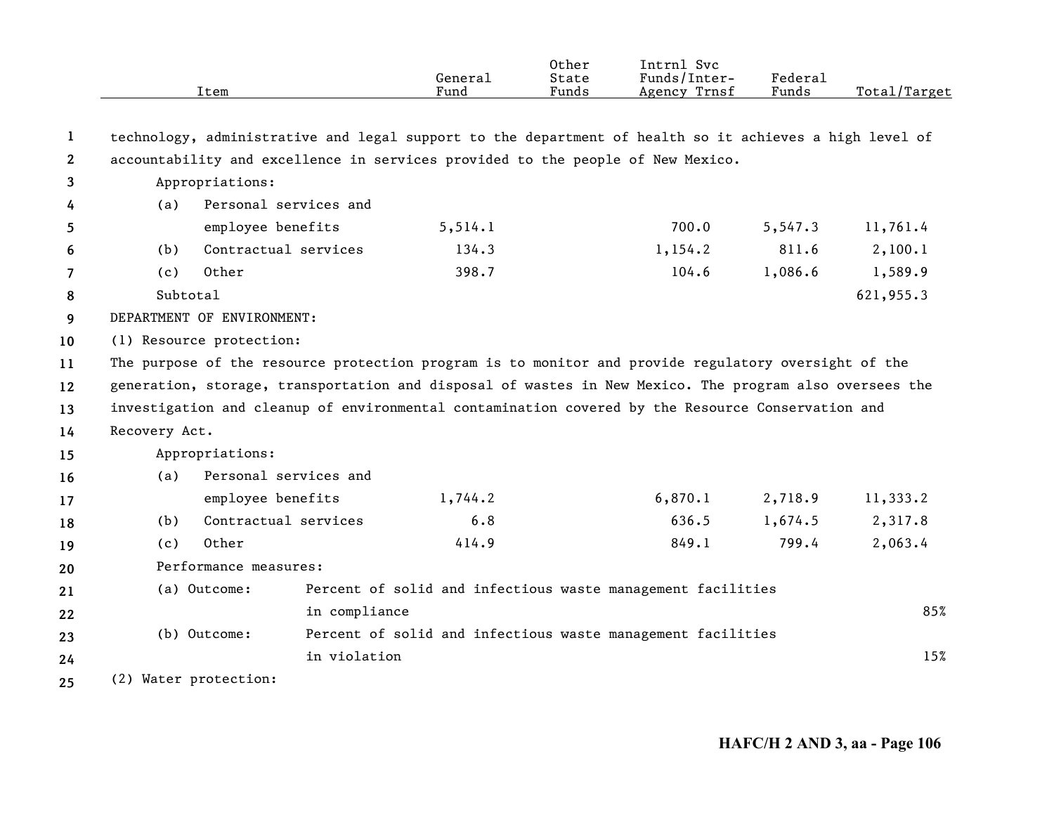| Item | General Fund | Other State Funds | Intrnl Svc Funds/Inter-Agency Trnsf | Federal Funds | Total/Target |
|---|---|---|---|---|---|
| technology, administrative and legal support to the department of health so it achieves a high level of accountability and excellence in services provided to the people of New Mexico. | | | | | |
| Appropriations: | | | | | |
| (a) Personal services and employee benefits | 5,514.1 | | 700.0 | 5,547.3 | 11,761.4 |
| (b) Contractual services | 134.3 | | 1,154.2 | 811.6 | 2,100.1 |
| (c) Other | 398.7 | | 104.6 | 1,086.6 | 1,589.9 |
| Subtotal | | | | | 621,955.3 |
| DEPARTMENT OF ENVIRONMENT: | | | | | |
| (1) Resource protection: | | | | | |
| The purpose of the resource protection program is to monitor and provide regulatory oversight of the generation, storage, transportation and disposal of wastes in New Mexico. The program also oversees the investigation and cleanup of environmental contamination covered by the Resource Conservation and Recovery Act. | | | | | |
| Appropriations: | | | | | |
| (a) Personal services and employee benefits | 1,744.2 | | 6,870.1 | 2,718.9 | 11,333.2 |
| (b) Contractual services | 6.8 | | 636.5 | 1,674.5 | 2,317.8 |
| (c) Other | 414.9 | | 849.1 | 799.4 | 2,063.4 |
| Performance measures: | | | | | |
| (a) Outcome: Percent of solid and infectious waste management facilities in compliance | | | | | 85% |
| (b) Outcome: Percent of solid and infectious waste management facilities in violation | | | | | 15% |
| (2) Water protection: | | | | | |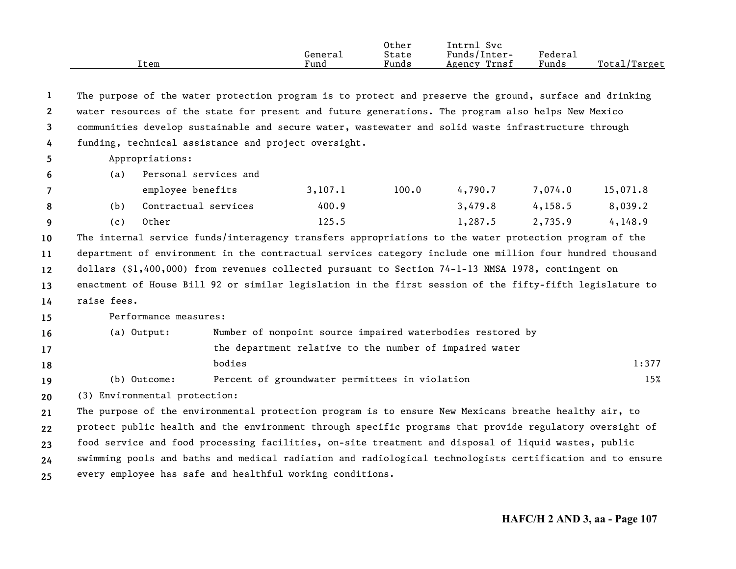| Item | General Fund | Other State Funds | Intrnl Svc Funds/Inter-Agency Trnsf | Federal Funds | Total/Target |
|---|---|---|---|---|---|

The purpose of the water protection program is to protect and preserve the ground, surface and drinking water resources of the state for present and future generations. The program also helps New Mexico communities develop sustainable and secure water, wastewater and solid waste infrastructure through funding, technical assistance and project oversight.

Appropriations:

| Item | General Fund | Other State Funds | Intrnl Svc Funds/Inter-Agency Trnsf | Federal Funds | Total/Target |
|---|---|---|---|---|---|
| (a) Personal services and employee benefits | 3,107.1 | 100.0 | 4,790.7 | 7,074.0 | 15,071.8 |
| (b) Contractual services | 400.9 | | 3,479.8 | 4,158.5 | 8,039.2 |
| (c) Other | 125.5 | | 1,287.5 | 2,735.9 | 4,148.9 |

The internal service funds/interagency transfers appropriations to the water protection program of the department of environment in the contractual services category include one million four hundred thousand dollars ($1,400,000) from revenues collected pursuant to Section 74-1-13 NMSA 1978, contingent on enactment of House Bill 92 or similar legislation in the first session of the fifty-fifth legislature to raise fees.

Performance measures:

| Measure | Description | Total/Target |
|---|---|---|
| (a) Output: | Number of nonpoint source impaired waterbodies restored by the department relative to the number of impaired water bodies | 1:377 |
| (b) Outcome: | Percent of groundwater permittees in violation | 15% |

(3) Environmental protection:

The purpose of the environmental protection program is to ensure New Mexicans breathe healthy air, to protect public health and the environment through specific programs that provide regulatory oversight of food service and food processing facilities, on-site treatment and disposal of liquid wastes, public swimming pools and baths and medical radiation and radiological technologists certification and to ensure every employee has safe and healthful working conditions.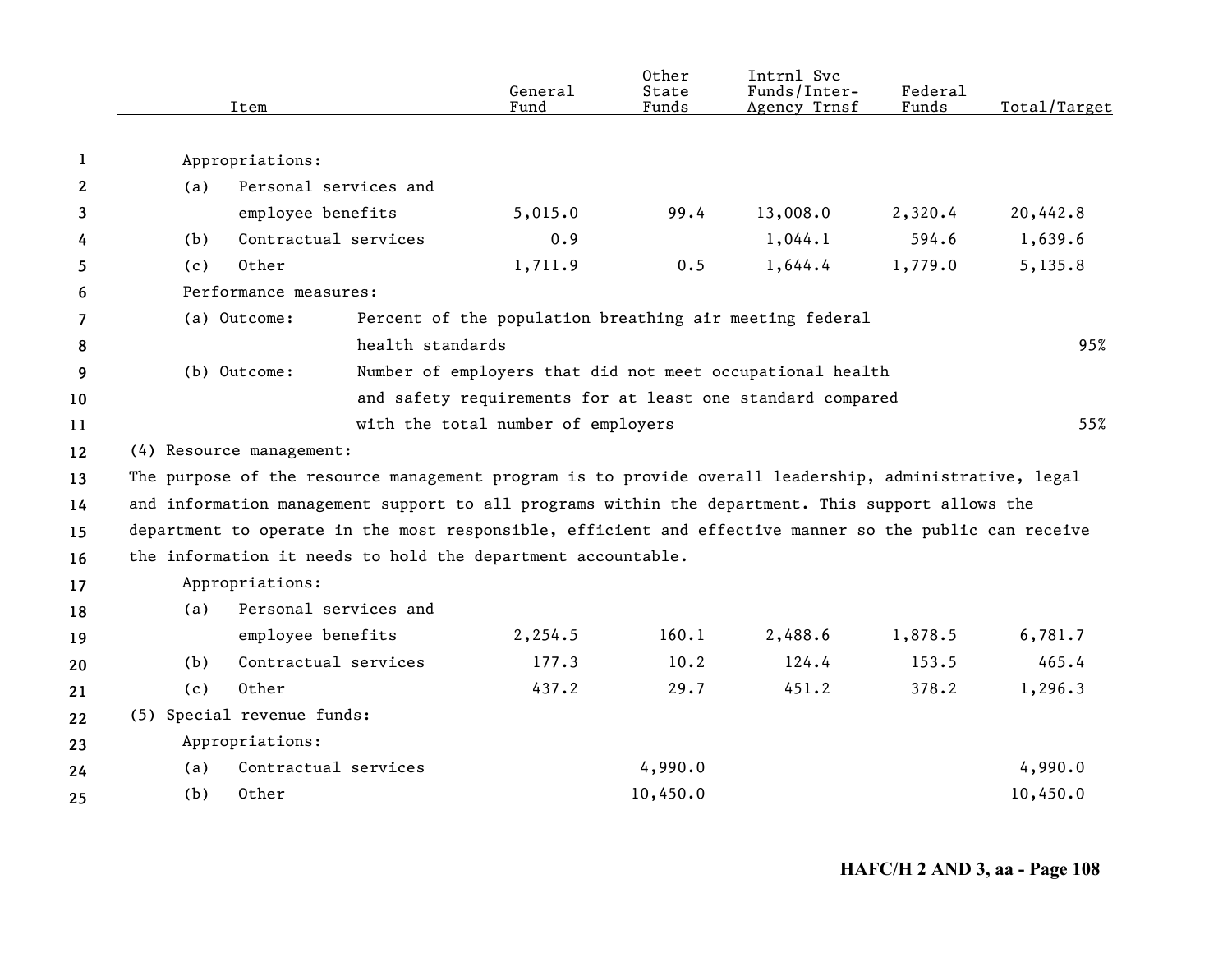| Item | General Fund | Other State Funds | Intrnl Svc Funds/Inter-Agency Trnsf | Federal Funds | Total/Target |
|---|---|---|---|---|---|
| Appropriations: | | | | | |
| (a) Personal services and employee benefits | 5,015.0 | 99.4 | 13,008.0 | 2,320.4 | 20,442.8 |
| (b) Contractual services | 0.9 | | 1,044.1 | 594.6 | 1,639.6 |
| (c) Other | 1,711.9 | 0.5 | 1,644.4 | 1,779.0 | 5,135.8 |
| Performance measures: | | | | | |
| (a) Outcome: Percent of the population breathing air meeting federal health standards | | | | | 95% |
| (b) Outcome: Number of employers that did not meet occupational health and safety requirements for at least one standard compared with the total number of employers | | | | | 55% |

(4) Resource management:

The purpose of the resource management program is to provide overall leadership, administrative, legal and information management support to all programs within the department. This support allows the department to operate in the most responsible, efficient and effective manner so the public can receive the information it needs to hold the department accountable.

| Item | General Fund | Other State Funds | Intrnl Svc Funds/Inter-Agency Trnsf | Federal Funds | Total/Target |
|---|---|---|---|---|---|
| Appropriations: | | | | | |
| (a) Personal services and employee benefits | 2,254.5 | 160.1 | 2,488.6 | 1,878.5 | 6,781.7 |
| (b) Contractual services | 177.3 | 10.2 | 124.4 | 153.5 | 465.4 |
| (c) Other | 437.2 | 29.7 | 451.2 | 378.2 | 1,296.3 |

(5) Special revenue funds:

| Item | General Fund | Other State Funds | Intrnl Svc Funds/Inter-Agency Trnsf | Federal Funds | Total/Target |
|---|---|---|---|---|---|
| Appropriations: | | | | | |
| (a) Contractual services | | 4,990.0 | | | 4,990.0 |
| (b) Other | | 10,450.0 | | | 10,450.0 |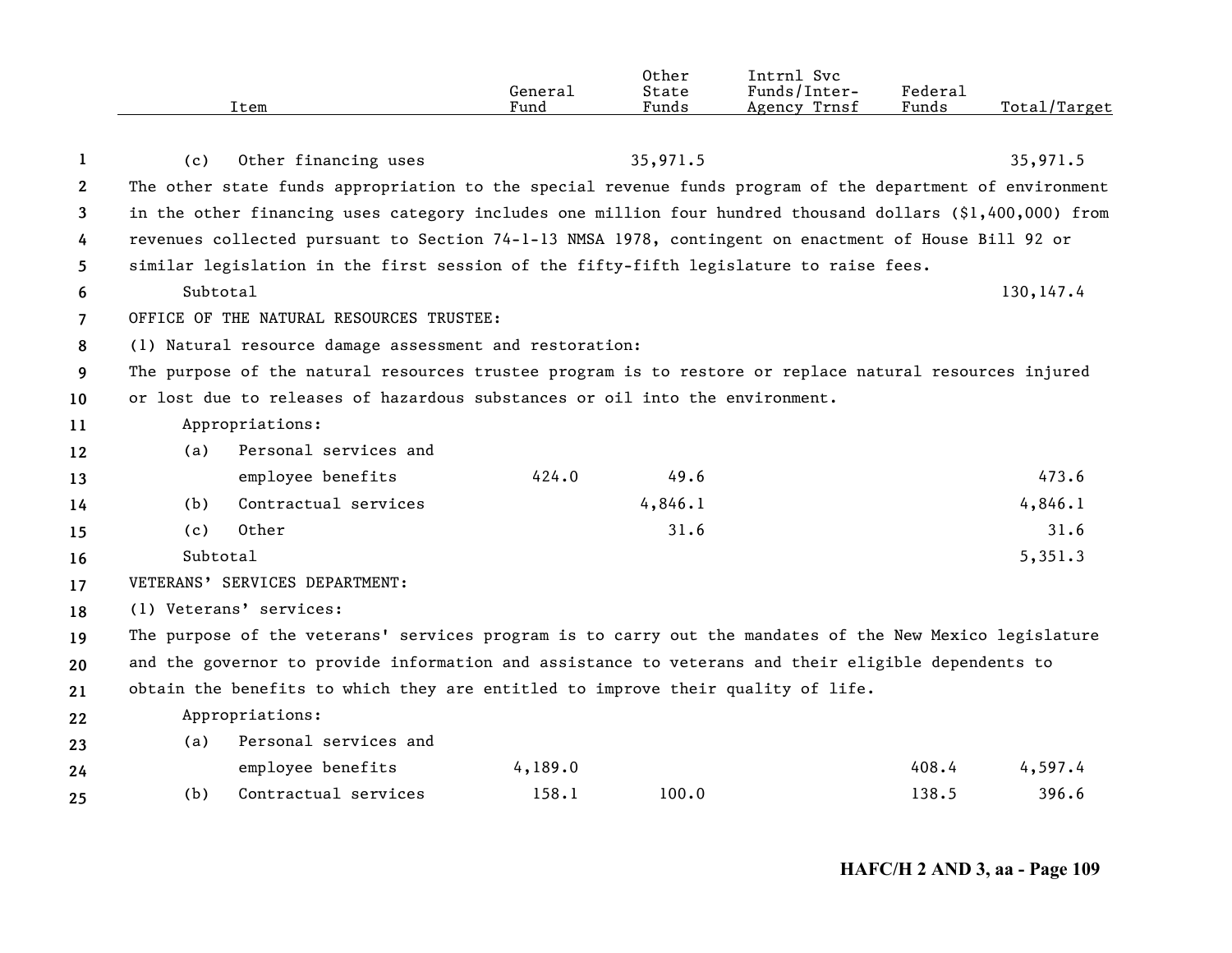| Item | General Fund | Other State Funds | Intrnl Svc Funds/Inter-Agency Trnsf | Federal Funds | Total/Target |
|---|---|---|---|---|---|
| (c) Other financing uses | | 35,971.5 | | | 35,971.5 |

The other state funds appropriation to the special revenue funds program of the department of environment in the other financing uses category includes one million four hundred thousand dollars ($1,400,000) from revenues collected pursuant to Section 74-1-13 NMSA 1978, contingent on enactment of House Bill 92 or similar legislation in the first session of the fifty-fifth legislature to raise fees.

| Item | General Fund | Other State Funds | Intrnl Svc Funds/Inter-Agency Trnsf | Federal Funds | Total/Target |
|---|---|---|---|---|---|
| Subtotal | | | | | 130,147.4 |

OFFICE OF THE NATURAL RESOURCES TRUSTEE:

(1) Natural resource damage assessment and restoration:

The purpose of the natural resources trustee program is to restore or replace natural resources injured or lost due to releases of hazardous substances or oil into the environment.

| Item | General Fund | Other State Funds | Intrnl Svc Funds/Inter-Agency Trnsf | Federal Funds | Total/Target |
|---|---|---|---|---|---|
| Appropriations: | | | | | |
| (a) Personal services and employee benefits | 424.0 | 49.6 | | | 473.6 |
| (b) Contractual services | | 4,846.1 | | | 4,846.1 |
| (c) Other | | 31.6 | | | 31.6 |
| Subtotal | | | | | 5,351.3 |

VETERANS' SERVICES DEPARTMENT:

(1) Veterans' services:

The purpose of the veterans' services program is to carry out the mandates of the New Mexico legislature and the governor to provide information and assistance to veterans and their eligible dependents to obtain the benefits to which they are entitled to improve their quality of life.

| Item | General Fund | Other State Funds | Intrnl Svc Funds/Inter-Agency Trnsf | Federal Funds | Total/Target |
|---|---|---|---|---|---|
| Appropriations: | | | | | |
| (a) Personal services and employee benefits | 4,189.0 | | | 408.4 | 4,597.4 |
| (b) Contractual services | 158.1 | 100.0 | | 138.5 | 396.6 |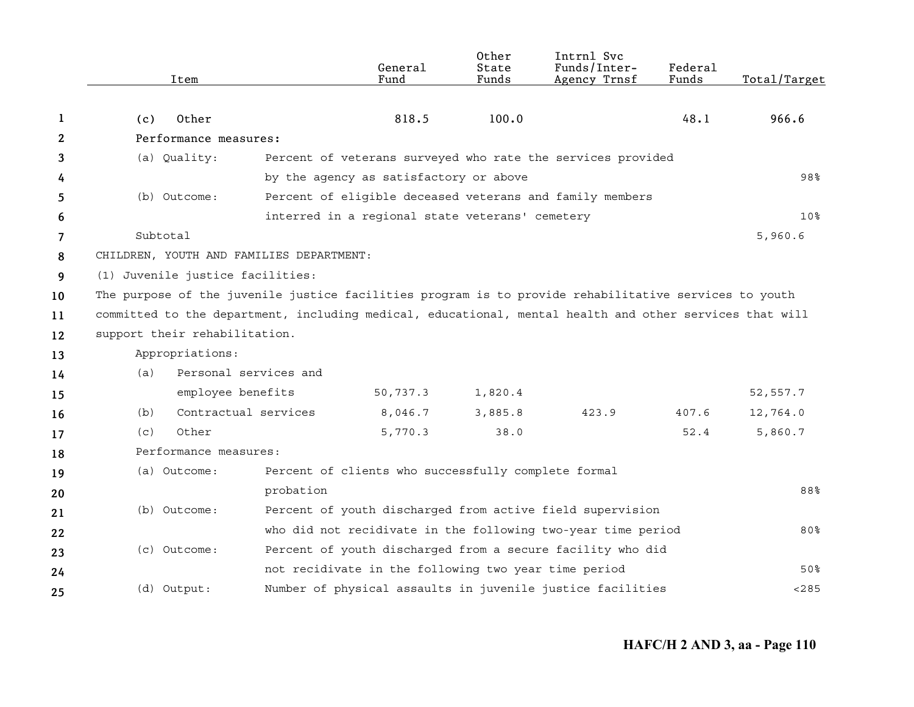| Item | General Fund | Other State Funds | Intrnl Svc Funds/Inter-Agency Trnsf | Federal Funds | Total/Target |
|---|---|---|---|---|---|
| (c) Other | 818.5 | 100.0 | | 48.1 | 966.6 |
| Performance measures: | | | | | |
| (a) Quality: Percent of veterans surveyed who rate the services provided by the agency as satisfactory or above | | | | | 98% |
| (b) Outcome: Percent of eligible deceased veterans and family members interred in a regional state veterans' cemetery | | | | | 10% |
| Subtotal | | | | | 5,960.6 |

CHILDREN, YOUTH AND FAMILIES DEPARTMENT:

(1) Juvenile justice facilities:

The purpose of the juvenile justice facilities program is to provide rehabilitative services to youth committed to the department, including medical, educational, mental health and other services that will support their rehabilitation.

| Item | General Fund | Other State Funds | Intrnl Svc Funds/Inter-Agency Trnsf | Federal Funds | Total/Target |
|---|---|---|---|---|---|
| Appropriations: | | | | | |
| (a) Personal services and employee benefits | 50,737.3 | 1,820.4 | | | 52,557.7 |
| (b) Contractual services | 8,046.7 | 3,885.8 | 423.9 | 407.6 | 12,764.0 |
| (c) Other | 5,770.3 | 38.0 | | 52.4 | 5,860.7 |
| Performance measures: | | | | | |
| (a) Outcome: Percent of clients who successfully complete formal probation | | | | | 88% |
| (b) Outcome: Percent of youth discharged from active field supervision who did not recidivate in the following two-year time period | | | | | 80% |
| (c) Outcome: Percent of youth discharged from a secure facility who did not recidivate in the following two year time period | | | | | 50% |
| (d) Output: Number of physical assaults in juvenile justice facilities | | | | | <285 |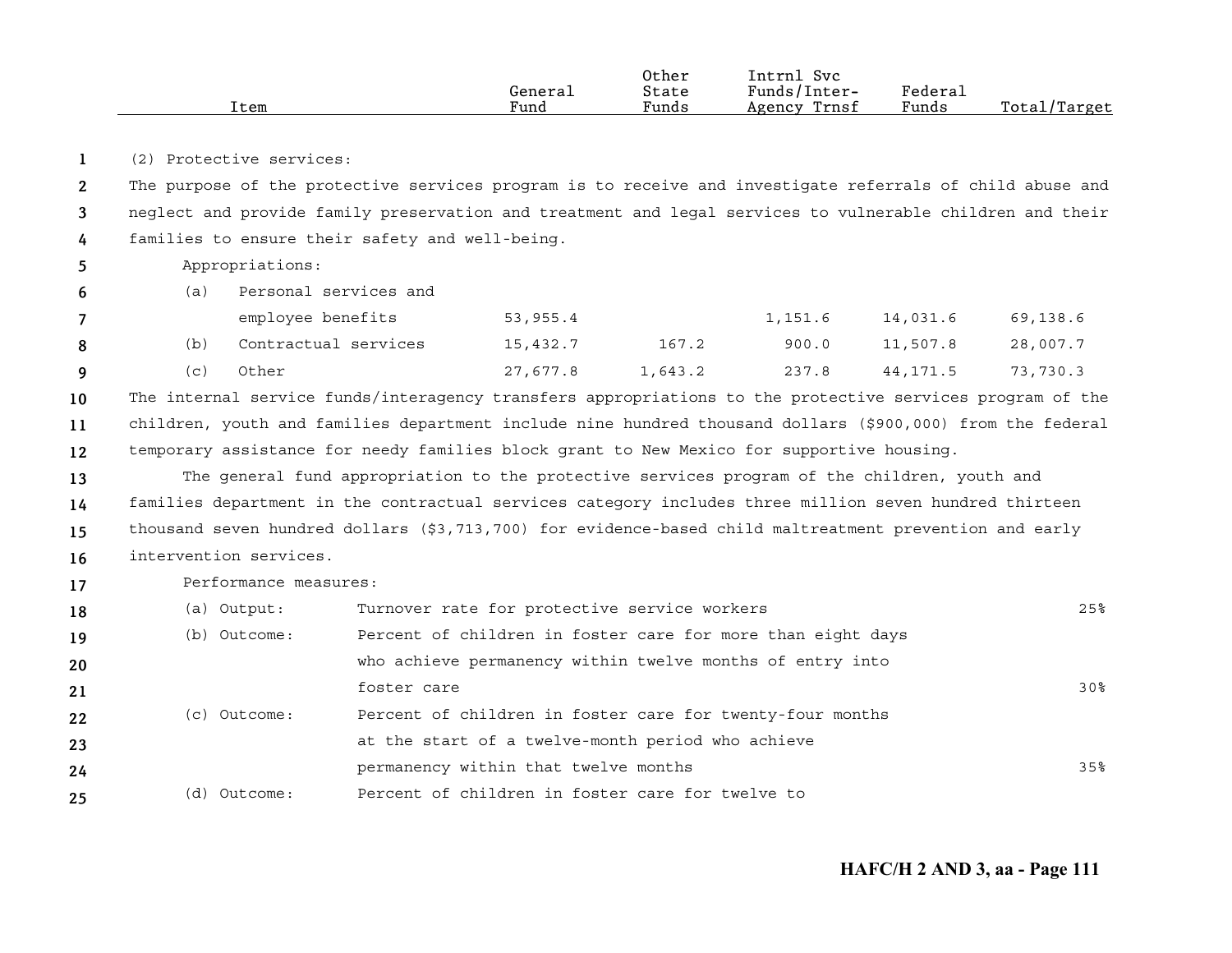| Item | General Fund | Other State Funds | Intrnl Svc Funds/Inter-Agency Trnsf | Federal Funds | Total/Target |
|---|---|---|---|---|---|

(2) Protective services:

The purpose of the protective services program is to receive and investigate referrals of child abuse and neglect and provide family preservation and treatment and legal services to vulnerable children and their families to ensure their safety and well-being.

Appropriations:

| Item | General Fund | Other State Funds | Intrnl Svc Funds/Inter-Agency Trnsf | Federal Funds | Total/Target |
|---|---|---|---|---|---|
| (a) Personal services and employee benefits | 53,955.4 | | 1,151.6 | 14,031.6 | 69,138.6 |
| (b) Contractual services | 15,432.7 | 167.2 | 900.0 | 11,507.8 | 28,007.7 |
| (c) Other | 27,677.8 | 1,643.2 | 237.8 | 44,171.5 | 73,730.3 |

The internal service funds/interagency transfers appropriations to the protective services program of the children, youth and families department include nine hundred thousand dollars ($900,000) from the federal temporary assistance for needy families block grant to New Mexico for supportive housing.

The general fund appropriation to the protective services program of the children, youth and families department in the contractual services category includes three million seven hundred thirteen thousand seven hundred dollars ($3,713,700) for evidence-based child maltreatment prevention and early intervention services.

Performance measures:

| | | |
|---|---|---|
| (a) Output: | Turnover rate for protective service workers | 25% |
| (b) Outcome: | Percent of children in foster care for more than eight days who achieve permanency within twelve months of entry into foster care | 30% |
| (c) Outcome: | Percent of children in foster care for twenty-four months at the start of a twelve-month period who achieve permanency within that twelve months | 35% |
| (d) Outcome: | Percent of children in foster care for twelve to | |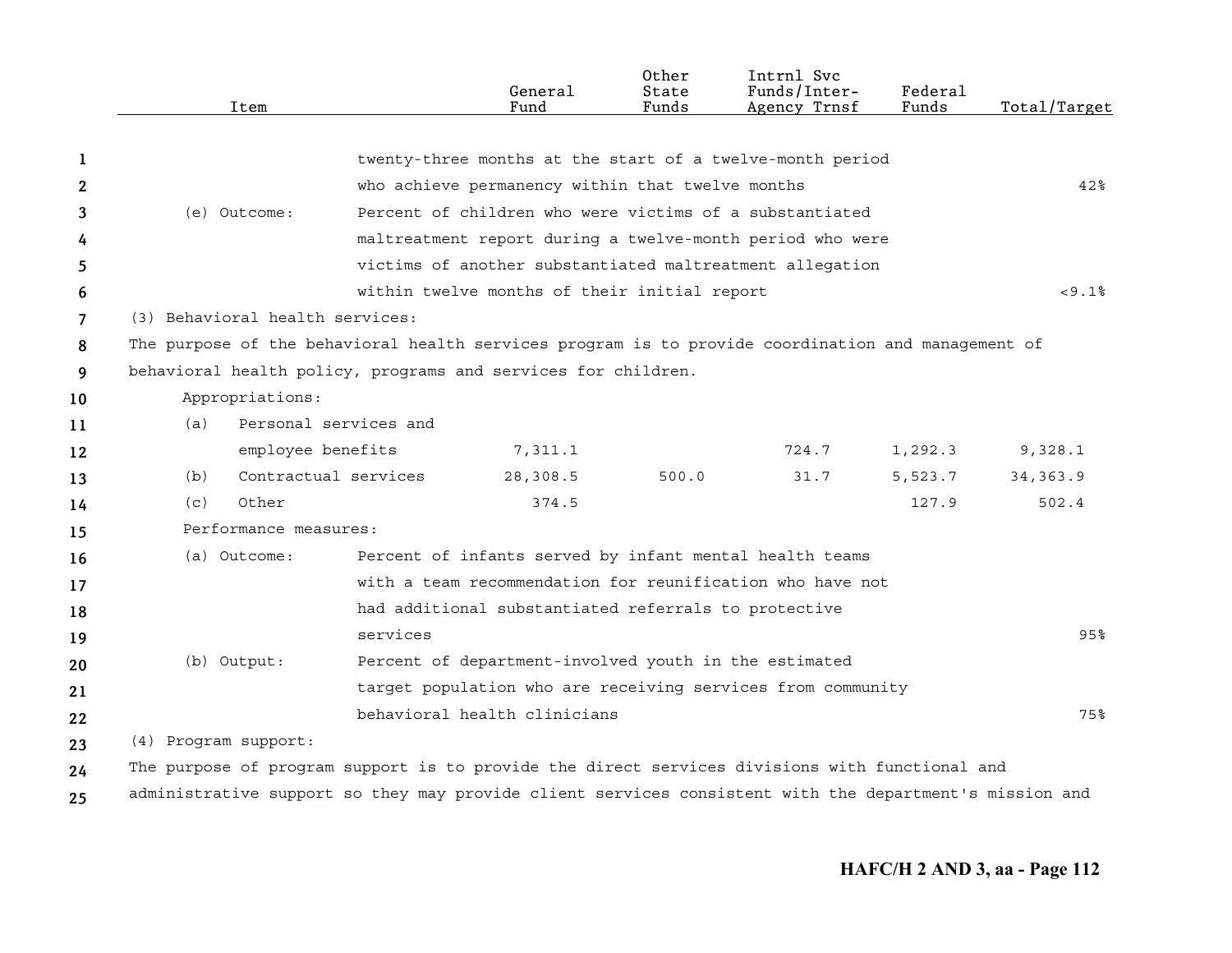| Item | | General Fund | Other State Funds | Intrnl Svc Funds/Inter-Agency Trnsf | Federal Funds | Total/Target |
|---|---|---|---|---|---|---|
| | twenty-three months at the start of a twelve-month period who achieve permanency within that twelve months | | | | | 42% |
| (e) Outcome: | Percent of children who were victims of a substantiated maltreatment report during a twelve-month period who were victims of another substantiated maltreatment allegation within twelve months of their initial report | | | | | <9.1% |

(3) Behavioral health services:

The purpose of the behavioral health services program is to provide coordination and management of behavioral health policy, programs and services for children.

| Item | General Fund | Other State Funds | Intrnl Svc Funds/Inter-Agency Trnsf | Federal Funds | Total/Target |
|---|---|---|---|---|---|
| Appropriations: | | | | | |
| (a) Personal services and employee benefits | 7,311.1 | | 724.7 | 1,292.3 | 9,328.1 |
| (b) Contractual services | 28,308.5 | 500.0 | 31.7 | 5,523.7 | 34,363.9 |
| (c) Other | 374.5 | | | 127.9 | 502.4 |

Performance measures:

| Item | | Total/Target |
|---|---|---|
| (a) Outcome: | Percent of infants served by infant mental health teams with a team recommendation for reunification who have not had additional substantiated referrals to protective services | 95% |
| (b) Output: | Percent of department-involved youth in the estimated target population who are receiving services from community behavioral health clinicians | 75% |

(4) Program support:

The purpose of program support is to provide the direct services divisions with functional and administrative support so they may provide client services consistent with the department's mission and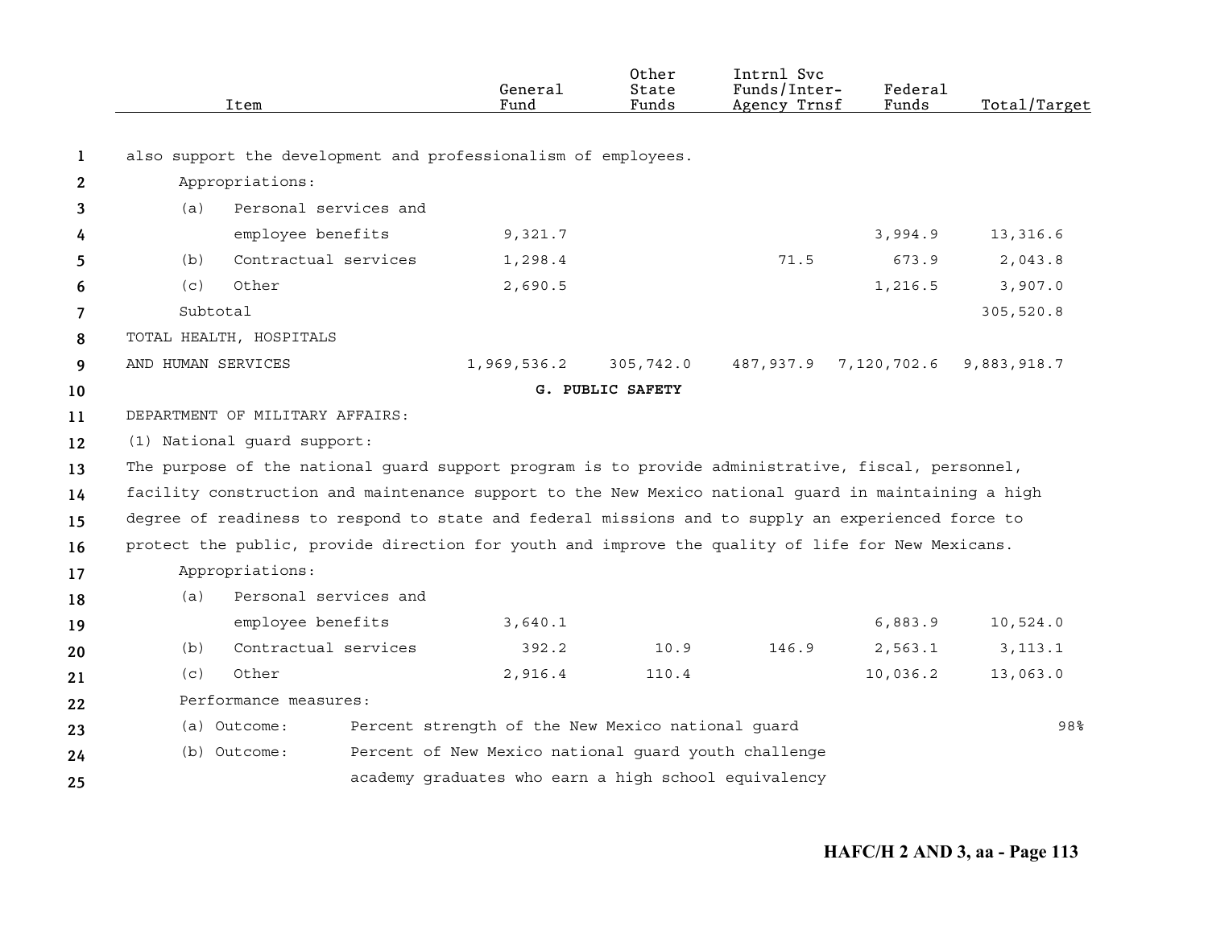| Item | General Fund | Other State Funds | Intrnl Svc Funds/Inter-Agency Trnsf | Federal Funds | Total/Target |
|---|---|---|---|---|---|
| also support the development and professionalism of employees. | | | | | |
| Appropriations: | | | | | |
| (a) Personal services and employee benefits | 9,321.7 | | | 3,994.9 | 13,316.6 |
| (b) Contractual services | 1,298.4 | | 71.5 | 673.9 | 2,043.8 |
| (c) Other | 2,690.5 | | | 1,216.5 | 3,907.0 |
| Subtotal | | | | | 305,520.8 |
| TOTAL HEALTH, HOSPITALS AND HUMAN SERVICES | 1,969,536.2 | 305,742.0 | 487,937.9 | 7,120,702.6 | 9,883,918.7 |

**G. PUBLIC SAFETY**

DEPARTMENT OF MILITARY AFFAIRS:

(1) National guard support:

The purpose of the national guard support program is to provide administrative, fiscal, personnel, facility construction and maintenance support to the New Mexico national guard in maintaining a high degree of readiness to respond to state and federal missions and to supply an experienced force to protect the public, provide direction for youth and improve the quality of life for New Mexicans.

| Item | General Fund | Other State Funds | Intrnl Svc Funds/Inter-Agency Trnsf | Federal Funds | Total/Target |
|---|---|---|---|---|---|
| Appropriations: | | | | | |
| (a) Personal services and employee benefits | 3,640.1 | | | 6,883.9 | 10,524.0 |
| (b) Contractual services | 392.2 | 10.9 | 146.9 | 2,563.1 | 3,113.1 |
| (c) Other | 2,916.4 | 110.4 | | 10,036.2 | 13,063.0 |
| Performance measures: | | | | | |
| (a) Outcome: Percent strength of the New Mexico national guard | | | | | 98% |
| (b) Outcome: Percent of New Mexico national guard youth challenge academy graduates who earn a high school equivalency | | | | | |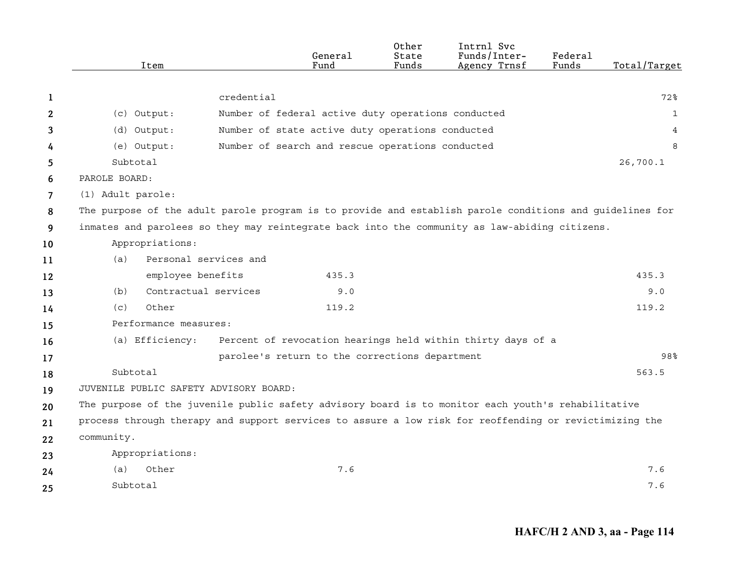| Item | | General Fund | Other State Funds | Intrnl Svc Funds/Inter-Agency Trnsf | Federal Funds | Total/Target |
|---|---|---|---|---|---|---|
| | credential | | | | | 72% |
| (c) Output: | Number of federal active duty operations conducted | | | | | 1 |
| (d) Output: | Number of state active duty operations conducted | | | | | 4 |
| (e) Output: | Number of search and rescue operations conducted | | | | | 8 |
| Subtotal | | | | | | 26,700.1 |

PAROLE BOARD:

(1) Adult parole:

The purpose of the adult parole program is to provide and establish parole conditions and guidelines for inmates and parolees so they may reintegrate back into the community as law-abiding citizens.

| Item | | General Fund | Other State Funds | Intrnl Svc Funds/Inter-Agency Trnsf | Federal Funds | Total/Target |
|---|---|---|---|---|---|---|
| Appropriations: | | | | | | |
| (a) | Personal services and employee benefits | 435.3 | | | | 435.3 |
| (b) | Contractual services | 9.0 | | | | 9.0 |
| (c) | Other | 119.2 | | | | 119.2 |
| Performance measures: | | | | | | |
| (a) Efficiency: | Percent of revocation hearings held within thirty days of a parolee's return to the corrections department | | | | | 98% |
| Subtotal | | | | | | 563.5 |

JUVENILE PUBLIC SAFETY ADVISORY BOARD:

The purpose of the juvenile public safety advisory board is to monitor each youth's rehabilitative process through therapy and support services to assure a low risk for reoffending or revictimizing the community.

| Item | | General Fund | Other State Funds | Intrnl Svc Funds/Inter-Agency Trnsf | Federal Funds | Total/Target |
|---|---|---|---|---|---|---|
| Appropriations: | | | | | | |
| (a) | Other | 7.6 | | | | 7.6 |
| Subtotal | | | | | | 7.6 |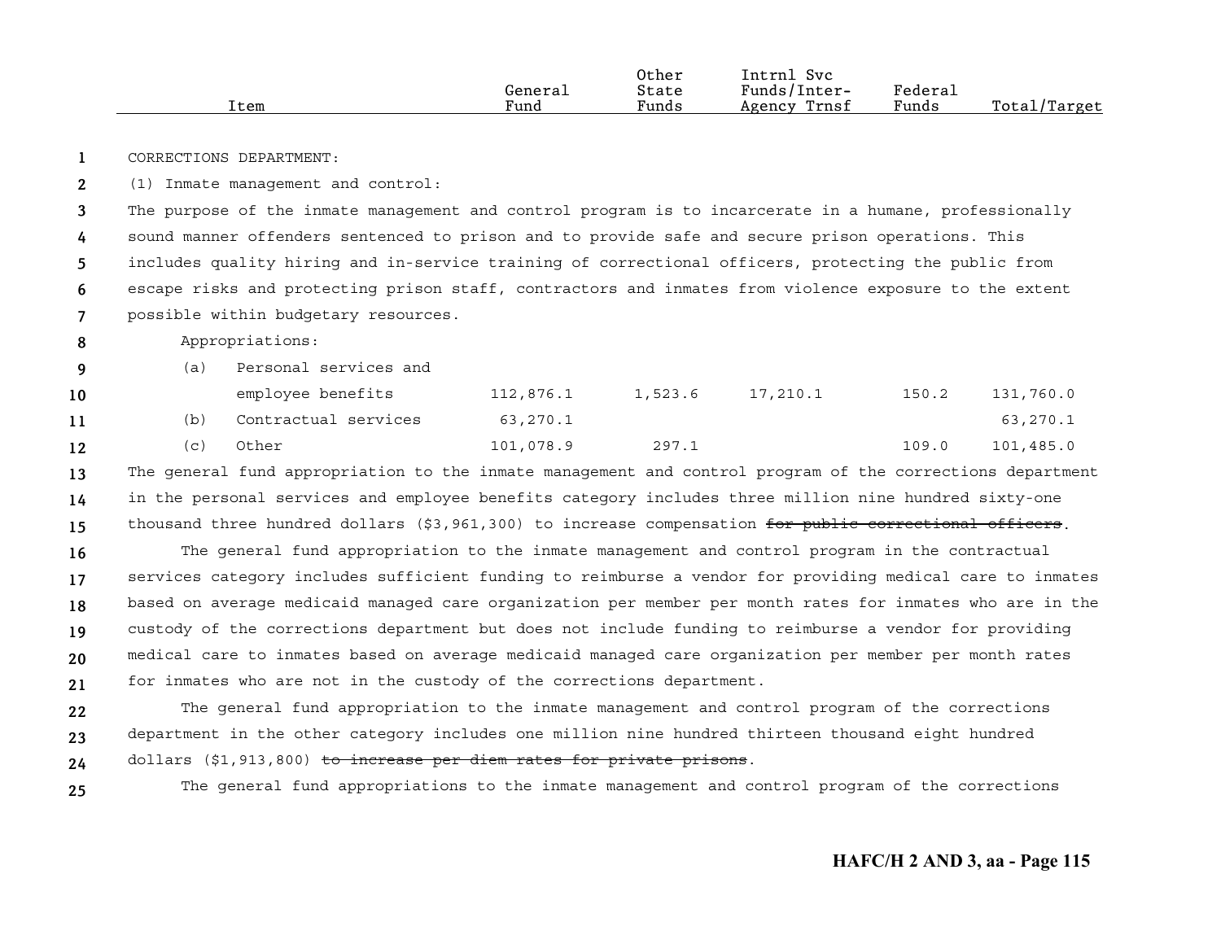| Item | General Fund | Other State Funds | Intrnl Svc Funds/Inter-Agency Trnsf | Federal Funds | Total/Target |
|---|---|---|---|---|---|

CORRECTIONS DEPARTMENT:

(1) Inmate management and control:

The purpose of the inmate management and control program is to incarcerate in a humane, professionally sound manner offenders sentenced to prison and to provide safe and secure prison operations. This includes quality hiring and in-service training of correctional officers, protecting the public from escape risks and protecting prison staff, contractors and inmates from violence exposure to the extent possible within budgetary resources.

Appropriations:

| Item | General Fund | Other State Funds | Intrnl Svc Funds/Inter-Agency Trnsf | Federal Funds | Total/Target |
|---|---|---|---|---|---|
| (a) Personal services and employee benefits | 112,876.1 | 1,523.6 | 17,210.1 | 150.2 | 131,760.0 |
| (b) Contractual services | 63,270.1 | | | | 63,270.1 |
| (c) Other | 101,078.9 | 297.1 | | 109.0 | 101,485.0 |

The general fund appropriation to the inmate management and control program of the corrections department in the personal services and employee benefits category includes three million nine hundred sixty-one thousand three hundred dollars ($3,961,300) to increase compensation ~~for public correctional officers~~.

The general fund appropriation to the inmate management and control program in the contractual services category includes sufficient funding to reimburse a vendor for providing medical care to inmates based on average medicaid managed care organization per member per month rates for inmates who are in the custody of the corrections department but does not include funding to reimburse a vendor for providing medical care to inmates based on average medicaid managed care organization per member per month rates for inmates who are not in the custody of the corrections department.

The general fund appropriation to the inmate management and control program of the corrections department in the other category includes one million nine hundred thirteen thousand eight hundred dollars ($1,913,800) ~~to increase per diem rates for private prisons~~.

The general fund appropriations to the inmate management and control program of the corrections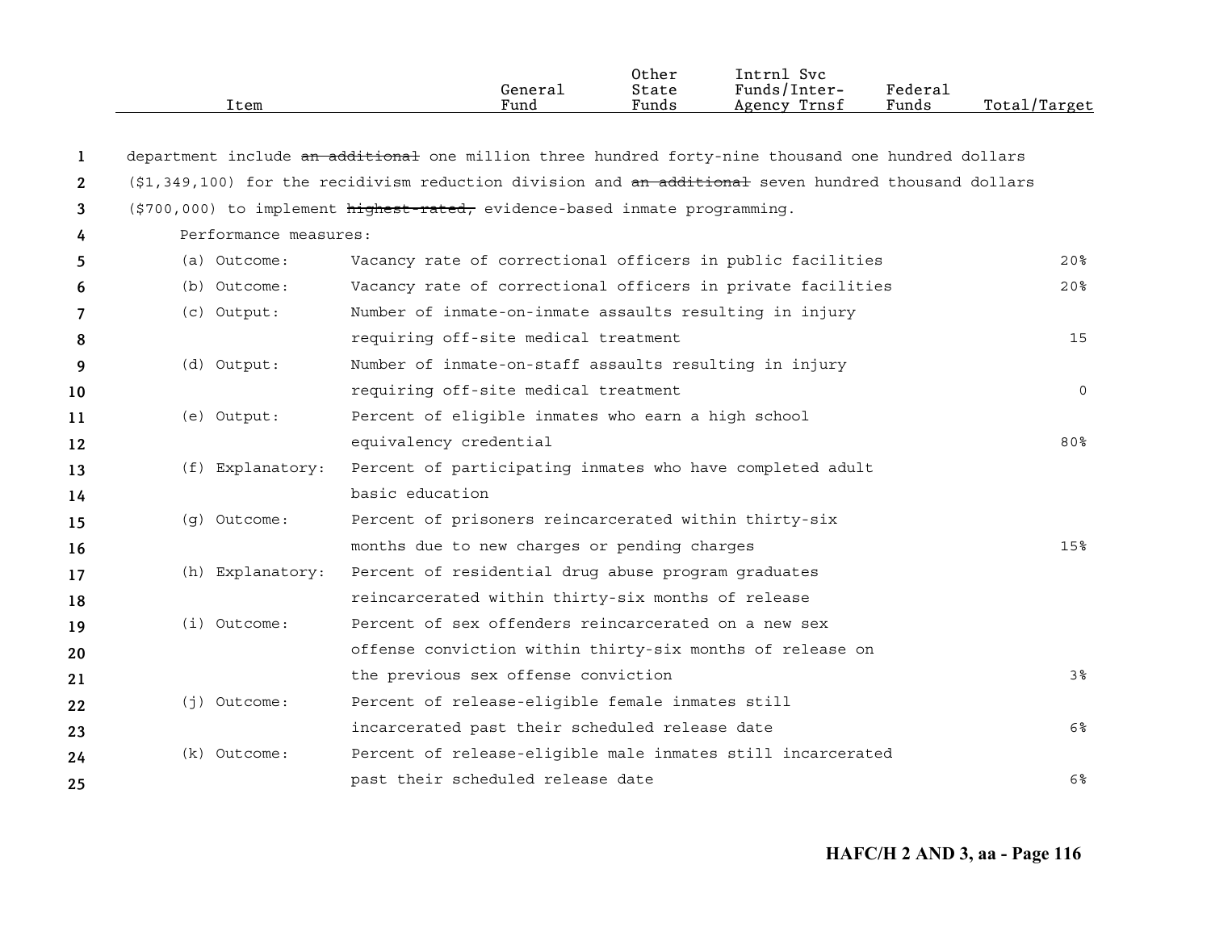department include ~~an additional~~ one million three hundred forty-nine thousand one hundred dollars ($1,349,100) for the recidivism reduction division and ~~an additional~~ seven hundred thousand dollars ($700,000) to implement ~~highest-rated,~~ evidence-based inmate programming.

Performance measures:

| Item | | General Fund | Other State Funds | Intrnl Svc Funds/Inter-Agency Trnsf | Federal Funds | Total/Target |
|---|---|---|---|---|---|---|
| (a) Outcome: | Vacancy rate of correctional officers in public facilities | | | | | 20% |
| (b) Outcome: | Vacancy rate of correctional officers in private facilities | | | | | 20% |
| (c) Output: | Number of inmate-on-inmate assaults resulting in injury requiring off-site medical treatment | | | | | 15 |
| (d) Output: | Number of inmate-on-staff assaults resulting in injury requiring off-site medical treatment | | | | | 0 |
| (e) Output: | Percent of eligible inmates who earn a high school equivalency credential | | | | | 80% |
| (f) Explanatory: | Percent of participating inmates who have completed adult basic education | | | | | |
| (g) Outcome: | Percent of prisoners reincarcerated within thirty-six months due to new charges or pending charges | | | | | 15% |
| (h) Explanatory: | Percent of residential drug abuse program graduates reincarcerated within thirty-six months of release | | | | | |
| (i) Outcome: | Percent of sex offenders reincarcerated on a new sex offense conviction within thirty-six months of release on the previous sex offense conviction | | | | | 3% |
| (j) Outcome: | Percent of release-eligible female inmates still incarcerated past their scheduled release date | | | | | 6% |
| (k) Outcome: | Percent of release-eligible male inmates still incarcerated past their scheduled release date | | | | | 6% |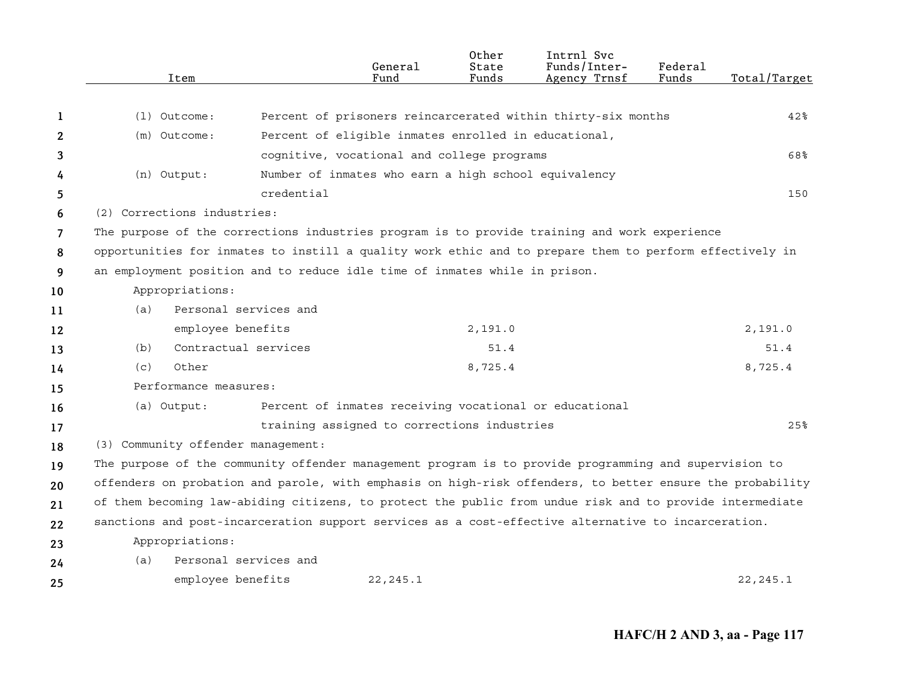| Item | | General Fund | Other State Funds | Intrnl Svc Funds/Inter-Agency Trnsf | Federal Funds | Total/Target |
|---|---|---|---|---|---|---|
| (l) Outcome: | Percent of prisoners reincarcerated within thirty-six months | | | | | 42% |
| (m) Outcome: | Percent of eligible inmates enrolled in educational, cognitive, vocational and college programs | | | | | 68% |
| (n) Output: | Number of inmates who earn a high school equivalency credential | | | | | 150 |

(2) Corrections industries:

The purpose of the corrections industries program is to provide training and work experience opportunities for inmates to instill a quality work ethic and to prepare them to perform effectively in an employment position and to reduce idle time of inmates while in prison.

| Item | General Fund | Other State Funds | Intrnl Svc Funds/Inter-Agency Trnsf | Federal Funds | Total/Target |
|---|---|---|---|---|---|
| Appropriations: | | | | | |
| (a) Personal services and employee benefits | | 2,191.0 | | | 2,191.0 |
| (b) Contractual services | | 51.4 | | | 51.4 |
| (c) Other | | 8,725.4 | | | 8,725.4 |

Performance measures:

| Item | | Total/Target |
|---|---|---|
| (a) Output: | Percent of inmates receiving vocational or educational training assigned to corrections industries | 25% |

(3) Community offender management:

The purpose of the community offender management program is to provide programming and supervision to offenders on probation and parole, with emphasis on high-risk offenders, to better ensure the probability of them becoming law-abiding citizens, to protect the public from undue risk and to provide intermediate sanctions and post-incarceration support services as a cost-effective alternative to incarceration.

| Item | General Fund | Other State Funds | Intrnl Svc Funds/Inter-Agency Trnsf | Federal Funds | Total/Target |
|---|---|---|---|---|---|
| Appropriations: | | | | | |
| (a) Personal services and employee benefits | 22,245.1 | | | | 22,245.1 |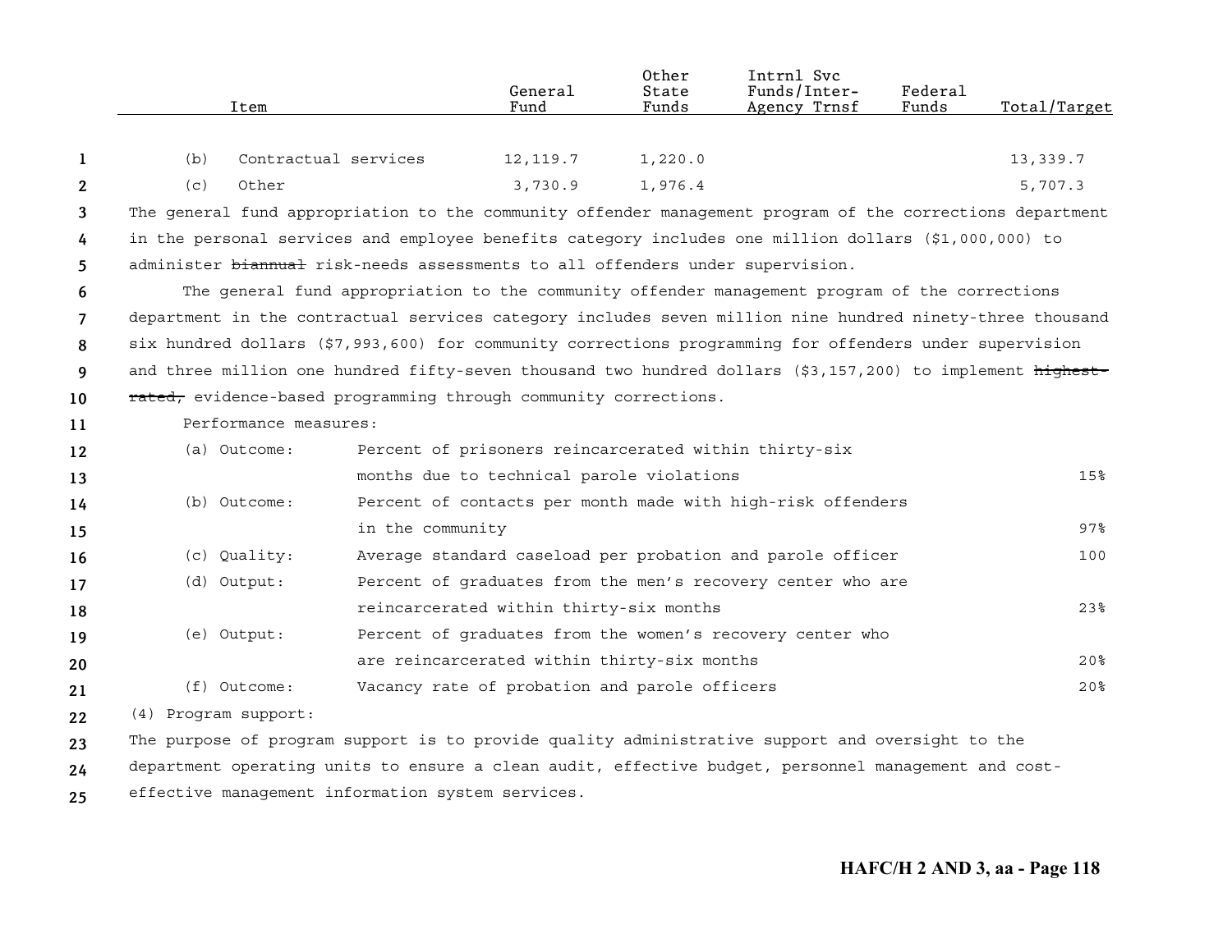| Item | General Fund | Other State Funds | Intrnl Svc Funds/Inter-Agency Trnsf | Federal Funds | Total/Target |
|---|---|---|---|---|---|
| (b) Contractual services | 12,119.7 | 1,220.0 | | | 13,339.7 |
| (c) Other | 3,730.9 | 1,976.4 | | | 5,707.3 |

The general fund appropriation to the community offender management program of the corrections department in the personal services and employee benefits category includes one million dollars ($1,000,000) to administer ~~biannual~~ risk-needs assessments to all offenders under supervision.

The general fund appropriation to the community offender management program of the corrections department in the contractual services category includes seven million nine hundred ninety-three thousand six hundred dollars ($7,993,600) for community corrections programming for offenders under supervision and three million one hundred fifty-seven thousand two hundred dollars ($3,157,200) to implement ~~highest-rated,~~ evidence-based programming through community corrections.

Performance measures:

| | | |
|---|---|---|
| (a) Outcome: | Percent of prisoners reincarcerated within thirty-six months due to technical parole violations | 15% |
| (b) Outcome: | Percent of contacts per month made with high-risk offenders in the community | 97% |
| (c) Quality: | Average standard caseload per probation and parole officer | 100 |
| (d) Output: | Percent of graduates from the men's recovery center who are reincarcerated within thirty-six months | 23% |
| (e) Output: | Percent of graduates from the women's recovery center who are reincarcerated within thirty-six months | 20% |
| (f) Outcome: | Vacancy rate of probation and parole officers | 20% |

(4) Program support:

The purpose of program support is to provide quality administrative support and oversight to the department operating units to ensure a clean audit, effective budget, personnel management and cost-effective management information system services.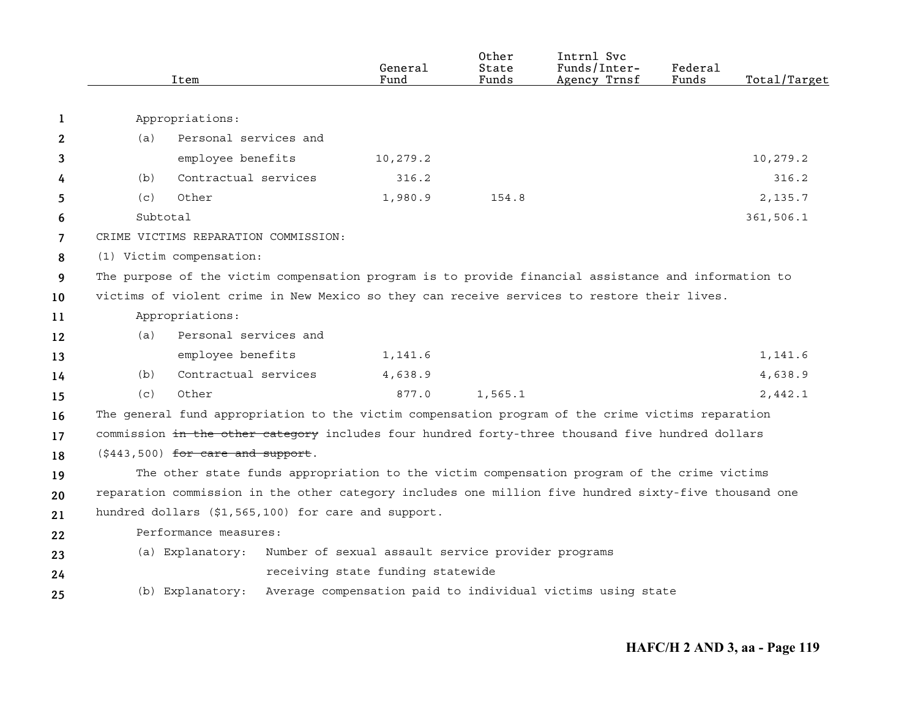| Item | General Fund | Other State Funds | Intrnl Svc Funds/Inter-Agency Trnsf | Federal Funds | Total/Target |
|---|---|---|---|---|---|
| Appropriations: | | | | | |
| (a) Personal services and employee benefits | 10,279.2 | | | | 10,279.2 |
| (b) Contractual services | 316.2 | | | | 316.2 |
| (c) Other | 1,980.9 | 154.8 | | | 2,135.7 |
| Subtotal | | | | | 361,506.1 |

CRIME VICTIMS REPARATION COMMISSION:

(1) Victim compensation:

The purpose of the victim compensation program is to provide financial assistance and information to victims of violent crime in New Mexico so they can receive services to restore their lives.

| Item | General Fund | Other State Funds | Intrnl Svc Funds/Inter-Agency Trnsf | Federal Funds | Total/Target |
|---|---|---|---|---|---|
| Appropriations: | | | | | |
| (a) Personal services and employee benefits | 1,141.6 | | | | 1,141.6 |
| (b) Contractual services | 4,638.9 | | | | 4,638.9 |
| (c) Other | 877.0 | 1,565.1 | | | 2,442.1 |

The general fund appropriation to the victim compensation program of the crime victims reparation commission ~~in the other category~~ includes four hundred forty-three thousand five hundred dollars ($443,500) ~~for care and support~~.

The other state funds appropriation to the victim compensation program of the crime victims reparation commission in the other category includes one million five hundred sixty-five thousand one hundred dollars ($1,565,100) for care and support.

Performance measures:

(a) Explanatory: Number of sexual assault service provider programs receiving state funding statewide

(b) Explanatory: Average compensation paid to individual victims using state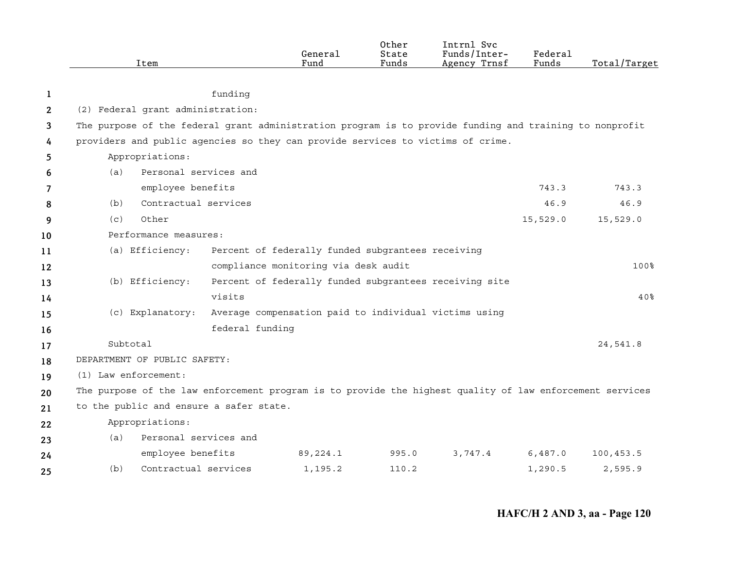| Item | General Fund | Other State Funds | Intrnl Svc Funds/Inter-Agency Trnsf | Federal Funds | Total/Target |
|---|---|---|---|---|---|
| funding | | | | | |
| (2) Federal grant administration: | | | | | |
| The purpose of the federal grant administration program is to provide funding and training to nonprofit providers and public agencies so they can provide services to victims of crime. | | | | | |
| Appropriations: | | | | | |
| (a) Personal services and employee benefits | | | | 743.3 | 743.3 |
| (b) Contractual services | | | | 46.9 | 46.9 |
| (c) Other | | | | 15,529.0 | 15,529.0 |
| Performance measures: | | | | | |
| (a) Efficiency: Percent of federally funded subgrantees receiving compliance monitoring via desk audit | | | | | 100% |
| (b) Efficiency: Percent of federally funded subgrantees receiving site visits | | | | | 40% |
| (c) Explanatory: Average compensation paid to individual victims using federal funding | | | | | |
| Subtotal | | | | | 24,541.8 |
| DEPARTMENT OF PUBLIC SAFETY: | | | | | |
| (1) Law enforcement: | | | | | |
| The purpose of the law enforcement program is to provide the highest quality of law enforcement services to the public and ensure a safer state. | | | | | |
| Appropriations: | | | | | |
| (a) Personal services and employee benefits | 89,224.1 | 995.0 | 3,747.4 | 6,487.0 | 100,453.5 |
| (b) Contractual services | 1,195.2 | 110.2 | | 1,290.5 | 2,595.9 |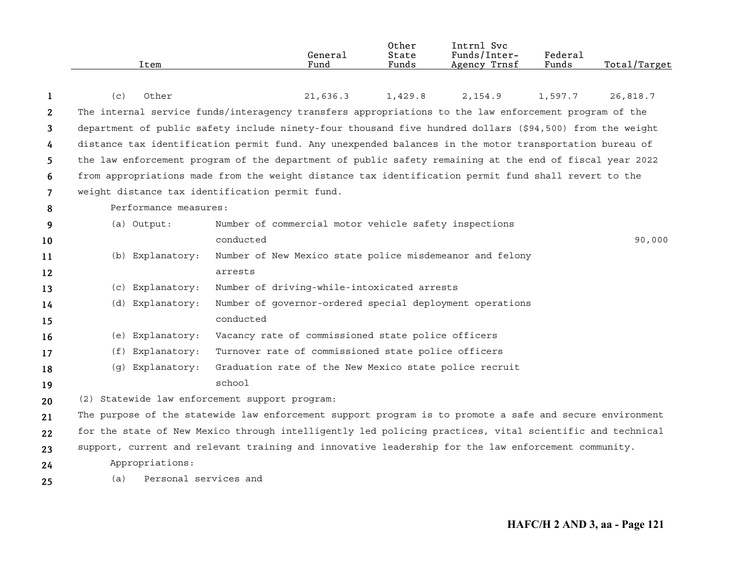| Item | General Fund | Other State Funds | Intrnl Svc Funds/Inter-Agency Trnsf | Federal Funds | Total/Target |
|---|---|---|---|---|---|
| (c) Other | 21,636.3 | 1,429.8 | 2,154.9 | 1,597.7 | 26,818.7 |

The internal service funds/interagency transfers appropriations to the law enforcement program of the department of public safety include ninety-four thousand five hundred dollars ($94,500) from the weight distance tax identification permit fund. Any unexpended balances in the motor transportation bureau of the law enforcement program of the department of public safety remaining at the end of fiscal year 2022 from appropriations made from the weight distance tax identification permit fund shall revert to the weight distance tax identification permit fund.

Performance measures:

| Measure | Description | Total/Target |
|---|---|---|
| (a) Output: | Number of commercial motor vehicle safety inspections conducted | 90,000 |
| (b) Explanatory: | Number of New Mexico state police misdemeanor and felony arrests | |
| (c) Explanatory: | Number of driving-while-intoxicated arrests | |
| (d) Explanatory: | Number of governor-ordered special deployment operations conducted | |
| (e) Explanatory: | Vacancy rate of commissioned state police officers | |
| (f) Explanatory: | Turnover rate of commissioned state police officers | |
| (g) Explanatory: | Graduation rate of the New Mexico state police recruit school | |

(2) Statewide law enforcement support program:

The purpose of the statewide law enforcement support program is to promote a safe and secure environment for the state of New Mexico through intelligently led policing practices, vital scientific and technical support, current and relevant training and innovative leadership for the law enforcement community.

Appropriations:

(a) Personal services and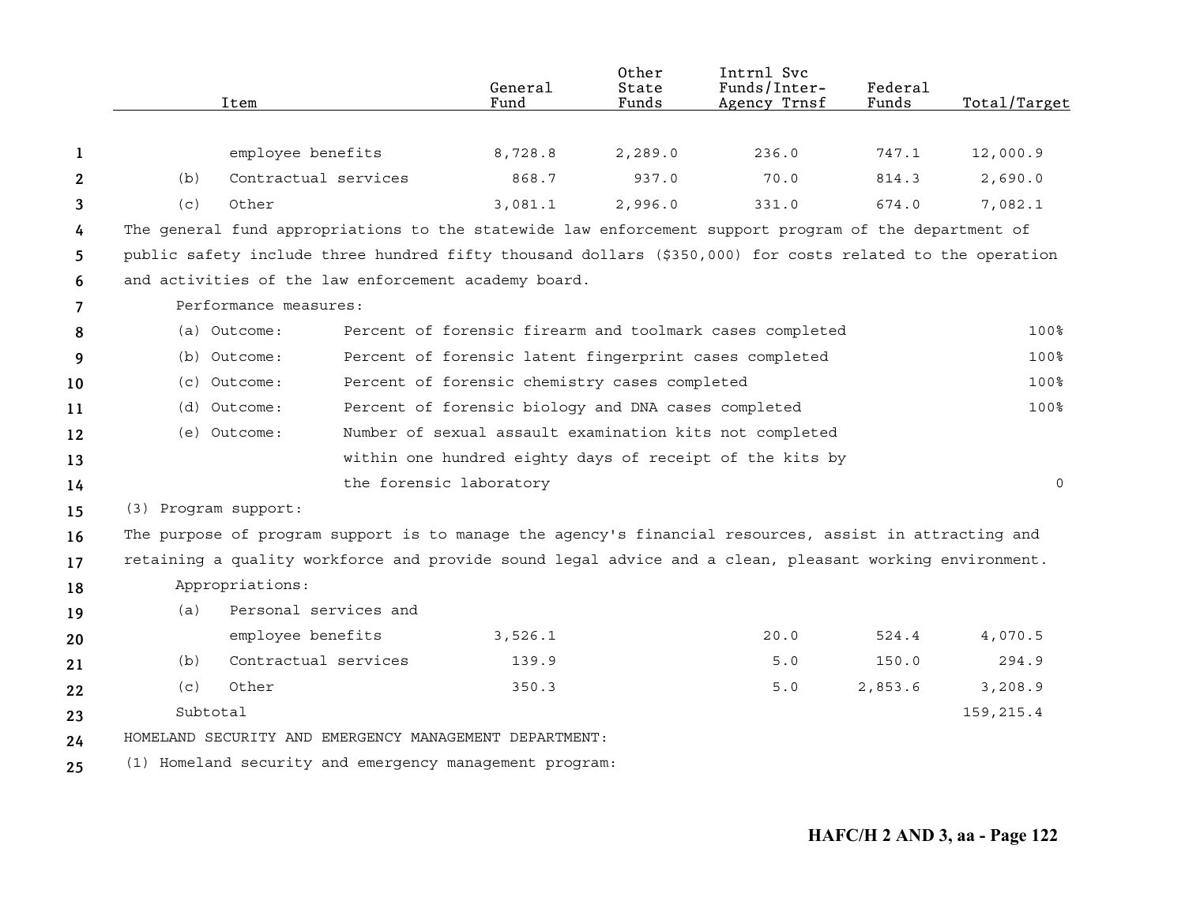| Item | General Fund | Other State Funds | Intrnl Svc Funds/Inter-Agency Trnsf | Federal Funds | Total/Target |
|---|---|---|---|---|---|
| employee benefits | 8,728.8 | 2,289.0 | 236.0 | 747.1 | 12,000.9 |
| (b) Contractual services | 868.7 | 937.0 | 70.0 | 814.3 | 2,690.0 |
| (c) Other | 3,081.1 | 2,996.0 | 331.0 | 674.0 | 7,082.1 |

The general fund appropriations to the statewide law enforcement support program of the department of public safety include three hundred fifty thousand dollars ($350,000) for costs related to the operation and activities of the law enforcement academy board.

Performance measures:

| | | |
|---|---|---|
| (a) Outcome: | Percent of forensic firearm and toolmark cases completed | 100% |
| (b) Outcome: | Percent of forensic latent fingerprint cases completed | 100% |
| (c) Outcome: | Percent of forensic chemistry cases completed | 100% |
| (d) Outcome: | Percent of forensic biology and DNA cases completed | 100% |
| (e) Outcome: | Number of sexual assault examination kits not completed within one hundred eighty days of receipt of the kits by the forensic laboratory | 0 |

(3) Program support:

The purpose of program support is to manage the agency's financial resources, assist in attracting and retaining a quality workforce and provide sound legal advice and a clean, pleasant working environment.

Appropriations:

| Item | General Fund | Other State Funds | Intrnl Svc Funds/Inter-Agency Trnsf | Federal Funds | Total/Target |
|---|---|---|---|---|---|
| (a) Personal services and employee benefits | 3,526.1 | | 20.0 | 524.4 | 4,070.5 |
| (b) Contractual services | 139.9 | | 5.0 | 150.0 | 294.9 |
| (c) Other | 350.3 | | 5.0 | 2,853.6 | 3,208.9 |
| Subtotal | | | | | 159,215.4 |

HOMELAND SECURITY AND EMERGENCY MANAGEMENT DEPARTMENT:

(1) Homeland security and emergency management program: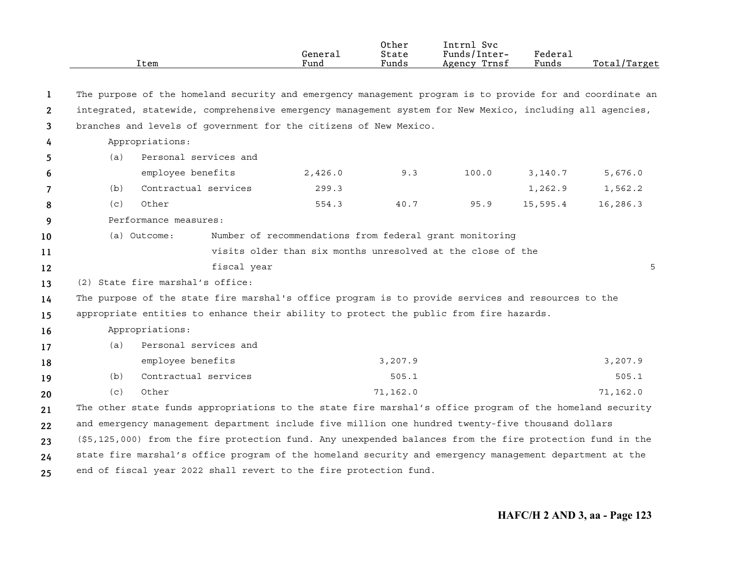| Item | General Fund | Other State Funds | Intrnl Svc Funds/Inter-Agency Trnsf | Federal Funds | Total/Target |
|---|---|---|---|---|---|

The purpose of the homeland security and emergency management program is to provide for and coordinate an integrated, statewide, comprehensive emergency management system for New Mexico, including all agencies, branches and levels of government for the citizens of New Mexico.

Appropriations:

| Item | General Fund | Other State Funds | Intrnl Svc Funds/Inter-Agency Trnsf | Federal Funds | Total/Target |
|---|---|---|---|---|---|
| (a) Personal services and employee benefits | 2,426.0 | 9.3 | 100.0 | 3,140.7 | 5,676.0 |
| (b) Contractual services | 299.3 | | | 1,262.9 | 1,562.2 |
| (c) Other | 554.3 | 40.7 | 95.9 | 15,595.4 | 16,286.3 |

Performance measures:

| | | Total/Target |
|---|---|---|
| (a) Outcome: | Number of recommendations from federal grant monitoring visits older than six months unresolved at the close of the fiscal year | 5 |

(2) State fire marshal's office:

The purpose of the state fire marshal's office program is to provide services and resources to the appropriate entities to enhance their ability to protect the public from fire hazards.

Appropriations:

| Item | General Fund | Other State Funds | Intrnl Svc Funds/Inter-Agency Trnsf | Federal Funds | Total/Target |
|---|---|---|---|---|---|
| (a) Personal services and employee benefits | | 3,207.9 | | | 3,207.9 |
| (b) Contractual services | | 505.1 | | | 505.1 |
| (c) Other | | 71,162.0 | | | 71,162.0 |

The other state funds appropriations to the state fire marshal's office program of the homeland security and emergency management department include five million one hundred twenty-five thousand dollars ($5,125,000) from the fire protection fund. Any unexpended balances from the fire protection fund in the state fire marshal's office program of the homeland security and emergency management department at the end of fiscal year 2022 shall revert to the fire protection fund.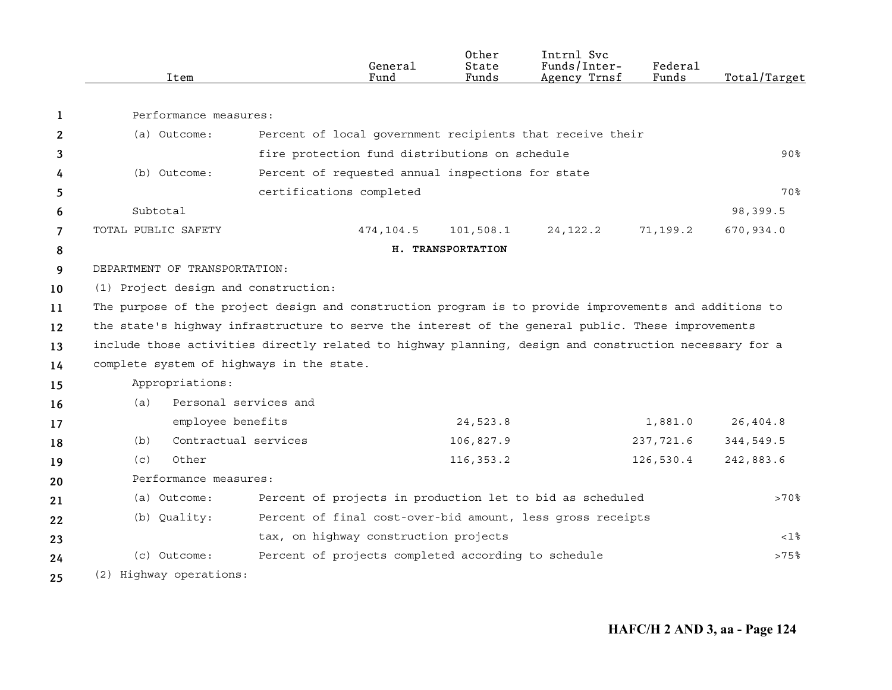| Item | General Fund | Other State Funds | Intrnl Svc Funds/Inter-Agency Trnsf | Federal Funds | Total/Target |
|---|---|---|---|---|---|
| Performance measures: | | | | | |
| (a) Outcome: Percent of local government recipients that receive their fire protection fund distributions on schedule | | | | | 90% |
| (b) Outcome: Percent of requested annual inspections for state certifications completed | | | | | 70% |
| Subtotal | | | | | 98,399.5 |
| TOTAL PUBLIC SAFETY | 474,104.5 | 101,508.1 | 24,122.2 | 71,199.2 | 670,934.0 |

**H. TRANSPORTATION**

DEPARTMENT OF TRANSPORTATION:

(1) Project design and construction:

The purpose of the project design and construction program is to provide improvements and additions to the state's highway infrastructure to serve the interest of the general public. These improvements include those activities directly related to highway planning, design and construction necessary for a complete system of highways in the state.

| Item | General Fund | Other State Funds | Intrnl Svc Funds/Inter-Agency Trnsf | Federal Funds | Total/Target |
|---|---|---|---|---|---|
| Appropriations: | | | | | |
| (a) Personal services and employee benefits | | 24,523.8 | | 1,881.0 | 26,404.8 |
| (b) Contractual services | | 106,827.9 | | 237,721.6 | 344,549.5 |
| (c) Other | | 116,353.2 | | 126,530.4 | 242,883.6 |
| Performance measures: | | | | | |
| (a) Outcome: Percent of projects in production let to bid as scheduled | | | | | >70% |
| (b) Quality: Percent of final cost-over-bid amount, less gross receipts tax, on highway construction projects | | | | | <1% |
| (c) Outcome: Percent of projects completed according to schedule | | | | | >75% |

(2) Highway operations: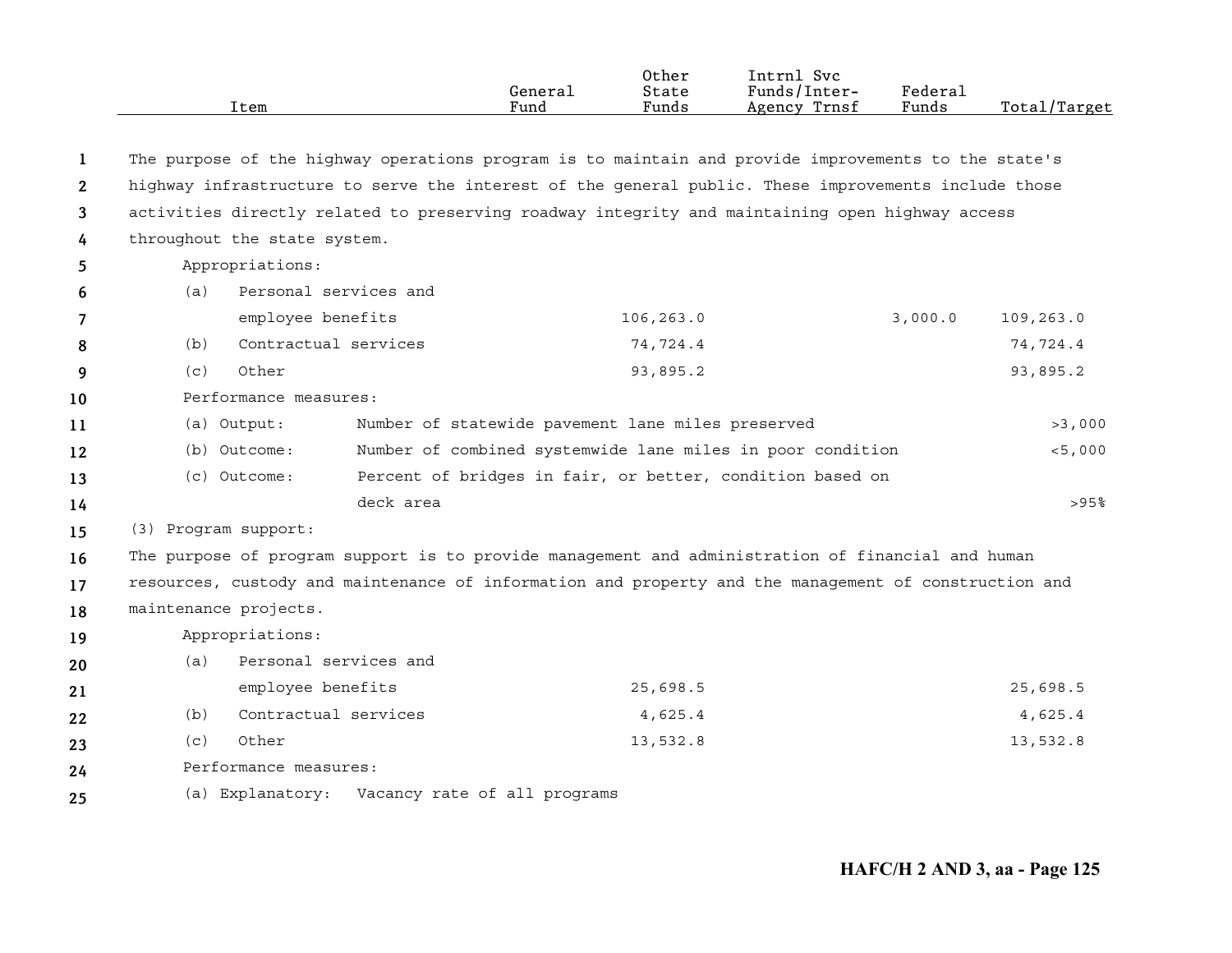| Item | General Fund | Other State Funds | Intrnl Svc Funds/Inter-Agency Trnsf | Federal Funds | Total/Target |
|---|---|---|---|---|---|

The purpose of the highway operations program is to maintain and provide improvements to the state's highway infrastructure to serve the interest of the general public. These improvements include those activities directly related to preserving roadway integrity and maintaining open highway access throughout the state system.

Appropriations:

| Item | General Fund | Other State Funds | Intrnl Svc Funds/Inter-Agency Trnsf | Federal Funds | Total/Target |
|---|---|---|---|---|---|
| (a) Personal services and employee benefits | | 106,263.0 | | 3,000.0 | 109,263.0 |
| (b) Contractual services | | 74,724.4 | | | 74,724.4 |
| (c) Other | | 93,895.2 | | | 93,895.2 |

Performance measures:

| | | |
|---|---|---|
| (a) Output: | Number of statewide pavement lane miles preserved | >3,000 |
| (b) Outcome: | Number of combined systemwide lane miles in poor condition | <5,000 |
| (c) Outcome: | Percent of bridges in fair, or better, condition based on deck area | >95% |

(3) Program support:

The purpose of program support is to provide management and administration of financial and human resources, custody and maintenance of information and property and the management of construction and maintenance projects.

Appropriations:

| Item | General Fund | Other State Funds | Intrnl Svc Funds/Inter-Agency Trnsf | Federal Funds | Total/Target |
|---|---|---|---|---|---|
| (a) Personal services and employee benefits | | 25,698.5 | | | 25,698.5 |
| (b) Contractual services | | 4,625.4 | | | 4,625.4 |
| (c) Other | | 13,532.8 | | | 13,532.8 |

Performance measures:

| | | |
|---|---|---|
| (a) Explanatory: | Vacancy rate of all programs | |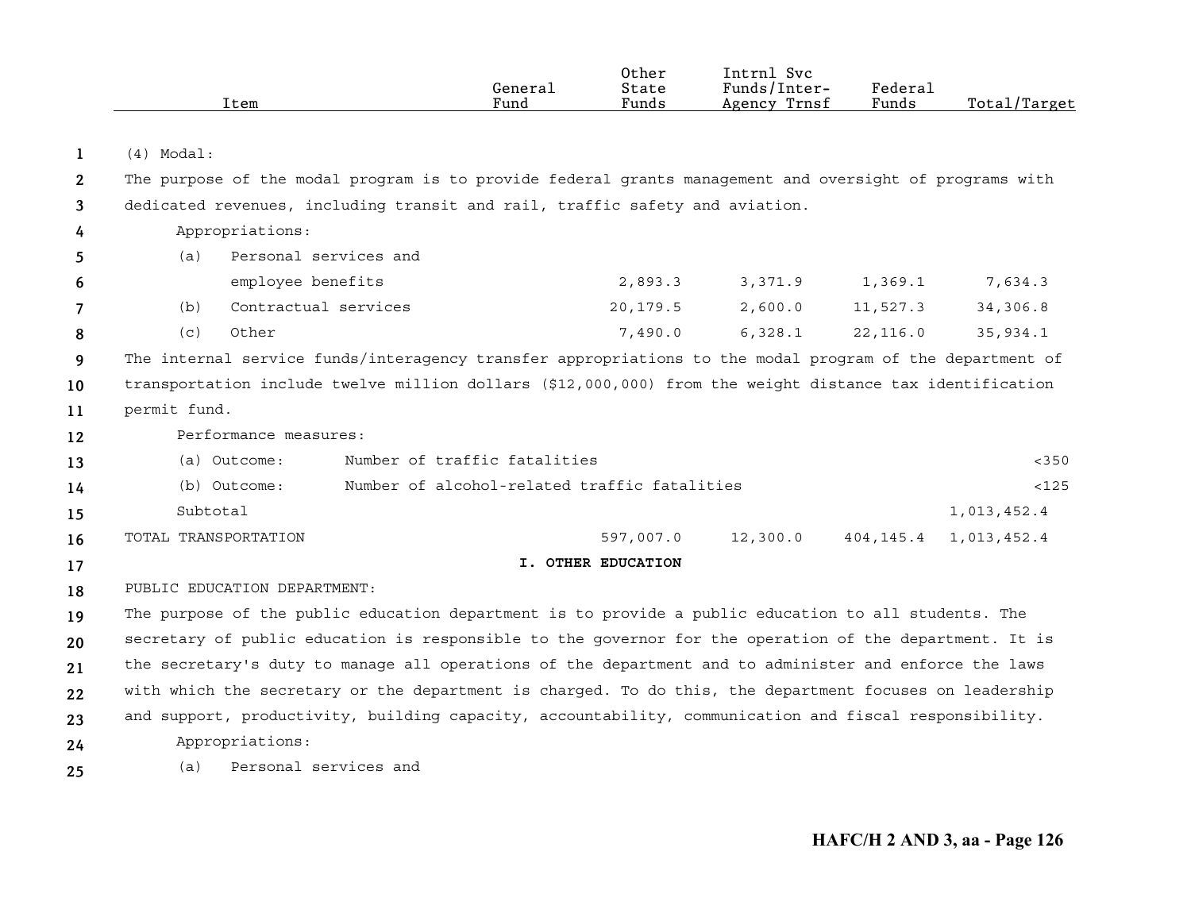| Item | General Fund | Other State Funds | Intrnl Svc Funds/Inter-Agency Trnsf | Federal Funds | Total/Target |
|---|---|---|---|---|---|

(4) Modal:

The purpose of the modal program is to provide federal grants management and oversight of programs with dedicated revenues, including transit and rail, traffic safety and aviation.

Appropriations:

| Item | General Fund | Other State Funds | Intrnl Svc Funds/Inter-Agency Trnsf | Federal Funds | Total/Target |
|---|---|---|---|---|---|
| (a) Personal services and employee benefits | | 2,893.3 | 3,371.9 | 1,369.1 | 7,634.3 |
| (b) Contractual services | | 20,179.5 | 2,600.0 | 11,527.3 | 34,306.8 |
| (c) Other | | 7,490.0 | 6,328.1 | 22,116.0 | 35,934.1 |

The internal service funds/interagency transfer appropriations to the modal program of the department of transportation include twelve million dollars ($12,000,000) from the weight distance tax identification permit fund.

Performance measures:

| Item | General Fund | Other State Funds | Intrnl Svc Funds/Inter-Agency Trnsf | Federal Funds | Total/Target |
|---|---|---|---|---|---|
| (a) Outcome: Number of traffic fatalities | | | | | <350 |
| (b) Outcome: Number of alcohol-related traffic fatalities | | | | | <125 |
| Subtotal | | | | | 1,013,452.4 |
| TOTAL TRANSPORTATION | | 597,007.0 | 12,300.0 | 404,145.4 | 1,013,452.4 |

**I. OTHER EDUCATION**

PUBLIC EDUCATION DEPARTMENT:

The purpose of the public education department is to provide a public education to all students. The secretary of public education is responsible to the governor for the operation of the department. It is the secretary's duty to manage all operations of the department and to administer and enforce the laws with which the secretary or the department is charged. To do this, the department focuses on leadership and support, productivity, building capacity, accountability, communication and fiscal responsibility.

Appropriations:

(a) Personal services and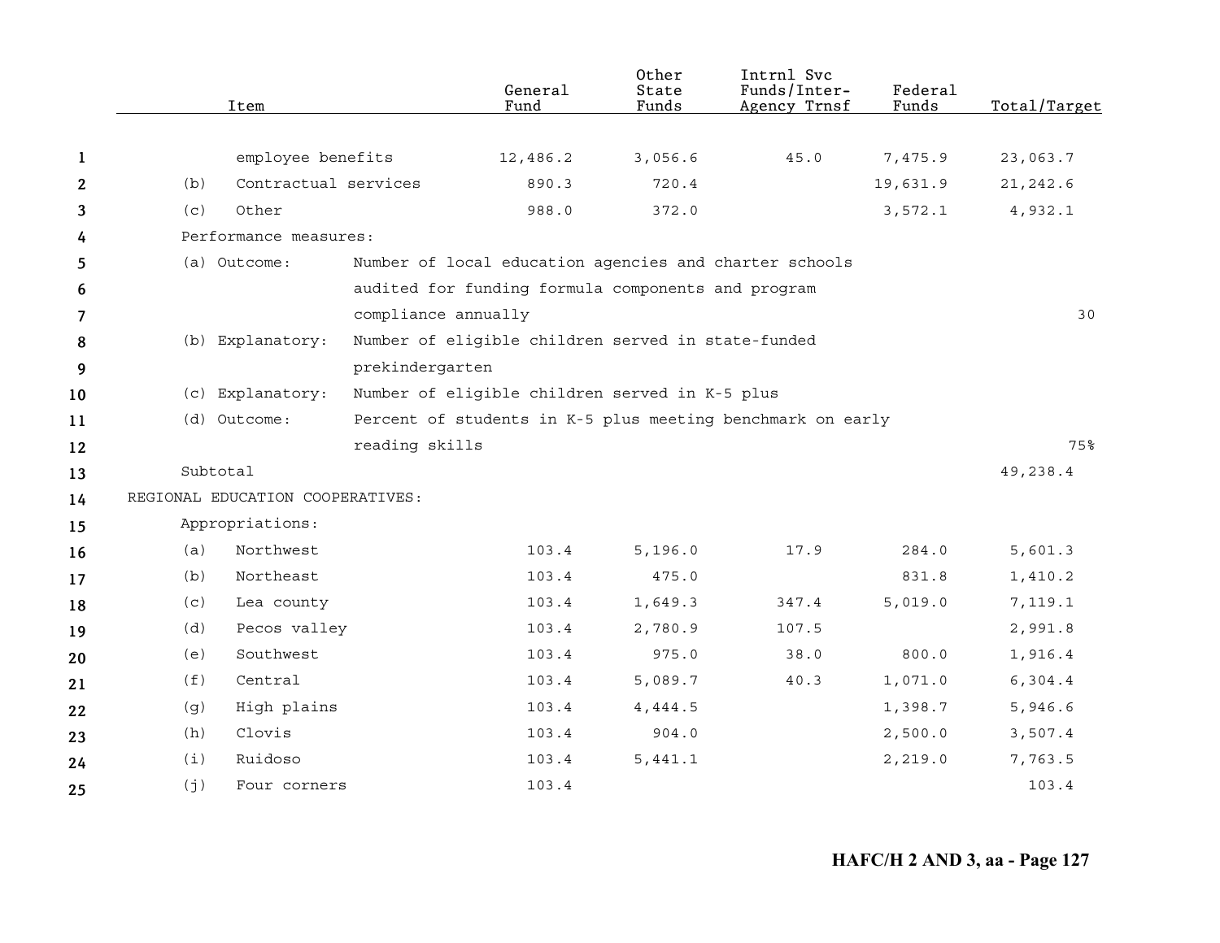| Item | General Fund | Other State Funds | Intrnl Svc Funds/Inter-Agency Trnsf | Federal Funds | Total/Target |
|---|---|---|---|---|---|
| employee benefits | 12,486.2 | 3,056.6 | 45.0 | 7,475.9 | 23,063.7 |
| (b) Contractual services | 890.3 | 720.4 | | 19,631.9 | 21,242.6 |
| (c) Other | 988.0 | 372.0 | | 3,572.1 | 4,932.1 |
| Performance measures: | | | | | |
| (a) Outcome: Number of local education agencies and charter schools audited for funding formula components and program compliance annually | | | | | 30 |
| (b) Explanatory: Number of eligible children served in state-funded prekindergarten | | | | | |
| (c) Explanatory: Number of eligible children served in K-5 plus | | | | | |
| (d) Outcome: Percent of students in K-5 plus meeting benchmark on early reading skills | | | | | 75% |
| Subtotal | | | | | 49,238.4 |
| REGIONAL EDUCATION COOPERATIVES: | | | | | |
| Appropriations: | | | | | |
| (a) Northwest | 103.4 | 5,196.0 | 17.9 | 284.0 | 5,601.3 |
| (b) Northeast | 103.4 | 475.0 | | 831.8 | 1,410.2 |
| (c) Lea county | 103.4 | 1,649.3 | 347.4 | 5,019.0 | 7,119.1 |
| (d) Pecos valley | 103.4 | 2,780.9 | 107.5 | | 2,991.8 |
| (e) Southwest | 103.4 | 975.0 | 38.0 | 800.0 | 1,916.4 |
| (f) Central | 103.4 | 5,089.7 | 40.3 | 1,071.0 | 6,304.4 |
| (g) High plains | 103.4 | 4,444.5 | | 1,398.7 | 5,946.6 |
| (h) Clovis | 103.4 | 904.0 | | 2,500.0 | 3,507.4 |
| (i) Ruidoso | 103.4 | 5,441.1 | | 2,219.0 | 7,763.5 |
| (j) Four corners | 103.4 | | | | 103.4 |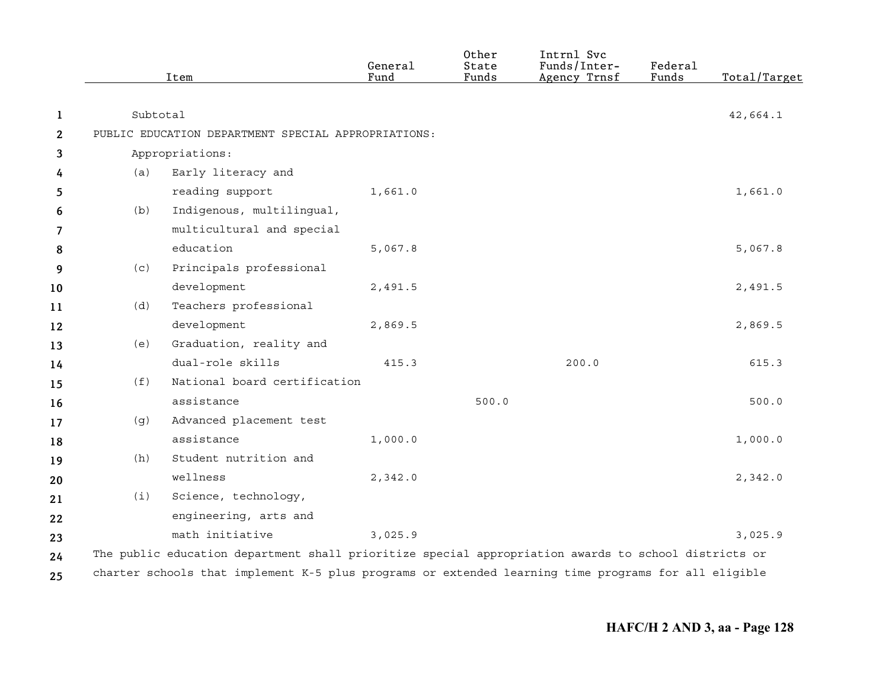| Item | General Fund | Other State Funds | Intrnl Svc Funds/Inter-Agency Trnsf | Federal Funds | Total/Target |
|---|---|---|---|---|---|
| Subtotal | | | | | 42,664.1 |
| PUBLIC EDUCATION DEPARTMENT SPECIAL APPROPRIATIONS: | | | | | |
| Appropriations: | | | | | |
| (a) Early literacy and reading support | 1,661.0 | | | | 1,661.0 |
| (b) Indigenous, multilingual, multicultural and special education | 5,067.8 | | | | 5,067.8 |
| (c) Principals professional development | 2,491.5 | | | | 2,491.5 |
| (d) Teachers professional development | 2,869.5 | | | | 2,869.5 |
| (e) Graduation, reality and dual-role skills | 415.3 | | 200.0 | | 615.3 |
| (f) National board certification assistance | | 500.0 | | | 500.0 |
| (g) Advanced placement test assistance | 1,000.0 | | | | 1,000.0 |
| (h) Student nutrition and wellness | 2,342.0 | | | | 2,342.0 |
| (i) Science, technology, engineering, arts and math initiative | 3,025.9 | | | | 3,025.9 |

The public education department shall prioritize special appropriation awards to school districts or charter schools that implement K-5 plus programs or extended learning time programs for all eligible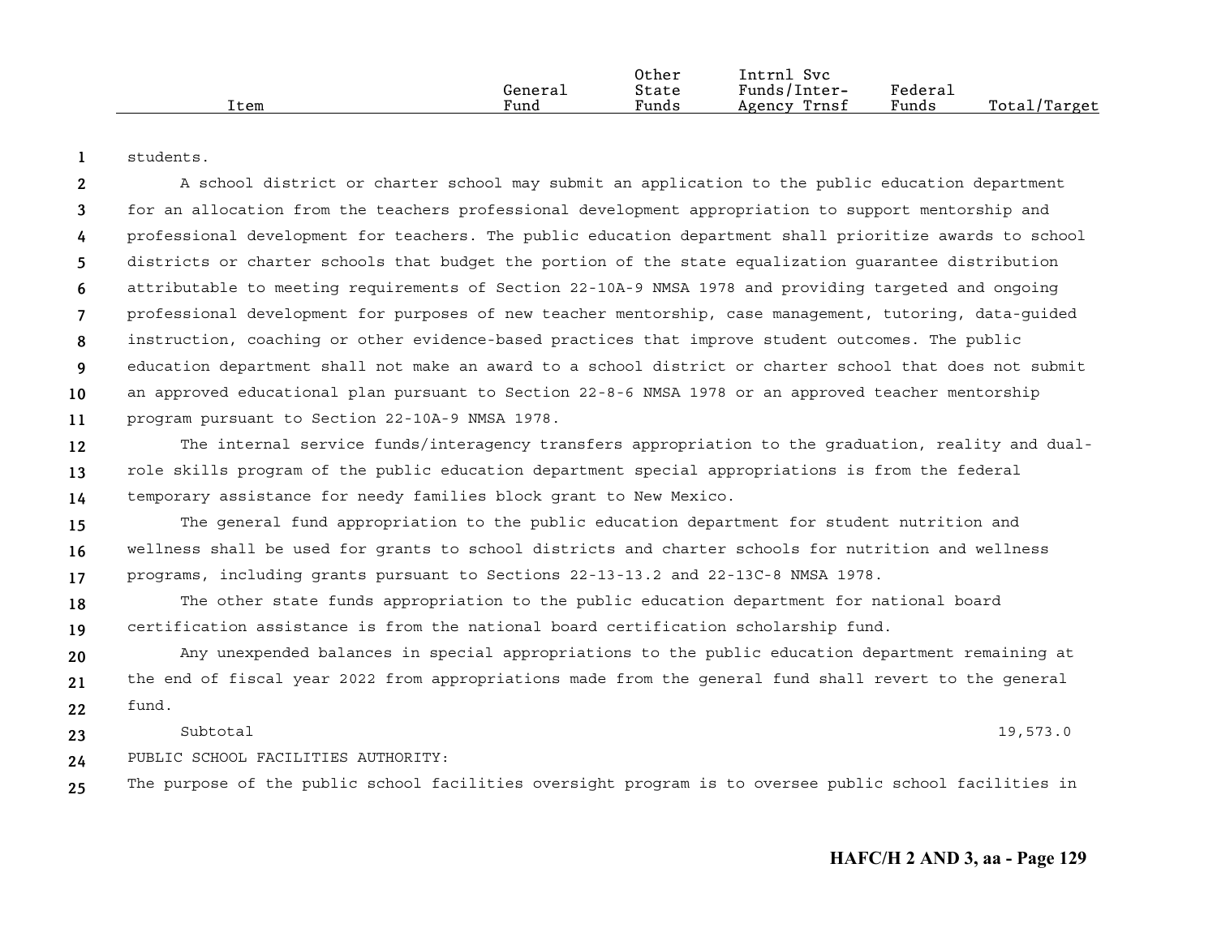| Item | General Fund | Other State Funds | Intrnl Svc Funds/Inter-Agency Trnsf | Federal Funds | Total/Target |
|---|---|---|---|---|---|

students.

A school district or charter school may submit an application to the public education department for an allocation from the teachers professional development appropriation to support mentorship and professional development for teachers. The public education department shall prioritize awards to school districts or charter schools that budget the portion of the state equalization guarantee distribution attributable to meeting requirements of Section 22-10A-9 NMSA 1978 and providing targeted and ongoing professional development for purposes of new teacher mentorship, case management, tutoring, data-guided instruction, coaching or other evidence-based practices that improve student outcomes. The public education department shall not make an award to a school district or charter school that does not submit an approved educational plan pursuant to Section 22-8-6 NMSA 1978 or an approved teacher mentorship program pursuant to Section 22-10A-9 NMSA 1978.

The internal service funds/interagency transfers appropriation to the graduation, reality and dual-role skills program of the public education department special appropriations is from the federal temporary assistance for needy families block grant to New Mexico.

The general fund appropriation to the public education department for student nutrition and wellness shall be used for grants to school districts and charter schools for nutrition and wellness programs, including grants pursuant to Sections 22-13-13.2 and 22-13C-8 NMSA 1978.

The other state funds appropriation to the public education department for national board certification assistance is from the national board certification scholarship fund.

Any unexpended balances in special appropriations to the public education department remaining at the end of fiscal year 2022 from appropriations made from the general fund shall revert to the general fund.

| | | | | | |
|---|---|---|---|---|---|
| Subtotal | | | | | 19,573.0 |

PUBLIC SCHOOL FACILITIES AUTHORITY:

The purpose of the public school facilities oversight program is to oversee public school facilities in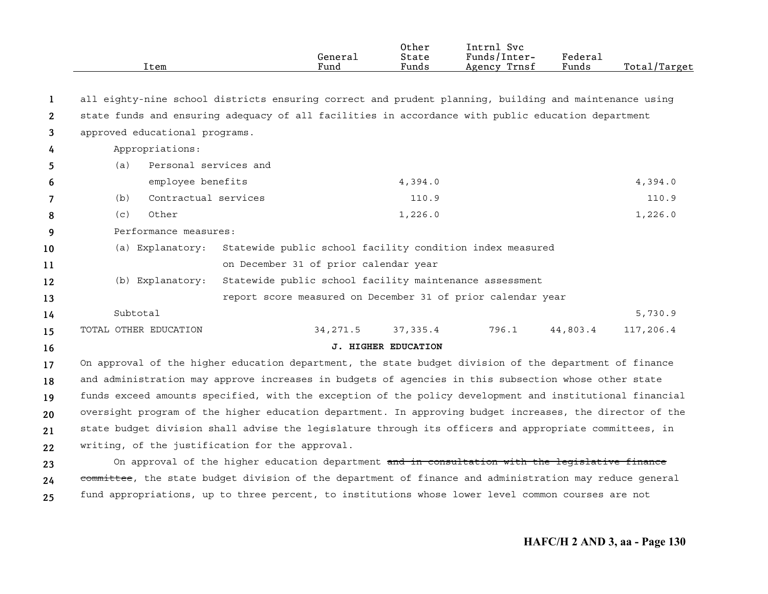| Item | General Fund | Other State Funds | Intrnl Svc Funds/Inter-Agency Trnsf | Federal Funds | Total/Target |
|---|---|---|---|---|---|

all eighty-nine school districts ensuring correct and prudent planning, building and maintenance using state funds and ensuring adequacy of all facilities in accordance with public education department approved educational programs.

Appropriations:

| Item | General Fund | Other State Funds | Intrnl Svc Funds/Inter-Agency Trnsf | Federal Funds | Total/Target |
|---|---|---|---|---|---|
| (a) Personal services and employee benefits | | 4,394.0 | | | 4,394.0 |
| (b) Contractual services | | 110.9 | | | 110.9 |
| (c) Other | | 1,226.0 | | | 1,226.0 |

Performance measures:

(a) Explanatory: Statewide public school facility condition index measured on December 31 of prior calendar year

(b) Explanatory: Statewide public school facility maintenance assessment report score measured on December 31 of prior calendar year

| Item | General Fund | Other State Funds | Intrnl Svc Funds/Inter-Agency Trnsf | Federal Funds | Total/Target |
|---|---|---|---|---|---|
| Subtotal | | | | | 5,730.9 |
| TOTAL OTHER EDUCATION | 34,271.5 | 37,335.4 | 796.1 | 44,803.4 | 117,206.4 |

**J. HIGHER EDUCATION**

On approval of the higher education department, the state budget division of the department of finance and administration may approve increases in budgets of agencies in this subsection whose other state funds exceed amounts specified, with the exception of the policy development and institutional financial oversight program of the higher education department. In approving budget increases, the director of the state budget division shall advise the legislature through its officers and appropriate committees, in writing, of the justification for the approval.

On approval of the higher education department ~~and in consultation with the legislative finance committee~~, the state budget division of the department of finance and administration may reduce general fund appropriations, up to three percent, to institutions whose lower level common courses are not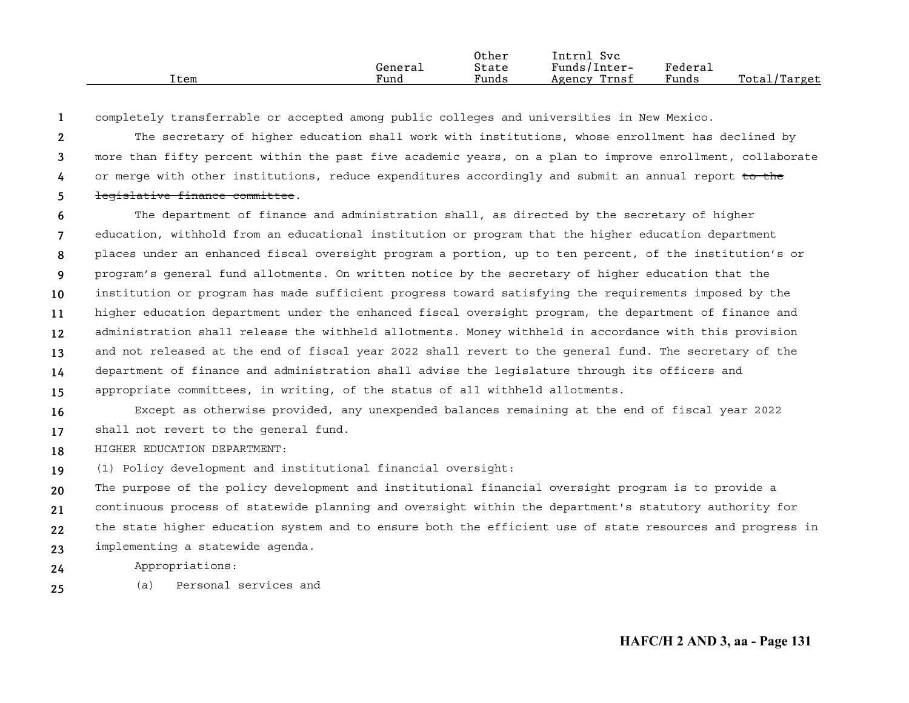| Item | General Fund | Other State Funds | Intrnl Svc Funds/Inter-Agency Trnsf | Federal Funds | Total/Target |
|---|---|---|---|---|---|

completely transferrable or accepted among public colleges and universities in New Mexico.

The secretary of higher education shall work with institutions, whose enrollment has declined by more than fifty percent within the past five academic years, on a plan to improve enrollment, collaborate or merge with other institutions, reduce expenditures accordingly and submit an annual report ~~to the legislative finance committee~~.

The department of finance and administration shall, as directed by the secretary of higher education, withhold from an educational institution or program that the higher education department places under an enhanced fiscal oversight program a portion, up to ten percent, of the institution's or program's general fund allotments. On written notice by the secretary of higher education that the institution or program has made sufficient progress toward satisfying the requirements imposed by the higher education department under the enhanced fiscal oversight program, the department of finance and administration shall release the withheld allotments. Money withheld in accordance with this provision and not released at the end of fiscal year 2022 shall revert to the general fund. The secretary of the department of finance and administration shall advise the legislature through its officers and appropriate committees, in writing, of the status of all withheld allotments.

Except as otherwise provided, any unexpended balances remaining at the end of fiscal year 2022 shall not revert to the general fund.

HIGHER EDUCATION DEPARTMENT:

(1) Policy development and institutional financial oversight:

The purpose of the policy development and institutional financial oversight program is to provide a continuous process of statewide planning and oversight within the department's statutory authority for the state higher education system and to ensure both the efficient use of state resources and progress in implementing a statewide agenda.

Appropriations:

(a) Personal services and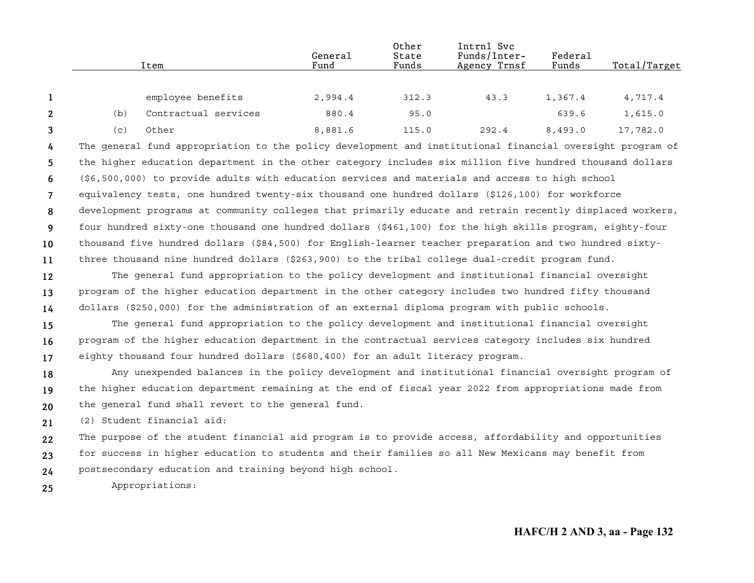| Item | General Fund | Other State Funds | Intrnl Svc Funds/Inter-Agency Trnsf | Federal Funds | Total/Target |
|---|---|---|---|---|---|
| employee benefits | 2,994.4 | 312.3 | 43.3 | 1,367.4 | 4,717.4 |
| (b) Contractual services | 880.4 | 95.0 | | 639.6 | 1,615.0 |
| (c) Other | 8,881.6 | 115.0 | 292.4 | 8,493.0 | 17,782.0 |

The general fund appropriation to the policy development and institutional financial oversight program of the higher education department in the other category includes six million five hundred thousand dollars ($6,500,000) to provide adults with education services and materials and access to high school equivalency tests, one hundred twenty-six thousand one hundred dollars ($126,100) for workforce development programs at community colleges that primarily educate and retrain recently displaced workers, four hundred sixty-one thousand one hundred dollars ($461,100) for the high skills program, eighty-four thousand five hundred dollars ($84,500) for English-learner teacher preparation and two hundred sixty-three thousand nine hundred dollars ($263,900) to the tribal college dual-credit program fund.

The general fund appropriation to the policy development and institutional financial oversight program of the higher education department in the other category includes two hundred fifty thousand dollars ($250,000) for the administration of an external diploma program with public schools.

The general fund appropriation to the policy development and institutional financial oversight program of the higher education department in the contractual services category includes six hundred eighty thousand four hundred dollars ($680,400) for an adult literacy program.

Any unexpended balances in the policy development and institutional financial oversight program of the higher education department remaining at the end of fiscal year 2022 from appropriations made from the general fund shall revert to the general fund.

(2) Student financial aid:

The purpose of the student financial aid program is to provide access, affordability and opportunities for success in higher education to students and their families so all New Mexicans may benefit from postsecondary education and training beyond high school.

Appropriations: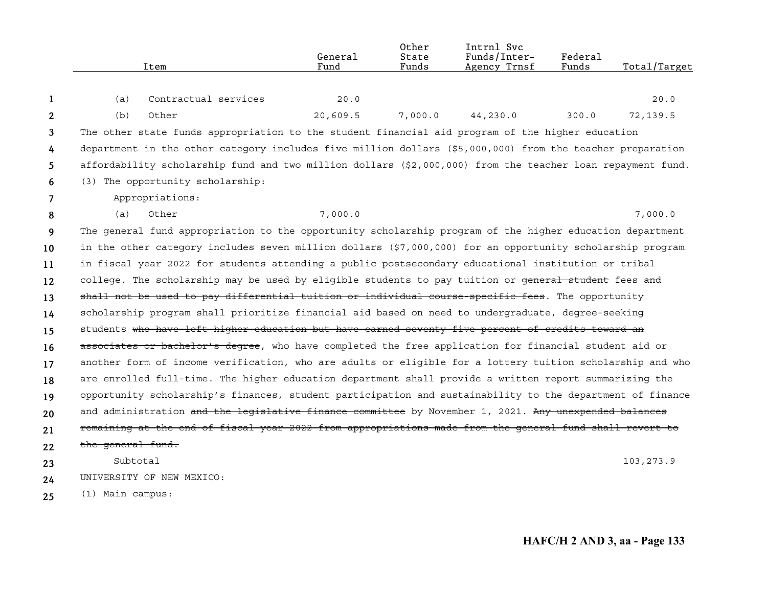| Item | General Fund | Other State Funds | Intrnl Svc Funds/Inter-Agency Trnsf | Federal Funds | Total/Target |
|---|---|---|---|---|---|
| (a) Contractual services | 20.0 | | | | 20.0 |
| (b) Other | 20,609.5 | 7,000.0 | 44,230.0 | 300.0 | 72,139.5 |

The other state funds appropriation to the student financial aid program of the higher education department in the other category includes five million dollars ($5,000,000) from the teacher preparation affordability scholarship fund and two million dollars ($2,000,000) from the teacher loan repayment fund.

(3) The opportunity scholarship:

Appropriations:

| Item | General Fund | Other State Funds | Intrnl Svc Funds/Inter-Agency Trnsf | Federal Funds | Total/Target |
|---|---|---|---|---|---|
| (a) Other | 7,000.0 | | | | 7,000.0 |

The general fund appropriation to the opportunity scholarship program of the higher education department in the other category includes seven million dollars ($7,000,000) for an opportunity scholarship program in fiscal year 2022 for students attending a public postsecondary educational institution or tribal college. The scholarship may be used by eligible students to pay tuition or ~~general student~~ fees ~~and shall not be used to pay differential tuition or individual course-specific fees~~. The opportunity scholarship program shall prioritize financial aid based on need to undergraduate, degree-seeking students ~~who have left higher education but have earned seventy five percent of credits toward an associates or bachelor's degree~~, who have completed the free application for financial student aid or another form of income verification, who are adults or eligible for a lottery tuition scholarship and who are enrolled full-time. The higher education department shall provide a written report summarizing the opportunity scholarship's finances, student participation and sustainability to the department of finance and administration ~~and the legislative finance committee~~ by November 1, 2021. ~~Any unexpended balances remaining at the end of fiscal year 2022 from appropriations made from the general fund shall revert to the general fund.~~

Subtotal 103,273.9

UNIVERSITY OF NEW MEXICO:

(1) Main campus: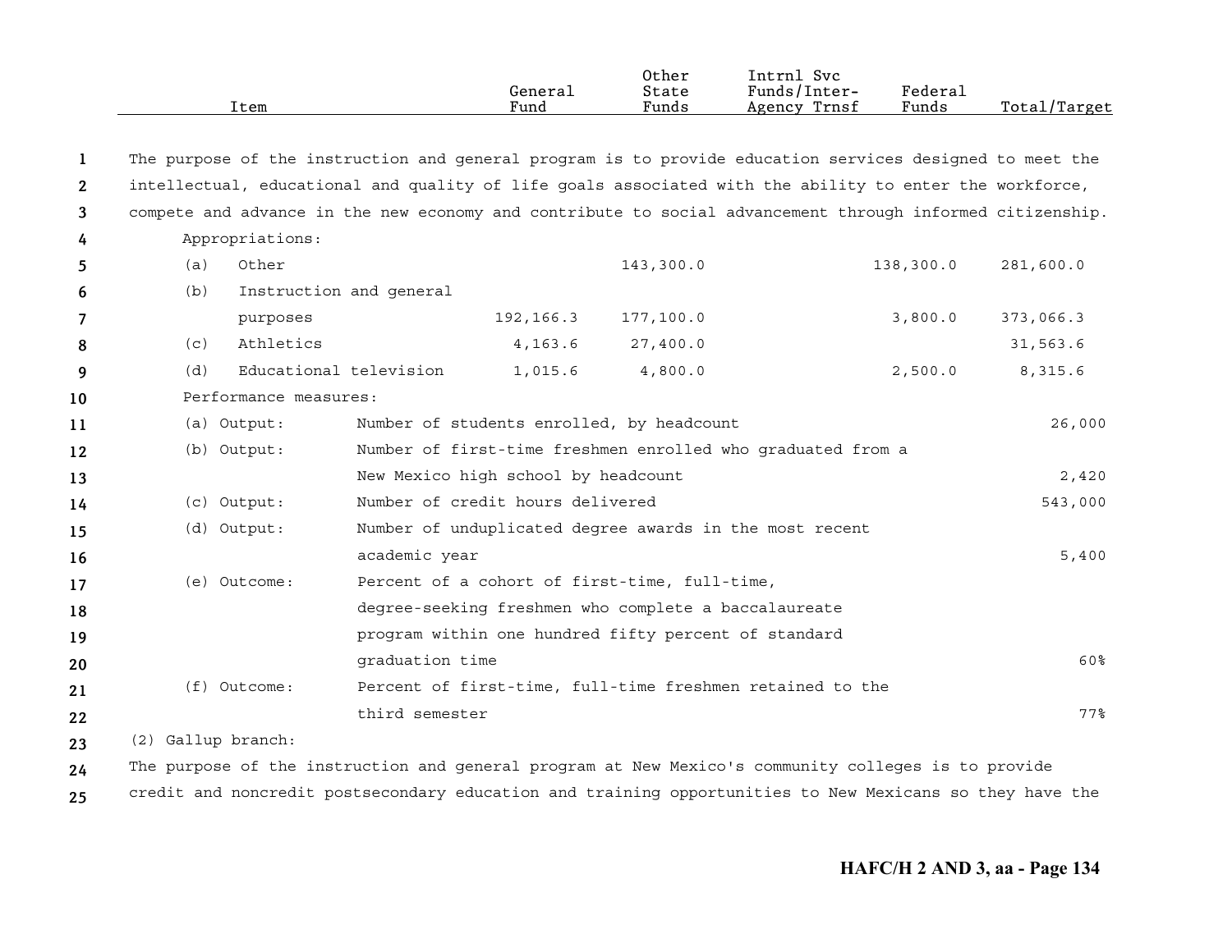| Item | General Fund | Other State Funds | Intrnl Svc Funds/Inter-Agency Trnsf | Federal Funds | Total/Target |
|---|---|---|---|---|---|

The purpose of the instruction and general program is to provide education services designed to meet the intellectual, educational and quality of life goals associated with the ability to enter the workforce, compete and advance in the new economy and contribute to social advancement through informed citizenship.

Appropriations:

| Item | General Fund | Other State Funds | Intrnl Svc Funds/Inter-Agency Trnsf | Federal Funds | Total/Target |
|---|---|---|---|---|---|
| (a) Other | | 143,300.0 | | 138,300.0 | 281,600.0 |
| (b) Instruction and general purposes | 192,166.3 | 177,100.0 | | 3,800.0 | 373,066.3 |
| (c) Athletics | 4,163.6 | 27,400.0 | | | 31,563.6 |
| (d) Educational television | 1,015.6 | 4,800.0 | | 2,500.0 | 8,315.6 |

Performance measures:

| Measure | Description | Total/Target |
|---|---|---|
| (a) Output: | Number of students enrolled, by headcount | 26,000 |
| (b) Output: | Number of first-time freshmen enrolled who graduated from a New Mexico high school by headcount | 2,420 |
| (c) Output: | Number of credit hours delivered | 543,000 |
| (d) Output: | Number of unduplicated degree awards in the most recent academic year | 5,400 |
| (e) Outcome: | Percent of a cohort of first-time, full-time, degree-seeking freshmen who complete a baccalaureate program within one hundred fifty percent of standard graduation time | 60% |
| (f) Outcome: | Percent of first-time, full-time freshmen retained to the third semester | 77% |

(2) Gallup branch:

The purpose of the instruction and general program at New Mexico's community colleges is to provide credit and noncredit postsecondary education and training opportunities to New Mexicans so they have the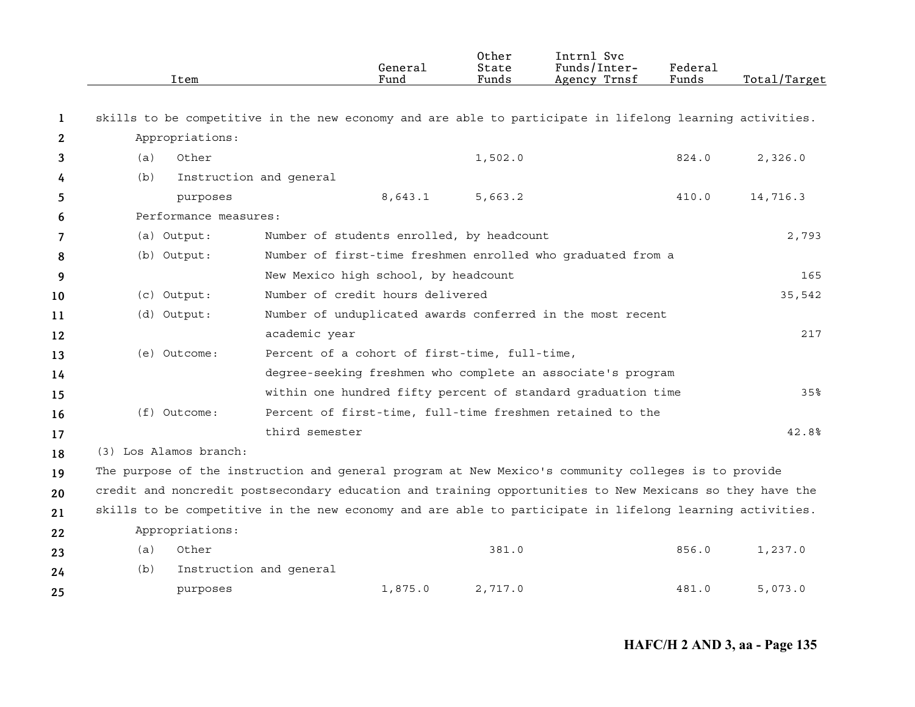| Item | General Fund | Other State Funds | Intrnl Svc Funds/Inter-Agency Trnsf | Federal Funds | Total/Target |
|---|---|---|---|---|---|

skills to be competitive in the new economy and are able to participate in lifelong learning activities.

Appropriations:

| Item | General Fund | Other State Funds | Intrnl Svc Funds/Inter-Agency Trnsf | Federal Funds | Total/Target |
|---|---|---|---|---|---|
| (a) Other | | 1,502.0 | | 824.0 | 2,326.0 |
| (b) Instruction and general purposes | 8,643.1 | 5,663.2 | | 410.0 | 14,716.3 |

Performance measures:

| Measure | Description | Total/Target |
|---|---|---|
| (a) Output: | Number of students enrolled, by headcount | 2,793 |
| (b) Output: | Number of first-time freshmen enrolled who graduated from a New Mexico high school, by headcount | 165 |
| (c) Output: | Number of credit hours delivered | 35,542 |
| (d) Output: | Number of unduplicated awards conferred in the most recent academic year | 217 |
| (e) Outcome: | Percent of a cohort of first-time, full-time, degree-seeking freshmen who complete an associate's program within one hundred fifty percent of standard graduation time | 35% |
| (f) Outcome: | Percent of first-time, full-time freshmen retained to the third semester | 42.8% |

(3) Los Alamos branch:

The purpose of the instruction and general program at New Mexico's community colleges is to provide credit and noncredit postsecondary education and training opportunities to New Mexicans so they have the skills to be competitive in the new economy and are able to participate in lifelong learning activities.

Appropriations:

| Item | General Fund | Other State Funds | Intrnl Svc Funds/Inter-Agency Trnsf | Federal Funds | Total/Target |
|---|---|---|---|---|---|
| (a) Other | | 381.0 | | 856.0 | 1,237.0 |
| (b) Instruction and general purposes | 1,875.0 | 2,717.0 | | 481.0 | 5,073.0 |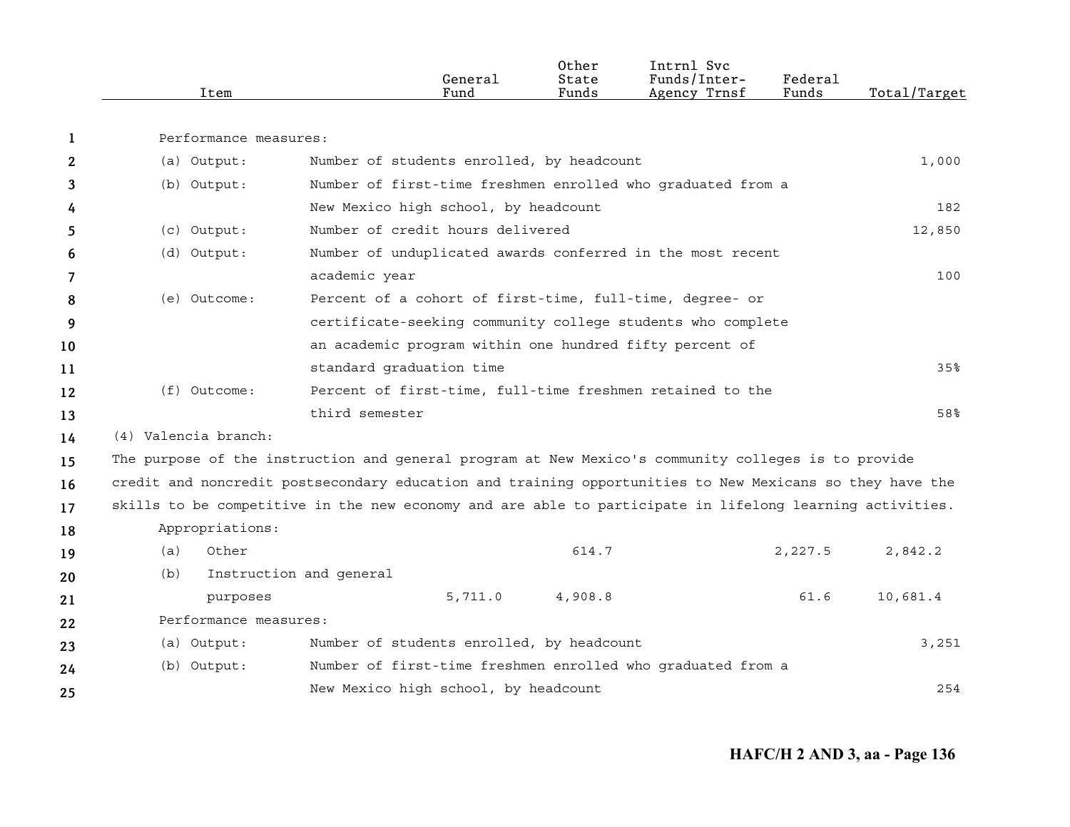| Item | | General Fund | Other State Funds | Intrnl Svc Funds/Inter-Agency Trnsf | Federal Funds | Total/Target |
|---|---|---|---|---|---|---|
| Performance measures: | | | | | | |
| (a) Output: | Number of students enrolled, by headcount | | | | | 1,000 |
| (b) Output: | Number of first-time freshmen enrolled who graduated from a New Mexico high school, by headcount | | | | | 182 |
| (c) Output: | Number of credit hours delivered | | | | | 12,850 |
| (d) Output: | Number of unduplicated awards conferred in the most recent academic year | | | | | 100 |
| (e) Outcome: | Percent of a cohort of first-time, full-time, degree- or certificate-seeking community college students who complete an academic program within one hundred fifty percent of standard graduation time | | | | | 35% |
| (f) Outcome: | Percent of first-time, full-time freshmen retained to the third semester | | | | | 58% |

(4) Valencia branch:

The purpose of the instruction and general program at New Mexico's community colleges is to provide credit and noncredit postsecondary education and training opportunities to New Mexicans so they have the skills to be competitive in the new economy and are able to participate in lifelong learning activities.

| Item | | General Fund | Other State Funds | Intrnl Svc Funds/Inter-Agency Trnsf | Federal Funds | Total/Target |
|---|---|---|---|---|---|---|
| Appropriations: | | | | | | |
| (a) Other | | | 614.7 | | 2,227.5 | 2,842.2 |
| (b) Instruction and general purposes | | 5,711.0 | 4,908.8 | | 61.6 | 10,681.4 |
| Performance measures: | | | | | | |
| (a) Output: | Number of students enrolled, by headcount | | | | | 3,251 |
| (b) Output: | Number of first-time freshmen enrolled who graduated from a New Mexico high school, by headcount | | | | | 254 |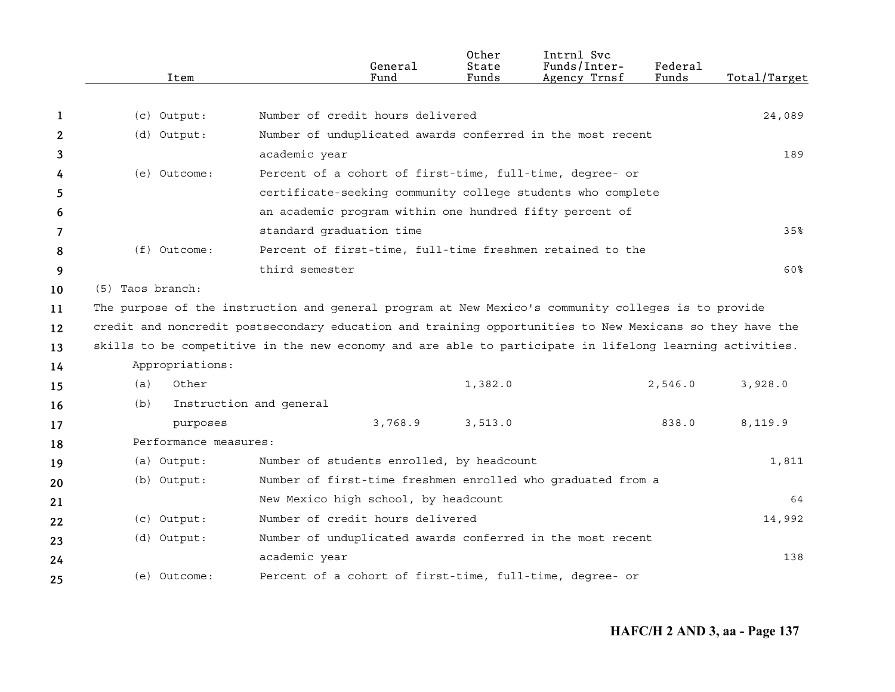| Item | | General Fund | Other State Funds | Intrnl Svc Funds/Inter-Agency Trnsf | Federal Funds | Total/Target |
|---|---|---|---|---|---|---|
| (c) Output: | Number of credit hours delivered | | | | | 24,089 |
| (d) Output: | Number of unduplicated awards conferred in the most recent academic year | | | | | 189 |
| (e) Outcome: | Percent of a cohort of first-time, full-time, degree- or certificate-seeking community college students who complete an academic program within one hundred fifty percent of standard graduation time | | | | | 35% |
| (f) Outcome: | Percent of first-time, full-time freshmen retained to the third semester | | | | | 60% |

(5) Taos branch:

The purpose of the instruction and general program at New Mexico's community colleges is to provide credit and noncredit postsecondary education and training opportunities to New Mexicans so they have the skills to be competitive in the new economy and are able to participate in lifelong learning activities.

| Item | | General Fund | Other State Funds | Intrnl Svc Funds/Inter-Agency Trnsf | Federal Funds | Total/Target |
|---|---|---|---|---|---|---|
| Appropriations: | | | | | | |
| (a) | Other | | 1,382.0 | | 2,546.0 | 3,928.0 |
| (b) | Instruction and general purposes | 3,768.9 | 3,513.0 | | 838.0 | 8,119.9 |
| Performance measures: | | | | | | |
| (a) Output: | Number of students enrolled, by headcount | | | | | 1,811 |
| (b) Output: | Number of first-time freshmen enrolled who graduated from a New Mexico high school, by headcount | | | | | 64 |
| (c) Output: | Number of credit hours delivered | | | | | 14,992 |
| (d) Output: | Number of unduplicated awards conferred in the most recent academic year | | | | | 138 |
| (e) Outcome: | Percent of a cohort of first-time, full-time, degree- or | | | | | |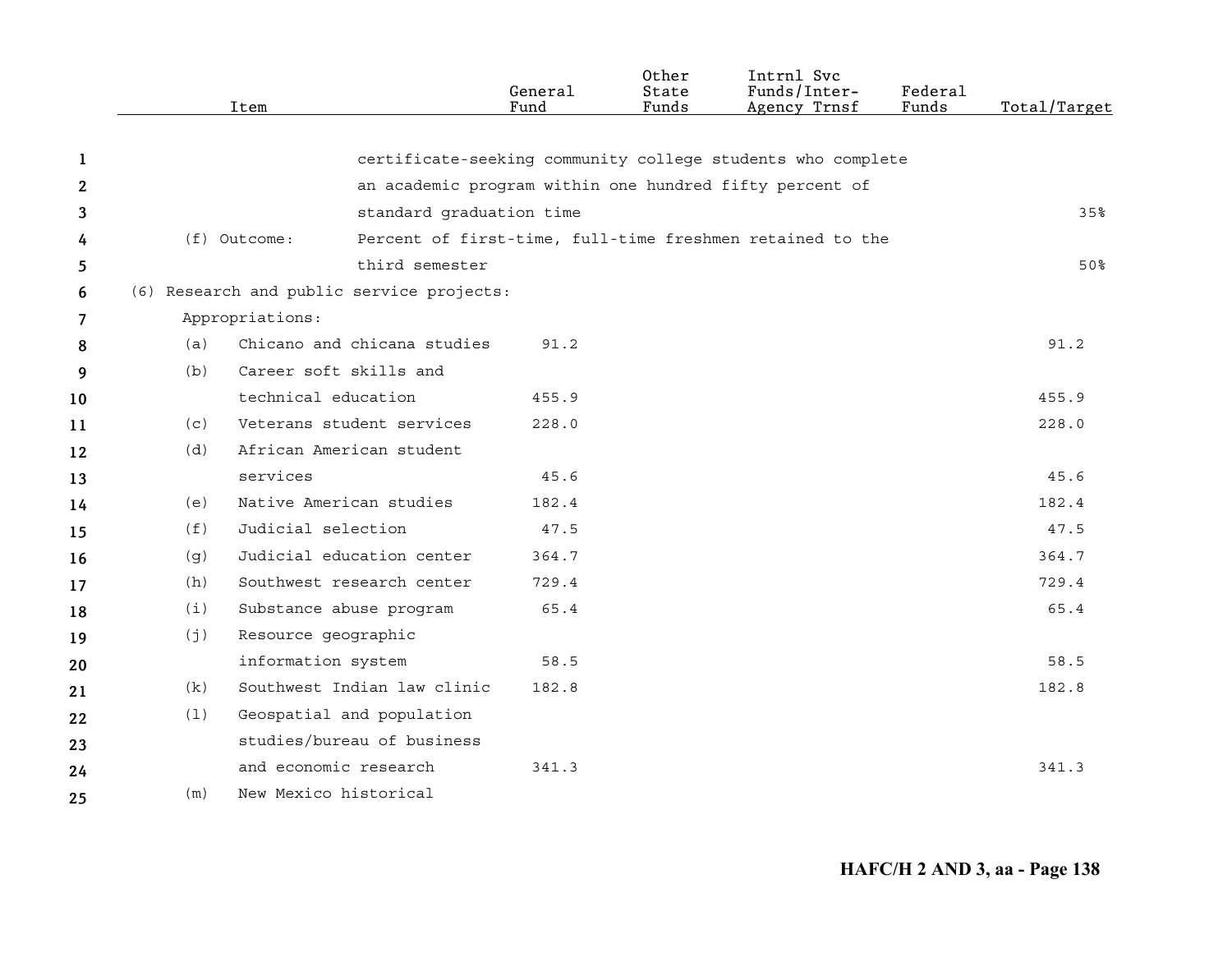| Item | | General Fund | Other State Funds | Intrnl Svc Funds/Inter-Agency Trnsf | Federal Funds | Total/Target |
|---|---|---|---|---|---|---|
| | certificate-seeking community college students who complete an academic program within one hundred fifty percent of standard graduation time | | | | | 35% |
| (f) Outcome: | Percent of first-time, full-time freshmen retained to the third semester | | | | | 50% |
| (6) Research and public service projects: | | | | | | |
| Appropriations: | | | | | | |
| (a) | Chicano and chicana studies | 91.2 | | | | 91.2 |
| (b) | Career soft skills and technical education | 455.9 | | | | 455.9 |
| (c) | Veterans student services | 228.0 | | | | 228.0 |
| (d) | African American student services | 45.6 | | | | 45.6 |
| (e) | Native American studies | 182.4 | | | | 182.4 |
| (f) | Judicial selection | 47.5 | | | | 47.5 |
| (g) | Judicial education center | 364.7 | | | | 364.7 |
| (h) | Southwest research center | 729.4 | | | | 729.4 |
| (i) | Substance abuse program | 65.4 | | | | 65.4 |
| (j) | Resource geographic information system | 58.5 | | | | 58.5 |
| (k) | Southwest Indian law clinic | 182.8 | | | | 182.8 |
| (l) | Geospatial and population studies/bureau of business and economic research | 341.3 | | | | 341.3 |
| (m) | New Mexico historical | | | | | |

HAFC/H 2 AND 3, aa - Page 138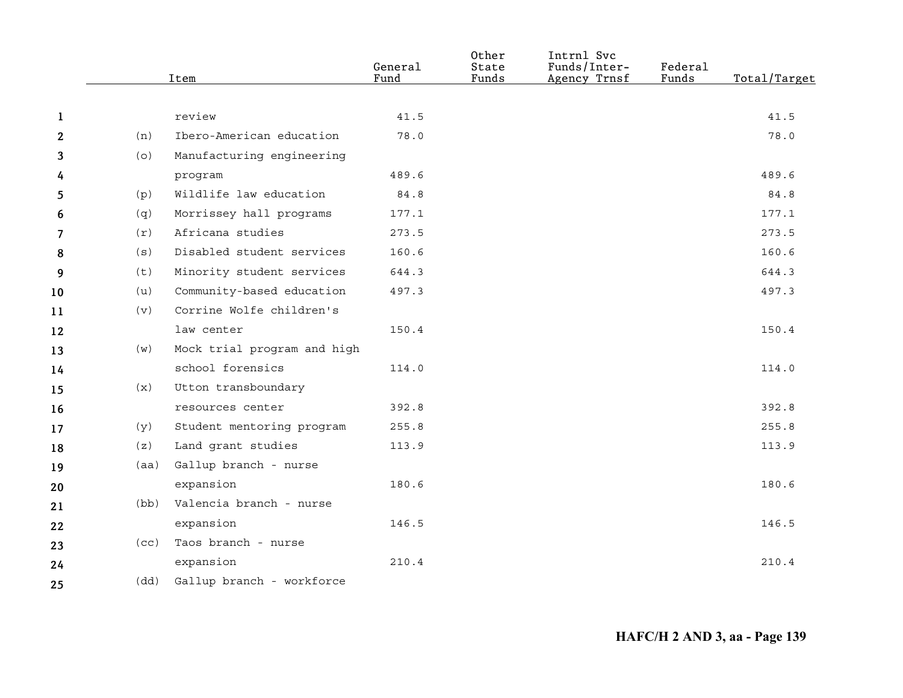| | Item | General Fund | Other State Funds | Intrnl Svc Funds/Inter-Agency Trnsf | Federal Funds | Total/Target |
|---|---|---|---|---|---|---|
| | review | 41.5 | | | | 41.5 |
| (n) | Ibero-American education | 78.0 | | | | 78.0 |
| (o) | Manufacturing engineering program | 489.6 | | | | 489.6 |
| (p) | Wildlife law education | 84.8 | | | | 84.8 |
| (q) | Morrissey hall programs | 177.1 | | | | 177.1 |
| (r) | Africana studies | 273.5 | | | | 273.5 |
| (s) | Disabled student services | 160.6 | | | | 160.6 |
| (t) | Minority student services | 644.3 | | | | 644.3 |
| (u) | Community-based education | 497.3 | | | | 497.3 |
| (v) | Corrine Wolfe children's law center | 150.4 | | | | 150.4 |
| (w) | Mock trial program and high school forensics | 114.0 | | | | 114.0 |
| (x) | Utton transboundary resources center | 392.8 | | | | 392.8 |
| (y) | Student mentoring program | 255.8 | | | | 255.8 |
| (z) | Land grant studies | 113.9 | | | | 113.9 |
| (aa) | Gallup branch - nurse expansion | 180.6 | | | | 180.6 |
| (bb) | Valencia branch - nurse expansion | 146.5 | | | | 146.5 |
| (cc) | Taos branch - nurse expansion | 210.4 | | | | 210.4 |
| (dd) | Gallup branch - workforce | | | | | |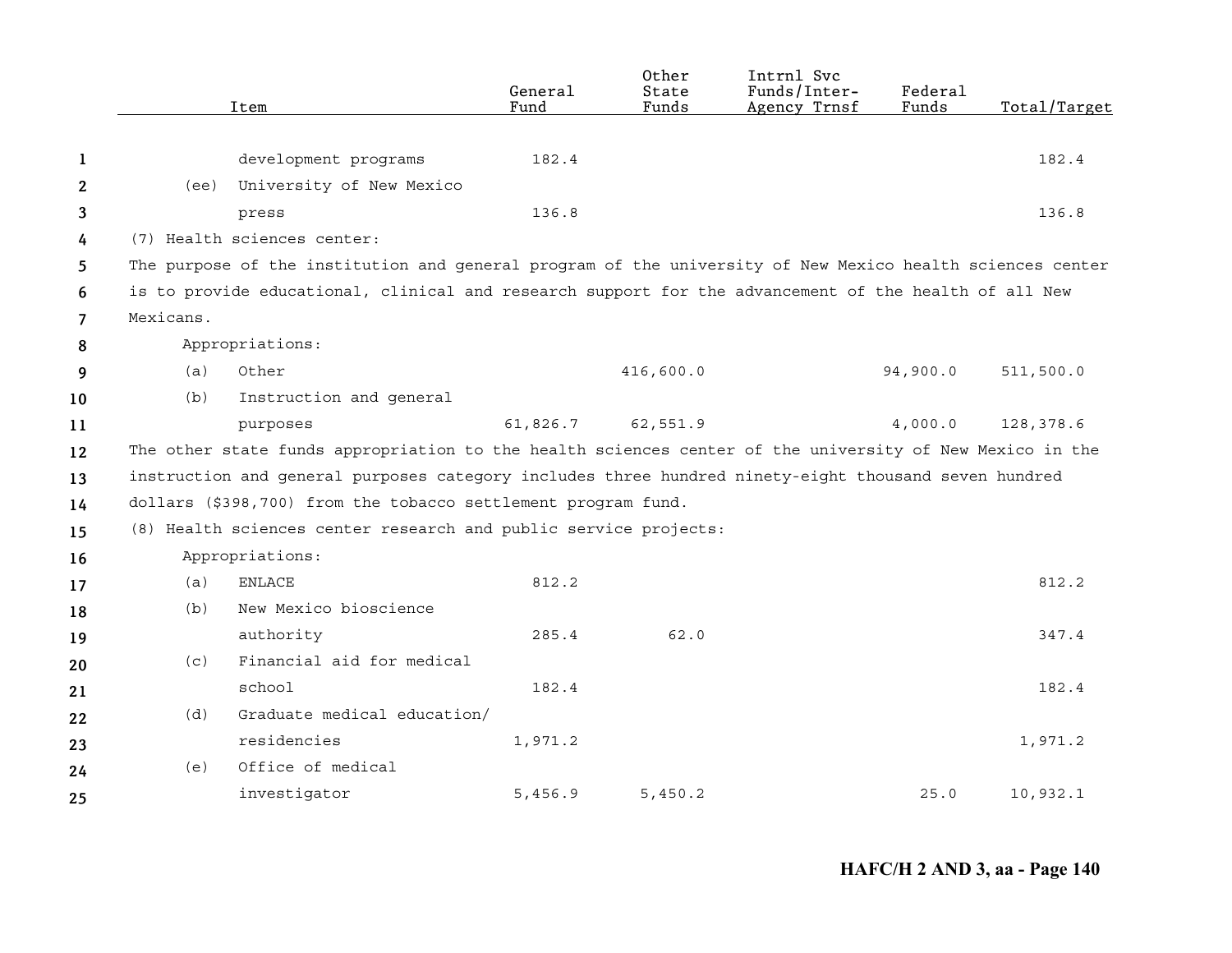| Item | General Fund | Other State Funds | Intrnl Svc Funds/Inter-Agency Trnsf | Federal Funds | Total/Target |
|---|---|---|---|---|---|
| development programs | 182.4 | | | | 182.4 |
| (ee) University of New Mexico press | 136.8 | | | | 136.8 |

(7) Health sciences center:

The purpose of the institution and general program of the university of New Mexico health sciences center is to provide educational, clinical and research support for the advancement of the health of all New Mexicans.

| Item | General Fund | Other State Funds | Intrnl Svc Funds/Inter-Agency Trnsf | Federal Funds | Total/Target |
|---|---|---|---|---|---|
| Appropriations: | | | | | |
| (a) Other | | 416,600.0 | | 94,900.0 | 511,500.0 |
| (b) Instruction and general purposes | 61,826.7 | 62,551.9 | | 4,000.0 | 128,378.6 |

The other state funds appropriation to the health sciences center of the university of New Mexico in the instruction and general purposes category includes three hundred ninety-eight thousand seven hundred dollars ($398,700) from the tobacco settlement program fund.

(8) Health sciences center research and public service projects:

| Item | General Fund | Other State Funds | Intrnl Svc Funds/Inter-Agency Trnsf | Federal Funds | Total/Target |
|---|---|---|---|---|---|
| Appropriations: | | | | | |
| (a) ENLACE | 812.2 | | | | 812.2 |
| (b) New Mexico bioscience authority | 285.4 | 62.0 | | | 347.4 |
| (c) Financial aid for medical school | 182.4 | | | | 182.4 |
| (d) Graduate medical education/ residencies | 1,971.2 | | | | 1,971.2 |
| (e) Office of medical investigator | 5,456.9 | 5,450.2 | | 25.0 | 10,932.1 |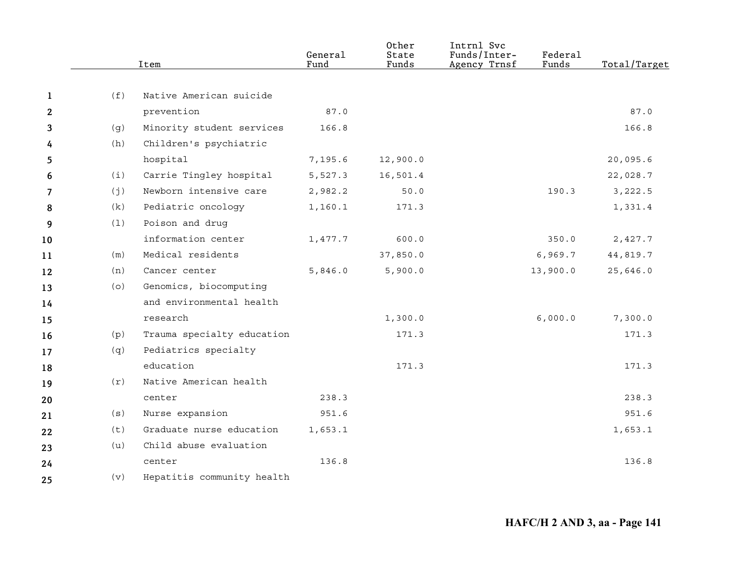| | Item | General Fund | Other State Funds | Intrnl Svc Funds/Inter-Agency Trnsf | Federal Funds | Total/Target |
|---|---|---|---|---|---|---|
| (f) | Native American suicide prevention | 87.0 | | | | 87.0 |
| (g) | Minority student services | 166.8 | | | | 166.8 |
| (h) | Children's psychiatric hospital | 7,195.6 | 12,900.0 | | | 20,095.6 |
| (i) | Carrie Tingley hospital | 5,527.3 | 16,501.4 | | | 22,028.7 |
| (j) | Newborn intensive care | 2,982.2 | 50.0 | | 190.3 | 3,222.5 |
| (k) | Pediatric oncology | 1,160.1 | 171.3 | | | 1,331.4 |
| (l) | Poison and drug information center | 1,477.7 | 600.0 | | 350.0 | 2,427.7 |
| (m) | Medical residents | | 37,850.0 | | 6,969.7 | 44,819.7 |
| (n) | Cancer center | 5,846.0 | 5,900.0 | | 13,900.0 | 25,646.0 |
| (o) | Genomics, biocomputing and environmental health research | | 1,300.0 | | 6,000.0 | 7,300.0 |
| (p) | Trauma specialty education | | 171.3 | | | 171.3 |
| (q) | Pediatrics specialty education | | 171.3 | | | 171.3 |
| (r) | Native American health center | 238.3 | | | | 238.3 |
| (s) | Nurse expansion | 951.6 | | | | 951.6 |
| (t) | Graduate nurse education | 1,653.1 | | | | 1,653.1 |
| (u) | Child abuse evaluation center | 136.8 | | | | 136.8 |
| (v) | Hepatitis community health | | | | | |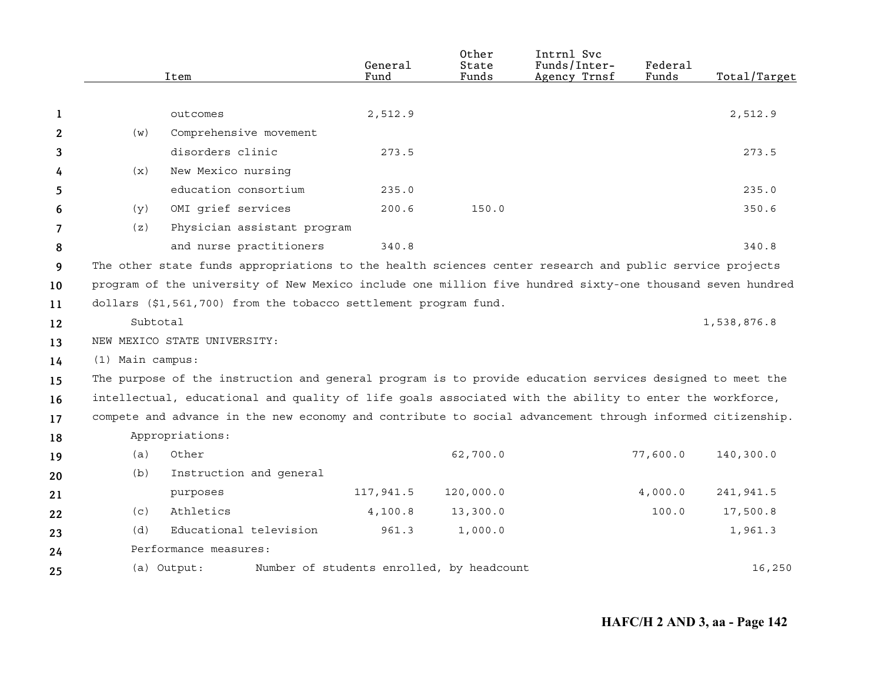| Item | General Fund | Other State Funds | Intrnl Svc Funds/Inter-Agency Trnsf | Federal Funds | Total/Target |
|---|---|---|---|---|---|
| outcomes | 2,512.9 | | | | 2,512.9 |
| (w) Comprehensive movement disorders clinic | 273.5 | | | | 273.5 |
| (x) New Mexico nursing education consortium | 235.0 | | | | 235.0 |
| (y) OMI grief services | 200.6 | 150.0 | | | 350.6 |
| (z) Physician assistant program and nurse practitioners | 340.8 | | | | 340.8 |

The other state funds appropriations to the health sciences center research and public service projects program of the university of New Mexico include one million five hundred sixty-one thousand seven hundred dollars ($1,561,700) from the tobacco settlement program fund.

Subtotal 1,538,876.8

NEW MEXICO STATE UNIVERSITY:

(1) Main campus:

The purpose of the instruction and general program is to provide education services designed to meet the intellectual, educational and quality of life goals associated with the ability to enter the workforce, compete and advance in the new economy and contribute to social advancement through informed citizenship.

Appropriations:

| Item | General Fund | Other State Funds | Intrnl Svc Funds/Inter-Agency Trnsf | Federal Funds | Total/Target |
|---|---|---|---|---|---|
| (a) Other | | 62,700.0 | | 77,600.0 | 140,300.0 |
| (b) Instruction and general purposes | 117,941.5 | 120,000.0 | | 4,000.0 | 241,941.5 |
| (c) Athletics | 4,100.8 | 13,300.0 | | 100.0 | 17,500.8 |
| (d) Educational television | 961.3 | 1,000.0 | | | 1,961.3 |

Performance measures:

(a) Output: Number of students enrolled, by headcount 16,250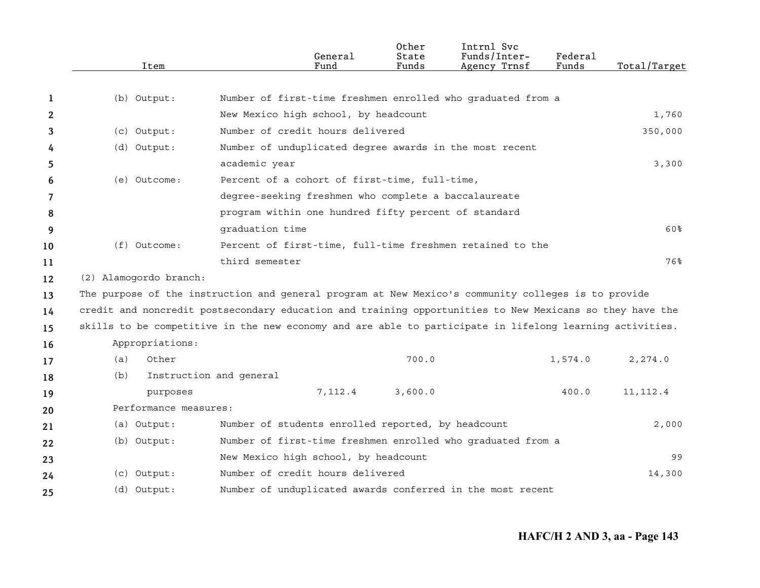| Item | | General Fund | Other State Funds | Intrnl Svc Funds/Inter-Agency Trnsf | Federal Funds | Total/Target |
|---|---|---|---|---|---|---|
| (b) Output: | Number of first-time freshmen enrolled who graduated from a New Mexico high school, by headcount | | | | | 1,760 |
| (c) Output: | Number of credit hours delivered | | | | | 350,000 |
| (d) Output: | Number of unduplicated degree awards in the most recent academic year | | | | | 3,300 |
| (e) Outcome: | Percent of a cohort of first-time, full-time, degree-seeking freshmen who complete a baccalaureate program within one hundred fifty percent of standard graduation time | | | | | 60% |
| (f) Outcome: | Percent of first-time, full-time freshmen retained to the third semester | | | | | 76% |

(2) Alamogordo branch:

The purpose of the instruction and general program at New Mexico's community colleges is to provide credit and noncredit postsecondary education and training opportunities to New Mexicans so they have the skills to be competitive in the new economy and are able to participate in lifelong learning activities.

| Item | | General Fund | Other State Funds | Intrnl Svc Funds/Inter-Agency Trnsf | Federal Funds | Total/Target |
|---|---|---|---|---|---|---|
| Appropriations: | | | | | | |
| (a) Other | | | 700.0 | | 1,574.0 | 2,274.0 |
| (b) Instruction and general purposes | | 7,112.4 | 3,600.0 | | 400.0 | 11,112.4 |
| Performance measures: | | | | | | |
| (a) Output: | Number of students enrolled reported, by headcount | | | | | 2,000 |
| (b) Output: | Number of first-time freshmen enrolled who graduated from a New Mexico high school, by headcount | | | | | 99 |
| (c) Output: | Number of credit hours delivered | | | | | 14,300 |
| (d) Output: | Number of unduplicated awards conferred in the most recent | | | | | |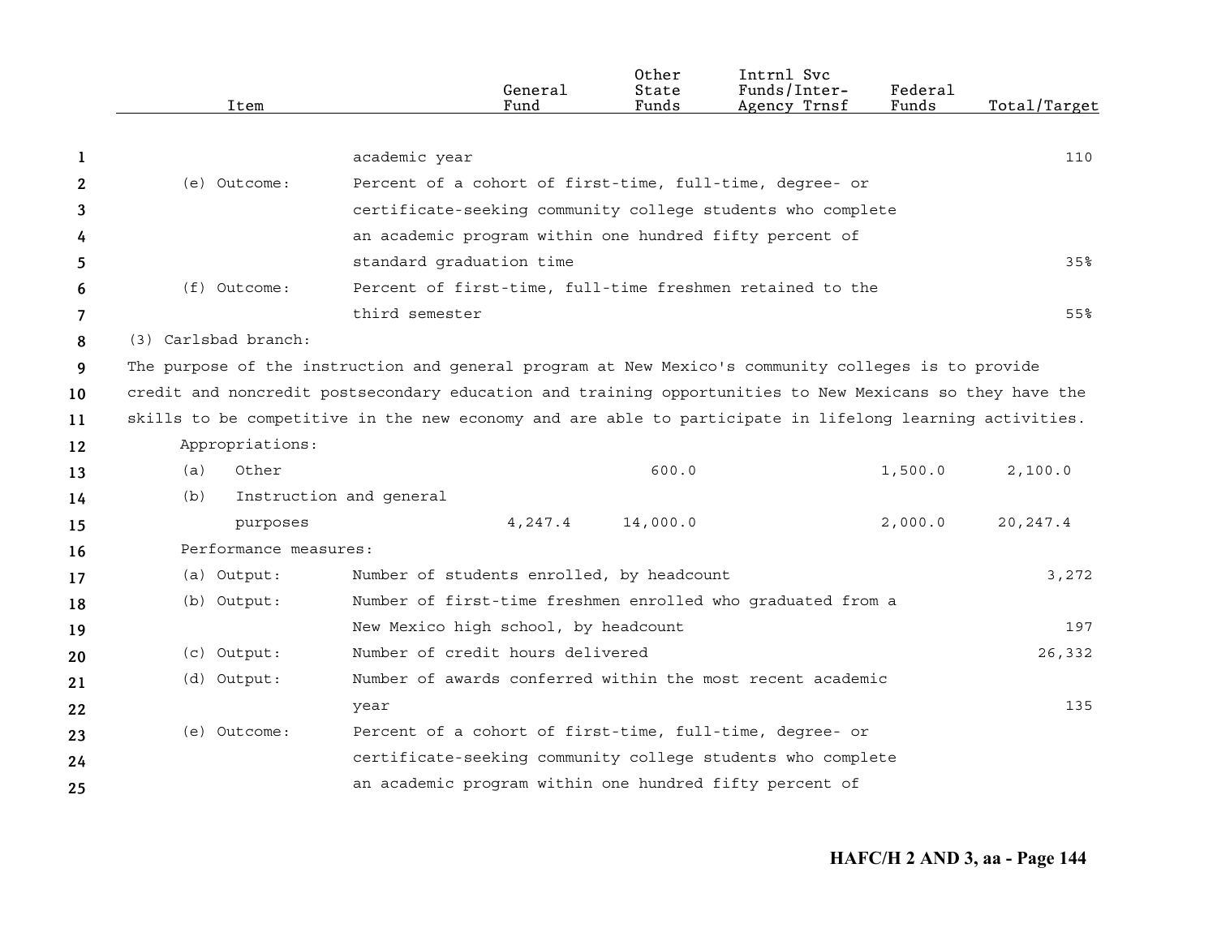| Item | | General Fund | Other State Funds | Intrnl Svc Funds/Inter-Agency Trnsf | Federal Funds | Total/Target |
|---|---|---|---|---|---|---|
| | academic year | | | | | 110 |
| (e) Outcome: | Percent of a cohort of first-time, full-time, degree- or certificate-seeking community college students who complete an academic program within one hundred fifty percent of standard graduation time | | | | | 35% |
| (f) Outcome: | Percent of first-time, full-time freshmen retained to the third semester | | | | | 55% |

(3) Carlsbad branch:

The purpose of the instruction and general program at New Mexico's community colleges is to provide credit and noncredit postsecondary education and training opportunities to New Mexicans so they have the skills to be competitive in the new economy and are able to participate in lifelong learning activities.

| Item | | General Fund | Other State Funds | Intrnl Svc Funds/Inter-Agency Trnsf | Federal Funds | Total/Target |
|---|---|---|---|---|---|---|
| Appropriations: | | | | | | |
| (a) Other | | | 600.0 | | 1,500.0 | 2,100.0 |
| (b) Instruction and general purposes | | 4,247.4 | 14,000.0 | | 2,000.0 | 20,247.4 |
| Performance measures: | | | | | | |
| (a) Output: | Number of students enrolled, by headcount | | | | | 3,272 |
| (b) Output: | Number of first-time freshmen enrolled who graduated from a New Mexico high school, by headcount | | | | | 197 |
| (c) Output: | Number of credit hours delivered | | | | | 26,332 |
| (d) Output: | Number of awards conferred within the most recent academic year | | | | | 135 |
| (e) Outcome: | Percent of a cohort of first-time, full-time, degree- or certificate-seeking community college students who complete an academic program within one hundred fifty percent of | | | | | |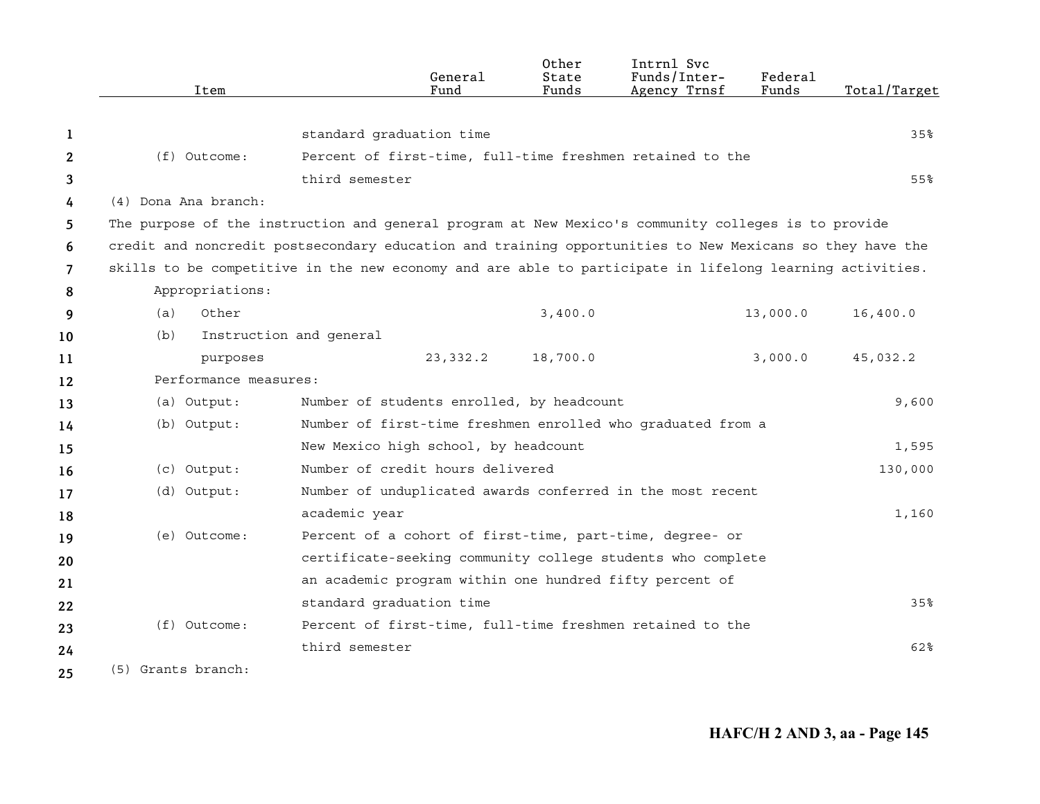| Item | | General Fund | Other State Funds | Intrnl Svc Funds/Inter-Agency Trnsf | Federal Funds | Total/Target |
|---|---|---|---|---|---|---|
| | standard graduation time | | | | | 35% |
| (f) Outcome: | Percent of first-time, full-time freshmen retained to the third semester | | | | | 55% |
| (4) Dona Ana branch: | | | | | | |

The purpose of the instruction and general program at New Mexico's community colleges is to provide credit and noncredit postsecondary education and training opportunities to New Mexicans so they have the skills to be competitive in the new economy and are able to participate in lifelong learning activities.

| Item | | General Fund | Other State Funds | Intrnl Svc Funds/Inter-Agency Trnsf | Federal Funds | Total/Target |
|---|---|---|---|---|---|---|
| Appropriations: | | | | | | |
| (a) Other | | | 3,400.0 | | 13,000.0 | 16,400.0 |
| (b) Instruction and general purposes | | 23,332.2 | 18,700.0 | | 3,000.0 | 45,032.2 |
| Performance measures: | | | | | | |
| (a) Output: | Number of students enrolled, by headcount | | | | | 9,600 |
| (b) Output: | Number of first-time freshmen enrolled who graduated from a New Mexico high school, by headcount | | | | | 1,595 |
| (c) Output: | Number of credit hours delivered | | | | | 130,000 |
| (d) Output: | Number of unduplicated awards conferred in the most recent academic year | | | | | 1,160 |
| (e) Outcome: | Percent of a cohort of first-time, part-time, degree- or certificate-seeking community college students who complete an academic program within one hundred fifty percent of standard graduation time | | | | | 35% |
| (f) Outcome: | Percent of first-time, full-time freshmen retained to the third semester | | | | | 62% |
| (5) Grants branch: | | | | | | |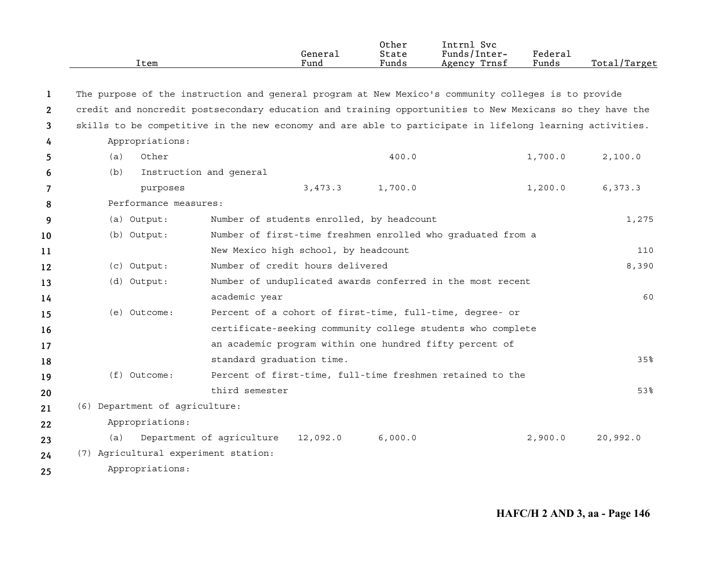| Item | General Fund | Other State Funds | Intrnl Svc Funds/Inter-Agency Trnsf | Federal Funds | Total/Target |
|---|---|---|---|---|---|

The purpose of the instruction and general program at New Mexico's community colleges is to provide credit and noncredit postsecondary education and training opportunities to New Mexicans so they have the skills to be competitive in the new economy and are able to participate in lifelong learning activities.

Appropriations:

| Item | General Fund | Other State Funds | Intrnl Svc Funds/Inter-Agency Trnsf | Federal Funds | Total/Target |
|---|---|---|---|---|---|
| (a) Other | | 400.0 | | 1,700.0 | 2,100.0 |
| (b) Instruction and general purposes | 3,473.3 | 1,700.0 | | 1,200.0 | 6,373.3 |

Performance measures:

| Measure | Description | Total/Target |
|---|---|---|
| (a) Output: | Number of students enrolled, by headcount | 1,275 |
| (b) Output: | Number of first-time freshmen enrolled who graduated from a New Mexico high school, by headcount | 110 |
| (c) Output: | Number of credit hours delivered | 8,390 |
| (d) Output: | Number of unduplicated awards conferred in the most recent academic year | 60 |
| (e) Outcome: | Percent of a cohort of first-time, full-time, degree- or certificate-seeking community college students who complete an academic program within one hundred fifty percent of standard graduation time. | 35% |
| (f) Outcome: | Percent of first-time, full-time freshmen retained to the third semester | 53% |

(6) Department of agriculture:

Appropriations:

| Item | General Fund | Other State Funds | Intrnl Svc Funds/Inter-Agency Trnsf | Federal Funds | Total/Target |
|---|---|---|---|---|---|
| (a) Department of agriculture | 12,092.0 | 6,000.0 | | 2,900.0 | 20,992.0 |

(7) Agricultural experiment station:

Appropriations: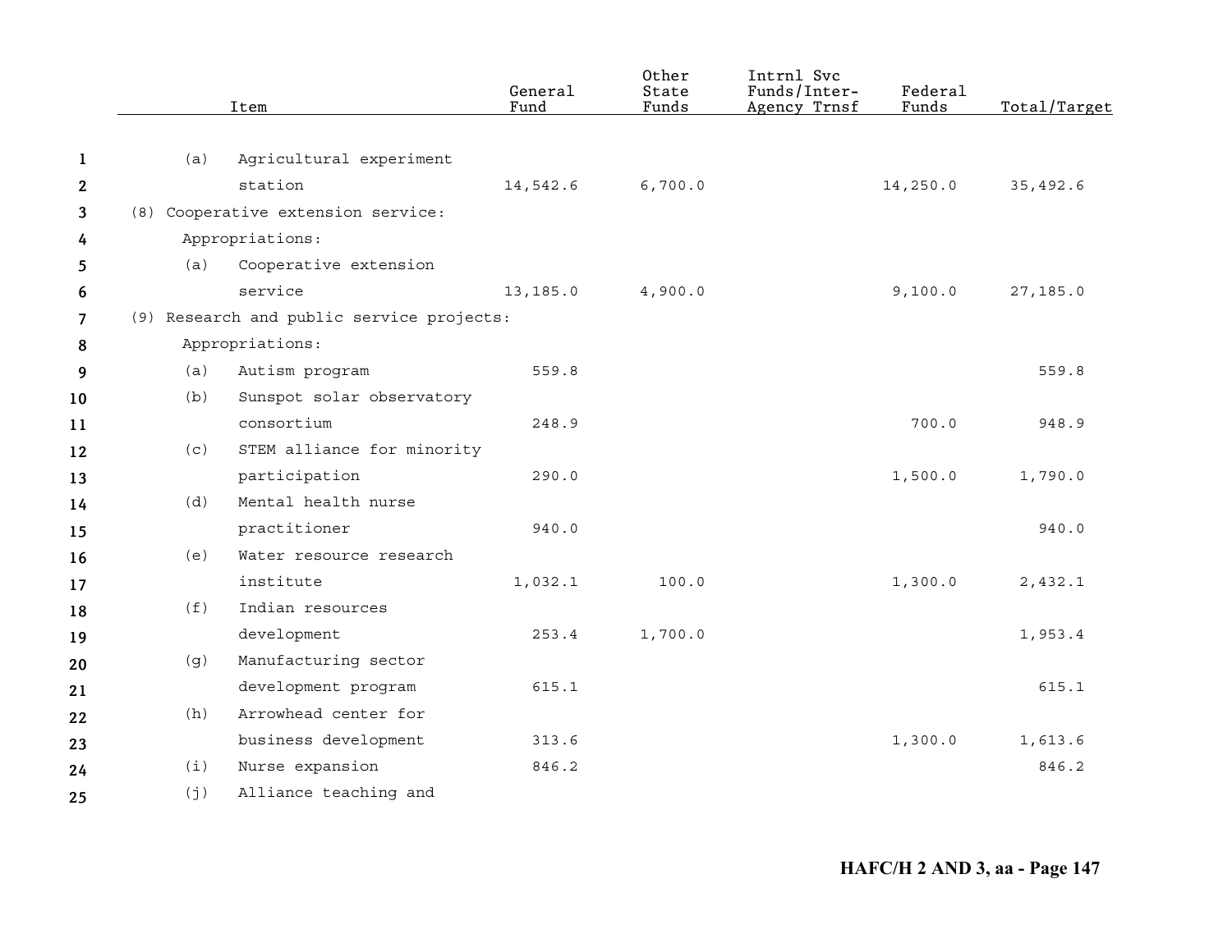| Item | General Fund | Other State Funds | Intrnl Svc Funds/Inter-Agency Trnsf | Federal Funds | Total/Target |
|---|---|---|---|---|---|
| (a) Agricultural experiment station | 14,542.6 | 6,700.0 | | 14,250.0 | 35,492.6 |
| (8) Cooperative extension service: | | | | | |
| Appropriations: | | | | | |
| (a) Cooperative extension service | 13,185.0 | 4,900.0 | | 9,100.0 | 27,185.0 |
| (9) Research and public service projects: | | | | | |
| Appropriations: | | | | | |
| (a) Autism program | 559.8 | | | | 559.8 |
| (b) Sunspot solar observatory consortium | 248.9 | | | 700.0 | 948.9 |
| (c) STEM alliance for minority participation | 290.0 | | | 1,500.0 | 1,790.0 |
| (d) Mental health nurse practitioner | 940.0 | | | | 940.0 |
| (e) Water resource research institute | 1,032.1 | 100.0 | | 1,300.0 | 2,432.1 |
| (f) Indian resources development | 253.4 | 1,700.0 | | | 1,953.4 |
| (g) Manufacturing sector development program | 615.1 | | | | 615.1 |
| (h) Arrowhead center for business development | 313.6 | | | 1,300.0 | 1,613.6 |
| (i) Nurse expansion | 846.2 | | | | 846.2 |
| (j) Alliance teaching and | | | | | |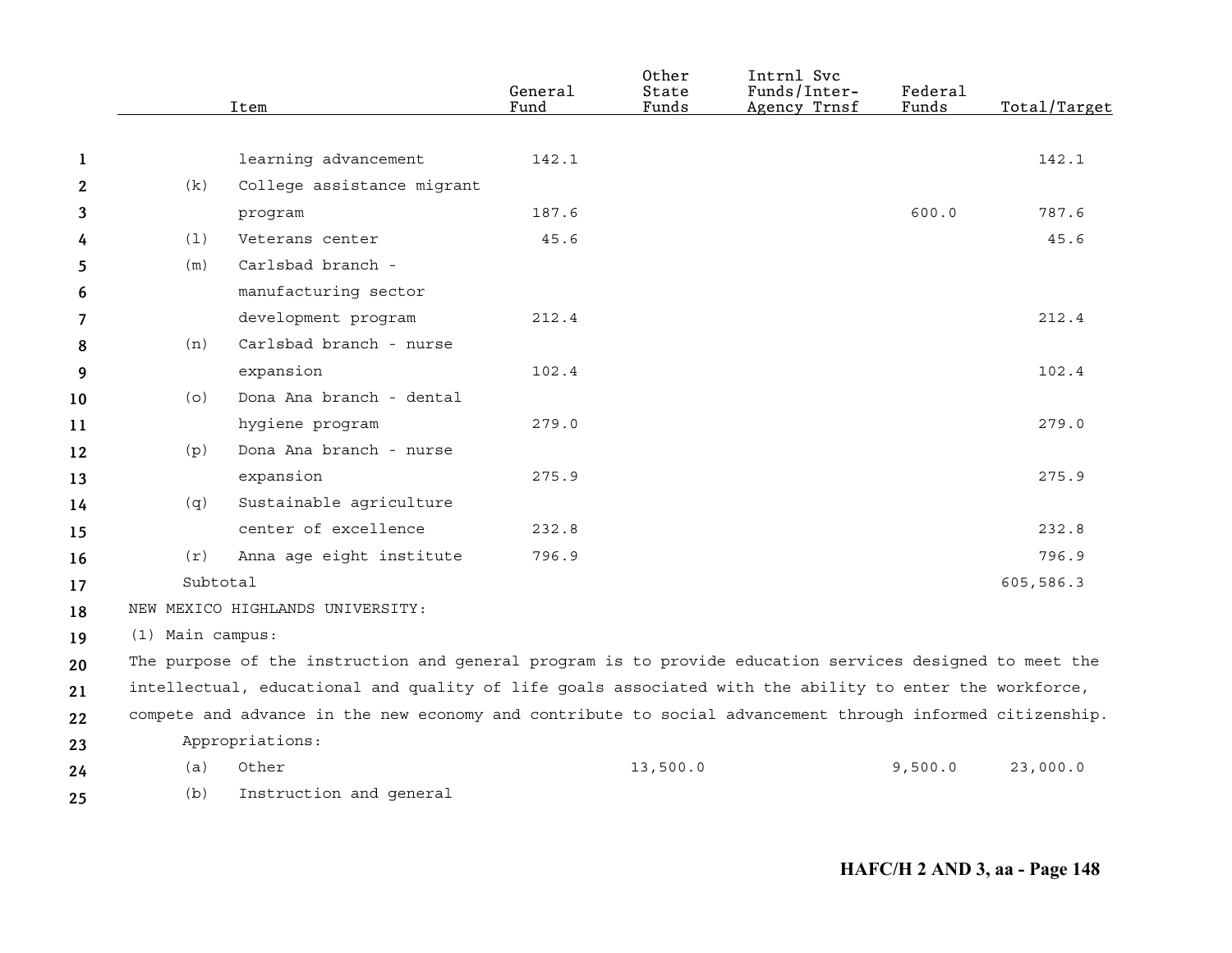| Item | General Fund | Other State Funds | Intrnl Svc Funds/Inter-Agency Trnsf | Federal Funds | Total/Target |
|---|---|---|---|---|---|
| learning advancement | 142.1 | | | | 142.1 |
| (k) College assistance migrant program | 187.6 | | | 600.0 | 787.6 |
| (l) Veterans center | 45.6 | | | | 45.6 |
| (m) Carlsbad branch - manufacturing sector development program | 212.4 | | | | 212.4 |
| (n) Carlsbad branch - nurse expansion | 102.4 | | | | 102.4 |
| (o) Dona Ana branch - dental hygiene program | 279.0 | | | | 279.0 |
| (p) Dona Ana branch - nurse expansion | 275.9 | | | | 275.9 |
| (q) Sustainable agriculture center of excellence | 232.8 | | | | 232.8 |
| (r) Anna age eight institute | 796.9 | | | | 796.9 |
| Subtotal | | | | | 605,586.3 |

NEW MEXICO HIGHLANDS UNIVERSITY:

(1) Main campus:

The purpose of the instruction and general program is to provide education services designed to meet the intellectual, educational and quality of life goals associated with the ability to enter the workforce, compete and advance in the new economy and contribute to social advancement through informed citizenship.

Appropriations:

| Item | General Fund | Other State Funds | Intrnl Svc Funds/Inter-Agency Trnsf | Federal Funds | Total/Target |
|---|---|---|---|---|---|
| (a) Other | | 13,500.0 | | 9,500.0 | 23,000.0 |
| (b) Instruction and general | | | | | |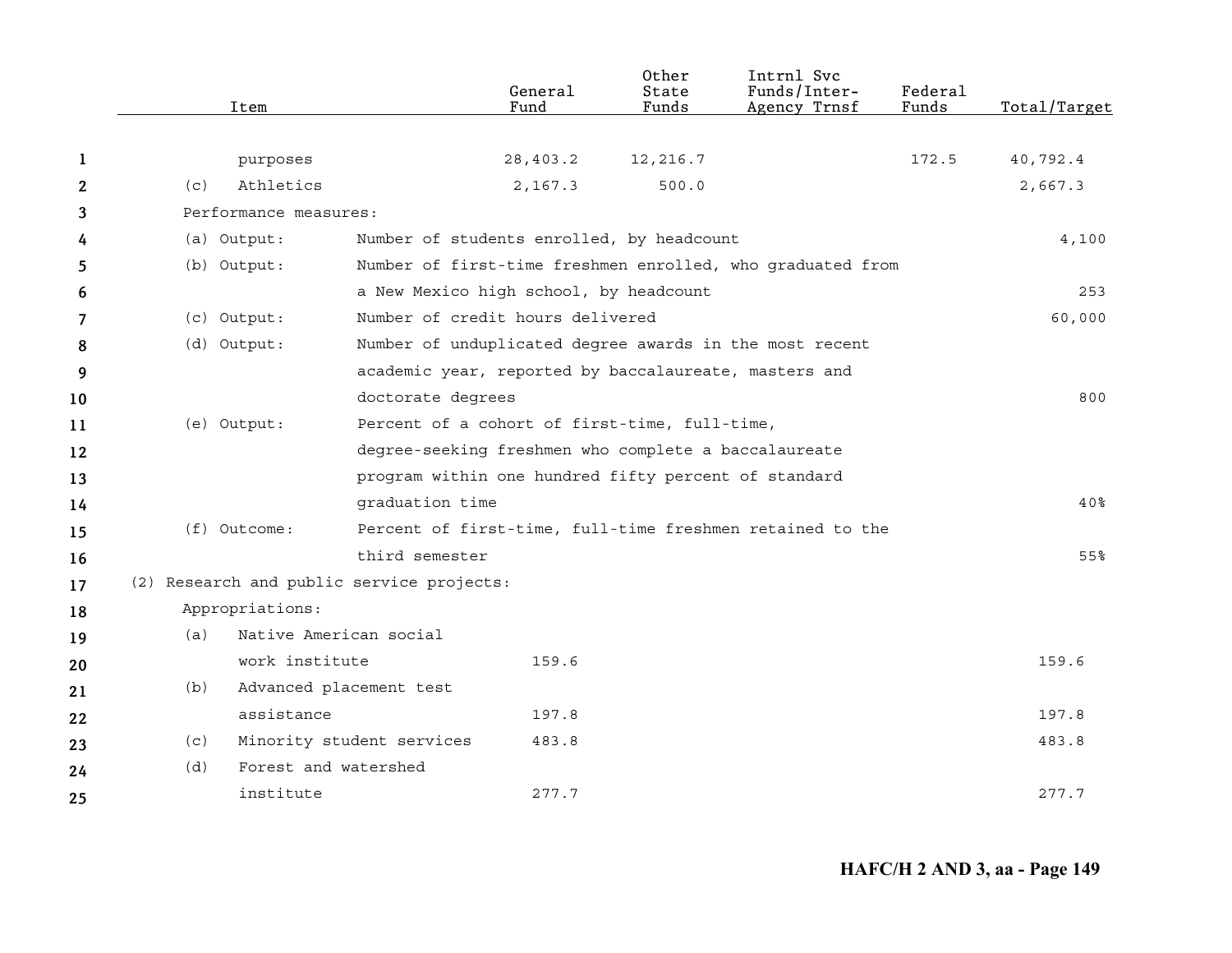| Item | General Fund | Other State Funds | Intrnl Svc Funds/Inter-Agency Trnsf | Federal Funds | Total/Target |
|---|---|---|---|---|---|
| purposes | 28,403.2 | 12,216.7 | | 172.5 | 40,792.4 |
| (c) Athletics | 2,167.3 | 500.0 | | | 2,667.3 |
| Performance measures: | | | | | |
| (a) Output: Number of students enrolled, by headcount | | | | | 4,100 |
| (b) Output: Number of first-time freshmen enrolled, who graduated from a New Mexico high school, by headcount | | | | | 253 |
| (c) Output: Number of credit hours delivered | | | | | 60,000 |
| (d) Output: Number of unduplicated degree awards in the most recent academic year, reported by baccalaureate, masters and doctorate degrees | | | | | 800 |
| (e) Output: Percent of a cohort of first-time, full-time, degree-seeking freshmen who complete a baccalaureate program within one hundred fifty percent of standard graduation time | | | | | 40% |
| (f) Outcome: Percent of first-time, full-time freshmen retained to the third semester | | | | | 55% |
| (2) Research and public service projects: | | | | | |
| Appropriations: | | | | | |
| (a) Native American social work institute | 159.6 | | | | 159.6 |
| (b) Advanced placement test assistance | 197.8 | | | | 197.8 |
| (c) Minority student services | 483.8 | | | | 483.8 |
| (d) Forest and watershed institute | 277.7 | | | | 277.7 |

HAFC/H 2 AND 3, aa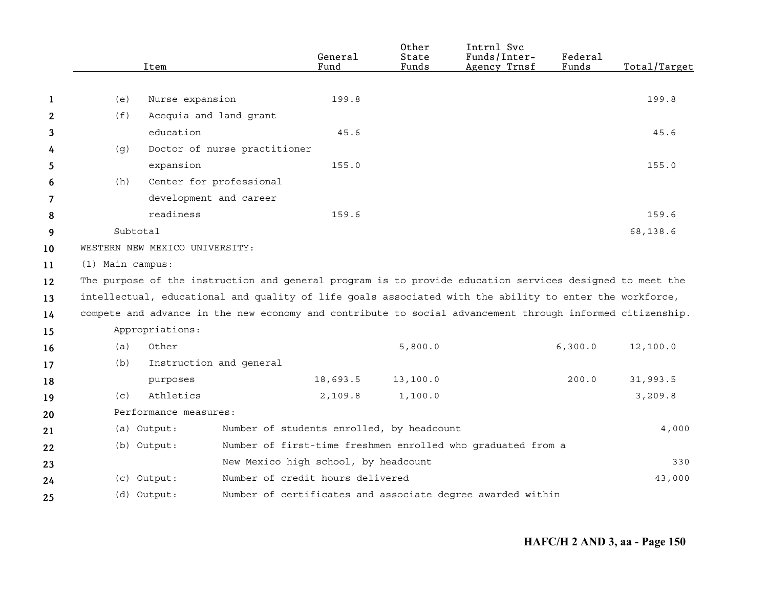| Item | General Fund | Other State Funds | Intrnl Svc Funds/Inter-Agency Trnsf | Federal Funds | Total/Target |
|---|---|---|---|---|---|
| (e) Nurse expansion | 199.8 | | | | 199.8 |
| (f) Acequia and land grant education | 45.6 | | | | 45.6 |
| (g) Doctor of nurse practitioner expansion | 155.0 | | | | 155.0 |
| (h) Center for professional development and career readiness | 159.6 | | | | 159.6 |
| Subtotal | | | | | 68,138.6 |

WESTERN NEW MEXICO UNIVERSITY:

(1) Main campus:

The purpose of the instruction and general program is to provide education services designed to meet the intellectual, educational and quality of life goals associated with the ability to enter the workforce, compete and advance in the new economy and contribute to social advancement through informed citizenship.

Appropriations:

| Item | General Fund | Other State Funds | Intrnl Svc Funds/Inter-Agency Trnsf | Federal Funds | Total/Target |
|---|---|---|---|---|---|
| (a) Other | | 5,800.0 | | 6,300.0 | 12,100.0 |
| (b) Instruction and general purposes | 18,693.5 | 13,100.0 | | 200.0 | 31,993.5 |
| (c) Athletics | 2,109.8 | 1,100.0 | | | 3,209.8 |

Performance measures:

| Measure | Description | Target |
|---|---|---|
| (a) Output: | Number of students enrolled, by headcount | 4,000 |
| (b) Output: | Number of first-time freshmen enrolled who graduated from a New Mexico high school, by headcount | 330 |
| (c) Output: | Number of credit hours delivered | 43,000 |
| (d) Output: | Number of certificates and associate degree awarded within | |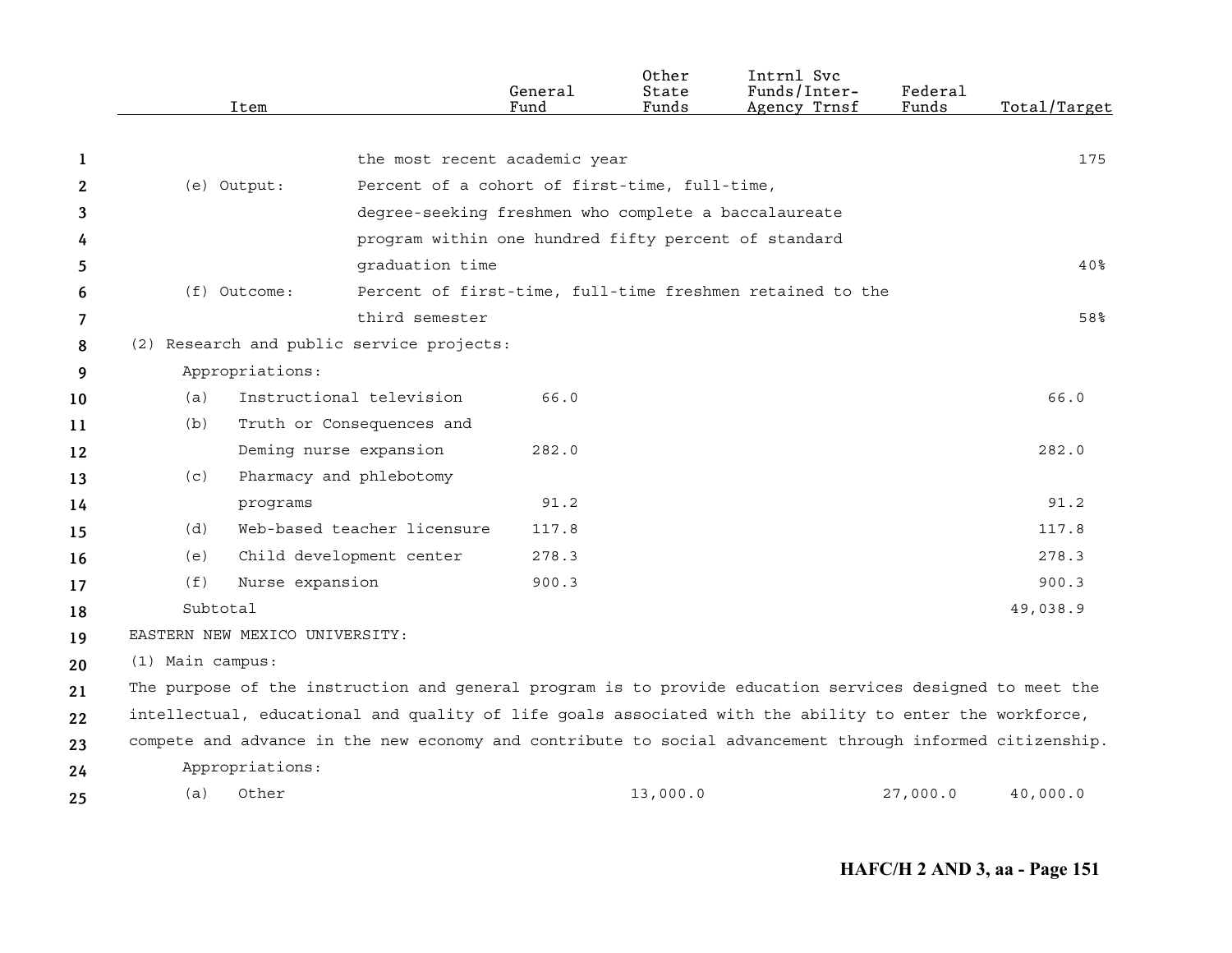| Item | | General Fund | Other State Funds | Intrnl Svc Funds/Inter-Agency Trnsf | Federal Funds | Total/Target |
|---|---|---|---|---|---|---|
| | the most recent academic year | | | | | 175 |
| (e) Output: | Percent of a cohort of first-time, full-time, degree-seeking freshmen who complete a baccalaureate program within one hundred fifty percent of standard graduation time | | | | | 40% |
| (f) Outcome: | Percent of first-time, full-time freshmen retained to the third semester | | | | | 58% |
| (2) Research and public service projects: | | | | | | |
| Appropriations: | | | | | | |
| (a) | Instructional television | 66.0 | | | | 66.0 |
| (b) | Truth or Consequences and Deming nurse expansion | 282.0 | | | | 282.0 |
| (c) | Pharmacy and phlebotomy programs | 91.2 | | | | 91.2 |
| (d) | Web-based teacher licensure | 117.8 | | | | 117.8 |
| (e) | Child development center | 278.3 | | | | 278.3 |
| (f) | Nurse expansion | 900.3 | | | | 900.3 |
| Subtotal | | | | | | 49,038.9 |

EASTERN NEW MEXICO UNIVERSITY:

(1) Main campus:

The purpose of the instruction and general program is to provide education services designed to meet the intellectual, educational and quality of life goals associated with the ability to enter the workforce, compete and advance in the new economy and contribute to social advancement through informed citizenship.

| Item | | General Fund | Other State Funds | Intrnl Svc Funds/Inter-Agency Trnsf | Federal Funds | Total/Target |
|---|---|---|---|---|---|---|
| Appropriations: | | | | | | |
| (a) | Other | | 13,000.0 | | 27,000.0 | 40,000.0 |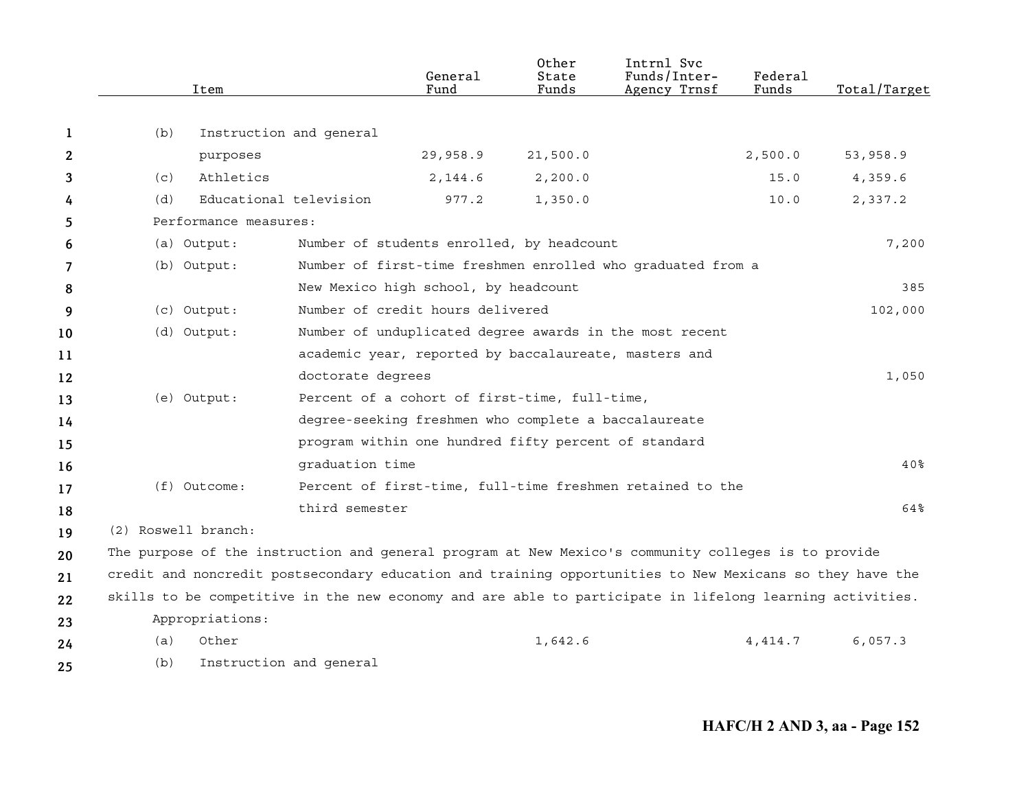| Item | General Fund | Other State Funds | Intrnl Svc Funds/Inter-Agency Trnsf | Federal Funds | Total/Target |
|---|---|---|---|---|---|
| (b) Instruction and general purposes | 29,958.9 | 21,500.0 | | 2,500.0 | 53,958.9 |
| (c) Athletics | 2,144.6 | 2,200.0 | | 15.0 | 4,359.6 |
| (d) Educational television | 977.2 | 1,350.0 | | 10.0 | 2,337.2 |

Performance measures:

| Measure | Description | Target |
|---|---|---|
| (a) Output: | Number of students enrolled, by headcount | 7,200 |
| (b) Output: | Number of first-time freshmen enrolled who graduated from a New Mexico high school, by headcount | 385 |
| (c) Output: | Number of credit hours delivered | 102,000 |
| (d) Output: | Number of unduplicated degree awards in the most recent academic year, reported by baccalaureate, masters and doctorate degrees | 1,050 |
| (e) Output: | Percent of a cohort of first-time, full-time, degree-seeking freshmen who complete a baccalaureate program within one hundred fifty percent of standard graduation time | 40% |
| (f) Outcome: | Percent of first-time, full-time freshmen retained to the third semester | 64% |

(2) Roswell branch:

The purpose of the instruction and general program at New Mexico's community colleges is to provide credit and noncredit postsecondary education and training opportunities to New Mexicans so they have the skills to be competitive in the new economy and are able to participate in lifelong learning activities.

Appropriations:

| Item | General Fund | Other State Funds | Intrnl Svc Funds/Inter-Agency Trnsf | Federal Funds | Total/Target |
|---|---|---|---|---|---|
| (a) Other | | 1,642.6 | | 4,414.7 | 6,057.3 |
| (b) Instruction and general | | | | | |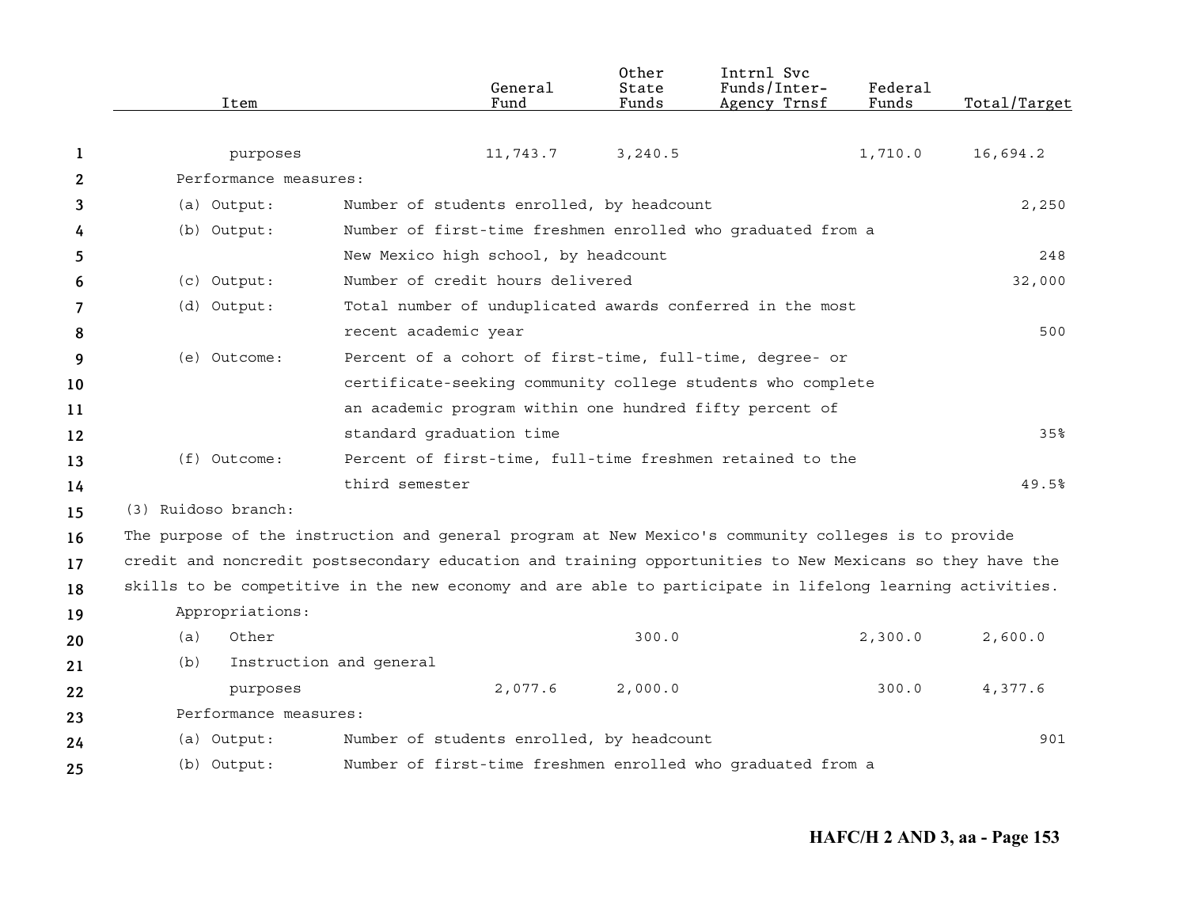| Item | General Fund | Other State Funds | Intrnl Svc Funds/Inter-Agency Trnsf | Federal Funds | Total/Target |
|---|---|---|---|---|---|
| purposes | 11,743.7 | 3,240.5 | | 1,710.0 | 16,694.2 |

Performance measures:

| | | |
|---|---|---|
| (a) Output: | Number of students enrolled, by headcount | 2,250 |
| (b) Output: | Number of first-time freshmen enrolled who graduated from a New Mexico high school, by headcount | 248 |
| (c) Output: | Number of credit hours delivered | 32,000 |
| (d) Output: | Total number of unduplicated awards conferred in the most recent academic year | 500 |
| (e) Outcome: | Percent of a cohort of first-time, full-time, degree- or certificate-seeking community college students who complete an academic program within one hundred fifty percent of standard graduation time | 35% |
| (f) Outcome: | Percent of first-time, full-time freshmen retained to the third semester | 49.5% |

(3) Ruidoso branch:

The purpose of the instruction and general program at New Mexico's community colleges is to provide credit and noncredit postsecondary education and training opportunities to New Mexicans so they have the skills to be competitive in the new economy and are able to participate in lifelong learning activities.

Appropriations:

| Item | General Fund | Other State Funds | Intrnl Svc Funds/Inter-Agency Trnsf | Federal Funds | Total/Target |
|---|---|---|---|---|---|
| (a) Other | | 300.0 | | 2,300.0 | 2,600.0 |
| (b) Instruction and general purposes | 2,077.6 | 2,000.0 | | 300.0 | 4,377.6 |

Performance measures:

| | | |
|---|---|---|
| (a) Output: | Number of students enrolled, by headcount | 901 |
| (b) Output: | Number of first-time freshmen enrolled who graduated from a | |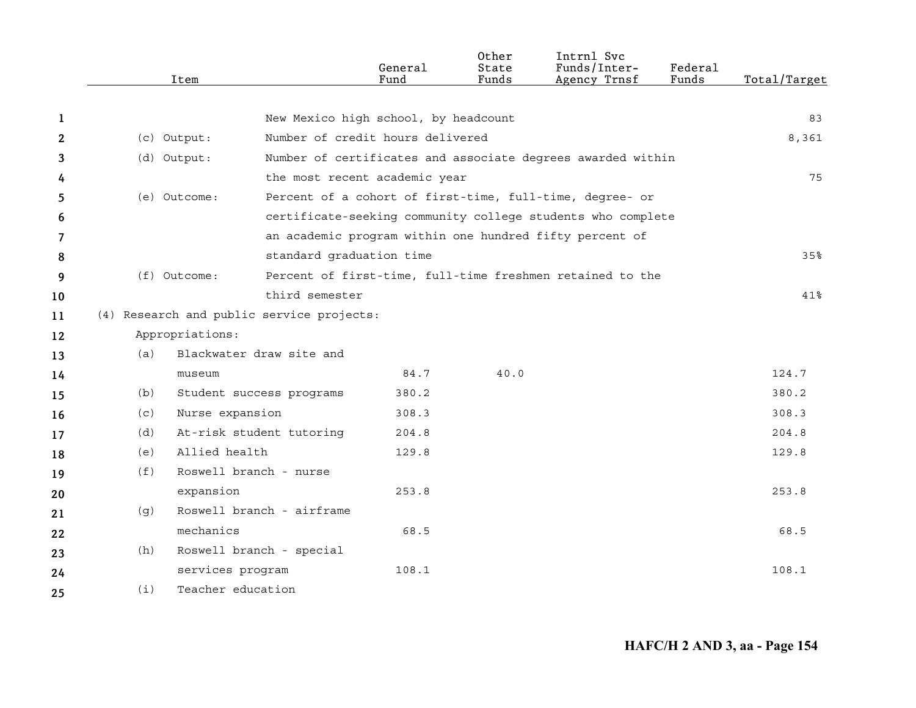| Item | | General Fund | Other State Funds | Intrnl Svc Funds/Inter-Agency Trnsf | Federal Funds | Total/Target |
|---|---|---|---|---|---|---|
| | New Mexico high school, by headcount | | | | | 83 |
| (c) Output: | Number of credit hours delivered | | | | | 8,361 |
| (d) Output: | Number of certificates and associate degrees awarded within the most recent academic year | | | | | 75 |
| (e) Outcome: | Percent of a cohort of first-time, full-time, degree- or certificate-seeking community college students who complete an academic program within one hundred fifty percent of standard graduation time | | | | | 35% |
| (f) Outcome: | Percent of first-time, full-time freshmen retained to the third semester | | | | | 41% |
| (4) Research and public service projects: | | | | | | |
| Appropriations: | | | | | | |
| (a) | Blackwater draw site and museum | 84.7 | 40.0 | | | 124.7 |
| (b) | Student success programs | 380.2 | | | | 380.2 |
| (c) | Nurse expansion | 308.3 | | | | 308.3 |
| (d) | At-risk student tutoring | 204.8 | | | | 204.8 |
| (e) | Allied health | 129.8 | | | | 129.8 |
| (f) | Roswell branch - nurse expansion | 253.8 | | | | 253.8 |
| (g) | Roswell branch - airframe mechanics | 68.5 | | | | 68.5 |
| (h) | Roswell branch - special services program | 108.1 | | | | 108.1 |
| (i) | Teacher education | | | | | |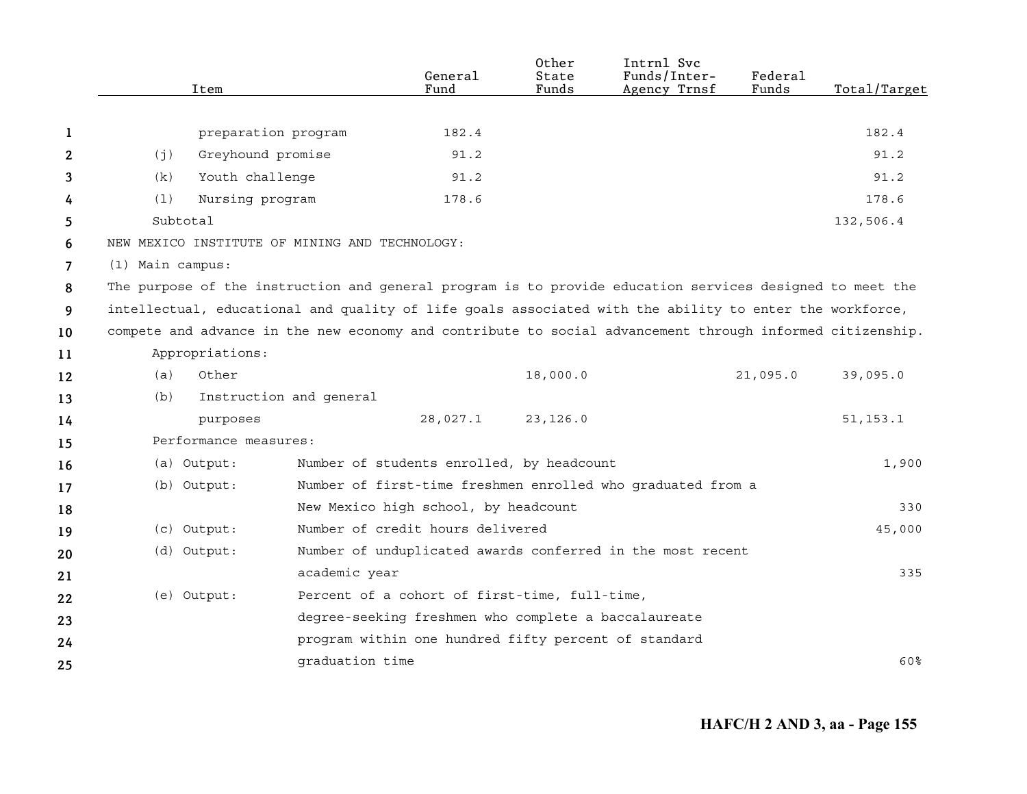| Item | General Fund | Other State Funds | Intrnl Svc Funds/Inter-Agency Trnsf | Federal Funds | Total/Target |
|---|---|---|---|---|---|
| preparation program | 182.4 | | | | 182.4 |
| (j) Greyhound promise | 91.2 | | | | 91.2 |
| (k) Youth challenge | 91.2 | | | | 91.2 |
| (l) Nursing program | 178.6 | | | | 178.6 |
| Subtotal | | | | | 132,506.4 |

NEW MEXICO INSTITUTE OF MINING AND TECHNOLOGY:

(1) Main campus:

The purpose of the instruction and general program is to provide education services designed to meet the intellectual, educational and quality of life goals associated with the ability to enter the workforce, compete and advance in the new economy and contribute to social advancement through informed citizenship.

| Item | General Fund | Other State Funds | Intrnl Svc Funds/Inter-Agency Trnsf | Federal Funds | Total/Target |
|---|---|---|---|---|---|
| Appropriations: | | | | | |
| (a) Other | | 18,000.0 | | 21,095.0 | 39,095.0 |
| (b) Instruction and general purposes | 28,027.1 | 23,126.0 | | | 51,153.1 |

Performance measures:

| Measure | Description | Target |
|---|---|---|
| (a) Output: | Number of students enrolled, by headcount | 1,900 |
| (b) Output: | Number of first-time freshmen enrolled who graduated from a New Mexico high school, by headcount | 330 |
| (c) Output: | Number of credit hours delivered | 45,000 |
| (d) Output: | Number of unduplicated awards conferred in the most recent academic year | 335 |
| (e) Output: | Percent of a cohort of first-time, full-time, degree-seeking freshmen who complete a baccalaureate program within one hundred fifty percent of standard graduation time | 60% |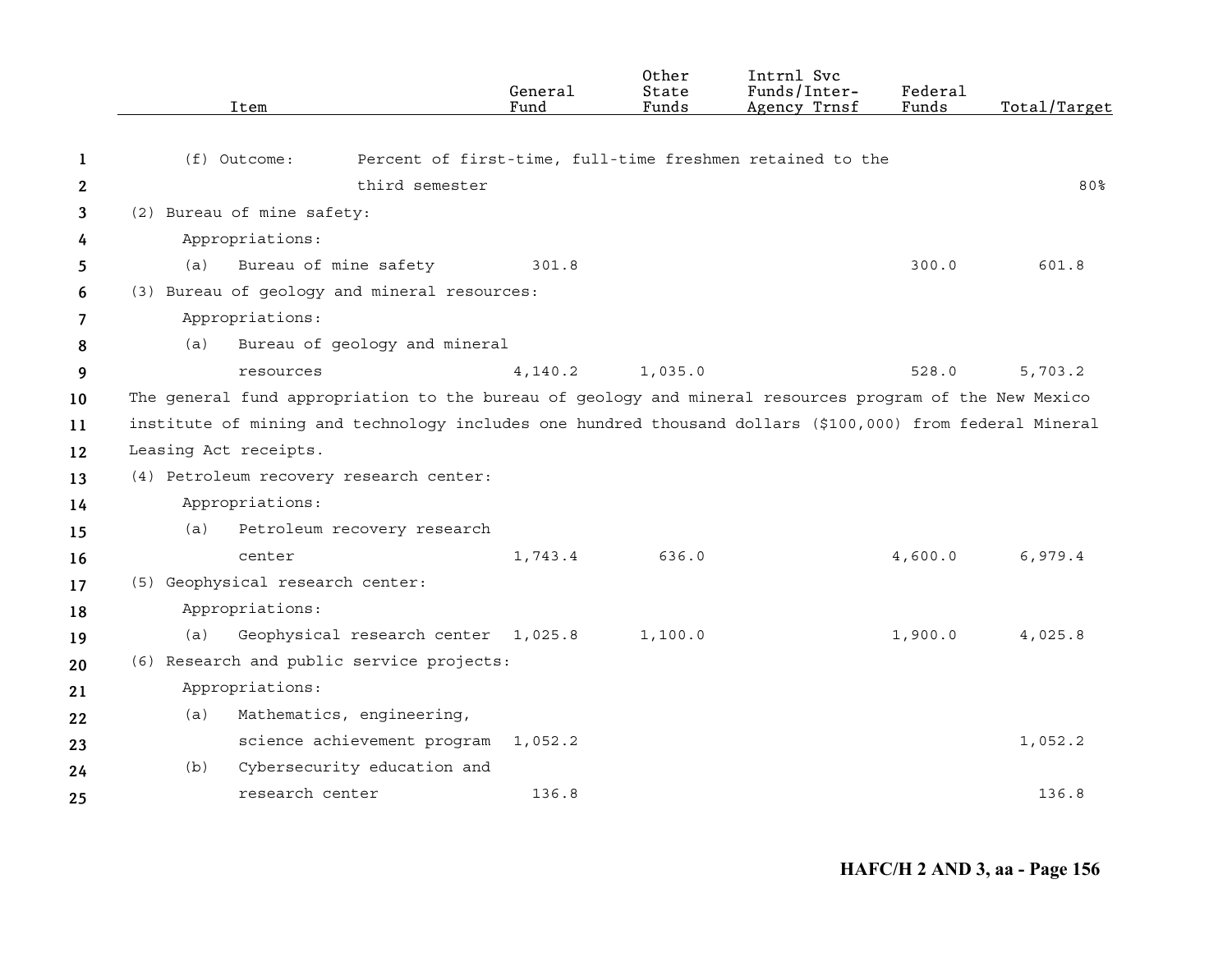| Item | General Fund | Other State Funds | Intrnl Svc Funds/Inter-Agency Trnsf | Federal Funds | Total/Target |
|---|---|---|---|---|---|
| (f) Outcome: Percent of first-time, full-time freshmen retained to the third semester | | | | | 80% |
| (2) Bureau of mine safety: | | | | | |
| Appropriations: | | | | | |
| (a) Bureau of mine safety | 301.8 | | | 300.0 | 601.8 |
| (3) Bureau of geology and mineral resources: | | | | | |
| Appropriations: | | | | | |
| (a) Bureau of geology and mineral resources | 4,140.2 | 1,035.0 | | 528.0 | 5,703.2 |

The general fund appropriation to the bureau of geology and mineral resources program of the New Mexico institute of mining and technology includes one hundred thousand dollars ($100,000) from federal Mineral Leasing Act receipts.

| Item | General Fund | Other State Funds | Intrnl Svc Funds/Inter-Agency Trnsf | Federal Funds | Total/Target |
|---|---|---|---|---|---|
| (4) Petroleum recovery research center: | | | | | |
| Appropriations: | | | | | |
| (a) Petroleum recovery research center | 1,743.4 | 636.0 | | 4,600.0 | 6,979.4 |
| (5) Geophysical research center: | | | | | |
| Appropriations: | | | | | |
| (a) Geophysical research center | 1,025.8 | 1,100.0 | | 1,900.0 | 4,025.8 |
| (6) Research and public service projects: | | | | | |
| Appropriations: | | | | | |
| (a) Mathematics, engineering, science achievement program | 1,052.2 | | | | 1,052.2 |
| (b) Cybersecurity education and research center | 136.8 | | | | 136.8 |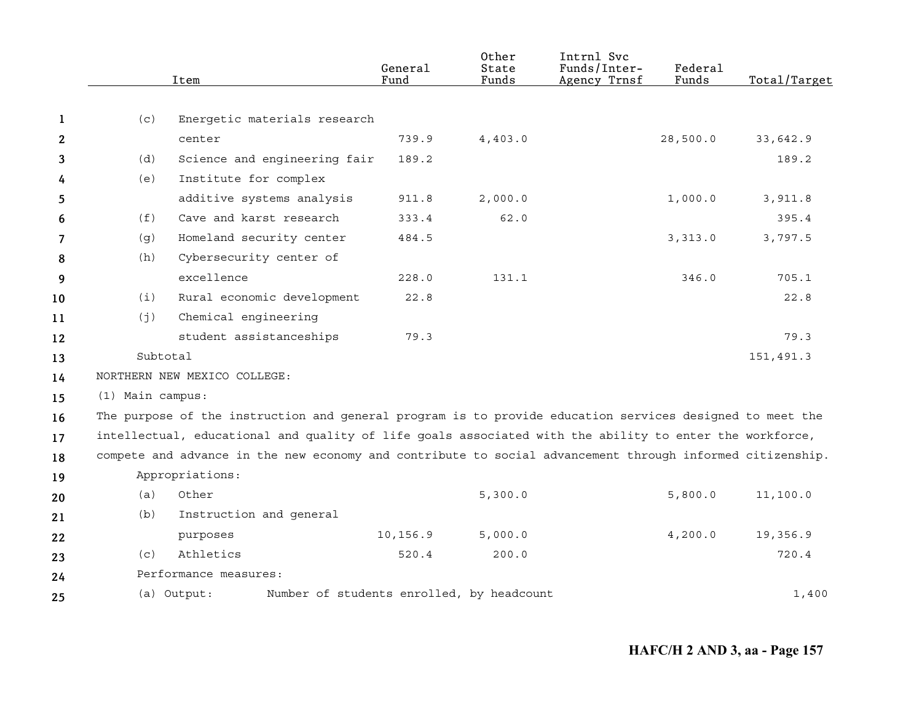| Item | General Fund | Other State Funds | Intrnl Svc Funds/Inter-Agency Trnsf | Federal Funds | Total/Target |
|---|---|---|---|---|---|
| (c) Energetic materials research center | 739.9 | 4,403.0 | | 28,500.0 | 33,642.9 |
| (d) Science and engineering fair | 189.2 | | | | 189.2 |
| (e) Institute for complex additive systems analysis | 911.8 | 2,000.0 | | 1,000.0 | 3,911.8 |
| (f) Cave and karst research | 333.4 | 62.0 | | | 395.4 |
| (g) Homeland security center | 484.5 | | | 3,313.0 | 3,797.5 |
| (h) Cybersecurity center of excellence | 228.0 | 131.1 | | 346.0 | 705.1 |
| (i) Rural economic development | 22.8 | | | | 22.8 |
| (j) Chemical engineering student assistanceships | 79.3 | | | | 79.3 |
| Subtotal | | | | | 151,491.3 |

NORTHERN NEW MEXICO COLLEGE:

(1) Main campus:

The purpose of the instruction and general program is to provide education services designed to meet the intellectual, educational and quality of life goals associated with the ability to enter the workforce, compete and advance in the new economy and contribute to social advancement through informed citizenship.

Appropriations:

| Item | General Fund | Other State Funds | Intrnl Svc Funds/Inter-Agency Trnsf | Federal Funds | Total/Target |
|---|---|---|---|---|---|
| (a) Other | | 5,300.0 | | 5,800.0 | 11,100.0 |
| (b) Instruction and general purposes | 10,156.9 | 5,000.0 | | 4,200.0 | 19,356.9 |
| (c) Athletics | 520.4 | 200.0 | | | 720.4 |

Performance measures:

| | | |
|---|---|---|
| (a) Output: | Number of students enrolled, by headcount | 1,400 |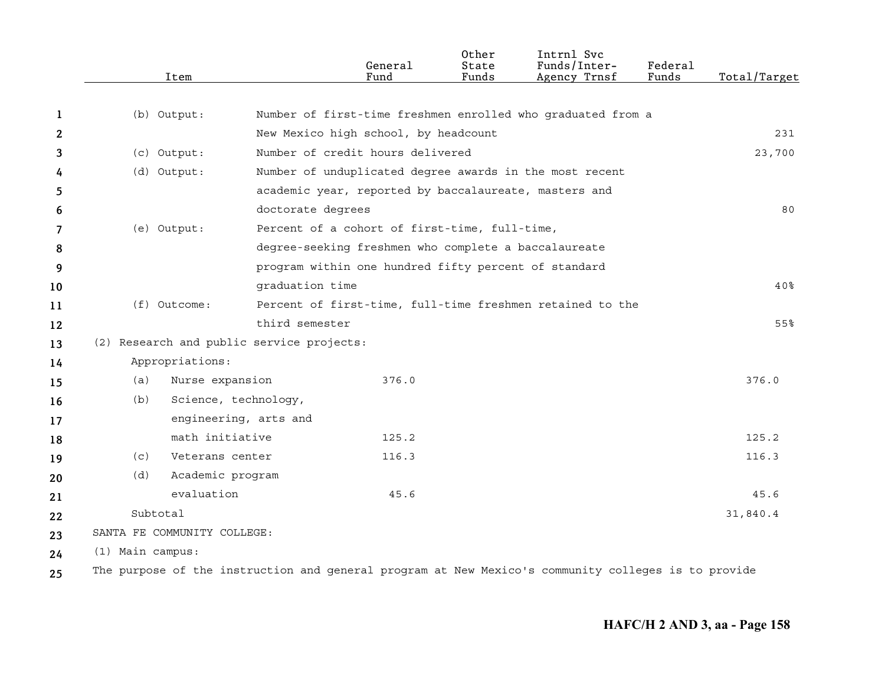| Item | | General Fund | Other State Funds | Intrnl Svc Funds/Inter-Agency Trnsf | Federal Funds | Total/Target |
|---|---|---|---|---|---|---|
| (b) Output: | Number of first-time freshmen enrolled who graduated from a New Mexico high school, by headcount | | | | | 231 |
| (c) Output: | Number of credit hours delivered | | | | | 23,700 |
| (d) Output: | Number of unduplicated degree awards in the most recent academic year, reported by baccalaureate, masters and doctorate degrees | | | | | 80 |
| (e) Output: | Percent of a cohort of first-time, full-time, degree-seeking freshmen who complete a baccalaureate program within one hundred fifty percent of standard graduation time | | | | | 40% |
| (f) Outcome: | Percent of first-time, full-time freshmen retained to the third semester | | | | | 55% |
| (2) Research and public service projects: | | | | | | |
| Appropriations: | | | | | | |
| (a) Nurse expansion | | 376.0 | | | | 376.0 |
| (b) Science, technology, engineering, arts and math initiative | | 125.2 | | | | 125.2 |
| (c) Veterans center | | 116.3 | | | | 116.3 |
| (d) Academic program evaluation | | 45.6 | | | | 45.6 |
| Subtotal | | | | | | 31,840.4 |

SANTA FE COMMUNITY COLLEGE:

(1) Main campus:

The purpose of the instruction and general program at New Mexico's community colleges is to provide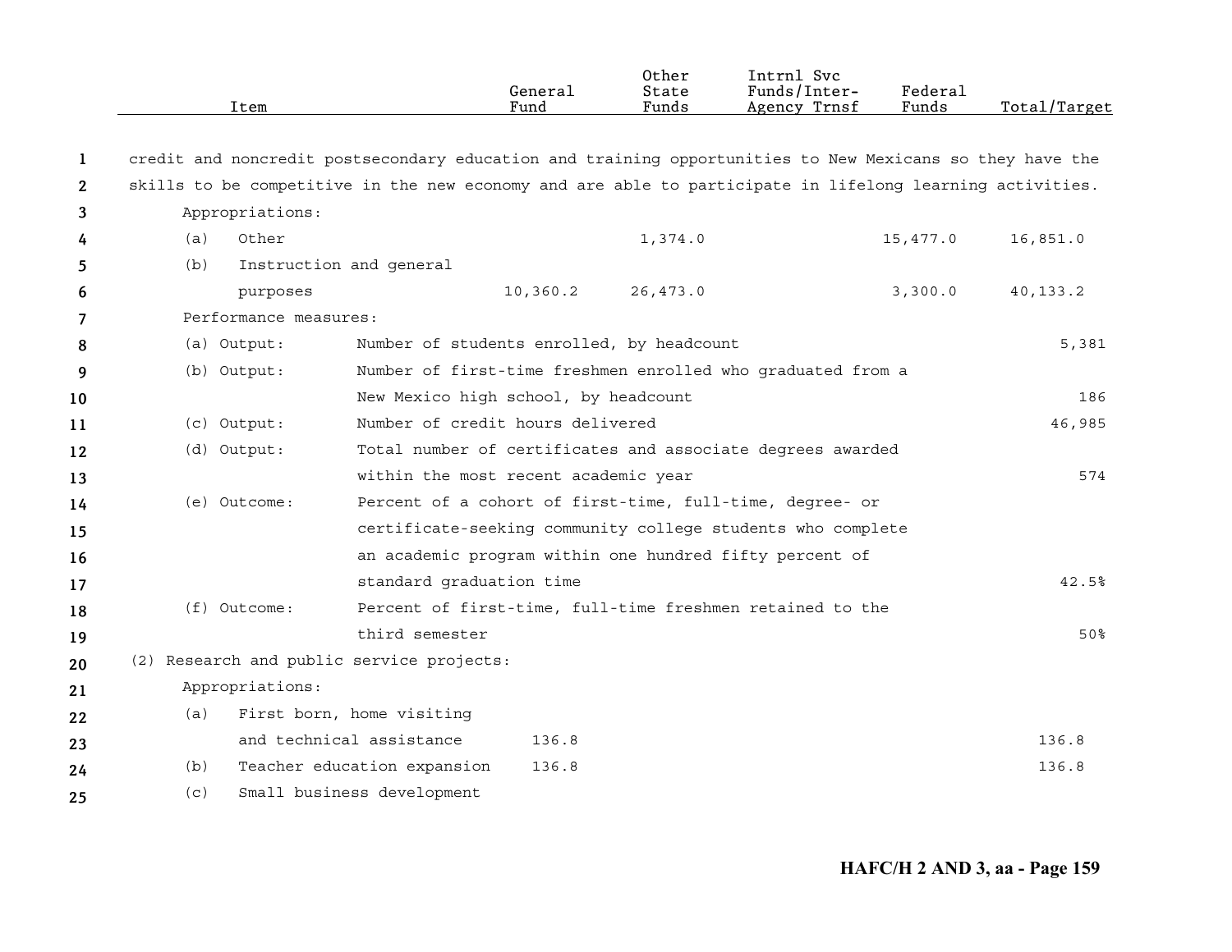| Item | General Fund | Other State Funds | Intrnl Svc Funds/Inter-Agency Trnsf | Federal Funds | Total/Target |
|---|---|---|---|---|---|

credit and noncredit postsecondary education and training opportunities to New Mexicans so they have the skills to be competitive in the new economy and are able to participate in lifelong learning activities.

Appropriations:

| Item | General Fund | Other State Funds | Intrnl Svc Funds/Inter-Agency Trnsf | Federal Funds | Total/Target |
|---|---|---|---|---|---|
| (a) Other | | 1,374.0 | | 15,477.0 | 16,851.0 |
| (b) Instruction and general purposes | 10,360.2 | 26,473.0 | | 3,300.0 | 40,133.2 |

Performance measures:

| Measure | Description | Target |
|---|---|---|
| (a) Output: | Number of students enrolled, by headcount | 5,381 |
| (b) Output: | Number of first-time freshmen enrolled who graduated from a New Mexico high school, by headcount | 186 |
| (c) Output: | Number of credit hours delivered | 46,985 |
| (d) Output: | Total number of certificates and associate degrees awarded within the most recent academic year | 574 |
| (e) Outcome: | Percent of a cohort of first-time, full-time, degree- or certificate-seeking community college students who complete an academic program within one hundred fifty percent of standard graduation time | 42.5% |
| (f) Outcome: | Percent of first-time, full-time freshmen retained to the third semester | 50% |

(2) Research and public service projects:

Appropriations:

| Item | General Fund | Other State Funds | Intrnl Svc Funds/Inter-Agency Trnsf | Federal Funds | Total/Target |
|---|---|---|---|---|---|
| (a) First born, home visiting and technical assistance | 136.8 | | | | 136.8 |
| (b) Teacher education expansion | 136.8 | | | | 136.8 |
| (c) Small business development | | | | | |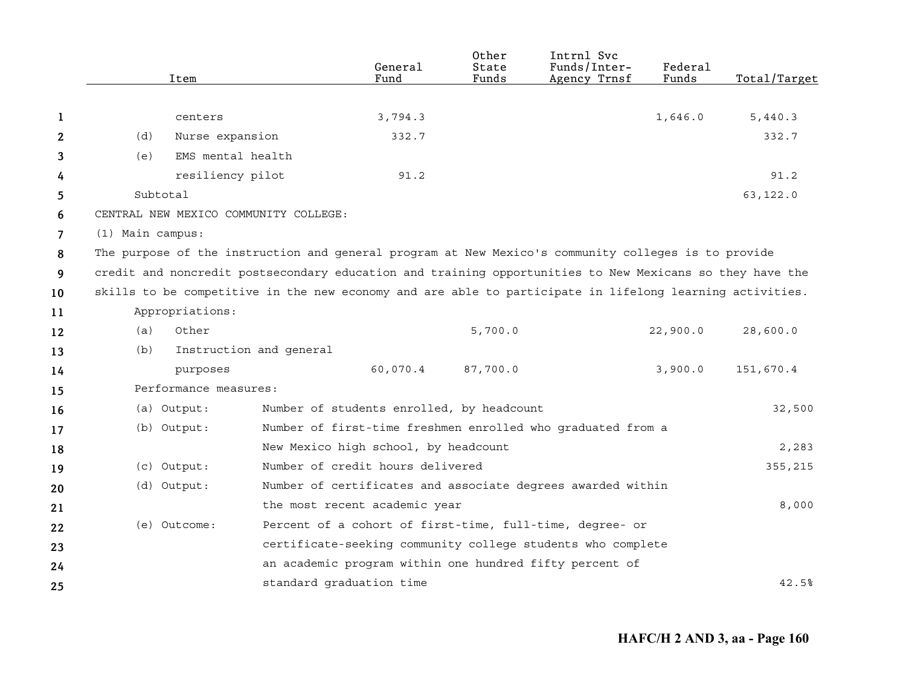| Item | General Fund | Other State Funds | Intrnl Svc Funds/Inter-Agency Trnsf | Federal Funds | Total/Target |
|---|---|---|---|---|---|
| centers | 3,794.3 | | | 1,646.0 | 5,440.3 |
| (d) Nurse expansion | 332.7 | | | | 332.7 |
| (e) EMS mental health resiliency pilot | 91.2 | | | | 91.2 |
| Subtotal | | | | | 63,122.0 |

CENTRAL NEW MEXICO COMMUNITY COLLEGE:

(1) Main campus:

The purpose of the instruction and general program at New Mexico's community colleges is to provide credit and noncredit postsecondary education and training opportunities to New Mexicans so they have the skills to be competitive in the new economy and are able to participate in lifelong learning activities.

Appropriations:

| Item | General Fund | Other State Funds | Intrnl Svc Funds/Inter-Agency Trnsf | Federal Funds | Total/Target |
|---|---|---|---|---|---|
| (a) Other | | 5,700.0 | | 22,900.0 | 28,600.0 |
| (b) Instruction and general purposes | 60,070.4 | 87,700.0 | | 3,900.0 | 151,670.4 |

Performance measures:

| Measure | Description | Target |
|---|---|---|
| (a) Output: | Number of students enrolled, by headcount | 32,500 |
| (b) Output: | Number of first-time freshmen enrolled who graduated from a New Mexico high school, by headcount | 2,283 |
| (c) Output: | Number of credit hours delivered | 355,215 |
| (d) Output: | Number of certificates and associate degrees awarded within the most recent academic year | 8,000 |
| (e) Outcome: | Percent of a cohort of first-time, full-time, degree- or certificate-seeking community college students who complete an academic program within one hundred fifty percent of standard graduation time | 42.5% |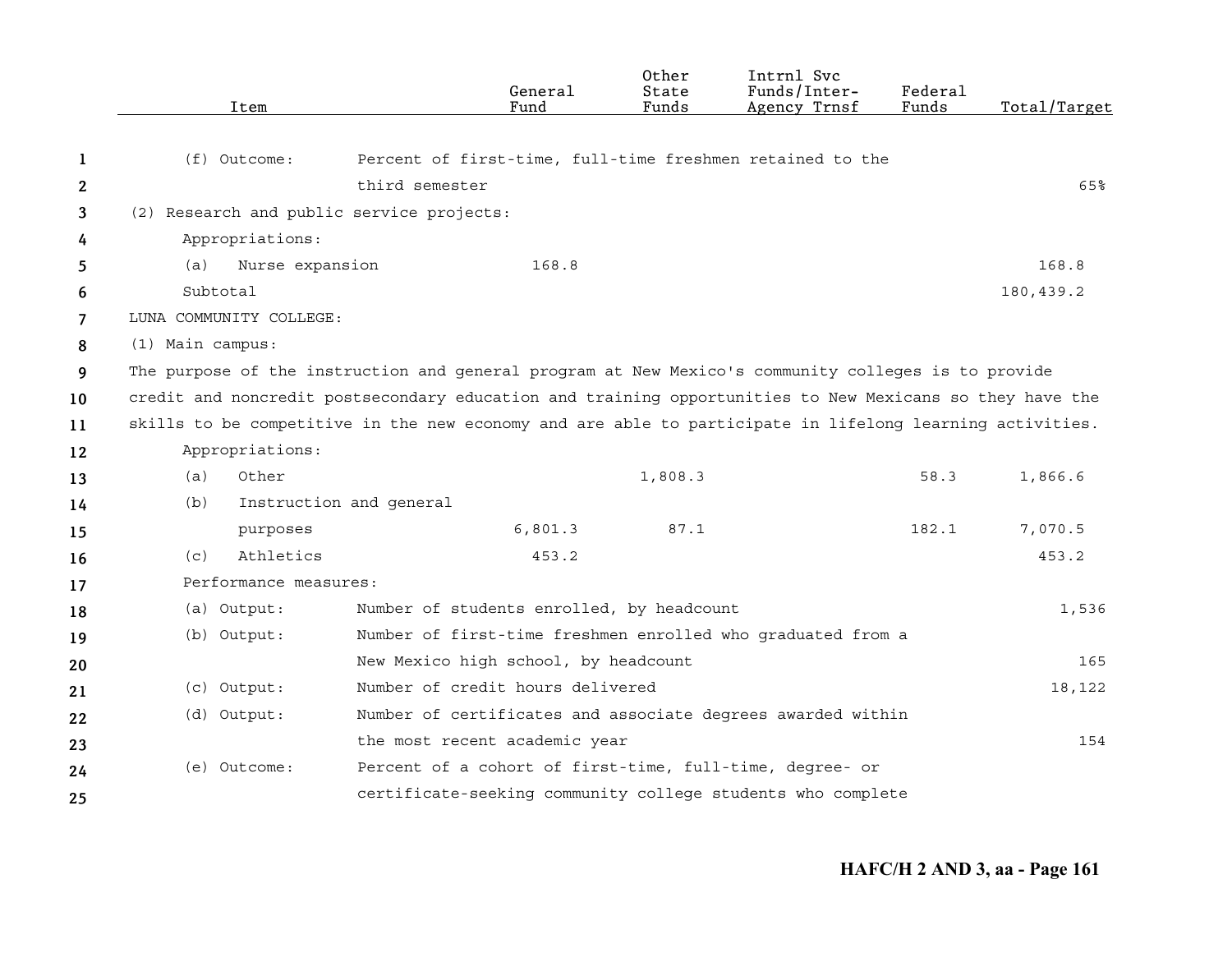| Item | General Fund | Other State Funds | Intrnl Svc Funds/Inter-Agency Trnsf | Federal Funds | Total/Target |
|---|---|---|---|---|---|
| (f) Outcome: Percent of first-time, full-time freshmen retained to the third semester | | | | | 65% |
| (2) Research and public service projects: | | | | | |
| Appropriations: | | | | | |
| (a) Nurse expansion | 168.8 | | | | 168.8 |
| Subtotal | | | | | 180,439.2 |
| LUNA COMMUNITY COLLEGE: | | | | | |
| (1) Main campus: | | | | | |

The purpose of the instruction and general program at New Mexico's community colleges is to provide credit and noncredit postsecondary education and training opportunities to New Mexicans so they have the skills to be competitive in the new economy and are able to participate in lifelong learning activities.

| Item | General Fund | Other State Funds | Intrnl Svc Funds/Inter-Agency Trnsf | Federal Funds | Total/Target |
|---|---|---|---|---|---|
| Appropriations: | | | | | |
| (a) Other | | 1,808.3 | | 58.3 | 1,866.6 |
| (b) Instruction and general purposes | 6,801.3 | 87.1 | | 182.1 | 7,070.5 |
| (c) Athletics | 453.2 | | | | 453.2 |
| Performance measures: | | | | | |
| (a) Output: Number of students enrolled, by headcount | | | | | 1,536 |
| (b) Output: Number of first-time freshmen enrolled who graduated from a New Mexico high school, by headcount | | | | | 165 |
| (c) Output: Number of credit hours delivered | | | | | 18,122 |
| (d) Output: Number of certificates and associate degrees awarded within the most recent academic year | | | | | 154 |
| (e) Outcome: Percent of a cohort of first-time, full-time, degree- or certificate-seeking community college students who complete | | | | | |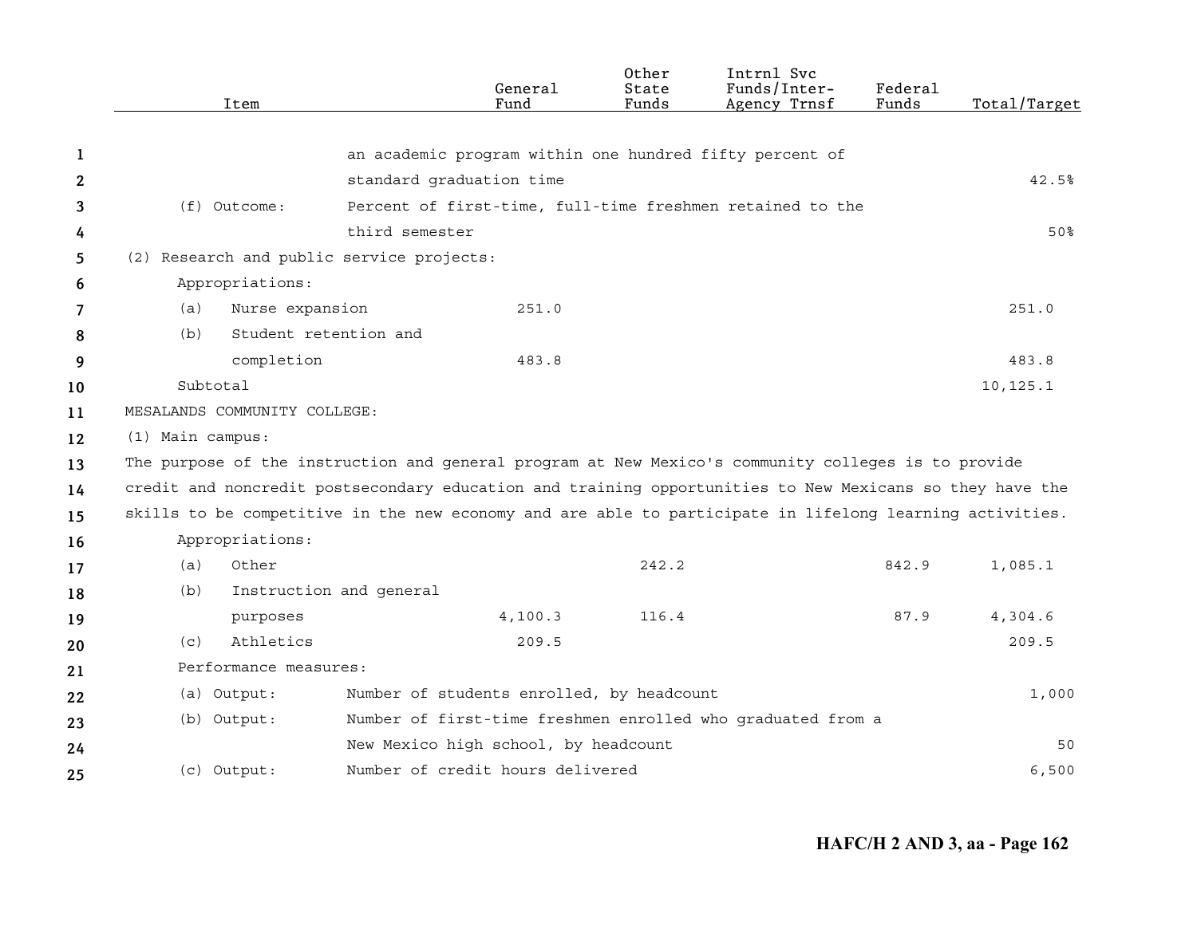| Item | | General Fund | Other State Funds | Intrnl Svc Funds/Inter-Agency Trnsf | Federal Funds | Total/Target |
|---|---|---|---|---|---|---|
| | an academic program within one hundred fifty percent of standard graduation time | | | | | 42.5% |
| (f) Outcome: | Percent of first-time, full-time freshmen retained to the third semester | | | | | 50% |
| (2) Research and public service projects: | | | | | | |
| Appropriations: | | | | | | |
| (a) Nurse expansion | | 251.0 | | | | 251.0 |
| (b) Student retention and completion | | 483.8 | | | | 483.8 |
| Subtotal | | | | | | 10,125.1 |
| MESALANDS COMMUNITY COLLEGE: | | | | | | |
| (1) Main campus: | | | | | | |

The purpose of the instruction and general program at New Mexico's community colleges is to provide credit and noncredit postsecondary education and training opportunities to New Mexicans so they have the skills to be competitive in the new economy and are able to participate in lifelong learning activities.

| Item | | General Fund | Other State Funds | Intrnl Svc Funds/Inter-Agency Trnsf | Federal Funds | Total/Target |
|---|---|---|---|---|---|---|
| Appropriations: | | | | | | |
| (a) Other | | | 242.2 | | 842.9 | 1,085.1 |
| (b) Instruction and general purposes | | 4,100.3 | 116.4 | | 87.9 | 4,304.6 |
| (c) Athletics | | 209.5 | | | | 209.5 |
| Performance measures: | | | | | | |
| (a) Output: | Number of students enrolled, by headcount | | | | | 1,000 |
| (b) Output: | Number of first-time freshmen enrolled who graduated from a New Mexico high school, by headcount | | | | | 50 |
| (c) Output: | Number of credit hours delivered | | | | | 6,500 |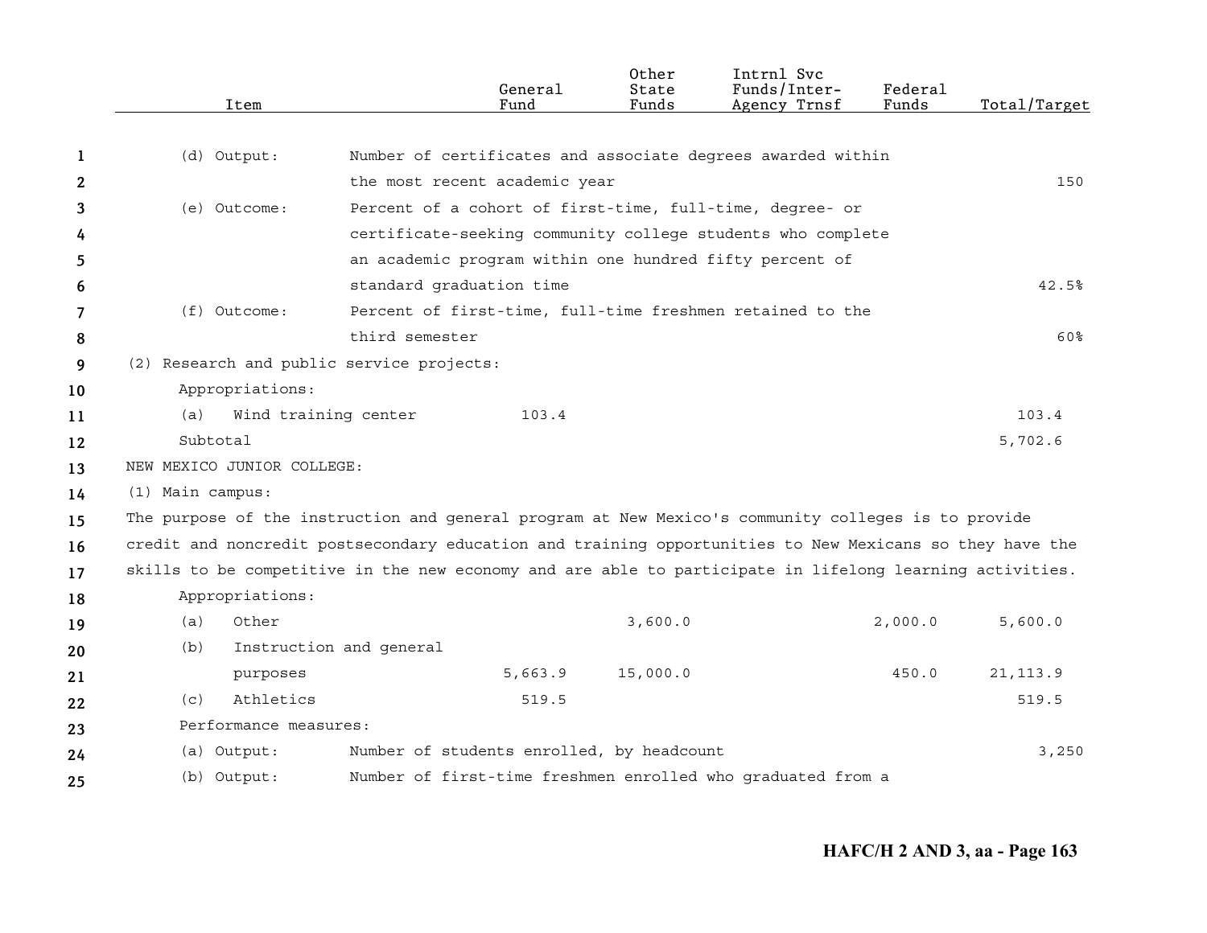| Item | | General Fund | Other State Funds | Intrnl Svc Funds/Inter-Agency Trnsf | Federal Funds | Total/Target |
|---|---|---|---|---|---|---|
| (d) Output: | Number of certificates and associate degrees awarded within the most recent academic year | | | | | 150 |
| (e) Outcome: | Percent of a cohort of first-time, full-time, degree- or certificate-seeking community college students who complete an academic program within one hundred fifty percent of standard graduation time | | | | | 42.5% |
| (f) Outcome: | Percent of first-time, full-time freshmen retained to the third semester | | | | | 60% |
| (2) Research and public service projects: | | | | | | |
| Appropriations: | | | | | | |
| (a) Wind training center | | 103.4 | | | | 103.4 |
| Subtotal | | | | | | 5,702.6 |
| NEW MEXICO JUNIOR COLLEGE: | | | | | | |
| (1) Main campus: | | | | | | |

The purpose of the instruction and general program at New Mexico's community colleges is to provide credit and noncredit postsecondary education and training opportunities to New Mexicans so they have the skills to be competitive in the new economy and are able to participate in lifelong learning activities.

| Item | | General Fund | Other State Funds | Intrnl Svc Funds/Inter-Agency Trnsf | Federal Funds | Total/Target |
|---|---|---|---|---|---|---|
| Appropriations: | | | | | | |
| (a) Other | | | 3,600.0 | | 2,000.0 | 5,600.0 |
| (b) Instruction and general purposes | | 5,663.9 | 15,000.0 | | 450.0 | 21,113.9 |
| (c) Athletics | | 519.5 | | | | 519.5 |
| Performance measures: | | | | | | |
| (a) Output: | Number of students enrolled, by headcount | | | | | 3,250 |
| (b) Output: | Number of first-time freshmen enrolled who graduated from a | | | | | |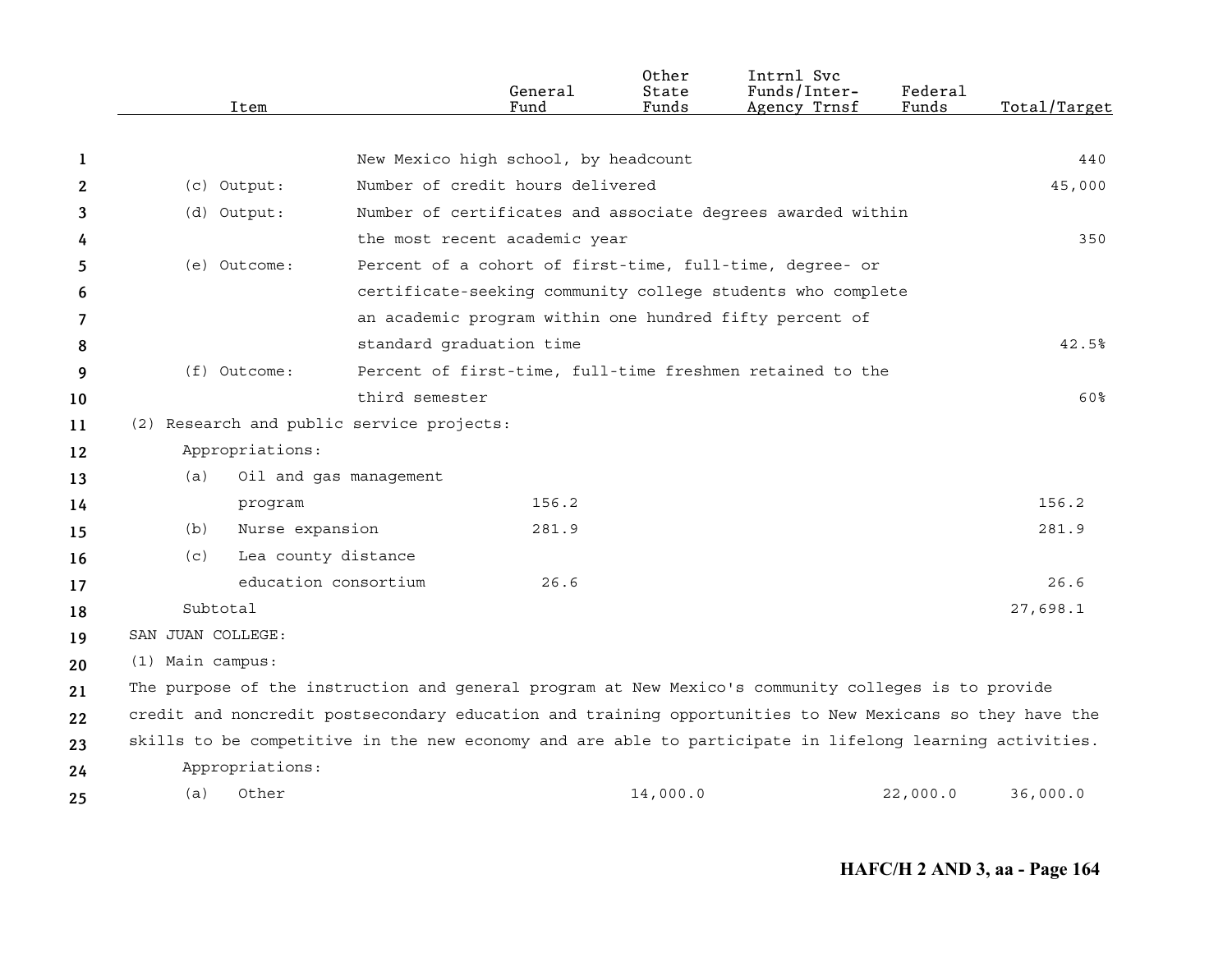| Item | | General Fund | Other State Funds | Intrnl Svc Funds/Inter-Agency Trnsf | Federal Funds | Total/Target |
|---|---|---|---|---|---|---|
| | New Mexico high school, by headcount | | | | | 440 |
| (c) Output: | Number of credit hours delivered | | | | | 45,000 |
| (d) Output: | Number of certificates and associate degrees awarded within the most recent academic year | | | | | 350 |
| (e) Outcome: | Percent of a cohort of first-time, full-time, degree- or certificate-seeking community college students who complete an academic program within one hundred fifty percent of standard graduation time | | | | | 42.5% |
| (f) Outcome: | Percent of first-time, full-time freshmen retained to the third semester | | | | | 60% |
| (2) Research and public service projects: | | | | | | |
| Appropriations: | | | | | | |
| (a) Oil and gas management program | | 156.2 | | | | 156.2 |
| (b) Nurse expansion | | 281.9 | | | | 281.9 |
| (c) Lea county distance education consortium | | 26.6 | | | | 26.6 |
| Subtotal | | | | | | 27,698.1 |

SAN JUAN COLLEGE:

(1) Main campus:

The purpose of the instruction and general program at New Mexico's community colleges is to provide credit and noncredit postsecondary education and training opportunities to New Mexicans so they have the skills to be competitive in the new economy and are able to participate in lifelong learning activities.

| Item | General Fund | Other State Funds | Intrnl Svc Funds/Inter-Agency Trnsf | Federal Funds | Total/Target |
|---|---|---|---|---|---|
| Appropriations: | | | | | |
| (a) Other | | 14,000.0 | | 22,000.0 | 36,000.0 |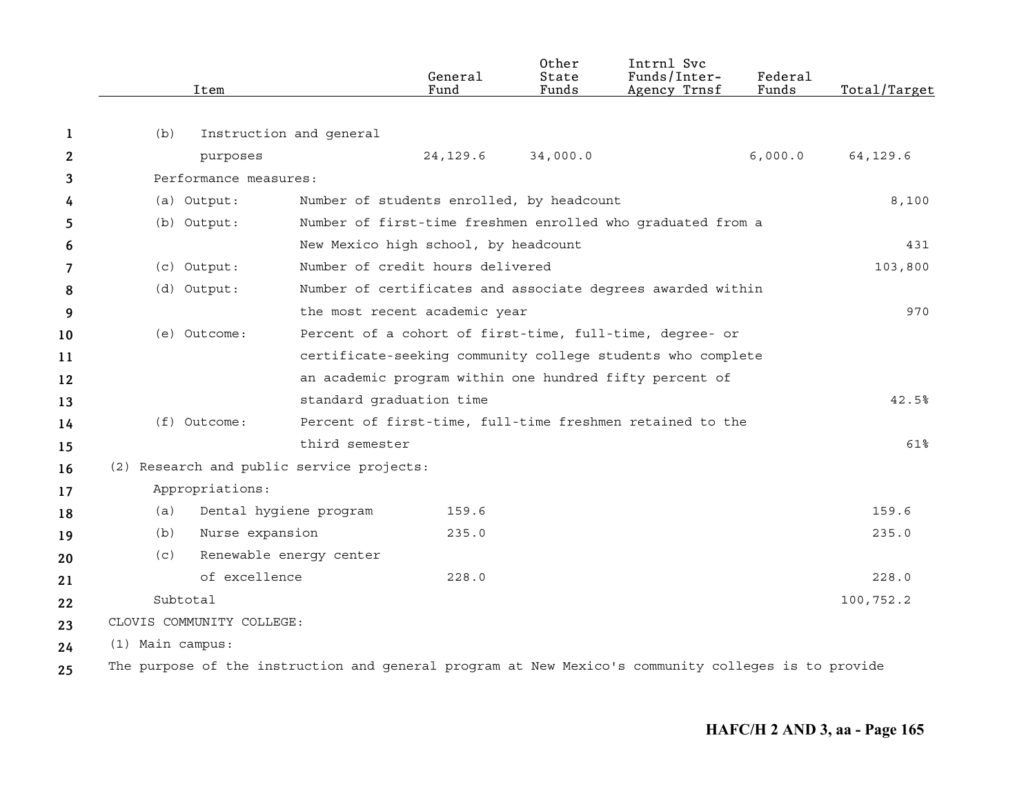| Item | General Fund | Other State Funds | Intrnl Svc Funds/Inter-Agency Trnsf | Federal Funds | Total/Target |
|---|---|---|---|---|---|
| (b) Instruction and general purposes | 24,129.6 | 34,000.0 | | 6,000.0 | 64,129.6 |
| Performance measures: | | | | | |
| (a) Output: Number of students enrolled, by headcount | | | | | 8,100 |
| (b) Output: Number of first-time freshmen enrolled who graduated from a New Mexico high school, by headcount | | | | | 431 |
| (c) Output: Number of credit hours delivered | | | | | 103,800 |
| (d) Output: Number of certificates and associate degrees awarded within the most recent academic year | | | | | 970 |
| (e) Outcome: Percent of a cohort of first-time, full-time, degree- or certificate-seeking community college students who complete an academic program within one hundred fifty percent of standard graduation time | | | | | 42.5% |
| (f) Outcome: Percent of first-time, full-time freshmen retained to the third semester | | | | | 61% |
| (2) Research and public service projects: | | | | | |
| Appropriations: | | | | | |
| (a) Dental hygiene program | 159.6 | | | | 159.6 |
| (b) Nurse expansion | 235.0 | | | | 235.0 |
| (c) Renewable energy center of excellence | 228.0 | | | | 228.0 |
| Subtotal | | | | | 100,752.2 |

CLOVIS COMMUNITY COLLEGE:

(1) Main campus:

The purpose of the instruction and general program at New Mexico's community colleges is to provide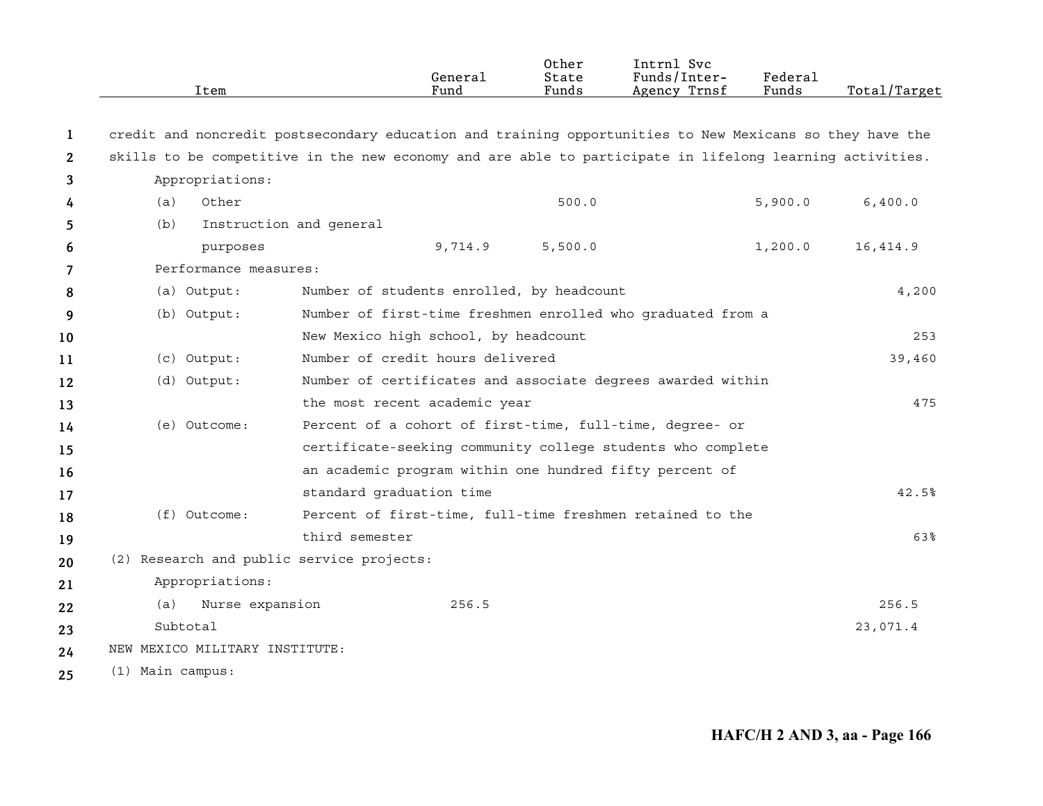| Item | General Fund | Other State Funds | Intrnl Svc Funds/Inter-Agency Trnsf | Federal Funds | Total/Target |
|---|---|---|---|---|---|
| credit and noncredit postsecondary education and training opportunities to New Mexicans so they have the skills to be competitive in the new economy and are able to participate in lifelong learning activities. | | | | | |
| Appropriations: | | | | | |
| (a) Other | | 500.0 | | 5,900.0 | 6,400.0 |
| (b) Instruction and general purposes | 9,714.9 | 5,500.0 | | 1,200.0 | 16,414.9 |
| Performance measures: | | | | | |
| (a) Output: Number of students enrolled, by headcount | | | | | 4,200 |
| (b) Output: Number of first-time freshmen enrolled who graduated from a New Mexico high school, by headcount | | | | | 253 |
| (c) Output: Number of credit hours delivered | | | | | 39,460 |
| (d) Output: Number of certificates and associate degrees awarded within the most recent academic year | | | | | 475 |
| (e) Outcome: Percent of a cohort of first-time, full-time, degree- or certificate-seeking community college students who complete an academic program within one hundred fifty percent of standard graduation time | | | | | 42.5% |
| (f) Outcome: Percent of first-time, full-time freshmen retained to the third semester | | | | | 63% |
| (2) Research and public service projects: | | | | | |
| Appropriations: | | | | | |
| (a) Nurse expansion | 256.5 | | | | 256.5 |
| Subtotal | | | | | 23,071.4 |
| NEW MEXICO MILITARY INSTITUTE: | | | | | |
| (1) Main campus: | | | | | |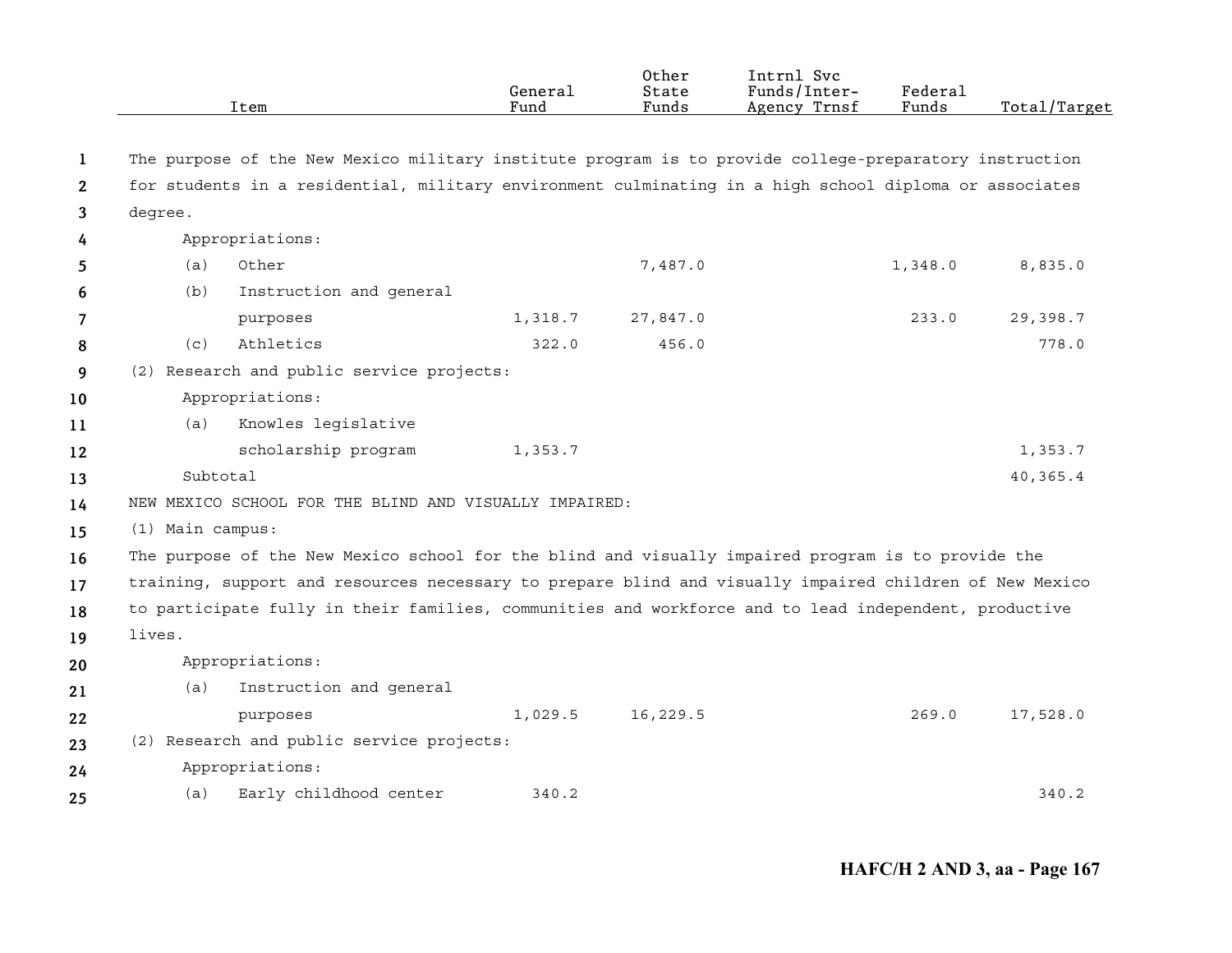| Item | General Fund | Other State Funds | Intrnl Svc Funds/Inter-Agency Trnsf | Federal Funds | Total/Target |
|---|---|---|---|---|---|
| The purpose of the New Mexico military institute program is to provide college-preparatory instruction for students in a residential, military environment culminating in a high school diploma or associates degree. | | | | | |
| Appropriations: | | | | | |
| (a) Other | | 7,487.0 | | 1,348.0 | 8,835.0 |
| (b) Instruction and general purposes | 1,318.7 | 27,847.0 | | 233.0 | 29,398.7 |
| (c) Athletics | 322.0 | 456.0 | | | 778.0 |
| (2) Research and public service projects: | | | | | |
| Appropriations: | | | | | |
| (a) Knowles legislative scholarship program | 1,353.7 | | | | 1,353.7 |
| Subtotal | | | | | 40,365.4 |
| NEW MEXICO SCHOOL FOR THE BLIND AND VISUALLY IMPAIRED: | | | | | |
| (1) Main campus: | | | | | |
| The purpose of the New Mexico school for the blind and visually impaired program is to provide the training, support and resources necessary to prepare blind and visually impaired children of New Mexico to participate fully in their families, communities and workforce and to lead independent, productive lives. | | | | | |
| Appropriations: | | | | | |
| (a) Instruction and general purposes | 1,029.5 | 16,229.5 | | 269.0 | 17,528.0 |
| (2) Research and public service projects: | | | | | |
| Appropriations: | | | | | |
| (a) Early childhood center | 340.2 | | | | 340.2 |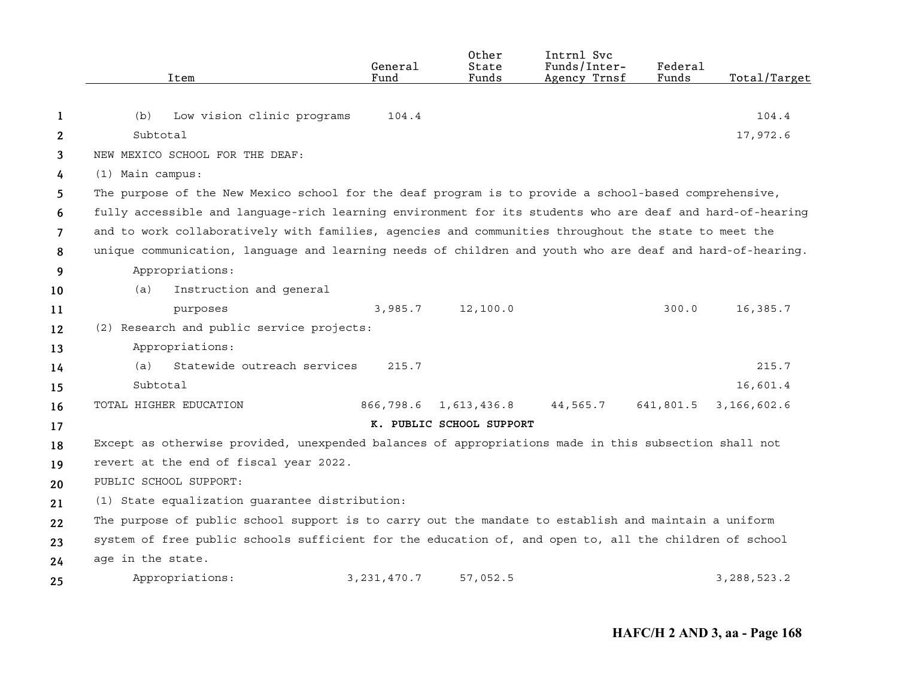| Item | General Fund | Other State Funds | Intrnl Svc Funds/Inter-Agency Trnsf | Federal Funds | Total/Target |
|---|---|---|---|---|---|
| (b) Low vision clinic programs | 104.4 | | | | 104.4 |
| Subtotal | | | | | 17,972.6 |

NEW MEXICO SCHOOL FOR THE DEAF:

(1) Main campus:

The purpose of the New Mexico school for the deaf program is to provide a school-based comprehensive, fully accessible and language-rich learning environment for its students who are deaf and hard-of-hearing and to work collaboratively with families, agencies and communities throughout the state to meet the unique communication, language and learning needs of children and youth who are deaf and hard-of-hearing.

| Item | General Fund | Other State Funds | Intrnl Svc Funds/Inter-Agency Trnsf | Federal Funds | Total/Target |
|---|---|---|---|---|---|
| Appropriations: | | | | | |
| (a) Instruction and general purposes | 3,985.7 | 12,100.0 | | 300.0 | 16,385.7 |

(2) Research and public service projects:

| Item | General Fund | Other State Funds | Intrnl Svc Funds/Inter-Agency Trnsf | Federal Funds | Total/Target |
|---|---|---|---|---|---|
| Appropriations: | | | | | |
| (a) Statewide outreach services | 215.7 | | | | 215.7 |
| Subtotal | | | | | 16,601.4 |
| TOTAL HIGHER EDUCATION | 866,798.6 | 1,613,436.8 | 44,565.7 | 641,801.5 | 3,166,602.6 |

## K. PUBLIC SCHOOL SUPPORT

Except as otherwise provided, unexpended balances of appropriations made in this subsection shall not revert at the end of fiscal year 2022.

PUBLIC SCHOOL SUPPORT:

(1) State equalization guarantee distribution:

The purpose of public school support is to carry out the mandate to establish and maintain a uniform system of free public schools sufficient for the education of, and open to, all the children of school age in the state.

| Item | General Fund | Other State Funds | Intrnl Svc Funds/Inter-Agency Trnsf | Federal Funds | Total/Target |
|---|---|---|---|---|---|
| Appropriations: | 3,231,470.7 | 57,052.5 | | | 3,288,523.2 |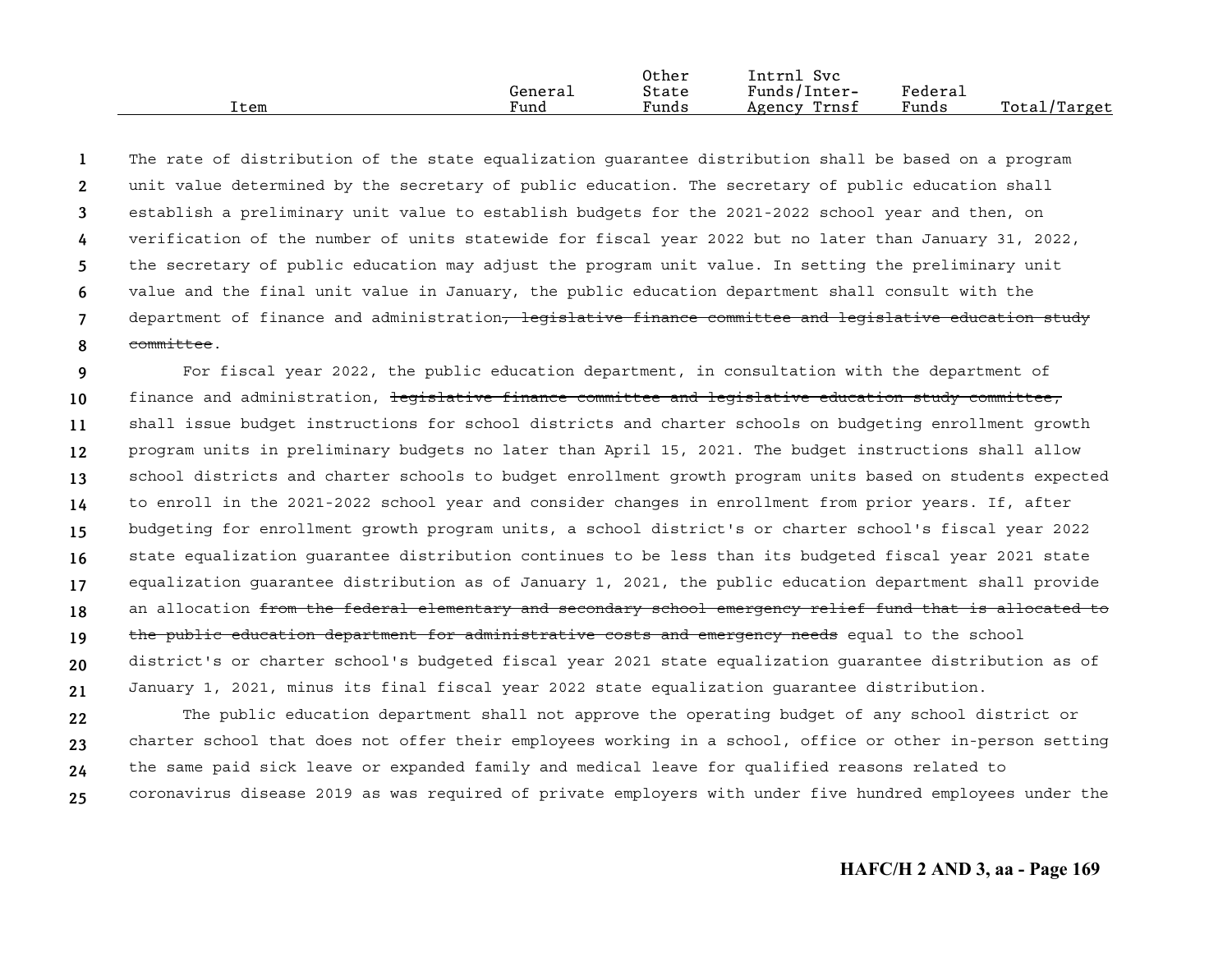The rate of distribution of the state equalization guarantee distribution shall be based on a program unit value determined by the secretary of public education. The secretary of public education shall establish a preliminary unit value to establish budgets for the 2021-2022 school year and then, on verification of the number of units statewide for fiscal year 2022 but no later than January 31, 2022, the secretary of public education may adjust the program unit value. In setting the preliminary unit value and the final unit value in January, the public education department shall consult with the department of finance and administration~~, legislative finance committee and legislative education study committee~~.

For fiscal year 2022, the public education department, in consultation with the department of finance and administration, ~~legislative finance committee and legislative education study committee,~~ shall issue budget instructions for school districts and charter schools on budgeting enrollment growth program units in preliminary budgets no later than April 15, 2021. The budget instructions shall allow school districts and charter schools to budget enrollment growth program units based on students expected to enroll in the 2021-2022 school year and consider changes in enrollment from prior years. If, after budgeting for enrollment growth program units, a school district's or charter school's fiscal year 2022 state equalization guarantee distribution continues to be less than its budgeted fiscal year 2021 state equalization guarantee distribution as of January 1, 2021, the public education department shall provide an allocation ~~from the federal elementary and secondary school emergency relief fund that is allocated to the public education department for administrative costs and emergency needs~~ equal to the school district's or charter school's budgeted fiscal year 2021 state equalization guarantee distribution as of January 1, 2021, minus its final fiscal year 2022 state equalization guarantee distribution.

The public education department shall not approve the operating budget of any school district or charter school that does not offer their employees working in a school, office or other in-person setting the same paid sick leave or expanded family and medical leave for qualified reasons related to coronavirus disease 2019 as was required of private employers with under five hundred employees under the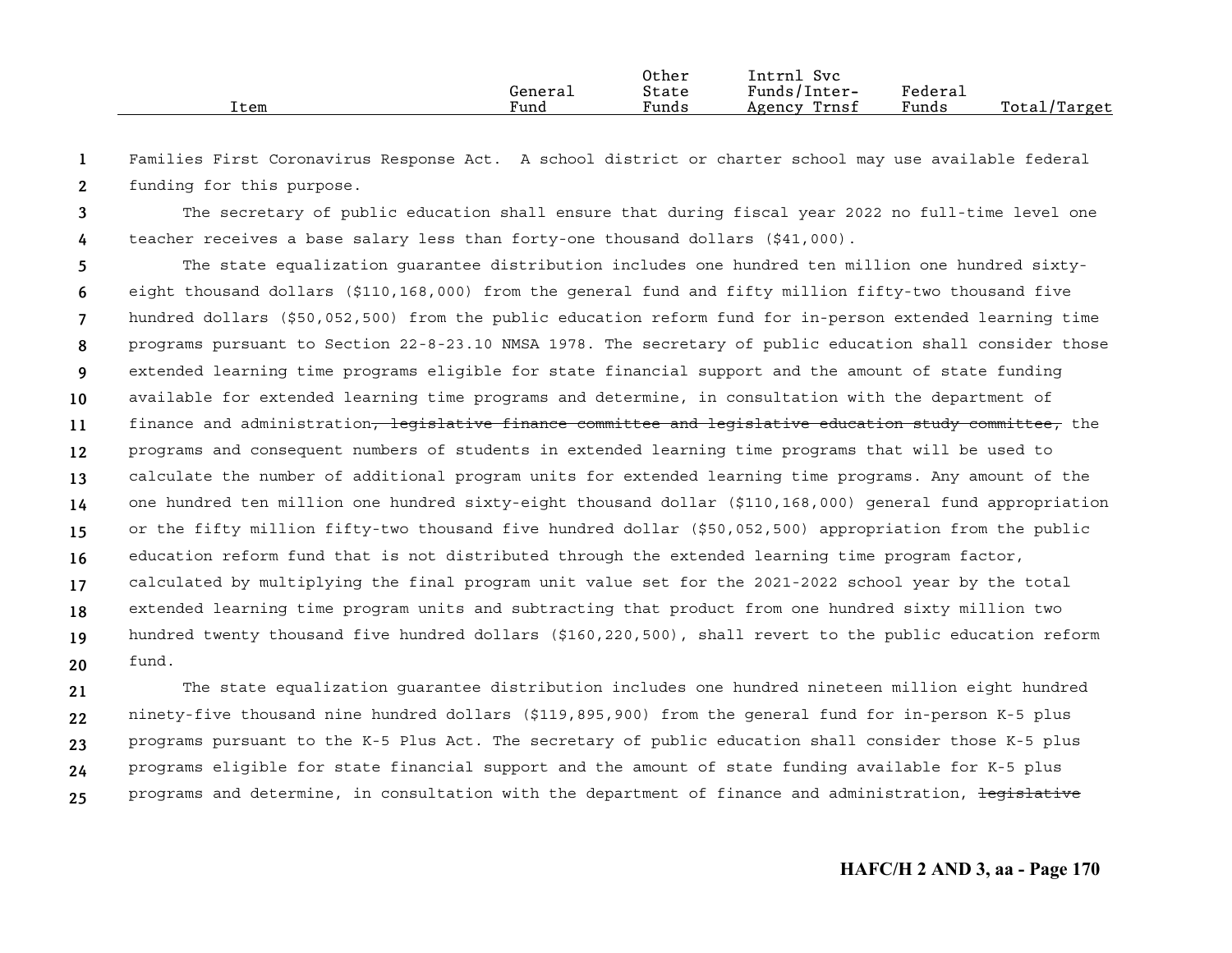| Item | General Fund | Other State Funds | Intrnl Svc Funds/Inter-Agency Trnsf | Federal Funds | Total/Target |
|---|---|---|---|---|---|

Families First Coronavirus Response Act. A school district or charter school may use available federal funding for this purpose.

The secretary of public education shall ensure that during fiscal year 2022 no full-time level one teacher receives a base salary less than forty-one thousand dollars ($41,000).

The state equalization guarantee distribution includes one hundred ten million one hundred sixty-eight thousand dollars ($110,168,000) from the general fund and fifty million fifty-two thousand five hundred dollars ($50,052,500) from the public education reform fund for in-person extended learning time programs pursuant to Section 22-8-23.10 NMSA 1978. The secretary of public education shall consider those extended learning time programs eligible for state financial support and the amount of state funding available for extended learning time programs and determine, in consultation with the department of finance and administration~~, legislative finance committee and legislative education study committee,~~ the programs and consequent numbers of students in extended learning time programs that will be used to calculate the number of additional program units for extended learning time programs. Any amount of the one hundred ten million one hundred sixty-eight thousand dollar ($110,168,000) general fund appropriation or the fifty million fifty-two thousand five hundred dollar ($50,052,500) appropriation from the public education reform fund that is not distributed through the extended learning time program factor, calculated by multiplying the final program unit value set for the 2021-2022 school year by the total extended learning time program units and subtracting that product from one hundred sixty million two hundred twenty thousand five hundred dollars ($160,220,500), shall revert to the public education reform fund.

The state equalization guarantee distribution includes one hundred nineteen million eight hundred ninety-five thousand nine hundred dollars ($119,895,900) from the general fund for in-person K-5 plus programs pursuant to the K-5 Plus Act. The secretary of public education shall consider those K-5 plus programs eligible for state financial support and the amount of state funding available for K-5 plus programs and determine, in consultation with the department of finance and administration, ~~legislative~~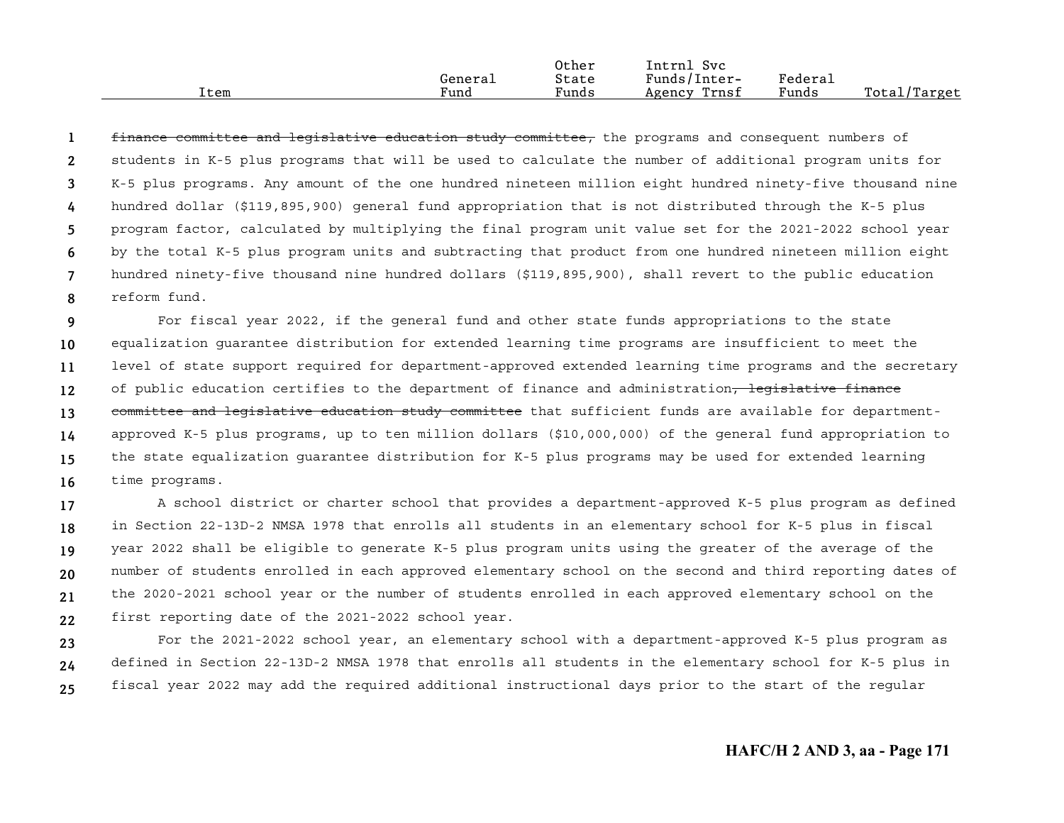~~finance committee and legislative education study committee,~~ the programs and consequent numbers of students in K-5 plus programs that will be used to calculate the number of additional program units for K-5 plus programs. Any amount of the one hundred nineteen million eight hundred ninety-five thousand nine hundred dollar ($119,895,900) general fund appropriation that is not distributed through the K-5 plus program factor, calculated by multiplying the final program unit value set for the 2021-2022 school year by the total K-5 plus program units and subtracting that product from one hundred nineteen million eight hundred ninety-five thousand nine hundred dollars ($119,895,900), shall revert to the public education reform fund.

For fiscal year 2022, if the general fund and other state funds appropriations to the state equalization guarantee distribution for extended learning time programs are insufficient to meet the level of state support required for department-approved extended learning time programs and the secretary of public education certifies to the department of finance and administration~~, legislative finance committee and legislative education study committee~~ that sufficient funds are available for department-approved K-5 plus programs, up to ten million dollars ($10,000,000) of the general fund appropriation to the state equalization guarantee distribution for K-5 plus programs may be used for extended learning time programs.

A school district or charter school that provides a department-approved K-5 plus program as defined in Section 22-13D-2 NMSA 1978 that enrolls all students in an elementary school for K-5 plus in fiscal year 2022 shall be eligible to generate K-5 plus program units using the greater of the average of the number of students enrolled in each approved elementary school on the second and third reporting dates of the 2020-2021 school year or the number of students enrolled in each approved elementary school on the first reporting date of the 2021-2022 school year.

For the 2021-2022 school year, an elementary school with a department-approved K-5 plus program as defined in Section 22-13D-2 NMSA 1978 that enrolls all students in the elementary school for K-5 plus in fiscal year 2022 may add the required additional instructional days prior to the start of the regular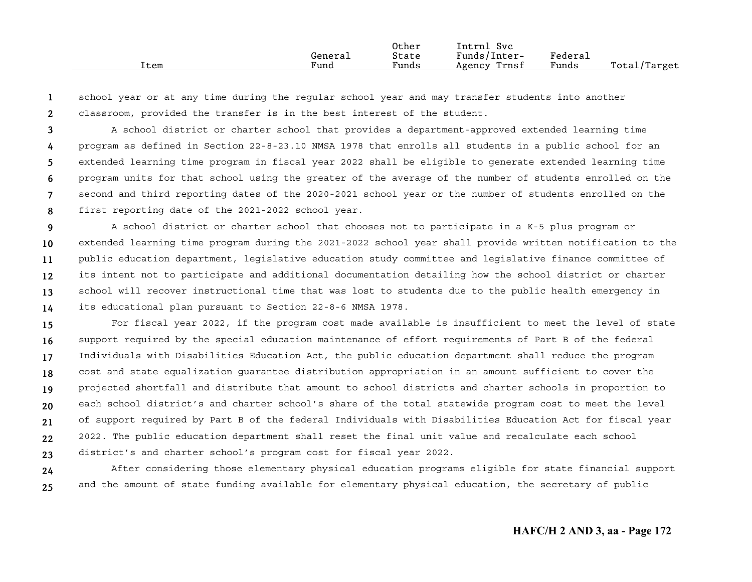school year or at any time during the regular school year and may transfer students into another classroom, provided the transfer is in the best interest of the student.

A school district or charter school that provides a department-approved extended learning time program as defined in Section 22-8-23.10 NMSA 1978 that enrolls all students in a public school for an extended learning time program in fiscal year 2022 shall be eligible to generate extended learning time program units for that school using the greater of the average of the number of students enrolled on the second and third reporting dates of the 2020-2021 school year or the number of students enrolled on the first reporting date of the 2021-2022 school year.

A school district or charter school that chooses not to participate in a K-5 plus program or extended learning time program during the 2021-2022 school year shall provide written notification to the public education department, legislative education study committee and legislative finance committee of its intent not to participate and additional documentation detailing how the school district or charter school will recover instructional time that was lost to students due to the public health emergency in its educational plan pursuant to Section 22-8-6 NMSA 1978.

For fiscal year 2022, if the program cost made available is insufficient to meet the level of state support required by the special education maintenance of effort requirements of Part B of the federal Individuals with Disabilities Education Act, the public education department shall reduce the program cost and state equalization guarantee distribution appropriation in an amount sufficient to cover the projected shortfall and distribute that amount to school districts and charter schools in proportion to each school district's and charter school's share of the total statewide program cost to meet the level of support required by Part B of the federal Individuals with Disabilities Education Act for fiscal year 2022. The public education department shall reset the final unit value and recalculate each school district's and charter school's program cost for fiscal year 2022.

After considering those elementary physical education programs eligible for state financial support and the amount of state funding available for elementary physical education, the secretary of public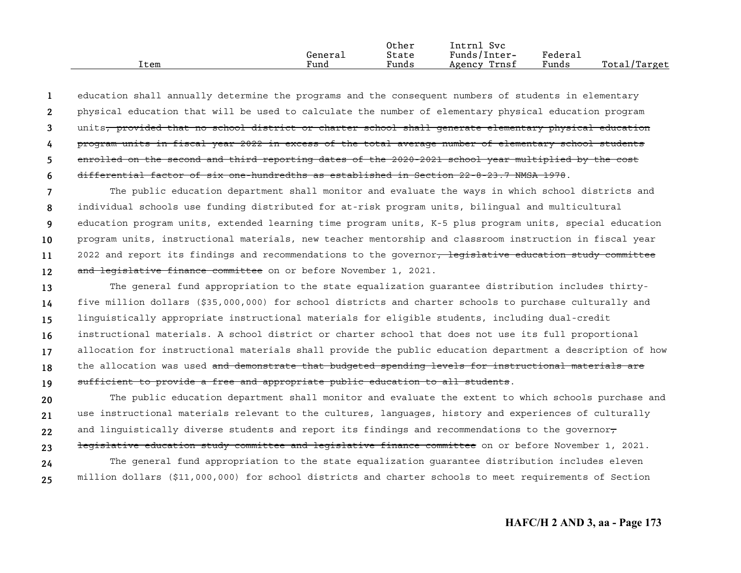education shall annually determine the programs and the consequent numbers of students in elementary physical education that will be used to calculate the number of elementary physical education program units~~, provided that no school district or charter school shall generate elementary physical education program units in fiscal year 2022 in excess of the total average number of elementary school students enrolled on the second and third reporting dates of the 2020-2021 school year multiplied by the cost differential factor of six one-hundredths as established in Section 22-8-23.7 NMSA 1978~~.

The public education department shall monitor and evaluate the ways in which school districts and individual schools use funding distributed for at-risk program units, bilingual and multicultural education program units, extended learning time program units, K-5 plus program units, special education program units, instructional materials, new teacher mentorship and classroom instruction in fiscal year 2022 and report its findings and recommendations to the governor~~, legislative education study committee and legislative finance committee~~ on or before November 1, 2021.

The general fund appropriation to the state equalization guarantee distribution includes thirty-five million dollars ($35,000,000) for school districts and charter schools to purchase culturally and linguistically appropriate instructional materials for eligible students, including dual-credit instructional materials. A school district or charter school that does not use its full proportional allocation for instructional materials shall provide the public education department a description of how the allocation was used ~~and demonstrate that budgeted spending levels for instructional materials are sufficient to provide a free and appropriate public education to all students~~.

The public education department shall monitor and evaluate the extent to which schools purchase and use instructional materials relevant to the cultures, languages, history and experiences of culturally and linguistically diverse students and report its findings and recommendations to the governor~~, legislative education study committee and legislative finance committee~~ on or before November 1, 2021.

The general fund appropriation to the state equalization guarantee distribution includes eleven million dollars ($11,000,000) for school districts and charter schools to meet requirements of Section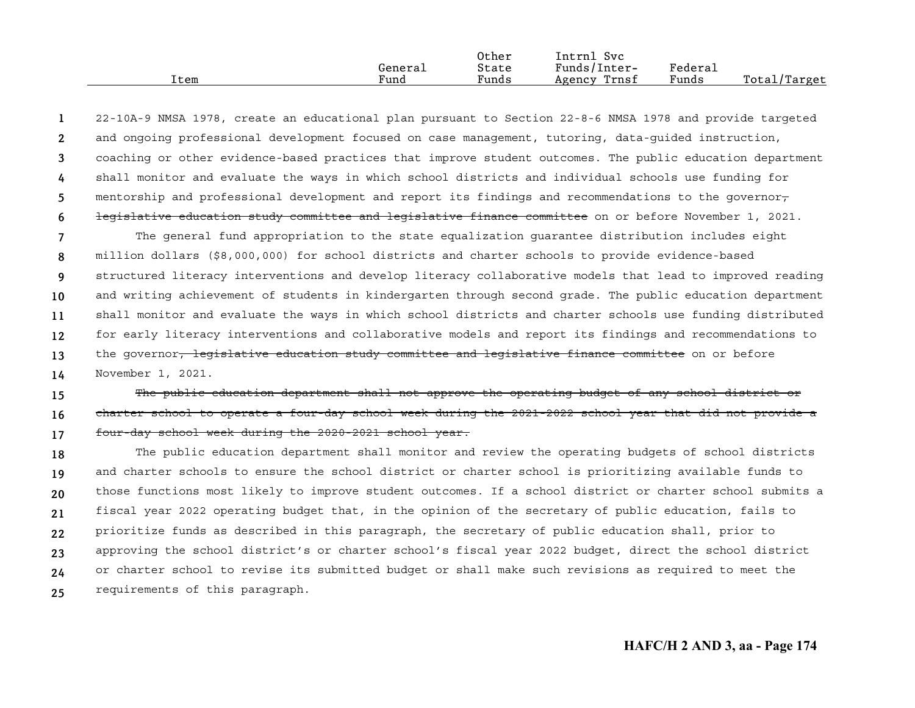| Item | General Fund | Other State Funds | Intrnl Svc Funds/Inter-Agency Trnsf | Federal Funds | Total/Target |
|---|---|---|---|---|---|

22-10A-9 NMSA 1978, create an educational plan pursuant to Section 22-8-6 NMSA 1978 and provide targeted and ongoing professional development focused on case management, tutoring, data-guided instruction, coaching or other evidence-based practices that improve student outcomes. The public education department shall monitor and evaluate the ways in which school districts and individual schools use funding for mentorship and professional development and report its findings and recommendations to the governor~~, legislative education study committee and legislative finance committee~~ on or before November 1, 2021.

The general fund appropriation to the state equalization guarantee distribution includes eight million dollars ($8,000,000) for school districts and charter schools to provide evidence-based structured literacy interventions and develop literacy collaborative models that lead to improved reading and writing achievement of students in kindergarten through second grade. The public education department shall monitor and evaluate the ways in which school districts and charter schools use funding distributed for early literacy interventions and collaborative models and report its findings and recommendations to the governor~~, legislative education study committee and legislative finance committee~~ on or before November 1, 2021.

~~The public education department shall not approve the operating budget of any school district or charter school to operate a four-day school week during the 2021-2022 school year that did not provide a four-day school week during the 2020-2021 school year.~~

The public education department shall monitor and review the operating budgets of school districts and charter schools to ensure the school district or charter school is prioritizing available funds to those functions most likely to improve student outcomes. If a school district or charter school submits a fiscal year 2022 operating budget that, in the opinion of the secretary of public education, fails to prioritize funds as described in this paragraph, the secretary of public education shall, prior to approving the school district's or charter school's fiscal year 2022 budget, direct the school district or charter school to revise its submitted budget or shall make such revisions as required to meet the requirements of this paragraph.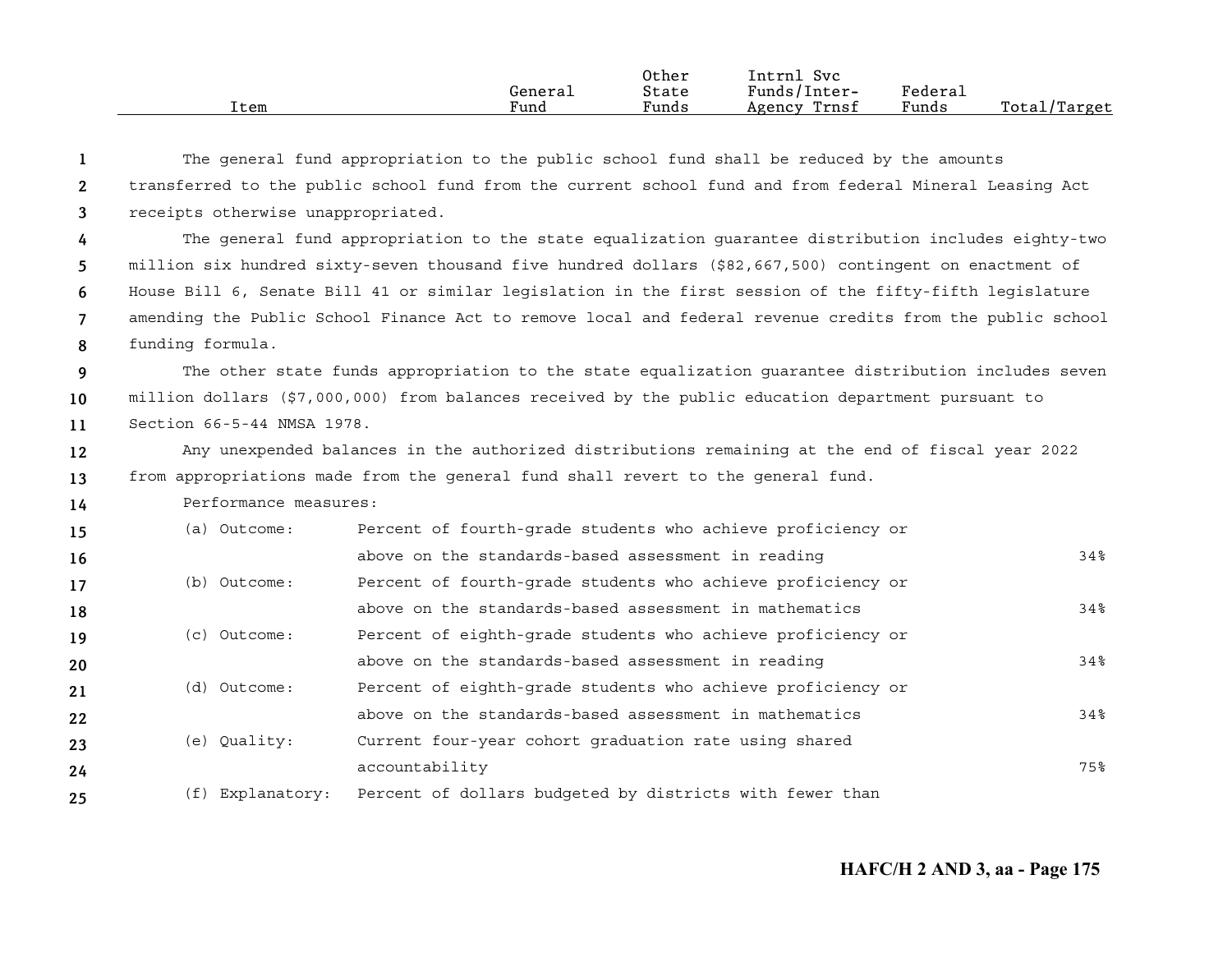| Item | General Fund | Other State Funds | Intrnl Svc Funds/Inter-Agency Trnsf | Federal Funds | Total/Target |
|---|---|---|---|---|---|

The general fund appropriation to the public school fund shall be reduced by the amounts transferred to the public school fund from the current school fund and from federal Mineral Leasing Act receipts otherwise unappropriated.

The general fund appropriation to the state equalization guarantee distribution includes eighty-two million six hundred sixty-seven thousand five hundred dollars ($82,667,500) contingent on enactment of House Bill 6, Senate Bill 41 or similar legislation in the first session of the fifty-fifth legislature amending the Public School Finance Act to remove local and federal revenue credits from the public school funding formula.

The other state funds appropriation to the state equalization guarantee distribution includes seven million dollars ($7,000,000) from balances received by the public education department pursuant to Section 66-5-44 NMSA 1978.

Any unexpended balances in the authorized distributions remaining at the end of fiscal year 2022 from appropriations made from the general fund shall revert to the general fund.

Performance measures:

| | | |
|---|---|---|
| (a) Outcome: | Percent of fourth-grade students who achieve proficiency or above on the standards-based assessment in reading | 34% |
| (b) Outcome: | Percent of fourth-grade students who achieve proficiency or above on the standards-based assessment in mathematics | 34% |
| (c) Outcome: | Percent of eighth-grade students who achieve proficiency or above on the standards-based assessment in reading | 34% |
| (d) Outcome: | Percent of eighth-grade students who achieve proficiency or above on the standards-based assessment in mathematics | 34% |
| (e) Quality: | Current four-year cohort graduation rate using shared accountability | 75% |
| (f) Explanatory: | Percent of dollars budgeted by districts with fewer than | |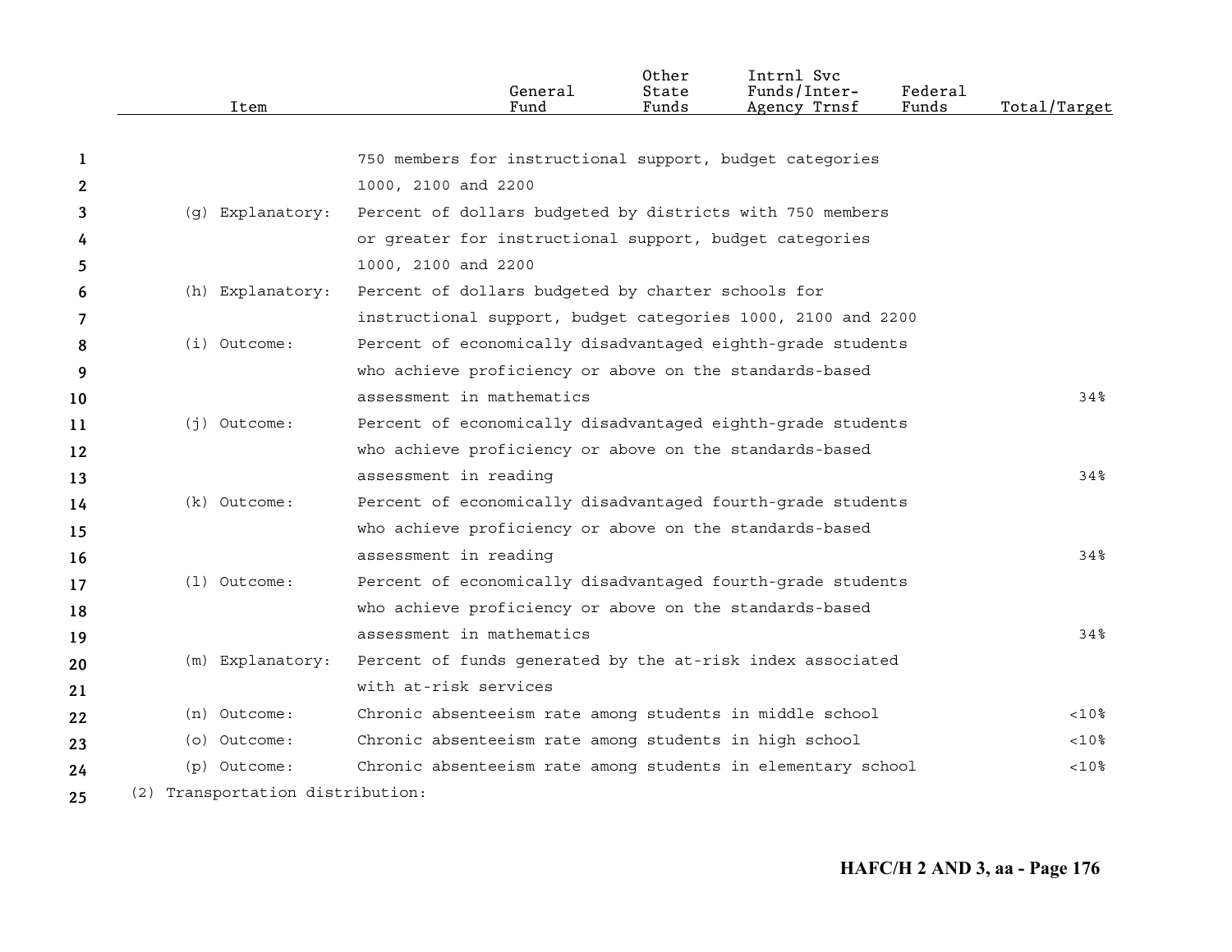| Item | | General Fund | Other State Funds | Intrnl Svc Funds/Inter-Agency Trnsf | Federal Funds | Total/Target |
|---|---|---|---|---|---|---|
| | 750 members for instructional support, budget categories 1000, 2100 and 2200 | | | | | |
| (g) Explanatory: | Percent of dollars budgeted by districts with 750 members or greater for instructional support, budget categories 1000, 2100 and 2200 | | | | | |
| (h) Explanatory: | Percent of dollars budgeted by charter schools for instructional support, budget categories 1000, 2100 and 2200 | | | | | |
| (i) Outcome: | Percent of economically disadvantaged eighth-grade students who achieve proficiency or above on the standards-based assessment in mathematics | | | | | 34% |
| (j) Outcome: | Percent of economically disadvantaged eighth-grade students who achieve proficiency or above on the standards-based assessment in reading | | | | | 34% |
| (k) Outcome: | Percent of economically disadvantaged fourth-grade students who achieve proficiency or above on the standards-based assessment in reading | | | | | 34% |
| (l) Outcome: | Percent of economically disadvantaged fourth-grade students who achieve proficiency or above on the standards-based assessment in mathematics | | | | | 34% |
| (m) Explanatory: | Percent of funds generated by the at-risk index associated with at-risk services | | | | | |
| (n) Outcome: | Chronic absenteeism rate among students in middle school | | | | | <10% |
| (o) Outcome: | Chronic absenteeism rate among students in high school | | | | | <10% |
| (p) Outcome: | Chronic absenteeism rate among students in elementary school | | | | | <10% |

(2) Transportation distribution: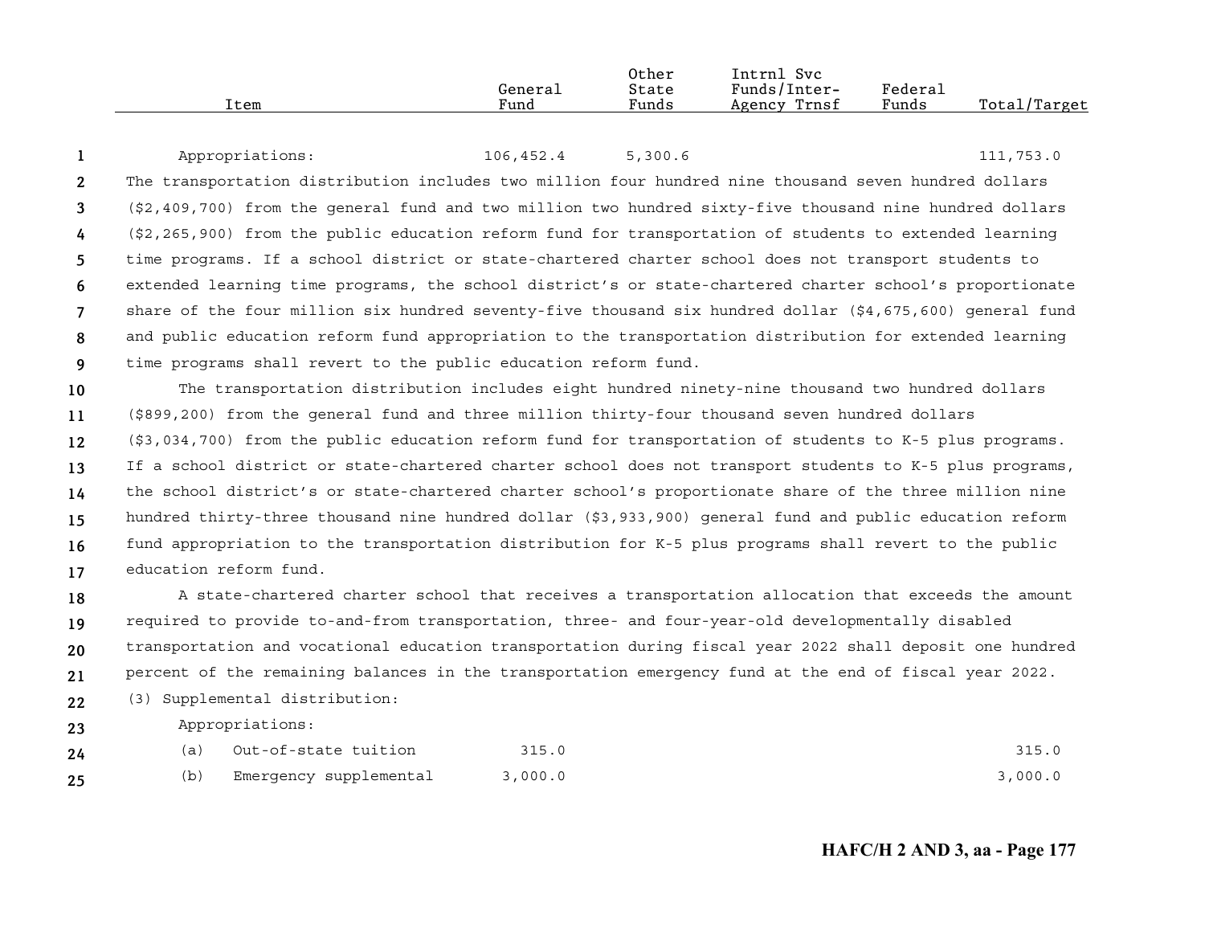| Item | General Fund | Other State Funds | Intrnl Svc Funds/Inter-Agency Trnsf | Federal Funds | Total/Target |
|---|---|---|---|---|---|
| Appropriations: | 106,452.4 | 5,300.6 | | | 111,753.0 |

The transportation distribution includes two million four hundred nine thousand seven hundred dollars ($2,409,700) from the general fund and two million two hundred sixty-five thousand nine hundred dollars ($2,265,900) from the public education reform fund for transportation of students to extended learning time programs. If a school district or state-chartered charter school does not transport students to extended learning time programs, the school district's or state-chartered charter school's proportionate share of the four million six hundred seventy-five thousand six hundred dollar ($4,675,600) general fund and public education reform fund appropriation to the transportation distribution for extended learning time programs shall revert to the public education reform fund.

The transportation distribution includes eight hundred ninety-nine thousand two hundred dollars ($899,200) from the general fund and three million thirty-four thousand seven hundred dollars ($3,034,700) from the public education reform fund for transportation of students to K-5 plus programs. If a school district or state-chartered charter school does not transport students to K-5 plus programs, the school district's or state-chartered charter school's proportionate share of the three million nine hundred thirty-three thousand nine hundred dollar ($3,933,900) general fund and public education reform fund appropriation to the transportation distribution for K-5 plus programs shall revert to the public education reform fund.

A state-chartered charter school that receives a transportation allocation that exceeds the amount required to provide to-and-from transportation, three- and four-year-old developmentally disabled transportation and vocational education transportation during fiscal year 2022 shall deposit one hundred percent of the remaining balances in the transportation emergency fund at the end of fiscal year 2022.

(3) Supplemental distribution:

| Item | General Fund | Other State Funds | Intrnl Svc Funds/Inter-Agency Trnsf | Federal Funds | Total/Target |
|---|---|---|---|---|---|
| Appropriations: | | | | | |
| (a) Out-of-state tuition | 315.0 | | | | 315.0 |
| (b) Emergency supplemental | 3,000.0 | | | | 3,000.0 |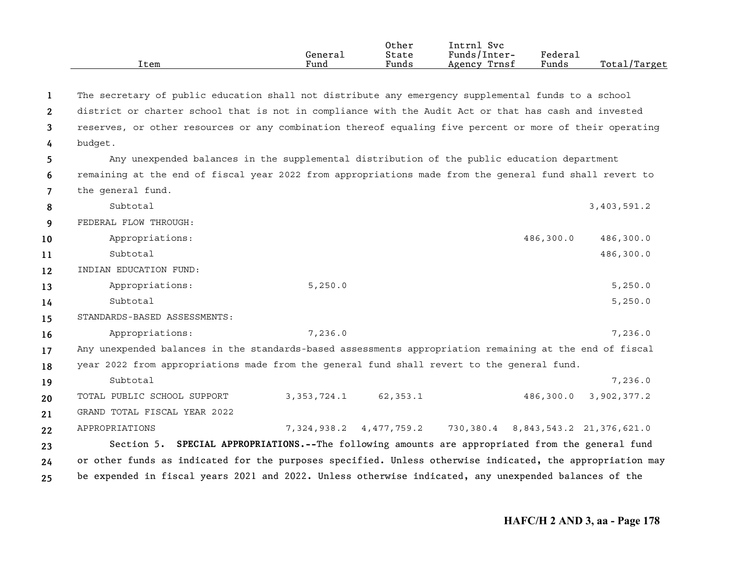| Item | General Fund | Other State Funds | Intrnl Svc Funds/Inter-Agency Trnsf | Federal Funds | Total/Target |
|---|---|---|---|---|---|

The secretary of public education shall not distribute any emergency supplemental funds to a school district or charter school that is not in compliance with the Audit Act or that has cash and invested reserves, or other resources or any combination thereof equaling five percent or more of their operating budget.

Any unexpended balances in the supplemental distribution of the public education department remaining at the end of fiscal year 2022 from appropriations made from the general fund shall revert to the general fund.

| Item | General Fund | Other State Funds | Intrnl Svc Funds/Inter-Agency Trnsf | Federal Funds | Total/Target |
|---|---|---|---|---|---|
| Subtotal | | | | | 3,403,591.2 |
| FEDERAL FLOW THROUGH: | | | | | |
| Appropriations: | | | | 486,300.0 | 486,300.0 |
| Subtotal | | | | | 486,300.0 |
| INDIAN EDUCATION FUND: | | | | | |
| Appropriations: | 5,250.0 | | | | 5,250.0 |
| Subtotal | | | | | 5,250.0 |
| STANDARDS-BASED ASSESSMENTS: | | | | | |
| Appropriations: | 7,236.0 | | | | 7,236.0 |

Any unexpended balances in the standards-based assessments appropriation remaining at the end of fiscal year 2022 from appropriations made from the general fund shall revert to the general fund.

| Item | General Fund | Other State Funds | Intrnl Svc Funds/Inter-Agency Trnsf | Federal Funds | Total/Target |
|---|---|---|---|---|---|
| Subtotal | | | | | 7,236.0 |
| TOTAL PUBLIC SCHOOL SUPPORT | 3,353,724.1 | 62,353.1 | | 486,300.0 | 3,902,377.2 |
| GRAND TOTAL FISCAL YEAR 2022 APPROPRIATIONS | 7,324,938.2 | 4,477,759.2 | 730,380.4 | 8,843,543.2 | 21,376,621.0 |

Section 5. **SPECIAL APPROPRIATIONS.--**The following amounts are appropriated from the general fund or other funds as indicated for the purposes specified. Unless otherwise indicated, the appropriation may be expended in fiscal years 2021 and 2022. Unless otherwise indicated, any unexpended balances of the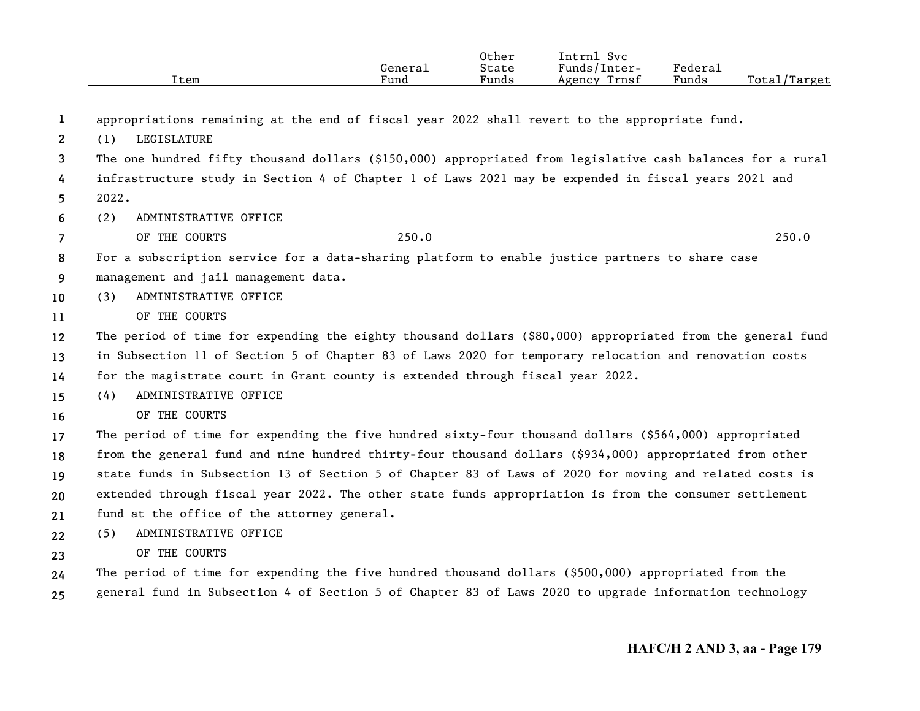| Item | General Fund | Other State Funds | Intrnl Svc Funds/Inter-Agency Trnsf | Federal Funds | Total/Target |
|---|---|---|---|---|---|

appropriations remaining at the end of fiscal year 2022 shall revert to the appropriate fund.

(1) LEGISLATURE

The one hundred fifty thousand dollars ($150,000) appropriated from legislative cash balances for a rural infrastructure study in Section 4 of Chapter 1 of Laws 2021 may be expended in fiscal years 2021 and 2022.

| Item | General Fund | Other State Funds | Intrnl Svc Funds/Inter-Agency Trnsf | Federal Funds | Total/Target |
|---|---|---|---|---|---|
| (2) ADMINISTRATIVE OFFICE OF THE COURTS | 250.0 | | | | 250.0 |

For a subscription service for a data-sharing platform to enable justice partners to share case management and jail management data.

(3) ADMINISTRATIVE OFFICE OF THE COURTS

The period of time for expending the eighty thousand dollars ($80,000) appropriated from the general fund in Subsection 11 of Section 5 of Chapter 83 of Laws 2020 for temporary relocation and renovation costs for the magistrate court in Grant county is extended through fiscal year 2022.

(4) ADMINISTRATIVE OFFICE OF THE COURTS

The period of time for expending the five hundred sixty-four thousand dollars ($564,000) appropriated from the general fund and nine hundred thirty-four thousand dollars ($934,000) appropriated from other state funds in Subsection 13 of Section 5 of Chapter 83 of Laws of 2020 for moving and related costs is extended through fiscal year 2022. The other state funds appropriation is from the consumer settlement fund at the office of the attorney general.

(5) ADMINISTRATIVE OFFICE OF THE COURTS

The period of time for expending the five hundred thousand dollars ($500,000) appropriated from the general fund in Subsection 4 of Section 5 of Chapter 83 of Laws 2020 to upgrade information technology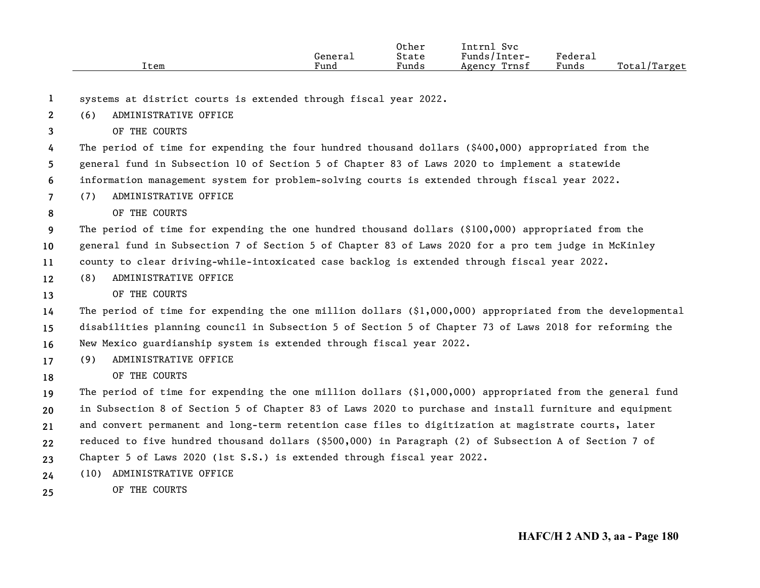| Item | General Fund | Other State Funds | Intrnl Svc Funds/Inter-Agency Trnsf | Federal Funds | Total/Target |
|---|---|---|---|---|---|

systems at district courts is extended through fiscal year 2022.

(6) ADMINISTRATIVE OFFICE
OF THE COURTS

The period of time for expending the four hundred thousand dollars ($400,000) appropriated from the general fund in Subsection 10 of Section 5 of Chapter 83 of Laws 2020 to implement a statewide information management system for problem-solving courts is extended through fiscal year 2022.

(7) ADMINISTRATIVE OFFICE
OF THE COURTS

The period of time for expending the one hundred thousand dollars ($100,000) appropriated from the general fund in Subsection 7 of Section 5 of Chapter 83 of Laws 2020 for a pro tem judge in McKinley county to clear driving-while-intoxicated case backlog is extended through fiscal year 2022.

(8) ADMINISTRATIVE OFFICE
OF THE COURTS

The period of time for expending the one million dollars ($1,000,000) appropriated from the developmental disabilities planning council in Subsection 5 of Section 5 of Chapter 73 of Laws 2018 for reforming the New Mexico guardianship system is extended through fiscal year 2022.

(9) ADMINISTRATIVE OFFICE
OF THE COURTS

The period of time for expending the one million dollars ($1,000,000) appropriated from the general fund in Subsection 8 of Section 5 of Chapter 83 of Laws 2020 to purchase and install furniture and equipment and convert permanent and long-term retention case files to digitization at magistrate courts, later reduced to five hundred thousand dollars ($500,000) in Paragraph (2) of Subsection A of Section 7 of Chapter 5 of Laws 2020 (1st S.S.) is extended through fiscal year 2022.

(10) ADMINISTRATIVE OFFICE
OF THE COURTS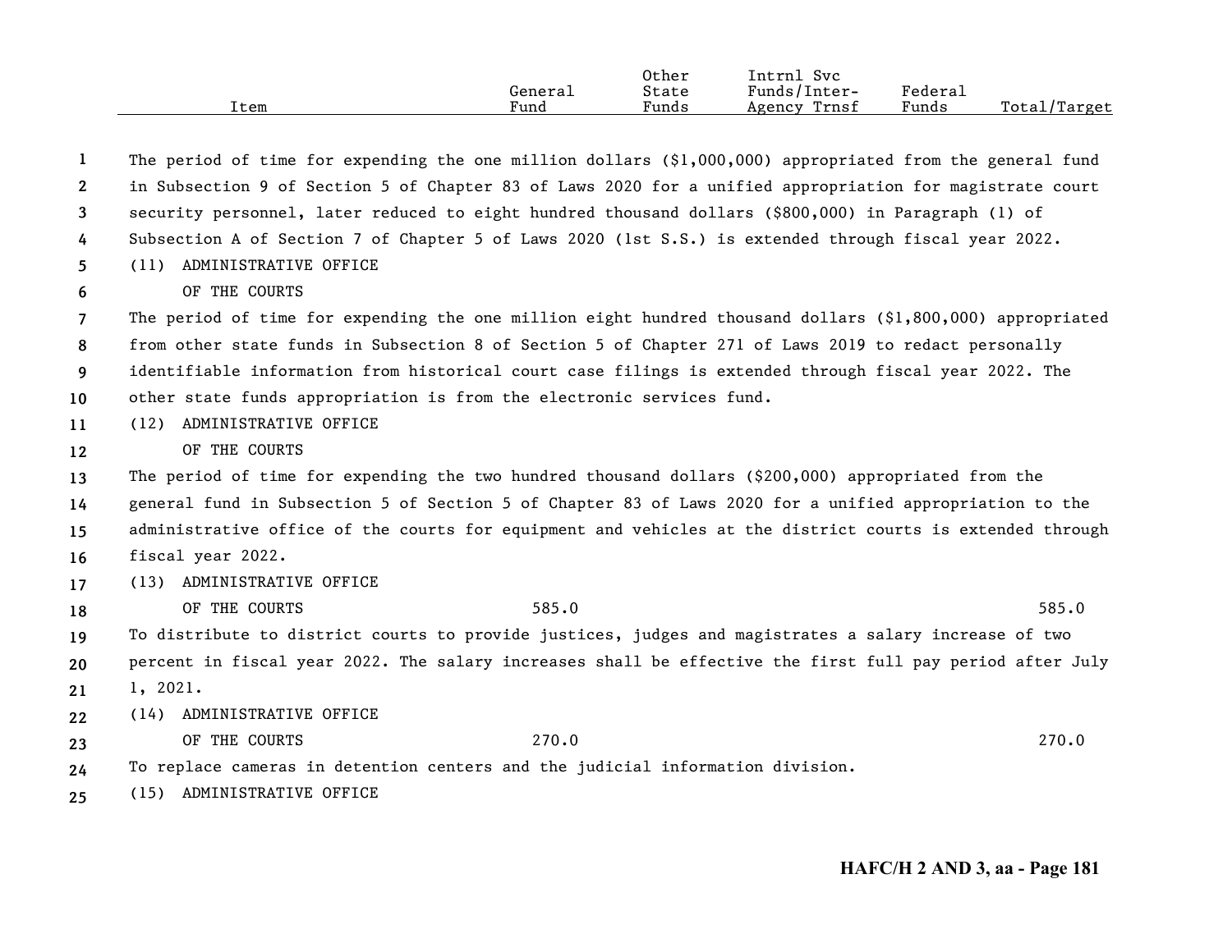| Item | General Fund | Other State Funds | Intrnl Svc Funds/Inter-Agency Trnsf | Federal Funds | Total/Target |
|---|---|---|---|---|---|
| The period of time for expending the one million dollars ($1,000,000) appropriated from the general fund in Subsection 9 of Section 5 of Chapter 83 of Laws 2020 for a unified appropriation for magistrate court security personnel, later reduced to eight hundred thousand dollars ($800,000) in Paragraph (1) of Subsection A of Section 7 of Chapter 5 of Laws 2020 (1st S.S.) is extended through fiscal year 2022. | | | | | |
| (11) ADMINISTRATIVE OFFICE OF THE COURTS | | | | | |
| The period of time for expending the one million eight hundred thousand dollars ($1,800,000) appropriated from other state funds in Subsection 8 of Section 5 of Chapter 271 of Laws 2019 to redact personally identifiable information from historical court case filings is extended through fiscal year 2022. The other state funds appropriation is from the electronic services fund. | | | | | |
| (12) ADMINISTRATIVE OFFICE OF THE COURTS | | | | | |
| The period of time for expending the two hundred thousand dollars ($200,000) appropriated from the general fund in Subsection 5 of Section 5 of Chapter 83 of Laws 2020 for a unified appropriation to the administrative office of the courts for equipment and vehicles at the district courts is extended through fiscal year 2022. | | | | | |
| (13) ADMINISTRATIVE OFFICE OF THE COURTS | 585.0 | | | | 585.0 |
| To distribute to district courts to provide justices, judges and magistrates a salary increase of two percent in fiscal year 2022. The salary increases shall be effective the first full pay period after July 1, 2021. | | | | | |
| (14) ADMINISTRATIVE OFFICE OF THE COURTS | 270.0 | | | | 270.0 |
| To replace cameras in detention centers and the judicial information division. | | | | | |
| (15) ADMINISTRATIVE OFFICE | | | | | |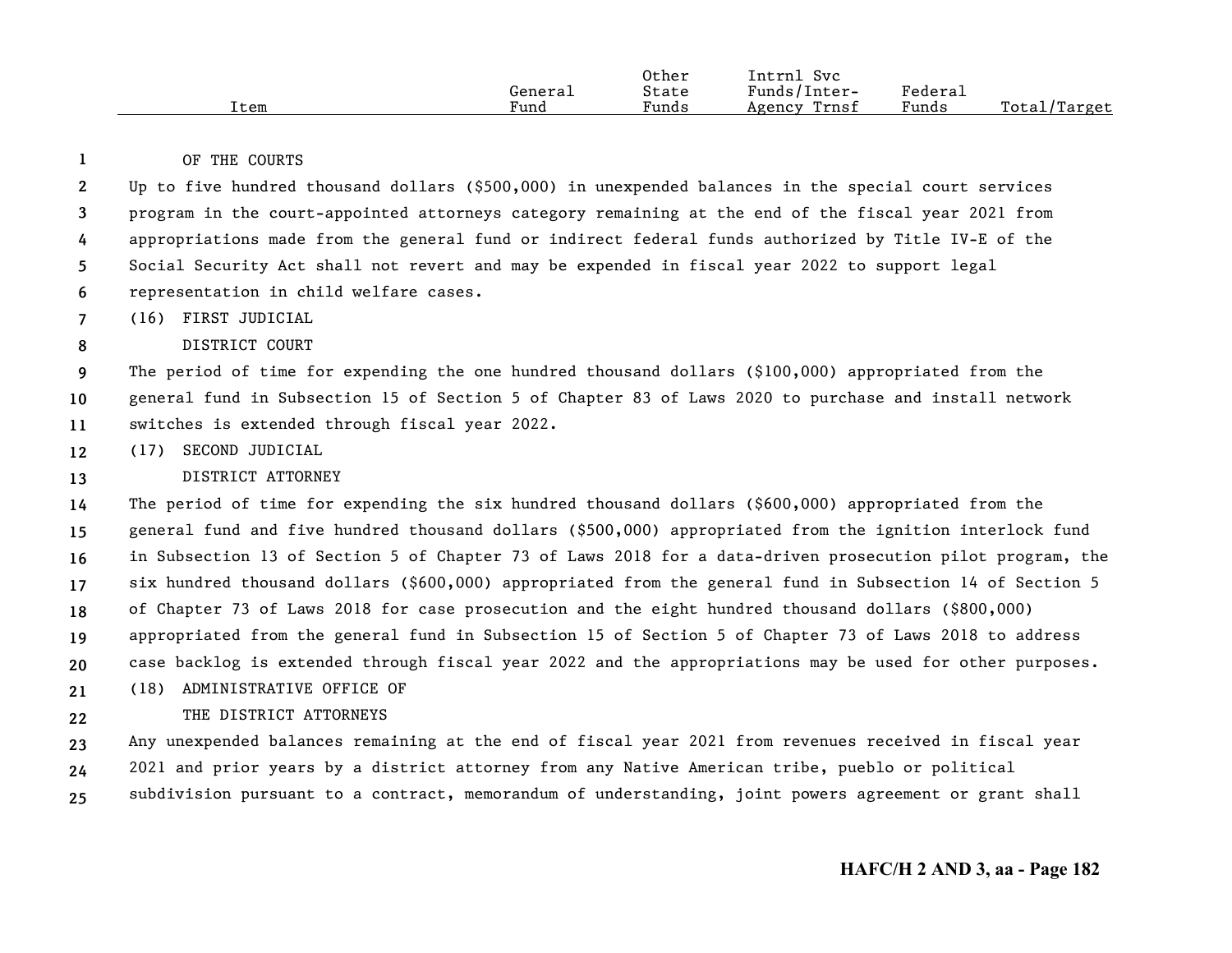| Item | General Fund | Other State Funds | Intrnl Svc Funds/Inter-Agency Trnsf | Federal Funds | Total/Target |
|---|---|---|---|---|---|

OF THE COURTS

Up to five hundred thousand dollars ($500,000) in unexpended balances in the special court services program in the court-appointed attorneys category remaining at the end of the fiscal year 2021 from appropriations made from the general fund or indirect federal funds authorized by Title IV-E of the Social Security Act shall not revert and may be expended in fiscal year 2022 to support legal representation in child welfare cases.

(16) FIRST JUDICIAL
DISTRICT COURT

The period of time for expending the one hundred thousand dollars ($100,000) appropriated from the general fund in Subsection 15 of Section 5 of Chapter 83 of Laws 2020 to purchase and install network switches is extended through fiscal year 2022.

(17) SECOND JUDICIAL
DISTRICT ATTORNEY

The period of time for expending the six hundred thousand dollars ($600,000) appropriated from the general fund and five hundred thousand dollars ($500,000) appropriated from the ignition interlock fund in Subsection 13 of Section 5 of Chapter 73 of Laws 2018 for a data-driven prosecution pilot program, the six hundred thousand dollars ($600,000) appropriated from the general fund in Subsection 14 of Section 5 of Chapter 73 of Laws 2018 for case prosecution and the eight hundred thousand dollars ($800,000) appropriated from the general fund in Subsection 15 of Section 5 of Chapter 73 of Laws 2018 to address case backlog is extended through fiscal year 2022 and the appropriations may be used for other purposes.

(18) ADMINISTRATIVE OFFICE OF
THE DISTRICT ATTORNEYS

Any unexpended balances remaining at the end of fiscal year 2021 from revenues received in fiscal year 2021 and prior years by a district attorney from any Native American tribe, pueblo or political subdivision pursuant to a contract, memorandum of understanding, joint powers agreement or grant shall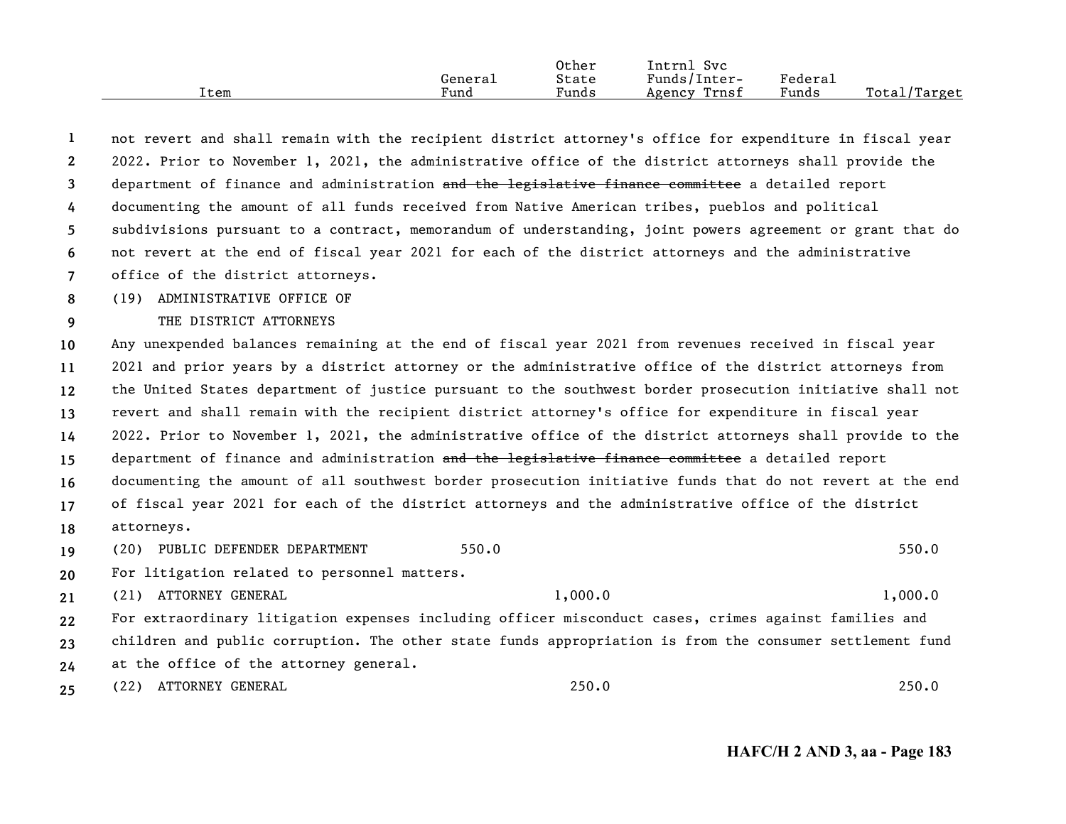| Item | General Fund | Other State Funds | Intrnl Svc Funds/Inter-Agency Trnsf | Federal Funds | Total/Target |
|---|---|---|---|---|---|

not revert and shall remain with the recipient district attorney's office for expenditure in fiscal year 2022. Prior to November 1, 2021, the administrative office of the district attorneys shall provide the department of finance and administration ~~and the legislative finance committee~~ a detailed report documenting the amount of all funds received from Native American tribes, pueblos and political subdivisions pursuant to a contract, memorandum of understanding, joint powers agreement or grant that do not revert at the end of fiscal year 2021 for each of the district attorneys and the administrative office of the district attorneys.

(19) ADMINISTRATIVE OFFICE OF THE DISTRICT ATTORNEYS

Any unexpended balances remaining at the end of fiscal year 2021 from revenues received in fiscal year 2021 and prior years by a district attorney or the administrative office of the district attorneys from the United States department of justice pursuant to the southwest border prosecution initiative shall not revert and shall remain with the recipient district attorney's office for expenditure in fiscal year 2022. Prior to November 1, 2021, the administrative office of the district attorneys shall provide to the department of finance and administration ~~and the legislative finance committee~~ a detailed report documenting the amount of all southwest border prosecution initiative funds that do not revert at the end of fiscal year 2021 for each of the district attorneys and the administrative office of the district attorneys.

| Item | General Fund | Other State Funds | Intrnl Svc Funds/Inter-Agency Trnsf | Federal Funds | Total/Target |
|---|---|---|---|---|---|
| (20) PUBLIC DEFENDER DEPARTMENT | 550.0 | | | | 550.0 |

For litigation related to personnel matters.

| Item | General Fund | Other State Funds | Intrnl Svc Funds/Inter-Agency Trnsf | Federal Funds | Total/Target |
|---|---|---|---|---|---|
| (21) ATTORNEY GENERAL | | 1,000.0 | | | 1,000.0 |

For extraordinary litigation expenses including officer misconduct cases, crimes against families and children and public corruption. The other state funds appropriation is from the consumer settlement fund at the office of the attorney general.

| Item | General Fund | Other State Funds | Intrnl Svc Funds/Inter-Agency Trnsf | Federal Funds | Total/Target |
|---|---|---|---|---|---|
| (22) ATTORNEY GENERAL | | 250.0 | | | 250.0 |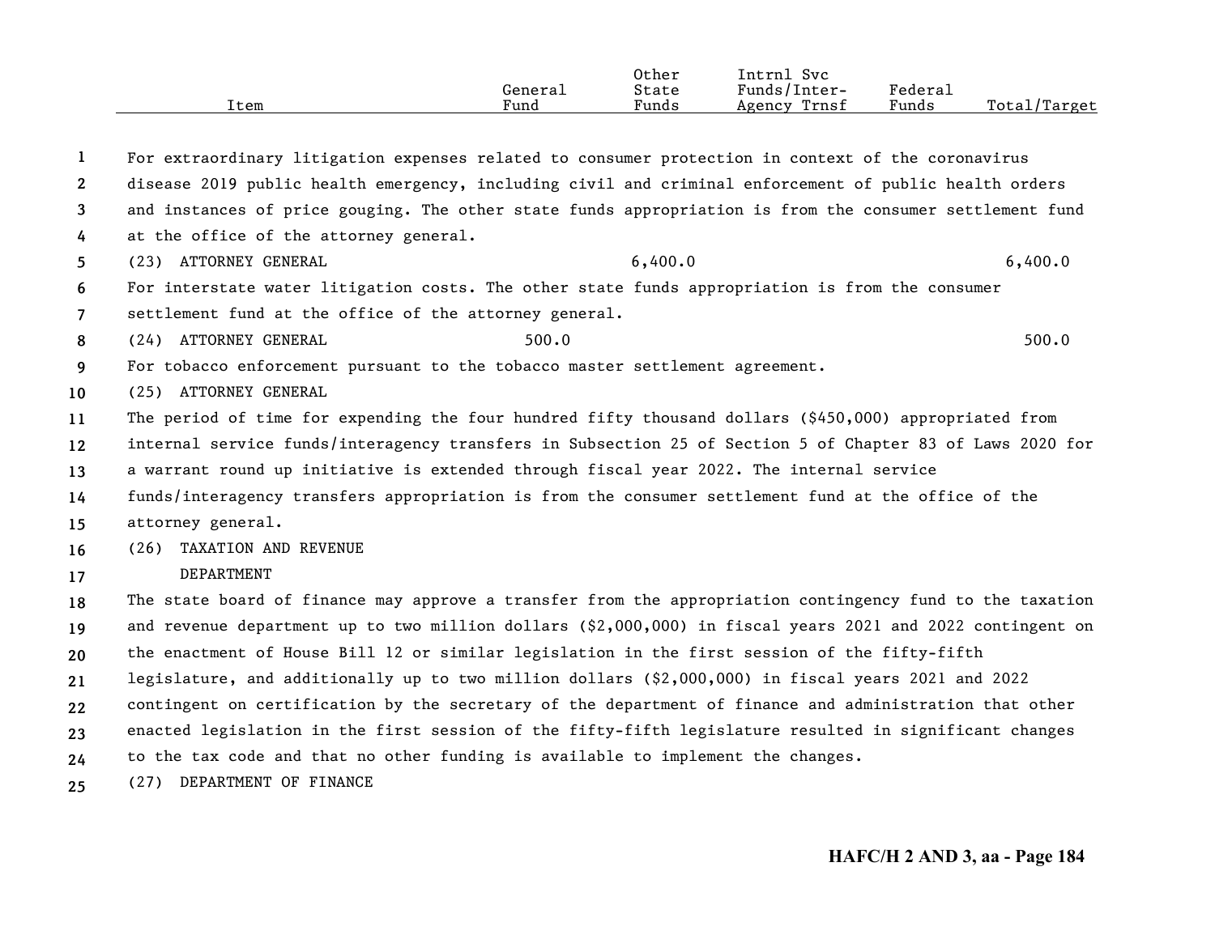| Item | General Fund | Other State Funds | Intrnl Svc Funds/Inter-Agency Trnsf | Federal Funds | Total/Target |
|---|---|---|---|---|---|
| For extraordinary litigation expenses related to consumer protection in context of the coronavirus disease 2019 public health emergency, including civil and criminal enforcement of public health orders and instances of price gouging. The other state funds appropriation is from the consumer settlement fund at the office of the attorney general. | | | | | |
| (23) ATTORNEY GENERAL | | 6,400.0 | | | 6,400.0 |
| For interstate water litigation costs. The other state funds appropriation is from the consumer settlement fund at the office of the attorney general. | | | | | |
| (24) ATTORNEY GENERAL | 500.0 | | | | 500.0 |
| For tobacco enforcement pursuant to the tobacco master settlement agreement. | | | | | |

(25) ATTORNEY GENERAL

The period of time for expending the four hundred fifty thousand dollars ($450,000) appropriated from internal service funds/interagency transfers in Subsection 25 of Section 5 of Chapter 83 of Laws 2020 for a warrant round up initiative is extended through fiscal year 2022. The internal service funds/interagency transfers appropriation is from the consumer settlement fund at the office of the attorney general.

(26) TAXATION AND REVENUE DEPARTMENT

The state board of finance may approve a transfer from the appropriation contingency fund to the taxation and revenue department up to two million dollars ($2,000,000) in fiscal years 2021 and 2022 contingent on the enactment of House Bill 12 or similar legislation in the first session of the fifty-fifth legislature, and additionally up to two million dollars ($2,000,000) in fiscal years 2021 and 2022 contingent on certification by the secretary of the department of finance and administration that other enacted legislation in the first session of the fifty-fifth legislature resulted in significant changes to the tax code and that no other funding is available to implement the changes.

(27) DEPARTMENT OF FINANCE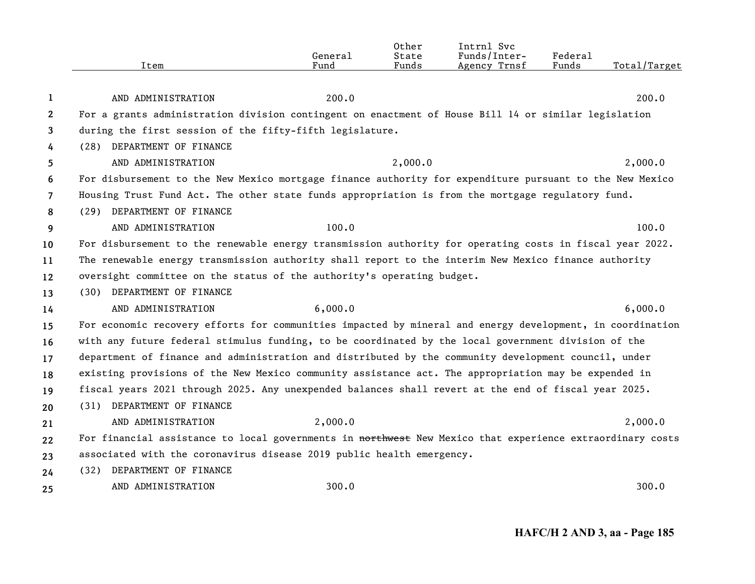| Item | General Fund | Other State Funds | Intrnl Svc Funds/Inter-Agency Trnsf | Federal Funds | Total/Target |
|---|---|---|---|---|---|
| AND ADMINISTRATION | 200.0 | | | | 200.0 |

For a grants administration division contingent on enactment of House Bill 14 or similar legislation during the first session of the fifty-fifth legislature.

| Item | General Fund | Other State Funds | Intrnl Svc Funds/Inter-Agency Trnsf | Federal Funds | Total/Target |
|---|---|---|---|---|---|
| (28) DEPARTMENT OF FINANCE AND ADMINISTRATION | | 2,000.0 | | | 2,000.0 |

For disbursement to the New Mexico mortgage finance authority for expenditure pursuant to the New Mexico Housing Trust Fund Act. The other state funds appropriation is from the mortgage regulatory fund.

| Item | General Fund | Other State Funds | Intrnl Svc Funds/Inter-Agency Trnsf | Federal Funds | Total/Target |
|---|---|---|---|---|---|
| (29) DEPARTMENT OF FINANCE AND ADMINISTRATION | 100.0 | | | | 100.0 |

For disbursement to the renewable energy transmission authority for operating costs in fiscal year 2022. The renewable energy transmission authority shall report to the interim New Mexico finance authority oversight committee on the status of the authority's operating budget.

| Item | General Fund | Other State Funds | Intrnl Svc Funds/Inter-Agency Trnsf | Federal Funds | Total/Target |
|---|---|---|---|---|---|
| (30) DEPARTMENT OF FINANCE AND ADMINISTRATION | 6,000.0 | | | | 6,000.0 |

For economic recovery efforts for communities impacted by mineral and energy development, in coordination with any future federal stimulus funding, to be coordinated by the local government division of the department of finance and administration and distributed by the community development council, under existing provisions of the New Mexico community assistance act. The appropriation may be expended in fiscal years 2021 through 2025. Any unexpended balances shall revert at the end of fiscal year 2025.

| Item | General Fund | Other State Funds | Intrnl Svc Funds/Inter-Agency Trnsf | Federal Funds | Total/Target |
|---|---|---|---|---|---|
| (31) DEPARTMENT OF FINANCE AND ADMINISTRATION | 2,000.0 | | | | 2,000.0 |

For financial assistance to local governments in ~~northwest~~ New Mexico that experience extraordinary costs associated with the coronavirus disease 2019 public health emergency.

| Item | General Fund | Other State Funds | Intrnl Svc Funds/Inter-Agency Trnsf | Federal Funds | Total/Target |
|---|---|---|---|---|---|
| (32) DEPARTMENT OF FINANCE AND ADMINISTRATION | 300.0 | | | | 300.0 |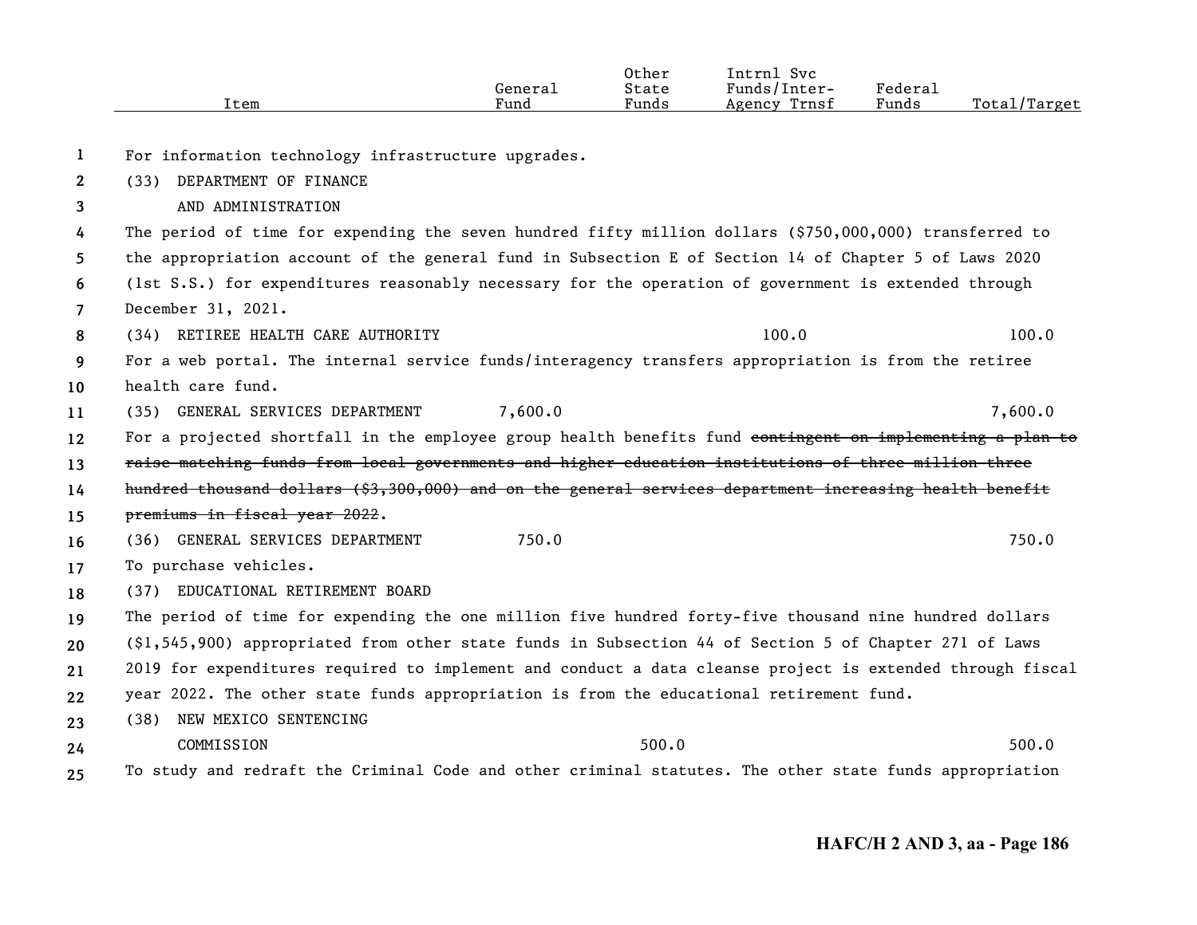| Item | General Fund | Other State Funds | Intrnl Svc Funds/Inter-Agency Trnsf | Federal Funds | Total/Target |
|---|---|---|---|---|---|
| For information technology infrastructure upgrades. | | | | | |
| (33) DEPARTMENT OF FINANCE AND ADMINISTRATION | | | | | |
| The period of time for expending the seven hundred fifty million dollars ($750,000,000) transferred to the appropriation account of the general fund in Subsection E of Section 14 of Chapter 5 of Laws 2020 (1st S.S.) for expenditures reasonably necessary for the operation of government is extended through December 31, 2021. | | | | | |
| (34) RETIREE HEALTH CARE AUTHORITY | | | 100.0 | | 100.0 |
| For a web portal. The internal service funds/interagency transfers appropriation is from the retiree health care fund. | | | | | |
| (35) GENERAL SERVICES DEPARTMENT | 7,600.0 | | | | 7,600.0 |
| For a projected shortfall in the employee group health benefits fund ~~contingent on implementing a plan to raise matching funds from local governments and higher education institutions of three million three hundred thousand dollars ($3,300,000) and on the general services department increasing health benefit premiums in fiscal year 2022~~. | | | | | |
| (36) GENERAL SERVICES DEPARTMENT | 750.0 | | | | 750.0 |
| To purchase vehicles. | | | | | |
| (37) EDUCATIONAL RETIREMENT BOARD | | | | | |
| The period of time for expending the one million five hundred forty-five thousand nine hundred dollars ($1,545,900) appropriated from other state funds in Subsection 44 of Section 5 of Chapter 271 of Laws 2019 for expenditures required to implement and conduct a data cleanse project is extended through fiscal year 2022. The other state funds appropriation is from the educational retirement fund. | | | | | |
| (38) NEW MEXICO SENTENCING COMMISSION | | 500.0 | | | 500.0 |
| To study and redraft the Criminal Code and other criminal statutes. The other state funds appropriation | | | | | |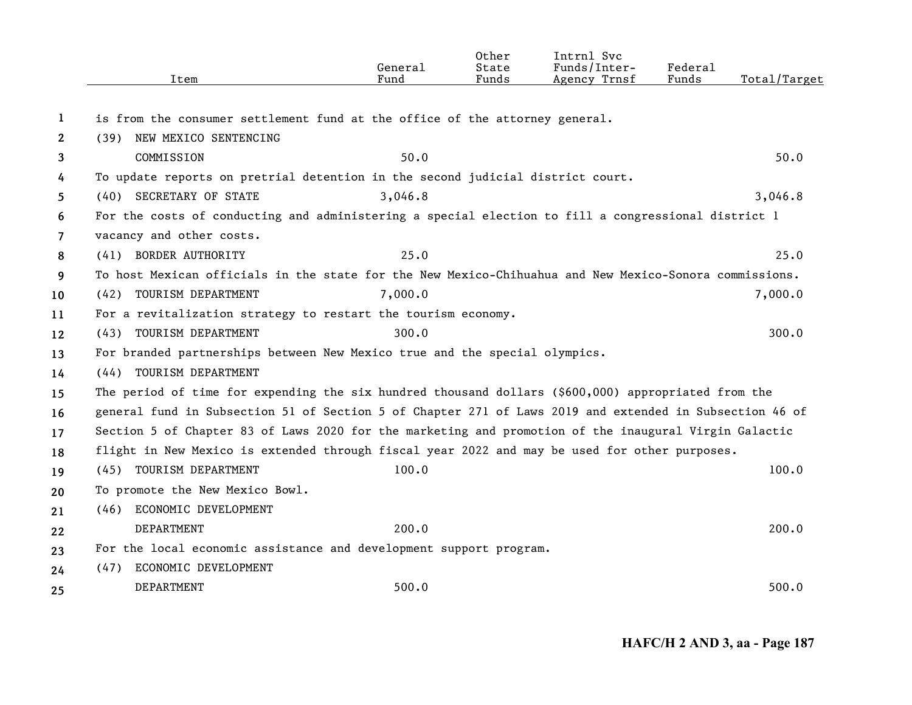| Item | General Fund | Other State Funds | Intrnl Svc Funds/Inter-Agency Trnsf | Federal Funds | Total/Target |
|---|---|---|---|---|---|
| is from the consumer settlement fund at the office of the attorney general. | | | | | |
| (39) NEW MEXICO SENTENCING COMMISSION | 50.0 | | | | 50.0 |
| To update reports on pretrial detention in the second judicial district court. | | | | | |
| (40) SECRETARY OF STATE | 3,046.8 | | | | 3,046.8 |
| For the costs of conducting and administering a special election to fill a congressional district 1 vacancy and other costs. | | | | | |
| (41) BORDER AUTHORITY | 25.0 | | | | 25.0 |
| To host Mexican officials in the state for the New Mexico-Chihuahua and New Mexico-Sonora commissions. | | | | | |
| (42) TOURISM DEPARTMENT | 7,000.0 | | | | 7,000.0 |
| For a revitalization strategy to restart the tourism economy. | | | | | |
| (43) TOURISM DEPARTMENT | 300.0 | | | | 300.0 |
| For branded partnerships between New Mexico true and the special olympics. | | | | | |
| (44) TOURISM DEPARTMENT | | | | | |
| The period of time for expending the six hundred thousand dollars ($600,000) appropriated from the general fund in Subsection 51 of Section 5 of Chapter 271 of Laws 2019 and extended in Subsection 46 of Section 5 of Chapter 83 of Laws 2020 for the marketing and promotion of the inaugural Virgin Galactic flight in New Mexico is extended through fiscal year 2022 and may be used for other purposes. | | | | | |
| (45) TOURISM DEPARTMENT | 100.0 | | | | 100.0 |
| To promote the New Mexico Bowl. | | | | | |
| (46) ECONOMIC DEVELOPMENT DEPARTMENT | 200.0 | | | | 200.0 |
| For the local economic assistance and development support program. | | | | | |
| (47) ECONOMIC DEVELOPMENT DEPARTMENT | 500.0 | | | | 500.0 |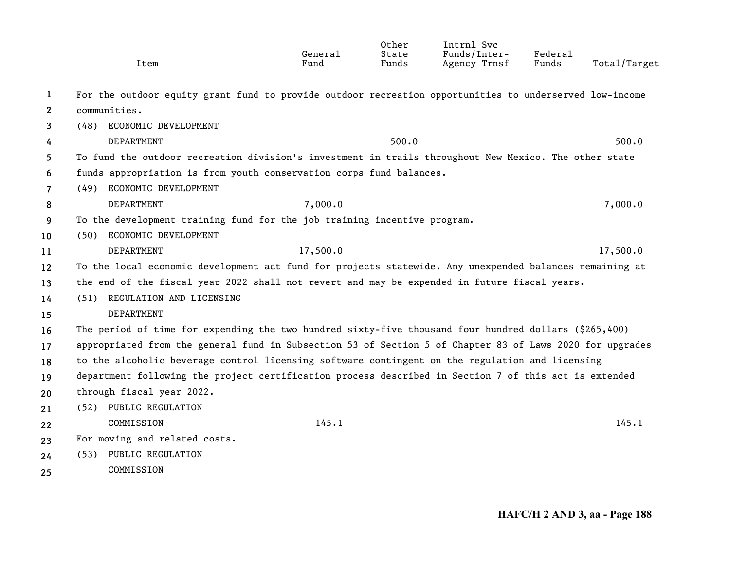| Item | General Fund | Other State Funds | Intrnl Svc Funds/Inter-Agency Trnsf | Federal Funds | Total/Target |
|---|---|---|---|---|---|
| For the outdoor equity grant fund to provide outdoor recreation opportunities to underserved low-income communities. | | | | | |
| (48) ECONOMIC DEVELOPMENT DEPARTMENT | | 500.0 | | | 500.0 |
| To fund the outdoor recreation division's investment in trails throughout New Mexico. The other state funds appropriation is from youth conservation corps fund balances. | | | | | |
| (49) ECONOMIC DEVELOPMENT DEPARTMENT | 7,000.0 | | | | 7,000.0 |
| To the development training fund for the job training incentive program. | | | | | |
| (50) ECONOMIC DEVELOPMENT DEPARTMENT | 17,500.0 | | | | 17,500.0 |
| To the local economic development act fund for projects statewide. Any unexpended balances remaining at the end of the fiscal year 2022 shall not revert and may be expended in future fiscal years. | | | | | |
| (51) REGULATION AND LICENSING DEPARTMENT | | | | | |
| The period of time for expending the two hundred sixty-five thousand four hundred dollars ($265,400) appropriated from the general fund in Subsection 53 of Section 5 of Chapter 83 of Laws 2020 for upgrades to the alcoholic beverage control licensing software contingent on the regulation and licensing department following the project certification process described in Section 7 of this act is extended through fiscal year 2022. | | | | | |
| (52) PUBLIC REGULATION COMMISSION | 145.1 | | | | 145.1 |
| For moving and related costs. | | | | | |
| (53) PUBLIC REGULATION COMMISSION | | | | | |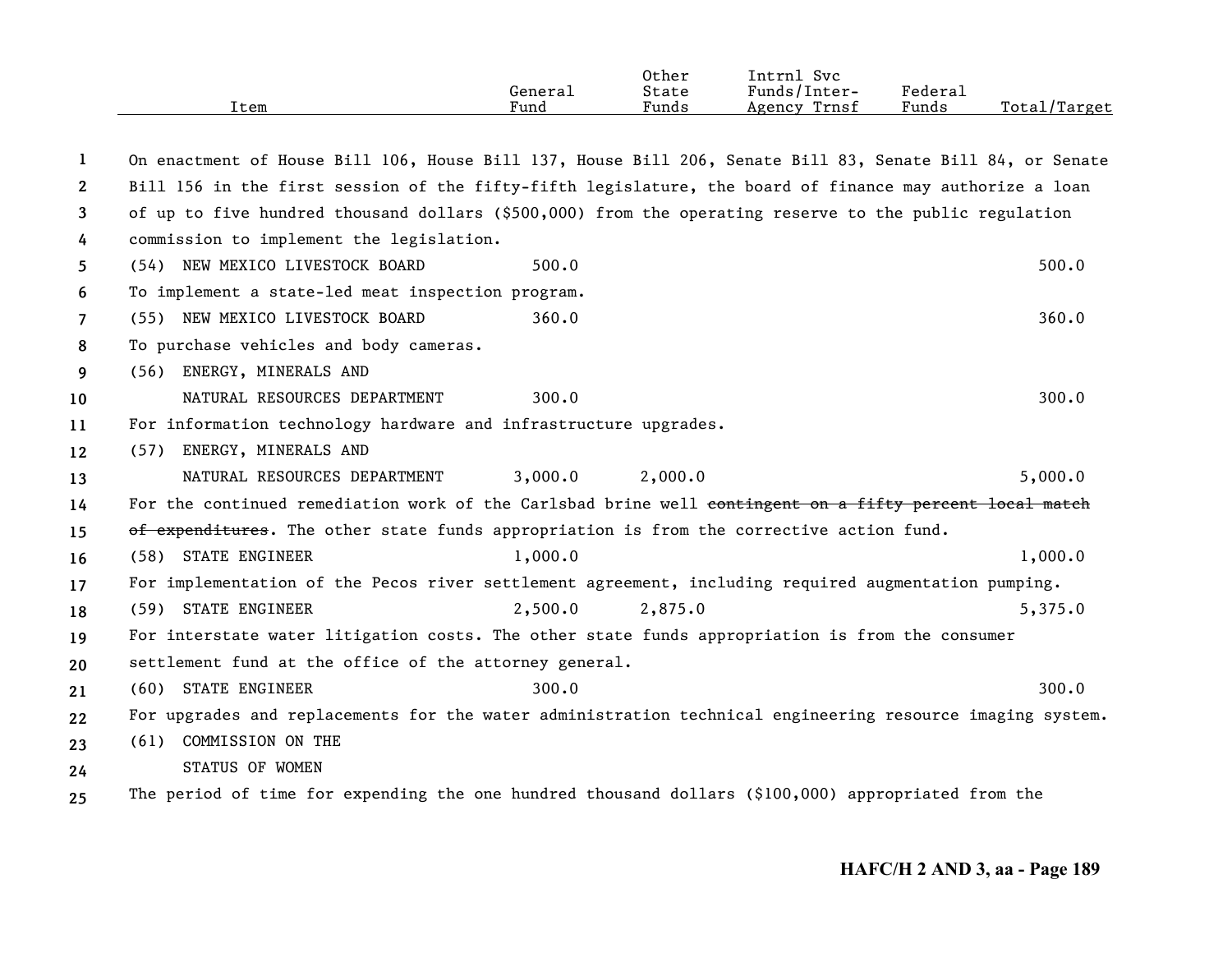| Item | General Fund | Other State Funds | Intrnl Svc Funds/Inter-Agency Trnsf | Federal Funds | Total/Target |
|---|---|---|---|---|---|

On enactment of House Bill 106, House Bill 137, House Bill 206, Senate Bill 83, Senate Bill 84, or Senate Bill 156 in the first session of the fifty-fifth legislature, the board of finance may authorize a loan of up to five hundred thousand dollars ($500,000) from the operating reserve to the public regulation commission to implement the legislation.

| Item | General Fund | Other State Funds | Intrnl Svc Funds/Inter-Agency Trnsf | Federal Funds | Total/Target |
|---|---|---|---|---|---|
| (54) NEW MEXICO LIVESTOCK BOARD | 500.0 | | | | 500.0 |

To implement a state-led meat inspection program.

| Item | General Fund | Other State Funds | Intrnl Svc Funds/Inter-Agency Trnsf | Federal Funds | Total/Target |
|---|---|---|---|---|---|
| (55) NEW MEXICO LIVESTOCK BOARD | 360.0 | | | | 360.0 |

To purchase vehicles and body cameras.

| Item | General Fund | Other State Funds | Intrnl Svc Funds/Inter-Agency Trnsf | Federal Funds | Total/Target |
|---|---|---|---|---|---|
| (56) ENERGY, MINERALS AND NATURAL RESOURCES DEPARTMENT | 300.0 | | | | 300.0 |

For information technology hardware and infrastructure upgrades.

| Item | General Fund | Other State Funds | Intrnl Svc Funds/Inter-Agency Trnsf | Federal Funds | Total/Target |
|---|---|---|---|---|---|
| (57) ENERGY, MINERALS AND NATURAL RESOURCES DEPARTMENT | 3,000.0 | 2,000.0 | | | 5,000.0 |

For the continued remediation work of the Carlsbad brine well ~~contingent on a fifty percent local match of expenditures~~. The other state funds appropriation is from the corrective action fund.

| Item | General Fund | Other State Funds | Intrnl Svc Funds/Inter-Agency Trnsf | Federal Funds | Total/Target |
|---|---|---|---|---|---|
| (58) STATE ENGINEER | 1,000.0 | | | | 1,000.0 |

For implementation of the Pecos river settlement agreement, including required augmentation pumping.

| Item | General Fund | Other State Funds | Intrnl Svc Funds/Inter-Agency Trnsf | Federal Funds | Total/Target |
|---|---|---|---|---|---|
| (59) STATE ENGINEER | 2,500.0 | 2,875.0 | | | 5,375.0 |

For interstate water litigation costs. The other state funds appropriation is from the consumer settlement fund at the office of the attorney general.

| Item | General Fund | Other State Funds | Intrnl Svc Funds/Inter-Agency Trnsf | Federal Funds | Total/Target |
|---|---|---|---|---|---|
| (60) STATE ENGINEER | 300.0 | | | | 300.0 |

For upgrades and replacements for the water administration technical engineering resource imaging system.

(61) COMMISSION ON THE STATUS OF WOMEN

The period of time for expending the one hundred thousand dollars ($100,000) appropriated from the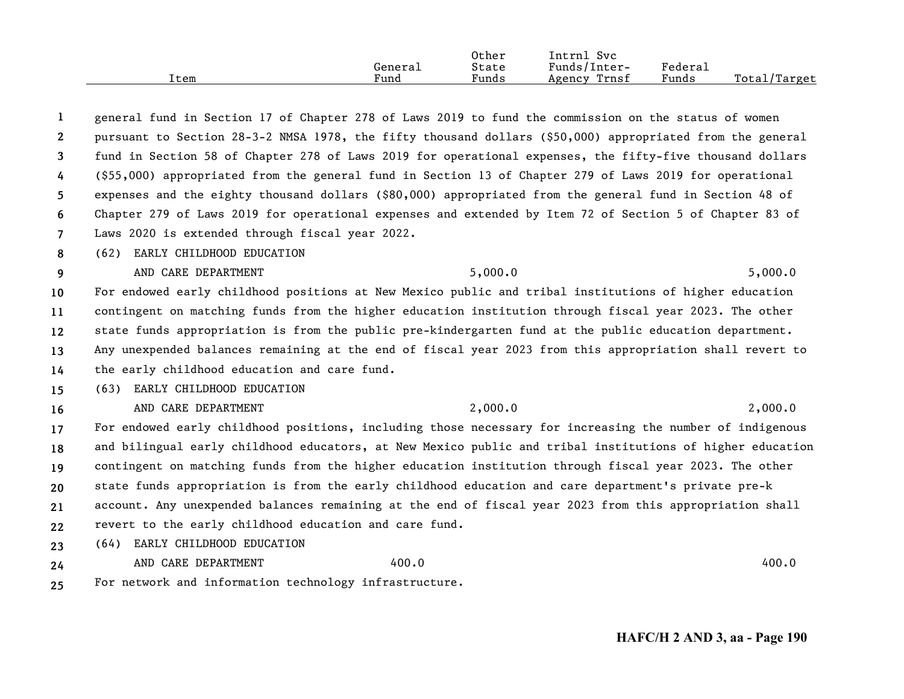| Item | General Fund | Other State Funds | Intrnl Svc Funds/Inter-Agency Trnsf | Federal Funds | Total/Target |
|---|---|---|---|---|---|

general fund in Section 17 of Chapter 278 of Laws 2019 to fund the commission on the status of women pursuant to Section 28-3-2 NMSA 1978, the fifty thousand dollars ($50,000) appropriated from the general fund in Section 58 of Chapter 278 of Laws 2019 for operational expenses, the fifty-five thousand dollars ($55,000) appropriated from the general fund in Section 13 of Chapter 279 of Laws 2019 for operational expenses and the eighty thousand dollars ($80,000) appropriated from the general fund in Section 48 of Chapter 279 of Laws 2019 for operational expenses and extended by Item 72 of Section 5 of Chapter 83 of Laws 2020 is extended through fiscal year 2022.

| Item | General Fund | Other State Funds | Intrnl Svc Funds/Inter-Agency Trnsf | Federal Funds | Total/Target |
|---|---|---|---|---|---|
| (62) EARLY CHILDHOOD EDUCATION AND CARE DEPARTMENT | | 5,000.0 | | | 5,000.0 |

For endowed early childhood positions at New Mexico public and tribal institutions of higher education contingent on matching funds from the higher education institution through fiscal year 2023. The other state funds appropriation is from the public pre-kindergarten fund at the public education department. Any unexpended balances remaining at the end of fiscal year 2023 from this appropriation shall revert to the early childhood education and care fund.

| Item | General Fund | Other State Funds | Intrnl Svc Funds/Inter-Agency Trnsf | Federal Funds | Total/Target |
|---|---|---|---|---|---|
| (63) EARLY CHILDHOOD EDUCATION AND CARE DEPARTMENT | | 2,000.0 | | | 2,000.0 |

For endowed early childhood positions, including those necessary for increasing the number of indigenous and bilingual early childhood educators, at New Mexico public and tribal institutions of higher education contingent on matching funds from the higher education institution through fiscal year 2023. The other state funds appropriation is from the early childhood education and care department's private pre-k account. Any unexpended balances remaining at the end of fiscal year 2023 from this appropriation shall revert to the early childhood education and care fund.

| Item | General Fund | Other State Funds | Intrnl Svc Funds/Inter-Agency Trnsf | Federal Funds | Total/Target |
|---|---|---|---|---|---|
| (64) EARLY CHILDHOOD EDUCATION AND CARE DEPARTMENT | 400.0 | | | | 400.0 |

For network and information technology infrastructure.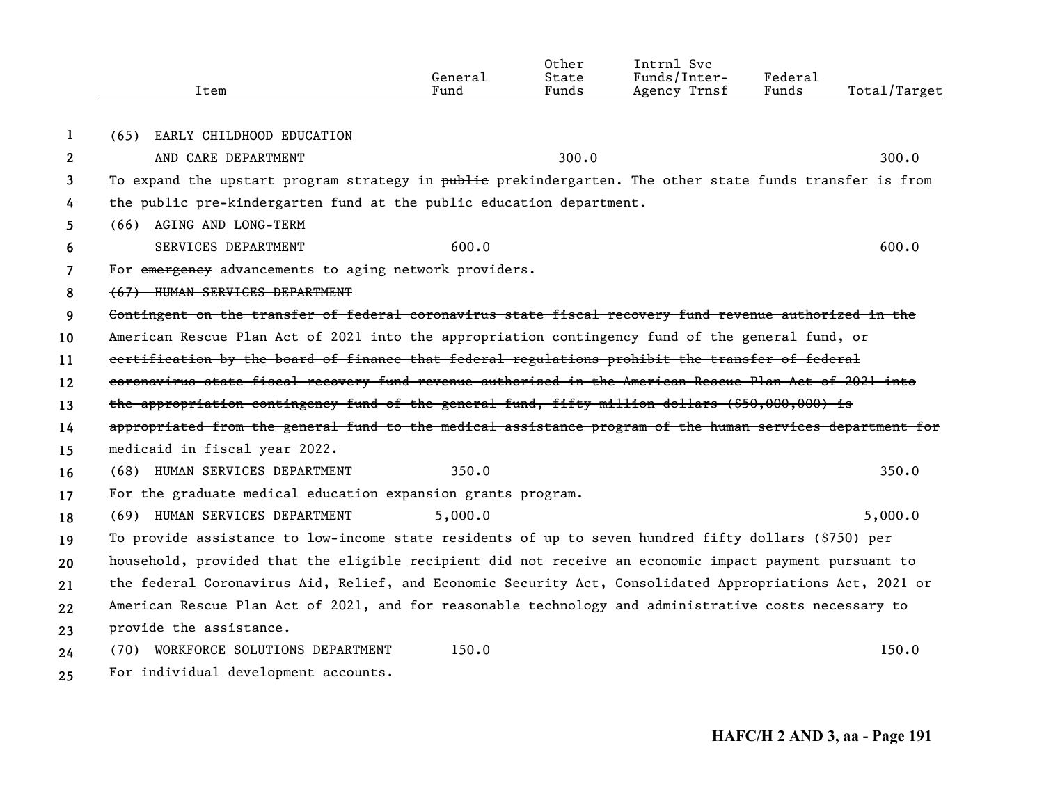| Item | General Fund | Other State Funds | Intrnl Svc Funds/Inter-Agency Trnsf | Federal Funds | Total/Target |
|---|---|---|---|---|---|
| (65) EARLY CHILDHOOD EDUCATION AND CARE DEPARTMENT | | 300.0 | | | 300.0 |

To expand the upstart program strategy in ~~public~~ prekindergarten. The other state funds transfer is from the public pre-kindergarten fund at the public education department.

| Item | General Fund | Other State Funds | Intrnl Svc Funds/Inter-Agency Trnsf | Federal Funds | Total/Target |
|---|---|---|---|---|---|
| (66) AGING AND LONG-TERM SERVICES DEPARTMENT | 600.0 | | | | 600.0 |

For ~~emergency~~ advancements to aging network providers.

~~(67) HUMAN SERVICES DEPARTMENT~~

~~Contingent on the transfer of federal coronavirus state fiscal recovery fund revenue authorized in the American Rescue Plan Act of 2021 into the appropriation contingency fund of the general fund, or certification by the board of finance that federal regulations prohibit the transfer of federal coronavirus state fiscal recovery fund revenue authorized in the American Rescue Plan Act of 2021 into the appropriation contingency fund of the general fund, fifty million dollars ($50,000,000) is appropriated from the general fund to the medical assistance program of the human services department for medicaid in fiscal year 2022.~~

| Item | General Fund | Other State Funds | Intrnl Svc Funds/Inter-Agency Trnsf | Federal Funds | Total/Target |
|---|---|---|---|---|---|
| (68) HUMAN SERVICES DEPARTMENT | 350.0 | | | | 350.0 |

For the graduate medical education expansion grants program.

| Item | General Fund | Other State Funds | Intrnl Svc Funds/Inter-Agency Trnsf | Federal Funds | Total/Target |
|---|---|---|---|---|---|
| (69) HUMAN SERVICES DEPARTMENT | 5,000.0 | | | | 5,000.0 |

To provide assistance to low-income state residents of up to seven hundred fifty dollars ($750) per household, provided that the eligible recipient did not receive an economic impact payment pursuant to the federal Coronavirus Aid, Relief, and Economic Security Act, Consolidated Appropriations Act, 2021 or American Rescue Plan Act of 2021, and for reasonable technology and administrative costs necessary to provide the assistance.

| Item | General Fund | Other State Funds | Intrnl Svc Funds/Inter-Agency Trnsf | Federal Funds | Total/Target |
|---|---|---|---|---|---|
| (70) WORKFORCE SOLUTIONS DEPARTMENT | 150.0 | | | | 150.0 |

For individual development accounts.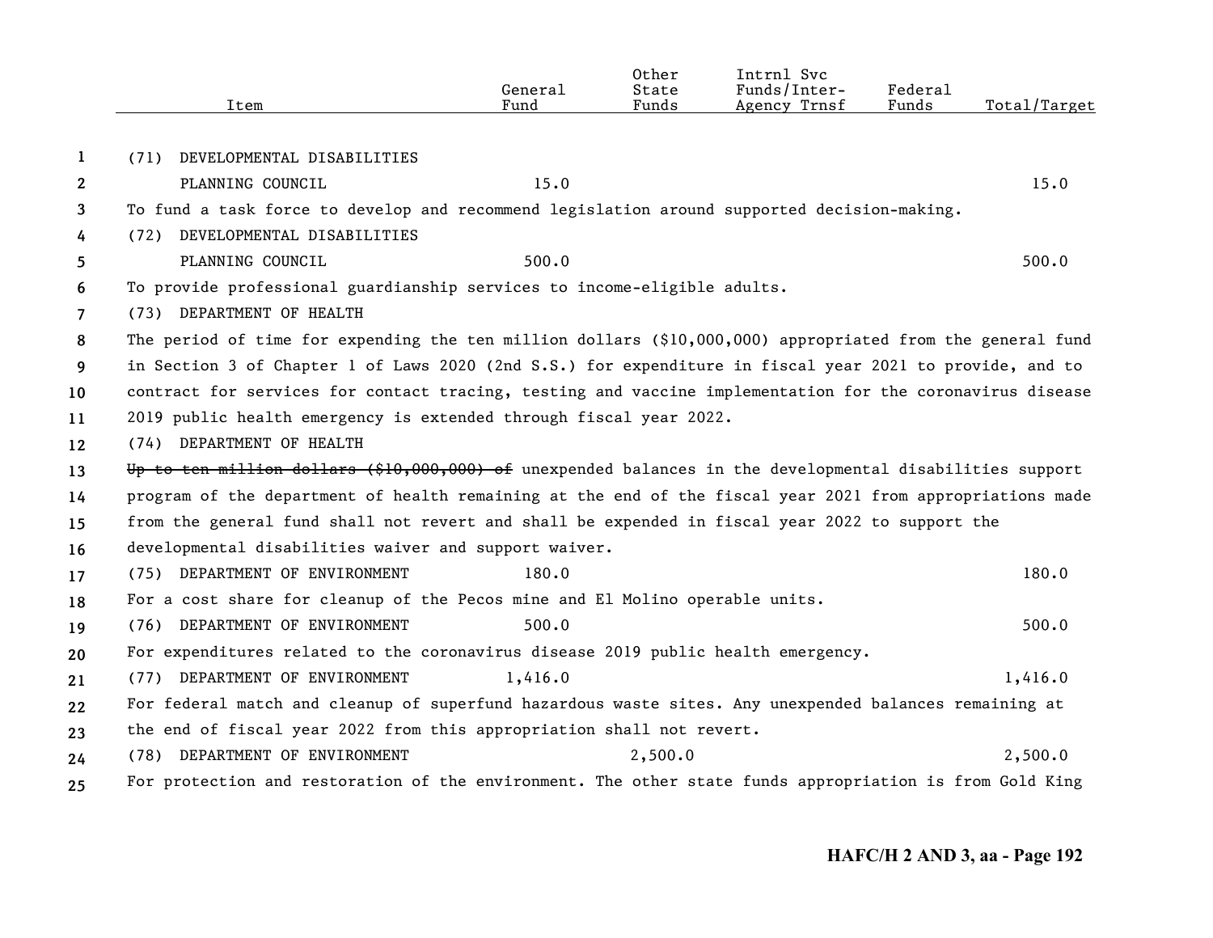| Item | General Fund | Other State Funds | Intrnl Svc Funds/Inter-Agency Trnsf | Federal Funds | Total/Target |
|---|---|---|---|---|---|
| (71) DEVELOPMENTAL DISABILITIES PLANNING COUNCIL | 15.0 | | | | 15.0 |

To fund a task force to develop and recommend legislation around supported decision-making.

| Item | General Fund | Other State Funds | Intrnl Svc Funds/Inter-Agency Trnsf | Federal Funds | Total/Target |
|---|---|---|---|---|---|
| (72) DEVELOPMENTAL DISABILITIES PLANNING COUNCIL | 500.0 | | | | 500.0 |

To provide professional guardianship services to income-eligible adults.

(73) DEPARTMENT OF HEALTH

The period of time for expending the ten million dollars ($10,000,000) appropriated from the general fund in Section 3 of Chapter 1 of Laws 2020 (2nd S.S.) for expenditure in fiscal year 2021 to provide, and to contract for services for contact tracing, testing and vaccine implementation for the coronavirus disease 2019 public health emergency is extended through fiscal year 2022.

(74) DEPARTMENT OF HEALTH

~~Up to ten million dollars ($10,000,000) of~~ unexpended balances in the developmental disabilities support program of the department of health remaining at the end of the fiscal year 2021 from appropriations made from the general fund shall not revert and shall be expended in fiscal year 2022 to support the developmental disabilities waiver and support waiver.

| Item | General Fund | Other State Funds | Intrnl Svc Funds/Inter-Agency Trnsf | Federal Funds | Total/Target |
|---|---|---|---|---|---|
| (75) DEPARTMENT OF ENVIRONMENT | 180.0 | | | | 180.0 |

For a cost share for cleanup of the Pecos mine and El Molino operable units.

| Item | General Fund | Other State Funds | Intrnl Svc Funds/Inter-Agency Trnsf | Federal Funds | Total/Target |
|---|---|---|---|---|---|
| (76) DEPARTMENT OF ENVIRONMENT | 500.0 | | | | 500.0 |

For expenditures related to the coronavirus disease 2019 public health emergency.

| Item | General Fund | Other State Funds | Intrnl Svc Funds/Inter-Agency Trnsf | Federal Funds | Total/Target |
|---|---|---|---|---|---|
| (77) DEPARTMENT OF ENVIRONMENT | 1,416.0 | | | | 1,416.0 |

For federal match and cleanup of superfund hazardous waste sites. Any unexpended balances remaining at the end of fiscal year 2022 from this appropriation shall not revert.

| Item | General Fund | Other State Funds | Intrnl Svc Funds/Inter-Agency Trnsf | Federal Funds | Total/Target |
|---|---|---|---|---|---|
| (78) DEPARTMENT OF ENVIRONMENT | | 2,500.0 | | | 2,500.0 |

For protection and restoration of the environment. The other state funds appropriation is from Gold King

HAFC/H 2 AND 3, aa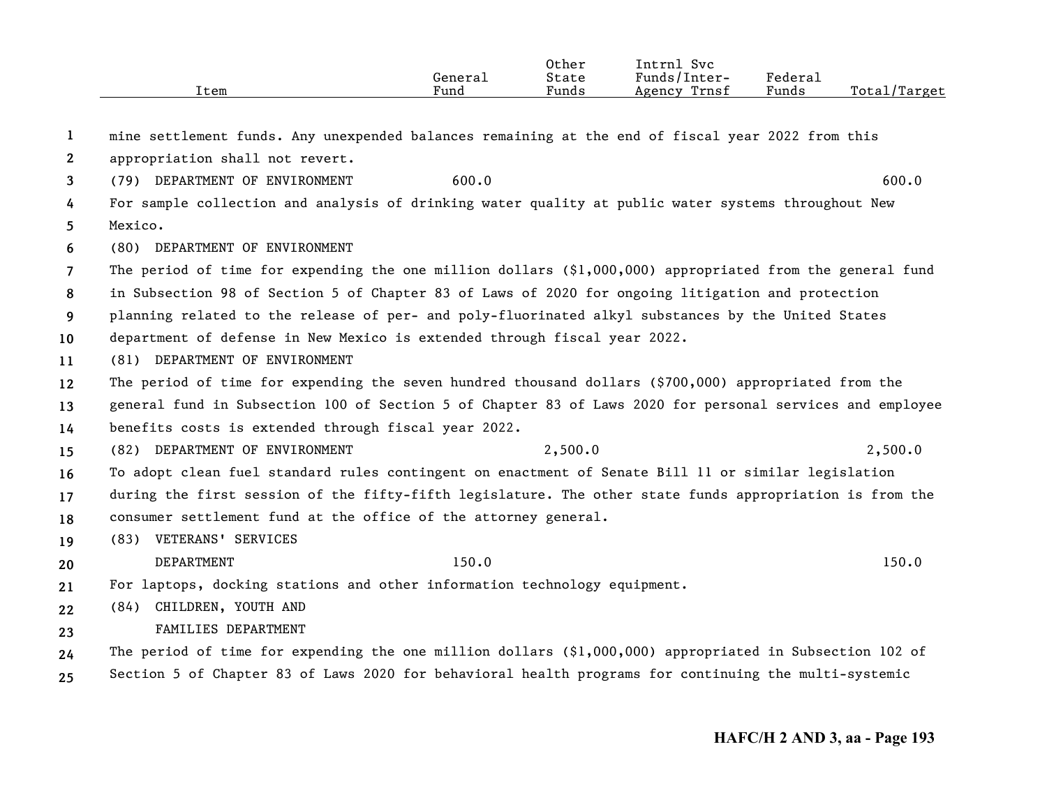| Item | General Fund | Other State Funds | Intrnl Svc Funds/Inter-Agency Trnsf | Federal Funds | Total/Target |
|---|---|---|---|---|---|

mine settlement funds. Any unexpended balances remaining at the end of fiscal year 2022 from this appropriation shall not revert.

| Item | General Fund | Other State Funds | Intrnl Svc Funds/Inter-Agency Trnsf | Federal Funds | Total/Target |
|---|---|---|---|---|---|
| (79) DEPARTMENT OF ENVIRONMENT | 600.0 | | | | 600.0 |

For sample collection and analysis of drinking water quality at public water systems throughout New Mexico.

(80) DEPARTMENT OF ENVIRONMENT

The period of time for expending the one million dollars ($1,000,000) appropriated from the general fund in Subsection 98 of Section 5 of Chapter 83 of Laws of 2020 for ongoing litigation and protection planning related to the release of per- and poly-fluorinated alkyl substances by the United States department of defense in New Mexico is extended through fiscal year 2022.

(81) DEPARTMENT OF ENVIRONMENT

The period of time for expending the seven hundred thousand dollars ($700,000) appropriated from the general fund in Subsection 100 of Section 5 of Chapter 83 of Laws 2020 for personal services and employee benefits costs is extended through fiscal year 2022.

| Item | General Fund | Other State Funds | Intrnl Svc Funds/Inter-Agency Trnsf | Federal Funds | Total/Target |
|---|---|---|---|---|---|
| (82) DEPARTMENT OF ENVIRONMENT | | 2,500.0 | | | 2,500.0 |

To adopt clean fuel standard rules contingent on enactment of Senate Bill 11 or similar legislation during the first session of the fifty-fifth legislature. The other state funds appropriation is from the consumer settlement fund at the office of the attorney general.

| Item | General Fund | Other State Funds | Intrnl Svc Funds/Inter-Agency Trnsf | Federal Funds | Total/Target |
|---|---|---|---|---|---|
| (83) VETERANS' SERVICES DEPARTMENT | 150.0 | | | | 150.0 |

For laptops, docking stations and other information technology equipment.

(84) CHILDREN, YOUTH AND FAMILIES DEPARTMENT

The period of time for expending the one million dollars ($1,000,000) appropriated in Subsection 102 of Section 5 of Chapter 83 of Laws 2020 for behavioral health programs for continuing the multi-systemic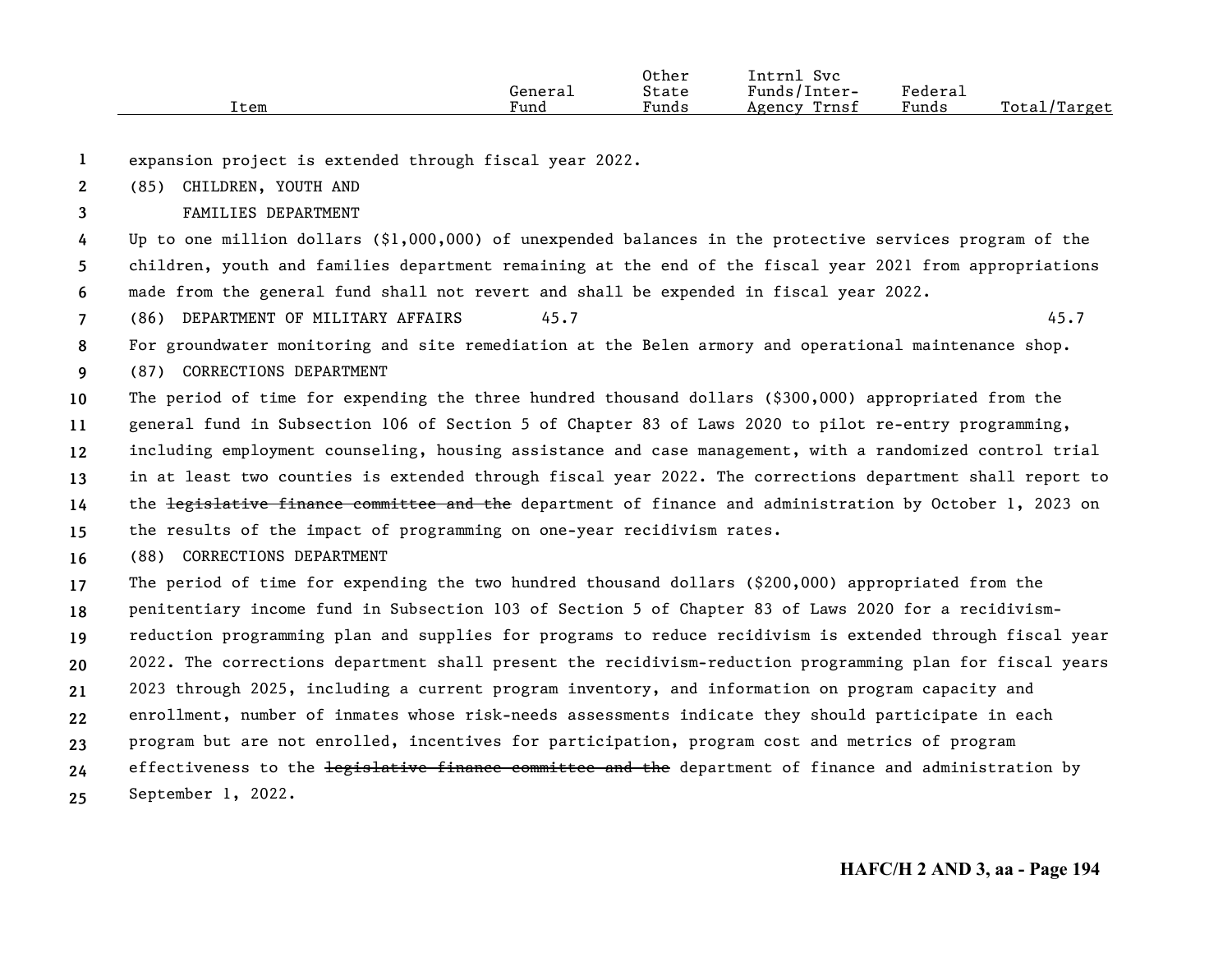| Item | General Fund | Other State Funds | Intrnl Svc Funds/Inter-Agency Trnsf | Federal Funds | Total/Target |
|---|---|---|---|---|---|

expansion project is extended through fiscal year 2022.

(85) CHILDREN, YOUTH AND FAMILIES DEPARTMENT

Up to one million dollars ($1,000,000) of unexpended balances in the protective services program of the children, youth and families department remaining at the end of the fiscal year 2021 from appropriations made from the general fund shall not revert and shall be expended in fiscal year 2022.

| Item | General Fund | Other State Funds | Intrnl Svc Funds/Inter-Agency Trnsf | Federal Funds | Total/Target |
|---|---|---|---|---|---|
| (86) DEPARTMENT OF MILITARY AFFAIRS | 45.7 | | | | 45.7 |

For groundwater monitoring and site remediation at the Belen armory and operational maintenance shop.

(87) CORRECTIONS DEPARTMENT

The period of time for expending the three hundred thousand dollars ($300,000) appropriated from the general fund in Subsection 106 of Section 5 of Chapter 83 of Laws 2020 to pilot re-entry programming, including employment counseling, housing assistance and case management, with a randomized control trial in at least two counties is extended through fiscal year 2022. The corrections department shall report to the ~~legislative finance committee and the~~ department of finance and administration by October 1, 2023 on the results of the impact of programming on one-year recidivism rates.

(88) CORRECTIONS DEPARTMENT

The period of time for expending the two hundred thousand dollars ($200,000) appropriated from the penitentiary income fund in Subsection 103 of Section 5 of Chapter 83 of Laws 2020 for a recidivism-reduction programming plan and supplies for programs to reduce recidivism is extended through fiscal year 2022. The corrections department shall present the recidivism-reduction programming plan for fiscal years 2023 through 2025, including a current program inventory, and information on program capacity and enrollment, number of inmates whose risk-needs assessments indicate they should participate in each program but are not enrolled, incentives for participation, program cost and metrics of program effectiveness to the ~~legislative finance committee and the~~ department of finance and administration by September 1, 2022.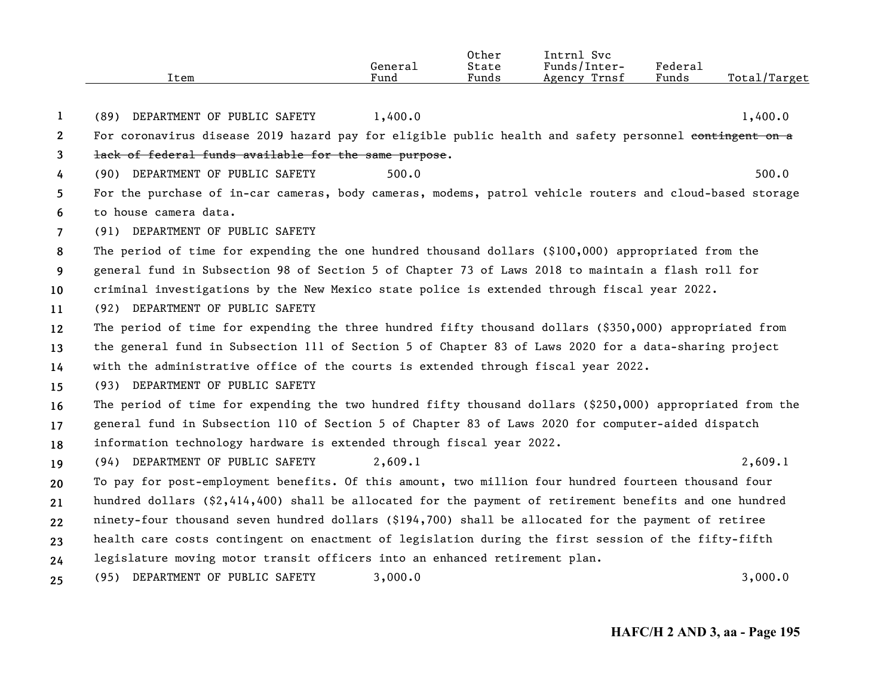| Item | General Fund | Other State Funds | Intrnl Svc Funds/Inter-Agency Trnsf | Federal Funds | Total/Target |
|---|---|---|---|---|---|
| (89) DEPARTMENT OF PUBLIC SAFETY | 1,400.0 | | | | 1,400.0 |

For coronavirus disease 2019 hazard pay for eligible public health and safety personnel ~~contingent on a lack of federal funds available for the same purpose~~.

| Item | General Fund | Other State Funds | Intrnl Svc Funds/Inter-Agency Trnsf | Federal Funds | Total/Target |
|---|---|---|---|---|---|
| (90) DEPARTMENT OF PUBLIC SAFETY | 500.0 | | | | 500.0 |

For the purchase of in-car cameras, body cameras, modems, patrol vehicle routers and cloud-based storage to house camera data.

(91) DEPARTMENT OF PUBLIC SAFETY

The period of time for expending the one hundred thousand dollars ($100,000) appropriated from the general fund in Subsection 98 of Section 5 of Chapter 73 of Laws 2018 to maintain a flash roll for criminal investigations by the New Mexico state police is extended through fiscal year 2022.

(92) DEPARTMENT OF PUBLIC SAFETY

The period of time for expending the three hundred fifty thousand dollars ($350,000) appropriated from the general fund in Subsection 111 of Section 5 of Chapter 83 of Laws 2020 for a data-sharing project with the administrative office of the courts is extended through fiscal year 2022.

(93) DEPARTMENT OF PUBLIC SAFETY

The period of time for expending the two hundred fifty thousand dollars ($250,000) appropriated from the general fund in Subsection 110 of Section 5 of Chapter 83 of Laws 2020 for computer-aided dispatch information technology hardware is extended through fiscal year 2022.

| Item | General Fund | Other State Funds | Intrnl Svc Funds/Inter-Agency Trnsf | Federal Funds | Total/Target |
|---|---|---|---|---|---|
| (94) DEPARTMENT OF PUBLIC SAFETY | 2,609.1 | | | | 2,609.1 |

To pay for post-employment benefits. Of this amount, two million four hundred fourteen thousand four hundred dollars ($2,414,400) shall be allocated for the payment of retirement benefits and one hundred ninety-four thousand seven hundred dollars ($194,700) shall be allocated for the payment of retiree health care costs contingent on enactment of legislation during the first session of the fifty-fifth legislature moving motor transit officers into an enhanced retirement plan.

| Item | General Fund | Other State Funds | Intrnl Svc Funds/Inter-Agency Trnsf | Federal Funds | Total/Target |
|---|---|---|---|---|---|
| (95) DEPARTMENT OF PUBLIC SAFETY | 3,000.0 | | | | 3,000.0 |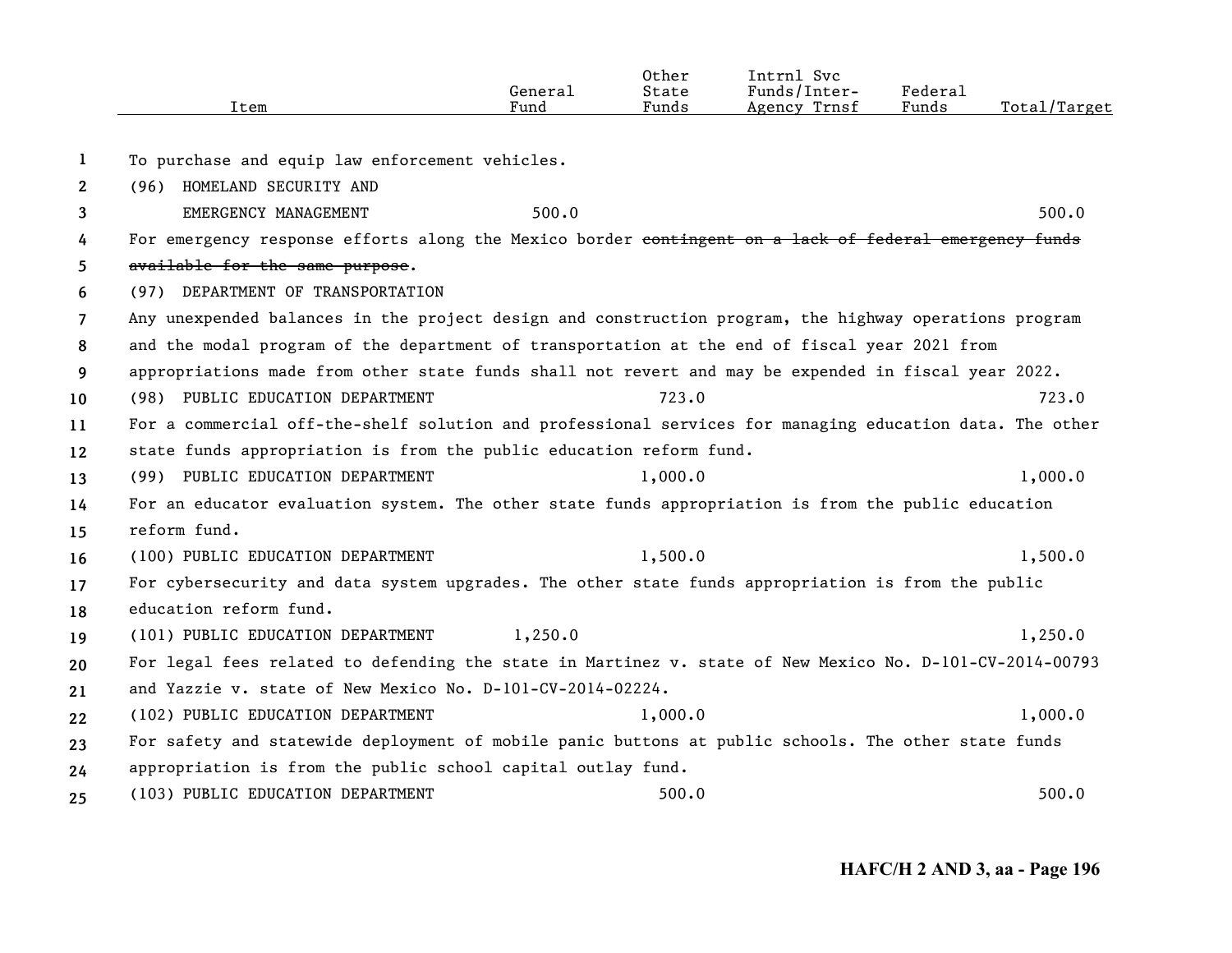| Item | General Fund | Other State Funds | Intrnl Svc Funds/Inter-Agency Trnsf | Federal Funds | Total/Target |
|---|---|---|---|---|---|
| To purchase and equip law enforcement vehicles. | | | | | |
| (96) HOMELAND SECURITY AND EMERGENCY MANAGEMENT | 500.0 | | | | 500.0 |
| For emergency response efforts along the Mexico border ~~contingent on a lack of federal emergency funds available for the same purpose~~. | | | | | |
| (97) DEPARTMENT OF TRANSPORTATION | | | | | |
| Any unexpended balances in the project design and construction program, the highway operations program and the modal program of the department of transportation at the end of fiscal year 2021 from appropriations made from other state funds shall not revert and may be expended in fiscal year 2022. | | | | | |
| (98) PUBLIC EDUCATION DEPARTMENT | | 723.0 | | | 723.0 |
| For a commercial off-the-shelf solution and professional services for managing education data. The other state funds appropriation is from the public education reform fund. | | | | | |
| (99) PUBLIC EDUCATION DEPARTMENT | | 1,000.0 | | | 1,000.0 |
| For an educator evaluation system. The other state funds appropriation is from the public education reform fund. | | | | | |
| (100) PUBLIC EDUCATION DEPARTMENT | | 1,500.0 | | | 1,500.0 |
| For cybersecurity and data system upgrades. The other state funds appropriation is from the public education reform fund. | | | | | |
| (101) PUBLIC EDUCATION DEPARTMENT | 1,250.0 | | | | 1,250.0 |
| For legal fees related to defending the state in Martinez v. state of New Mexico No. D-101-CV-2014-00793 and Yazzie v. state of New Mexico No. D-101-CV-2014-02224. | | | | | |
| (102) PUBLIC EDUCATION DEPARTMENT | | 1,000.0 | | | 1,000.0 |
| For safety and statewide deployment of mobile panic buttons at public schools. The other state funds appropriation is from the public school capital outlay fund. | | | | | |
| (103) PUBLIC EDUCATION DEPARTMENT | | 500.0 | | | 500.0 |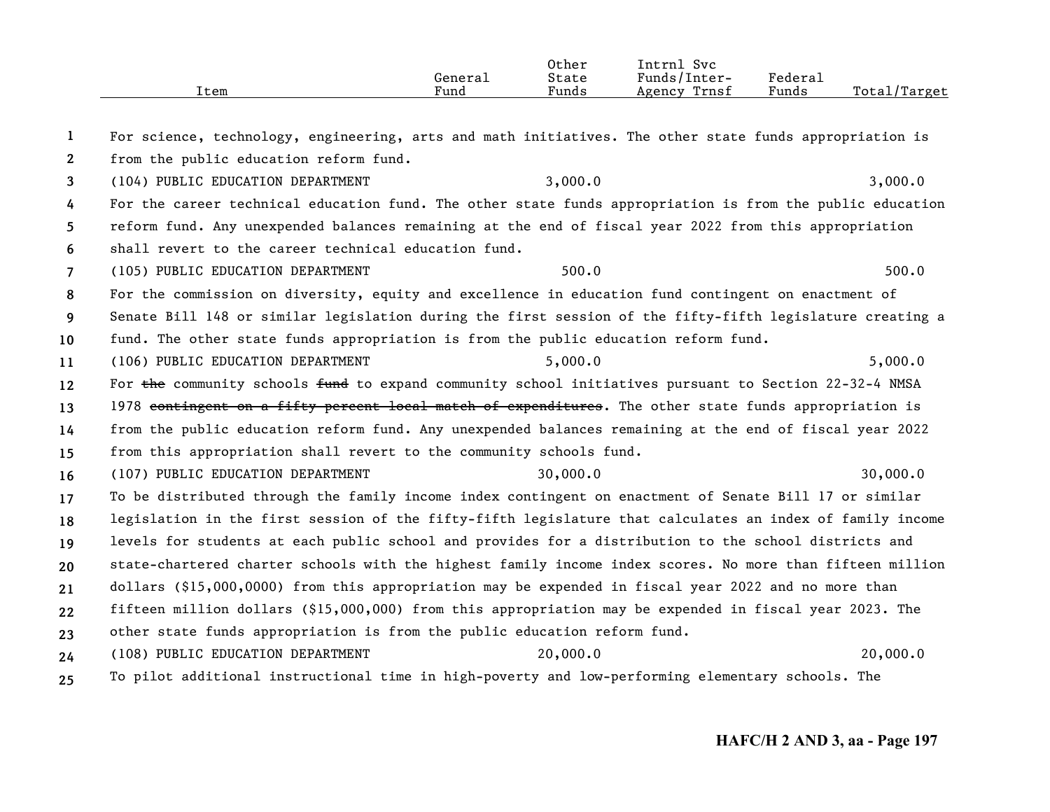| Item | General Fund | Other State Funds | Intrnl Svc Funds/Inter-Agency Trnsf | Federal Funds | Total/Target |
|---|---|---|---|---|---|
| For science, technology, engineering, arts and math initiatives. The other state funds appropriation is from the public education reform fund. | | | | | |
| (104) PUBLIC EDUCATION DEPARTMENT | | 3,000.0 | | | 3,000.0 |
| For the career technical education fund. The other state funds appropriation is from the public education reform fund. Any unexpended balances remaining at the end of fiscal year 2022 from this appropriation shall revert to the career technical education fund. | | | | | |
| (105) PUBLIC EDUCATION DEPARTMENT | | 500.0 | | | 500.0 |
| For the commission on diversity, equity and excellence in education fund contingent on enactment of Senate Bill 148 or similar legislation during the first session of the fifty-fifth legislature creating a fund. The other state funds appropriation is from the public education reform fund. | | | | | |
| (106) PUBLIC EDUCATION DEPARTMENT | | 5,000.0 | | | 5,000.0 |
| For ~~the~~ community schools ~~fund~~ to expand community school initiatives pursuant to Section 22-32-4 NMSA 1978 ~~contingent on a fifty percent local match of expenditures~~. The other state funds appropriation is from the public education reform fund. Any unexpended balances remaining at the end of fiscal year 2022 from this appropriation shall revert to the community schools fund. | | | | | |
| (107) PUBLIC EDUCATION DEPARTMENT | | 30,000.0 | | | 30,000.0 |
| To be distributed through the family income index contingent on enactment of Senate Bill 17 or similar legislation in the first session of the fifty-fifth legislature that calculates an index of family income levels for students at each public school and provides for a distribution to the school districts and state-chartered charter schools with the highest family income index scores. No more than fifteen million dollars ($15,000,0000) from this appropriation may be expended in fiscal year 2022 and no more than fifteen million dollars ($15,000,000) from this appropriation may be expended in fiscal year 2023. The other state funds appropriation is from the public education reform fund. | | | | | |
| (108) PUBLIC EDUCATION DEPARTMENT | | 20,000.0 | | | 20,000.0 |
| To pilot additional instructional time in high-poverty and low-performing elementary schools. The | | | | | |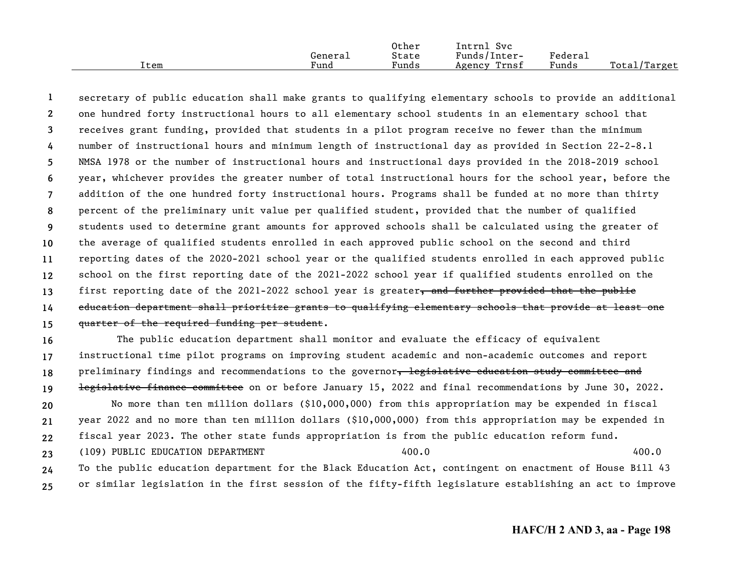| Item | General Fund | Other State Funds | Intrnl Svc Funds/Inter-Agency Trnsf | Federal Funds | Total/Target |
|---|---|---|---|---|---|

secretary of public education shall make grants to qualifying elementary schools to provide an additional one hundred forty instructional hours to all elementary school students in an elementary school that receives grant funding, provided that students in a pilot program receive no fewer than the minimum number of instructional hours and minimum length of instructional day as provided in Section 22-2-8.1 NMSA 1978 or the number of instructional hours and instructional days provided in the 2018-2019 school year, whichever provides the greater number of total instructional hours for the school year, before the addition of the one hundred forty instructional hours. Programs shall be funded at no more than thirty percent of the preliminary unit value per qualified student, provided that the number of qualified students used to determine grant amounts for approved schools shall be calculated using the greater of the average of qualified students enrolled in each approved public school on the second and third reporting dates of the 2020-2021 school year or the qualified students enrolled in each approved public school on the first reporting date of the 2021-2022 school year if qualified students enrolled on the first reporting date of the 2021-2022 school year is greater~~, and further provided that the public education department shall prioritize grants to qualifying elementary schools that provide at least one quarter of the required funding per student~~.

The public education department shall monitor and evaluate the efficacy of equivalent instructional time pilot programs on improving student academic and non-academic outcomes and report preliminary findings and recommendations to the governor~~, legislative education study committee and legislative finance committee~~ on or before January 15, 2022 and final recommendations by June 30, 2022.

No more than ten million dollars ($10,000,000) from this appropriation may be expended in fiscal year 2022 and no more than ten million dollars ($10,000,000) from this appropriation may be expended in fiscal year 2023. The other state funds appropriation is from the public education reform fund.

| Item | General Fund | Other State Funds | Intrnl Svc Funds/Inter-Agency Trnsf | Federal Funds | Total/Target |
|---|---|---|---|---|---|
| (109) PUBLIC EDUCATION DEPARTMENT | | 400.0 | | | 400.0 |

To the public education department for the Black Education Act, contingent on enactment of House Bill 43 or similar legislation in the first session of the fifty-fifth legislature establishing an act to improve

HAFC/H 2 AND 3, aa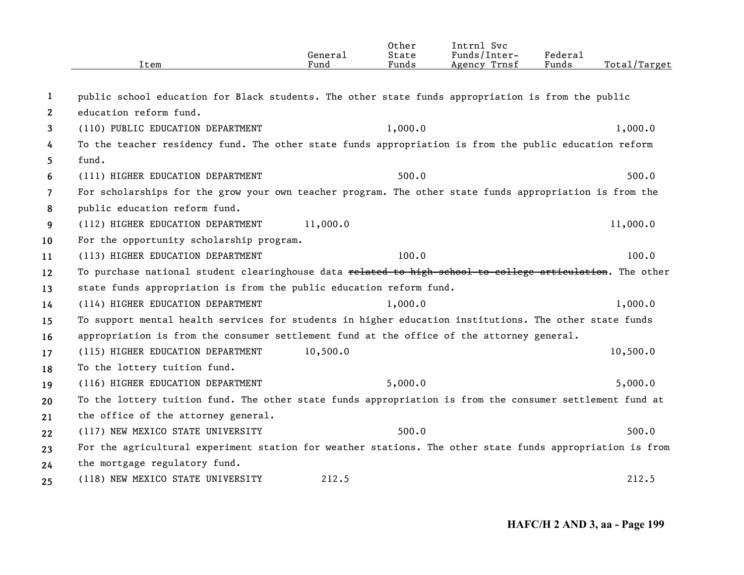| Item | General Fund | Other State Funds | Intrnl Svc Funds/Inter-Agency Trnsf | Federal Funds | Total/Target |
|---|---|---|---|---|---|
| public school education for Black students. The other state funds appropriation is from the public education reform fund. | | | | | |
| (110) PUBLIC EDUCATION DEPARTMENT | | 1,000.0 | | | 1,000.0 |
| To the teacher residency fund. The other state funds appropriation is from the public education reform fund. | | | | | |
| (111) HIGHER EDUCATION DEPARTMENT | | 500.0 | | | 500.0 |
| For scholarships for the grow your own teacher program. The other state funds appropriation is from the public education reform fund. | | | | | |
| (112) HIGHER EDUCATION DEPARTMENT | 11,000.0 | | | | 11,000.0 |
| For the opportunity scholarship program. | | | | | |
| (113) HIGHER EDUCATION DEPARTMENT | | 100.0 | | | 100.0 |
| To purchase national student clearinghouse data ~~related to high school to college articulation~~. The other state funds appropriation is from the public education reform fund. | | | | | |
| (114) HIGHER EDUCATION DEPARTMENT | | 1,000.0 | | | 1,000.0 |
| To support mental health services for students in higher education institutions. The other state funds appropriation is from the consumer settlement fund at the office of the attorney general. | | | | | |
| (115) HIGHER EDUCATION DEPARTMENT | 10,500.0 | | | | 10,500.0 |
| To the lottery tuition fund. | | | | | |
| (116) HIGHER EDUCATION DEPARTMENT | | 5,000.0 | | | 5,000.0 |
| To the lottery tuition fund. The other state funds appropriation is from the consumer settlement fund at the office of the attorney general. | | | | | |
| (117) NEW MEXICO STATE UNIVERSITY | | 500.0 | | | 500.0 |
| For the agricultural experiment station for weather stations. The other state funds appropriation is from the mortgage regulatory fund. | | | | | |
| (118) NEW MEXICO STATE UNIVERSITY | 212.5 | | | | 212.5 |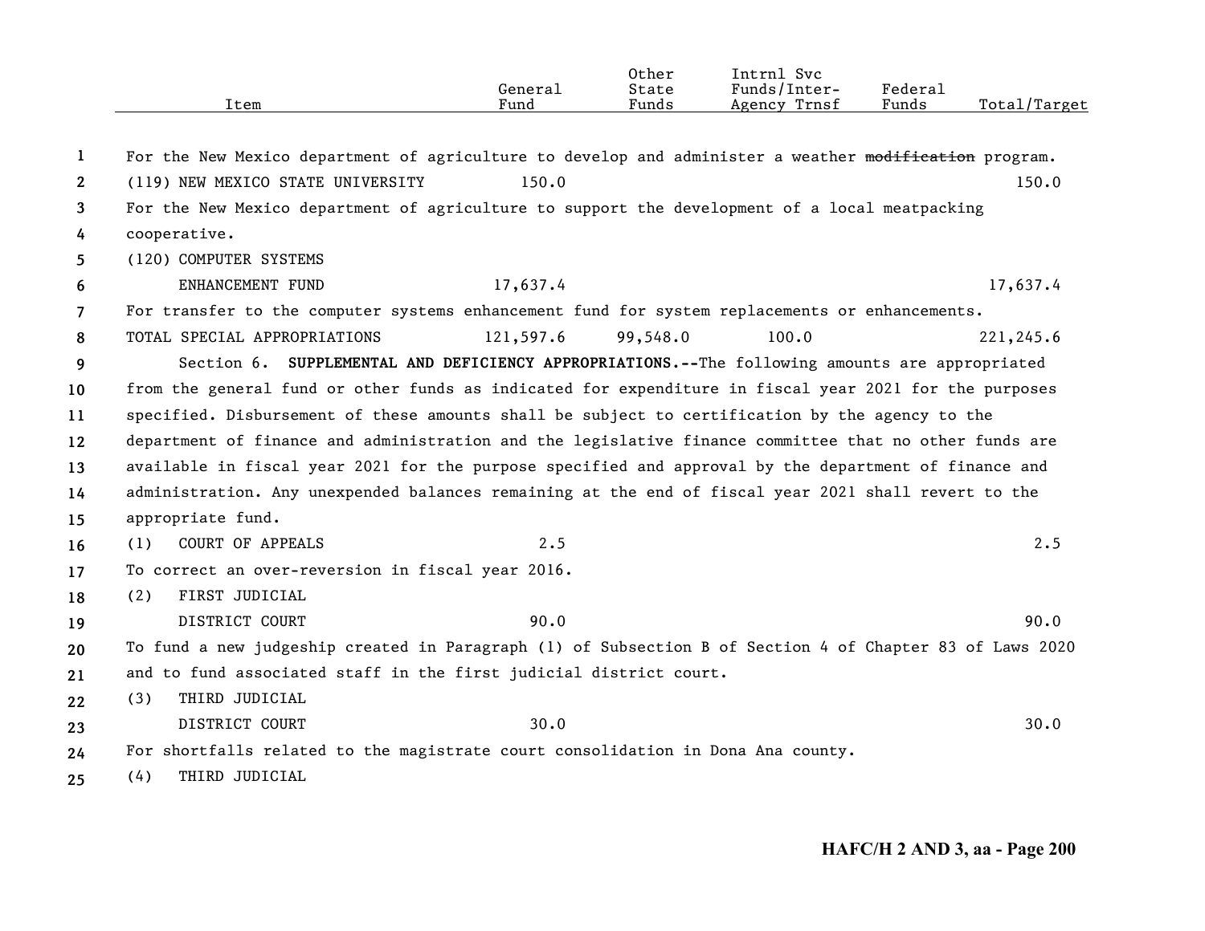| Item | General Fund | Other State Funds | Intrnl Svc Funds/Inter-Agency Trnsf | Federal Funds | Total/Target |
|---|---|---|---|---|---|
| For the New Mexico department of agriculture to develop and administer a weather ~~modification~~ program. | | | | | |
| (119) NEW MEXICO STATE UNIVERSITY | 150.0 | | | | 150.0 |
| For the New Mexico department of agriculture to support the development of a local meatpacking cooperative. | | | | | |
| (120) COMPUTER SYSTEMS ENHANCEMENT FUND | 17,637.4 | | | | 17,637.4 |
| For transfer to the computer systems enhancement fund for system replacements or enhancements. | | | | | |
| TOTAL SPECIAL APPROPRIATIONS | 121,597.6 | 99,548.0 | 100.0 | | 221,245.6 |

Section 6. **SUPPLEMENTAL AND DEFICIENCY APPROPRIATIONS.--**The following amounts are appropriated from the general fund or other funds as indicated for expenditure in fiscal year 2021 for the purposes specified. Disbursement of these amounts shall be subject to certification by the agency to the department of finance and administration and the legislative finance committee that no other funds are available in fiscal year 2021 for the purpose specified and approval by the department of finance and administration. Any unexpended balances remaining at the end of fiscal year 2021 shall revert to the appropriate fund.

| Item | General Fund | Other State Funds | Intrnl Svc Funds/Inter-Agency Trnsf | Federal Funds | Total/Target |
|---|---|---|---|---|---|
| (1) COURT OF APPEALS | 2.5 | | | | 2.5 |
| To correct an over-reversion in fiscal year 2016. | | | | | |
| (2) FIRST JUDICIAL DISTRICT COURT | 90.0 | | | | 90.0 |
| To fund a new judgeship created in Paragraph (1) of Subsection B of Section 4 of Chapter 83 of Laws 2020 and to fund associated staff in the first judicial district court. | | | | | |
| (3) THIRD JUDICIAL DISTRICT COURT | 30.0 | | | | 30.0 |
| For shortfalls related to the magistrate court consolidation in Dona Ana county. | | | | | |
| (4) THIRD JUDICIAL | | | | | |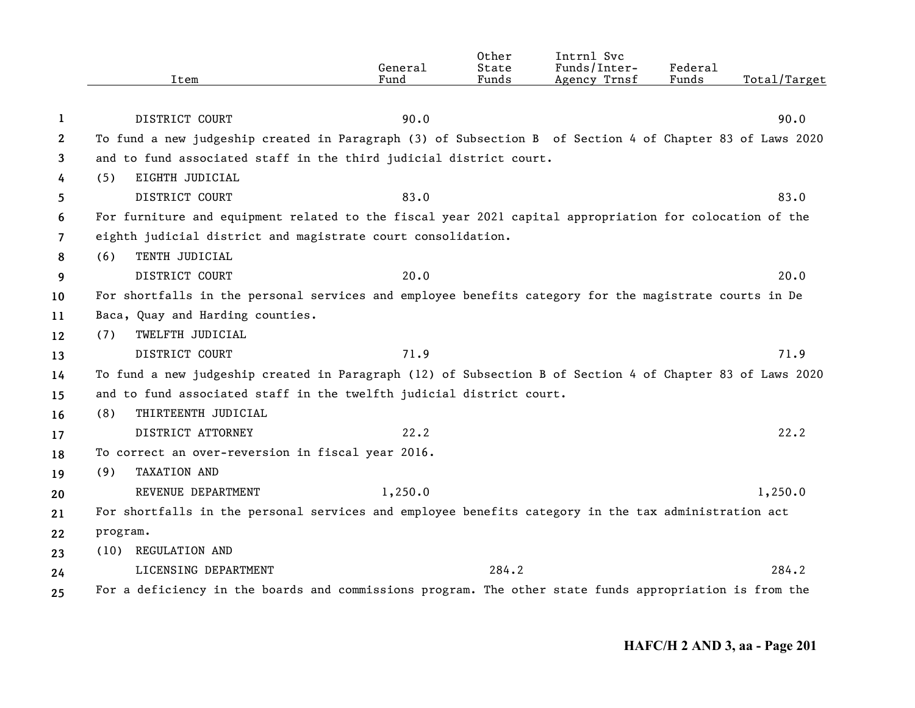| Item | General Fund | Other State Funds | Intrnl Svc Funds/Inter-Agency Trnsf | Federal Funds | Total/Target |
|---|---|---|---|---|---|
| DISTRICT COURT | 90.0 | | | | 90.0 |

To fund a new judgeship created in Paragraph (3) of Subsection B of Section 4 of Chapter 83 of Laws 2020 and to fund associated staff in the third judicial district court.

| Item | General Fund | Other State Funds | Intrnl Svc Funds/Inter-Agency Trnsf | Federal Funds | Total/Target |
|---|---|---|---|---|---|
| (5) EIGHTH JUDICIAL DISTRICT COURT | 83.0 | | | | 83.0 |

For furniture and equipment related to the fiscal year 2021 capital appropriation for colocation of the eighth judicial district and magistrate court consolidation.

| Item | General Fund | Other State Funds | Intrnl Svc Funds/Inter-Agency Trnsf | Federal Funds | Total/Target |
|---|---|---|---|---|---|
| (6) TENTH JUDICIAL DISTRICT COURT | 20.0 | | | | 20.0 |

For shortfalls in the personal services and employee benefits category for the magistrate courts in De Baca, Quay and Harding counties.

| Item | General Fund | Other State Funds | Intrnl Svc Funds/Inter-Agency Trnsf | Federal Funds | Total/Target |
|---|---|---|---|---|---|
| (7) TWELFTH JUDICIAL DISTRICT COURT | 71.9 | | | | 71.9 |

To fund a new judgeship created in Paragraph (12) of Subsection B of Section 4 of Chapter 83 of Laws 2020 and to fund associated staff in the twelfth judicial district court.

| Item | General Fund | Other State Funds | Intrnl Svc Funds/Inter-Agency Trnsf | Federal Funds | Total/Target |
|---|---|---|---|---|---|
| (8) THIRTEENTH JUDICIAL DISTRICT ATTORNEY | 22.2 | | | | 22.2 |

To correct an over-reversion in fiscal year 2016.

| Item | General Fund | Other State Funds | Intrnl Svc Funds/Inter-Agency Trnsf | Federal Funds | Total/Target |
|---|---|---|---|---|---|
| (9) TAXATION AND REVENUE DEPARTMENT | 1,250.0 | | | | 1,250.0 |

For shortfalls in the personal services and employee benefits category in the tax administration act program.

| Item | General Fund | Other State Funds | Intrnl Svc Funds/Inter-Agency Trnsf | Federal Funds | Total/Target |
|---|---|---|---|---|---|
| (10) REGULATION AND LICENSING DEPARTMENT | | 284.2 | | | 284.2 |

For a deficiency in the boards and commissions program. The other state funds appropriation is from the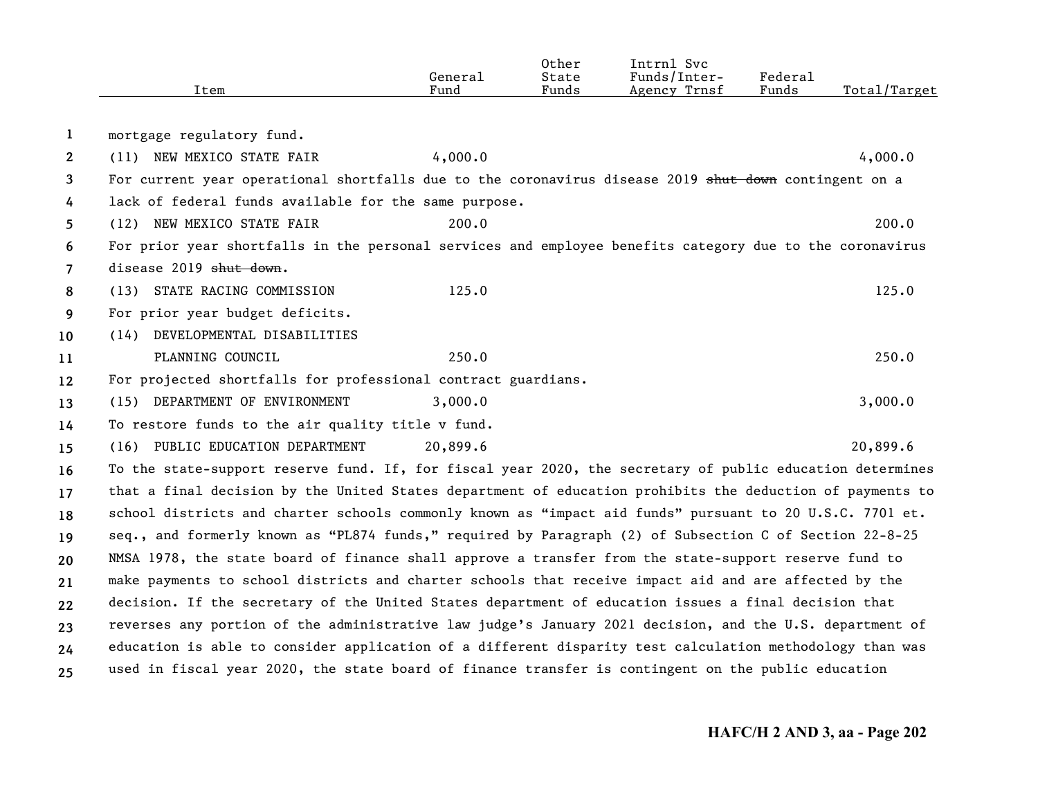| Item | General Fund | Other State Funds | Intrnl Svc Funds/Inter-Agency Trnsf | Federal Funds | Total/Target |
|---|---|---|---|---|---|
| mortgage regulatory fund. | | | | | |
| (11) NEW MEXICO STATE FAIR | 4,000.0 | | | | 4,000.0 |
| For current year operational shortfalls due to the coronavirus disease 2019 ~~shut down~~ contingent on a lack of federal funds available for the same purpose. | | | | | |
| (12) NEW MEXICO STATE FAIR | 200.0 | | | | 200.0 |
| For prior year shortfalls in the personal services and employee benefits category due to the coronavirus disease 2019 ~~shut down~~. | | | | | |
| (13) STATE RACING COMMISSION | 125.0 | | | | 125.0 |
| For prior year budget deficits. | | | | | |
| (14) DEVELOPMENTAL DISABILITIES PLANNING COUNCIL | 250.0 | | | | 250.0 |
| For projected shortfalls for professional contract guardians. | | | | | |
| (15) DEPARTMENT OF ENVIRONMENT | 3,000.0 | | | | 3,000.0 |
| To restore funds to the air quality title v fund. | | | | | |
| (16) PUBLIC EDUCATION DEPARTMENT | 20,899.6 | | | | 20,899.6 |

To the state-support reserve fund. If, for fiscal year 2020, the secretary of public education determines that a final decision by the United States department of education prohibits the deduction of payments to school districts and charter schools commonly known as "impact aid funds" pursuant to 20 U.S.C. 7701 et. seq., and formerly known as "PL874 funds," required by Paragraph (2) of Subsection C of Section 22-8-25 NMSA 1978, the state board of finance shall approve a transfer from the state-support reserve fund to make payments to school districts and charter schools that receive impact aid and are affected by the decision. If the secretary of the United States department of education issues a final decision that reverses any portion of the administrative law judge's January 2021 decision, and the U.S. department of education is able to consider application of a different disparity test calculation methodology than was used in fiscal year 2020, the state board of finance transfer is contingent on the public education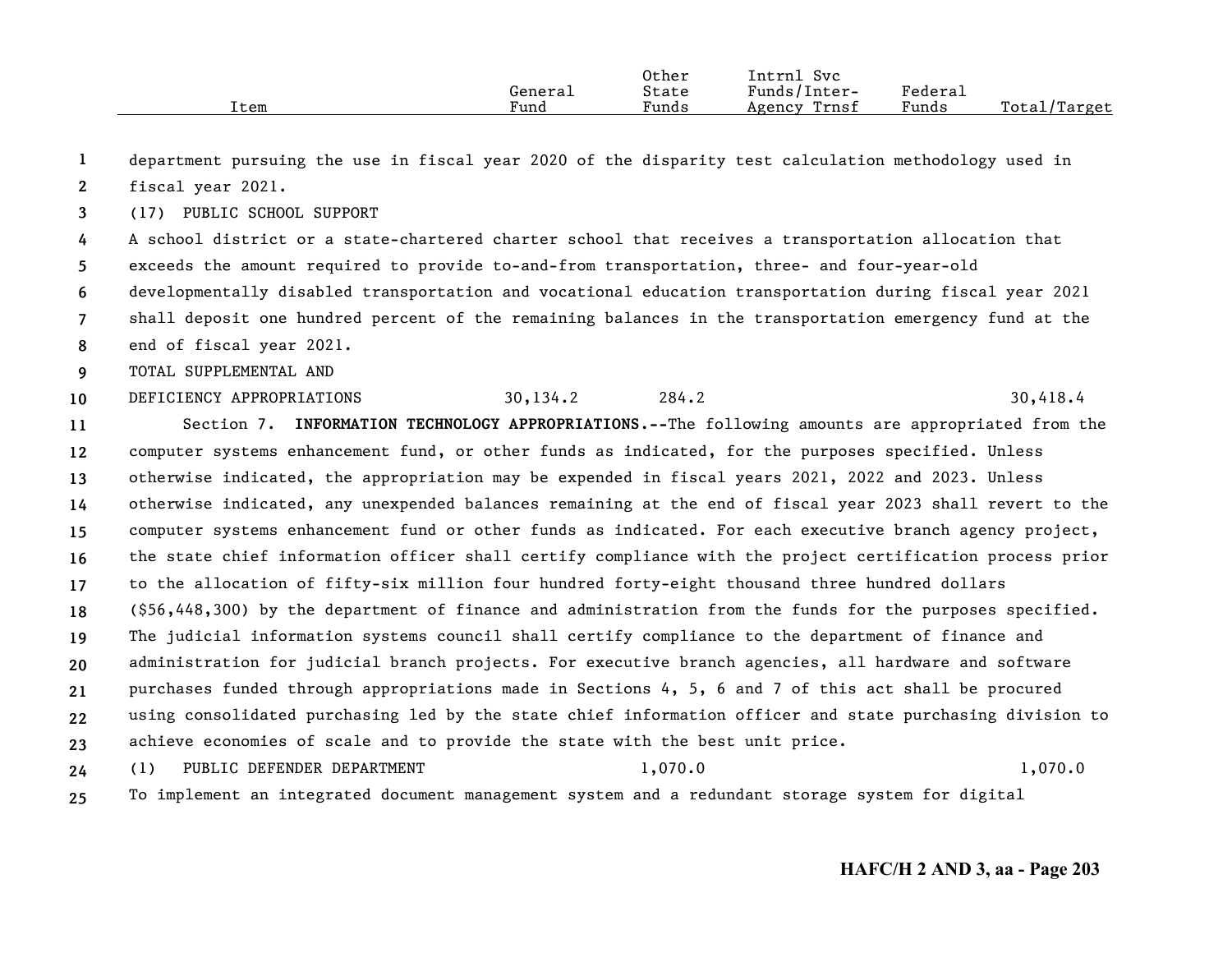| Item | General Fund | Other State Funds | Intrnl Svc Funds/Inter-Agency Trnsf | Federal Funds | Total/Target |
|---|---|---|---|---|---|

department pursuing the use in fiscal year 2020 of the disparity test calculation methodology used in fiscal year 2021.

(17) PUBLIC SCHOOL SUPPORT

A school district or a state-chartered charter school that receives a transportation allocation that exceeds the amount required to provide to-and-from transportation, three- and four-year-old developmentally disabled transportation and vocational education transportation during fiscal year 2021 shall deposit one hundred percent of the remaining balances in the transportation emergency fund at the end of fiscal year 2021.

| Item | General Fund | Other State Funds | Intrnl Svc Funds/Inter-Agency Trnsf | Federal Funds | Total/Target |
|---|---|---|---|---|---|
| TOTAL SUPPLEMENTAL AND DEFICIENCY APPROPRIATIONS | 30,134.2 | 284.2 | | | 30,418.4 |

Section 7. **INFORMATION TECHNOLOGY APPROPRIATIONS.--**The following amounts are appropriated from the computer systems enhancement fund, or other funds as indicated, for the purposes specified. Unless otherwise indicated, the appropriation may be expended in fiscal years 2021, 2022 and 2023. Unless otherwise indicated, any unexpended balances remaining at the end of fiscal year 2023 shall revert to the computer systems enhancement fund or other funds as indicated. For each executive branch agency project, the state chief information officer shall certify compliance with the project certification process prior to the allocation of fifty-six million four hundred forty-eight thousand three hundred dollars ($56,448,300) by the department of finance and administration from the funds for the purposes specified. The judicial information systems council shall certify compliance to the department of finance and administration for judicial branch projects. For executive branch agencies, all hardware and software purchases funded through appropriations made in Sections 4, 5, 6 and 7 of this act shall be procured using consolidated purchasing led by the state chief information officer and state purchasing division to achieve economies of scale and to provide the state with the best unit price.

| Item | General Fund | Other State Funds | Intrnl Svc Funds/Inter-Agency Trnsf | Federal Funds | Total/Target |
|---|---|---|---|---|---|
| (1) PUBLIC DEFENDER DEPARTMENT | | 1,070.0 | | | 1,070.0 |

To implement an integrated document management system and a redundant storage system for digital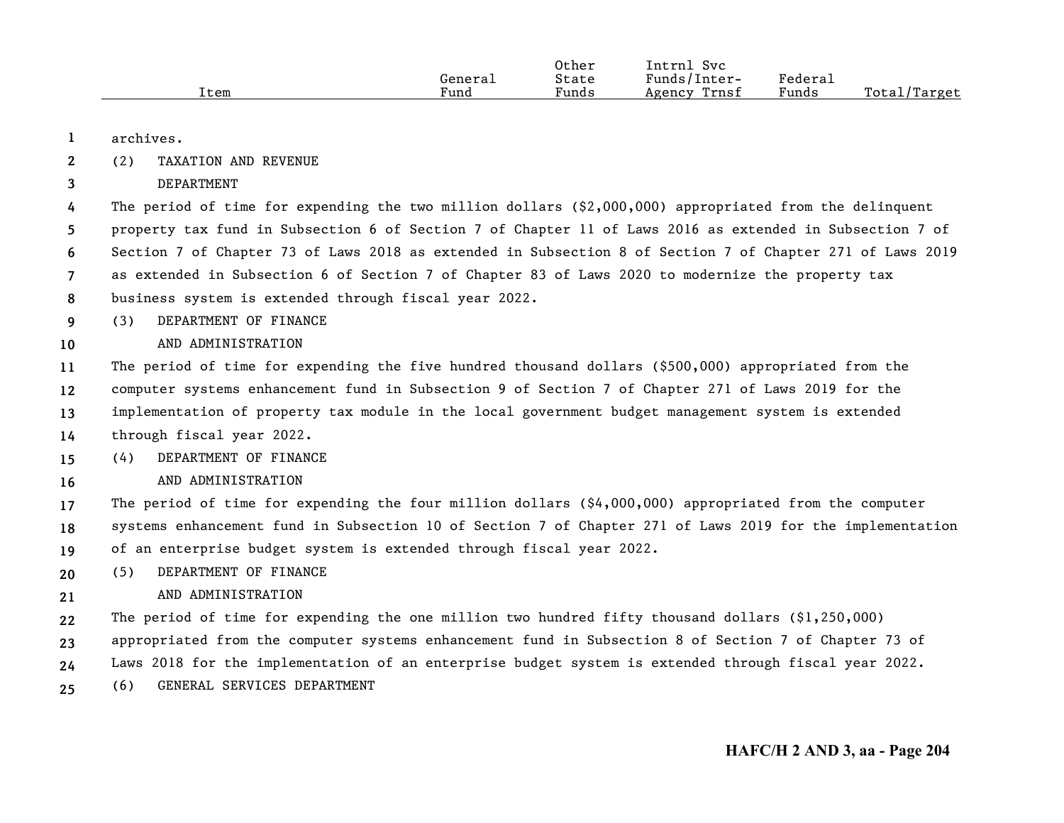| Item | General Fund | Other State Funds | Intrnl Svc Funds/Inter-Agency Trnsf | Federal Funds | Total/Target |
|---|---|---|---|---|---|

archives.

(2) TAXATION AND REVENUE
DEPARTMENT

The period of time for expending the two million dollars ($2,000,000) appropriated from the delinquent property tax fund in Subsection 6 of Section 7 of Chapter 11 of Laws 2016 as extended in Subsection 7 of Section 7 of Chapter 73 of Laws 2018 as extended in Subsection 8 of Section 7 of Chapter 271 of Laws 2019 as extended in Subsection 6 of Section 7 of Chapter 83 of Laws 2020 to modernize the property tax business system is extended through fiscal year 2022.

(3) DEPARTMENT OF FINANCE
AND ADMINISTRATION

The period of time for expending the five hundred thousand dollars ($500,000) appropriated from the computer systems enhancement fund in Subsection 9 of Section 7 of Chapter 271 of Laws 2019 for the implementation of property tax module in the local government budget management system is extended through fiscal year 2022.

(4) DEPARTMENT OF FINANCE
AND ADMINISTRATION

The period of time for expending the four million dollars ($4,000,000) appropriated from the computer systems enhancement fund in Subsection 10 of Section 7 of Chapter 271 of Laws 2019 for the implementation of an enterprise budget system is extended through fiscal year 2022.

(5) DEPARTMENT OF FINANCE
AND ADMINISTRATION

The period of time for expending the one million two hundred fifty thousand dollars ($1,250,000) appropriated from the computer systems enhancement fund in Subsection 8 of Section 7 of Chapter 73 of Laws 2018 for the implementation of an enterprise budget system is extended through fiscal year 2022.

(6) GENERAL SERVICES DEPARTMENT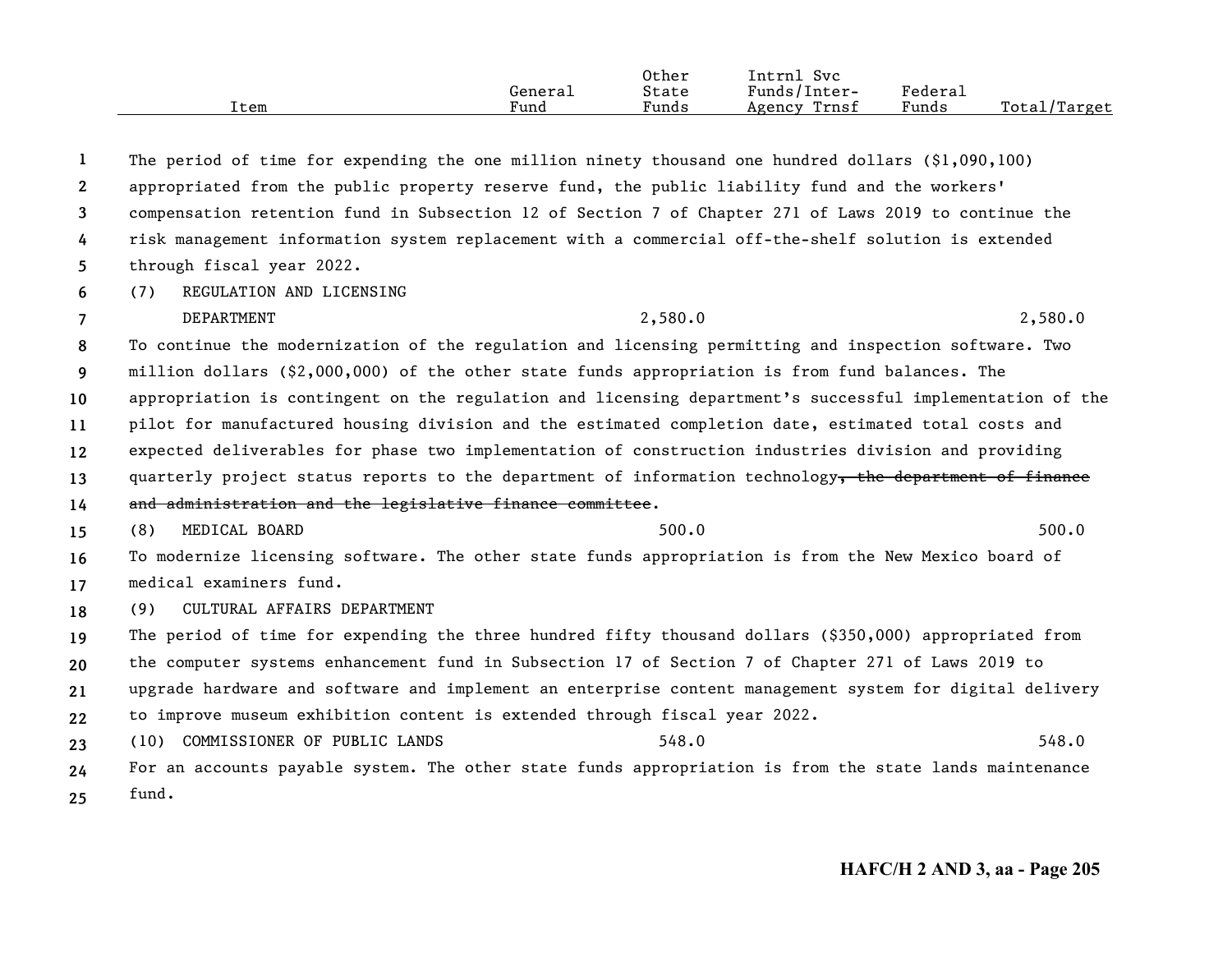| Item | General Fund | Other State Funds | Intrnl Svc Funds/Inter-Agency Trnsf | Federal Funds | Total/Target |
|---|---|---|---|---|---|

The period of time for expending the one million ninety thousand one hundred dollars ($1,090,100) appropriated from the public property reserve fund, the public liability fund and the workers' compensation retention fund in Subsection 12 of Section 7 of Chapter 271 of Laws 2019 to continue the risk management information system replacement with a commercial off-the-shelf solution is extended through fiscal year 2022.

| Item | General Fund | Other State Funds | Intrnl Svc Funds/Inter-Agency Trnsf | Federal Funds | Total/Target |
|---|---|---|---|---|---|
| (7) REGULATION AND LICENSING DEPARTMENT | | 2,580.0 | | | 2,580.0 |

To continue the modernization of the regulation and licensing permitting and inspection software. Two million dollars ($2,000,000) of the other state funds appropriation is from fund balances. The appropriation is contingent on the regulation and licensing department's successful implementation of the pilot for manufactured housing division and the estimated completion date, estimated total costs and expected deliverables for phase two implementation of construction industries division and providing quarterly project status reports to the department of information technology~~, the department of finance and administration and the legislative finance committee~~.

| Item | General Fund | Other State Funds | Intrnl Svc Funds/Inter-Agency Trnsf | Federal Funds | Total/Target |
|---|---|---|---|---|---|
| (8) MEDICAL BOARD | | 500.0 | | | 500.0 |

To modernize licensing software. The other state funds appropriation is from the New Mexico board of medical examiners fund.

(9) CULTURAL AFFAIRS DEPARTMENT

The period of time for expending the three hundred fifty thousand dollars ($350,000) appropriated from the computer systems enhancement fund in Subsection 17 of Section 7 of Chapter 271 of Laws 2019 to upgrade hardware and software and implement an enterprise content management system for digital delivery to improve museum exhibition content is extended through fiscal year 2022.

| Item | General Fund | Other State Funds | Intrnl Svc Funds/Inter-Agency Trnsf | Federal Funds | Total/Target |
|---|---|---|---|---|---|
| (10) COMMISSIONER OF PUBLIC LANDS | | 548.0 | | | 548.0 |

For an accounts payable system. The other state funds appropriation is from the state lands maintenance fund.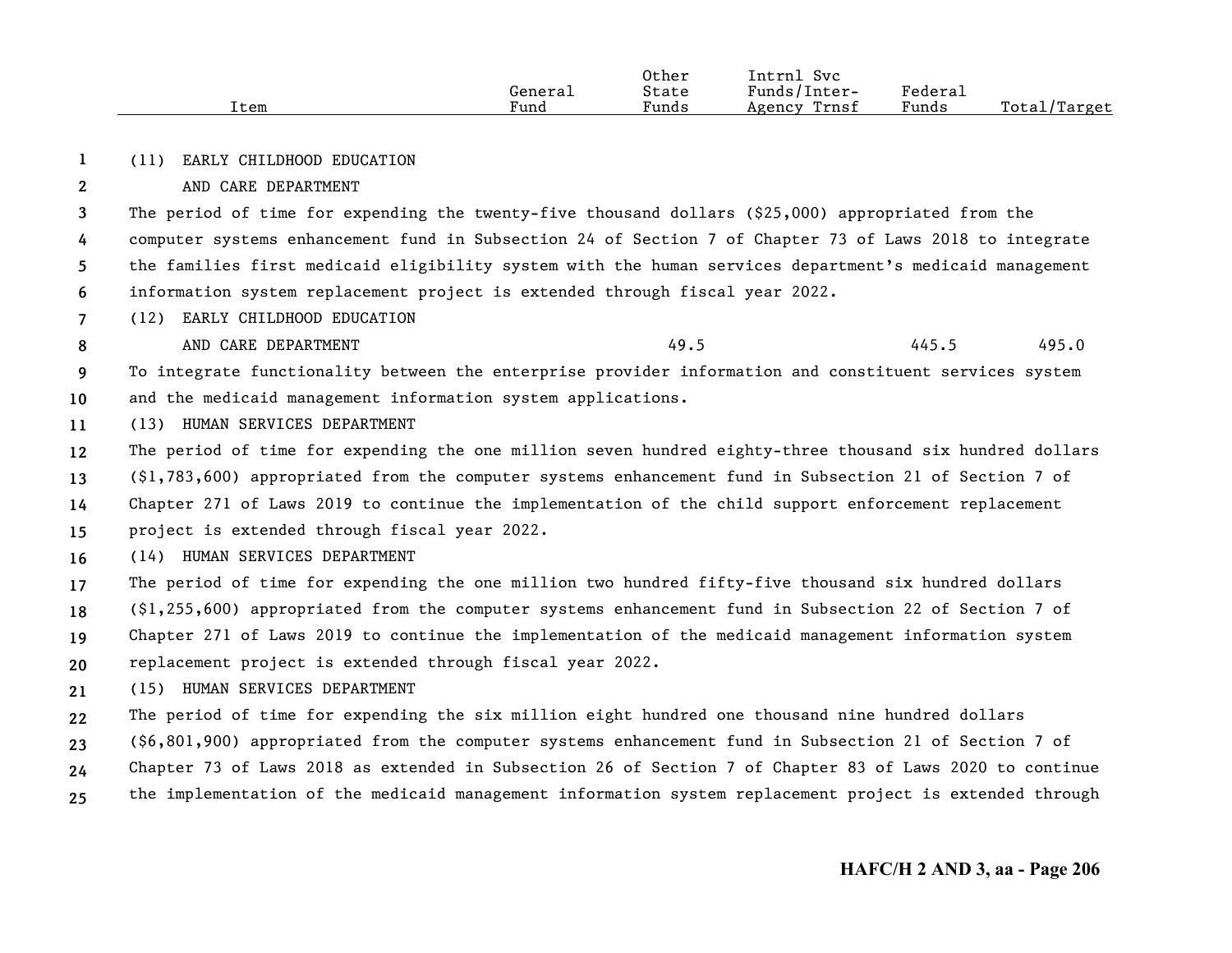| Item | General Fund | Other State Funds | Intrnl Svc Funds/Inter-Agency Trnsf | Federal Funds | Total/Target |
|---|---|---|---|---|---|
| (11) EARLY CHILDHOOD EDUCATION AND CARE DEPARTMENT | | | | | |

The period of time for expending the twenty-five thousand dollars ($25,000) appropriated from the computer systems enhancement fund in Subsection 24 of Section 7 of Chapter 73 of Laws 2018 to integrate the families first medicaid eligibility system with the human services department's medicaid management information system replacement project is extended through fiscal year 2022.

| Item | General Fund | Other State Funds | Intrnl Svc Funds/Inter-Agency Trnsf | Federal Funds | Total/Target |
|---|---|---|---|---|---|
| (12) EARLY CHILDHOOD EDUCATION AND CARE DEPARTMENT | | 49.5 | | 445.5 | 495.0 |

To integrate functionality between the enterprise provider information and constituent services system and the medicaid management information system applications.

(13) HUMAN SERVICES DEPARTMENT

The period of time for expending the one million seven hundred eighty-three thousand six hundred dollars ($1,783,600) appropriated from the computer systems enhancement fund in Subsection 21 of Section 7 of Chapter 271 of Laws 2019 to continue the implementation of the child support enforcement replacement project is extended through fiscal year 2022.

(14) HUMAN SERVICES DEPARTMENT

The period of time for expending the one million two hundred fifty-five thousand six hundred dollars ($1,255,600) appropriated from the computer systems enhancement fund in Subsection 22 of Section 7 of Chapter 271 of Laws 2019 to continue the implementation of the medicaid management information system replacement project is extended through fiscal year 2022.

(15) HUMAN SERVICES DEPARTMENT

The period of time for expending the six million eight hundred one thousand nine hundred dollars ($6,801,900) appropriated from the computer systems enhancement fund in Subsection 21 of Section 7 of Chapter 73 of Laws 2018 as extended in Subsection 26 of Section 7 of Chapter 83 of Laws 2020 to continue the implementation of the medicaid management information system replacement project is extended through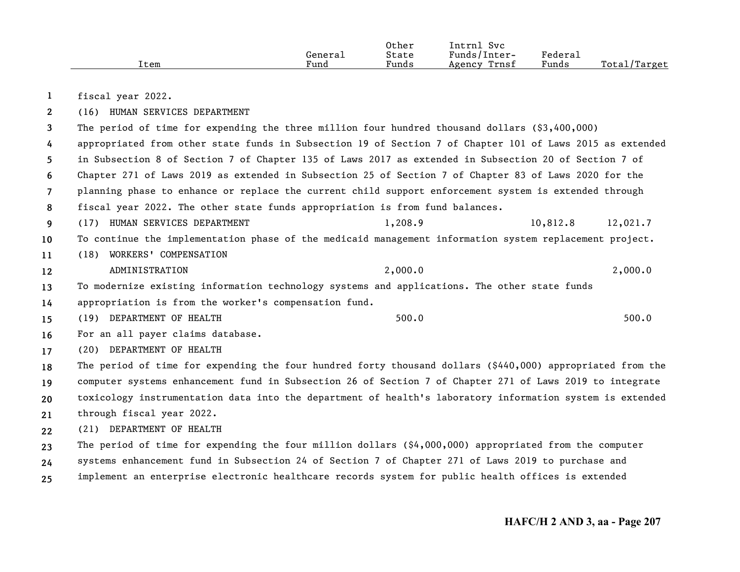| Item | General Fund | Other State Funds | Intrnl Svc Funds/Inter-Agency Trnsf | Federal Funds | Total/Target |
|---|---|---|---|---|---|

fiscal year 2022.

(16) HUMAN SERVICES DEPARTMENT

The period of time for expending the three million four hundred thousand dollars ($3,400,000) appropriated from other state funds in Subsection 19 of Section 7 of Chapter 101 of Laws 2015 as extended in Subsection 8 of Section 7 of Chapter 135 of Laws 2017 as extended in Subsection 20 of Section 7 of Chapter 271 of Laws 2019 as extended in Subsection 25 of Section 7 of Chapter 83 of Laws 2020 for the planning phase to enhance or replace the current child support enforcement system is extended through fiscal year 2022. The other state funds appropriation is from fund balances.

| Item | General Fund | Other State Funds | Intrnl Svc Funds/Inter-Agency Trnsf | Federal Funds | Total/Target |
|---|---|---|---|---|---|
| (17) HUMAN SERVICES DEPARTMENT | | 1,208.9 | | 10,812.8 | 12,021.7 |

To continue the implementation phase of the medicaid management information system replacement project.

| Item | General Fund | Other State Funds | Intrnl Svc Funds/Inter-Agency Trnsf | Federal Funds | Total/Target |
|---|---|---|---|---|---|
| (18) WORKERS' COMPENSATION ADMINISTRATION | | 2,000.0 | | | 2,000.0 |

To modernize existing information technology systems and applications. The other state funds appropriation is from the worker's compensation fund.

| Item | General Fund | Other State Funds | Intrnl Svc Funds/Inter-Agency Trnsf | Federal Funds | Total/Target |
|---|---|---|---|---|---|
| (19) DEPARTMENT OF HEALTH | | 500.0 | | | 500.0 |

For an all payer claims database.

(20) DEPARTMENT OF HEALTH

The period of time for expending the four hundred forty thousand dollars ($440,000) appropriated from the computer systems enhancement fund in Subsection 26 of Section 7 of Chapter 271 of Laws 2019 to integrate toxicology instrumentation data into the department of health's laboratory information system is extended through fiscal year 2022.

(21) DEPARTMENT OF HEALTH

The period of time for expending the four million dollars ($4,000,000) appropriated from the computer systems enhancement fund in Subsection 24 of Section 7 of Chapter 271 of Laws 2019 to purchase and implement an enterprise electronic healthcare records system for public health offices is extended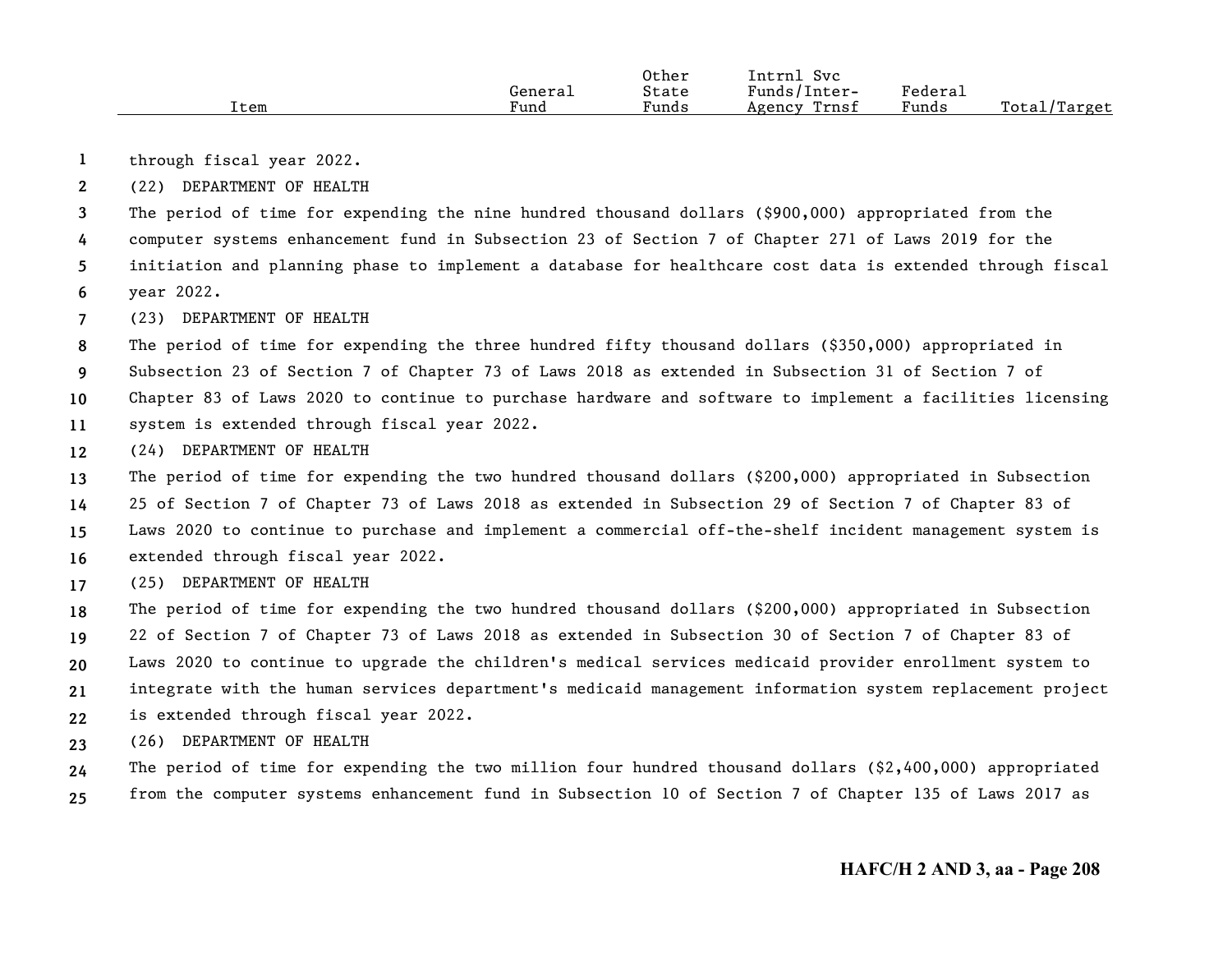| Item | General Fund | Other State Funds | Intrnl Svc Funds/Inter-Agency Trnsf | Federal Funds | Total/Target |
|---|---|---|---|---|---|

through fiscal year 2022.

(22) DEPARTMENT OF HEALTH

The period of time for expending the nine hundred thousand dollars ($900,000) appropriated from the computer systems enhancement fund in Subsection 23 of Section 7 of Chapter 271 of Laws 2019 for the initiation and planning phase to implement a database for healthcare cost data is extended through fiscal year 2022.

(23) DEPARTMENT OF HEALTH

The period of time for expending the three hundred fifty thousand dollars ($350,000) appropriated in Subsection 23 of Section 7 of Chapter 73 of Laws 2018 as extended in Subsection 31 of Section 7 of Chapter 83 of Laws 2020 to continue to purchase hardware and software to implement a facilities licensing system is extended through fiscal year 2022.

(24) DEPARTMENT OF HEALTH

The period of time for expending the two hundred thousand dollars ($200,000) appropriated in Subsection 25 of Section 7 of Chapter 73 of Laws 2018 as extended in Subsection 29 of Section 7 of Chapter 83 of Laws 2020 to continue to purchase and implement a commercial off-the-shelf incident management system is extended through fiscal year 2022.

(25) DEPARTMENT OF HEALTH

The period of time for expending the two hundred thousand dollars ($200,000) appropriated in Subsection 22 of Section 7 of Chapter 73 of Laws 2018 as extended in Subsection 30 of Section 7 of Chapter 83 of Laws 2020 to continue to upgrade the children's medical services medicaid provider enrollment system to integrate with the human services department's medicaid management information system replacement project is extended through fiscal year 2022.

(26) DEPARTMENT OF HEALTH

The period of time for expending the two million four hundred thousand dollars ($2,400,000) appropriated from the computer systems enhancement fund in Subsection 10 of Section 7 of Chapter 135 of Laws 2017 as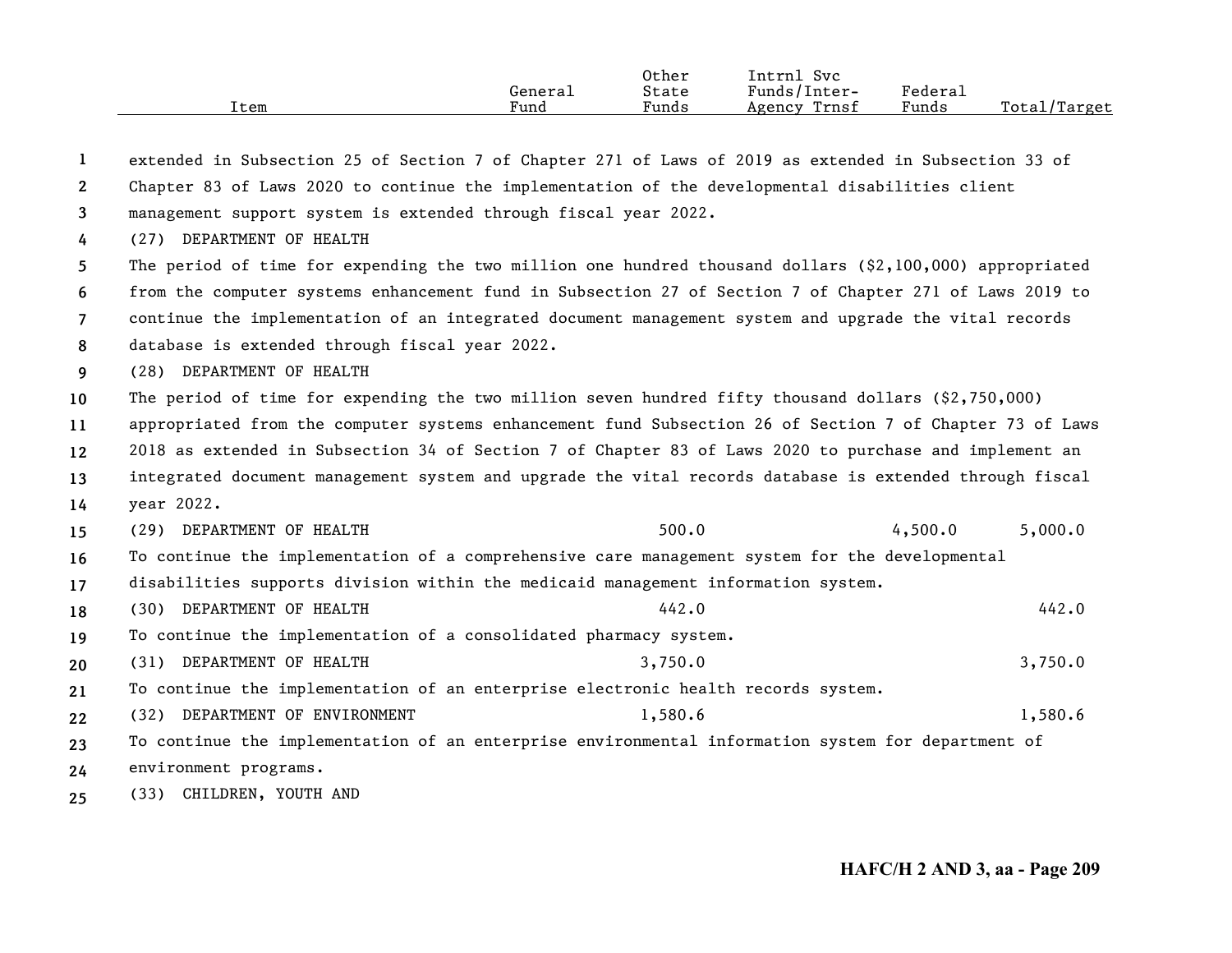| Item | General Fund | Other State Funds | Intrnl Svc Funds/Inter-Agency Trnsf | Federal Funds | Total/Target |
|---|---|---|---|---|---|

extended in Subsection 25 of Section 7 of Chapter 271 of Laws of 2019 as extended in Subsection 33 of Chapter 83 of Laws 2020 to continue the implementation of the developmental disabilities client management support system is extended through fiscal year 2022.

(27) DEPARTMENT OF HEALTH

The period of time for expending the two million one hundred thousand dollars ($2,100,000) appropriated from the computer systems enhancement fund in Subsection 27 of Section 7 of Chapter 271 of Laws 2019 to continue the implementation of an integrated document management system and upgrade the vital records database is extended through fiscal year 2022.

(28) DEPARTMENT OF HEALTH

The period of time for expending the two million seven hundred fifty thousand dollars ($2,750,000) appropriated from the computer systems enhancement fund Subsection 26 of Section 7 of Chapter 73 of Laws 2018 as extended in Subsection 34 of Section 7 of Chapter 83 of Laws 2020 to purchase and implement an integrated document management system and upgrade the vital records database is extended through fiscal year 2022.

| Item | General Fund | Other State Funds | Intrnl Svc Funds/Inter-Agency Trnsf | Federal Funds | Total/Target |
|---|---|---|---|---|---|
| (29) DEPARTMENT OF HEALTH | | 500.0 | | 4,500.0 | 5,000.0 |

To continue the implementation of a comprehensive care management system for the developmental disabilities supports division within the medicaid management information system.

| Item | General Fund | Other State Funds | Intrnl Svc Funds/Inter-Agency Trnsf | Federal Funds | Total/Target |
|---|---|---|---|---|---|
| (30) DEPARTMENT OF HEALTH | | 442.0 | | | 442.0 |

To continue the implementation of a consolidated pharmacy system.

| Item | General Fund | Other State Funds | Intrnl Svc Funds/Inter-Agency Trnsf | Federal Funds | Total/Target |
|---|---|---|---|---|---|
| (31) DEPARTMENT OF HEALTH | | 3,750.0 | | | 3,750.0 |

To continue the implementation of an enterprise electronic health records system.

| Item | General Fund | Other State Funds | Intrnl Svc Funds/Inter-Agency Trnsf | Federal Funds | Total/Target |
|---|---|---|---|---|---|
| (32) DEPARTMENT OF ENVIRONMENT | | 1,580.6 | | | 1,580.6 |

To continue the implementation of an enterprise environmental information system for department of environment programs.

(33) CHILDREN, YOUTH AND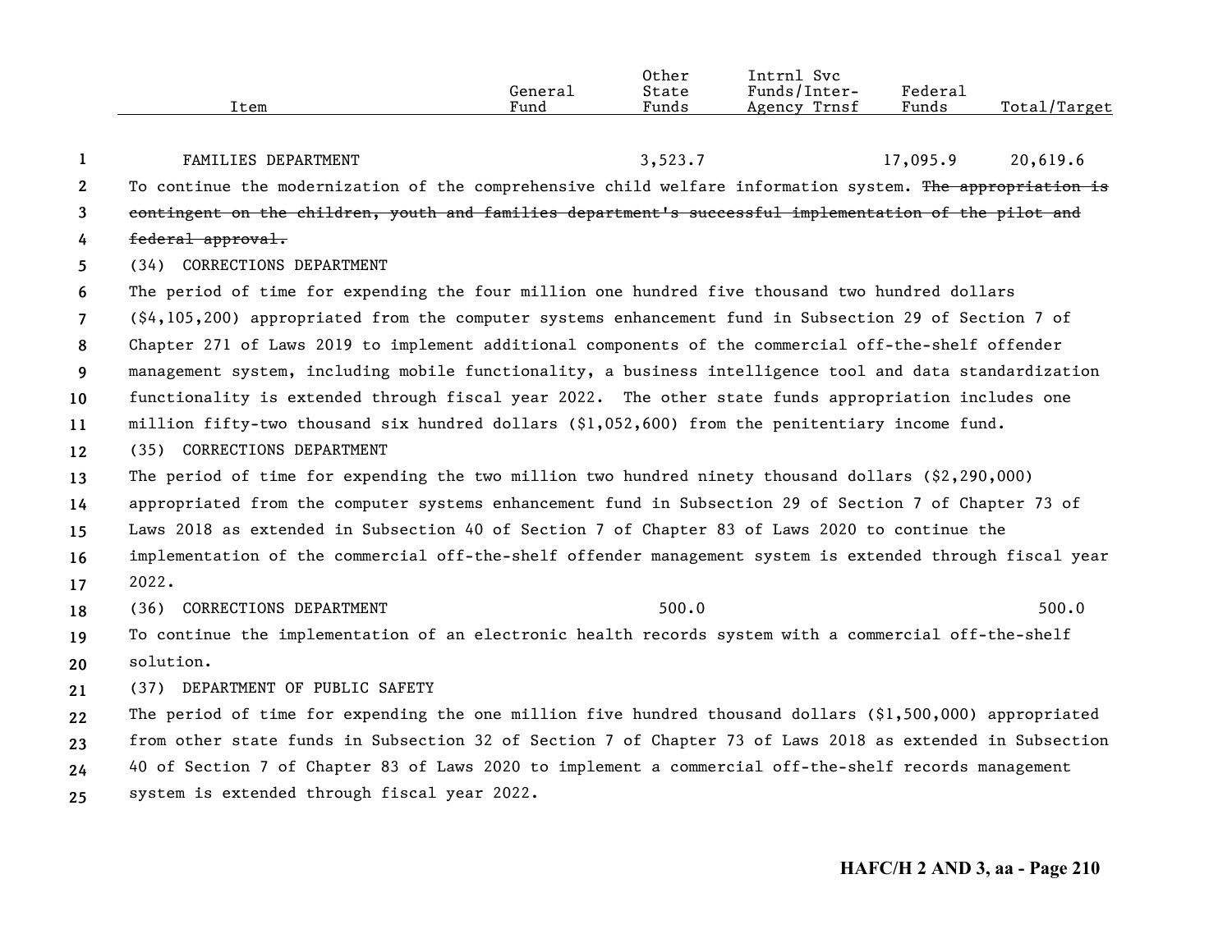| Item | General Fund | Other State Funds | Intrnl Svc Funds/Inter-Agency Trnsf | Federal Funds | Total/Target |
|---|---|---|---|---|---|
| FAMILIES DEPARTMENT | | 3,523.7 | | 17,095.9 | 20,619.6 |

To continue the modernization of the comprehensive child welfare information system. ~~The appropriation is contingent on the children, youth and families department's successful implementation of the pilot and federal approval.~~

(34) CORRECTIONS DEPARTMENT

The period of time for expending the four million one hundred five thousand two hundred dollars ($4,105,200) appropriated from the computer systems enhancement fund in Subsection 29 of Section 7 of Chapter 271 of Laws 2019 to implement additional components of the commercial off-the-shelf offender management system, including mobile functionality, a business intelligence tool and data standardization functionality is extended through fiscal year 2022. The other state funds appropriation includes one million fifty-two thousand six hundred dollars ($1,052,600) from the penitentiary income fund.

(35) CORRECTIONS DEPARTMENT

The period of time for expending the two million two hundred ninety thousand dollars ($2,290,000) appropriated from the computer systems enhancement fund in Subsection 29 of Section 7 of Chapter 73 of Laws 2018 as extended in Subsection 40 of Section 7 of Chapter 83 of Laws 2020 to continue the implementation of the commercial off-the-shelf offender management system is extended through fiscal year 2022.

| Item | General Fund | Other State Funds | Intrnl Svc Funds/Inter-Agency Trnsf | Federal Funds | Total/Target |
|---|---|---|---|---|---|
| (36) CORRECTIONS DEPARTMENT | | 500.0 | | | 500.0 |

To continue the implementation of an electronic health records system with a commercial off-the-shelf solution.

(37) DEPARTMENT OF PUBLIC SAFETY

The period of time for expending the one million five hundred thousand dollars ($1,500,000) appropriated from other state funds in Subsection 32 of Section 7 of Chapter 73 of Laws 2018 as extended in Subsection 40 of Section 7 of Chapter 83 of Laws 2020 to implement a commercial off-the-shelf records management system is extended through fiscal year 2022.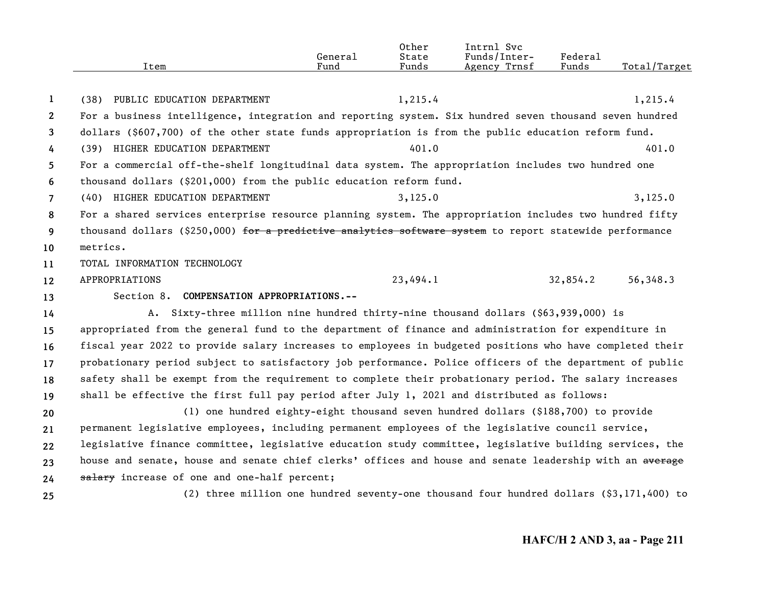| Item | General Fund | Other State Funds | Intrnl Svc Funds/Inter-Agency Trnsf | Federal Funds | Total/Target |
|---|---|---|---|---|---|
| (38) PUBLIC EDUCATION DEPARTMENT | | 1,215.4 | | | 1,215.4 |

For a business intelligence, integration and reporting system. Six hundred seven thousand seven hundred dollars ($607,700) of the other state funds appropriation is from the public education reform fund.

| Item | General Fund | Other State Funds | Intrnl Svc Funds/Inter-Agency Trnsf | Federal Funds | Total/Target |
|---|---|---|---|---|---|
| (39) HIGHER EDUCATION DEPARTMENT | | 401.0 | | | 401.0 |

For a commercial off-the-shelf longitudinal data system. The appropriation includes two hundred one thousand dollars ($201,000) from the public education reform fund.

| Item | General Fund | Other State Funds | Intrnl Svc Funds/Inter-Agency Trnsf | Federal Funds | Total/Target |
|---|---|---|---|---|---|
| (40) HIGHER EDUCATION DEPARTMENT | | 3,125.0 | | | 3,125.0 |

For a shared services enterprise resource planning system. The appropriation includes two hundred fifty thousand dollars ($250,000) ~~for a predictive analytics software system~~ to report statewide performance metrics.

| Item | General Fund | Other State Funds | Intrnl Svc Funds/Inter-Agency Trnsf | Federal Funds | Total/Target |
|---|---|---|---|---|---|
| TOTAL INFORMATION TECHNOLOGY APPROPRIATIONS | | 23,494.1 | | 32,854.2 | 56,348.3 |

Section 8. **COMPENSATION APPROPRIATIONS.--**

A. Sixty-three million nine hundred thirty-nine thousand dollars ($63,939,000) is appropriated from the general fund to the department of finance and administration for expenditure in fiscal year 2022 to provide salary increases to employees in budgeted positions who have completed their probationary period subject to satisfactory job performance. Police officers of the department of public safety shall be exempt from the requirement to complete their probationary period. The salary increases shall be effective the first full pay period after July 1, 2021 and distributed as follows:

(1) one hundred eighty-eight thousand seven hundred dollars ($188,700) to provide permanent legislative employees, including permanent employees of the legislative council service, legislative finance committee, legislative education study committee, legislative building services, the house and senate, house and senate chief clerks' offices and house and senate leadership with an ~~average salary~~ increase of one and one-half percent;

(2) three million one hundred seventy-one thousand four hundred dollars ($3,171,400) to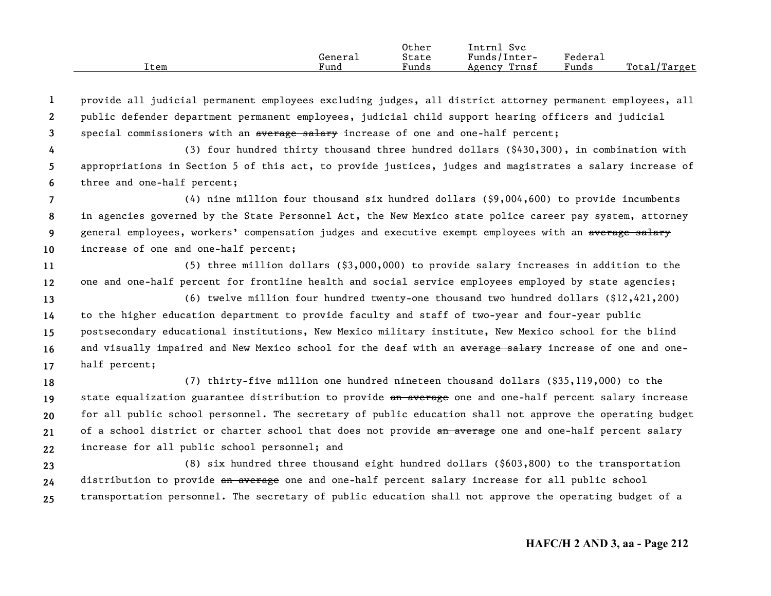| Item | General Fund | Other State Funds | Intrnl Svc Funds/Inter-Agency Trnsf | Federal Funds | Total/Target |
|---|---|---|---|---|---|

provide all judicial permanent employees excluding judges, all district attorney permanent employees, all public defender department permanent employees, judicial child support hearing officers and judicial special commissioners with an ~~average salary~~ increase of one and one-half percent;

(3) four hundred thirty thousand three hundred dollars ($430,300), in combination with appropriations in Section 5 of this act, to provide justices, judges and magistrates a salary increase of three and one-half percent;

(4) nine million four thousand six hundred dollars ($9,004,600) to provide incumbents in agencies governed by the State Personnel Act, the New Mexico state police career pay system, attorney general employees, workers' compensation judges and executive exempt employees with an ~~average salary~~ increase of one and one-half percent;

(5) three million dollars ($3,000,000) to provide salary increases in addition to the one and one-half percent for frontline health and social service employees employed by state agencies;

(6) twelve million four hundred twenty-one thousand two hundred dollars ($12,421,200) to the higher education department to provide faculty and staff of two-year and four-year public postsecondary educational institutions, New Mexico military institute, New Mexico school for the blind and visually impaired and New Mexico school for the deaf with an ~~average salary~~ increase of one and one-half percent;

(7) thirty-five million one hundred nineteen thousand dollars ($35,119,000) to the state equalization guarantee distribution to provide ~~an average~~ one and one-half percent salary increase for all public school personnel. The secretary of public education shall not approve the operating budget of a school district or charter school that does not provide ~~an average~~ one and one-half percent salary increase for all public school personnel; and

(8) six hundred three thousand eight hundred dollars ($603,800) to the transportation distribution to provide ~~an average~~ one and one-half percent salary increase for all public school transportation personnel. The secretary of public education shall not approve the operating budget of a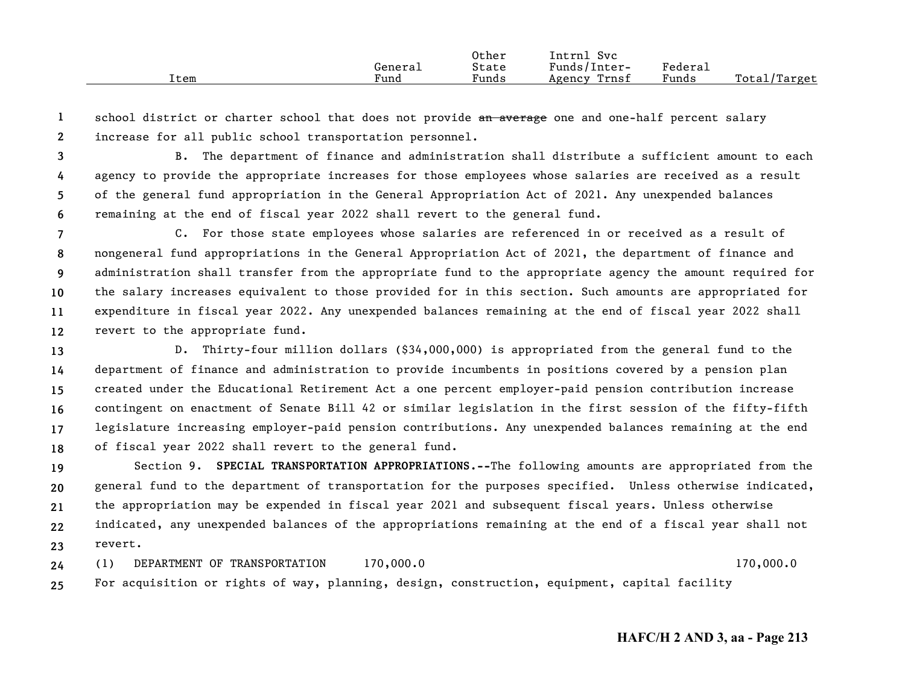| Item | General Fund | Other State Funds | Intrnl Svc Funds/Inter-Agency Trnsf | Federal Funds | Total/Target |
|---|---|---|---|---|---|

school district or charter school that does not provide ~~an average~~ one and one-half percent salary increase for all public school transportation personnel.

B. The department of finance and administration shall distribute a sufficient amount to each agency to provide the appropriate increases for those employees whose salaries are received as a result of the general fund appropriation in the General Appropriation Act of 2021. Any unexpended balances remaining at the end of fiscal year 2022 shall revert to the general fund.

C. For those state employees whose salaries are referenced in or received as a result of nongeneral fund appropriations in the General Appropriation Act of 2021, the department of finance and administration shall transfer from the appropriate fund to the appropriate agency the amount required for the salary increases equivalent to those provided for in this section. Such amounts are appropriated for expenditure in fiscal year 2022. Any unexpended balances remaining at the end of fiscal year 2022 shall revert to the appropriate fund.

D. Thirty-four million dollars ($34,000,000) is appropriated from the general fund to the department of finance and administration to provide incumbents in positions covered by a pension plan created under the Educational Retirement Act a one percent employer-paid pension contribution increase contingent on enactment of Senate Bill 42 or similar legislation in the first session of the fifty-fifth legislature increasing employer-paid pension contributions. Any unexpended balances remaining at the end of fiscal year 2022 shall revert to the general fund.

Section 9. **SPECIAL TRANSPORTATION APPROPRIATIONS.--**The following amounts are appropriated from the general fund to the department of transportation for the purposes specified. Unless otherwise indicated, the appropriation may be expended in fiscal year 2021 and subsequent fiscal years. Unless otherwise indicated, any unexpended balances of the appropriations remaining at the end of a fiscal year shall not revert.

| Item | General Fund | Other State Funds | Intrnl Svc Funds/Inter-Agency Trnsf | Federal Funds | Total/Target |
|---|---|---|---|---|---|
| (1) DEPARTMENT OF TRANSPORTATION | 170,000.0 | | | | 170,000.0 |

For acquisition or rights of way, planning, design, construction, equipment, capital facility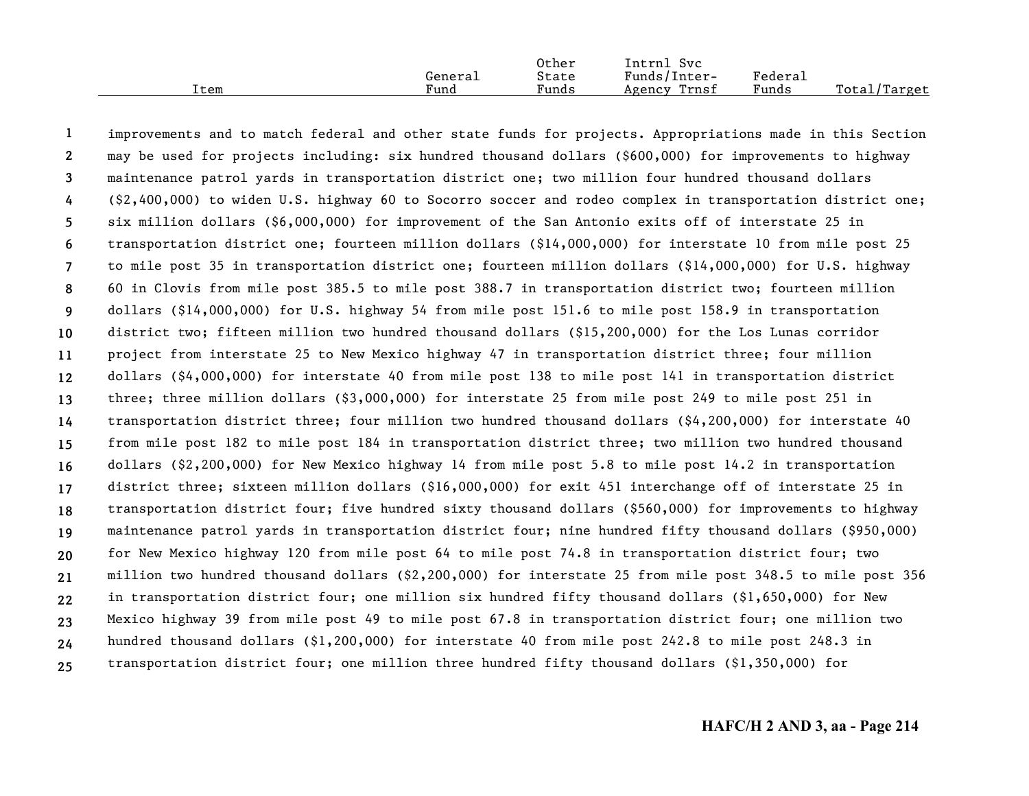| Item | General Fund | Other State Funds | Intrnl Svc Funds/Inter-Agency Trnsf | Federal Funds | Total/Target |
|---|---|---|---|---|---|

improvements and to match federal and other state funds for projects. Appropriations made in this Section may be used for projects including: six hundred thousand dollars ($600,000) for improvements to highway maintenance patrol yards in transportation district one; two million four hundred thousand dollars ($2,400,000) to widen U.S. highway 60 to Socorro soccer and rodeo complex in transportation district one; six million dollars ($6,000,000) for improvement of the San Antonio exits off of interstate 25 in transportation district one; fourteen million dollars ($14,000,000) for interstate 10 from mile post 25 to mile post 35 in transportation district one; fourteen million dollars ($14,000,000) for U.S. highway 60 in Clovis from mile post 385.5 to mile post 388.7 in transportation district two; fourteen million dollars ($14,000,000) for U.S. highway 54 from mile post 151.6 to mile post 158.9 in transportation district two; fifteen million two hundred thousand dollars ($15,200,000) for the Los Lunas corridor project from interstate 25 to New Mexico highway 47 in transportation district three; four million dollars ($4,000,000) for interstate 40 from mile post 138 to mile post 141 in transportation district three; three million dollars ($3,000,000) for interstate 25 from mile post 249 to mile post 251 in transportation district three; four million two hundred thousand dollars ($4,200,000) for interstate 40 from mile post 182 to mile post 184 in transportation district three; two million two hundred thousand dollars ($2,200,000) for New Mexico highway 14 from mile post 5.8 to mile post 14.2 in transportation district three; sixteen million dollars ($16,000,000) for exit 451 interchange off of interstate 25 in transportation district four; five hundred sixty thousand dollars ($560,000) for improvements to highway maintenance patrol yards in transportation district four; nine hundred fifty thousand dollars ($950,000) for New Mexico highway 120 from mile post 64 to mile post 74.8 in transportation district four; two million two hundred thousand dollars ($2,200,000) for interstate 25 from mile post 348.5 to mile post 356 in transportation district four; one million six hundred fifty thousand dollars ($1,650,000) for New Mexico highway 39 from mile post 49 to mile post 67.8 in transportation district four; one million two hundred thousand dollars ($1,200,000) for interstate 40 from mile post 242.8 to mile post 248.3 in transportation district four; one million three hundred fifty thousand dollars ($1,350,000) for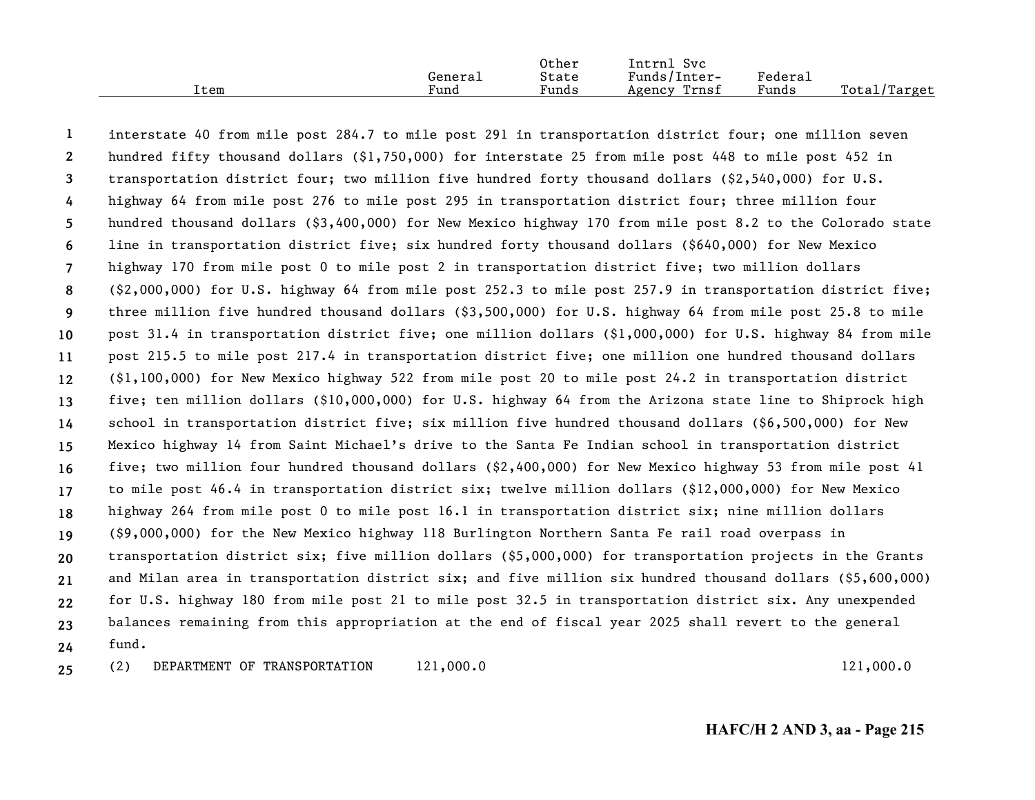| Item | General Fund | Other State Funds | Intrnl Svc Funds/Inter-Agency Trnsf | Federal Funds | Total/Target |
|---|---|---|---|---|---|

interstate 40 from mile post 284.7 to mile post 291 in transportation district four; one million seven hundred fifty thousand dollars ($1,750,000) for interstate 25 from mile post 448 to mile post 452 in transportation district four; two million five hundred forty thousand dollars ($2,540,000) for U.S. highway 64 from mile post 276 to mile post 295 in transportation district four; three million four hundred thousand dollars ($3,400,000) for New Mexico highway 170 from mile post 8.2 to the Colorado state line in transportation district five; six hundred forty thousand dollars ($640,000) for New Mexico highway 170 from mile post 0 to mile post 2 in transportation district five; two million dollars ($2,000,000) for U.S. highway 64 from mile post 252.3 to mile post 257.9 in transportation district five; three million five hundred thousand dollars ($3,500,000) for U.S. highway 64 from mile post 25.8 to mile post 31.4 in transportation district five; one million dollars ($1,000,000) for U.S. highway 84 from mile post 215.5 to mile post 217.4 in transportation district five; one million one hundred thousand dollars ($1,100,000) for New Mexico highway 522 from mile post 20 to mile post 24.2 in transportation district five; ten million dollars ($10,000,000) for U.S. highway 64 from the Arizona state line to Shiprock high school in transportation district five; six million five hundred thousand dollars ($6,500,000) for New Mexico highway 14 from Saint Michael's drive to the Santa Fe Indian school in transportation district five; two million four hundred thousand dollars ($2,400,000) for New Mexico highway 53 from mile post 41 to mile post 46.4 in transportation district six; twelve million dollars ($12,000,000) for New Mexico highway 264 from mile post 0 to mile post 16.1 in transportation district six; nine million dollars ($9,000,000) for the New Mexico highway 118 Burlington Northern Santa Fe rail road overpass in transportation district six; five million dollars ($5,000,000) for transportation projects in the Grants and Milan area in transportation district six; and five million six hundred thousand dollars ($5,600,000) for U.S. highway 180 from mile post 21 to mile post 32.5 in transportation district six. Any unexpended balances remaining from this appropriation at the end of fiscal year 2025 shall revert to the general fund.

| Item | General Fund | Other State Funds | Intrnl Svc Funds/Inter-Agency Trnsf | Federal Funds | Total/Target |
|---|---|---|---|---|---|
| (2) DEPARTMENT OF TRANSPORTATION | 121,000.0 | | | | 121,000.0 |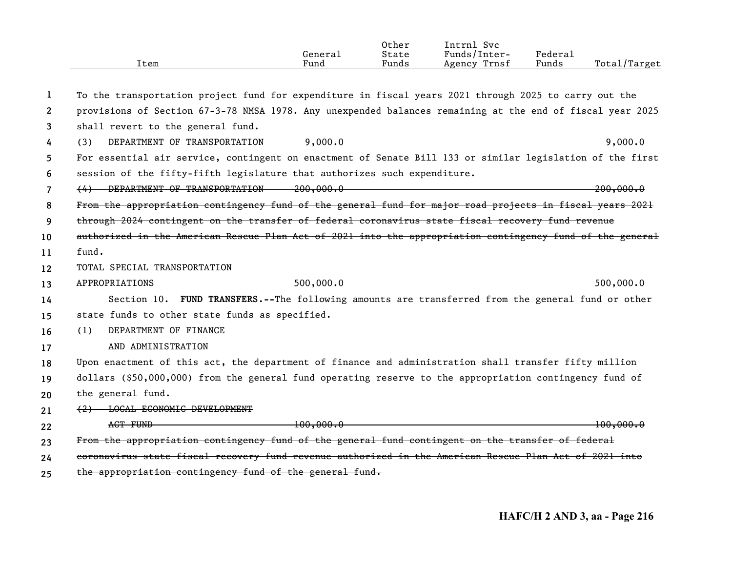| Item | General Fund | Other State Funds | Intrnl Svc Funds/Inter-Agency Trnsf | Federal Funds | Total/Target |
|---|---|---|---|---|---|

To the transportation project fund for expenditure in fiscal years 2021 through 2025 to carry out the provisions of Section 67-3-78 NMSA 1978. Any unexpended balances remaining at the end of fiscal year 2025 shall revert to the general fund.

| Item | General Fund | Other State Funds | Intrnl Svc Funds/Inter-Agency Trnsf | Federal Funds | Total/Target |
|---|---|---|---|---|---|
| (3) DEPARTMENT OF TRANSPORTATION | 9,000.0 | | | | 9,000.0 |

For essential air service, contingent on enactment of Senate Bill 133 or similar legislation of the first session of the fifty-fifth legislature that authorizes such expenditure.

| Item | General Fund | Other State Funds | Intrnl Svc Funds/Inter-Agency Trnsf | Federal Funds | Total/Target |
|---|---|---|---|---|---|
| ~~(4) DEPARTMENT OF TRANSPORTATION~~ | ~~200,000.0~~ | | | | ~~200,000.0~~ |

~~From the appropriation contingency fund of the general fund for major road projects in fiscal years 2021 through 2024 contingent on the transfer of federal coronavirus state fiscal recovery fund revenue authorized in the American Rescue Plan Act of 2021 into the appropriation contingency fund of the general fund.~~

| Item | General Fund | Other State Funds | Intrnl Svc Funds/Inter-Agency Trnsf | Federal Funds | Total/Target |
|---|---|---|---|---|---|
| TOTAL SPECIAL TRANSPORTATION APPROPRIATIONS | 500,000.0 | | | | 500,000.0 |

Section 10. **FUND TRANSFERS.--**The following amounts are transferred from the general fund or other state funds to other state funds as specified.

(1) DEPARTMENT OF FINANCE AND ADMINISTRATION

Upon enactment of this act, the department of finance and administration shall transfer fifty million dollars ($50,000,000) from the general fund operating reserve to the appropriation contingency fund of the general fund.

| Item | General Fund | Other State Funds | Intrnl Svc Funds/Inter-Agency Trnsf | Federal Funds | Total/Target |
|---|---|---|---|---|---|
| ~~(2) LOCAL ECONOMIC DEVELOPMENT ACT FUND~~ | ~~100,000.0~~ | | | | ~~100,000.0~~ |

~~From the appropriation contingency fund of the general fund contingent on the transfer of federal coronavirus state fiscal recovery fund revenue authorized in the American Rescue Plan Act of 2021 into the appropriation contingency fund of the general fund.~~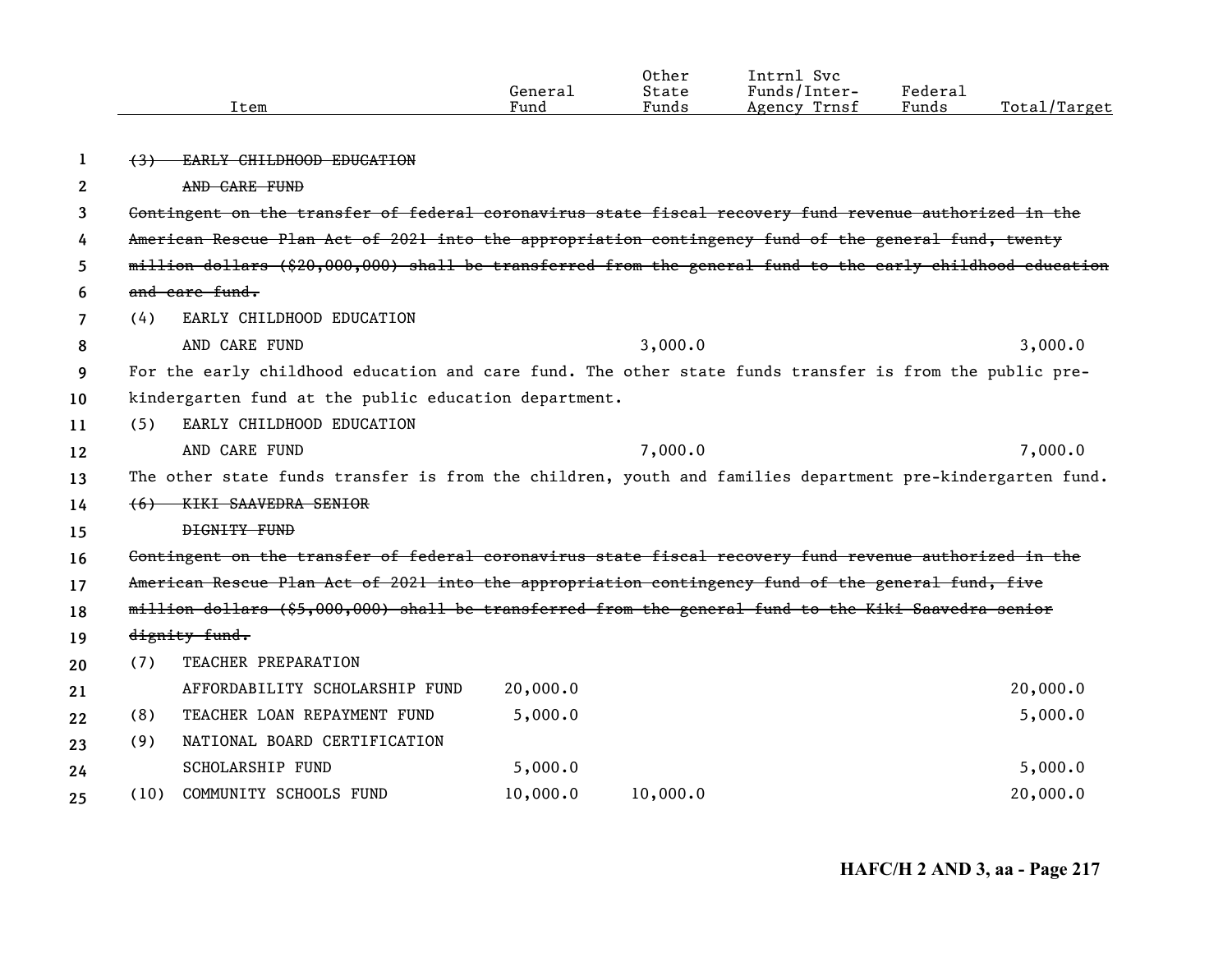| Item | General Fund | Other State Funds | Intrnl Svc Funds/Inter-Agency Trnsf | Federal Funds | Total/Target |
|---|---|---|---|---|---|
| ~~(3) EARLY CHILDHOOD EDUCATION AND CARE FUND~~ | | | | | |
| ~~Contingent on the transfer of federal coronavirus state fiscal recovery fund revenue authorized in the American Rescue Plan Act of 2021 into the appropriation contingency fund of the general fund, twenty million dollars ($20,000,000) shall be transferred from the general fund to the early childhood education and care fund.~~ | | | | | |
| (4) EARLY CHILDHOOD EDUCATION AND CARE FUND | | 3,000.0 | | | 3,000.0 |
| For the early childhood education and care fund. The other state funds transfer is from the public pre-kindergarten fund at the public education department. | | | | | |
| (5) EARLY CHILDHOOD EDUCATION AND CARE FUND | | 7,000.0 | | | 7,000.0 |
| The other state funds transfer is from the children, youth and families department pre-kindergarten fund. | | | | | |
| ~~(6) KIKI SAAVEDRA SENIOR DIGNITY FUND~~ | | | | | |
| ~~Contingent on the transfer of federal coronavirus state fiscal recovery fund revenue authorized in the American Rescue Plan Act of 2021 into the appropriation contingency fund of the general fund, five million dollars ($5,000,000) shall be transferred from the general fund to the Kiki Saavedra senior dignity fund.~~ | | | | | |
| (7) TEACHER PREPARATION AFFORDABILITY SCHOLARSHIP FUND | 20,000.0 | | | | 20,000.0 |
| (8) TEACHER LOAN REPAYMENT FUND | 5,000.0 | | | | 5,000.0 |
| (9) NATIONAL BOARD CERTIFICATION SCHOLARSHIP FUND | 5,000.0 | | | | 5,000.0 |
| (10) COMMUNITY SCHOOLS FUND | 10,000.0 | 10,000.0 | | | 20,000.0 |

HAFC/H 2 AND 3, aa - Page 217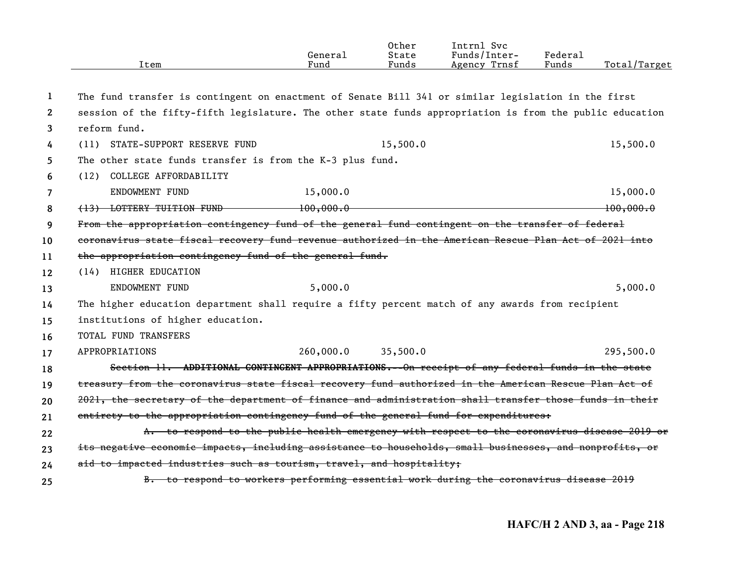| Item | General Fund | Other State Funds | Intrnl Svc Funds/Inter-Agency Trnsf | Federal Funds | Total/Target |
|---|---|---|---|---|---|

The fund transfer is contingent on enactment of Senate Bill 341 or similar legislation in the first session of the fifty-fifth legislature. The other state funds appropriation is from the public education reform fund.

| Item | General Fund | Other State Funds | Intrnl Svc Funds/Inter-Agency Trnsf | Federal Funds | Total/Target |
|---|---|---|---|---|---|
| (11) STATE-SUPPORT RESERVE FUND | | 15,500.0 | | | 15,500.0 |

The other state funds transfer is from the K-3 plus fund.

| Item | General Fund | Other State Funds | Intrnl Svc Funds/Inter-Agency Trnsf | Federal Funds | Total/Target |
|---|---|---|---|---|---|
| (12) COLLEGE AFFORDABILITY ENDOWMENT FUND | 15,000.0 | | | | 15,000.0 |
| ~~(13) LOTTERY TUITION FUND~~ | ~~100,000.0~~ | | | | ~~100,000.0~~ |

~~From the appropriation contingency fund of the general fund contingent on the transfer of federal coronavirus state fiscal recovery fund revenue authorized in the American Rescue Plan Act of 2021 into the appropriation contingency fund of the general fund.~~

| Item | General Fund | Other State Funds | Intrnl Svc Funds/Inter-Agency Trnsf | Federal Funds | Total/Target |
|---|---|---|---|---|---|
| (14) HIGHER EDUCATION ENDOWMENT FUND | 5,000.0 | | | | 5,000.0 |

The higher education department shall require a fifty percent match of any awards from recipient institutions of higher education.

| Item | General Fund | Other State Funds | Intrnl Svc Funds/Inter-Agency Trnsf | Federal Funds | Total/Target |
|---|---|---|---|---|---|
| TOTAL FUND TRANSFERS APPROPRIATIONS | 260,000.0 | 35,500.0 | | | 295,500.0 |

~~Section 11. **ADDITIONAL CONTINGENT APPROPRIATIONS.**--On receipt of any federal funds in the state treasury from the coronavirus state fiscal recovery fund authorized in the American Rescue Plan Act of 2021, the secretary of the department of finance and administration shall transfer those funds in their entirety to the appropriation contingency fund of the general fund for expenditures:~~

~~A. to respond to the public health emergency with respect to the coronavirus disease 2019 or its negative economic impacts, including assistance to households, small businesses, and nonprofits, or aid to impacted industries such as tourism, travel, and hospitality;~~

~~B. to respond to workers performing essential work during the coronavirus disease 2019~~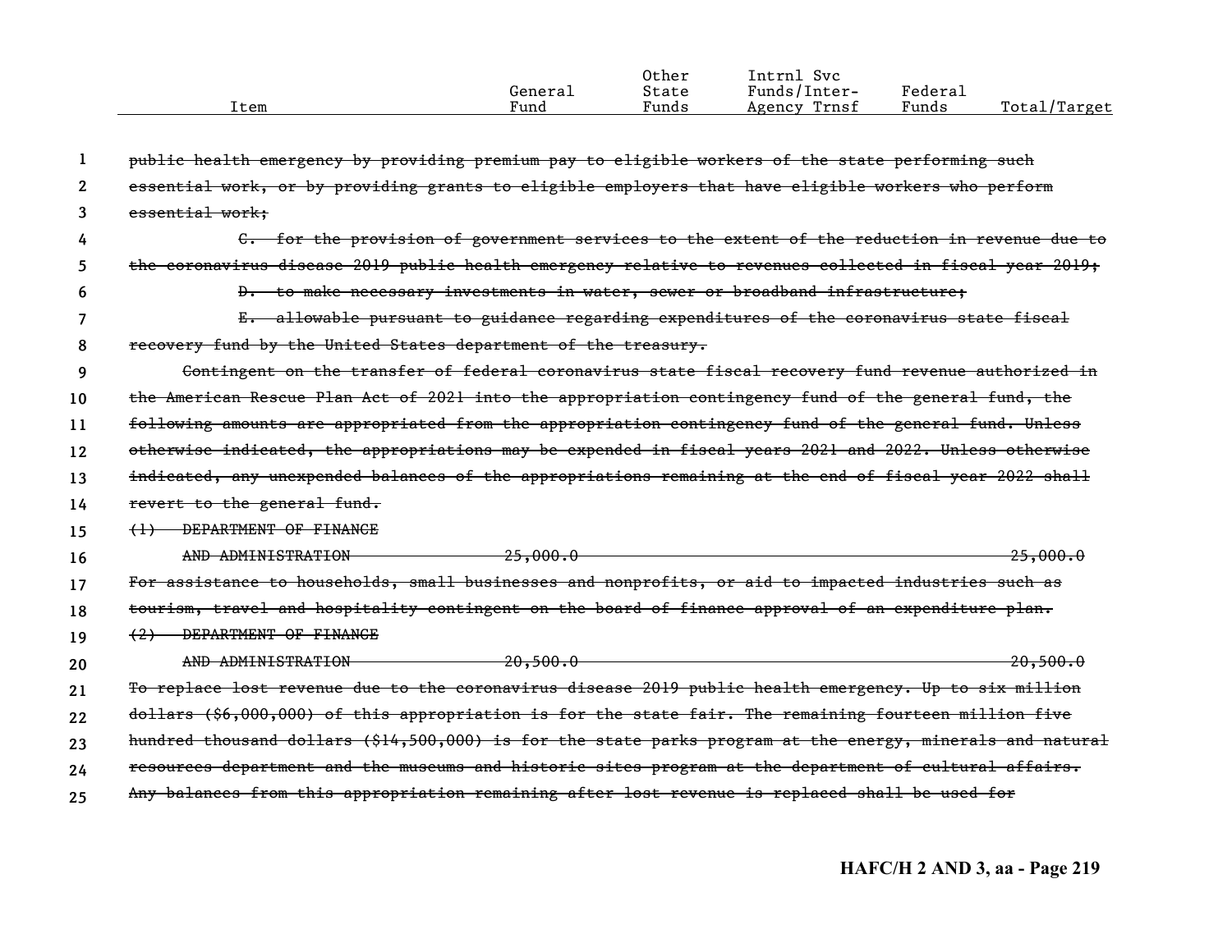| Item | General Fund | Other State Funds | Intrnl Svc Funds/Inter-Agency Trnsf | Federal Funds | Total/Target |
|---|---|---|---|---|---|

~~public health emergency by providing premium pay to eligible workers of the state performing such essential work, or by providing grants to eligible employers that have eligible workers who perform essential work;~~

~~C. for the provision of government services to the extent of the reduction in revenue due to the coronavirus disease 2019 public health emergency relative to revenues collected in fiscal year 2019;~~

~~D. to make necessary investments in water, sewer or broadband infrastructure;~~

~~E. allowable pursuant to guidance regarding expenditures of the coronavirus state fiscal recovery fund by the United States department of the treasury.~~

~~Contingent on the transfer of federal coronavirus state fiscal recovery fund revenue authorized in the American Rescue Plan Act of 2021 into the appropriation contingency fund of the general fund, the following amounts are appropriated from the appropriation contingency fund of the general fund. Unless otherwise indicated, the appropriations may be expended in fiscal years 2021 and 2022. Unless otherwise indicated, any unexpended balances of the appropriations remaining at the end of fiscal year 2022 shall revert to the general fund.~~

| Item | General Fund | Other State Funds | Intrnl Svc Funds/Inter-Agency Trnsf | Federal Funds | Total/Target |
|---|---|---|---|---|---|
| ~~(1) DEPARTMENT OF FINANCE AND ADMINISTRATION~~ | ~~25,000.0~~ | | | | ~~25,000.0~~ |

~~For assistance to households, small businesses and nonprofits, or aid to impacted industries such as tourism, travel and hospitality contingent on the board of finance approval of an expenditure plan.~~

| Item | General Fund | Other State Funds | Intrnl Svc Funds/Inter-Agency Trnsf | Federal Funds | Total/Target |
|---|---|---|---|---|---|
| ~~(2) DEPARTMENT OF FINANCE AND ADMINISTRATION~~ | ~~20,500.0~~ | | | | ~~20,500.0~~ |

~~To replace lost revenue due to the coronavirus disease 2019 public health emergency. Up to six million dollars ($6,000,000) of this appropriation is for the state fair. The remaining fourteen million five hundred thousand dollars ($14,500,000) is for the state parks program at the energy, minerals and natural resources department and the museums and historic sites program at the department of cultural affairs. Any balances from this appropriation remaining after lost revenue is replaced shall be used for~~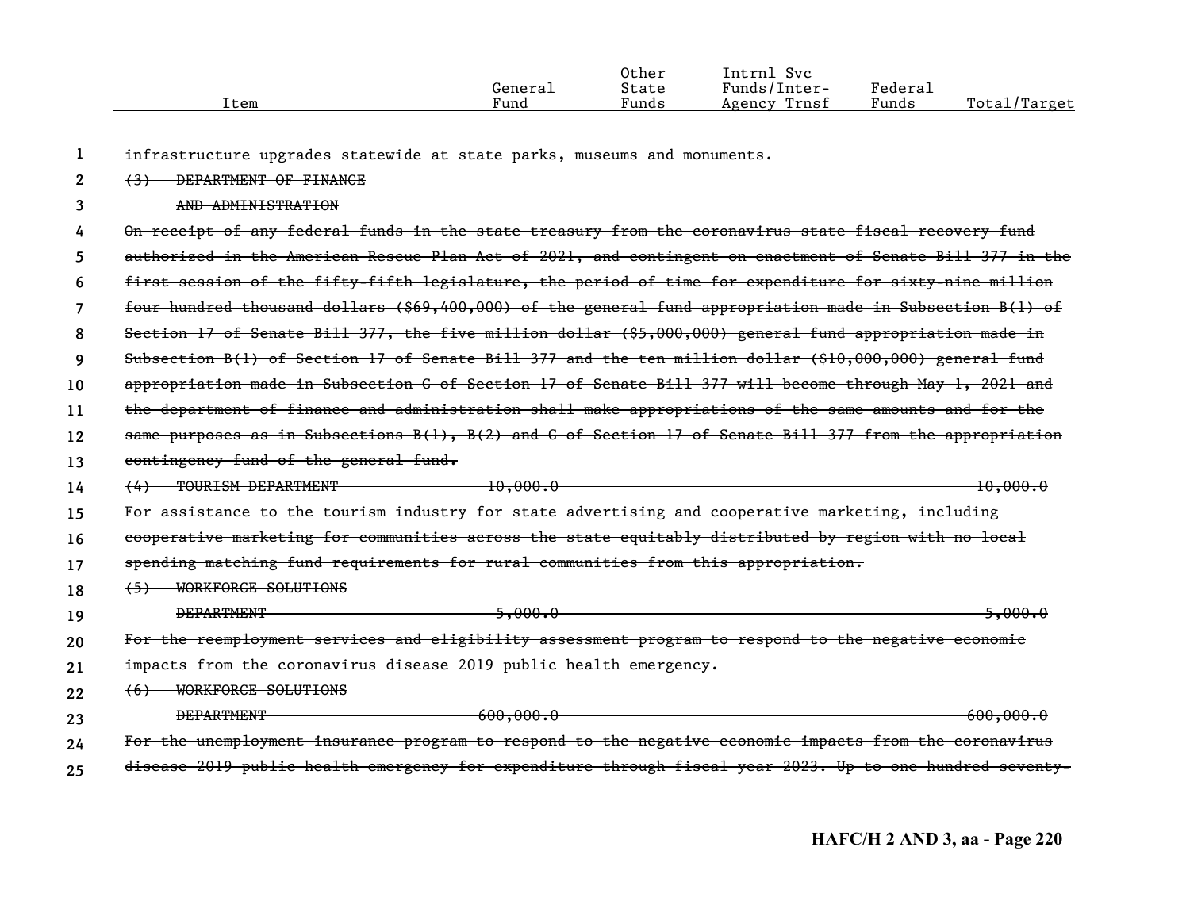| Item | General Fund | Other State Funds | Intrnl Svc Funds/Inter-Agency Trnsf | Federal Funds | Total/Target |
|---|---|---|---|---|---|

~~infrastructure upgrades statewide at state parks, museums and monuments.~~

~~(3) DEPARTMENT OF FINANCE AND ADMINISTRATION~~

~~On receipt of any federal funds in the state treasury from the coronavirus state fiscal recovery fund authorized in the American Rescue Plan Act of 2021, and contingent on enactment of Senate Bill 377 in the first session of the fifty-fifth legislature, the period of time for expenditure for sixty-nine million four hundred thousand dollars ($69,400,000) of the general fund appropriation made in Subsection B(1) of Section 17 of Senate Bill 377, the five million dollar ($5,000,000) general fund appropriation made in Subsection B(1) of Section 17 of Senate Bill 377 and the ten million dollar ($10,000,000) general fund appropriation made in Subsection C of Section 17 of Senate Bill 377 will become through May 1, 2021 and the department of finance and administration shall make appropriations of the same amounts and for the same purposes as in Subsections B(1), B(2) and C of Section 17 of Senate Bill 377 from the appropriation contingency fund of the general fund.~~

| Item | General Fund | Other State Funds | Intrnl Svc Funds/Inter-Agency Trnsf | Federal Funds | Total/Target |
|---|---|---|---|---|---|
| ~~(4) TOURISM DEPARTMENT~~ | ~~10,000.0~~ | | | | ~~10,000.0~~ |

~~For assistance to the tourism industry for state advertising and cooperative marketing, including cooperative marketing for communities across the state equitably distributed by region with no local spending matching fund requirements for rural communities from this appropriation.~~

| Item | General Fund | Other State Funds | Intrnl Svc Funds/Inter-Agency Trnsf | Federal Funds | Total/Target |
|---|---|---|---|---|---|
| ~~(5) WORKFORCE SOLUTIONS DEPARTMENT~~ | ~~5,000.0~~ | | | | ~~5,000.0~~ |

~~For the reemployment services and eligibility assessment program to respond to the negative economic impacts from the coronavirus disease 2019 public health emergency.~~

| Item | General Fund | Other State Funds | Intrnl Svc Funds/Inter-Agency Trnsf | Federal Funds | Total/Target |
|---|---|---|---|---|---|
| ~~(6) WORKFORCE SOLUTIONS DEPARTMENT~~ | ~~600,000.0~~ | | | | ~~600,000.0~~ |

~~For the unemployment insurance program to respond to the negative economic impacts from the coronavirus disease 2019 public health emergency for expenditure through fiscal year 2023. Up to one hundred seventy-~~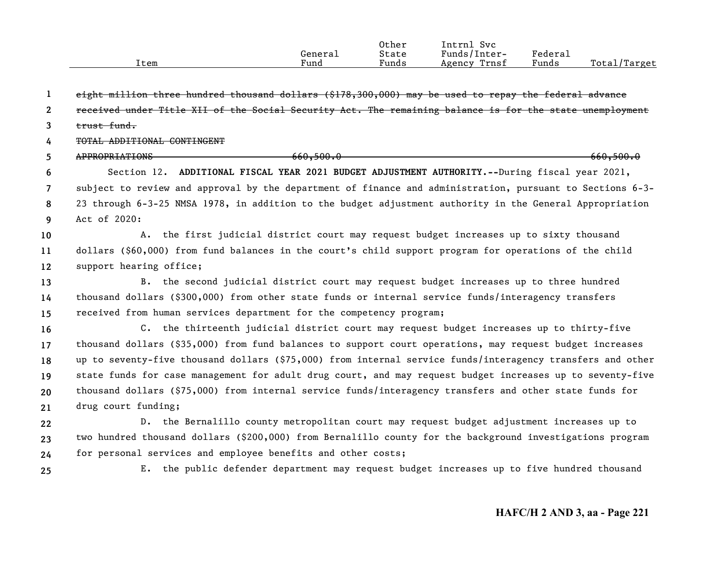| Item | General Fund | Other State Funds | Intrnl Svc Funds/Inter-Agency Trnsf | Federal Funds | Total/Target |
|---|---|---|---|---|---|

~~eight million three hundred thousand dollars ($178,300,000) may be used to repay the federal advance received under Title XII of the Social Security Act. The remaining balance is for the state unemployment trust fund.~~

| Item | General Fund | Other State Funds | Intrnl Svc Funds/Inter-Agency Trnsf | Federal Funds | Total/Target |
|---|---|---|---|---|---|
| ~~TOTAL ADDITIONAL CONTINGENT APPROPRIATIONS~~ | ~~660,500.0~~ | | | | ~~660,500.0~~ |

Section 12. **ADDITIONAL FISCAL YEAR 2021 BUDGET ADJUSTMENT AUTHORITY.--**During fiscal year 2021, subject to review and approval by the department of finance and administration, pursuant to Sections 6-3-23 through 6-3-25 NMSA 1978, in addition to the budget adjustment authority in the General Appropriation Act of 2020:

A. the first judicial district court may request budget increases up to sixty thousand dollars ($60,000) from fund balances in the court's child support program for operations of the child support hearing office;

B. the second judicial district court may request budget increases up to three hundred thousand dollars ($300,000) from other state funds or internal service funds/interagency transfers received from human services department for the competency program;

C. the thirteenth judicial district court may request budget increases up to thirty-five thousand dollars ($35,000) from fund balances to support court operations, may request budget increases up to seventy-five thousand dollars ($75,000) from internal service funds/interagency transfers and other state funds for case management for adult drug court, and may request budget increases up to seventy-five thousand dollars ($75,000) from internal service funds/interagency transfers and other state funds for drug court funding;

D. the Bernalillo county metropolitan court may request budget adjustment increases up to two hundred thousand dollars ($200,000) from Bernalillo county for the background investigations program for personal services and employee benefits and other costs;

E. the public defender department may request budget increases up to five hundred thousand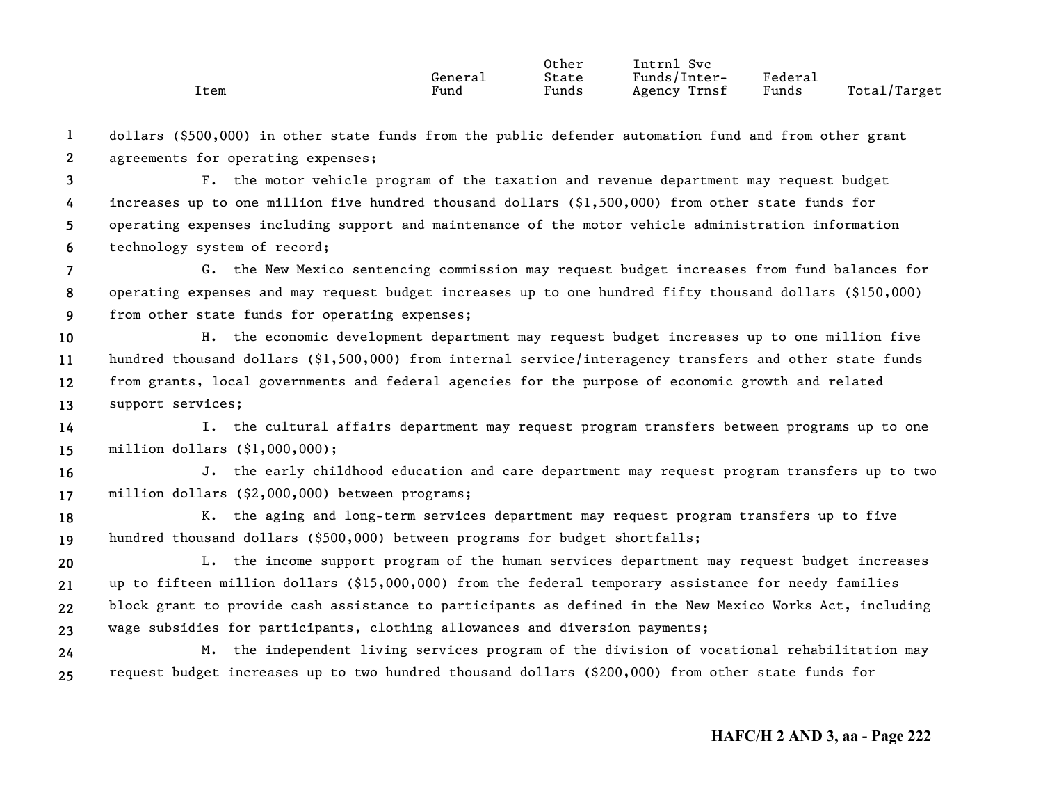dollars ($500,000) in other state funds from the public defender automation fund and from other grant agreements for operating expenses;

F. the motor vehicle program of the taxation and revenue department may request budget increases up to one million five hundred thousand dollars ($1,500,000) from other state funds for operating expenses including support and maintenance of the motor vehicle administration information technology system of record;

G. the New Mexico sentencing commission may request budget increases from fund balances for operating expenses and may request budget increases up to one hundred fifty thousand dollars ($150,000) from other state funds for operating expenses;

H. the economic development department may request budget increases up to one million five hundred thousand dollars ($1,500,000) from internal service/interagency transfers and other state funds from grants, local governments and federal agencies for the purpose of economic growth and related support services;

I. the cultural affairs department may request program transfers between programs up to one million dollars ($1,000,000);

J. the early childhood education and care department may request program transfers up to two million dollars ($2,000,000) between programs;

K. the aging and long-term services department may request program transfers up to five hundred thousand dollars ($500,000) between programs for budget shortfalls;

L. the income support program of the human services department may request budget increases up to fifteen million dollars ($15,000,000) from the federal temporary assistance for needy families block grant to provide cash assistance to participants as defined in the New Mexico Works Act, including wage subsidies for participants, clothing allowances and diversion payments;

M. the independent living services program of the division of vocational rehabilitation may request budget increases up to two hundred thousand dollars ($200,000) from other state funds for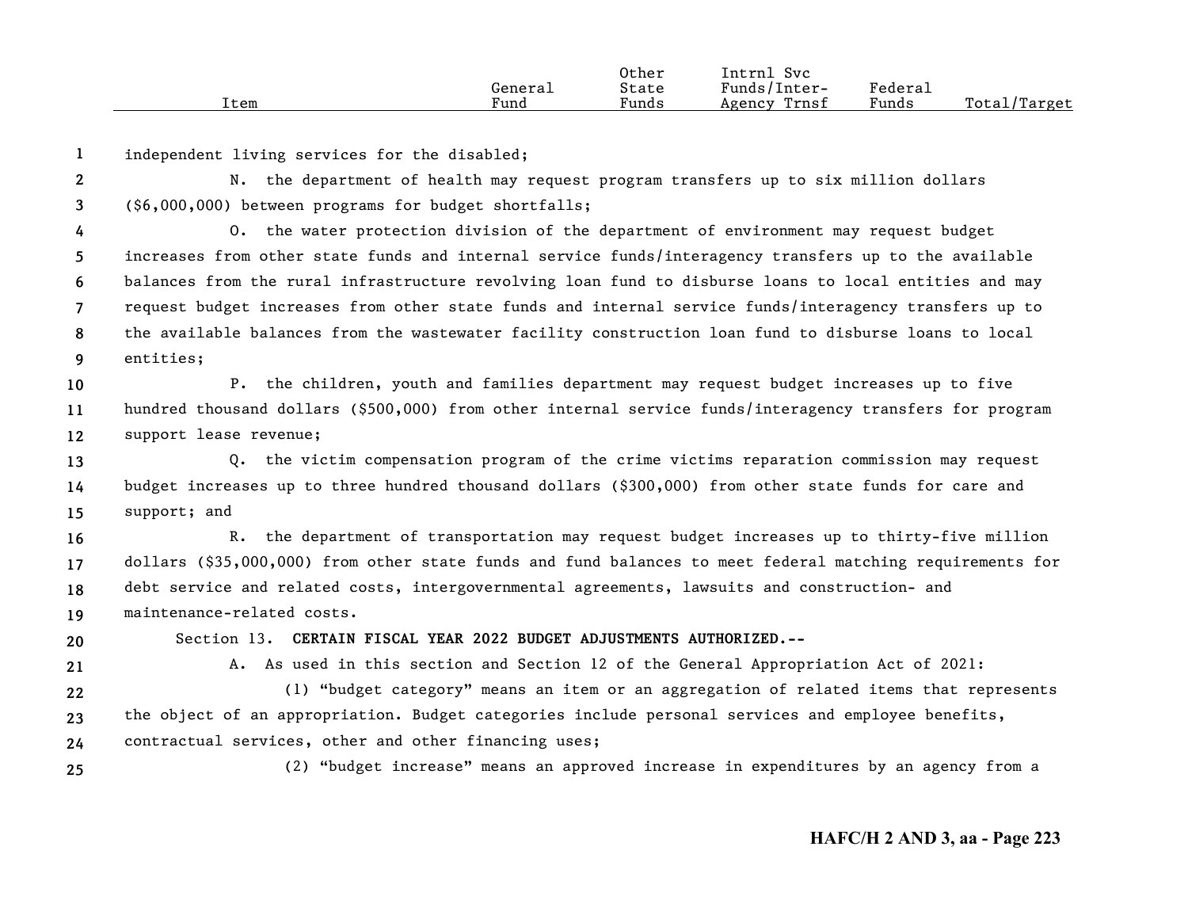independent living services for the disabled;

N. the department of health may request program transfers up to six million dollars ($6,000,000) between programs for budget shortfalls;

O. the water protection division of the department of environment may request budget increases from other state funds and internal service funds/interagency transfers up to the available balances from the rural infrastructure revolving loan fund to disburse loans to local entities and may request budget increases from other state funds and internal service funds/interagency transfers up to the available balances from the wastewater facility construction loan fund to disburse loans to local entities;

P. the children, youth and families department may request budget increases up to five hundred thousand dollars ($500,000) from other internal service funds/interagency transfers for program support lease revenue;

Q. the victim compensation program of the crime victims reparation commission may request budget increases up to three hundred thousand dollars ($300,000) from other state funds for care and support; and

R. the department of transportation may request budget increases up to thirty-five million dollars ($35,000,000) from other state funds and fund balances to meet federal matching requirements for debt service and related costs, intergovernmental agreements, lawsuits and construction- and maintenance-related costs.

Section 13. **CERTAIN FISCAL YEAR 2022 BUDGET ADJUSTMENTS AUTHORIZED.--**

A. As used in this section and Section 12 of the General Appropriation Act of 2021:

(1) "budget category" means an item or an aggregation of related items that represents the object of an appropriation. Budget categories include personal services and employee benefits, contractual services, other and other financing uses;

(2) "budget increase" means an approved increase in expenditures by an agency from a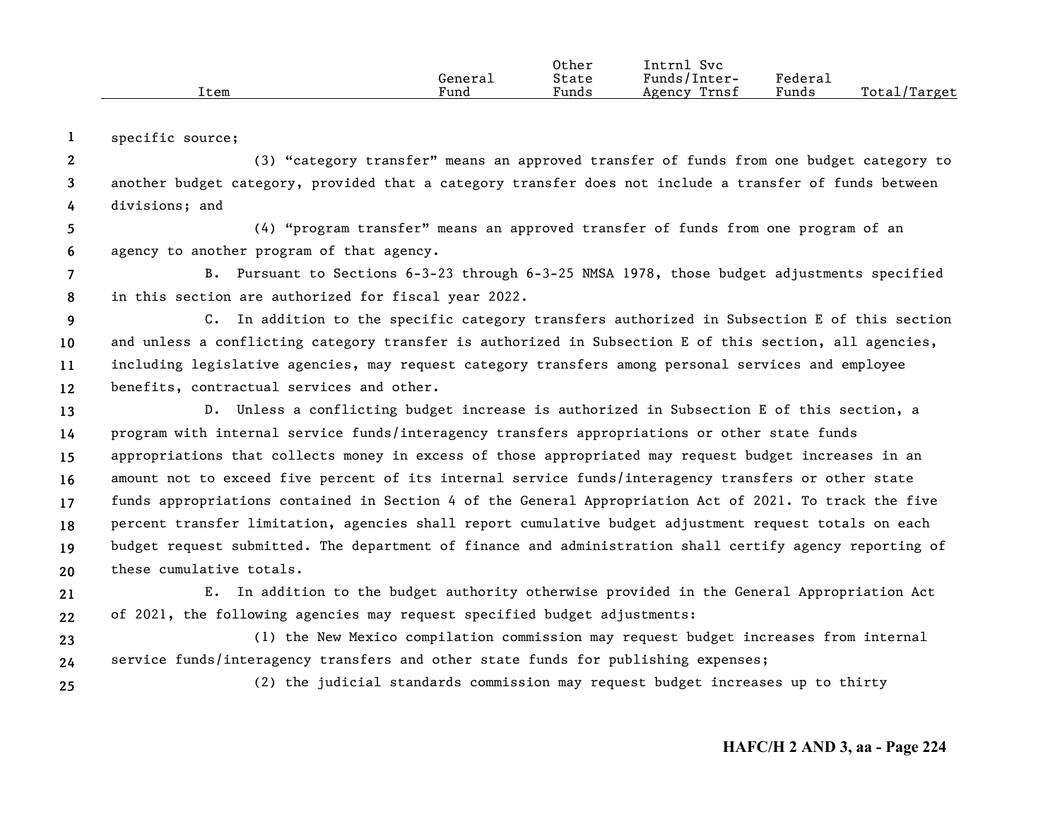specific source;

(3) "category transfer" means an approved transfer of funds from one budget category to another budget category, provided that a category transfer does not include a transfer of funds between divisions; and

(4) "program transfer" means an approved transfer of funds from one program of an agency to another program of that agency.

B. Pursuant to Sections 6-3-23 through 6-3-25 NMSA 1978, those budget adjustments specified in this section are authorized for fiscal year 2022.

C. In addition to the specific category transfers authorized in Subsection E of this section and unless a conflicting category transfer is authorized in Subsection E of this section, all agencies, including legislative agencies, may request category transfers among personal services and employee benefits, contractual services and other.

D. Unless a conflicting budget increase is authorized in Subsection E of this section, a program with internal service funds/interagency transfers appropriations or other state funds appropriations that collects money in excess of those appropriated may request budget increases in an amount not to exceed five percent of its internal service funds/interagency transfers or other state funds appropriations contained in Section 4 of the General Appropriation Act of 2021. To track the five percent transfer limitation, agencies shall report cumulative budget adjustment request totals on each budget request submitted. The department of finance and administration shall certify agency reporting of these cumulative totals.

E. In addition to the budget authority otherwise provided in the General Appropriation Act of 2021, the following agencies may request specified budget adjustments:

(1) the New Mexico compilation commission may request budget increases from internal service funds/interagency transfers and other state funds for publishing expenses;

(2) the judicial standards commission may request budget increases up to thirty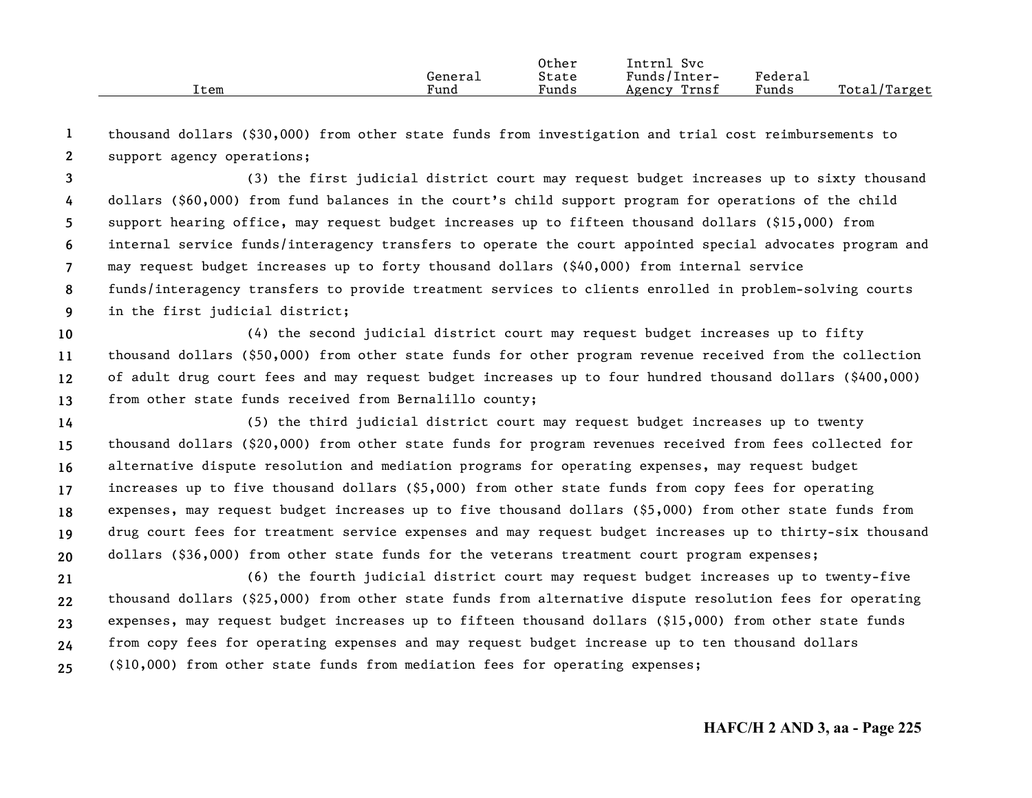| Item | General Fund | Other State Funds | Intrnl Svc Funds/Inter-Agency Trnsf | Federal Funds | Total/Target |
|---|---|---|---|---|---|

thousand dollars ($30,000) from other state funds from investigation and trial cost reimbursements to support agency operations;

(3) the first judicial district court may request budget increases up to sixty thousand dollars ($60,000) from fund balances in the court's child support program for operations of the child support hearing office, may request budget increases up to fifteen thousand dollars ($15,000) from internal service funds/interagency transfers to operate the court appointed special advocates program and may request budget increases up to forty thousand dollars ($40,000) from internal service funds/interagency transfers to provide treatment services to clients enrolled in problem-solving courts in the first judicial district;

(4) the second judicial district court may request budget increases up to fifty thousand dollars ($50,000) from other state funds for other program revenue received from the collection of adult drug court fees and may request budget increases up to four hundred thousand dollars ($400,000) from other state funds received from Bernalillo county;

(5) the third judicial district court may request budget increases up to twenty thousand dollars ($20,000) from other state funds for program revenues received from fees collected for alternative dispute resolution and mediation programs for operating expenses, may request budget increases up to five thousand dollars ($5,000) from other state funds from copy fees for operating expenses, may request budget increases up to five thousand dollars ($5,000) from other state funds from drug court fees for treatment service expenses and may request budget increases up to thirty-six thousand dollars ($36,000) from other state funds for the veterans treatment court program expenses;

(6) the fourth judicial district court may request budget increases up to twenty-five thousand dollars ($25,000) from other state funds from alternative dispute resolution fees for operating expenses, may request budget increases up to fifteen thousand dollars ($15,000) from other state funds from copy fees for operating expenses and may request budget increase up to ten thousand dollars ($10,000) from other state funds from mediation fees for operating expenses;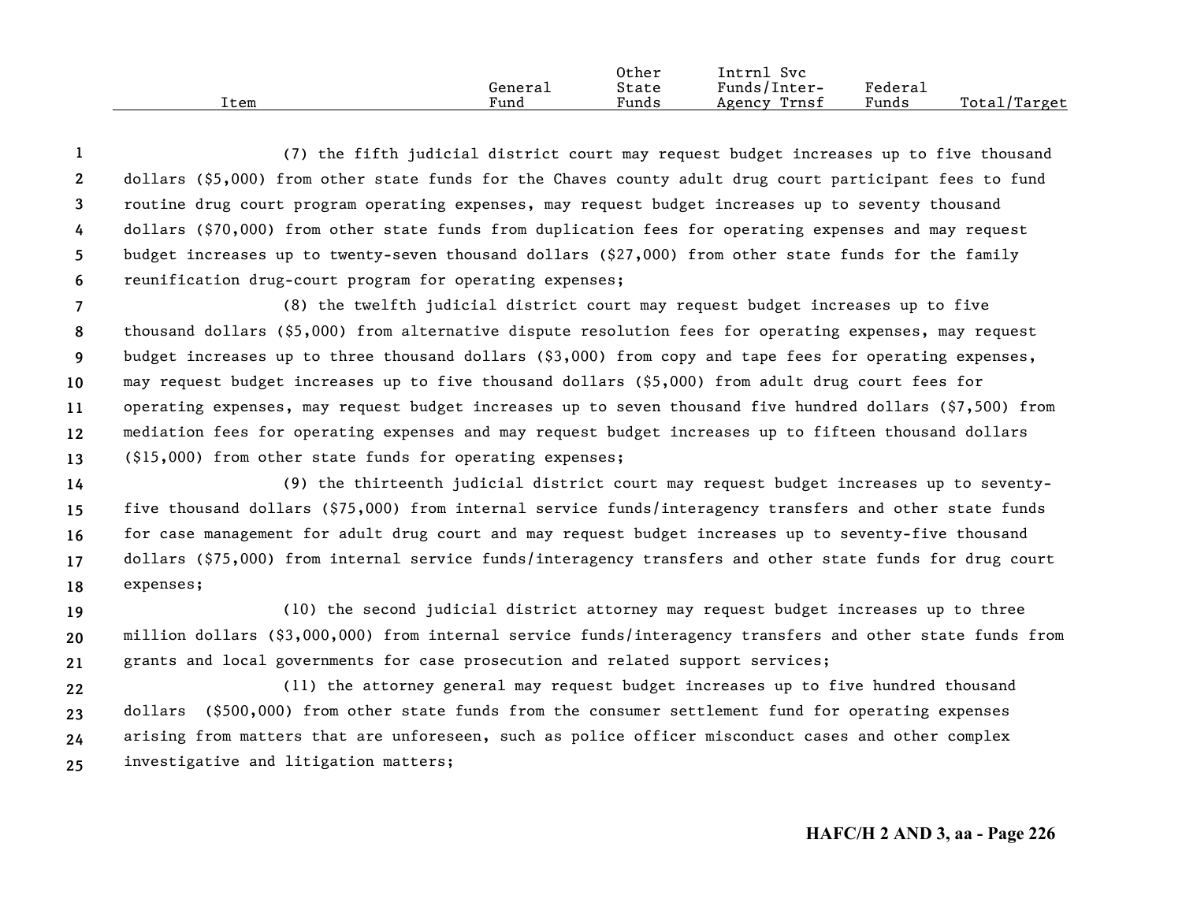| Item | General Fund | Other State Funds | Intrnl Svc Funds/Inter-Agency Trnsf | Federal Funds | Total/Target |
|---|---|---|---|---|---|

(7) the fifth judicial district court may request budget increases up to five thousand dollars ($5,000) from other state funds for the Chaves county adult drug court participant fees to fund routine drug court program operating expenses, may request budget increases up to seventy thousand dollars ($70,000) from other state funds from duplication fees for operating expenses and may request budget increases up to twenty-seven thousand dollars ($27,000) from other state funds for the family reunification drug-court program for operating expenses;

(8) the twelfth judicial district court may request budget increases up to five thousand dollars ($5,000) from alternative dispute resolution fees for operating expenses, may request budget increases up to three thousand dollars ($3,000) from copy and tape fees for operating expenses, may request budget increases up to five thousand dollars ($5,000) from adult drug court fees for operating expenses, may request budget increases up to seven thousand five hundred dollars ($7,500) from mediation fees for operating expenses and may request budget increases up to fifteen thousand dollars ($15,000) from other state funds for operating expenses;

(9) the thirteenth judicial district court may request budget increases up to seventy-five thousand dollars ($75,000) from internal service funds/interagency transfers and other state funds for case management for adult drug court and may request budget increases up to seventy-five thousand dollars ($75,000) from internal service funds/interagency transfers and other state funds for drug court expenses;

(10) the second judicial district attorney may request budget increases up to three million dollars ($3,000,000) from internal service funds/interagency transfers and other state funds from grants and local governments for case prosecution and related support services;

(11) the attorney general may request budget increases up to five hundred thousand dollars ($500,000) from other state funds from the consumer settlement fund for operating expenses arising from matters that are unforeseen, such as police officer misconduct cases and other complex investigative and litigation matters;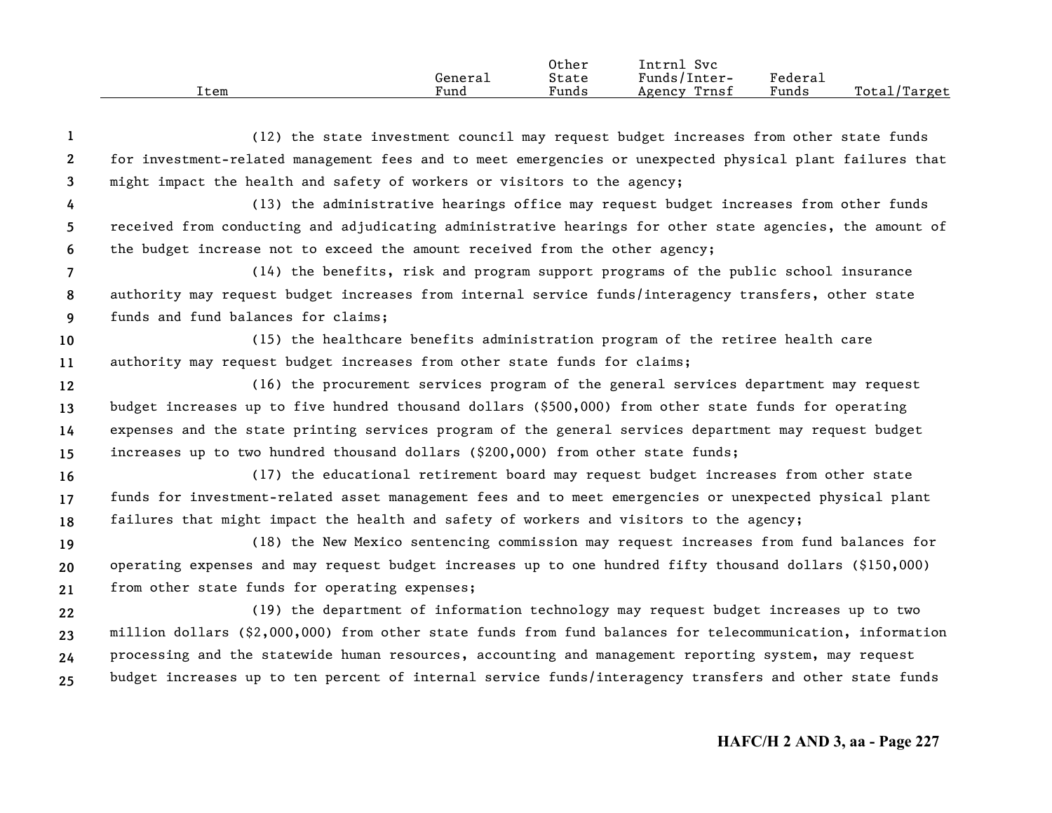(12) the state investment council may request budget increases from other state funds for investment-related management fees and to meet emergencies or unexpected physical plant failures that might impact the health and safety of workers or visitors to the agency;

(13) the administrative hearings office may request budget increases from other funds received from conducting and adjudicating administrative hearings for other state agencies, the amount of the budget increase not to exceed the amount received from the other agency;

(14) the benefits, risk and program support programs of the public school insurance authority may request budget increases from internal service funds/interagency transfers, other state funds and fund balances for claims;

(15) the healthcare benefits administration program of the retiree health care authority may request budget increases from other state funds for claims;

(16) the procurement services program of the general services department may request budget increases up to five hundred thousand dollars ($500,000) from other state funds for operating expenses and the state printing services program of the general services department may request budget increases up to two hundred thousand dollars ($200,000) from other state funds;

(17) the educational retirement board may request budget increases from other state funds for investment-related asset management fees and to meet emergencies or unexpected physical plant failures that might impact the health and safety of workers and visitors to the agency;

(18) the New Mexico sentencing commission may request increases from fund balances for operating expenses and may request budget increases up to one hundred fifty thousand dollars ($150,000) from other state funds for operating expenses;

(19) the department of information technology may request budget increases up to two million dollars ($2,000,000) from other state funds from fund balances for telecommunication, information processing and the statewide human resources, accounting and management reporting system, may request budget increases up to ten percent of internal service funds/interagency transfers and other state funds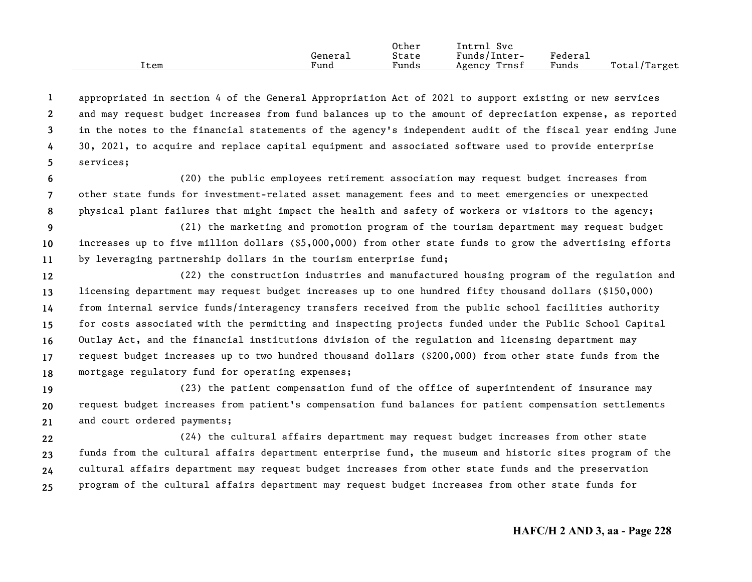appropriated in section 4 of the General Appropriation Act of 2021 to support existing or new services and may request budget increases from fund balances up to the amount of depreciation expense, as reported in the notes to the financial statements of the agency's independent audit of the fiscal year ending June 30, 2021, to acquire and replace capital equipment and associated software used to provide enterprise services;

(20) the public employees retirement association may request budget increases from other state funds for investment-related asset management fees and to meet emergencies or unexpected physical plant failures that might impact the health and safety of workers or visitors to the agency;

(21) the marketing and promotion program of the tourism department may request budget increases up to five million dollars ($5,000,000) from other state funds to grow the advertising efforts by leveraging partnership dollars in the tourism enterprise fund;

(22) the construction industries and manufactured housing program of the regulation and licensing department may request budget increases up to one hundred fifty thousand dollars ($150,000) from internal service funds/interagency transfers received from the public school facilities authority for costs associated with the permitting and inspecting projects funded under the Public School Capital Outlay Act, and the financial institutions division of the regulation and licensing department may request budget increases up to two hundred thousand dollars ($200,000) from other state funds from the mortgage regulatory fund for operating expenses;

(23) the patient compensation fund of the office of superintendent of insurance may request budget increases from patient's compensation fund balances for patient compensation settlements and court ordered payments;

(24) the cultural affairs department may request budget increases from other state funds from the cultural affairs department enterprise fund, the museum and historic sites program of the cultural affairs department may request budget increases from other state funds and the preservation program of the cultural affairs department may request budget increases from other state funds for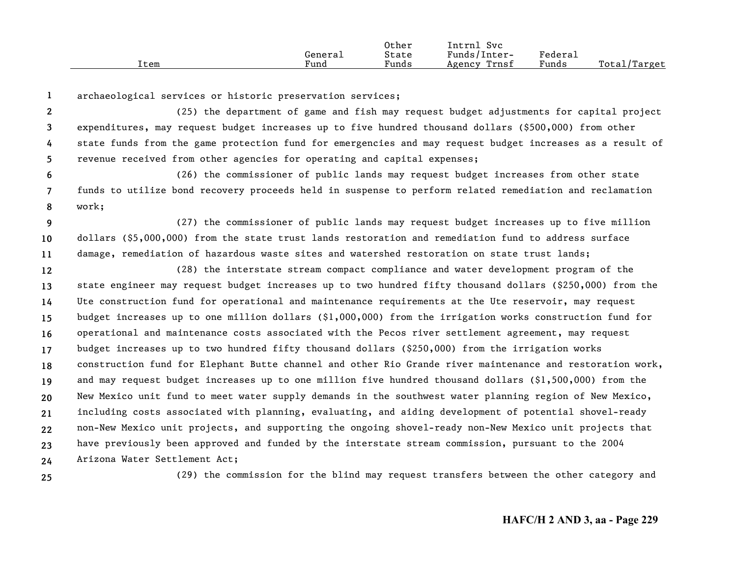archaeological services or historic preservation services;

(25) the department of game and fish may request budget adjustments for capital project expenditures, may request budget increases up to five hundred thousand dollars ($500,000) from other state funds from the game protection fund for emergencies and may request budget increases as a result of revenue received from other agencies for operating and capital expenses;

(26) the commissioner of public lands may request budget increases from other state funds to utilize bond recovery proceeds held in suspense to perform related remediation and reclamation work;

(27) the commissioner of public lands may request budget increases up to five million dollars ($5,000,000) from the state trust lands restoration and remediation fund to address surface damage, remediation of hazardous waste sites and watershed restoration on state trust lands;

(28) the interstate stream compact compliance and water development program of the state engineer may request budget increases up to two hundred fifty thousand dollars ($250,000) from the Ute construction fund for operational and maintenance requirements at the Ute reservoir, may request budget increases up to one million dollars ($1,000,000) from the irrigation works construction fund for operational and maintenance costs associated with the Pecos river settlement agreement, may request budget increases up to two hundred fifty thousand dollars ($250,000) from the irrigation works construction fund for Elephant Butte channel and other Rio Grande river maintenance and restoration work, and may request budget increases up to one million five hundred thousand dollars ($1,500,000) from the New Mexico unit fund to meet water supply demands in the southwest water planning region of New Mexico, including costs associated with planning, evaluating, and aiding development of potential shovel-ready non-New Mexico unit projects, and supporting the ongoing shovel-ready non-New Mexico unit projects that have previously been approved and funded by the interstate stream commission, pursuant to the 2004 Arizona Water Settlement Act;

(29) the commission for the blind may request transfers between the other category and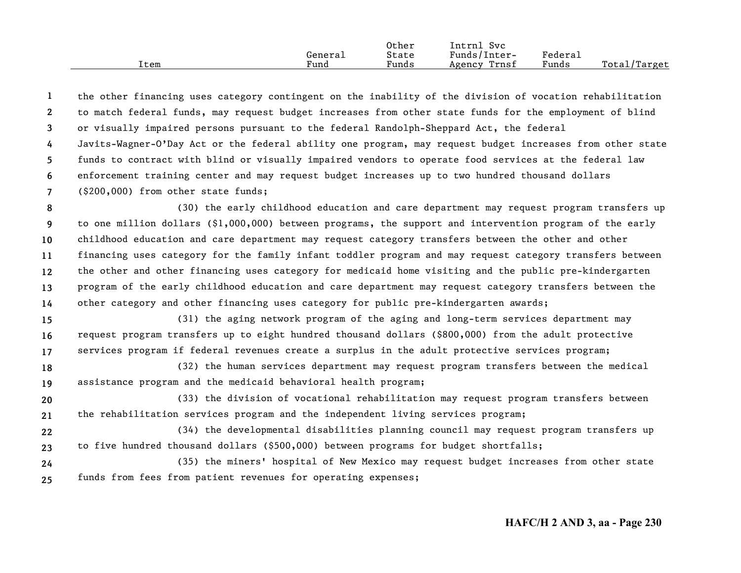| Item | General Fund | Other State Funds | Intrnl Svc Funds/Inter-Agency Trnsf | Federal Funds | Total/Target |
|---|---|---|---|---|---|

the other financing uses category contingent on the inability of the division of vocation rehabilitation to match federal funds, may request budget increases from other state funds for the employment of blind or visually impaired persons pursuant to the federal Randolph-Sheppard Act, the federal Javits-Wagner-O'Day Act or the federal ability one program, may request budget increases from other state funds to contract with blind or visually impaired vendors to operate food services at the federal law enforcement training center and may request budget increases up to two hundred thousand dollars ($200,000) from other state funds;

(30) the early childhood education and care department may request program transfers up to one million dollars ($1,000,000) between programs, the support and intervention program of the early childhood education and care department may request category transfers between the other and other financing uses category for the family infant toddler program and may request category transfers between the other and other financing uses category for medicaid home visiting and the public pre-kindergarten program of the early childhood education and care department may request category transfers between the other category and other financing uses category for public pre-kindergarten awards;

(31) the aging network program of the aging and long-term services department may request program transfers up to eight hundred thousand dollars ($800,000) from the adult protective services program if federal revenues create a surplus in the adult protective services program;

(32) the human services department may request program transfers between the medical assistance program and the medicaid behavioral health program;

(33) the division of vocational rehabilitation may request program transfers between the rehabilitation services program and the independent living services program;

(34) the developmental disabilities planning council may request program transfers up to five hundred thousand dollars ($500,000) between programs for budget shortfalls;

(35) the miners' hospital of New Mexico may request budget increases from other state funds from fees from patient revenues for operating expenses;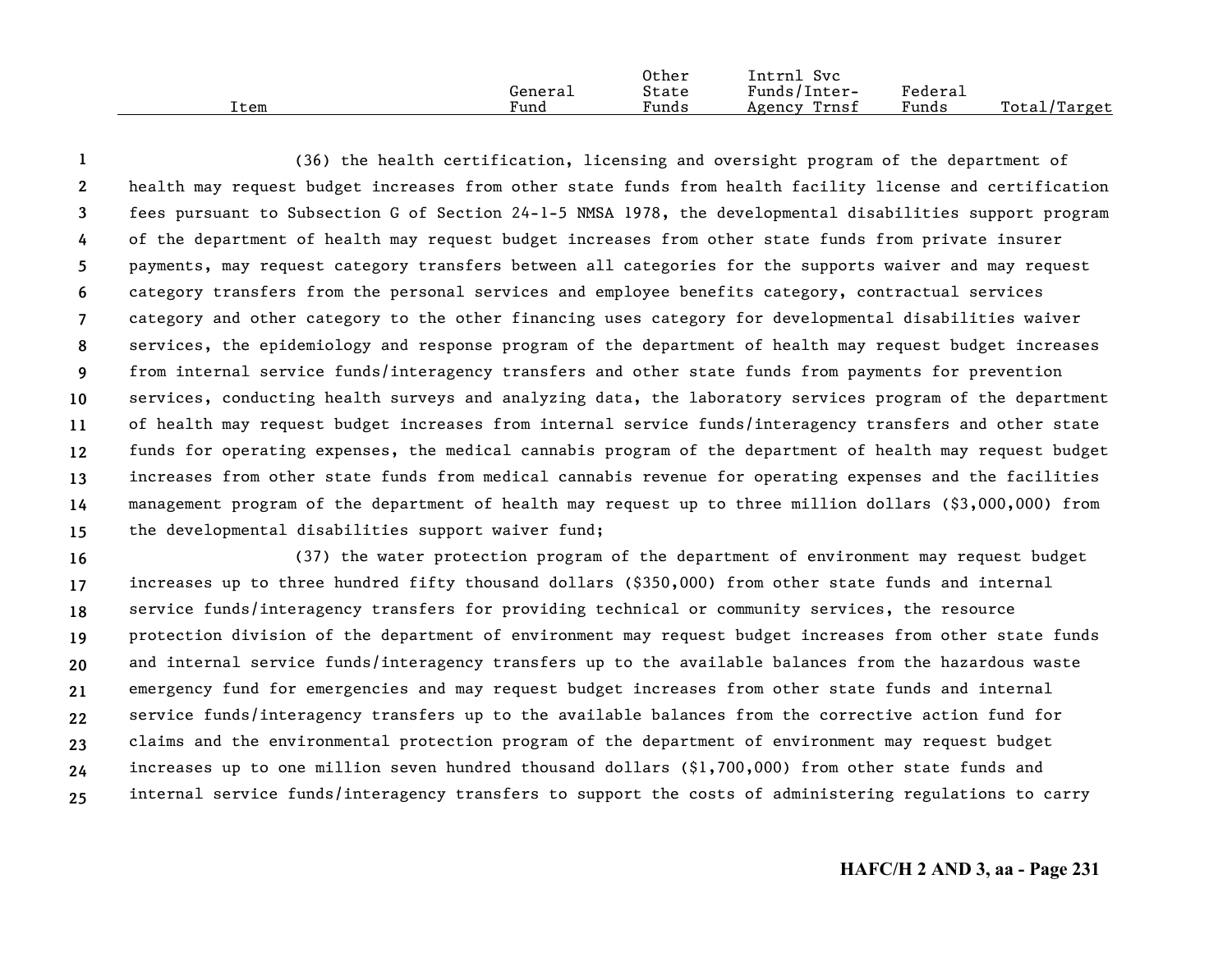| Item | General Fund | Other State Funds | Intrnl Svc Funds/Inter-Agency Trnsf | Federal Funds | Total/Target |
|---|---|---|---|---|---|

(36) the health certification, licensing and oversight program of the department of health may request budget increases from other state funds from health facility license and certification fees pursuant to Subsection G of Section 24-1-5 NMSA 1978, the developmental disabilities support program of the department of health may request budget increases from other state funds from private insurer payments, may request category transfers between all categories for the supports waiver and may request category transfers from the personal services and employee benefits category, contractual services category and other category to the other financing uses category for developmental disabilities waiver services, the epidemiology and response program of the department of health may request budget increases from internal service funds/interagency transfers and other state funds from payments for prevention services, conducting health surveys and analyzing data, the laboratory services program of the department of health may request budget increases from internal service funds/interagency transfers and other state funds for operating expenses, the medical cannabis program of the department of health may request budget increases from other state funds from medical cannabis revenue for operating expenses and the facilities management program of the department of health may request up to three million dollars ($3,000,000) from the developmental disabilities support waiver fund;

(37) the water protection program of the department of environment may request budget increases up to three hundred fifty thousand dollars ($350,000) from other state funds and internal service funds/interagency transfers for providing technical or community services, the resource protection division of the department of environment may request budget increases from other state funds and internal service funds/interagency transfers up to the available balances from the hazardous waste emergency fund for emergencies and may request budget increases from other state funds and internal service funds/interagency transfers up to the available balances from the corrective action fund for claims and the environmental protection program of the department of environment may request budget increases up to one million seven hundred thousand dollars ($1,700,000) from other state funds and internal service funds/interagency transfers to support the costs of administering regulations to carry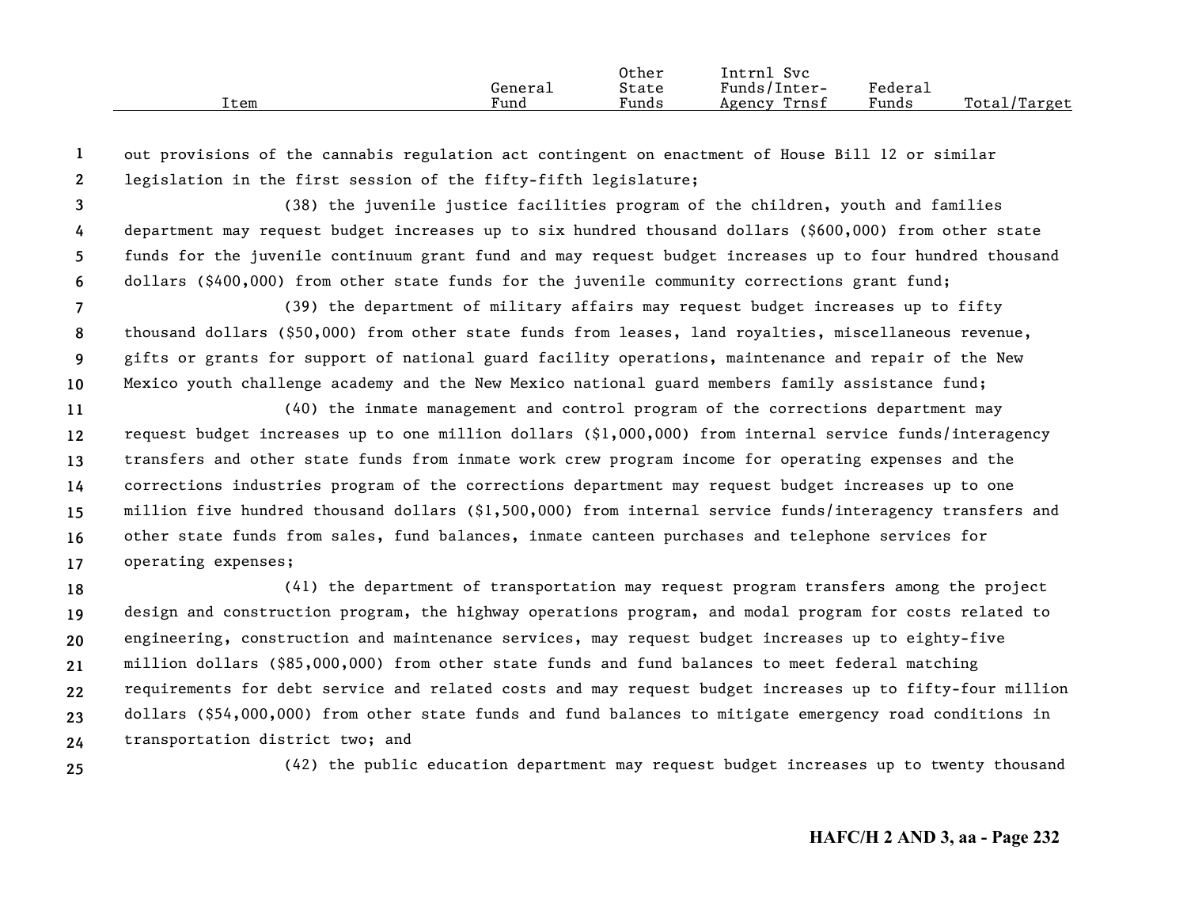out provisions of the cannabis regulation act contingent on enactment of House Bill 12 or similar legislation in the first session of the fifty-fifth legislature;

(38) the juvenile justice facilities program of the children, youth and families department may request budget increases up to six hundred thousand dollars ($600,000) from other state funds for the juvenile continuum grant fund and may request budget increases up to four hundred thousand dollars ($400,000) from other state funds for the juvenile community corrections grant fund;

(39) the department of military affairs may request budget increases up to fifty thousand dollars ($50,000) from other state funds from leases, land royalties, miscellaneous revenue, gifts or grants for support of national guard facility operations, maintenance and repair of the New Mexico youth challenge academy and the New Mexico national guard members family assistance fund;

(40) the inmate management and control program of the corrections department may request budget increases up to one million dollars ($1,000,000) from internal service funds/interagency transfers and other state funds from inmate work crew program income for operating expenses and the corrections industries program of the corrections department may request budget increases up to one million five hundred thousand dollars ($1,500,000) from internal service funds/interagency transfers and other state funds from sales, fund balances, inmate canteen purchases and telephone services for operating expenses;

(41) the department of transportation may request program transfers among the project design and construction program, the highway operations program, and modal program for costs related to engineering, construction and maintenance services, may request budget increases up to eighty-five million dollars ($85,000,000) from other state funds and fund balances to meet federal matching requirements for debt service and related costs and may request budget increases up to fifty-four million dollars ($54,000,000) from other state funds and fund balances to mitigate emergency road conditions in transportation district two; and

(42) the public education department may request budget increases up to twenty thousand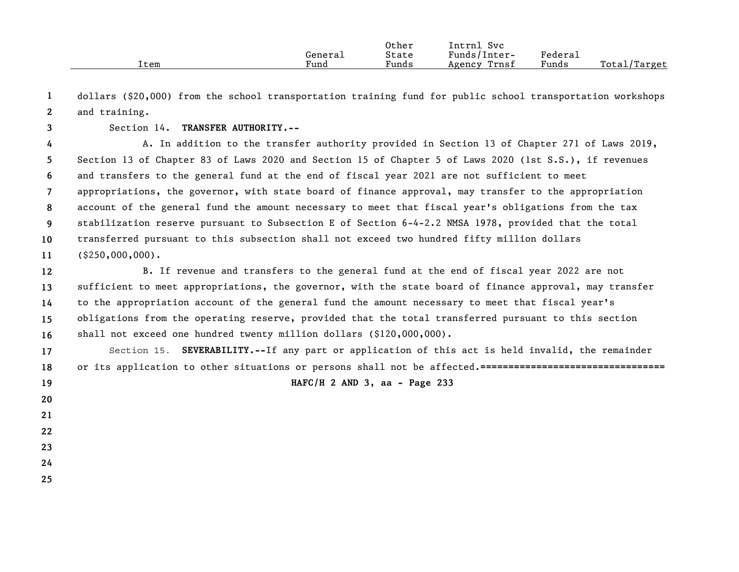dollars ($20,000) from the school transportation training fund for public school transportation workshops and training.

Section 14. **TRANSFER AUTHORITY.--**

A. In addition to the transfer authority provided in Section 13 of Chapter 271 of Laws 2019, Section 13 of Chapter 83 of Laws 2020 and Section 15 of Chapter 5 of Laws 2020 (1st S.S.), if revenues and transfers to the general fund at the end of fiscal year 2021 are not sufficient to meet appropriations, the governor, with state board of finance approval, may transfer to the appropriation account of the general fund the amount necessary to meet that fiscal year's obligations from the tax stabilization reserve pursuant to Subsection E of Section 6-4-2.2 NMSA 1978, provided that the total transferred pursuant to this subsection shall not exceed two hundred fifty million dollars ($250,000,000).

B. If revenue and transfers to the general fund at the end of fiscal year 2022 are not sufficient to meet appropriations, the governor, with the state board of finance approval, may transfer to the appropriation account of the general fund the amount necessary to meet that fiscal year's obligations from the operating reserve, provided that the total transferred pursuant to this section shall not exceed one hundred twenty million dollars ($120,000,000).

Section 15. **SEVERABILITY.--**If any part or application of this act is held invalid, the remainder or its application to other situations or persons shall not be affected.=================================

**HAFC/H 2 AND 3, aa - Page 233**